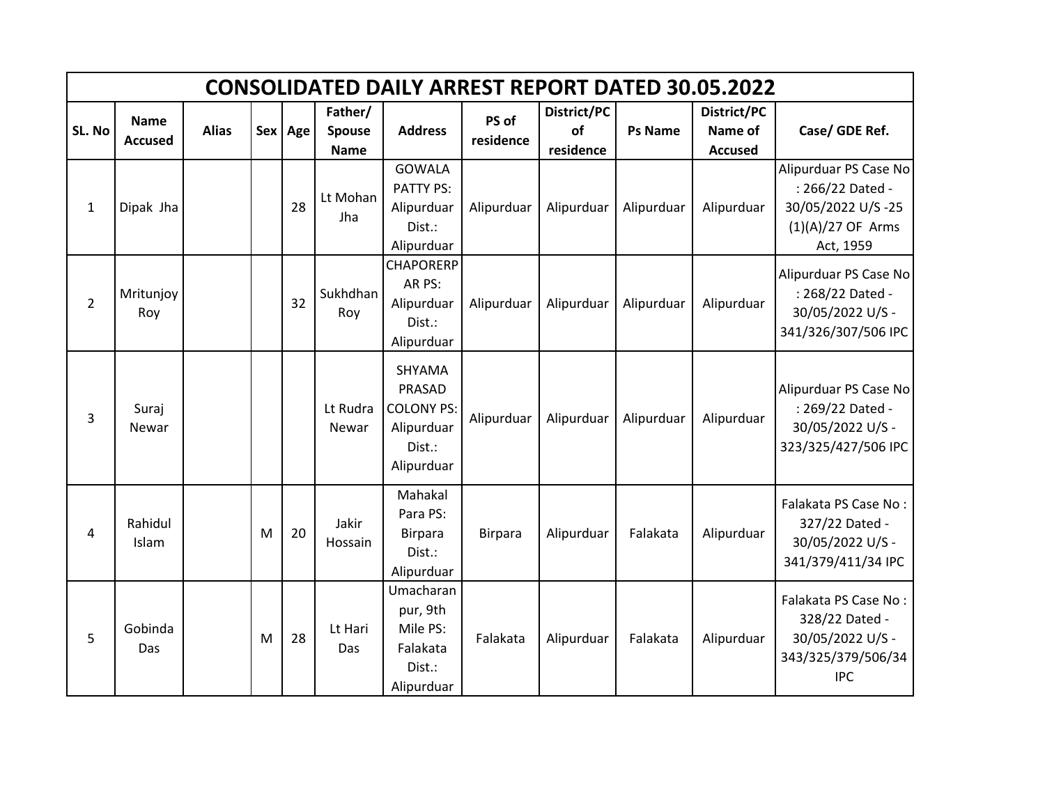# CONSOLIDATED DAILY ARREST REPORT DATED 30.05.2022

| SL. No | Name Accused | Alias | Sex | Age | Father/ Spouse Name | Address | PS of residence | District/PC of residence | Ps Name | District/PC Name of Accused | Case/ GDE Ref. |
|---|---|---|---|---|---|---|---|---|---|---|---|
| 1 | Dipak Jha | | | 28 | Lt Mohan Jha | GOWALA PATTY PS: Alipurduar Dist.: Alipurduar | Alipurduar | Alipurduar | Alipurduar | Alipurduar | Alipurduar PS Case No : 266/22 Dated - 30/05/2022 U/S -25 (1)(A)/27 OF Arms Act, 1959 |
| 2 | Mritunjoy Roy | | | 32 | Sukhdhan Roy | CHAPORERPAR PS: Alipurduar Dist.: Alipurduar | Alipurduar | Alipurduar | Alipurduar | Alipurduar | Alipurduar PS Case No : 268/22 Dated - 30/05/2022 U/S - 341/326/307/506 IPC |
| 3 | Suraj Newar | | | | Lt Rudra Newar | SHYAMA PRASAD COLONY PS: Alipurduar Dist.: Alipurduar | Alipurduar | Alipurduar | Alipurduar | Alipurduar | Alipurduar PS Case No : 269/22 Dated - 30/05/2022 U/S - 323/325/427/506 IPC |
| 4 | Rahidul Islam | | M | 20 | Jakir Hossain | Mahakal Para PS: Birpara Dist.: Alipurduar | Birpara | Alipurduar | Falakata | Alipurduar | Falakata PS Case No : 327/22 Dated - 30/05/2022 U/S - 341/379/411/34 IPC |
| 5 | Gobinda Das | | M | 28 | Lt Hari Das | Umacharan pur, 9th Mile PS: Falakata Dist.: Alipurduar | Falakata | Alipurduar | Falakata | Alipurduar | Falakata PS Case No : 328/22 Dated - 30/05/2022 U/S - 343/325/379/506/34 IPC |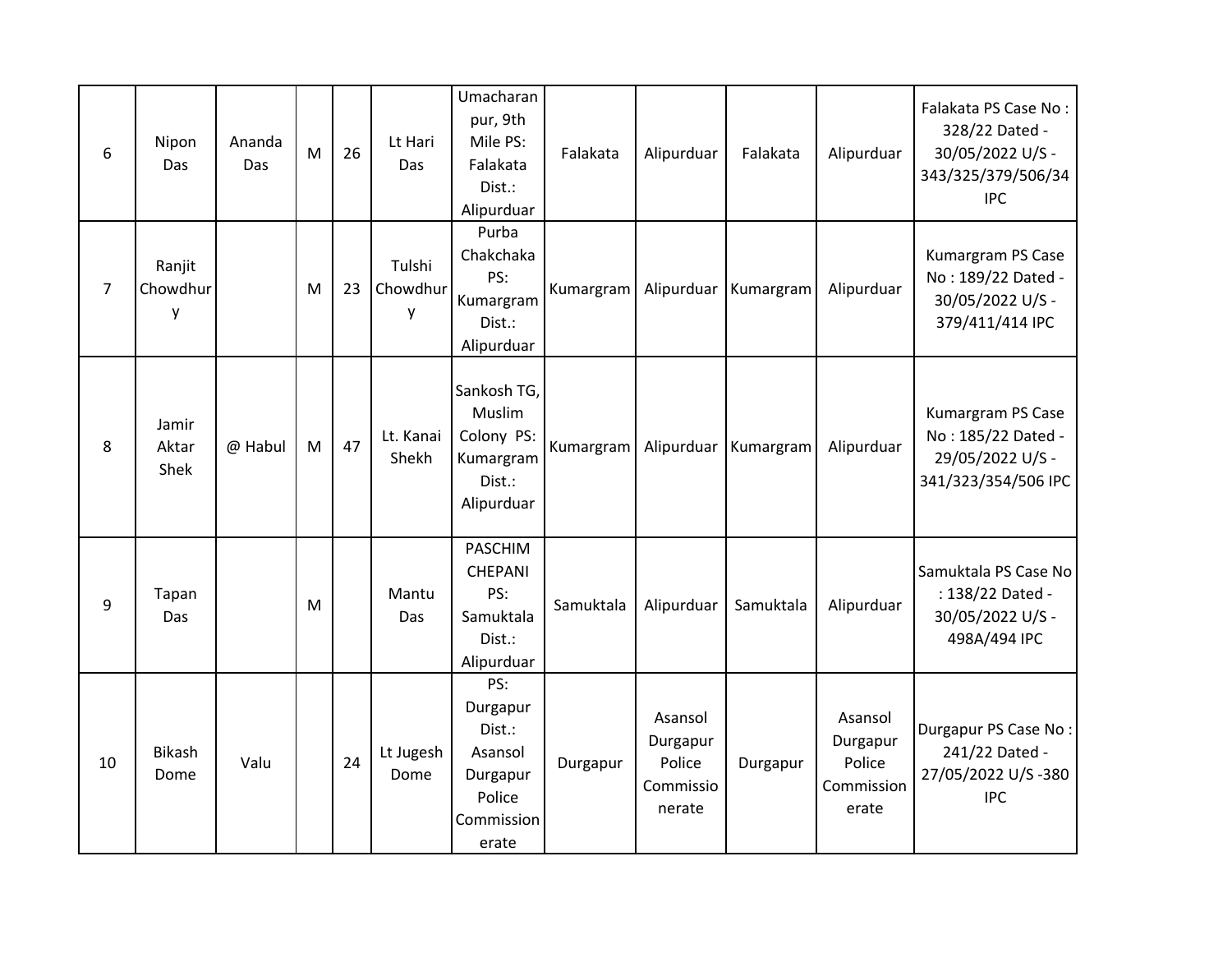| | | | | | | | | | | | |
|---|---|---|---|---|---|---|---|---|---|---|---|
| 6 | Nipon Das | Ananda Das | M | 26 | Lt Hari Das | Umacharanpur, 9th Mile PS: Falakata Dist.: Alipurduar | Falakata | Alipurduar | Falakata | Alipurduar | Falakata PS Case No : 328/22 Dated - 30/05/2022 U/S - 343/325/379/506/34 IPC |
| 7 | Ranjit Chowdhury | | M | 23 | Tulshi Chowdhury | Purba Chakchaka PS: Kumargram Dist.: Alipurduar | Kumargram | Alipurduar | Kumargram | Alipurduar | Kumargram PS Case No : 189/22 Dated - 30/05/2022 U/S - 379/411/414 IPC |
| 8 | Jamir Aktar Shek | @ Habul | M | 47 | Lt. Kanai Shekh | Sankosh TG, Muslim Colony PS: Kumargram Dist.: Alipurduar | Kumargram | Alipurduar | Kumargram | Alipurduar | Kumargram PS Case No : 185/22 Dated - 29/05/2022 U/S - 341/323/354/506 IPC |
| 9 | Tapan Das | | M | | Mantu Das | PASCHIM CHEPANI PS: Samuktala Dist.: Alipurduar | Samuktala | Alipurduar | Samuktala | Alipurduar | Samuktala PS Case No : 138/22 Dated - 30/05/2022 U/S - 498A/494 IPC |
| 10 | Bikash Dome | Valu | | 24 | Lt Jugesh Dome | PS: Durgapur Dist.: Asansol Durgapur Police Commissionerate | Durgapur | Asansol Durgapur Police Commissionerate | Durgapur | Asansol Durgapur Police Commissionerate | Durgapur PS Case No : 241/22 Dated - 27/05/2022 U/S -380 IPC |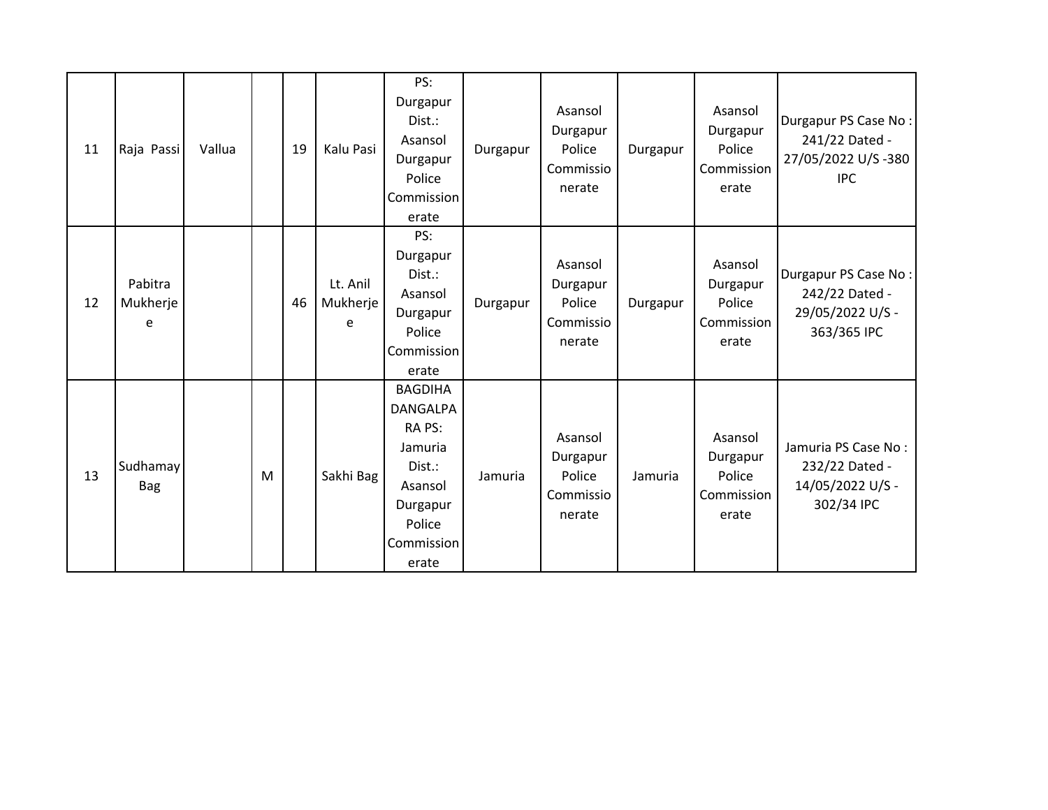| | | | | | | | | | | | |
|---|---|---|---|---|---|---|---|---|---|---|---|
| 11 | Raja Passi | Vallua | | 19 | Kalu Pasi | PS: Durgapur Dist.: Asansol Durgapur Police Commissionerate | Durgapur | Asansol Durgapur Police Commissionerate | Durgapur | Asansol Durgapur Police Commissionerate | Durgapur PS Case No : 241/22 Dated - 27/05/2022 U/S -380 IPC |
| 12 | Pabitra Mukherjee | | | 46 | Lt. Anil Mukherjee | PS: Durgapur Dist.: Asansol Durgapur Police Commissionerate | Durgapur | Asansol Durgapur Police Commissionerate | Durgapur | Asansol Durgapur Police Commissionerate | Durgapur PS Case No : 242/22 Dated - 29/05/2022 U/S - 363/365 IPC |
| 13 | Sudhamay Bag | | M | | Sakhi Bag | BAGDIHA DANGALPARA PS: Jamuria Dist.: Asansol Durgapur Police Commissionerate | Jamuria | Asansol Durgapur Police Commissionerate | Jamuria | Asansol Durgapur Police Commissionerate | Jamuria PS Case No : 232/22 Dated - 14/05/2022 U/S - 302/34 IPC |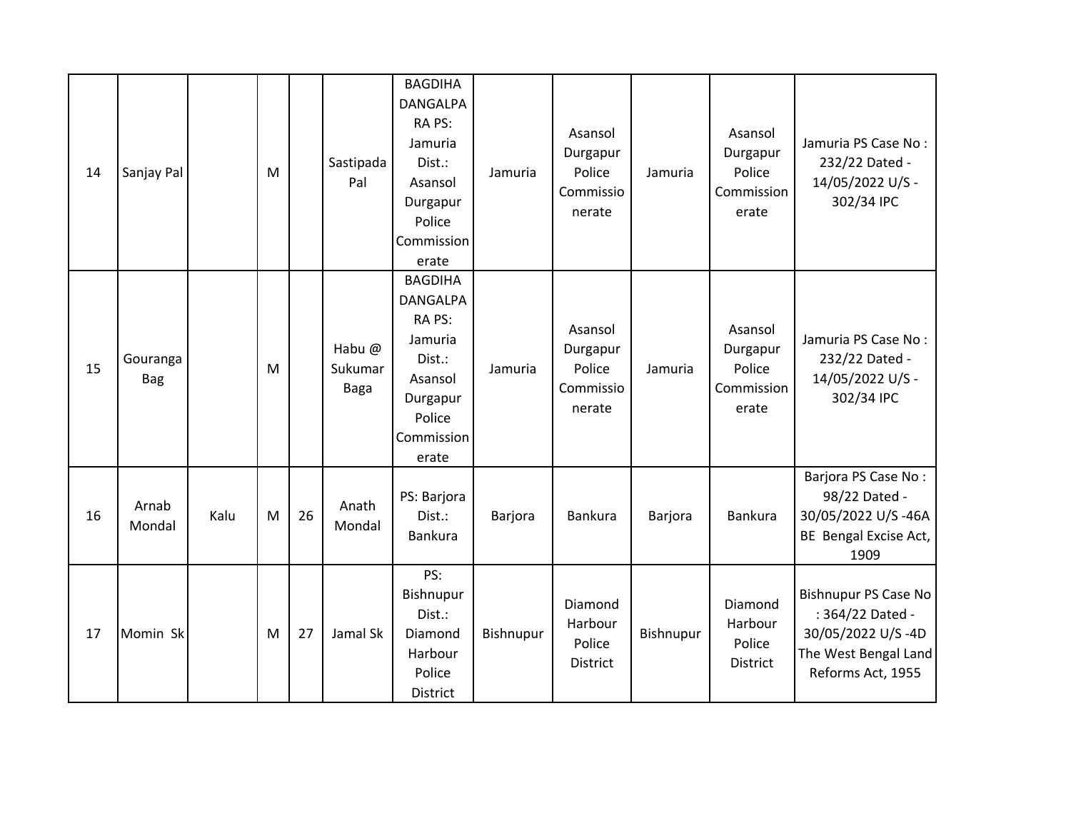| | | | | | | | | | | | |
|---|---|---|---|---|---|---|---|---|---|---|---|
| 14 | Sanjay Pal | | M | | Sastipada Pal | BAGDIHA DANGALPARA PS: Jamuria Dist.: Asansol Durgapur Police Commissionerate | Jamuria | Asansol Durgapur Police Commissionerate | Jamuria | Asansol Durgapur Police Commissionerate | Jamuria PS Case No : 232/22 Dated - 14/05/2022 U/S - 302/34 IPC |
| 15 | Gouranga Bag | | M | | Habu @ Sukumar Baga | BAGDIHA DANGALPARA PS: Jamuria Dist.: Asansol Durgapur Police Commissionerate | Jamuria | Asansol Durgapur Police Commissionerate | Jamuria | Asansol Durgapur Police Commissionerate | Jamuria PS Case No : 232/22 Dated - 14/05/2022 U/S - 302/34 IPC |
| 16 | Arnab Mondal | Kalu | M | 26 | Anath Mondal | PS: Barjora Dist.: Bankura | Barjora | Bankura | Barjora | Bankura | Barjora PS Case No : 98/22 Dated - 30/05/2022 U/S -46A BE Bengal Excise Act, 1909 |
| 17 | Momin Sk | | M | 27 | Jamal Sk | PS: Bishnupur Dist.: Diamond Harbour Police District | Bishnupur | Diamond Harbour Police District | Bishnupur | Diamond Harbour Police District | Bishnupur PS Case No : 364/22 Dated - 30/05/2022 U/S -4D The West Bengal Land Reforms Act, 1955 |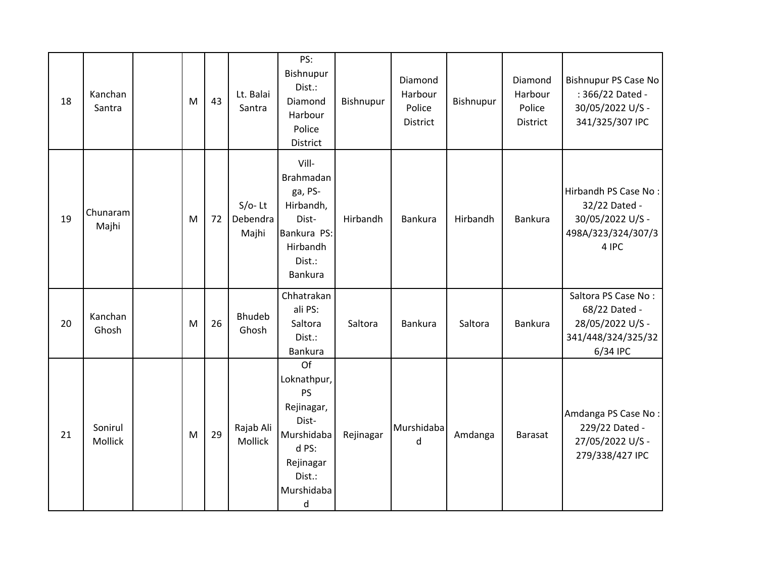| | | | | | | | | | | | |
|---|---|---|---|---|---|---|---|---|---|---|---|
| 18 | Kanchan Santra | | M | 43 | Lt. Balai Santra | PS: Bishnupur Dist.: Diamond Harbour Police District | Bishnupur | Diamond Harbour Police District | Bishnupur | Diamond Harbour Police District | Bishnupur PS Case No : 366/22 Dated - 30/05/2022 U/S - 341/325/307 IPC |
| 19 | Chunaram Majhi | | M | 72 | S/o- Lt Debendra Majhi | Vill- Brahmadanga, PS- Hirbandh, Dist- Bankura PS: Hirbandh Dist.: Bankura | Hirbandh | Bankura | Hirbandh | Bankura | Hirbandh PS Case No : 32/22 Dated - 30/05/2022 U/S - 498A/323/324/307/34 IPC |
| 20 | Kanchan Ghosh | | M | 26 | Bhudeb Ghosh | Chhatrakanali PS: Saltora Dist.: Bankura | Saltora | Bankura | Saltora | Bankura | Saltora PS Case No : 68/22 Dated - 28/05/2022 U/S - 341/448/324/325/326/34 IPC |
| 21 | Sonirul Mollick | | M | 29 | Rajab Ali Mollick | Of Loknathpur, PS Rejinagar, Dist- Murshidabad PS: Rejinagar Dist.: Murshidabad | Rejinagar | Murshidabad | Amdanga | Barasat | Amdanga PS Case No : 229/22 Dated - 27/05/2022 U/S - 279/338/427 IPC |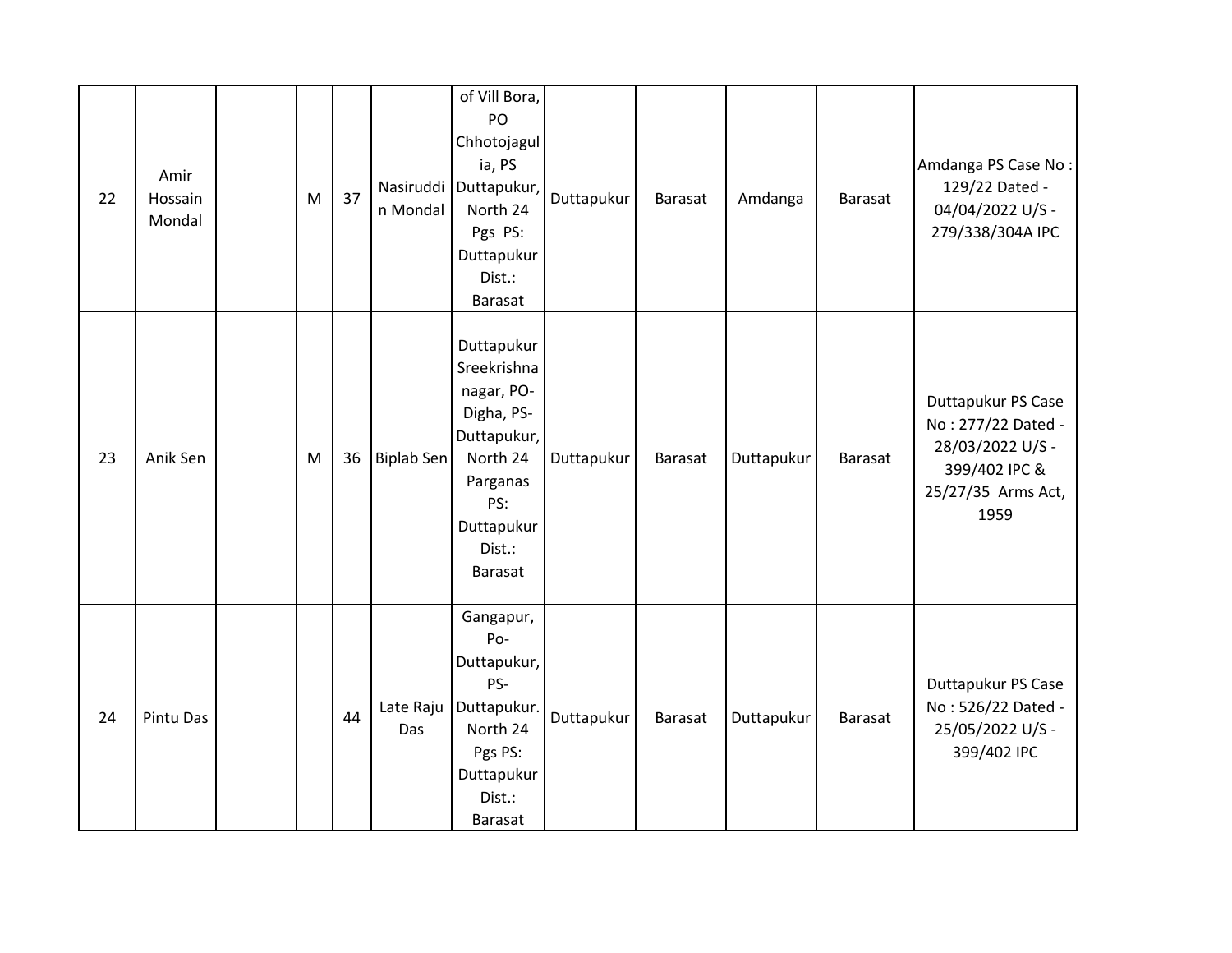| | | | | | | | | | | | |
|---|---|---|---|---|---|---|---|---|---|---|---|
| 22 | Amir Hossain Mondal | | M | 37 | Nasiruddin Mondal | of Vill Bora, PO Chhotojagulia, PS Duttapukur, North 24 Pgs PS: Duttapukur Dist.: Barasat | Duttapukur | Barasat | Amdanga | Barasat | Amdanga PS Case No : 129/22 Dated - 04/04/2022 U/S - 279/338/304A IPC |
| 23 | Anik Sen | | M | 36 | Biplab Sen | Duttapukur Sreekrishnanagar, PO-Digha, PS-Duttapukur, North 24 Parganas PS: Duttapukur Dist.: Barasat | Duttapukur | Barasat | Duttapukur | Barasat | Duttapukur PS Case No : 277/22 Dated - 28/03/2022 U/S - 399/402 IPC & 25/27/35 Arms Act, 1959 |
| 24 | Pintu Das | | | 44 | Late Raju Das | Gangapur, Po-Duttapukur, PS-Duttapukur. North 24 Pgs PS: Duttapukur Dist.: Barasat | Duttapukur | Barasat | Duttapukur | Barasat | Duttapukur PS Case No : 526/22 Dated - 25/05/2022 U/S - 399/402 IPC |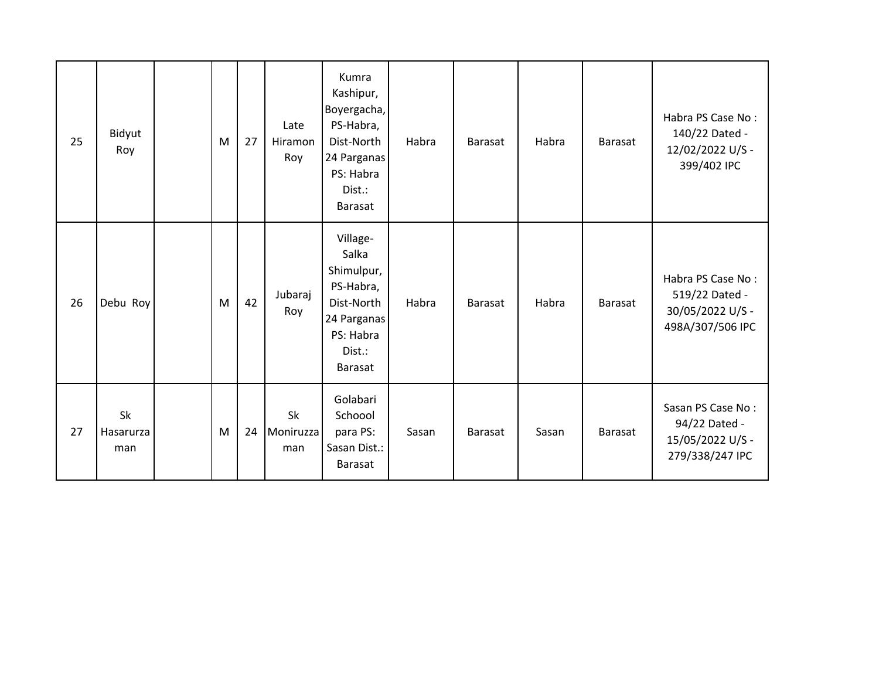| | | | | | | | | | | | |
|---|---|---|---|---|---|---|---|---|---|---|---|
| 25 | Bidyut Roy | | M | 27 | Late Hiramon Roy | Kumra Kashipur, Boyergacha, PS-Habra, Dist-North 24 Parganas PS: Habra Dist.: Barasat | Habra | Barasat | Habra | Barasat | Habra PS Case No : 140/22 Dated - 12/02/2022 U/S - 399/402 IPC |
| 26 | Debu Roy | | M | 42 | Jubaraj Roy | Village-Salka Shimulpur, PS-Habra, Dist-North 24 Parganas PS: Habra Dist.: Barasat | Habra | Barasat | Habra | Barasat | Habra PS Case No : 519/22 Dated - 30/05/2022 U/S - 498A/307/506 IPC |
| 27 | Sk Hasarurzaman | | M | 24 | Sk Moniruzzaman | Golabari Schoool para PS: Sasan Dist.: Barasat | Sasan | Barasat | Sasan | Barasat | Sasan PS Case No : 94/22 Dated - 15/05/2022 U/S - 279/338/247 IPC |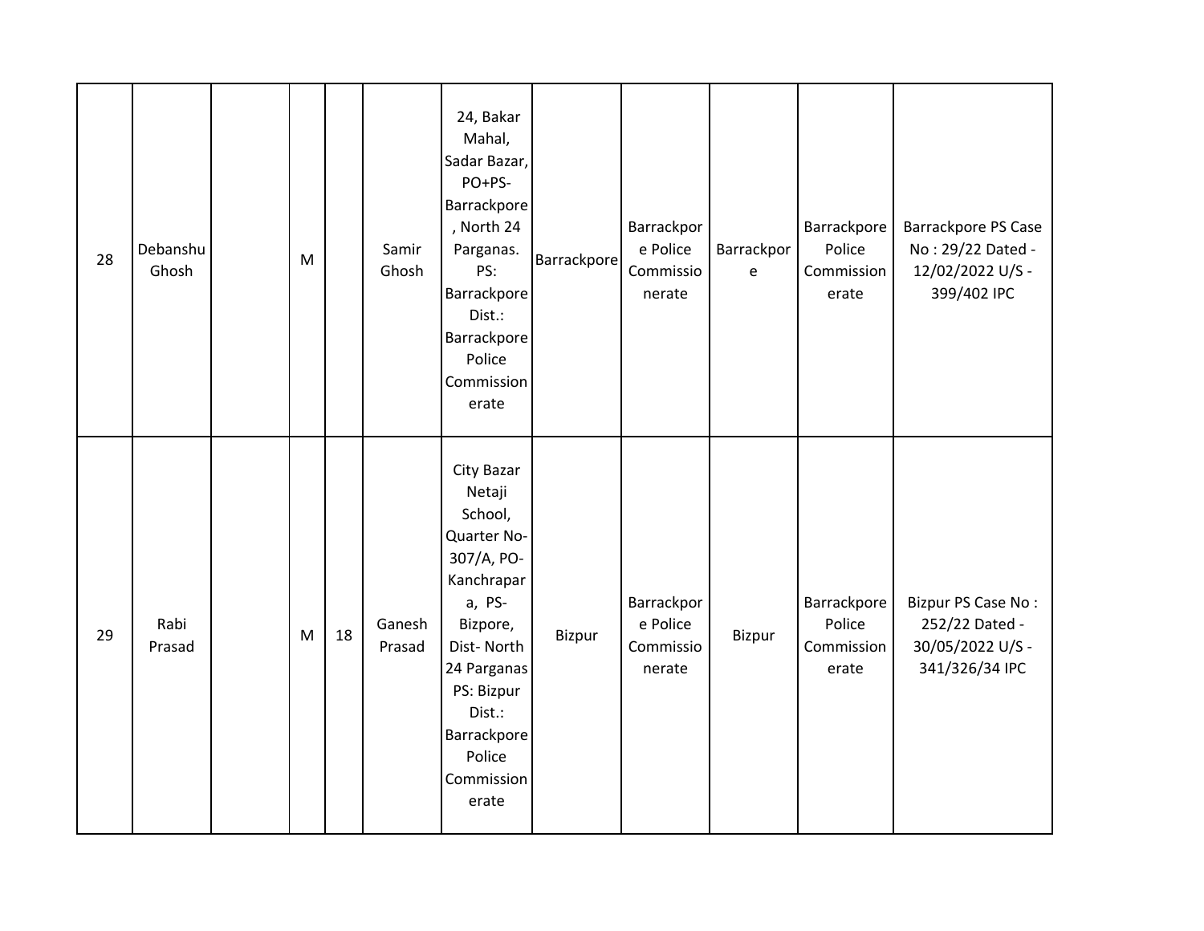| | | | | | | | | | | | |
|---|---|---|---|---|---|---|---|---|---|---|---|
| 28 | Debanshu Ghosh | | M | | Samir Ghosh | 24, Bakar Mahal, Sadar Bazar, PO+PS- Barrackpore , North 24 Parganas. PS: Barrackpore Dist.: Barrackpore Police Commissionerate | Barrackpore | Barrackpore Police Commissionerate | Barrackpore | Barrackpore Police Commissionerate | Barrackpore PS Case No : 29/22 Dated - 12/02/2022 U/S - 399/402 IPC |
| 29 | Rabi Prasad | | M | 18 | Ganesh Prasad | City Bazar Netaji School, Quarter No-307/A, PO- Kanchrapara, PS- Bizpore, Dist- North 24 Parganas PS: Bizpur Dist.: Barrackpore Police Commissionerate | Bizpur | Barrackpore Police Commissionerate | Bizpur | Barrackpore Police Commissionerate | Bizpur PS Case No : 252/22 Dated - 30/05/2022 U/S - 341/326/34 IPC |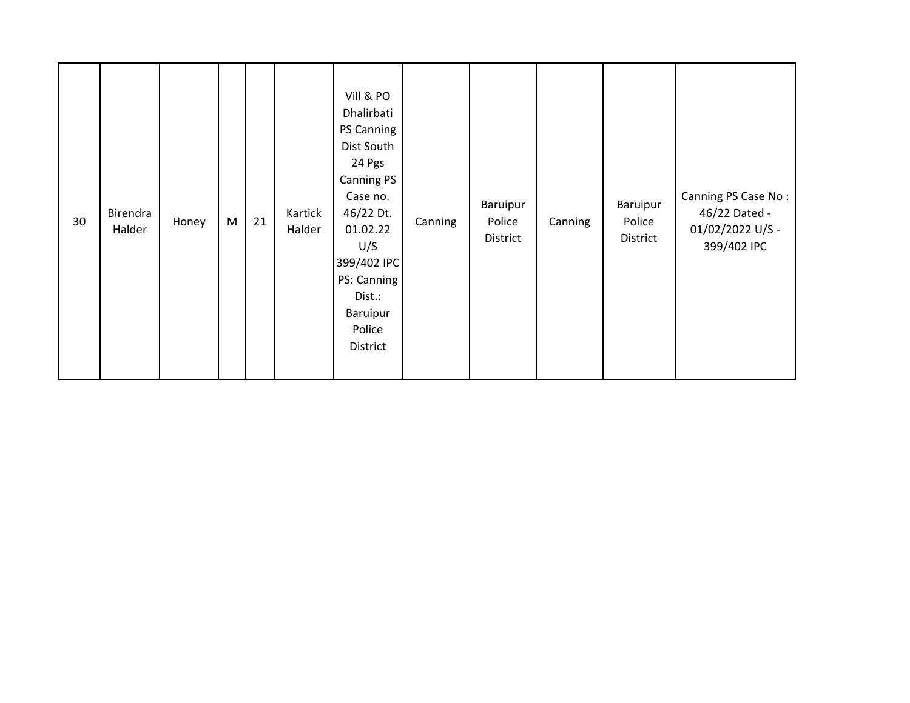| | | | | | | | | | | | |
|---|---|---|---|---|---|---|---|---|---|---|---|
| 30 | Birendra Halder | Honey | M | 21 | Kartick Halder | Vill & PO Dhalirbati PS Canning Dist South 24 Pgs Canning PS Case no. 46/22 Dt. 01.02.22 U/S 399/402 IPC PS: Canning Dist.: Baruipur Police District | Canning | Baruipur Police District | Canning | Baruipur Police District | Canning PS Case No : 46/22 Dated - 01/02/2022 U/S - 399/402 IPC |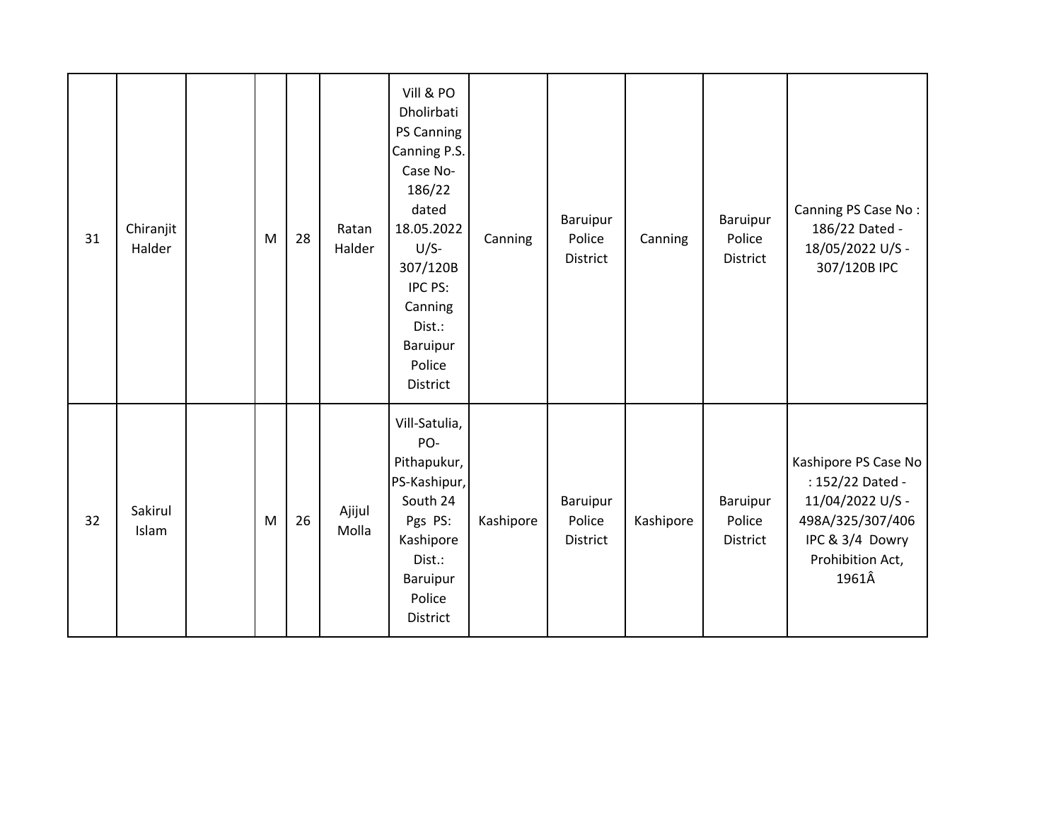| | | | | | | | | | | | |
|---|---|---|---|---|---|---|---|---|---|---|---|
| 31 | Chiranjit Halder | | M | 28 | Ratan Halder | Vill & PO Dholirbati PS Canning Canning P.S. Case No-186/22 dated 18.05.2022 U/S-307/120B IPC PS: Canning Dist.: Baruipur Police District | Canning | Baruipur Police District | Canning | Baruipur Police District | Canning PS Case No : 186/22 Dated - 18/05/2022 U/S - 307/120B IPC |
| 32 | Sakirul Islam | | M | 26 | Ajijul Molla | Vill-Satulia, PO-Pithapukur, PS-Kashipur, South 24 Pgs PS: Kashipore Dist.: Baruipur Police District | Kashipore | Baruipur Police District | Kashipore | Baruipur Police District | Kashipore PS Case No : 152/22 Dated - 11/04/2022 U/S - 498A/325/307/406 IPC & 3/4 Dowry Prohibition Act, 1961Â |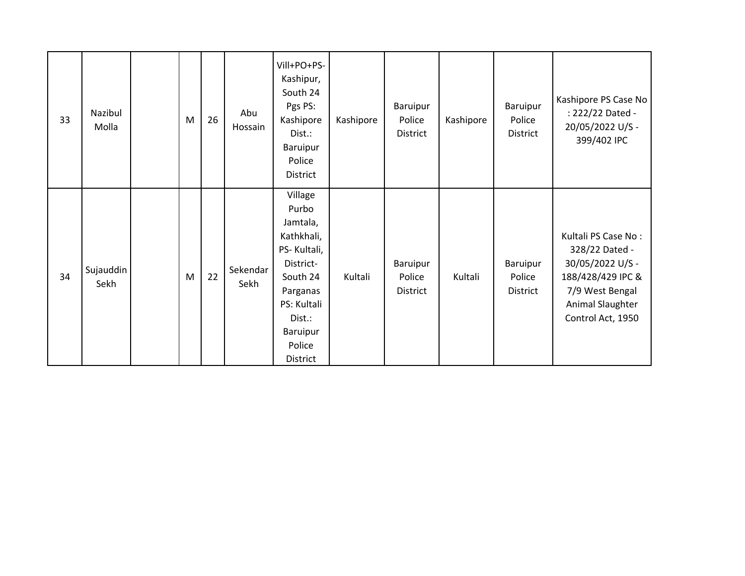| | | | | | | | | | | | |
|---|---|---|---|---|---|---|---|---|---|---|---|
| 33 | Nazibul Molla | | M | 26 | Abu Hossain | Vill+PO+PS-Kashipur, South 24 Pgs PS: Kashipore Dist.: Baruipur Police District | Kashipore | Baruipur Police District | Kashipore | Baruipur Police District | Kashipore PS Case No : 222/22 Dated - 20/05/2022 U/S - 399/402 IPC |
| 34 | Sujauddin Sekh | | M | 22 | Sekendar Sekh | Village Purbo Jamtala, Kathkhali, PS- Kultali, District- South 24 Parganas PS: Kultali Dist.: Baruipur Police District | Kultali | Baruipur Police District | Kultali | Baruipur Police District | Kultali PS Case No : 328/22 Dated - 30/05/2022 U/S - 188/428/429 IPC & 7/9 West Bengal Animal Slaughter Control Act, 1950 |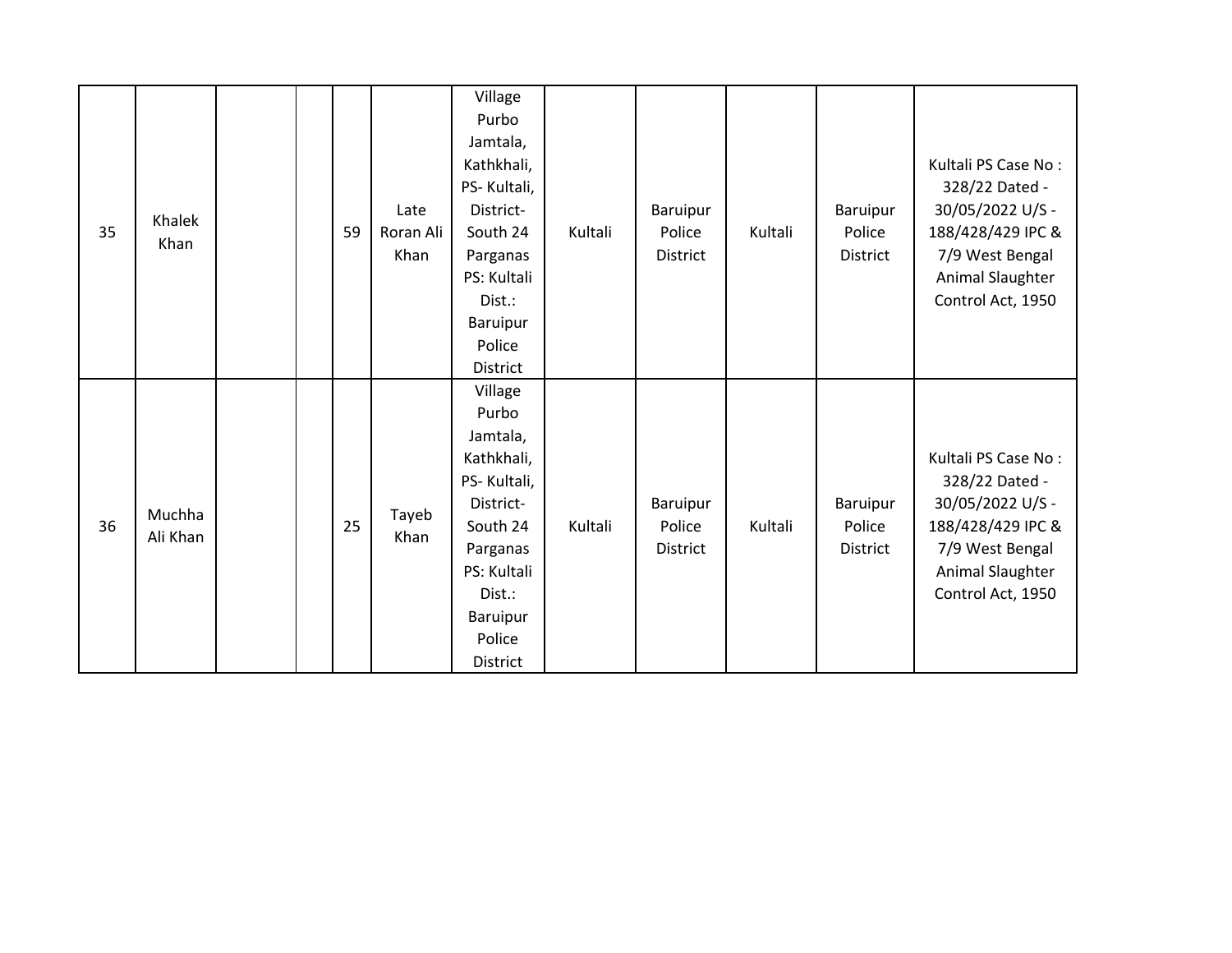| | | | | | | | | | | | |
|---|---|---|---|---|---|---|---|---|---|---|---|
| 35 | Khalek Khan | | | 59 | Late Roran Ali Khan | Village Purbo Jamtala, Kathkhali, PS- Kultali, District- South 24 Parganas PS: Kultali Dist.: Baruipur Police District | Kultali | Baruipur Police District | Kultali | Baruipur Police District | Kultali PS Case No : 328/22 Dated - 30/05/2022 U/S - 188/428/429 IPC & 7/9 West Bengal Animal Slaughter Control Act, 1950 |
| 36 | Muchha Ali Khan | | | 25 | Tayeb Khan | Village Purbo Jamtala, Kathkhali, PS- Kultali, District- South 24 Parganas PS: Kultali Dist.: Baruipur Police District | Kultali | Baruipur Police District | Kultali | Baruipur Police District | Kultali PS Case No : 328/22 Dated - 30/05/2022 U/S - 188/428/429 IPC & 7/9 West Bengal Animal Slaughter Control Act, 1950 |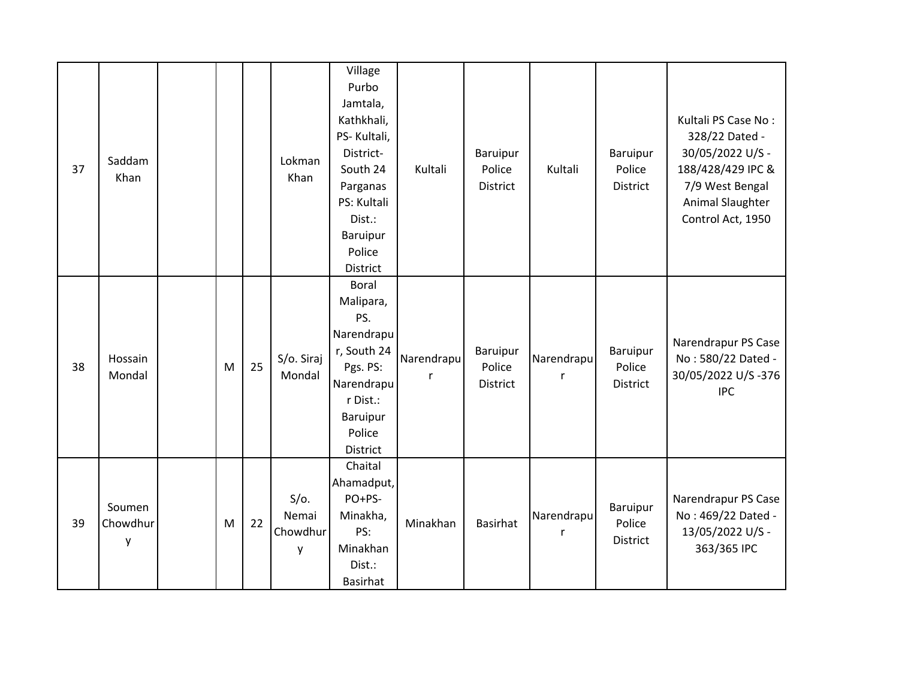| | | | | | | | | | | | | |
|---|---|---|---|---|---|---|---|---|---|---|---|---|
| 37 | Saddam Khan | | | | Lokman Khan | Village Purbo Jamtala, Kathkhali, PS- Kultali, District- South 24 Parganas PS: Kultali Dist.: Baruipur Police District | Kultali | Baruipur Police District | Kultali | Baruipur Police District | Kultali PS Case No : 328/22 Dated - 30/05/2022 U/S - 188/428/429 IPC & 7/9 West Bengal Animal Slaughter Control Act, 1950 |
| 38 | Hossain Mondal | | M | 25 | S/o. Siraj Mondal | Boral Malipara, PS. Narendrapur, South 24 Pgs. PS: Narendrapur Dist.: Baruipur Police District | Narendrapur | Baruipur Police District | Narendrapur | Baruipur Police District | Narendrapur PS Case No : 580/22 Dated - 30/05/2022 U/S -376 IPC |
| 39 | Soumen Chowdhury | | M | 22 | S/o. Nemai Chowdhury | Chaital Ahamadput, PO+PS- Minakha, PS: Minakhan Dist.: Basirhat | Minakhan | Basirhat | Narendrapur | Baruipur Police District | Narendrapur PS Case No : 469/22 Dated - 13/05/2022 U/S - 363/365 IPC |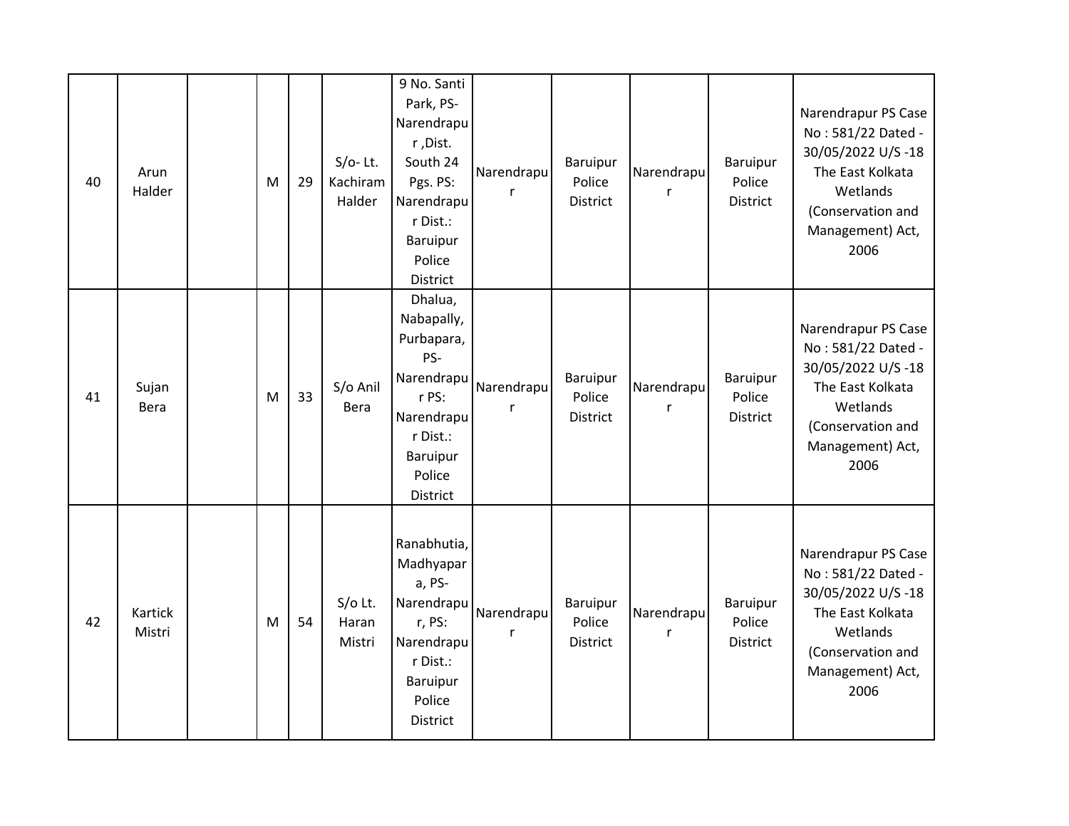| | | | | | | | | | | | |
|---|---|---|---|---|---|---|---|---|---|---|---|
| 40 | Arun Halder | | M | 29 | S/o- Lt. Kachiram Halder | 9 No. Santi Park, PS- Narendrapur ,Dist. South 24 Pgs. PS: Narendrapur Dist.: Baruipur Police District | Narendrapur | Baruipur Police District | Narendrapur | Baruipur Police District | Narendrapur PS Case No : 581/22 Dated - 30/05/2022 U/S -18 The East Kolkata Wetlands (Conservation and Management) Act, 2006 |
| 41 | Sujan Bera | | M | 33 | S/o Anil Bera | Dhalua, Nabapally, Purbapara, PS- Narendrapur PS: Narendrapur Dist.: Baruipur Police District | Narendrapur | Baruipur Police District | Narendrapur | Baruipur Police District | Narendrapur PS Case No : 581/22 Dated - 30/05/2022 U/S -18 The East Kolkata Wetlands (Conservation and Management) Act, 2006 |
| 42 | Kartick Mistri | | M | 54 | S/o Lt. Haran Mistri | Ranabhutia, Madhyapara, PS- Narendrapur, PS: Narendrapur Dist.: Baruipur Police District | Narendrapur | Baruipur Police District | Narendrapur | Baruipur Police District | Narendrapur PS Case No : 581/22 Dated - 30/05/2022 U/S -18 The East Kolkata Wetlands (Conservation and Management) Act, 2006 |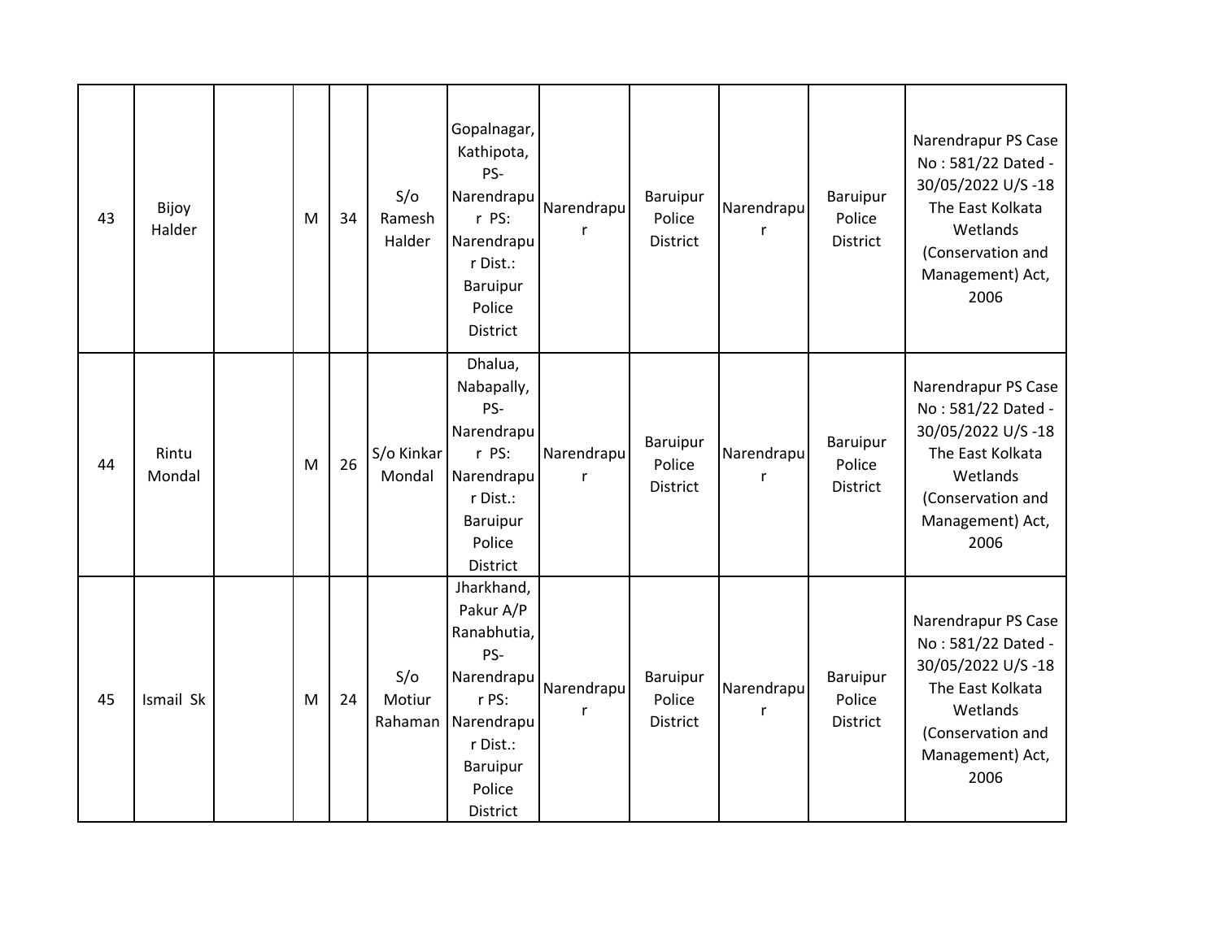| | | | | | | | | | | | |
|---|---|---|---|---|---|---|---|---|---|---|---|
| 43 | Bijoy Halder | | M | 34 | S/o Ramesh Halder | Gopalnagar, Kathipota, PS- Narendrapur PS: Narendrapur Dist.: Baruipur Police District | Narendrapur | Baruipur Police District | Narendrapur | Baruipur Police District | Narendrapur PS Case No : 581/22 Dated - 30/05/2022 U/S -18 The East Kolkata Wetlands (Conservation and Management) Act, 2006 |
| 44 | Rintu Mondal | | M | 26 | S/o Kinkar Mondal | Dhalua, Nabapally, PS- Narendrapur PS: Narendrapur Dist.: Baruipur Police District | Narendrapur | Baruipur Police District | Narendrapur | Baruipur Police District | Narendrapur PS Case No : 581/22 Dated - 30/05/2022 U/S -18 The East Kolkata Wetlands (Conservation and Management) Act, 2006 |
| 45 | Ismail Sk | | M | 24 | S/o Motiur Rahaman | Jharkhand, Pakur A/P Ranabhutia, PS- Narendrapur PS: Narendrapur Dist.: Baruipur Police District | Narendrapur | Baruipur Police District | Narendrapur | Baruipur Police District | Narendrapur PS Case No : 581/22 Dated - 30/05/2022 U/S -18 The East Kolkata Wetlands (Conservation and Management) Act, 2006 |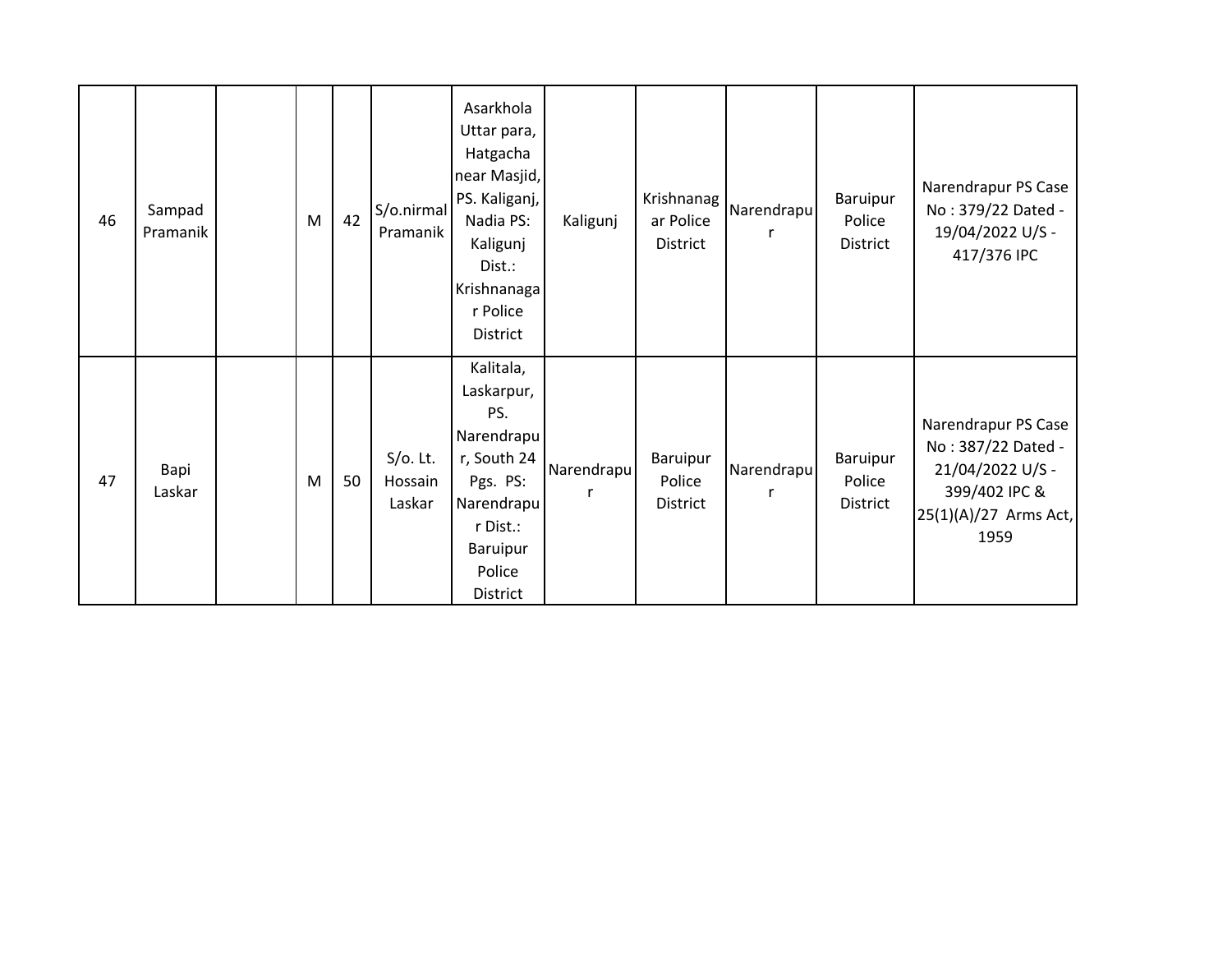| | | | | | | | | | | | |
|---|---|---|---|---|---|---|---|---|---|---|---|
| 46 | Sampad Pramanik | | M | 42 | S/o.nirmal Pramanik | Asarkhola Uttar para, Hatgacha near Masjid, PS. Kaliganj, Nadia PS: Kaligunj Dist.: Krishnanagar Police District | Kaligunj | Krishnanagar Police District | Narendrapur | Baruipur Police District | Narendrapur PS Case No : 379/22 Dated - 19/04/2022 U/S - 417/376 IPC |
| 47 | Bapi Laskar | | M | 50 | S/o. Lt. Hossain Laskar | Kalitala, Laskarpur, PS. Narendrapur, South 24 Pgs. PS: Narendrapur Dist.: Baruipur Police District | Narendrapur | Baruipur Police District | Narendrapur | Baruipur Police District | Narendrapur PS Case No : 387/22 Dated - 21/04/2022 U/S - 399/402 IPC & 25(1)(A)/27 Arms Act, 1959 |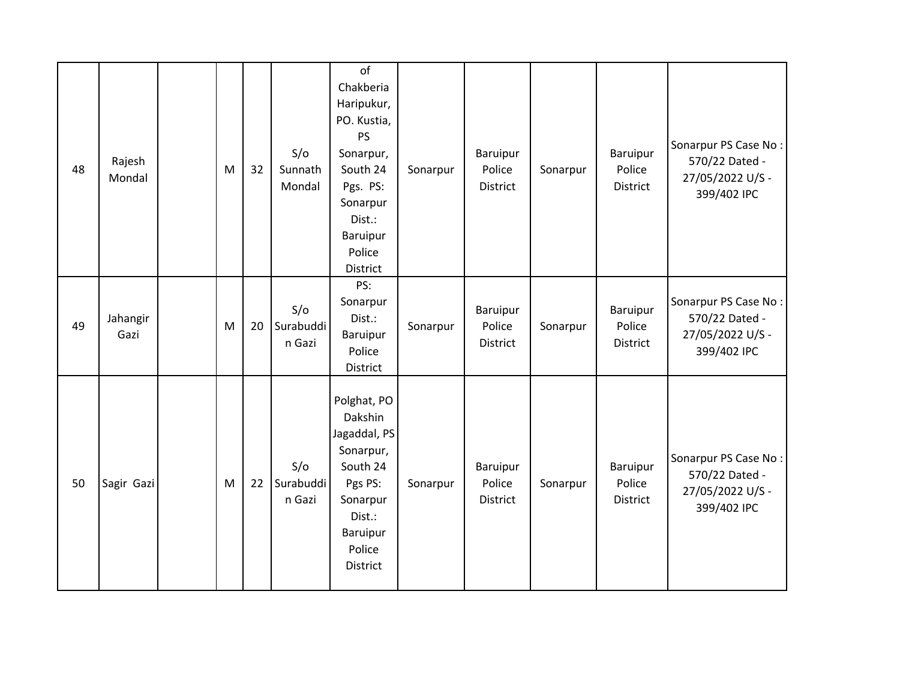| | | | | | | | | | | | |
|---|---|---|---|---|---|---|---|---|---|---|---|
| 48 | Rajesh Mondal | | M | 32 | S/o Sunnath Mondal | of Chakberia Haripukur, PO. Kustia, PS Sonarpur, South 24 Pgs. PS: Sonarpur Dist.: Baruipur Police District | Sonarpur | Baruipur Police District | Sonarpur | Baruipur Police District | Sonarpur PS Case No : 570/22 Dated - 27/05/2022 U/S - 399/402 IPC |
| 49 | Jahangir Gazi | | M | 20 | S/o Surabuddin Gazi | PS: Sonarpur Dist.: Baruipur Police District | Sonarpur | Baruipur Police District | Sonarpur | Baruipur Police District | Sonarpur PS Case No : 570/22 Dated - 27/05/2022 U/S - 399/402 IPC |
| 50 | Sagir Gazi | | M | 22 | S/o Surabuddin Gazi | Polghat, PO Dakshin Jagaddal, PS Sonarpur, South 24 Pgs PS: Sonarpur Dist.: Baruipur Police District | Sonarpur | Baruipur Police District | Sonarpur | Baruipur Police District | Sonarpur PS Case No : 570/22 Dated - 27/05/2022 U/S - 399/402 IPC |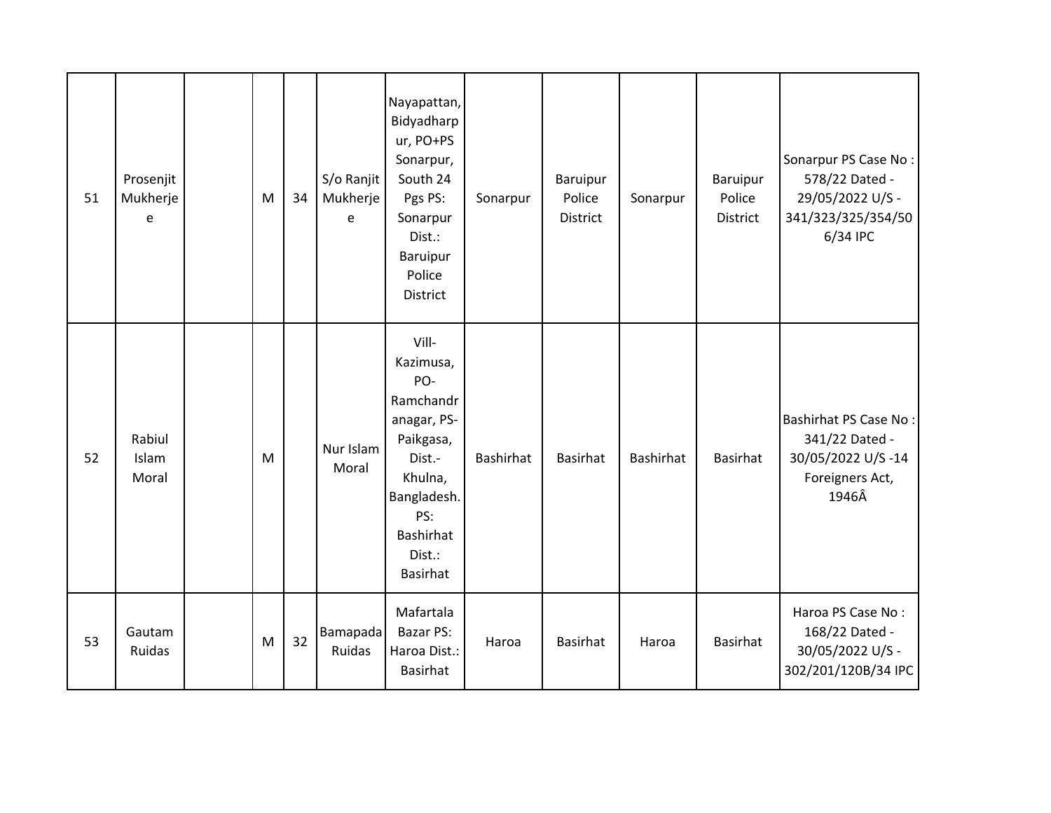| | | | | | | | | | | | |
|---|---|---|---|---|---|---|---|---|---|---|---|
| 51 | Prosenjit Mukherjee | | M | 34 | S/o Ranjit Mukherjee | Nayapattan, Bidyadharpur, PO+PS Sonarpur, South 24 Pgs PS: Sonarpur Dist.: Baruipur Police District | Sonarpur | Baruipur Police District | Sonarpur | Baruipur Police District | Sonarpur PS Case No : 578/22 Dated - 29/05/2022 U/S - 341/323/325/354/506/34 IPC |
| 52 | Rabiul Islam Moral | | M | | Nur Islam Moral | Vill- Kazimusa, PO- Ramchandranagar, PS- Paikgasa, Dist.- Khulna, Bangladesh. PS: Bashirhat Dist.: Basirhat | Bashirhat | Basirhat | Bashirhat | Basirhat | Bashirhat PS Case No : 341/22 Dated - 30/05/2022 U/S -14 Foreigners Act, 1946Â |
| 53 | Gautam Ruidas | | M | 32 | Bamapada Ruidas | Mafartala Bazar PS: Haroa Dist.: Basirhat | Haroa | Basirhat | Haroa | Basirhat | Haroa PS Case No : 168/22 Dated - 30/05/2022 U/S - 302/201/120B/34 IPC |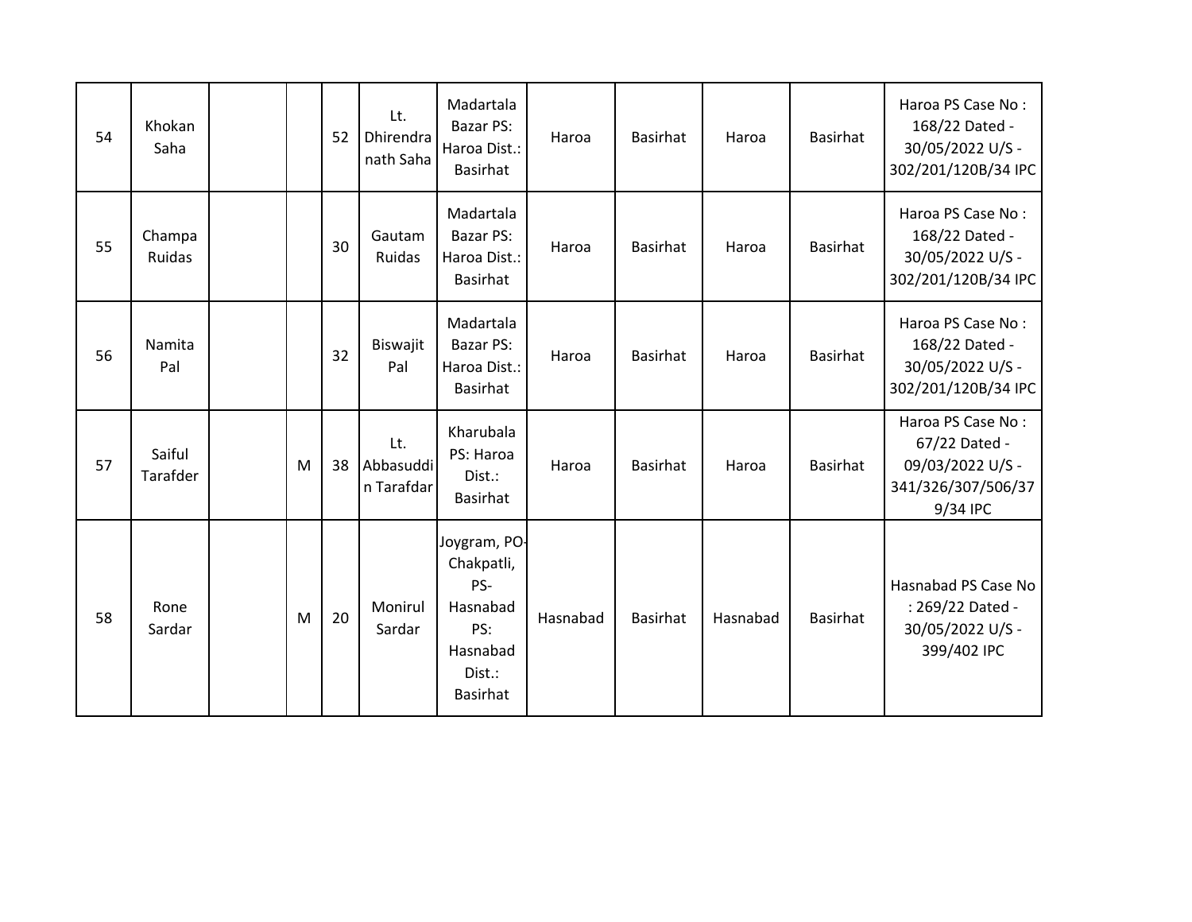| | | | | | | | | | | | |
|---|---|---|---|---|---|---|---|---|---|---|---|
| 54 | Khokan Saha | | | 52 | Lt. Dhirendra nath Saha | Madartala Bazar PS: Haroa Dist.: Basirhat | Haroa | Basirhat | Haroa | Basirhat | Haroa PS Case No : 168/22 Dated - 30/05/2022 U/S - 302/201/120B/34 IPC |
| 55 | Champa Ruidas | | | 30 | Gautam Ruidas | Madartala Bazar PS: Haroa Dist.: Basirhat | Haroa | Basirhat | Haroa | Basirhat | Haroa PS Case No : 168/22 Dated - 30/05/2022 U/S - 302/201/120B/34 IPC |
| 56 | Namita Pal | | | 32 | Biswajit Pal | Madartala Bazar PS: Haroa Dist.: Basirhat | Haroa | Basirhat | Haroa | Basirhat | Haroa PS Case No : 168/22 Dated - 30/05/2022 U/S - 302/201/120B/34 IPC |
| 57 | Saiful Tarafder | | M | 38 | Lt. Abbasuddin Tarafdar | Kharubala PS: Haroa Dist.: Basirhat | Haroa | Basirhat | Haroa | Basirhat | Haroa PS Case No : 67/22 Dated - 09/03/2022 U/S - 341/326/307/506/379/34 IPC |
| 58 | Rone Sardar | | M | 20 | Monirul Sardar | Joygram, PO- Chakpatli, PS- Hasnabad PS: Hasnabad Dist.: Basirhat | Hasnabad | Basirhat | Hasnabad | Basirhat | Hasnabad PS Case No : 269/22 Dated - 30/05/2022 U/S - 399/402 IPC |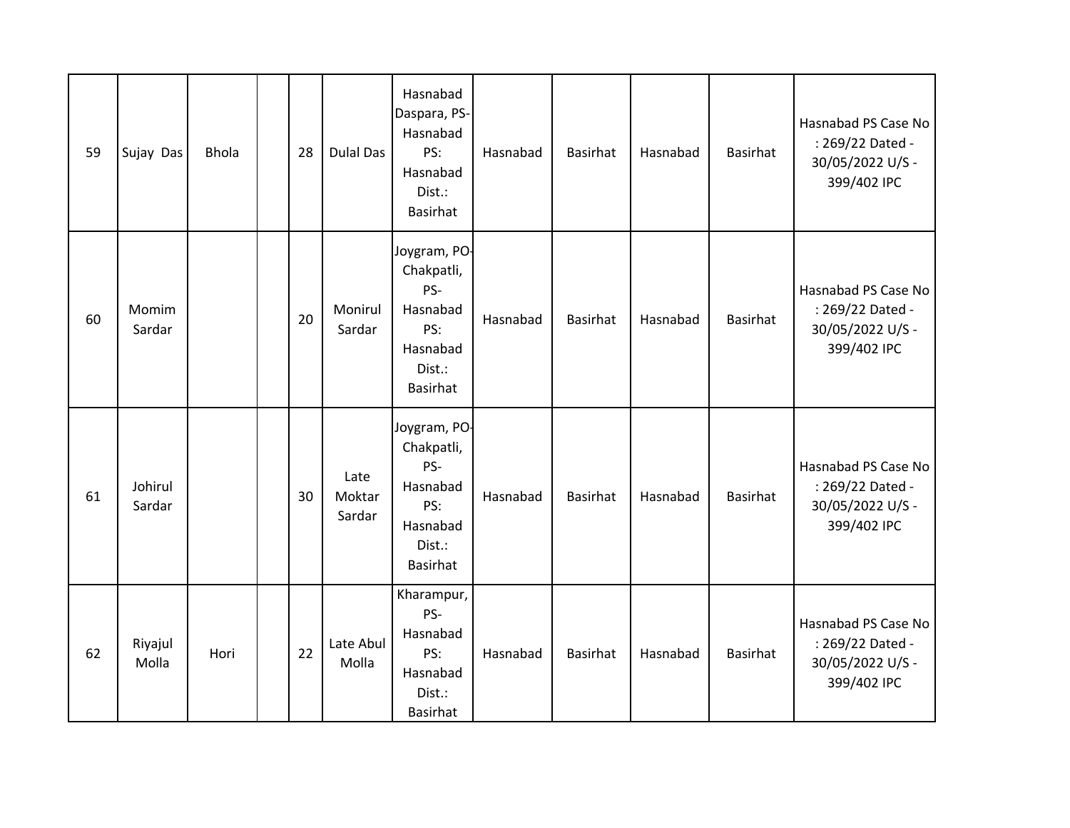| | | | | | | | | | | | |
|---|---|---|---|---|---|---|---|---|---|---|---|
| 59 | Sujay Das | Bhola | | 28 | Dulal Das | Hasnabad Daspara, PS-Hasnabad PS: Hasnabad Dist.: Basirhat | Hasnabad | Basirhat | Hasnabad | Basirhat | Hasnabad PS Case No : 269/22 Dated - 30/05/2022 U/S - 399/402 IPC |
| 60 | Momim Sardar | | | 20 | Monirul Sardar | Joygram, PO-Chakpatli, PS-Hasnabad PS: Hasnabad Dist.: Basirhat | Hasnabad | Basirhat | Hasnabad | Basirhat | Hasnabad PS Case No : 269/22 Dated - 30/05/2022 U/S - 399/402 IPC |
| 61 | Johirul Sardar | | | 30 | Late Moktar Sardar | Joygram, PO-Chakpatli, PS-Hasnabad PS: Hasnabad Dist.: Basirhat | Hasnabad | Basirhat | Hasnabad | Basirhat | Hasnabad PS Case No : 269/22 Dated - 30/05/2022 U/S - 399/402 IPC |
| 62 | Riyajul Molla | Hori | | 22 | Late Abul Molla | Kharampur, PS-Hasnabad PS: Hasnabad Dist.: Basirhat | Hasnabad | Basirhat | Hasnabad | Basirhat | Hasnabad PS Case No : 269/22 Dated - 30/05/2022 U/S - 399/402 IPC |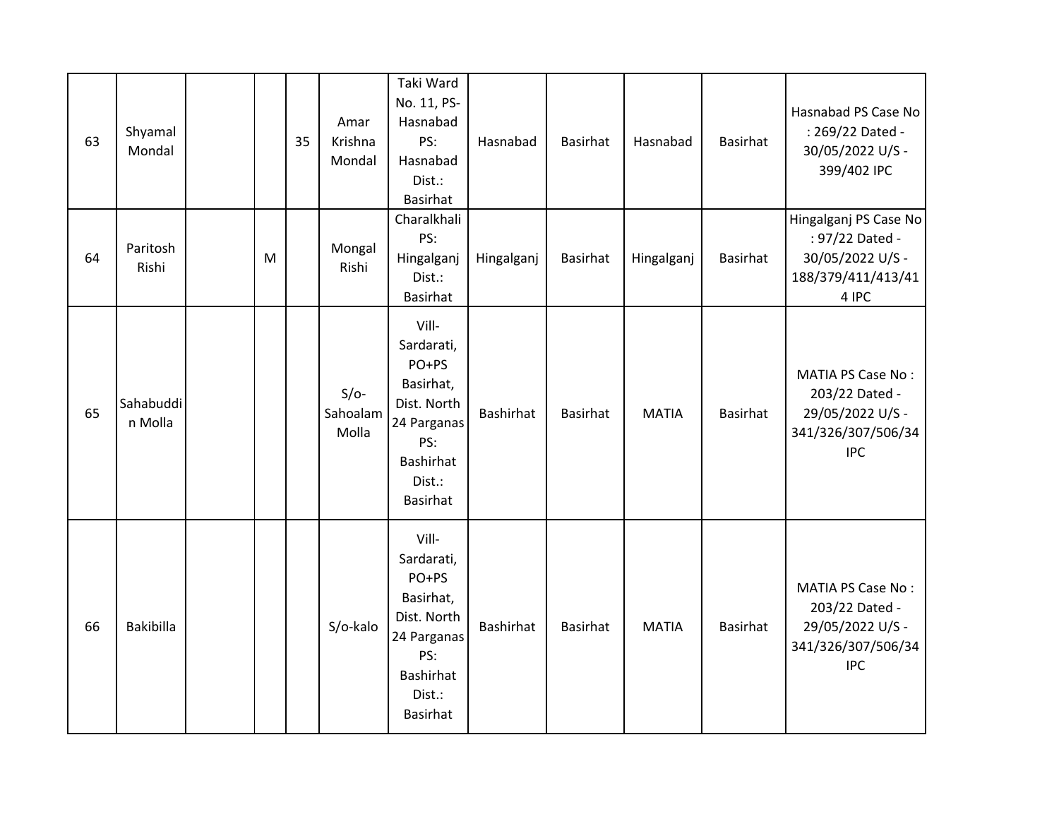| | | | | | | | | | | | |
|---|---|---|---|---|---|---|---|---|---|---|---|
| 63 | Shyamal Mondal | | | 35 | Amar Krishna Mondal | Taki Ward No. 11, PS- Hasnabad PS: Hasnabad Dist.: Basirhat | Hasnabad | Basirhat | Hasnabad | Basirhat | Hasnabad PS Case No : 269/22 Dated - 30/05/2022 U/S - 399/402 IPC |
| 64 | Paritosh Rishi | | M | | Mongal Rishi | Charalkhali PS: Hingalganj Dist.: Basirhat | Hingalganj | Basirhat | Hingalganj | Basirhat | Hingalganj PS Case No : 97/22 Dated - 30/05/2022 U/S - 188/379/411/413/414 IPC |
| 65 | Sahabuddin Molla | | | | S/o- Sahoalam Molla | Vill- Sardarati, PO+PS Basirhat, Dist. North 24 Parganas PS: Bashirhat Dist.: Basirhat | Bashirhat | Basirhat | MATIA | Basirhat | MATIA PS Case No : 203/22 Dated - 29/05/2022 U/S - 341/326/307/506/34 IPC |
| 66 | Bakibilla | | | | S/o-kalo | Vill- Sardarati, PO+PS Basirhat, Dist. North 24 Parganas PS: Bashirhat Dist.: Basirhat | Bashirhat | Basirhat | MATIA | Basirhat | MATIA PS Case No : 203/22 Dated - 29/05/2022 U/S - 341/326/307/506/34 IPC |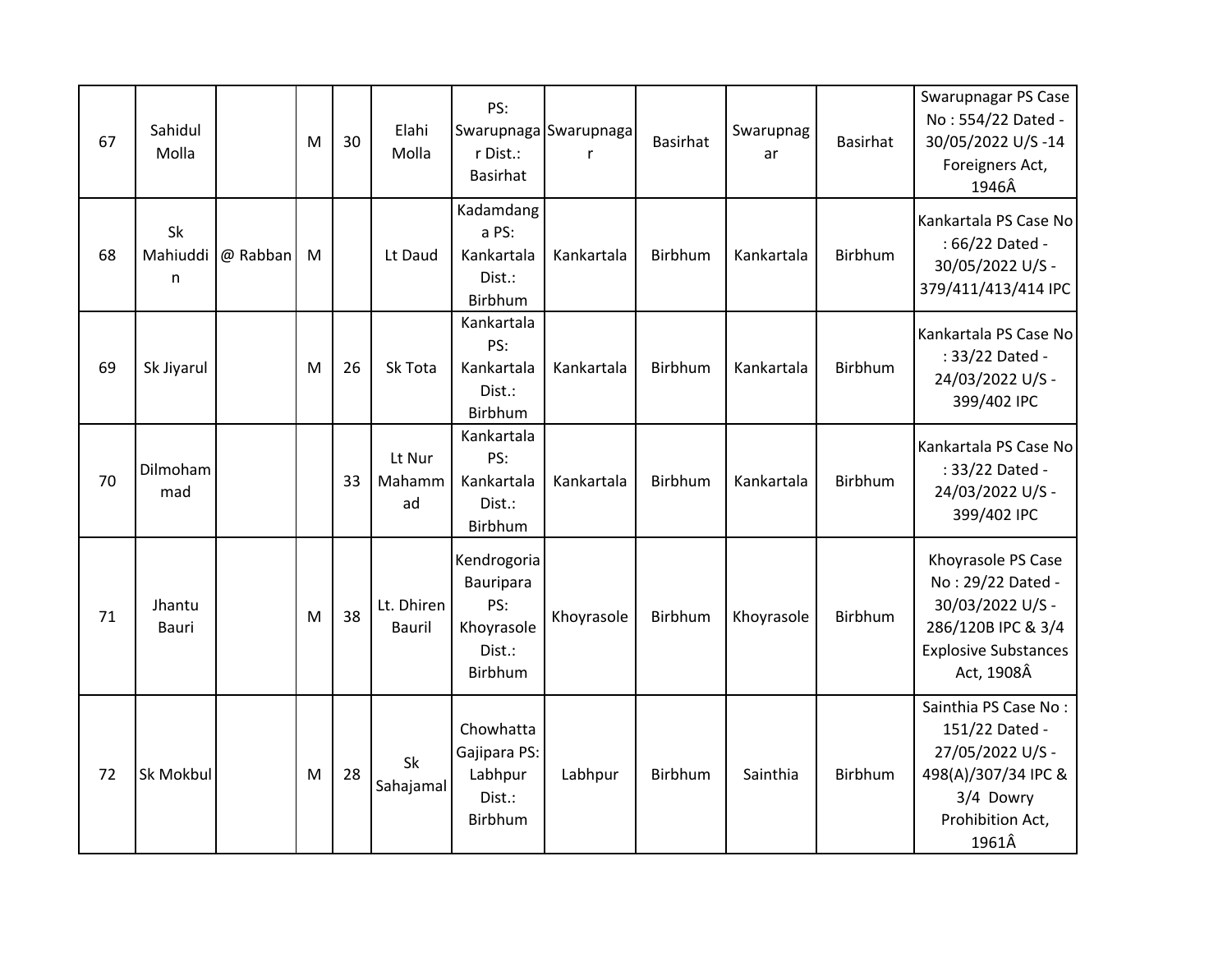| | | | | | | | | | | | |
|---|---|---|---|---|---|---|---|---|---|---|---|
| 67 | Sahidul Molla | | M | 30 | Elahi Molla | PS: Swarupnagar Dist.: Basirhat | Swarupnagar | Basirhat | Swarupnagar | Basirhat | Swarupnagar PS Case No : 554/22 Dated - 30/05/2022 U/S -14 Foreigners Act, 1946Â |
| 68 | Sk Mahiuddin | @ Rabban | M | | Lt Daud | Kadamdanga PS: Kankartala Dist.: Birbhum | Kankartala | Birbhum | Kankartala | Birbhum | Kankartala PS Case No : 66/22 Dated - 30/05/2022 U/S - 379/411/413/414 IPC |
| 69 | Sk Jiyarul | | M | 26 | Sk Tota | Kankartala PS: Kankartala Dist.: Birbhum | Kankartala | Birbhum | Kankartala | Birbhum | Kankartala PS Case No : 33/22 Dated - 24/03/2022 U/S - 399/402 IPC |
| 70 | Dilmohammad | | | 33 | Lt Nur Mahammad | Kankartala PS: Kankartala Dist.: Birbhum | Kankartala | Birbhum | Kankartala | Birbhum | Kankartala PS Case No : 33/22 Dated - 24/03/2022 U/S - 399/402 IPC |
| 71 | Jhantu Bauri | | M | 38 | Lt. Dhiren Bauril | Kendrogoria Bauripara PS: Khoyrasole Dist.: Birbhum | Khoyrasole | Birbhum | Khoyrasole | Birbhum | Khoyrasole PS Case No : 29/22 Dated - 30/03/2022 U/S - 286/120B IPC & 3/4 Explosive Substances Act, 1908Â |
| 72 | Sk Mokbul | | M | 28 | Sk Sahajamal | Chowhatta Gajipara PS: Labhpur Dist.: Birbhum | Labhpur | Birbhum | Sainthia | Birbhum | Sainthia PS Case No : 151/22 Dated - 27/05/2022 U/S - 498(A)/307/34 IPC & 3/4 Dowry Prohibition Act, 1961Â |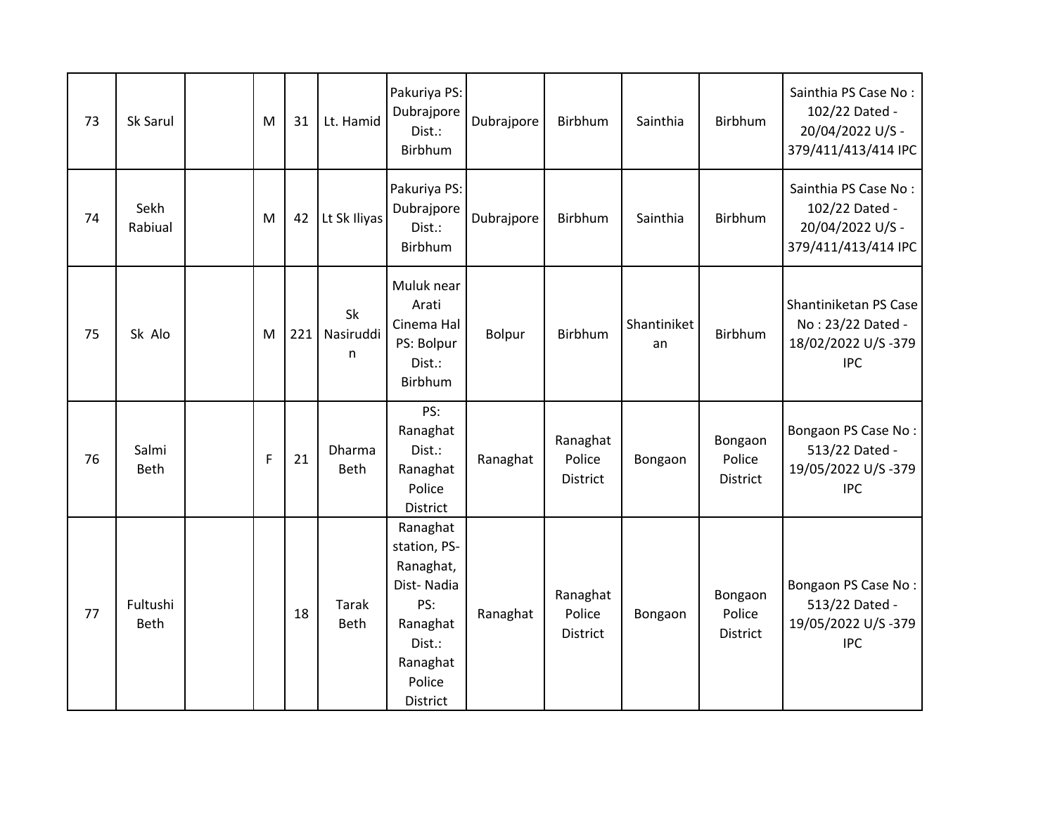| | | | | | | | | | | | |
|---|---|---|---|---|---|---|---|---|---|---|---|
| 73 | Sk Sarul | | M | 31 | Lt. Hamid | Pakuriya PS: Dubrajpore Dist.: Birbhum | Dubrajpore | Birbhum | Sainthia | Birbhum | Sainthia PS Case No : 102/22 Dated - 20/04/2022 U/S - 379/411/413/414 IPC |
| 74 | Sekh Rabiual | | M | 42 | Lt Sk Iliyas | Pakuriya PS: Dubrajpore Dist.: Birbhum | Dubrajpore | Birbhum | Sainthia | Birbhum | Sainthia PS Case No : 102/22 Dated - 20/04/2022 U/S - 379/411/413/414 IPC |
| 75 | Sk Alo | | M | 221 | Sk Nasiruddin | Muluk near Arati Cinema Hal PS: Bolpur Dist.: Birbhum | Bolpur | Birbhum | Shantiniketan | Birbhum | Shantiniketan PS Case No : 23/22 Dated - 18/02/2022 U/S -379 IPC |
| 76 | Salmi Beth | | F | 21 | Dharma Beth | PS: Ranaghat Dist.: Ranaghat Police District | Ranaghat | Ranaghat Police District | Bongaon | Bongaon Police District | Bongaon PS Case No : 513/22 Dated - 19/05/2022 U/S -379 IPC |
| 77 | Fultushi Beth | | | 18 | Tarak Beth | Ranaghat station, PS-Ranaghat, Dist- Nadia PS: Ranaghat Dist.: Ranaghat Police District | Ranaghat | Ranaghat Police District | Bongaon | Bongaon Police District | Bongaon PS Case No : 513/22 Dated - 19/05/2022 U/S -379 IPC |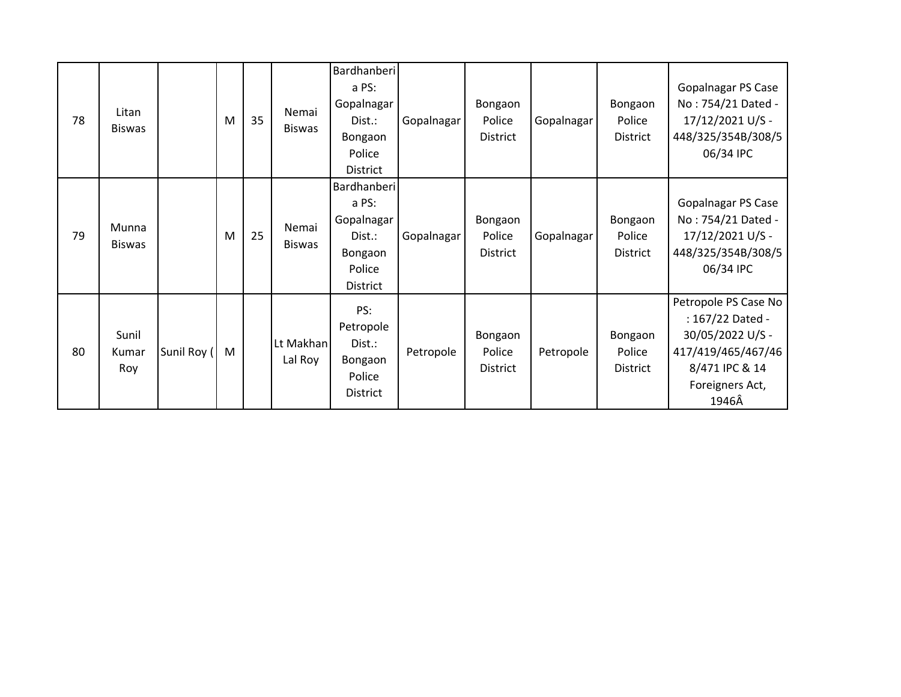| | | | | | | | | | | | |
|---|---|---|---|---|---|---|---|---|---|---|---|
| 78 | Litan Biswas | | M | 35 | Nemai Biswas | Bardhanberia PS: Gopalnagar Dist.: Bongaon Police District | Gopalnagar | Bongaon Police District | Gopalnagar | Bongaon Police District | Gopalnagar PS Case No : 754/21 Dated - 17/12/2021 U/S - 448/325/354B/308/506/34 IPC |
| 79 | Munna Biswas | | M | 25 | Nemai Biswas | Bardhanberia PS: Gopalnagar Dist.: Bongaon Police District | Gopalnagar | Bongaon Police District | Gopalnagar | Bongaon Police District | Gopalnagar PS Case No : 754/21 Dated - 17/12/2021 U/S - 448/325/354B/308/506/34 IPC |
| 80 | Sunil Kumar Roy | Sunil Roy ( | M | | Lt Makhan Lal Roy | PS: Petropole Dist.: Bongaon Police District | Petropole | Bongaon Police District | Petropole | Bongaon Police District | Petropole PS Case No : 167/22 Dated - 30/05/2022 U/S - 417/419/465/467/468/471 IPC & 14 Foreigners Act, 1946Â |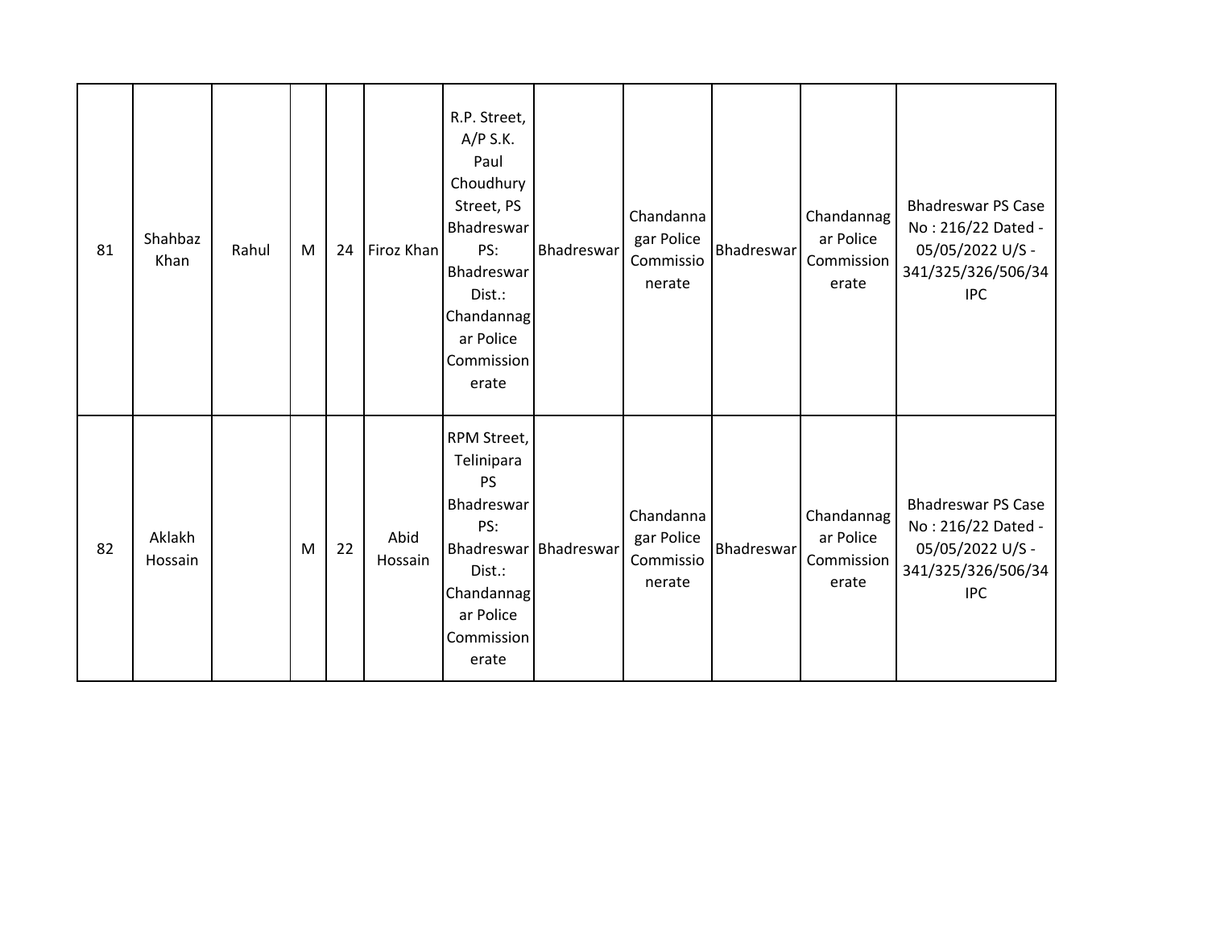| | | | | | | | | | | | |
|---|---|---|---|---|---|---|---|---|---|---|---|
| 81 | Shahbaz Khan | Rahul | M | 24 | Firoz Khan | R.P. Street, A/P S.K. Paul Choudhury Street, PS Bhadreswar PS: Bhadreswar Dist.: Chandannagar Police Commissionerate | Bhadreswar | Chandannagar Police Commissionerate | Bhadreswar | Chandannagar Police Commissionerate | Bhadreswar PS Case No : 216/22 Dated - 05/05/2022 U/S - 341/325/326/506/34 IPC |
| 82 | Aklakh Hossain | | M | 22 | Abid Hossain | RPM Street, Telinipara PS Bhadreswar PS: Bhadreswar Dist.: Chandannagar Police Commissionerate | Bhadreswar | Chandannagar Police Commissionerate | Bhadreswar | Chandannagar Police Commissionerate | Bhadreswar PS Case No : 216/22 Dated - 05/05/2022 U/S - 341/325/326/506/34 IPC |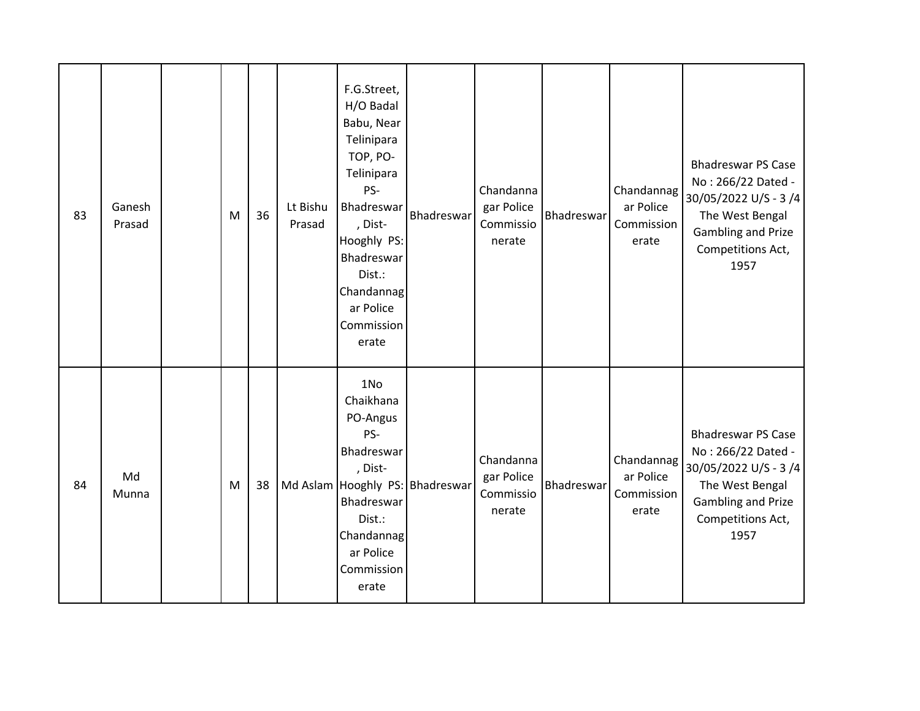| | | | | | | | | | | | |
|---|---|---|---|---|---|---|---|---|---|---|---|
| 83 | Ganesh Prasad | | M | 36 | Lt Bishu Prasad | F.G.Street, H/O Badal Babu, Near Telinipara TOP, PO-Telinipara PS-Bhadreswar, Dist-Hooghly PS: Bhadreswar Dist.: Chandannagar Police Commissionerate | Bhadreswar | Chandannagar Police Commissionerate | Bhadreswar | Chandannagar Police Commissionerate | Bhadreswar PS Case No : 266/22 Dated - 30/05/2022 U/S - 3 /4 The West Bengal Gambling and Prize Competitions Act, 1957 |
| 84 | Md Munna | | M | 38 | Md Aslam | 1No Chaikhana PO-Angus PS-Bhadreswar, Dist-Hooghly PS: Bhadreswar Dist.: Chandannagar Police Commissionerate | Bhadreswar | Chandannagar Police Commissionerate | Bhadreswar | Chandannagar Police Commissionerate | Bhadreswar PS Case No : 266/22 Dated - 30/05/2022 U/S - 3 /4 The West Bengal Gambling and Prize Competitions Act, 1957 |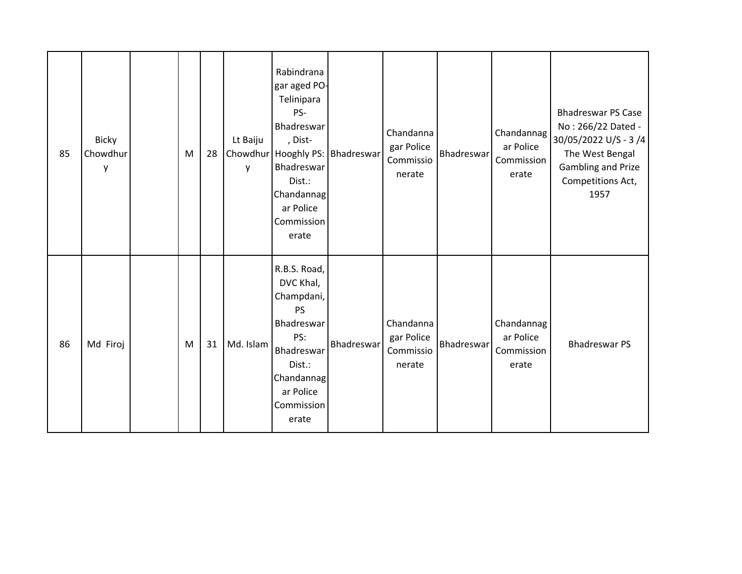| | | | | | | | | | | | |
|---|---|---|---|---|---|---|---|---|---|---|---|
| 85 | Bicky Chowdhury | | M | 28 | Lt Baiju Chowdhury | Rabindranagar aged PO-Telinipara PS-Bhadreswar, Dist-Hooghly PS: Bhadreswar Dist.: Chandannagar Police Commissionerate | Bhadreswar | Chandannagar Police Commissionerate | Bhadreswar | Chandannagar Police Commissionerate | Bhadreswar PS Case No : 266/22 Dated - 30/05/2022 U/S - 3 /4 The West Bengal Gambling and Prize Competitions Act, 1957 |
| 86 | Md Firoj | | M | 31 | Md. Islam | R.B.S. Road, DVC Khal, Champdani, PS Bhadreswar PS: Bhadreswar Dist.: Chandannagar Police Commissionerate | Bhadreswar | Chandannagar Police Commissionerate | Bhadreswar | Chandannagar Police Commissionerate | Bhadreswar PS |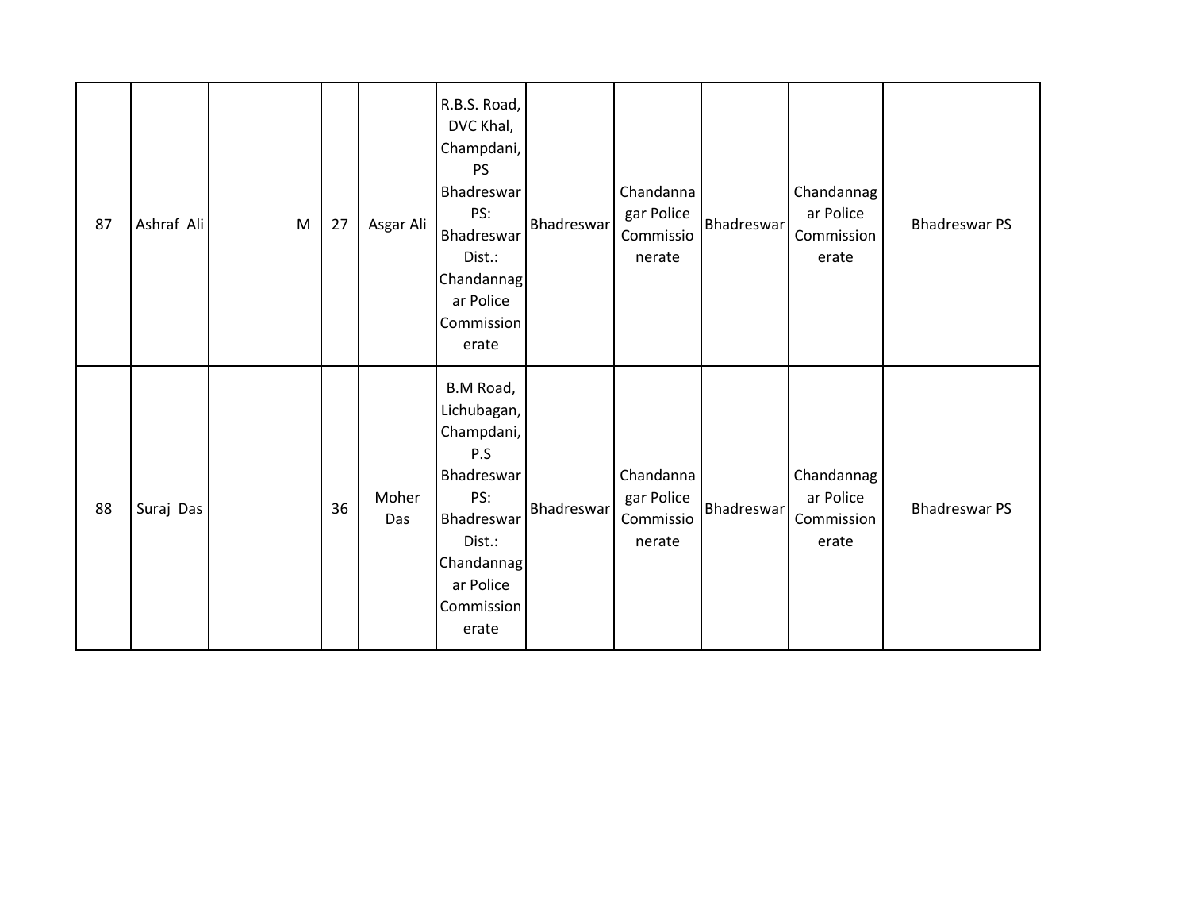| | | | | | | | | | | | |
|---|---|---|---|---|---|---|---|---|---|---|---|
| 87 | Ashraf Ali | | M | 27 | Asgar Ali | R.B.S. Road, DVC Khal, Champdani, PS Bhadreswar PS: Bhadreswar Dist.: Chandannagar Police Commissionerate | Bhadreswar | Chandannagar Police Commissionerate | Bhadreswar | Chandannagar Police Commissionerate | Bhadreswar PS |
| 88 | Suraj Das | | | 36 | Moher Das | B.M Road, Lichubagan, Champdani, P.S Bhadreswar PS: Bhadreswar Dist.: Chandannagar Police Commissionerate | Bhadreswar | Chandannagar Police Commissionerate | Bhadreswar | Chandannagar Police Commissionerate | Bhadreswar PS |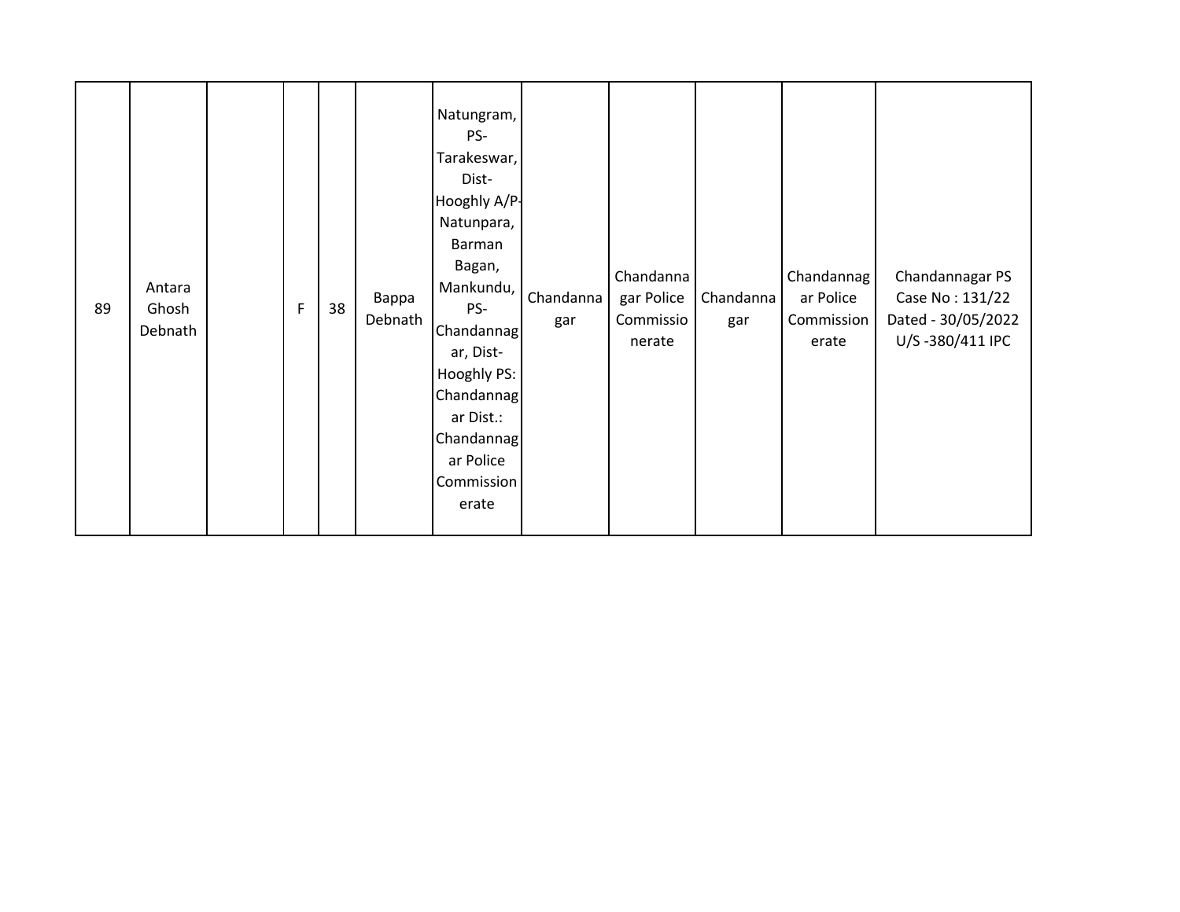| | | | | | | | | | | | |
|---|---|---|---|---|---|---|---|---|---|---|---|
| 89 | Antara Ghosh Debnath | | F | 38 | Bappa Debnath | Natungram, PS-Tarakeswar, Dist-Hooghly A/P-Natunpara, Barman Bagan, Mankundu, PS-Chandannagar, Dist-Hooghly PS: Chandannagar Dist.: Chandannagar Police Commissionerate | Chandannagar | Chandannagar Police Commissionerate | Chandannagar | Chandannagar Police Commissionerate | Chandannagar PS Case No : 131/22 Dated - 30/05/2022 U/S -380/411 IPC |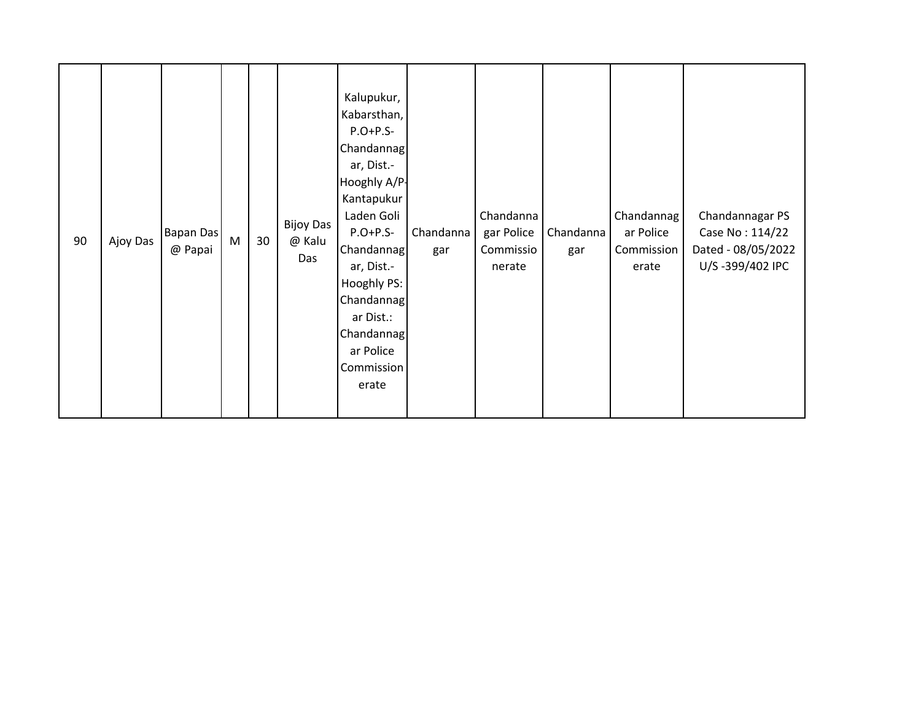| | | | | | | | | | | | |
|---|---|---|---|---|---|---|---|---|---|---|---|
| 90 | Ajoy Das | Bapan Das @ Papai | M | 30 | Bijoy Das @ Kalu Das | Kalupukur, Kabarsthan, P.O+P.S-Chandannagar, Dist.-Hooghly A/P-Kantapukur Laden Goli P.O+P.S-Chandannagar, Dist.-Hooghly PS: Chandannagar Dist.: Chandannagar Police Commissionerate | Chandannagar | Chandannagar Police Commissionerate | Chandannagar | Chandannagar Police Commissionerate | Chandannagar PS Case No : 114/22 Dated - 08/05/2022 U/S -399/402 IPC |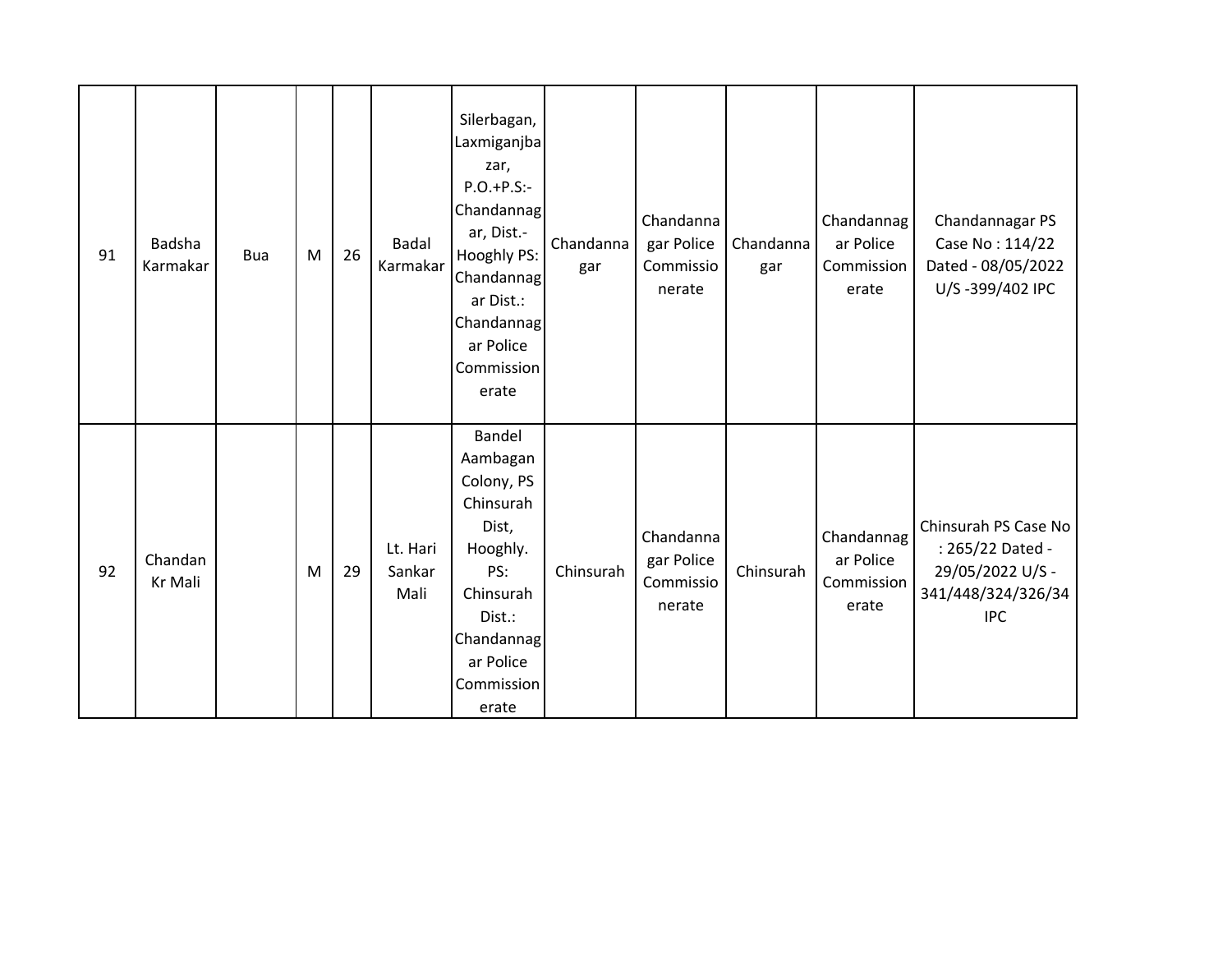| | | | | | | | | | | | |
|---|---|---|---|---|---|---|---|---|---|---|---|
| 91 | Badsha Karmakar | Bua | M | 26 | Badal Karmakar | Silerbagan, Laxmiganjbazar, P.O.+P.S:- Chandannagar, Dist.- Hooghly PS: Chandannagar Dist.: Chandannagar Police Commissionerate | Chandannagar | Chandannagar Police Commissionerate | Chandannagar | Chandannagar Police Commissionerate | Chandannagar PS Case No : 114/22 Dated - 08/05/2022 U/S -399/402 IPC |
| 92 | Chandan Kr Mali | | M | 29 | Lt. Hari Sankar Mali | Bandel Aambagan Colony, PS Chinsurah Dist, Hooghly. PS: Chinsurah Dist.: Chandannagar Police Commissionerate | Chinsurah | Chandannagar Police Commissionerate | Chinsurah | Chandannagar Police Commissionerate | Chinsurah PS Case No : 265/22 Dated - 29/05/2022 U/S - 341/448/324/326/34 IPC |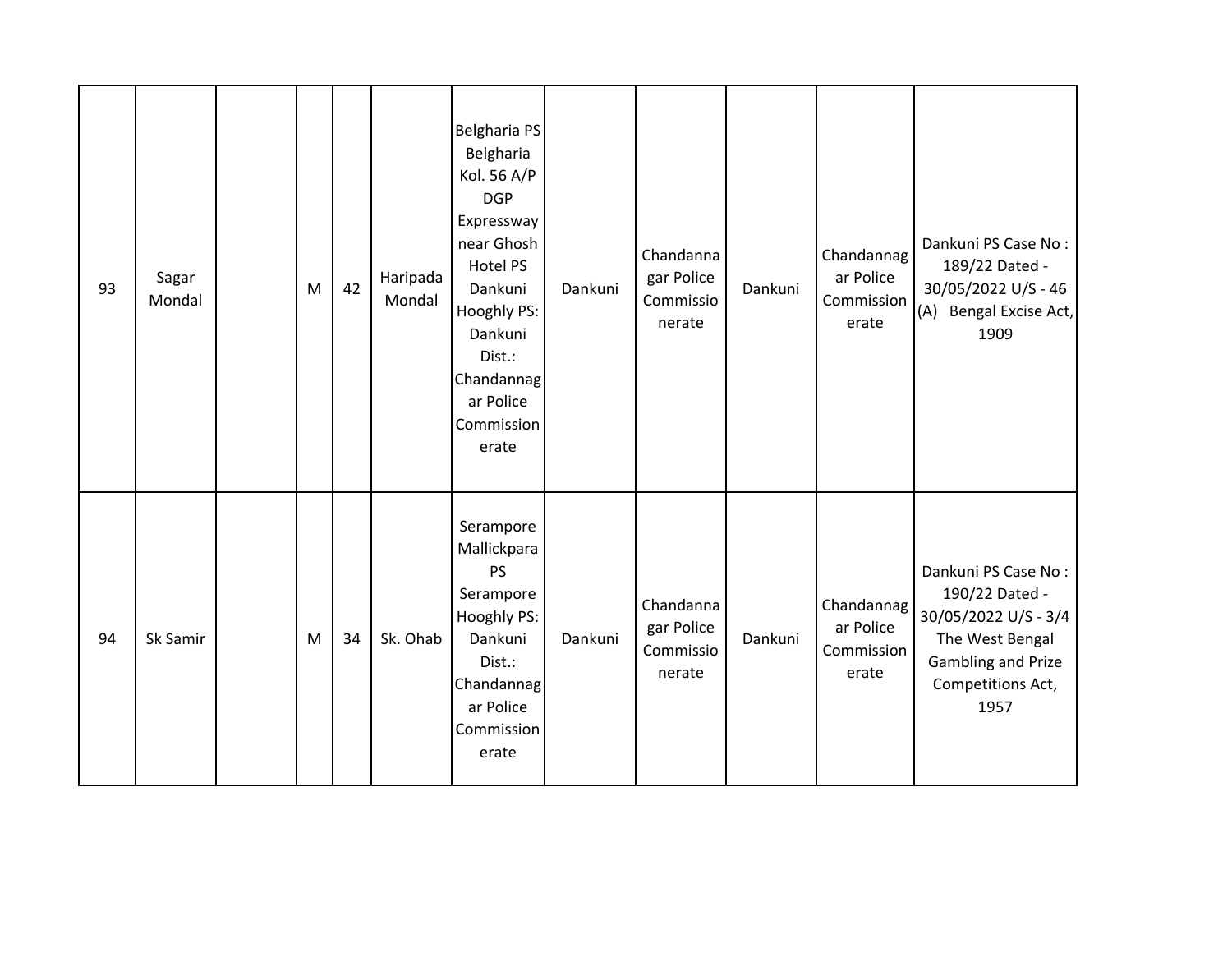| | | | | | | | | | | | |
|---|---|---|---|---|---|---|---|---|---|---|---|
| 93 | Sagar Mondal | | M | 42 | Haripada Mondal | Belgharia PS Belgharia Kol. 56 A/P DGP Expressway near Ghosh Hotel PS Dankuni Hooghly PS: Dankuni Dist.: Chandannagar Police Commissionerate | Dankuni | Chandannagar Police Commissionerate | Dankuni | Chandannagar Police Commissionerate | Dankuni PS Case No : 189/22 Dated - 30/05/2022 U/S - 46 (A) Bengal Excise Act, 1909 |
| 94 | Sk Samir | | M | 34 | Sk. Ohab | Serampore Mallickpara PS Serampore Hooghly PS: Dankuni Dist.: Chandannagar Police Commissionerate | Dankuni | Chandannagar Police Commissionerate | Dankuni | Chandannagar Police Commissionerate | Dankuni PS Case No : 190/22 Dated - 30/05/2022 U/S - 3/4 The West Bengal Gambling and Prize Competitions Act, 1957 |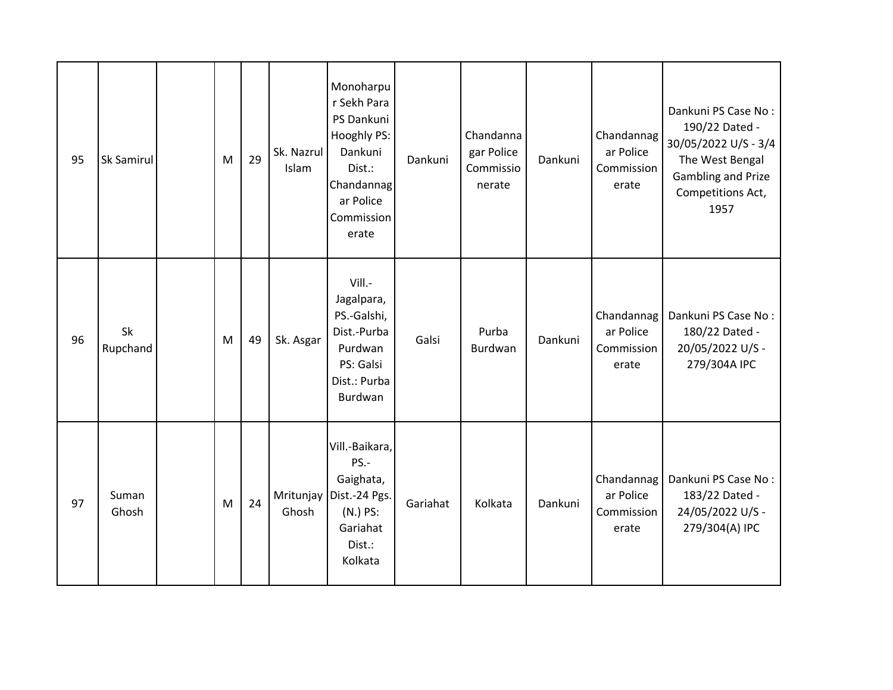| | | | | | | | | | | | |
|---|---|---|---|---|---|---|---|---|---|---|---|
| 95 | Sk Samirul | | M | 29 | Sk. Nazrul Islam | Monoharpur Sekh Para PS Dankuni Hooghly PS: Dankuni Dist.: Chandannagar Police Commissionerate | Dankuni | Chandannagar Police Commissionerate | Dankuni | Chandannagar Police Commissionerate | Dankuni PS Case No : 190/22 Dated - 30/05/2022 U/S - 3/4 The West Bengal Gambling and Prize Competitions Act, 1957 |
| 96 | Sk Rupchand | | M | 49 | Sk. Asgar | Vill.-Jagalpara, PS.-Galshi, Dist.-Purba Purdwan PS: Galsi Dist.: Purba Burdwan | Galsi | Purba Burdwan | Dankuni | Chandannagar Police Commissionerate | Dankuni PS Case No : 180/22 Dated - 20/05/2022 U/S - 279/304A IPC |
| 97 | Suman Ghosh | | M | 24 | Mritunjay Ghosh | Vill.-Baikara, PS.-Gaighata, Dist.-24 Pgs. (N.) PS: Gariahat Dist.: Kolkata | Gariahat | Kolkata | Dankuni | Chandannagar Police Commissionerate | Dankuni PS Case No : 183/22 Dated - 24/05/2022 U/S - 279/304(A) IPC |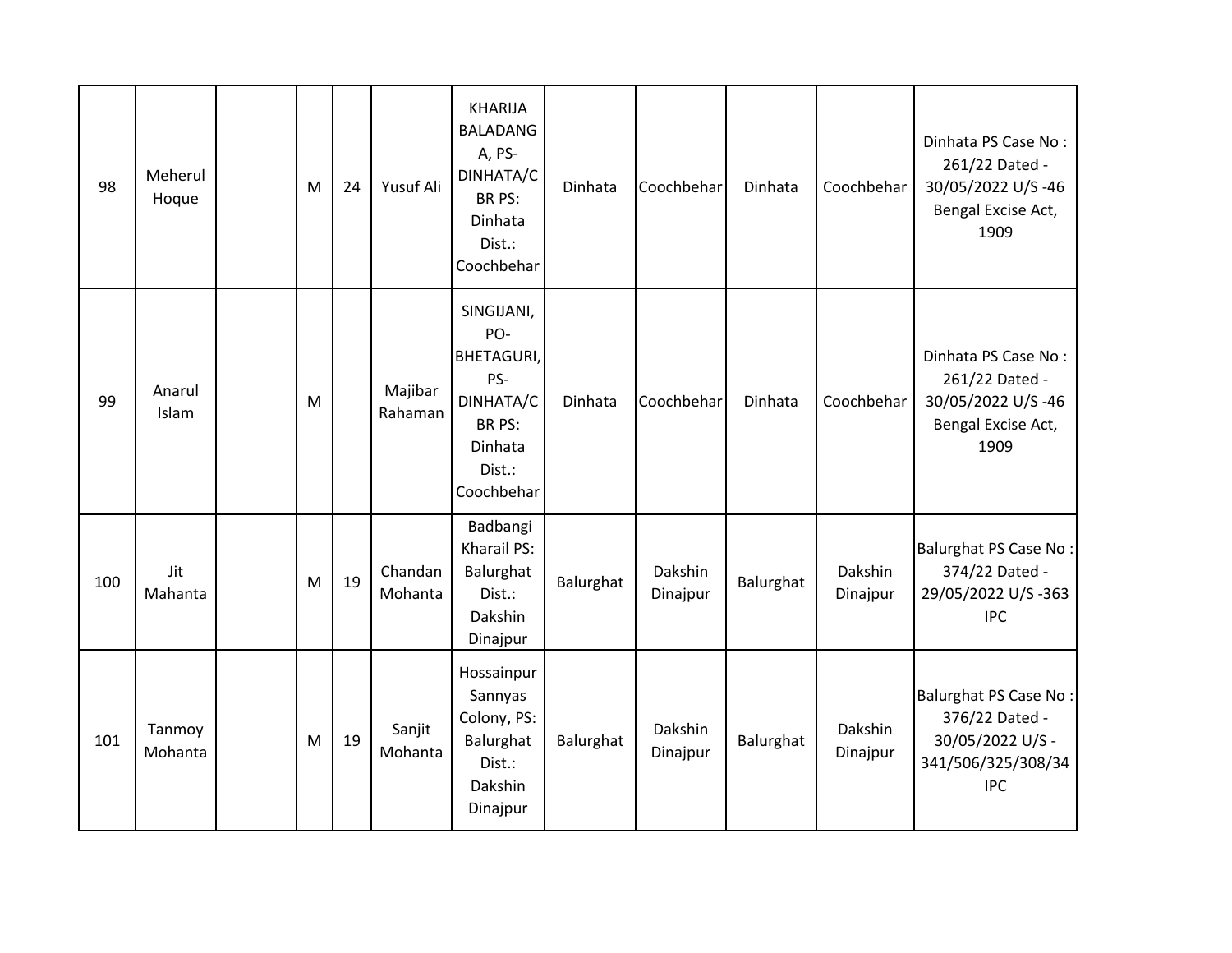| | | | | | | | | | | | |
|---|---|---|---|---|---|---|---|---|---|---|---|
| 98 | Meherul Hoque | | M | 24 | Yusuf Ali | KHARIJA BALADANGA, PS-DINHATA/CBR PS: Dinhata Dist.: Coochbehar | Dinhata | Coochbehar | Dinhata | Coochbehar | Dinhata PS Case No : 261/22 Dated - 30/05/2022 U/S -46 Bengal Excise Act, 1909 |
| 99 | Anarul Islam | | M | | Majibar Rahaman | SINGIJANI, PO-BHETAGURI, PS-DINHATA/CBR PS: Dinhata Dist.: Coochbehar | Dinhata | Coochbehar | Dinhata | Coochbehar | Dinhata PS Case No : 261/22 Dated - 30/05/2022 U/S -46 Bengal Excise Act, 1909 |
| 100 | Jit Mahanta | | M | 19 | Chandan Mohanta | Badbangi Kharail PS: Balurghat Dist.: Dakshin Dinajpur | Balurghat | Dakshin Dinajpur | Balurghat | Dakshin Dinajpur | Balurghat PS Case No : 374/22 Dated - 29/05/2022 U/S -363 IPC |
| 101 | Tanmoy Mohanta | | M | 19 | Sanjit Mohanta | Hossainpur Sannyas Colony, PS: Balurghat Dist.: Dakshin Dinajpur | Balurghat | Dakshin Dinajpur | Balurghat | Dakshin Dinajpur | Balurghat PS Case No : 376/22 Dated - 30/05/2022 U/S - 341/506/325/308/34 IPC |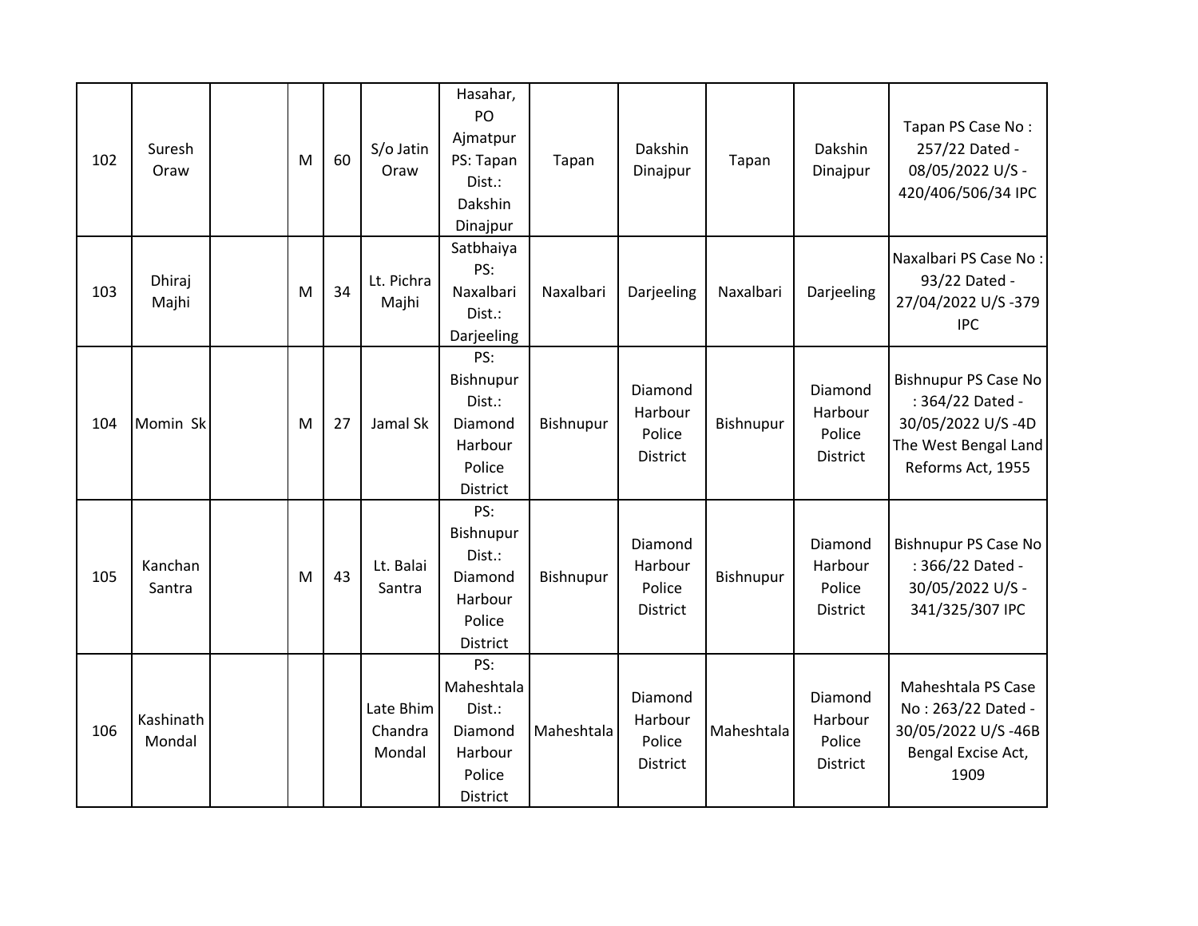| | | | | | | | | | | | |
|---|---|---|---|---|---|---|---|---|---|---|---|
| 102 | Suresh Oraw | | M | 60 | S/o Jatin Oraw | Hasahar, PO Ajmatpur PS: Tapan Dist.: Dakshin Dinajpur | Tapan | Dakshin Dinajpur | Tapan | Dakshin Dinajpur | Tapan PS Case No : 257/22 Dated - 08/05/2022 U/S - 420/406/506/34 IPC |
| 103 | Dhiraj Majhi | | M | 34 | Lt. Pichra Majhi | Satbhaiya PS: Naxalbari Dist.: Darjeeling | Naxalbari | Darjeeling | Naxalbari | Darjeeling | Naxalbari PS Case No : 93/22 Dated - 27/04/2022 U/S -379 IPC |
| 104 | Momin Sk | | M | 27 | Jamal Sk | PS: Bishnupur Dist.: Diamond Harbour Police District | Bishnupur | Diamond Harbour Police District | Bishnupur | Diamond Harbour Police District | Bishnupur PS Case No : 364/22 Dated - 30/05/2022 U/S -4D The West Bengal Land Reforms Act, 1955 |
| 105 | Kanchan Santra | | M | 43 | Lt. Balai Santra | PS: Bishnupur Dist.: Diamond Harbour Police District | Bishnupur | Diamond Harbour Police District | Bishnupur | Diamond Harbour Police District | Bishnupur PS Case No : 366/22 Dated - 30/05/2022 U/S - 341/325/307 IPC |
| 106 | Kashinath Mondal | | | | Late Bhim Chandra Mondal | PS: Maheshtala Dist.: Diamond Harbour Police District | Maheshtala | Diamond Harbour Police District | Maheshtala | Diamond Harbour Police District | Maheshtala PS Case No : 263/22 Dated - 30/05/2022 U/S -46B Bengal Excise Act, 1909 |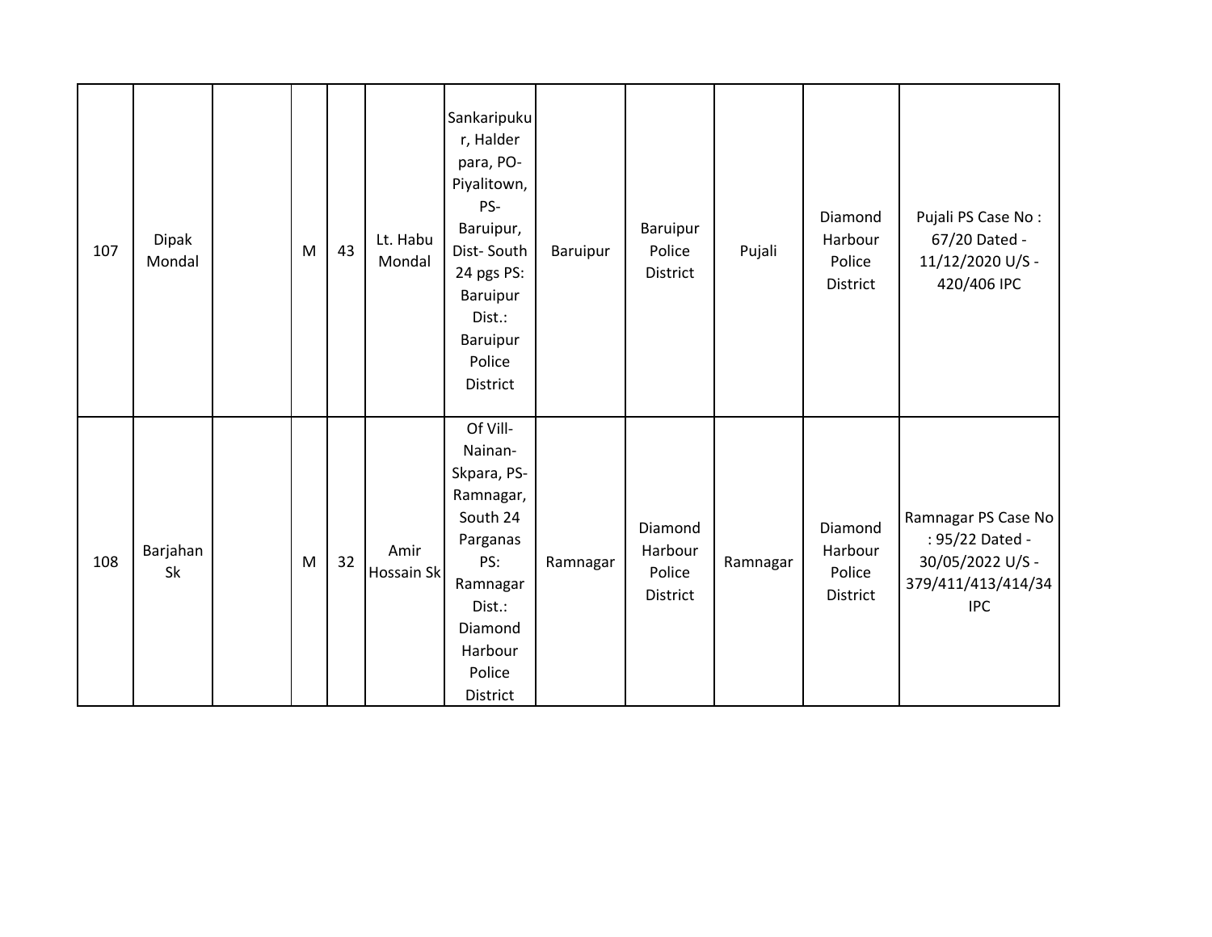| | | | | | | | | | | | |
|---|---|---|---|---|---|---|---|---|---|---|---|
| 107 | Dipak Mondal | | M | 43 | Lt. Habu Mondal | Sankaripukur, Halder para, PO- Piyalitown, PS- Baruipur, Dist- South 24 pgs PS: Baruipur Dist.: Baruipur Police District | Baruipur | Baruipur Police District | Pujali | Diamond Harbour Police District | Pujali PS Case No : 67/20 Dated - 11/12/2020 U/S - 420/406 IPC |
| 108 | Barjahan Sk | | M | 32 | Amir Hossain Sk | Of Vill- Nainan- Skpara, PS- Ramnagar, South 24 Parganas PS: Ramnagar Dist.: Diamond Harbour Police District | Ramnagar | Diamond Harbour Police District | Ramnagar | Diamond Harbour Police District | Ramnagar PS Case No : 95/22 Dated - 30/05/2022 U/S - 379/411/413/414/34 IPC |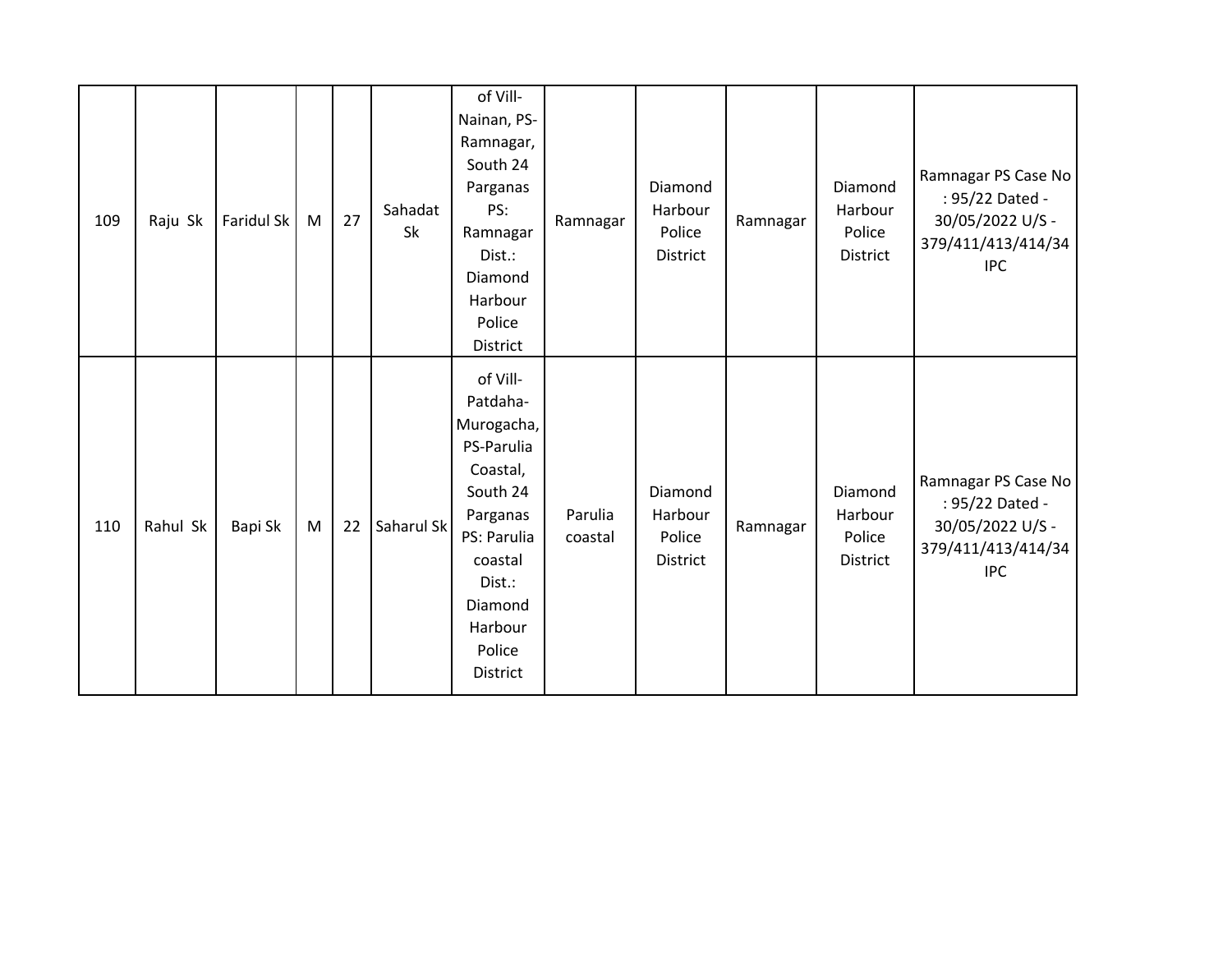| | | | | | | | | | | | |
|---|---|---|---|---|---|---|---|---|---|---|---|
| 109 | Raju Sk | Faridul Sk | M | 27 | Sahadat Sk | of Vill-Nainan, PS-Ramnagar, South 24 Parganas PS: Ramnagar Dist.: Diamond Harbour Police District | Ramnagar | Diamond Harbour Police District | Ramnagar | Diamond Harbour Police District | Ramnagar PS Case No : 95/22 Dated - 30/05/2022 U/S - 379/411/413/414/34 IPC |
| 110 | Rahul Sk | Bapi Sk | M | 22 | Saharul Sk | of Vill-Patdaha-Murogacha, PS-Parulia Coastal, South 24 Parganas PS: Parulia coastal Dist.: Diamond Harbour Police District | Parulia coastal | Diamond Harbour Police District | Ramnagar | Diamond Harbour Police District | Ramnagar PS Case No : 95/22 Dated - 30/05/2022 U/S - 379/411/413/414/34 IPC |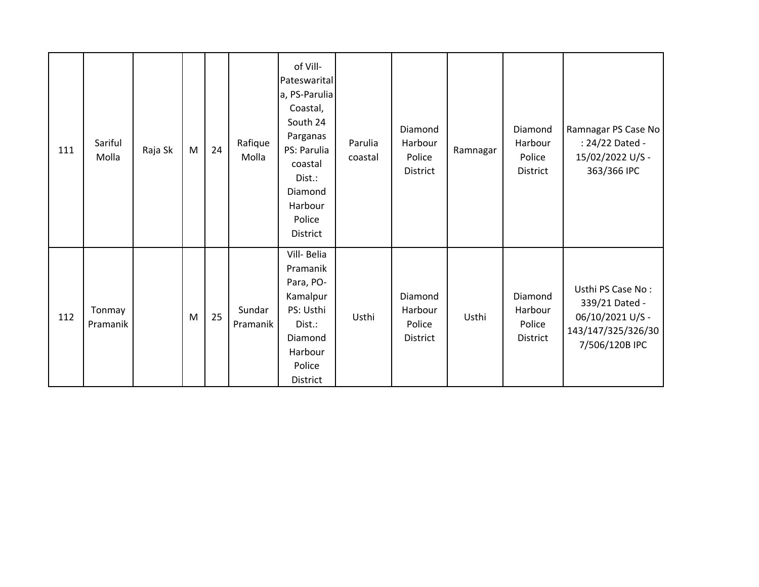| | | | | | | | | | | | |
|---|---|---|---|---|---|---|---|---|---|---|---|
| 111 | Sariful Molla | Raja Sk | M | 24 | Rafique Molla | of Vill-Pateswaritala, PS-Parulia Coastal, South 24 Parganas PS: Parulia coastal Dist.: Diamond Harbour Police District | Parulia coastal | Diamond Harbour Police District | Ramnagar | Diamond Harbour Police District | Ramnagar PS Case No : 24/22 Dated - 15/02/2022 U/S - 363/366 IPC |
| 112 | Tonmay Pramanik | | M | 25 | Sundar Pramanik | Vill- Belia Pramanik Para, PO- Kamalpur PS: Usthi Dist.: Diamond Harbour Police District | Usthi | Diamond Harbour Police District | Usthi | Diamond Harbour Police District | Usthi PS Case No : 339/21 Dated - 06/10/2021 U/S - 143/147/325/326/307/506/120B IPC |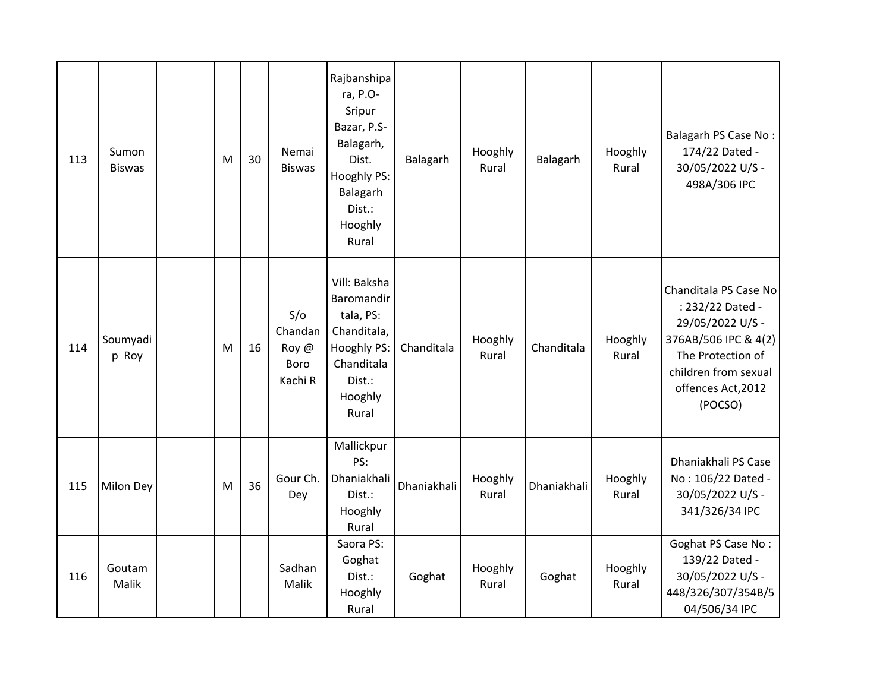| | | | | | | | | | | | |
|---|---|---|---|---|---|---|---|---|---|---|---|
| 113 | Sumon Biswas | | M | 30 | Nemai Biswas | Rajbanshipara, P.O- Sripur Bazar, P.S- Balagarh, Dist. Hooghly PS: Balagarh Dist.: Hooghly Rural | Balagarh | Hooghly Rural | Balagarh | Hooghly Rural | Balagarh PS Case No : 174/22 Dated - 30/05/2022 U/S - 498A/306 IPC |
| 114 | Soumyadip Roy | | M | 16 | S/o Chandan Roy @ Boro Kachi R | Vill: Baksha Baromandirtala, PS: Chanditala, Hooghly PS: Chanditala Dist.: Hooghly Rural | Chanditala | Hooghly Rural | Chanditala | Hooghly Rural | Chanditala PS Case No : 232/22 Dated - 29/05/2022 U/S - 376AB/506 IPC & 4(2) The Protection of children from sexual offences Act,2012 (POCSO) |
| 115 | Milon Dey | | M | 36 | Gour Ch. Dey | Mallickpur PS: Dhaniakhali Dist.: Hooghly Rural | Dhaniakhali | Hooghly Rural | Dhaniakhali | Hooghly Rural | Dhaniakhali PS Case No : 106/22 Dated - 30/05/2022 U/S - 341/326/34 IPC |
| 116 | Goutam Malik | | | | Sadhan Malik | Saora PS: Goghat Dist.: Hooghly Rural | Goghat | Hooghly Rural | Goghat | Hooghly Rural | Goghat PS Case No : 139/22 Dated - 30/05/2022 U/S - 448/326/307/354B/504/506/34 IPC |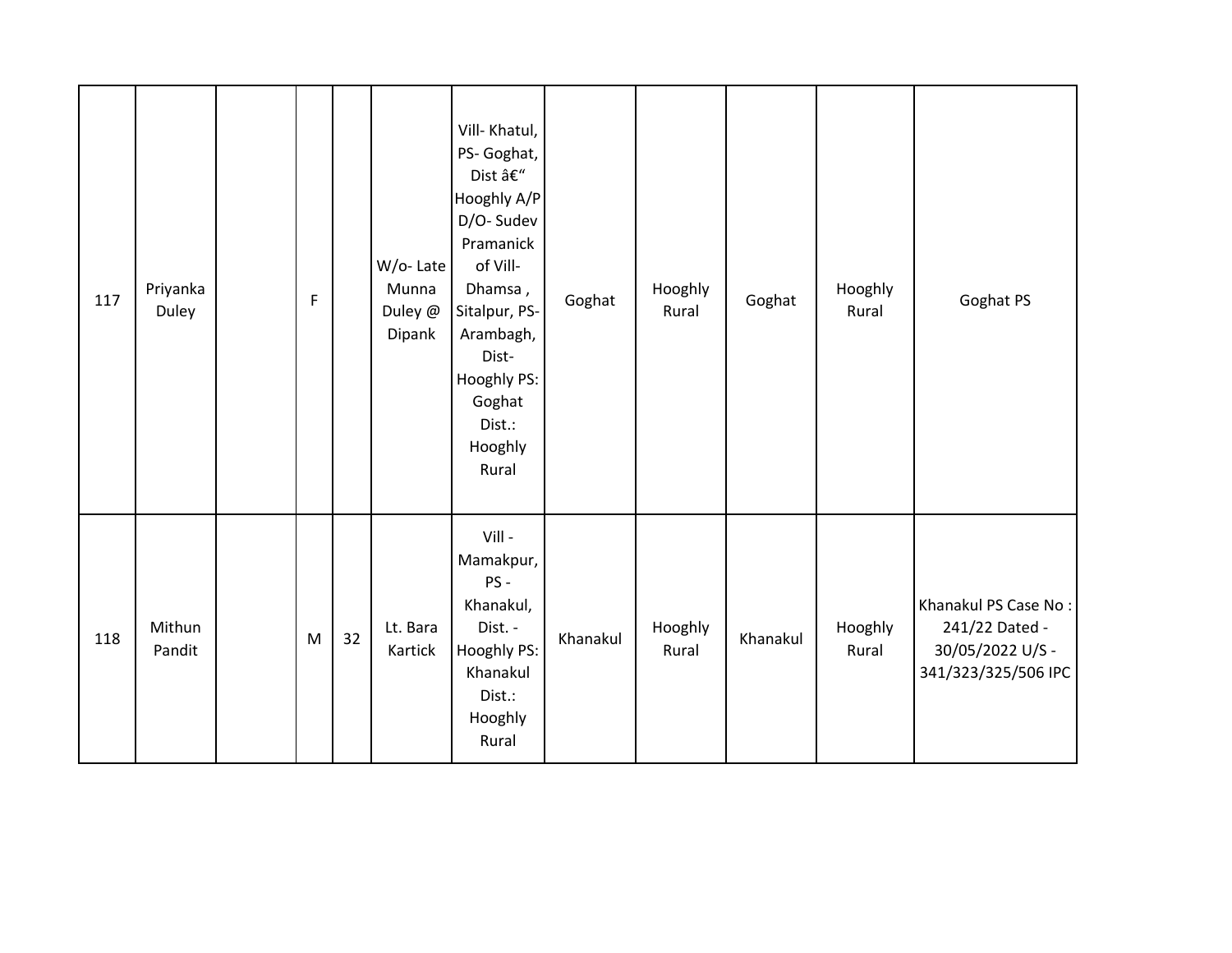| | | | | | | | | | | | |
|---|---|---|---|---|---|---|---|---|---|---|---|
| 117 | Priyanka Duley | | F | | W/o- Late Munna Duley @ Dipank | Vill- Khatul, PS- Goghat, Dist â€" Hooghly A/P D/O- Sudev Pramanick of Vill- Dhamsa , Sitalpur, PS- Arambagh, Dist- Hooghly PS: Goghat Dist.: Hooghly Rural | Goghat | Hooghly Rural | Goghat | Hooghly Rural | Goghat PS |
| 118 | Mithun Pandit | | M | 32 | Lt. Bara Kartick | Vill - Mamakpur, PS - Khanakul, Dist. - Hooghly PS: Khanakul Dist.: Hooghly Rural | Khanakul | Hooghly Rural | Khanakul | Hooghly Rural | Khanakul PS Case No : 241/22 Dated - 30/05/2022 U/S - 341/323/325/506 IPC |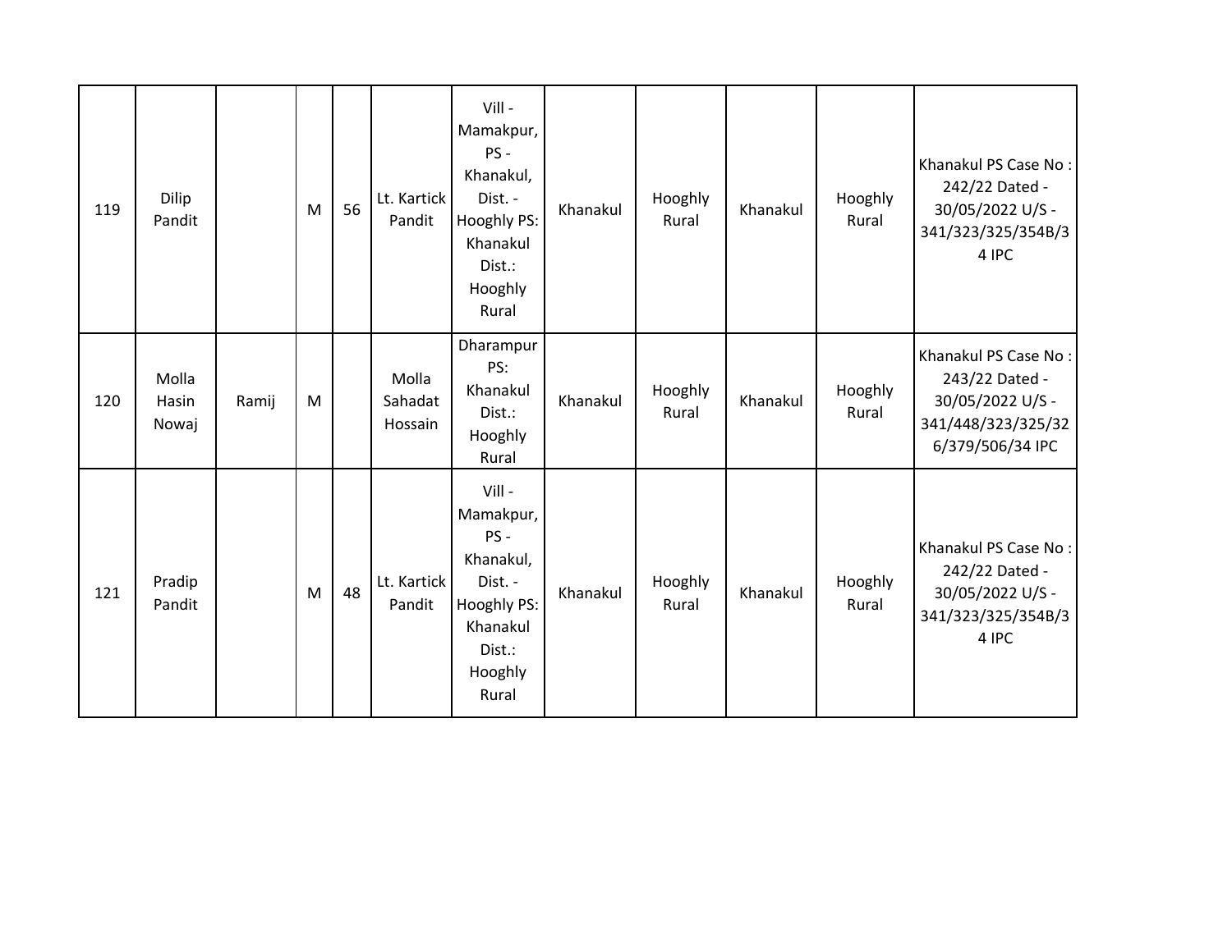| | | | | | | | | | | | |
|---|---|---|---|---|---|---|---|---|---|---|---|
| 119 | Dilip Pandit | | M | 56 | Lt. Kartick Pandit | Vill - Mamakpur, PS - Khanakul, Dist. - Hooghly PS: Khanakul Dist.: Hooghly Rural | Khanakul | Hooghly Rural | Khanakul | Hooghly Rural | Khanakul PS Case No : 242/22 Dated - 30/05/2022 U/S - 341/323/325/354B/34 IPC |
| 120 | Molla Hasin Nowaj | Ramij | M | | Molla Sahadat Hossain | Dharampur PS: Khanakul Dist.: Hooghly Rural | Khanakul | Hooghly Rural | Khanakul | Hooghly Rural | Khanakul PS Case No : 243/22 Dated - 30/05/2022 U/S - 341/448/323/325/326/379/506/34 IPC |
| 121 | Pradip Pandit | | M | 48 | Lt. Kartick Pandit | Vill - Mamakpur, PS - Khanakul, Dist. - Hooghly PS: Khanakul Dist.: Hooghly Rural | Khanakul | Hooghly Rural | Khanakul | Hooghly Rural | Khanakul PS Case No : 242/22 Dated - 30/05/2022 U/S - 341/323/325/354B/34 IPC |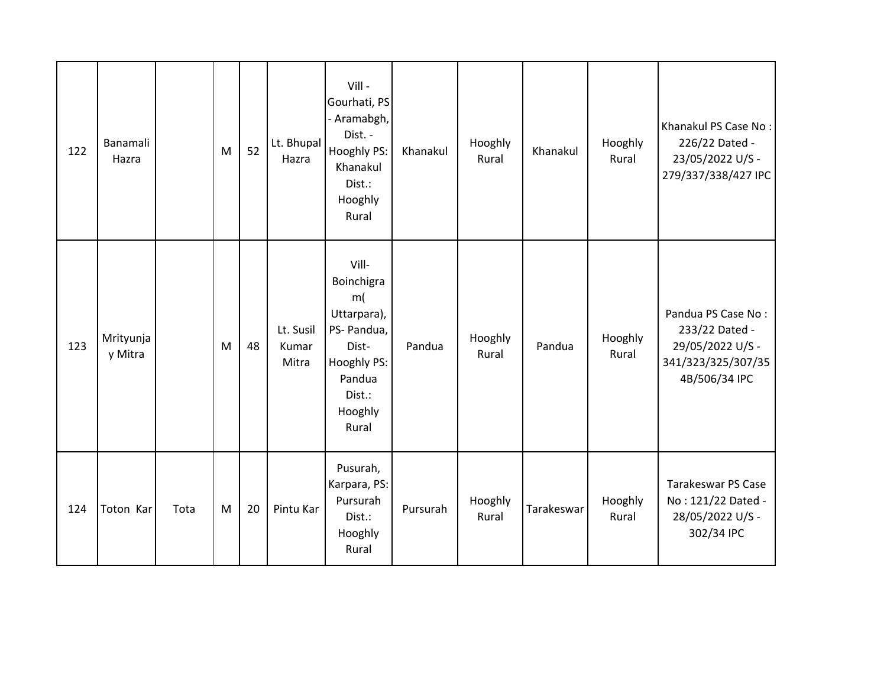| | | | | | | | | | | | |
|---|---|---|---|---|---|---|---|---|---|---|---|
| 122 | Banamali Hazra | | M | 52 | Lt. Bhupal Hazra | Vill - Gourhati, PS - Aramabgh, Dist. - Hooghly PS: Khanakul Dist.: Hooghly Rural | Khanakul | Hooghly Rural | Khanakul | Hooghly Rural | Khanakul PS Case No : 226/22 Dated - 23/05/2022 U/S - 279/337/338/427 IPC |
| 123 | Mrityunjay Mitra | | M | 48 | Lt. Susil Kumar Mitra | Vill- Boinchigram( Uttarpara), PS- Pandua, Dist- Hooghly PS: Pandua Dist.: Hooghly Rural | Pandua | Hooghly Rural | Pandua | Hooghly Rural | Pandua PS Case No : 233/22 Dated - 29/05/2022 U/S - 341/323/325/307/354B/506/34 IPC |
| 124 | Toton Kar | Tota | M | 20 | Pintu Kar | Pusurah, Karpara, PS: Pursurah Dist.: Hooghly Rural | Pursurah | Hooghly Rural | Tarakeswar | Hooghly Rural | Tarakeswar PS Case No : 121/22 Dated - 28/05/2022 U/S - 302/34 IPC |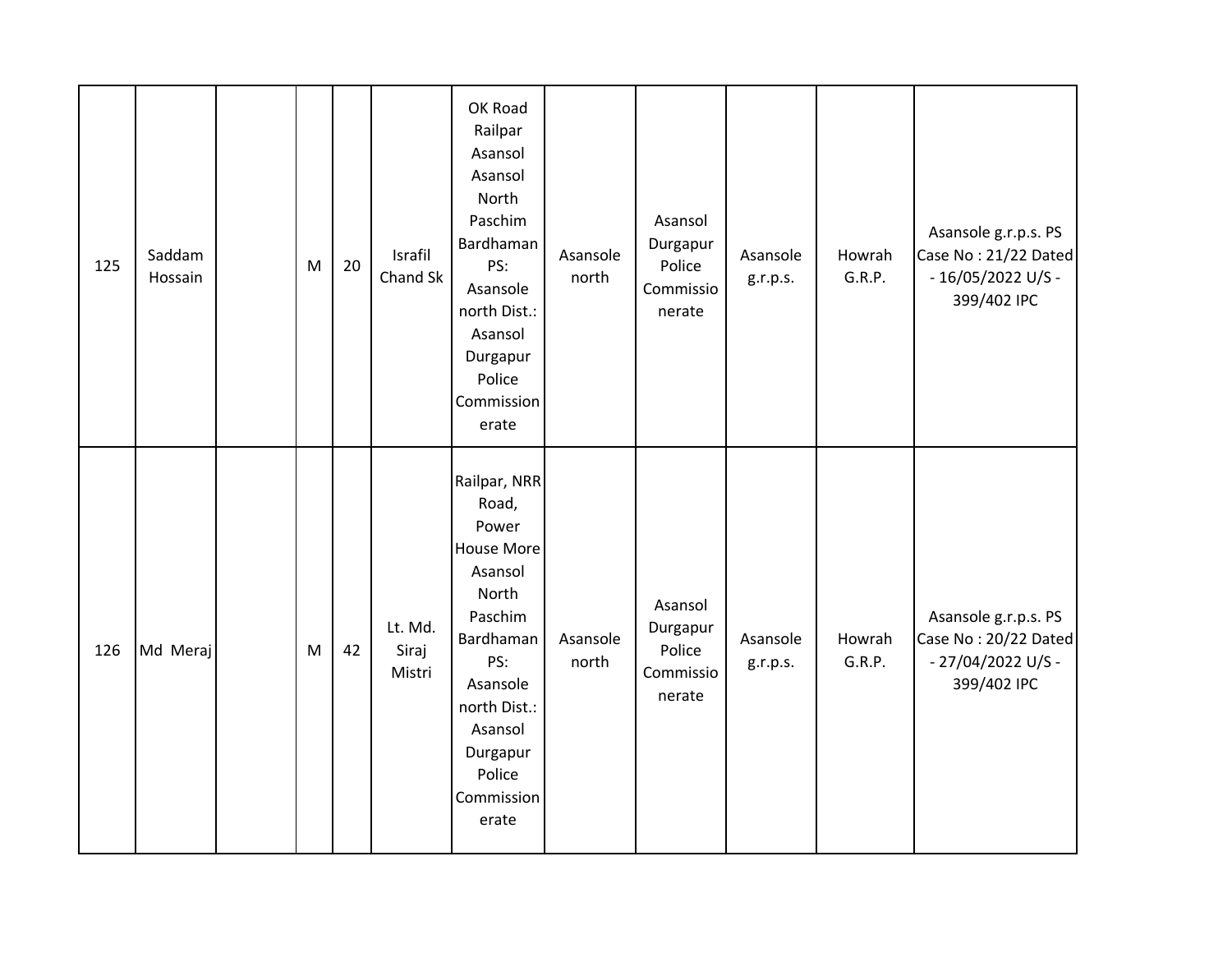| | | | | | | | | | | | |
|---|---|---|---|---|---|---|---|---|---|---|---|
| 125 | Saddam Hossain | | M | 20 | Israfil Chand Sk | OK Road Railpar Asansol Asansol North Paschim Bardhaman PS: Asansole north Dist.: Asansol Durgapur Police Commissionerate | Asansole north | Asansol Durgapur Police Commissionerate | Asansole g.r.p.s. | Howrah G.R.P. | Asansole g.r.p.s. PS Case No : 21/22 Dated - 16/05/2022 U/S - 399/402 IPC |
| 126 | Md Meraj | | M | 42 | Lt. Md. Siraj Mistri | Railpar, NRR Road, Power House More Asansol North Paschim Bardhaman PS: Asansole north Dist.: Asansol Durgapur Police Commissionerate | Asansole north | Asansol Durgapur Police Commissionerate | Asansole g.r.p.s. | Howrah G.R.P. | Asansole g.r.p.s. PS Case No : 20/22 Dated - 27/04/2022 U/S - 399/402 IPC |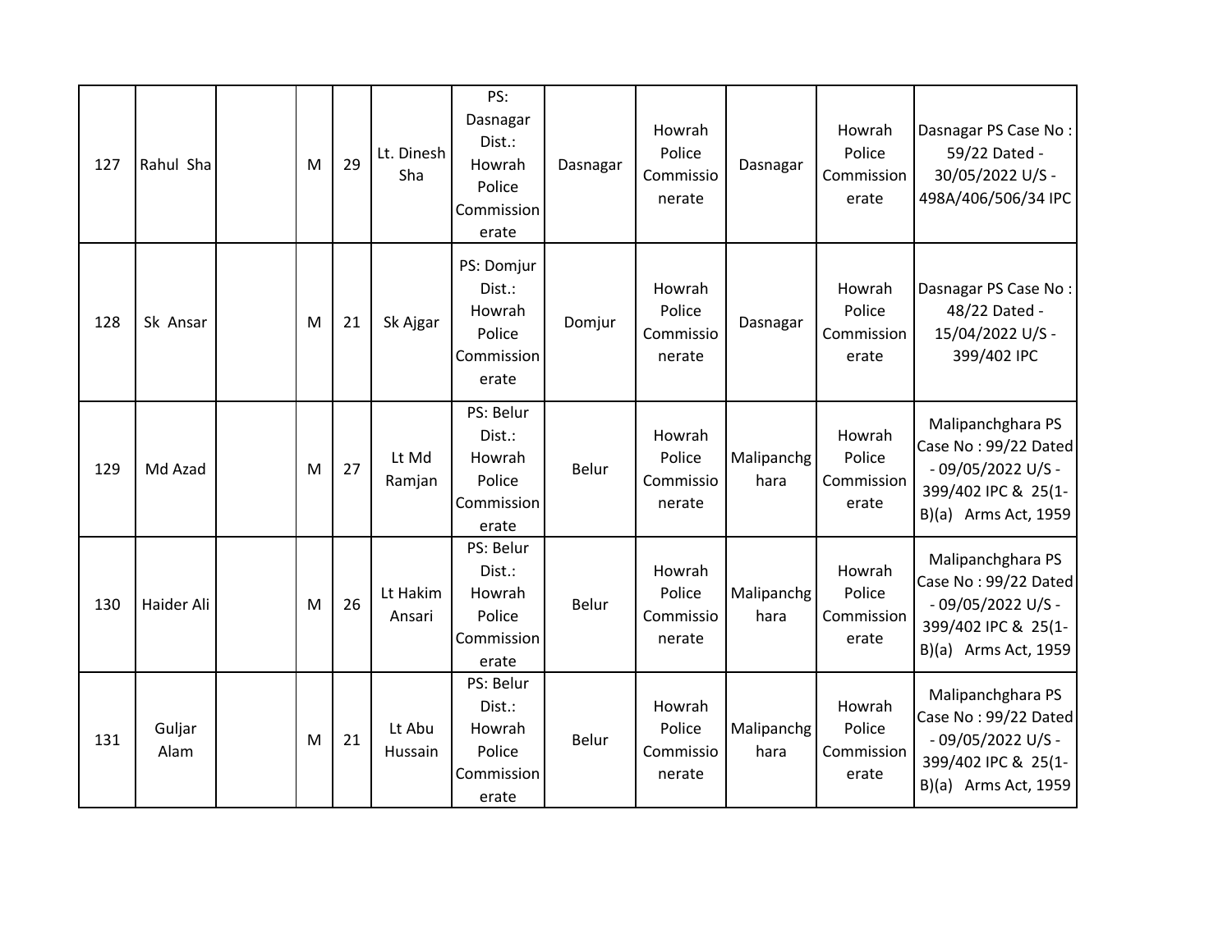| | | | | | | | | | | | |
|---|---|---|---|---|---|---|---|---|---|---|---|
| 127 | Rahul Sha | | M | 29 | Lt. Dinesh Sha | PS: Dasnagar Dist.: Howrah Police Commissionerate | Dasnagar | Howrah Police Commissionerate | Dasnagar | Howrah Police Commissionerate | Dasnagar PS Case No : 59/22 Dated - 30/05/2022 U/S - 498A/406/506/34 IPC |
| 128 | Sk Ansar | | M | 21 | Sk Ajgar | PS: Domjur Dist.: Howrah Police Commissionerate | Domjur | Howrah Police Commissionerate | Dasnagar | Howrah Police Commissionerate | Dasnagar PS Case No : 48/22 Dated - 15/04/2022 U/S - 399/402 IPC |
| 129 | Md Azad | | M | 27 | Lt Md Ramjan | PS: Belur Dist.: Howrah Police Commissionerate | Belur | Howrah Police Commissionerate | Malipanchghara | Howrah Police Commissionerate | Malipanchghara PS Case No : 99/22 Dated - 09/05/2022 U/S - 399/402 IPC & 25(1-B)(a) Arms Act, 1959 |
| 130 | Haider Ali | | M | 26 | Lt Hakim Ansari | PS: Belur Dist.: Howrah Police Commissionerate | Belur | Howrah Police Commissionerate | Malipanchghara | Howrah Police Commissionerate | Malipanchghara PS Case No : 99/22 Dated - 09/05/2022 U/S - 399/402 IPC & 25(1-B)(a) Arms Act, 1959 |
| 131 | Guljar Alam | | M | 21 | Lt Abu Hussain | PS: Belur Dist.: Howrah Police Commissionerate | Belur | Howrah Police Commissionerate | Malipanchghara | Howrah Police Commissionerate | Malipanchghara PS Case No : 99/22 Dated - 09/05/2022 U/S - 399/402 IPC & 25(1-B)(a) Arms Act, 1959 |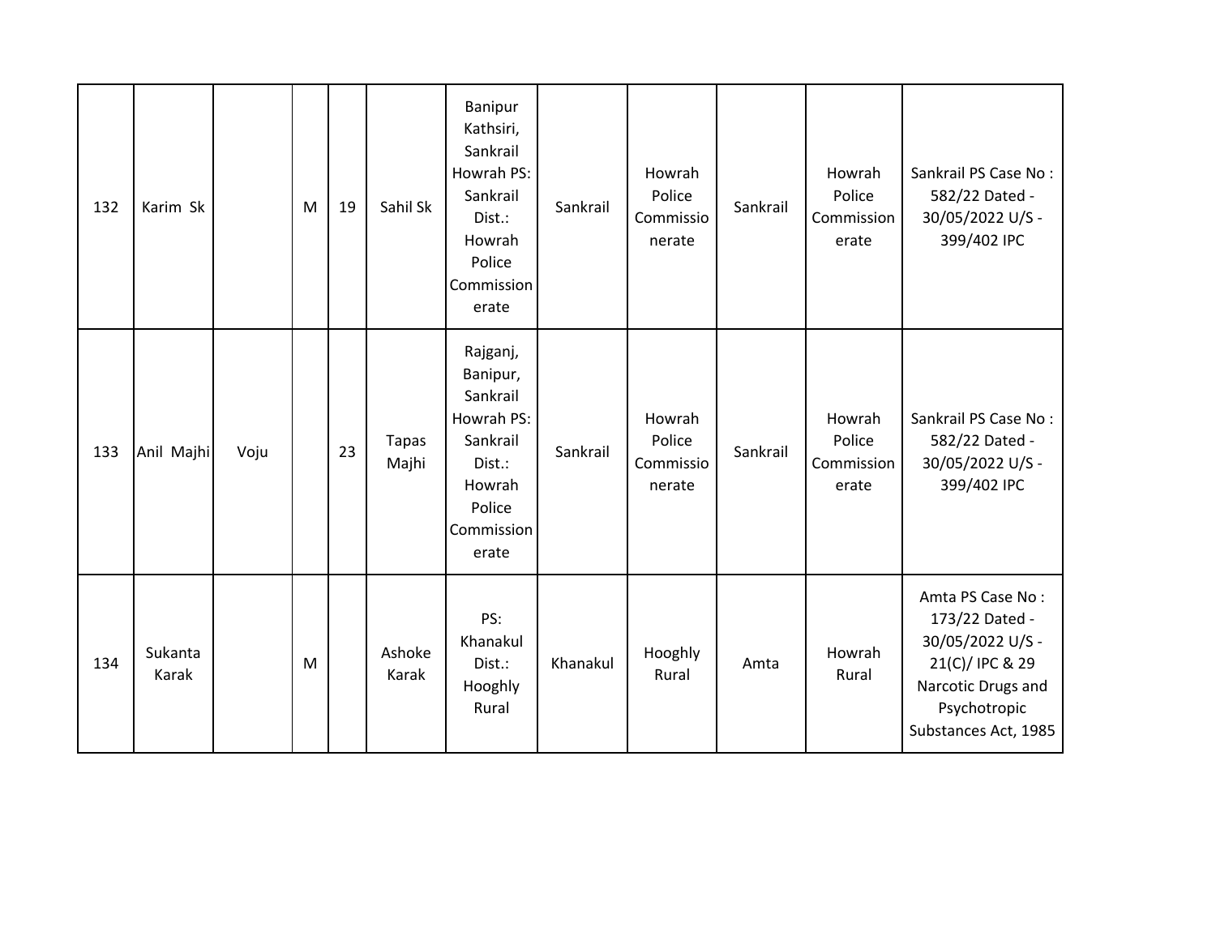| | | | | | | | | | | | |
|---|---|---|---|---|---|---|---|---|---|---|---|
| 132 | Karim Sk | | M | 19 | Sahil Sk | Banipur Kathsiri, Sankrail Howrah PS: Sankrail Dist.: Howrah Police Commissionerate | Sankrail | Howrah Police Commissionerate | Sankrail | Howrah Police Commissionerate | Sankrail PS Case No : 582/22 Dated - 30/05/2022 U/S - 399/402 IPC |
| 133 | Anil Majhi | Voju | | 23 | Tapas Majhi | Rajganj, Banipur, Sankrail Howrah PS: Sankrail Dist.: Howrah Police Commissionerate | Sankrail | Howrah Police Commissionerate | Sankrail | Howrah Police Commissionerate | Sankrail PS Case No : 582/22 Dated - 30/05/2022 U/S - 399/402 IPC |
| 134 | Sukanta Karak | | M | | Ashoke Karak | PS: Khanakul Dist.: Hooghly Rural | Khanakul | Hooghly Rural | Amta | Howrah Rural | Amta PS Case No : 173/22 Dated - 30/05/2022 U/S - 21(C)/ IPC & 29 Narcotic Drugs and Psychotropic Substances Act, 1985 |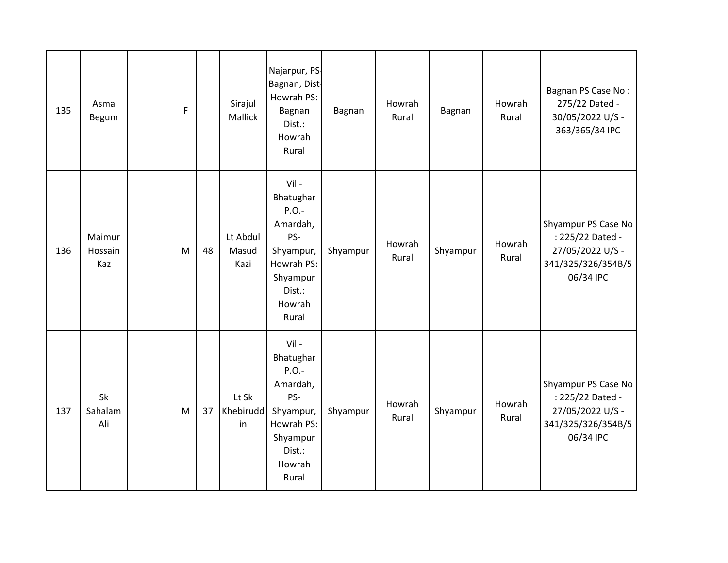| | | | | | | | | | | | |
|---|---|---|---|---|---|---|---|---|---|---|---|
| 135 | Asma Begum | | F | | Sirajul Mallick | Najarpur, PS-Bagnan, Dist-Howrah PS: Bagnan Dist.: Howrah Rural | Bagnan | Howrah Rural | Bagnan | Howrah Rural | Bagnan PS Case No : 275/22 Dated - 30/05/2022 U/S - 363/365/34 IPC |
| 136 | Maimur Hossain Kaz | | M | 48 | Lt Abdul Masud Kazi | Vill-Bhatughar P.O.-Amardah, PS-Shyampur, Howrah PS: Shyampur Dist.: Howrah Rural | Shyampur | Howrah Rural | Shyampur | Howrah Rural | Shyampur PS Case No : 225/22 Dated - 27/05/2022 U/S - 341/325/326/354B/506/34 IPC |
| 137 | Sk Sahalam Ali | | M | 37 | Lt Sk Khebiruddin | Vill-Bhatughar P.O.-Amardah, PS-Shyampur, Howrah PS: Shyampur Dist.: Howrah Rural | Shyampur | Howrah Rural | Shyampur | Howrah Rural | Shyampur PS Case No : 225/22 Dated - 27/05/2022 U/S - 341/325/326/354B/506/34 IPC |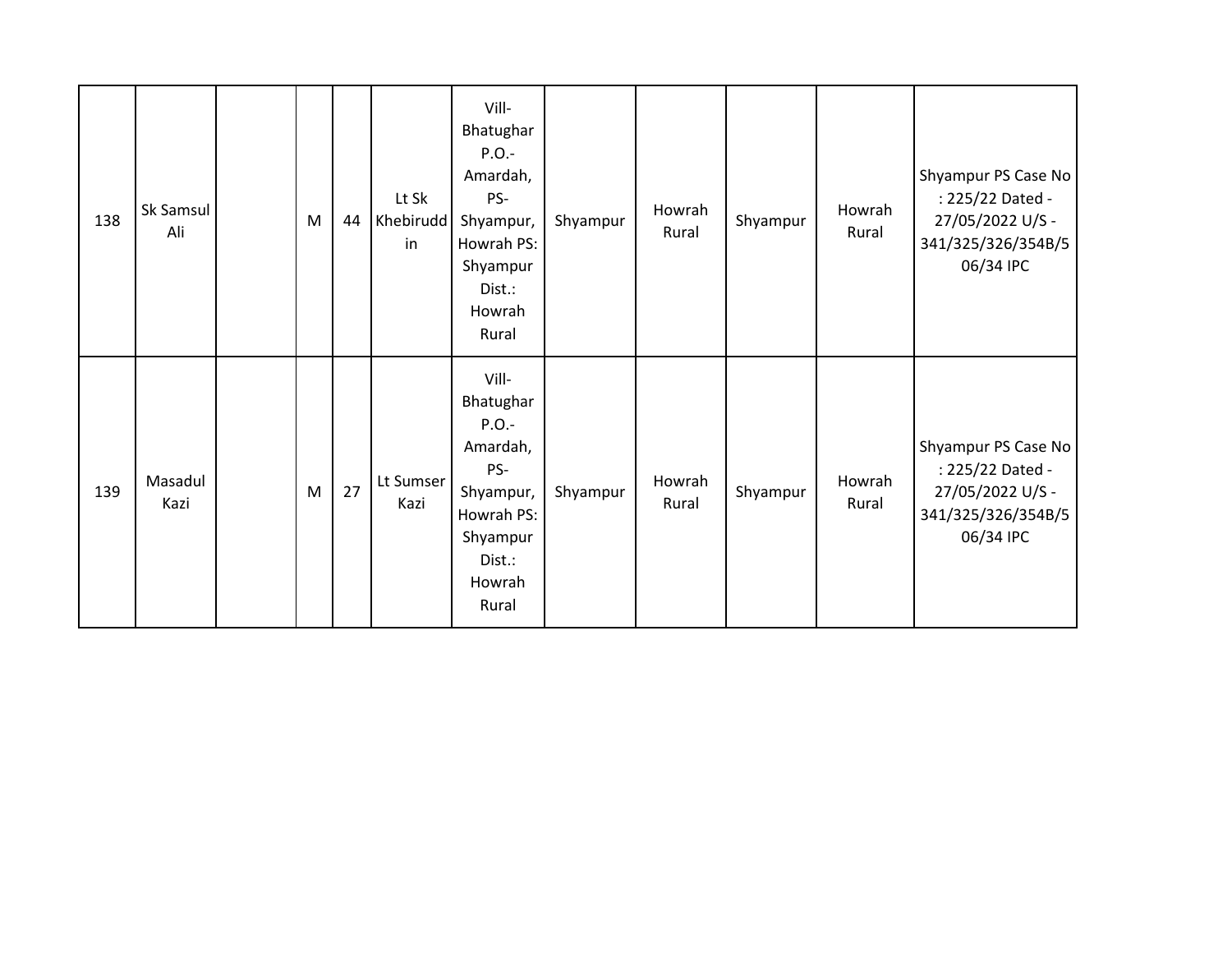| | | | | | | | | | | | |
|---|---|---|---|---|---|---|---|---|---|---|---|
| 138 | Sk Samsul Ali | | M | 44 | Lt Sk Khebiruddin | Vill- Bhatughar P.O.- Amardah, PS- Shyampur, Howrah PS: Shyampur Dist.: Howrah Rural | Shyampur | Howrah Rural | Shyampur | Howrah Rural | Shyampur PS Case No : 225/22 Dated - 27/05/2022 U/S - 341/325/326/354B/506/34 IPC |
| 139 | Masadul Kazi | | M | 27 | Lt Sumser Kazi | Vill- Bhatughar P.O.- Amardah, PS- Shyampur, Howrah PS: Shyampur Dist.: Howrah Rural | Shyampur | Howrah Rural | Shyampur | Howrah Rural | Shyampur PS Case No : 225/22 Dated - 27/05/2022 U/S - 341/325/326/354B/506/34 IPC |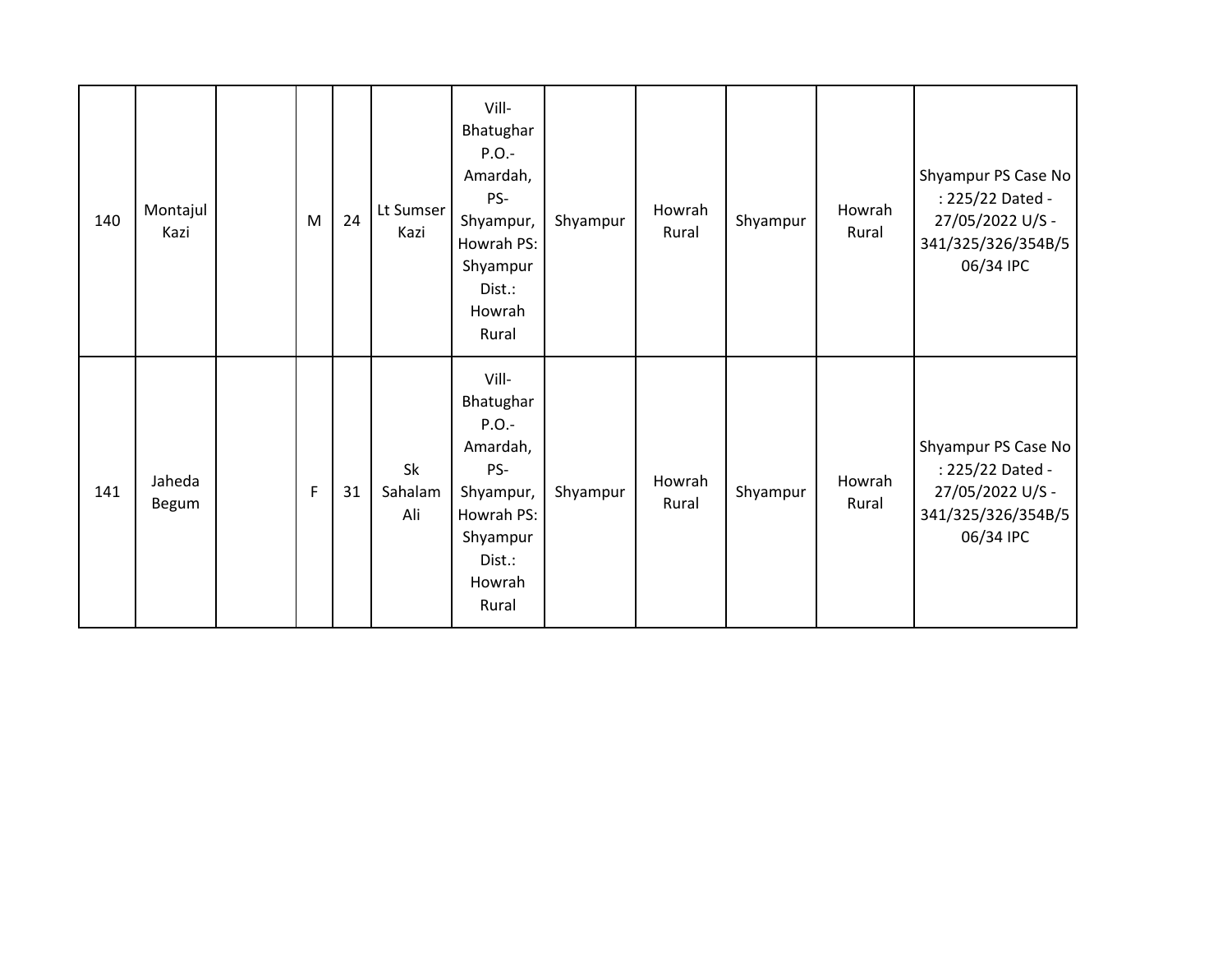| | | | | | | | | | | | |
|---|---|---|---|---|---|---|---|---|---|---|---|
| 140 | Montajul Kazi | | M | 24 | Lt Sumser Kazi | Vill- Bhatughar P.O.- Amardah, PS- Shyampur, Howrah PS: Shyampur Dist.: Howrah Rural | Shyampur | Howrah Rural | Shyampur | Howrah Rural | Shyampur PS Case No : 225/22 Dated - 27/05/2022 U/S - 341/325/326/354B/506/34 IPC |
| 141 | Jaheda Begum | | F | 31 | Sk Sahalam Ali | Vill- Bhatughar P.O.- Amardah, PS- Shyampur, Howrah PS: Shyampur Dist.: Howrah Rural | Shyampur | Howrah Rural | Shyampur | Howrah Rural | Shyampur PS Case No : 225/22 Dated - 27/05/2022 U/S - 341/325/326/354B/506/34 IPC |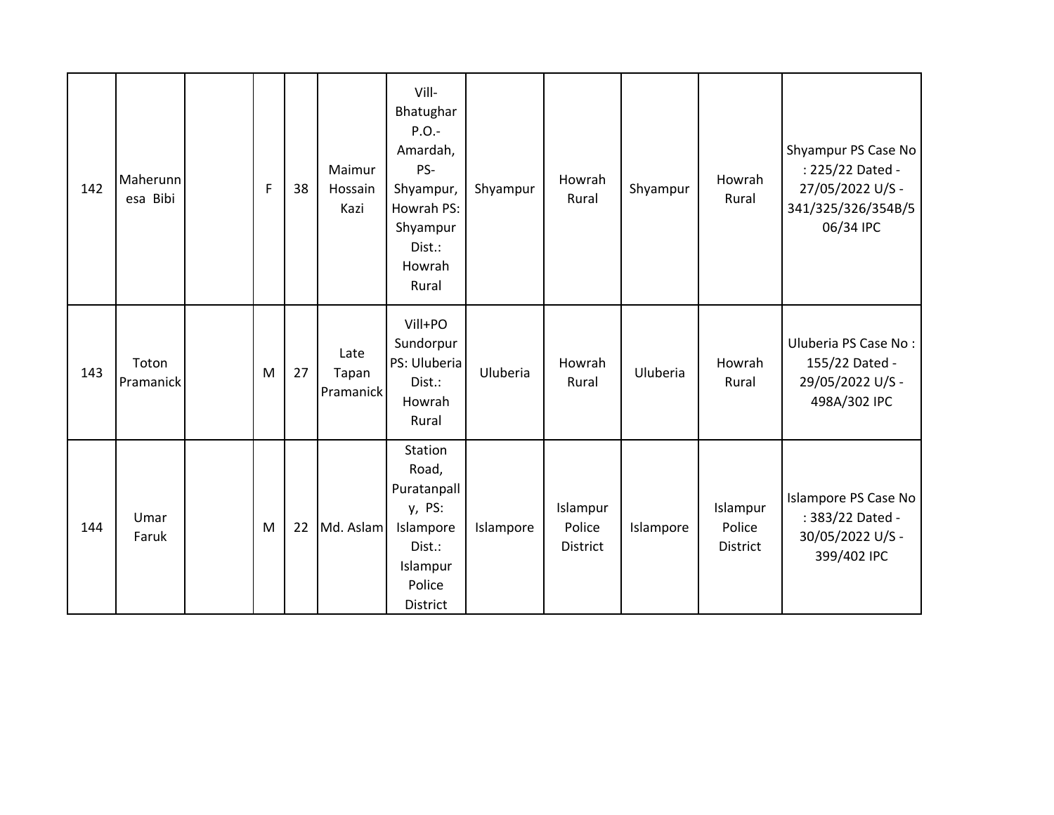| | | | | | | | | | | | |
|---|---|---|---|---|---|---|---|---|---|---|---|
| 142 | Maherunnesa Bibi | | F | 38 | Maimur Hossain Kazi | Vill-Bhatughar P.O.-Amardah, PS-Shyampur, Howrah PS: Shyampur Dist.: Howrah Rural | Shyampur | Howrah Rural | Shyampur | Howrah Rural | Shyampur PS Case No : 225/22 Dated - 27/05/2022 U/S - 341/325/326/354B/506/34 IPC |
| 143 | Toton Pramanick | | M | 27 | Late Tapan Pramanick | Vill+PO Sundorpur PS: Uluberia Dist.: Howrah Rural | Uluberia | Howrah Rural | Uluberia | Howrah Rural | Uluberia PS Case No : 155/22 Dated - 29/05/2022 U/S - 498A/302 IPC |
| 144 | Umar Faruk | | M | 22 | Md. Aslam | Station Road, Puratanpally, PS: Islampore Dist.: Islampur Police District | Islampore | Islampur Police District | Islampore | Islampur Police District | Islampore PS Case No : 383/22 Dated - 30/05/2022 U/S - 399/402 IPC |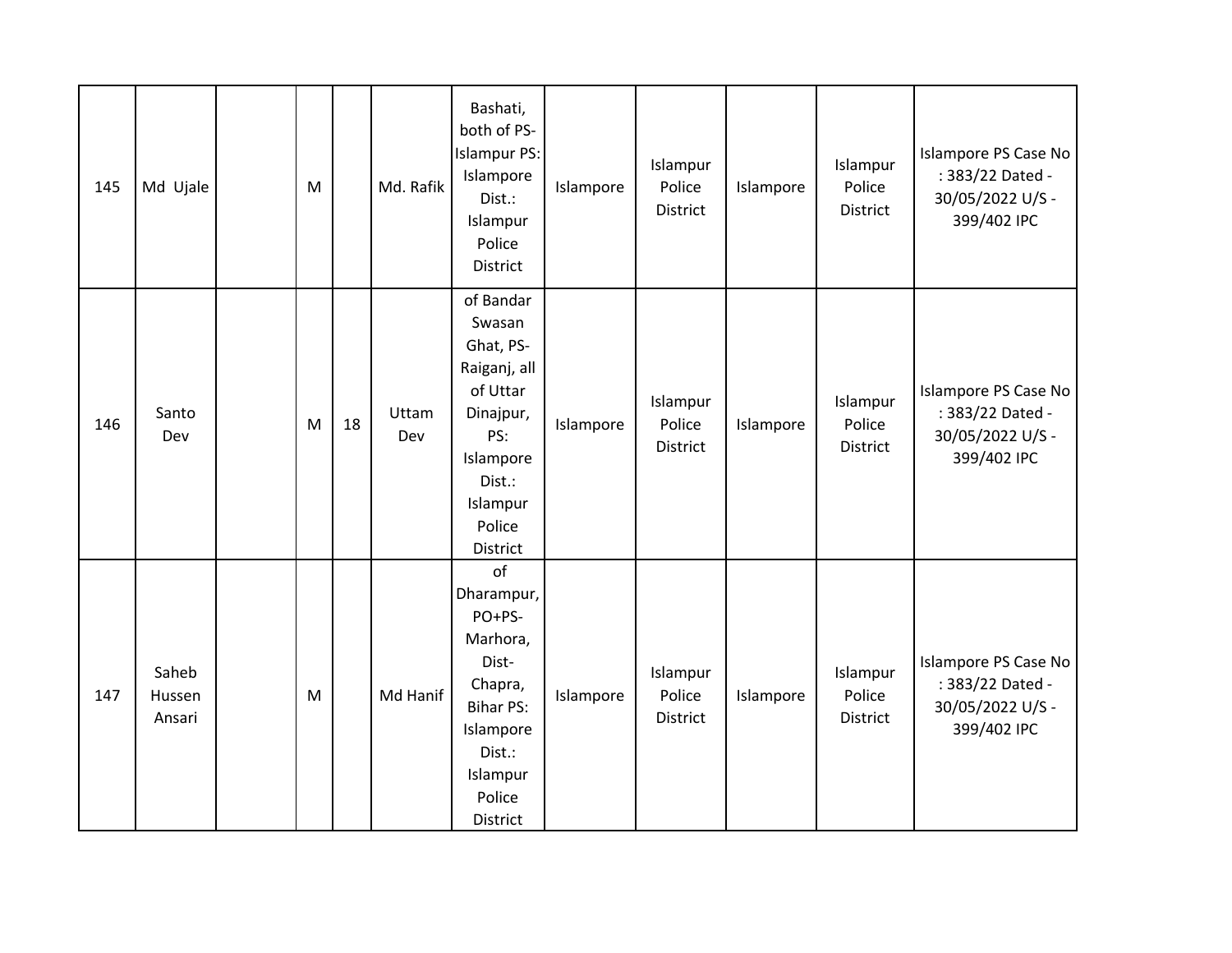| | | | | | | | | | | | |
|---|---|---|---|---|---|---|---|---|---|---|---|
| 145 | Md Ujale | | M | | Md. Rafik | Bashati, both of PS-Islampur PS: Islampore Dist.: Islampur Police District | Islampore | Islampur Police District | Islampore | Islampur Police District | Islampore PS Case No : 383/22 Dated - 30/05/2022 U/S - 399/402 IPC |
| 146 | Santo Dev | | M | 18 | Uttam Dev | of Bandar Swasan Ghat, PS-Raiganj, all of Uttar Dinajpur, PS: Islampore Dist.: Islampur Police District | Islampore | Islampur Police District | Islampore | Islampur Police District | Islampore PS Case No : 383/22 Dated - 30/05/2022 U/S - 399/402 IPC |
| 147 | Saheb Hussen Ansari | | M | | Md Hanif | of Dharampur, PO+PS-Marhora, Dist-Chapra, Bihar PS: Islampore Dist.: Islampur Police District | Islampore | Islampur Police District | Islampore | Islampur Police District | Islampore PS Case No : 383/22 Dated - 30/05/2022 U/S - 399/402 IPC |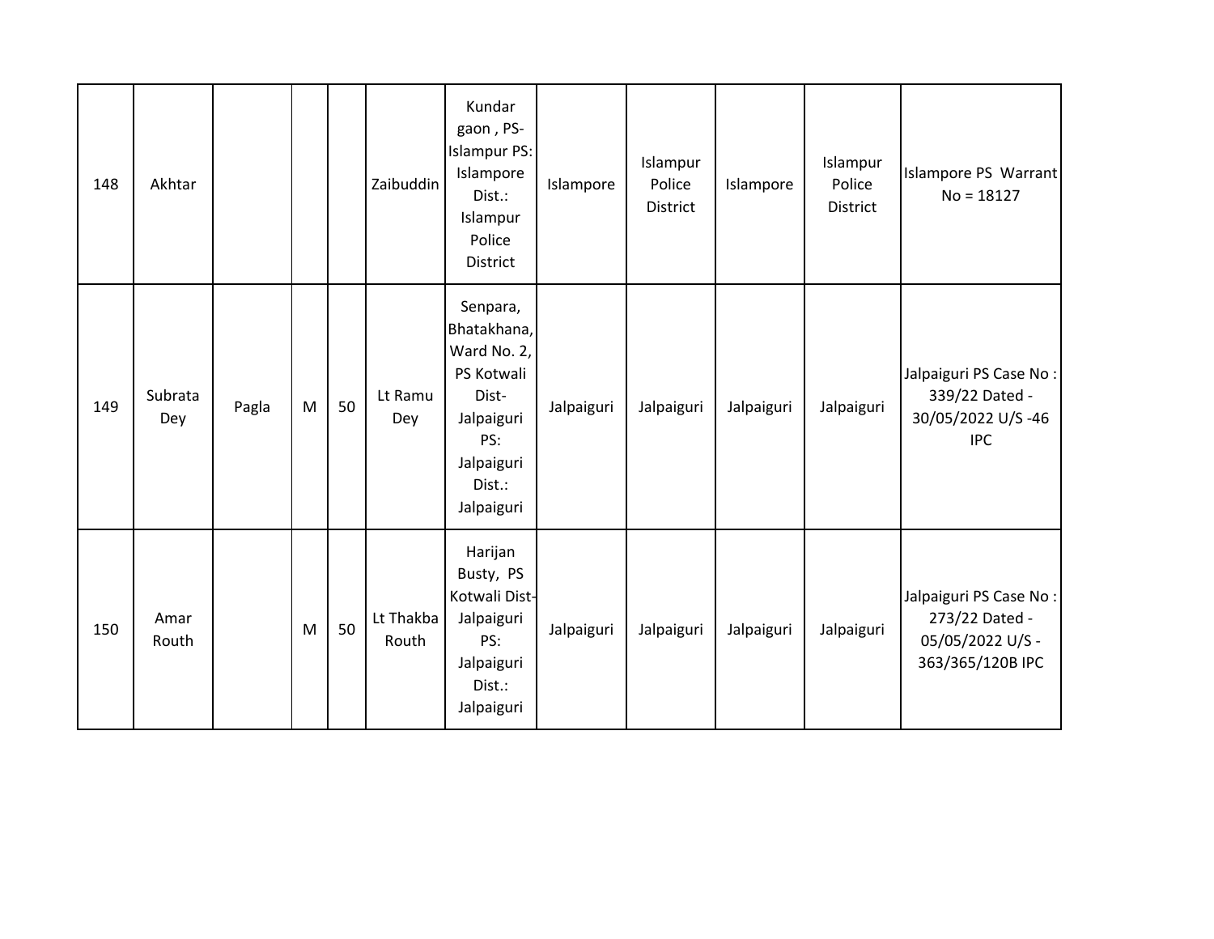| | | | | | | | | | | | |
|---|---|---|---|---|---|---|---|---|---|---|---|
| 148 | Akhtar | | | | Zaibuddin | Kundar gaon , PS-Islampur PS: Islampore Dist.: Islampur Police District | Islampore | Islampur Police District | Islampore | Islampur Police District | Islampore PS Warrant No = 18127 |
| 149 | Subrata Dey | Pagla | M | 50 | Lt Ramu Dey | Senpara, Bhatakhana, Ward No. 2, PS Kotwali Dist- Jalpaiguri PS: Jalpaiguri Dist.: Jalpaiguri | Jalpaiguri | Jalpaiguri | Jalpaiguri | Jalpaiguri | Jalpaiguri PS Case No : 339/22 Dated - 30/05/2022 U/S -46 IPC |
| 150 | Amar Routh | | M | 50 | Lt Thakba Routh | Harijan Busty, PS Kotwali Dist-Jalpaiguri PS: Jalpaiguri Dist.: Jalpaiguri | Jalpaiguri | Jalpaiguri | Jalpaiguri | Jalpaiguri | Jalpaiguri PS Case No : 273/22 Dated - 05/05/2022 U/S - 363/365/120B IPC |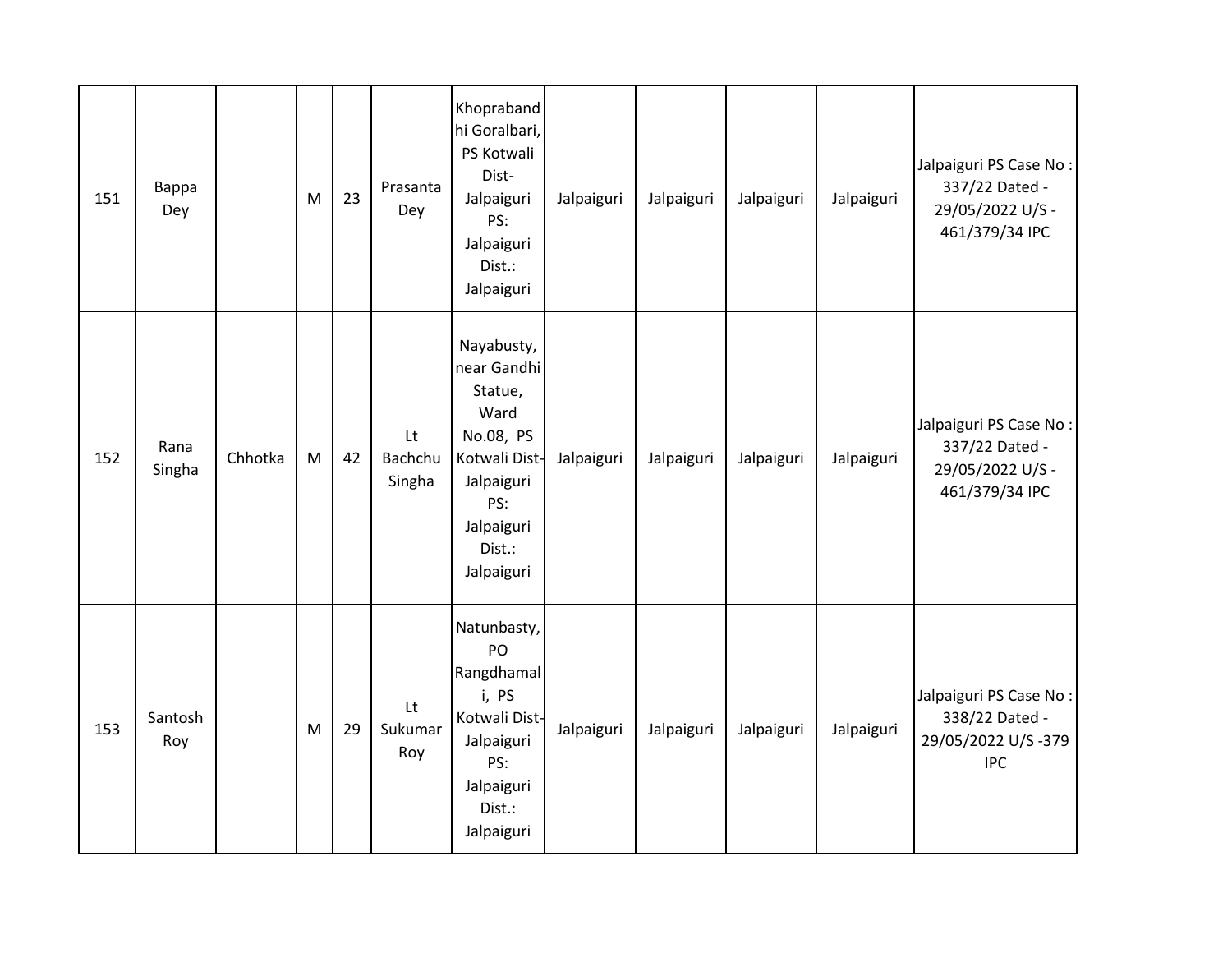| | | | | | | | | | | | |
|---|---|---|---|---|---|---|---|---|---|---|---|
| 151 | Bappa Dey | | M | 23 | Prasanta Dey | Khoprabandhi Goralbari, PS Kotwali Dist-Jalpaiguri PS: Jalpaiguri Dist.: Jalpaiguri | Jalpaiguri | Jalpaiguri | Jalpaiguri | Jalpaiguri | Jalpaiguri PS Case No : 337/22 Dated - 29/05/2022 U/S - 461/379/34 IPC |
| 152 | Rana Singha | Chhotka | M | 42 | Lt Bachchu Singha | Nayabusty, near Gandhi Statue, Ward No.08, PS Kotwali Dist-Jalpaiguri PS: Jalpaiguri Dist.: Jalpaiguri | Jalpaiguri | Jalpaiguri | Jalpaiguri | Jalpaiguri | Jalpaiguri PS Case No : 337/22 Dated - 29/05/2022 U/S - 461/379/34 IPC |
| 153 | Santosh Roy | | M | 29 | Lt Sukumar Roy | Natunbasty, PO Rangdhamali, PS Kotwali Dist-Jalpaiguri PS: Jalpaiguri Dist.: Jalpaiguri | Jalpaiguri | Jalpaiguri | Jalpaiguri | Jalpaiguri | Jalpaiguri PS Case No : 338/22 Dated - 29/05/2022 U/S -379 IPC |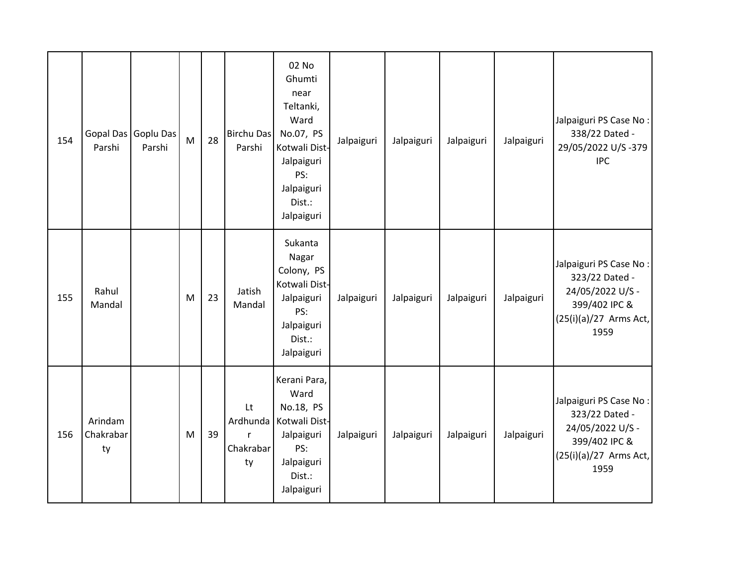| | | | | | | | | | | | |
|---|---|---|---|---|---|---|---|---|---|---|---|
| 154 | Gopal Das Parshi | Goplu Das Parshi | M | 28 | Birchu Das Parshi | 02 No Ghumti near Teltanki, Ward No.07, PS Kotwali Dist-Jalpaiguri PS: Jalpaiguri Dist.: Jalpaiguri | Jalpaiguri | Jalpaiguri | Jalpaiguri | Jalpaiguri | Jalpaiguri PS Case No : 338/22 Dated - 29/05/2022 U/S -379 IPC |
| 155 | Rahul Mandal | | M | 23 | Jatish Mandal | Sukanta Nagar Colony, PS Kotwali Dist-Jalpaiguri PS: Jalpaiguri Dist.: Jalpaiguri | Jalpaiguri | Jalpaiguri | Jalpaiguri | Jalpaiguri | Jalpaiguri PS Case No : 323/22 Dated - 24/05/2022 U/S - 399/402 IPC & (25(i)(a)/27 Arms Act, 1959 |
| 156 | Arindam Chakrabarty | | M | 39 | Lt Ardhundar Chakrabarty | Kerani Para, Ward No.18, PS Kotwali Dist-Jalpaiguri PS: Jalpaiguri Dist.: Jalpaiguri | Jalpaiguri | Jalpaiguri | Jalpaiguri | Jalpaiguri | Jalpaiguri PS Case No : 323/22 Dated - 24/05/2022 U/S - 399/402 IPC & (25(i)(a)/27 Arms Act, 1959 |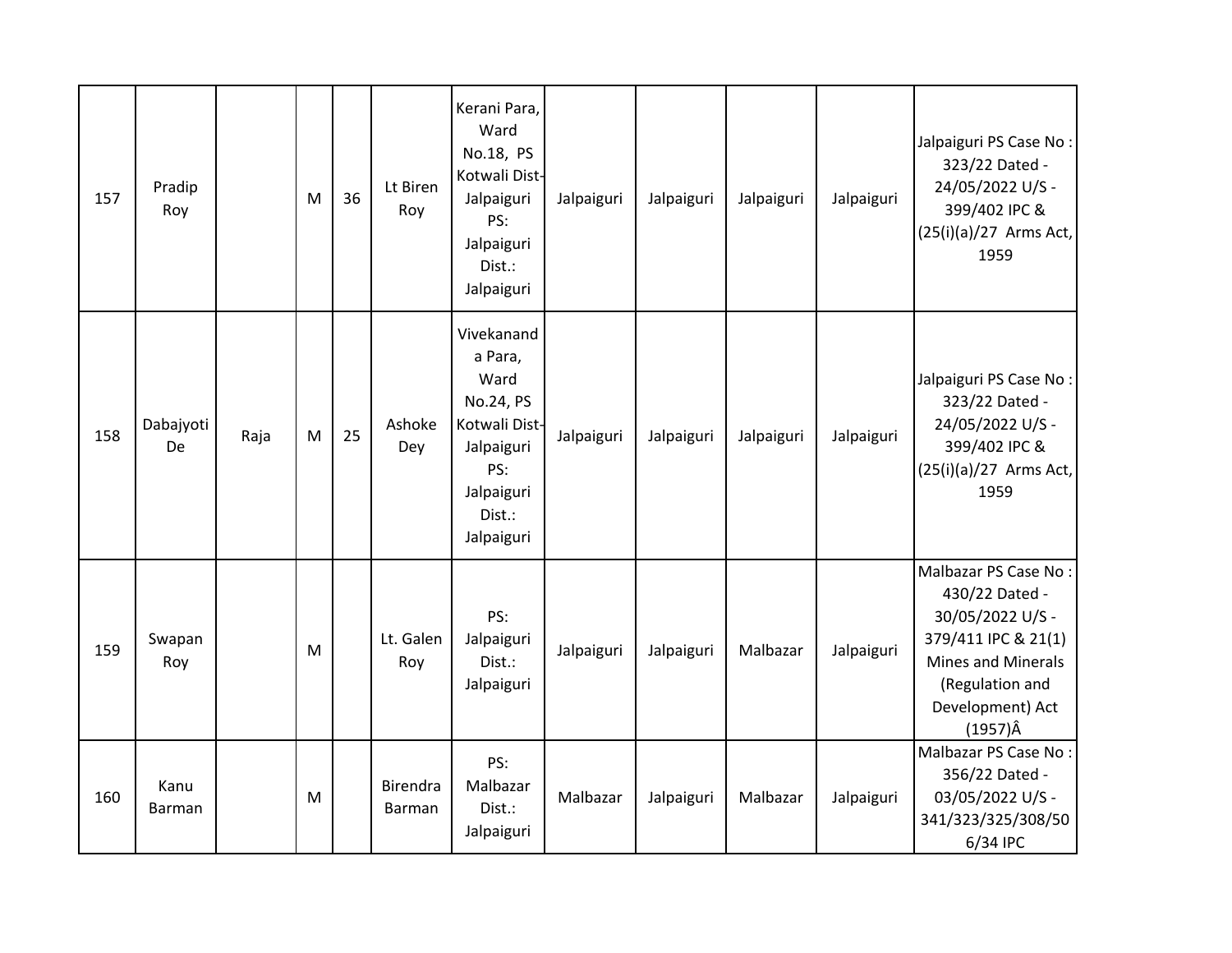| | | | | | | | | | | | |
|---|---|---|---|---|---|---|---|---|---|---|---|
| 157 | Pradip Roy | | M | 36 | Lt Biren Roy | Kerani Para, Ward No.18, PS Kotwali Dist-Jalpaiguri PS: Jalpaiguri Dist.: Jalpaiguri | Jalpaiguri | Jalpaiguri | Jalpaiguri | Jalpaiguri | Jalpaiguri PS Case No : 323/22 Dated - 24/05/2022 U/S - 399/402 IPC & (25(i)(a)/27 Arms Act, 1959 |
| 158 | Dabajyoti De | Raja | M | 25 | Ashoke Dey | Vivekananda Para, Ward No.24, PS Kotwali Dist-Jalpaiguri PS: Jalpaiguri Dist.: Jalpaiguri | Jalpaiguri | Jalpaiguri | Jalpaiguri | Jalpaiguri | Jalpaiguri PS Case No : 323/22 Dated - 24/05/2022 U/S - 399/402 IPC & (25(i)(a)/27 Arms Act, 1959 |
| 159 | Swapan Roy | | M | | Lt. Galen Roy | PS: Jalpaiguri Dist.: Jalpaiguri | Jalpaiguri | Jalpaiguri | Malbazar | Jalpaiguri | Malbazar PS Case No : 430/22 Dated - 30/05/2022 U/S - 379/411 IPC & 21(1) Mines and Minerals (Regulation and Development) Act (1957)Â |
| 160 | Kanu Barman | | M | | Birendra Barman | PS: Malbazar Dist.: Jalpaiguri | Malbazar | Jalpaiguri | Malbazar | Jalpaiguri | Malbazar PS Case No : 356/22 Dated - 03/05/2022 U/S - 341/323/325/308/506/34 IPC |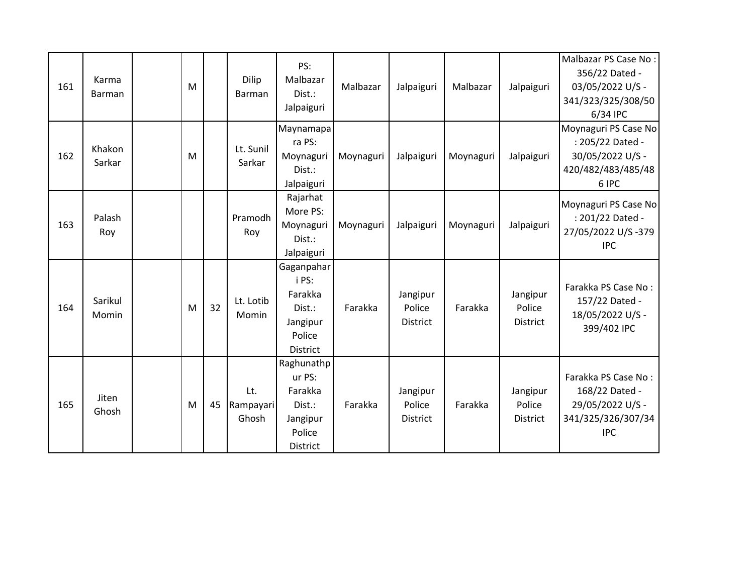| | | | | | | | | | | | |
|---|---|---|---|---|---|---|---|---|---|---|---|
| 161 | Karma Barman | | M | | Dilip Barman | PS: Malbazar Dist.: Jalpaiguri | Malbazar | Jalpaiguri | Malbazar | Jalpaiguri | Malbazar PS Case No : 356/22 Dated - 03/05/2022 U/S - 341/323/325/308/506/34 IPC |
| 162 | Khakon Sarkar | | M | | Lt. Sunil Sarkar | Maynamapara PS: Moynaguri Dist.: Jalpaiguri | Moynaguri | Jalpaiguri | Moynaguri | Jalpaiguri | Moynaguri PS Case No : 205/22 Dated - 30/05/2022 U/S - 420/482/483/485/486 IPC |
| 163 | Palash Roy | | | | Pramodh Roy | Rajarhat More PS: Moynaguri Dist.: Jalpaiguri | Moynaguri | Jalpaiguri | Moynaguri | Jalpaiguri | Moynaguri PS Case No : 201/22 Dated - 27/05/2022 U/S -379 IPC |
| 164 | Sarikul Momin | | M | 32 | Lt. Lotib Momin | Gaganpahari PS: Farakka Dist.: Jangipur Police District | Farakka | Jangipur Police District | Farakka | Jangipur Police District | Farakka PS Case No : 157/22 Dated - 18/05/2022 U/S - 399/402 IPC |
| 165 | Jiten Ghosh | | M | 45 | Lt. Rampayari Ghosh | Raghunathpur PS: Farakka Dist.: Jangipur Police District | Farakka | Jangipur Police District | Farakka | Jangipur Police District | Farakka PS Case No : 168/22 Dated - 29/05/2022 U/S - 341/325/326/307/34 IPC |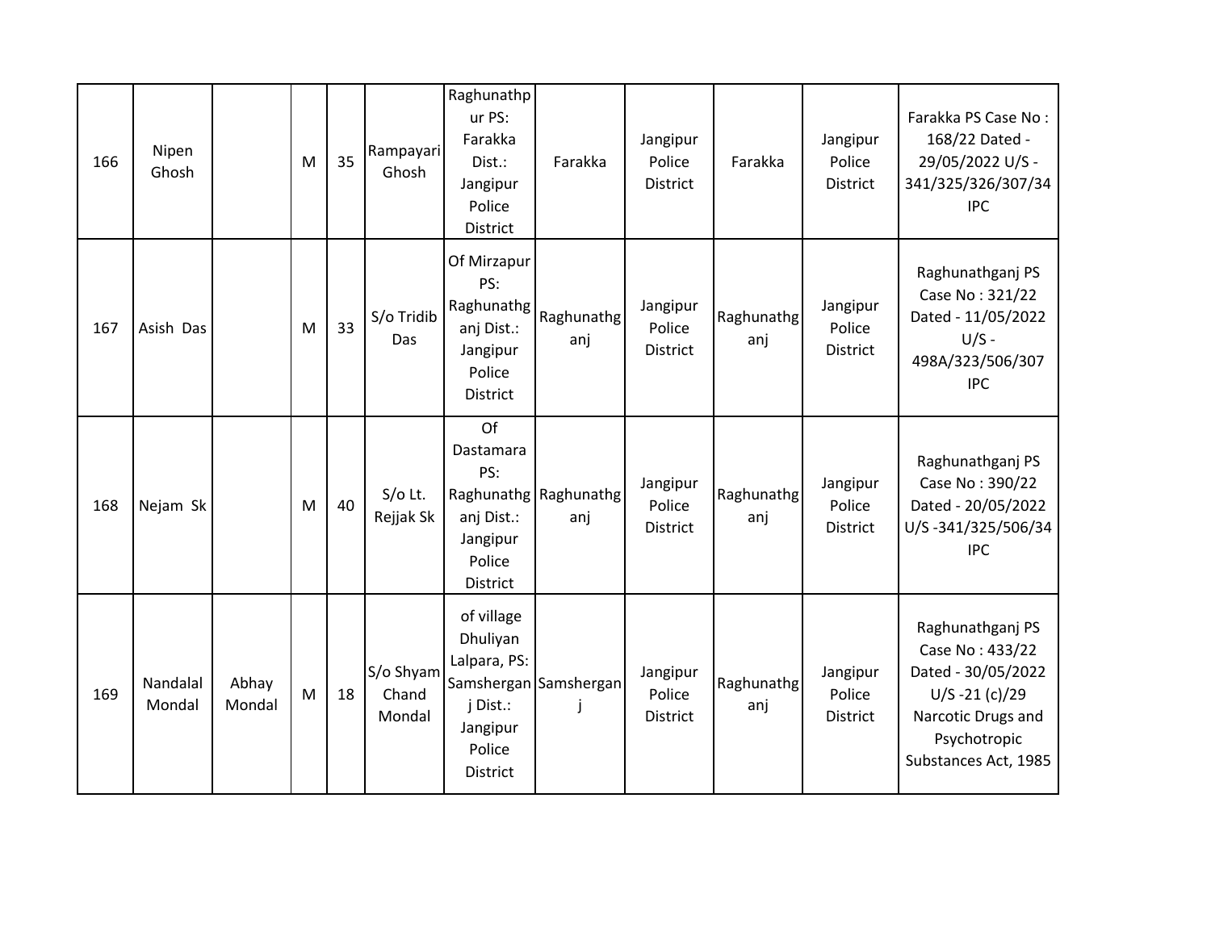| | | | | | | | | | | | |
|---|---|---|---|---|---|---|---|---|---|---|---|
| 166 | Nipen Ghosh | | M | 35 | Rampayari Ghosh | Raghunathpur PS: Farakka Dist.: Jangipur Police District | Farakka | Jangipur Police District | Farakka | Jangipur Police District | Farakka PS Case No : 168/22 Dated - 29/05/2022 U/S - 341/325/326/307/34 IPC |
| 167 | Asish Das | | M | 33 | S/o Tridib Das | Of Mirzapur PS: Raghunathganj Dist.: Jangipur Police District | Raghunathganj | Jangipur Police District | Raghunathganj | Jangipur Police District | Raghunathganj PS Case No : 321/22 Dated - 11/05/2022 U/S - 498A/323/506/307 IPC |
| 168 | Nejam Sk | | M | 40 | S/o Lt. Rejjak Sk | Of Dastamara PS: Raghunathganj Dist.: Jangipur Police District | Raghunathganj | Jangipur Police District | Raghunathganj | Jangipur Police District | Raghunathganj PS Case No : 390/22 Dated - 20/05/2022 U/S -341/325/506/34 IPC |
| 169 | Nandalal Mondal | Abhay Mondal | M | 18 | S/o Shyam Chand Mondal | of village Dhuliyan Lalpara, PS: Samsherganj Dist.: Jangipur Police District | Samsherganj | Jangipur Police District | Raghunathganj | Jangipur Police District | Raghunathganj PS Case No : 433/22 Dated - 30/05/2022 U/S -21 (c)/29 Narcotic Drugs and Psychotropic Substances Act, 1985 |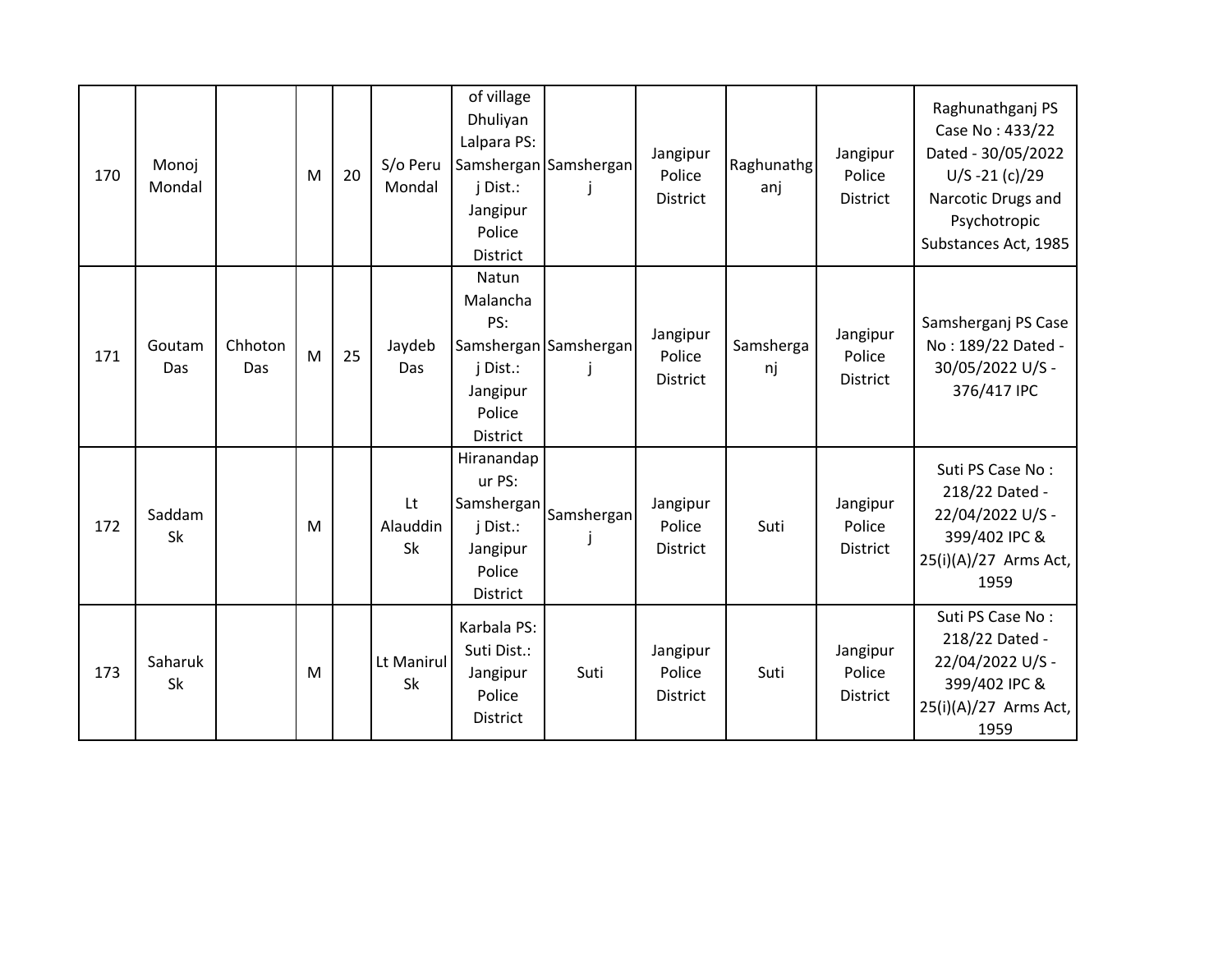| | | | | | | | | | | | |
|---|---|---|---|---|---|---|---|---|---|---|---|
| 170 | Monoj Mondal | | M | 20 | S/o Peru Mondal | of village Dhuliyan Lalpara PS: Samsherganj Dist.: Jangipur Police District | Samsherganj | Jangipur Police District | Raghunathganj | Jangipur Police District | Raghunathganj PS Case No : 433/22 Dated - 30/05/2022 U/S -21 (c)/29 Narcotic Drugs and Psychotropic Substances Act, 1985 |
| 171 | Goutam Das | Chhoton Das | M | 25 | Jaydeb Das | Natun Malancha PS: Samsherganj Dist.: Jangipur Police District | Samsherganj | Jangipur Police District | Samsherganj | Jangipur Police District | Samsherganj PS Case No : 189/22 Dated - 30/05/2022 U/S - 376/417 IPC |
| 172 | Saddam Sk | | M | | Lt Alauddin Sk | Hiranandapur PS: Samsherganj Dist.: Jangipur Police District | Samsherganj | Jangipur Police District | Suti | Jangipur Police District | Suti PS Case No : 218/22 Dated - 22/04/2022 U/S - 399/402 IPC & 25(i)(A)/27 Arms Act, 1959 |
| 173 | Saharuk Sk | | M | | Lt Manirul Sk | Karbala PS: Suti Dist.: Jangipur Police District | Suti | Jangipur Police District | Suti | Jangipur Police District | Suti PS Case No : 218/22 Dated - 22/04/2022 U/S - 399/402 IPC & 25(i)(A)/27 Arms Act, 1959 |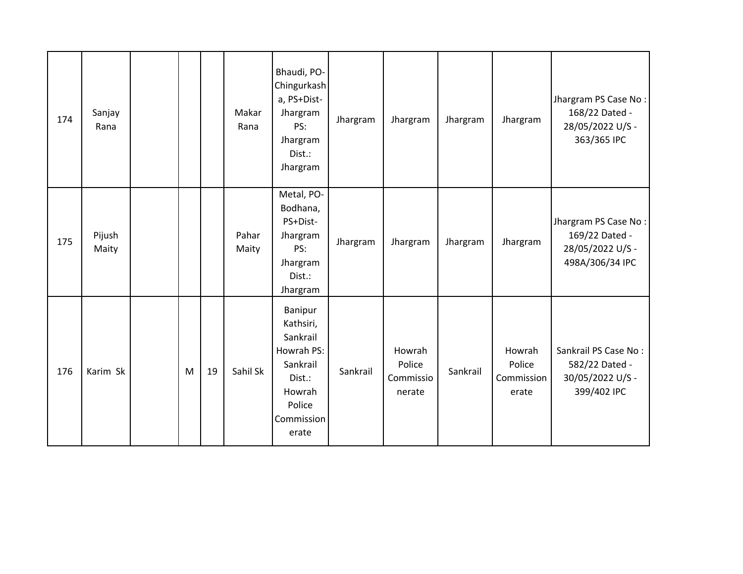| | | | | | | | | | | | |
|---|---|---|---|---|---|---|---|---|---|---|---|
| 174 | Sanjay Rana | | | | Makar Rana | Bhaudi, PO-Chingurkasha, PS+Dist-Jhargram PS: Jhargram Dist.: Jhargram | Jhargram | Jhargram | Jhargram | Jhargram | Jhargram PS Case No : 168/22 Dated - 28/05/2022 U/S - 363/365 IPC |
| 175 | Pijush Maity | | | | Pahar Maity | Metal, PO-Bodhana, PS+Dist-Jhargram PS: Jhargram Dist.: Jhargram | Jhargram | Jhargram | Jhargram | Jhargram | Jhargram PS Case No : 169/22 Dated - 28/05/2022 U/S - 498A/306/34 IPC |
| 176 | Karim Sk | | M | 19 | Sahil Sk | Banipur Kathsiri, Sankrail Howrah PS: Sankrail Dist.: Howrah Police Commissionerate | Sankrail | Howrah Police Commissionerate | Sankrail | Howrah Police Commissionerate | Sankrail PS Case No : 582/22 Dated - 30/05/2022 U/S - 399/402 IPC |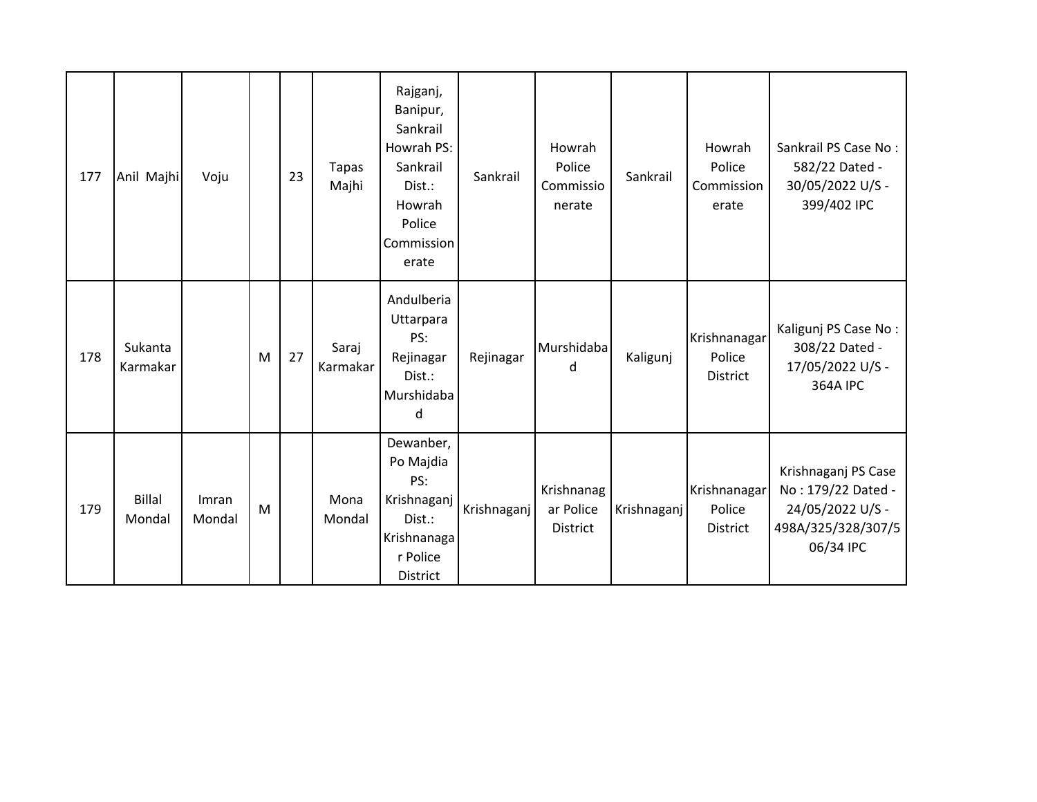| | | | | | | | | | | | |
|---|---|---|---|---|---|---|---|---|---|---|---|
| 177 | Anil Majhi | Voju | | 23 | Tapas Majhi | Rajganj, Banipur, Sankrail Howrah PS: Sankrail Dist.: Howrah Police Commissionerate | Sankrail | Howrah Police Commissionerate | Sankrail | Howrah Police Commissionerate | Sankrail PS Case No : 582/22 Dated - 30/05/2022 U/S - 399/402 IPC |
| 178 | Sukanta Karmakar | | M | 27 | Saraj Karmakar | Andulberia Uttarpara PS: Rejinagar Dist.: Murshidabad | Rejinagar | Murshidabad | Kaligunj | Krishnanagar Police District | Kaligunj PS Case No : 308/22 Dated - 17/05/2022 U/S - 364A IPC |
| 179 | Billal Mondal | Imran Mondal | M | | Mona Mondal | Dewanber, Po Majdia PS: Krishnaganj Dist.: Krishnanagar Police District | Krishnaganj | Krishnanagar Police District | Krishnaganj | Krishnanagar Police District | Krishnaganj PS Case No : 179/22 Dated - 24/05/2022 U/S - 498A/325/328/307/506/34 IPC |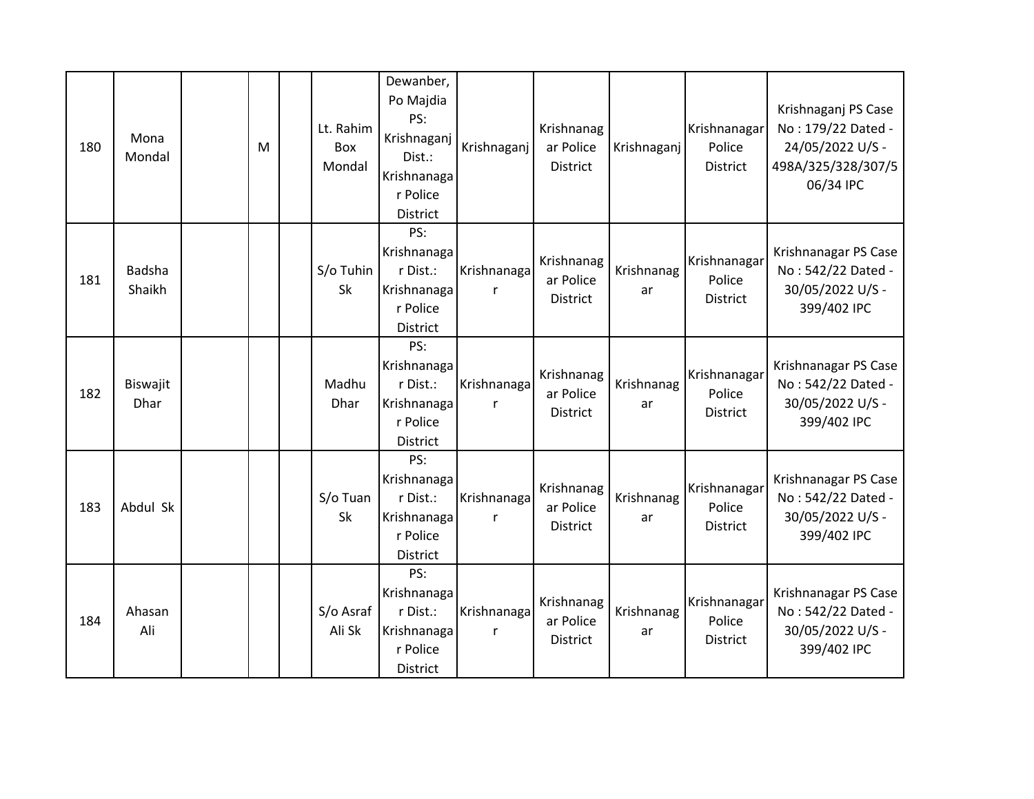| | | | | | | | | | | | |
|---|---|---|---|---|---|---|---|---|---|---|---|
| 180 | Mona Mondal | | M | | Lt. Rahim Box Mondal | Dewanber, Po Majdia PS: Krishnaganj Dist.: Krishnanagar Police District | Krishnaganj | Krishnanagar Police District | Krishnaganj | Krishnanagar Police District | Krishnaganj PS Case No : 179/22 Dated - 24/05/2022 U/S - 498A/325/328/307/506/34 IPC |
| 181 | Badsha Shaikh | | | | S/o Tuhin Sk | PS: Krishnanagar Dist.: Krishnanagar Police District | Krishnanagar | Krishnanagar Police District | Krishnanagar | Krishnanagar Police District | Krishnanagar PS Case No : 542/22 Dated - 30/05/2022 U/S - 399/402 IPC |
| 182 | Biswajit Dhar | | | | Madhu Dhar | PS: Krishnanagar Dist.: Krishnanagar Police District | Krishnanagar | Krishnanagar Police District | Krishnanagar | Krishnanagar Police District | Krishnanagar PS Case No : 542/22 Dated - 30/05/2022 U/S - 399/402 IPC |
| 183 | Abdul Sk | | | | S/o Tuan Sk | PS: Krishnanagar Dist.: Krishnanagar Police District | Krishnanagar | Krishnanagar Police District | Krishnanagar | Krishnanagar Police District | Krishnanagar PS Case No : 542/22 Dated - 30/05/2022 U/S - 399/402 IPC |
| 184 | Ahasan Ali | | | | S/o Asraf Ali Sk | PS: Krishnanagar Dist.: Krishnanagar Police District | Krishnanagar | Krishnanagar Police District | Krishnanagar | Krishnanagar Police District | Krishnanagar PS Case No : 542/22 Dated - 30/05/2022 U/S - 399/402 IPC |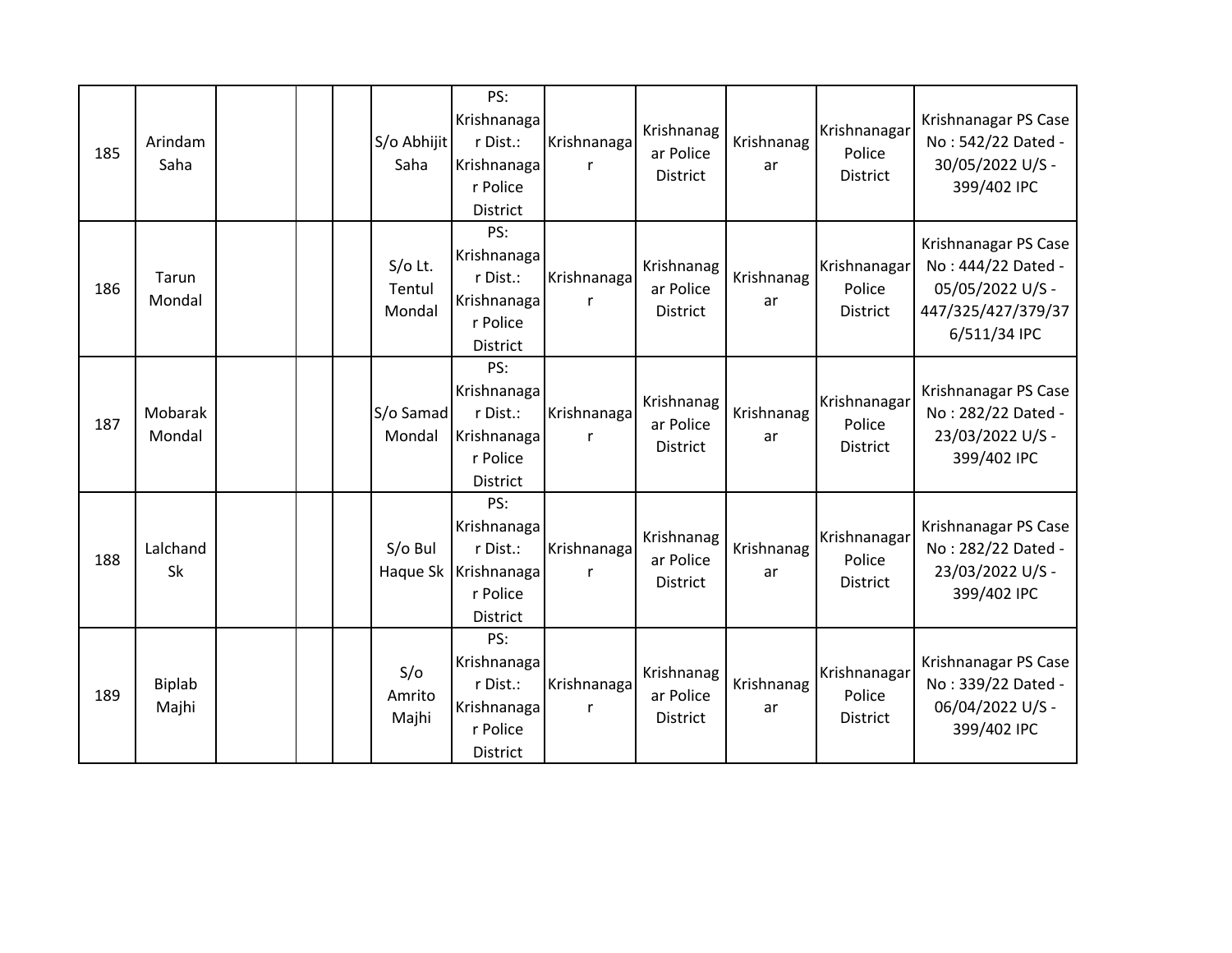| | | | | | | | | | | | |
|---|---|---|---|---|---|---|---|---|---|---|---|
| 185 | Arindam Saha | | | | S/o Abhijit Saha | PS: Krishnanagar Dist.: Krishnanagar Police District | Krishnanagar | Krishnanagar Police District | Krishnanagar | Krishnanagar Police District | Krishnanagar PS Case No : 542/22 Dated - 30/05/2022 U/S - 399/402 IPC |
| 186 | Tarun Mondal | | | | S/o Lt. Tentul Mondal | PS: Krishnanagar Dist.: Krishnanagar Police District | Krishnanagar | Krishnanagar Police District | Krishnanagar | Krishnanagar Police District | Krishnanagar PS Case No : 444/22 Dated - 05/05/2022 U/S - 447/325/427/379/376/511/34 IPC |
| 187 | Mobarak Mondal | | | | S/o Samad Mondal | PS: Krishnanagar Dist.: Krishnanagar Police District | Krishnanagar | Krishnanagar Police District | Krishnanagar | Krishnanagar Police District | Krishnanagar PS Case No : 282/22 Dated - 23/03/2022 U/S - 399/402 IPC |
| 188 | Lalchand Sk | | | | S/o Bul Haque Sk | PS: Krishnanagar Dist.: Krishnanagar Police District | Krishnanagar | Krishnanagar Police District | Krishnanagar | Krishnanagar Police District | Krishnanagar PS Case No : 282/22 Dated - 23/03/2022 U/S - 399/402 IPC |
| 189 | Biplab Majhi | | | | S/o Amrito Majhi | PS: Krishnanagar Dist.: Krishnanagar Police District | Krishnanagar | Krishnanagar Police District | Krishnanagar | Krishnanagar Police District | Krishnanagar PS Case No : 339/22 Dated - 06/04/2022 U/S - 399/402 IPC |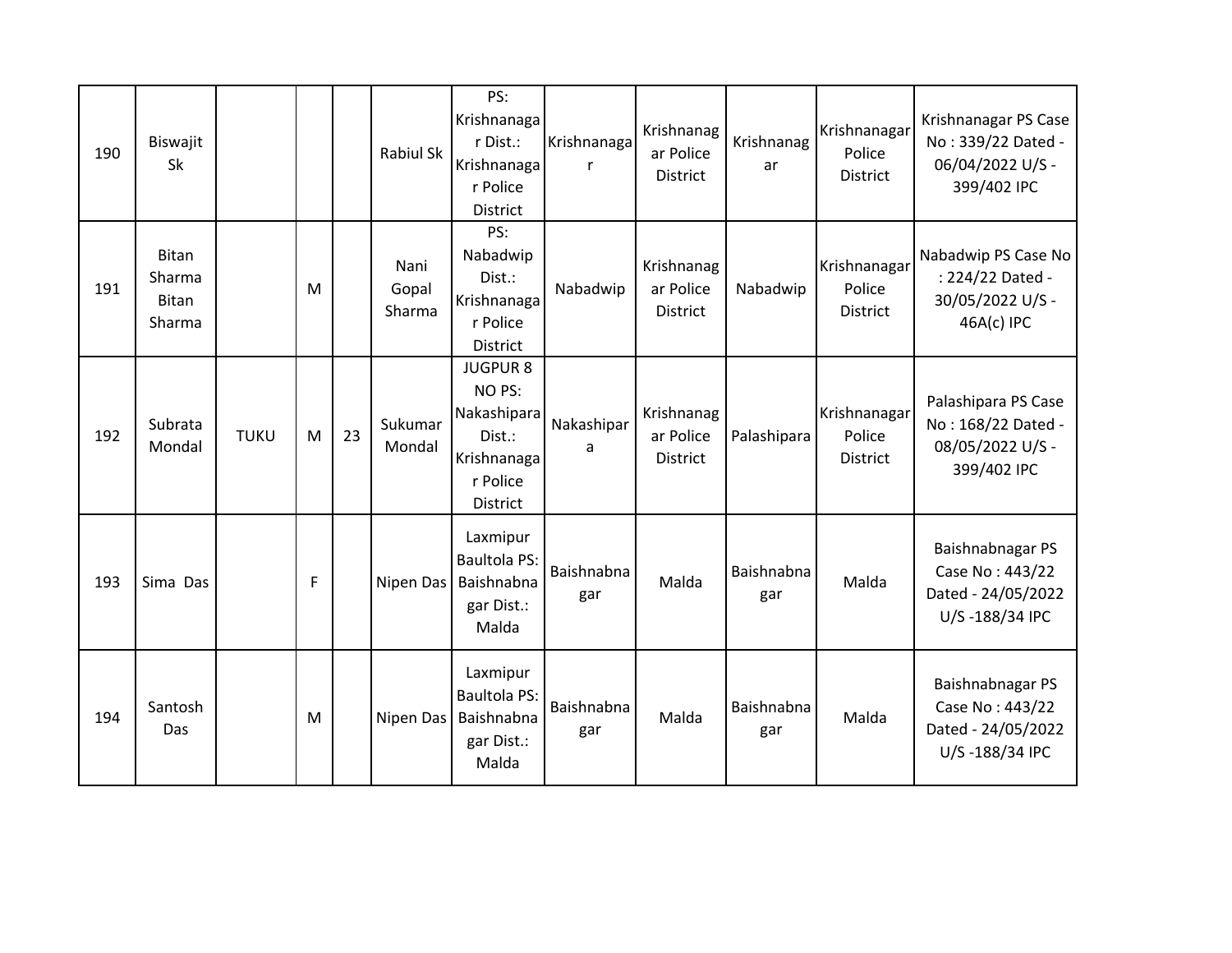| | | | | | | | | | | | |
|---|---|---|---|---|---|---|---|---|---|---|---|
| 190 | Biswajit Sk | | | | Rabiul Sk | PS: Krishnanagar Dist.: Krishnanagar Police District | Krishnanagar | Krishnanagar Police District | Krishnanagar | Krishnanagar Police District | Krishnanagar PS Case No : 339/22 Dated - 06/04/2022 U/S - 399/402 IPC |
| 191 | Bitan Sharma Bitan Sharma | | M | | Nani Gopal Sharma | PS: Nabadwip Dist.: Krishnanagar Police District | Nabadwip | Krishnanagar Police District | Nabadwip | Krishnanagar Police District | Nabadwip PS Case No : 224/22 Dated - 30/05/2022 U/S - 46A(c) IPC |
| 192 | Subrata Mondal | TUKU | M | 23 | Sukumar Mondal | JUGPUR 8 NO PS: Nakashipara Dist.: Krishnanagar Police District | Nakashipara | Krishnanagar Police District | Palashipara | Krishnanagar Police District | Palashipara PS Case No : 168/22 Dated - 08/05/2022 U/S - 399/402 IPC |
| 193 | Sima Das | | F | | Nipen Das | Laxmipur Baultola PS: Baishnabnagar Dist.: Malda | Baishnabnagar | Malda | Baishnabnagar | Malda | Baishnabnagar PS Case No : 443/22 Dated - 24/05/2022 U/S -188/34 IPC |
| 194 | Santosh Das | | M | | Nipen Das | Laxmipur Baultola PS: Baishnabnagar Dist.: Malda | Baishnabnagar | Malda | Baishnabnagar | Malda | Baishnabnagar PS Case No : 443/22 Dated - 24/05/2022 U/S -188/34 IPC |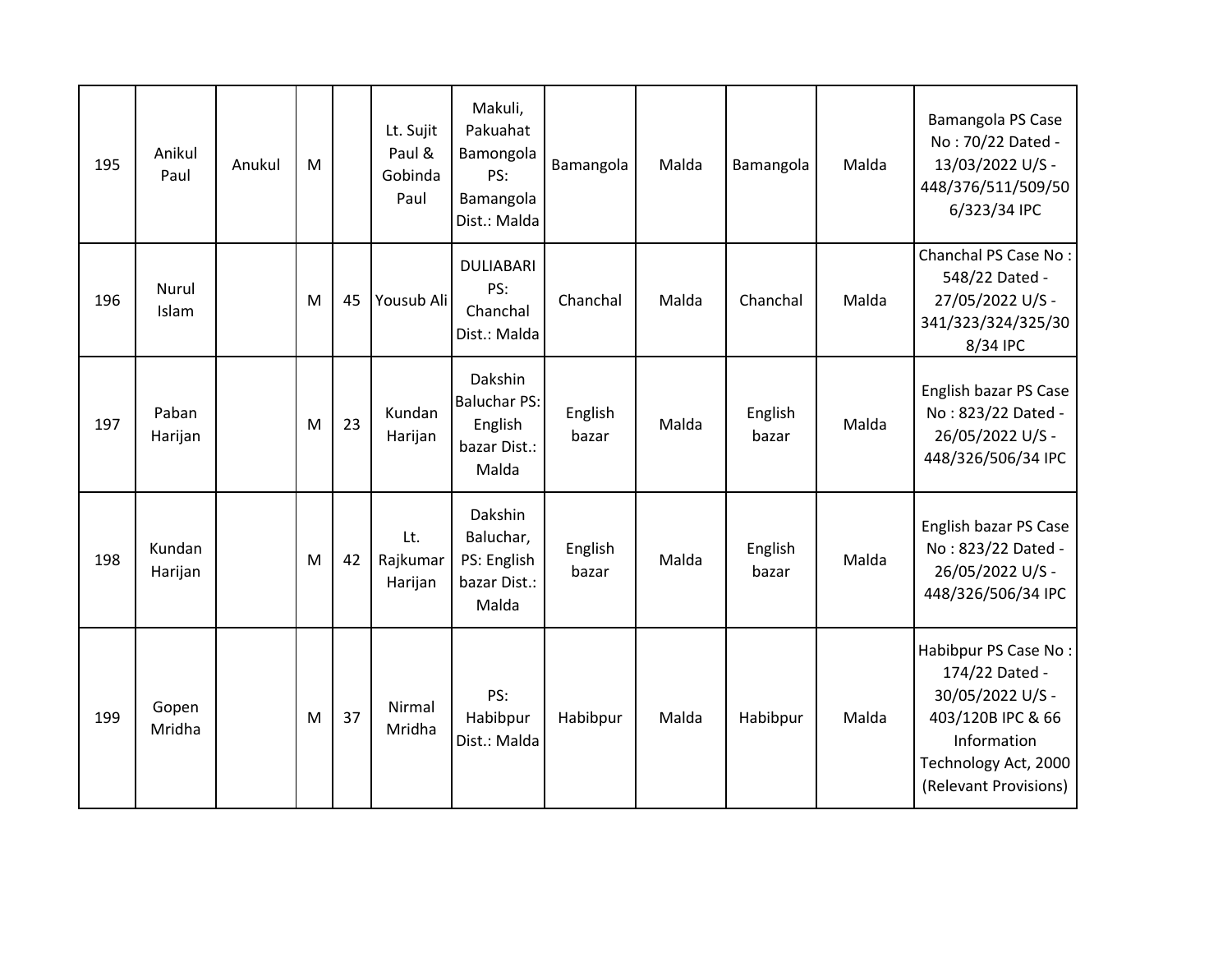| | | | | | | | | | | | |
|---|---|---|---|---|---|---|---|---|---|---|---|
| 195 | Anikul Paul | Anukul | M | | Lt. Sujit Paul & Gobinda Paul | Makuli, Pakuahat Bamongola PS: Bamangola Dist.: Malda | Bamangola | Malda | Bamangola | Malda | Bamangola PS Case No : 70/22 Dated - 13/03/2022 U/S - 448/376/511/509/506/323/34 IPC |
| 196 | Nurul Islam | | M | 45 | Yousub Ali | DULIABARI PS: Chanchal Dist.: Malda | Chanchal | Malda | Chanchal | Malda | Chanchal PS Case No : 548/22 Dated - 27/05/2022 U/S - 341/323/324/325/308/34 IPC |
| 197 | Paban Harijan | | M | 23 | Kundan Harijan | Dakshin Baluchar PS: English bazar Dist.: Malda | English bazar | Malda | English bazar | Malda | English bazar PS Case No : 823/22 Dated - 26/05/2022 U/S - 448/326/506/34 IPC |
| 198 | Kundan Harijan | | M | 42 | Lt. Rajkumar Harijan | Dakshin Baluchar, PS: English bazar Dist.: Malda | English bazar | Malda | English bazar | Malda | English bazar PS Case No : 823/22 Dated - 26/05/2022 U/S - 448/326/506/34 IPC |
| 199 | Gopen Mridha | | M | 37 | Nirmal Mridha | PS: Habibpur Dist.: Malda | Habibpur | Malda | Habibpur | Malda | Habibpur PS Case No : 174/22 Dated - 30/05/2022 U/S - 403/120B IPC & 66 Information Technology Act, 2000 (Relevant Provisions) |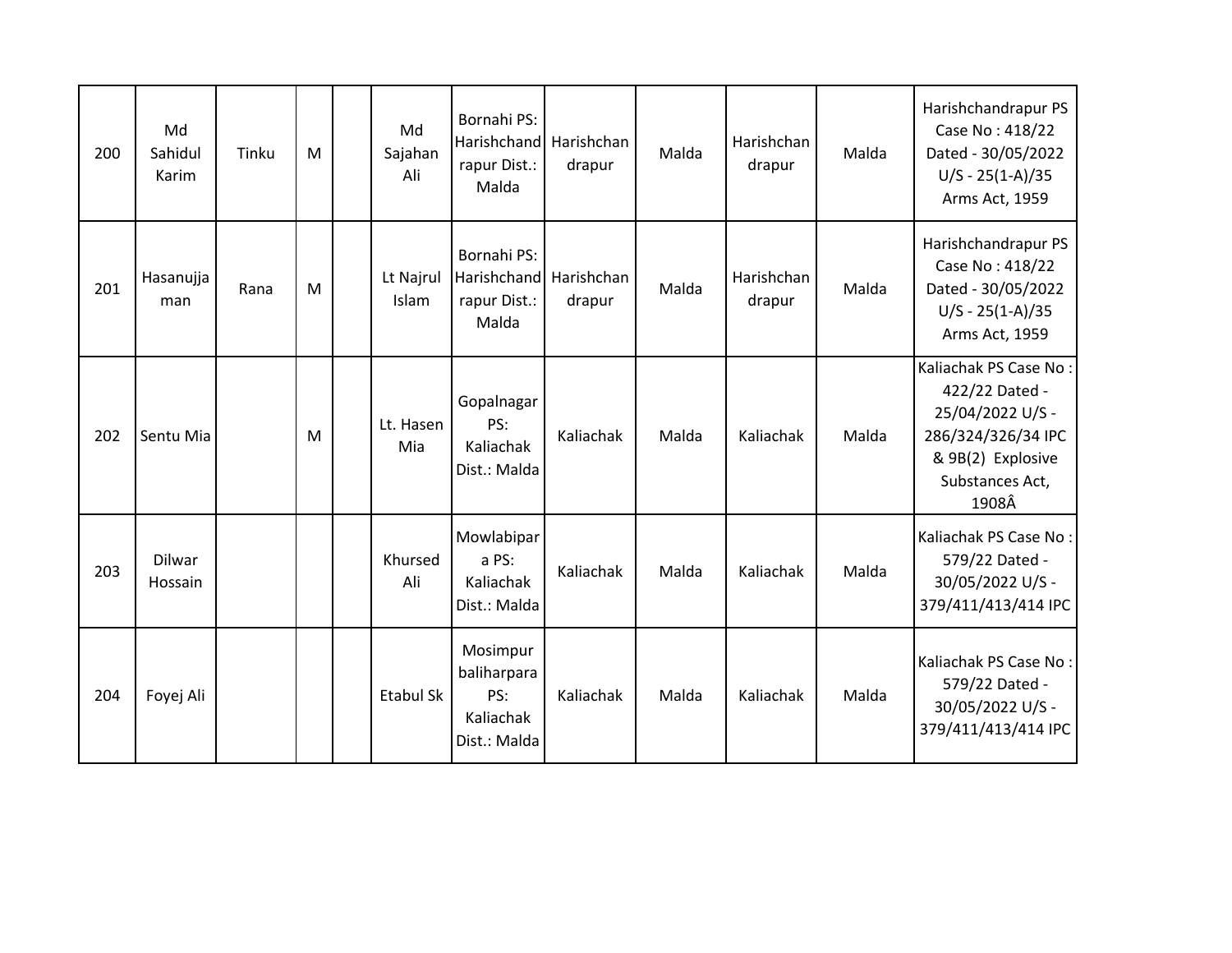| | | | | | | | | | | | |
|---|---|---|---|---|---|---|---|---|---|---|---|
| 200 | Md Sahidul Karim | Tinku | M | | Md Sajahan Ali | Bornahi PS: Harishchandrapur Dist.: Malda | Harishchandrapur | Malda | Harishchandrapur | Malda | Harishchandrapur PS Case No : 418/22 Dated - 30/05/2022 U/S - 25(1-A)/35 Arms Act, 1959 |
| 201 | Hasanujjaman | Rana | M | | Lt Najrul Islam | Bornahi PS: Harishchandrapur Dist.: Malda | Harishchandrapur | Malda | Harishchandrapur | Malda | Harishchandrapur PS Case No : 418/22 Dated - 30/05/2022 U/S - 25(1-A)/35 Arms Act, 1959 |
| 202 | Sentu Mia | | M | | Lt. Hasen Mia | Gopalnagar PS: Kaliachak Dist.: Malda | Kaliachak | Malda | Kaliachak | Malda | Kaliachak PS Case No : 422/22 Dated - 25/04/2022 U/S - 286/324/326/34 IPC & 9B(2) Explosive Substances Act, 1908Â |
| 203 | Dilwar Hossain | | | | Khursed Ali | Mowlabipara PS: Kaliachak Dist.: Malda | Kaliachak | Malda | Kaliachak | Malda | Kaliachak PS Case No : 579/22 Dated - 30/05/2022 U/S - 379/411/413/414 IPC |
| 204 | Foyej Ali | | | | Etabul Sk | Mosimpur baliharpara PS: Kaliachak Dist.: Malda | Kaliachak | Malda | Kaliachak | Malda | Kaliachak PS Case No : 579/22 Dated - 30/05/2022 U/S - 379/411/413/414 IPC |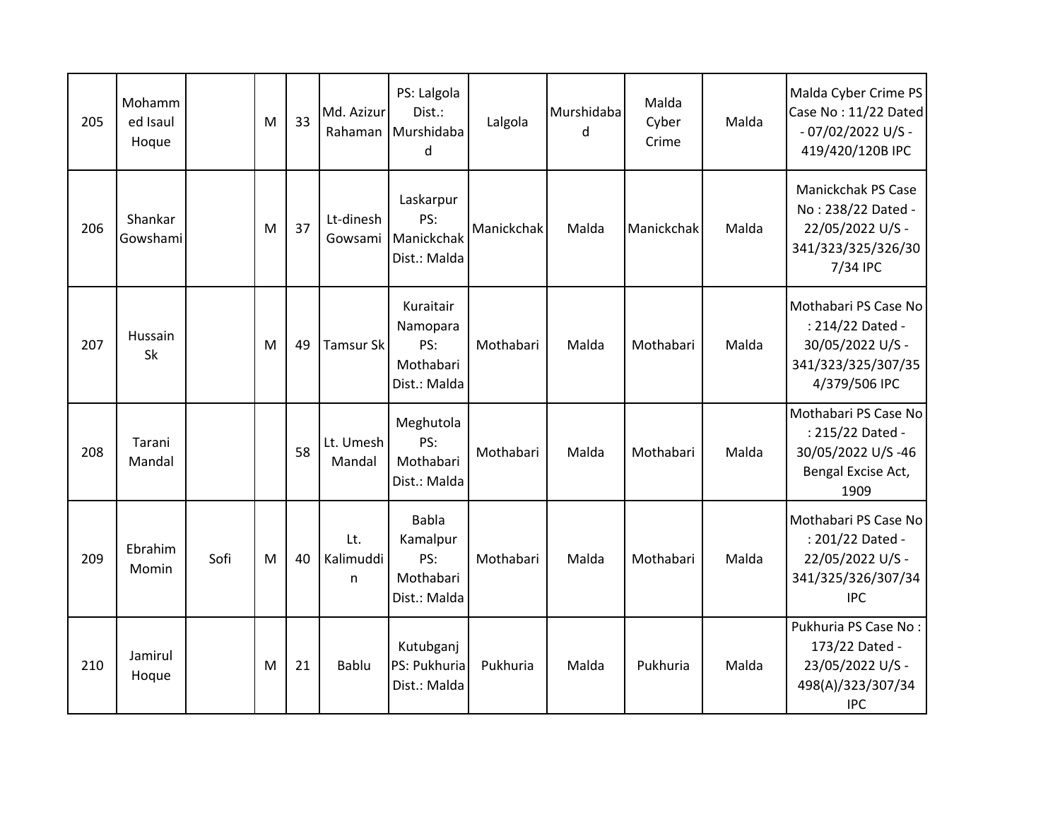| | | | | | | | | | | | |
|---|---|---|---|---|---|---|---|---|---|---|---|
| 205 | Mohammed Isaul Hoque | | M | 33 | Md. Azizur Rahaman | PS: Lalgola Dist.: Murshidabad | Lalgola | Murshidabad | Malda Cyber Crime | Malda | Malda Cyber Crime PS Case No : 11/22 Dated - 07/02/2022 U/S - 419/420/120B IPC |
| 206 | Shankar Gowshami | | M | 37 | Lt-dinesh Gowsami | Laskarpur PS: Manickchak Dist.: Malda | Manickchak | Malda | Manickchak | Malda | Manickchak PS Case No : 238/22 Dated - 22/05/2022 U/S - 341/323/325/326/307/34 IPC |
| 207 | Hussain Sk | | M | 49 | Tamsur Sk | Kuraitair Namopara PS: Mothabari Dist.: Malda | Mothabari | Malda | Mothabari | Malda | Mothabari PS Case No : 214/22 Dated - 30/05/2022 U/S - 341/323/325/307/354/379/506 IPC |
| 208 | Tarani Mandal | | | 58 | Lt. Umesh Mandal | Meghutola PS: Mothabari Dist.: Malda | Mothabari | Malda | Mothabari | Malda | Mothabari PS Case No : 215/22 Dated - 30/05/2022 U/S -46 Bengal Excise Act, 1909 |
| 209 | Ebrahim Momin | Sofi | M | 40 | Lt. Kalimuddin | Babla Kamalpur PS: Mothabari Dist.: Malda | Mothabari | Malda | Mothabari | Malda | Mothabari PS Case No : 201/22 Dated - 22/05/2022 U/S - 341/325/326/307/34 IPC |
| 210 | Jamirul Hoque | | M | 21 | Bablu | Kutubganj PS: Pukhuria Dist.: Malda | Pukhuria | Malda | Pukhuria | Malda | Pukhuria PS Case No : 173/22 Dated - 23/05/2022 U/S - 498(A)/323/307/34 IPC |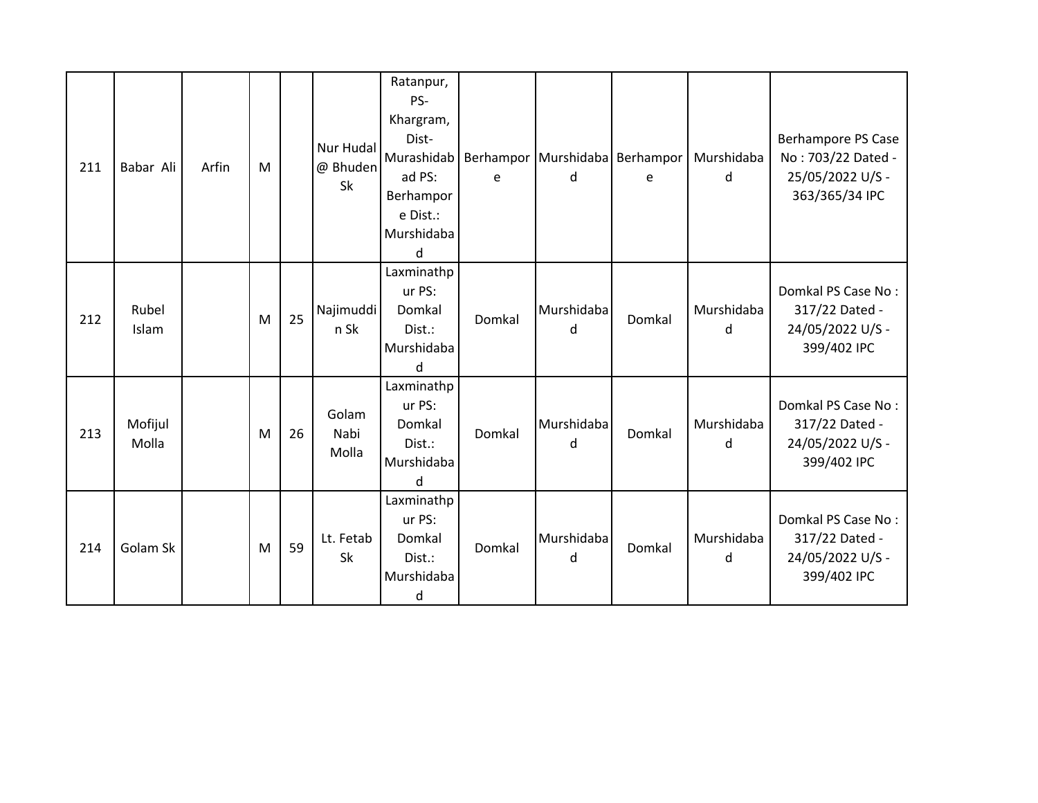| | | | | | | | | | | | |
|---|---|---|---|---|---|---|---|---|---|---|---|
| 211 | Babar Ali | Arfin | M | | Nur Hudal @ Bhuden Sk | Ratanpur, PS- Khargram, Dist- Murashidabad PS: Berhampore Dist.: Murshidabad | Berhampore | Murshidabad | Berhampore | Murshidabad | Berhampore PS Case No : 703/22 Dated - 25/05/2022 U/S - 363/365/34 IPC |
| 212 | Rubel Islam | | M | 25 | Najimuddin Sk | Laxminathpur PS: Domkal Dist.: Murshidabad | Domkal | Murshidabad | Domkal | Murshidabad | Domkal PS Case No : 317/22 Dated - 24/05/2022 U/S - 399/402 IPC |
| 213 | Mofijul Molla | | M | 26 | Golam Nabi Molla | Laxminathpur PS: Domkal Dist.: Murshidabad | Domkal | Murshidabad | Domkal | Murshidabad | Domkal PS Case No : 317/22 Dated - 24/05/2022 U/S - 399/402 IPC |
| 214 | Golam Sk | | M | 59 | Lt. Fetab Sk | Laxminathpur PS: Domkal Dist.: Murshidabad | Domkal | Murshidabad | Domkal | Murshidabad | Domkal PS Case No : 317/22 Dated - 24/05/2022 U/S - 399/402 IPC |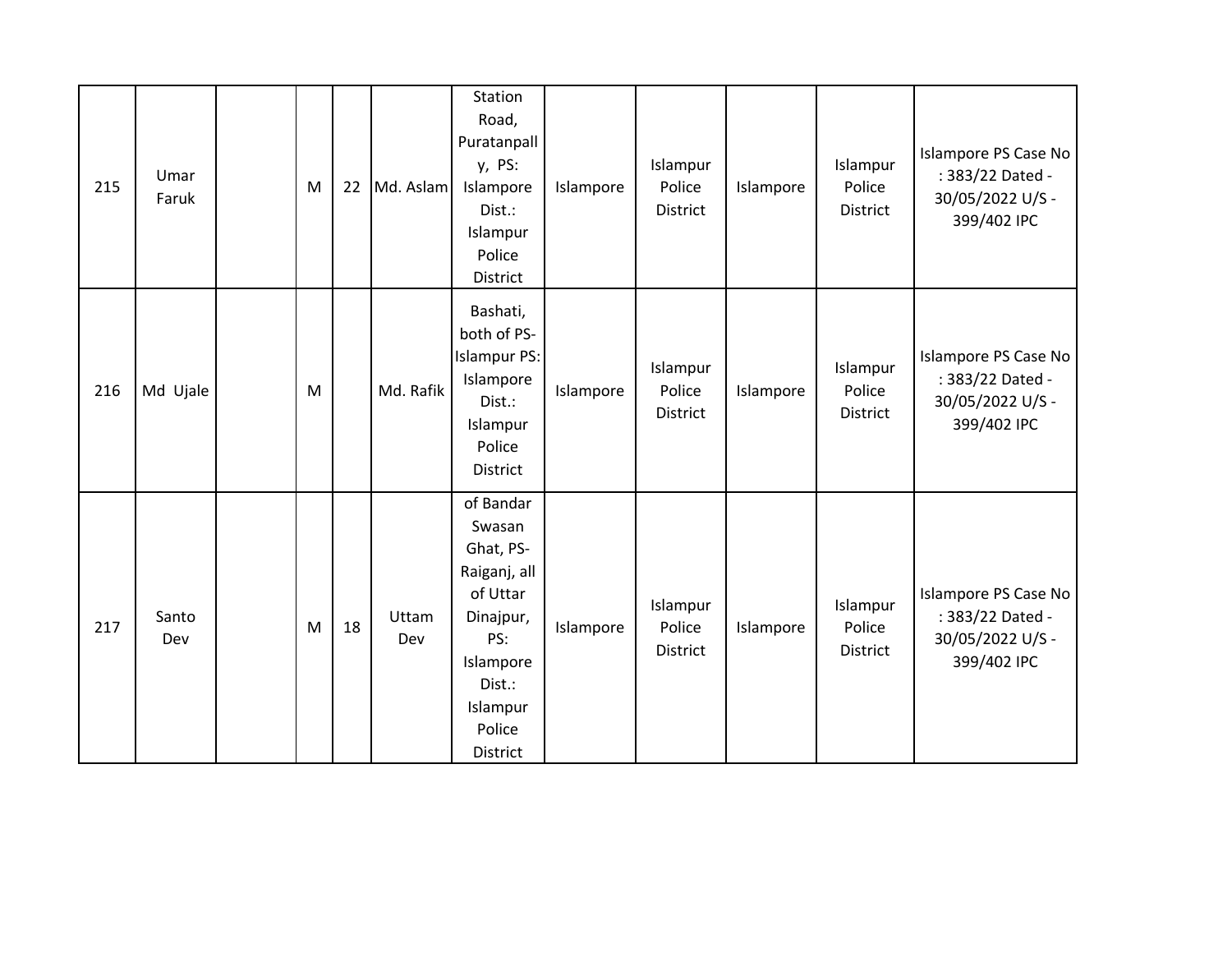| | | | | | | | | | | | |
|---|---|---|---|---|---|---|---|---|---|---|---|
| 215 | Umar Faruk | | M | 22 | Md. Aslam | Station Road, Puratanpally, PS: Islampore Dist.: Islampur Police District | Islampore | Islampur Police District | Islampore | Islampur Police District | Islampore PS Case No : 383/22 Dated - 30/05/2022 U/S - 399/402 IPC |
| 216 | Md Ujale | | M | | Md. Rafik | Bashati, both of PS-Islampur PS: Islampore Dist.: Islampur Police District | Islampore | Islampur Police District | Islampore | Islampur Police District | Islampore PS Case No : 383/22 Dated - 30/05/2022 U/S - 399/402 IPC |
| 217 | Santo Dev | | M | 18 | Uttam Dev | of Bandar Swasan Ghat, PS-Raiganj, all of Uttar Dinajpur, PS: Islampore Dist.: Islampur Police District | Islampore | Islampur Police District | Islampore | Islampur Police District | Islampore PS Case No : 383/22 Dated - 30/05/2022 U/S - 399/402 IPC |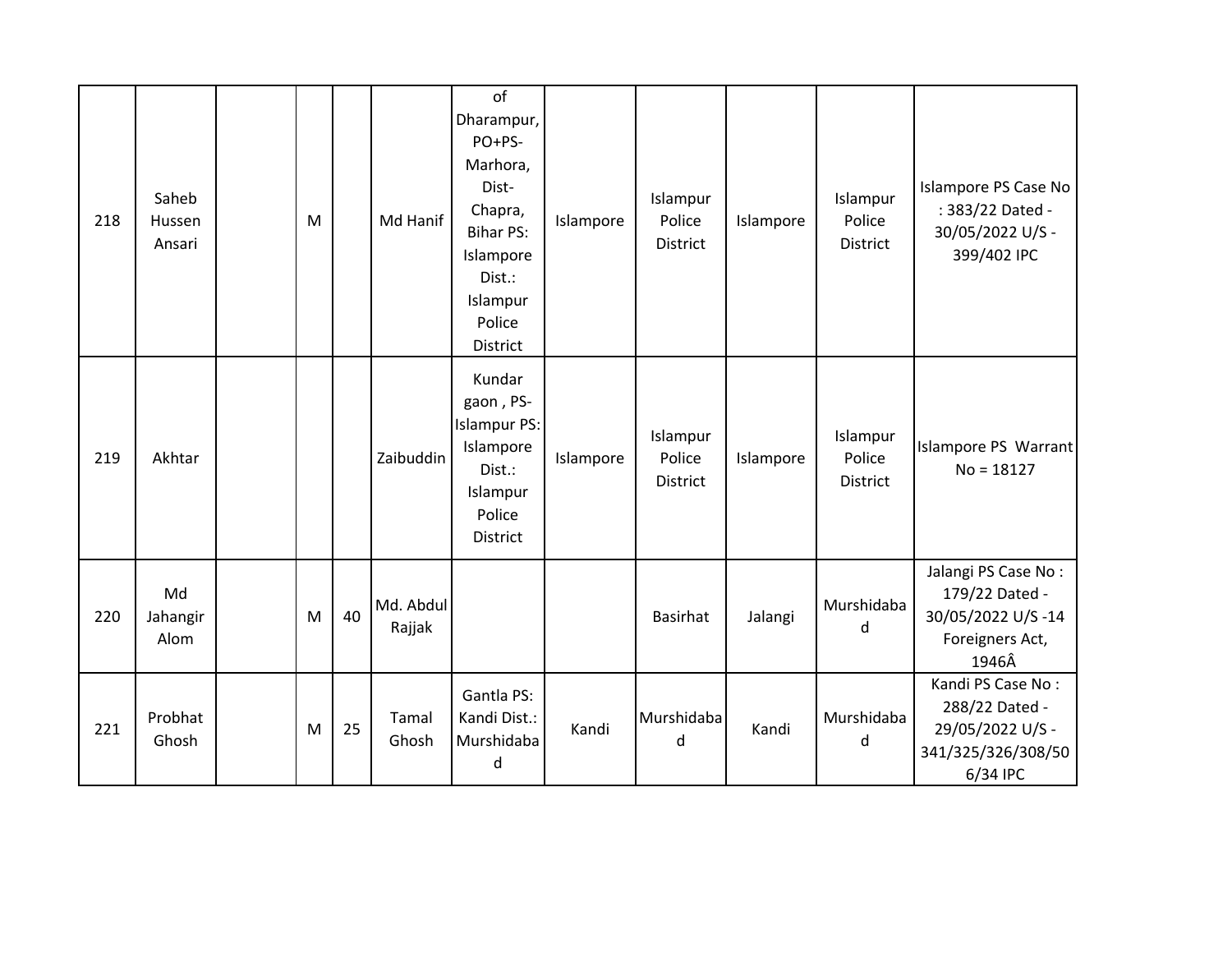| | | | | | | | | | | | |
|---|---|---|---|---|---|---|---|---|---|---|---|
| 218 | Saheb Hussen Ansari | | M | | Md Hanif | of Dharampur, PO+PS-Marhora, Dist-Chapra, Bihar PS: Islampore Dist.: Islampur Police District | Islampore | Islampur Police District | Islampore | Islampur Police District | Islampore PS Case No : 383/22 Dated - 30/05/2022 U/S - 399/402 IPC |
| 219 | Akhtar | | | | Zaibuddin | Kundar gaon , PS-Islampur PS: Islampore Dist.: Islampur Police District | Islampore | Islampur Police District | Islampore | Islampur Police District | Islampore PS Warrant No = 18127 |
| 220 | Md Jahangir Alom | | M | 40 | Md. Abdul Rajjak | | | Basirhat | Jalangi | Murshidabad | Jalangi PS Case No : 179/22 Dated - 30/05/2022 U/S -14 Foreigners Act, 1946Â |
| 221 | Probhat Ghosh | | M | 25 | Tamal Ghosh | Gantla PS: Kandi Dist.: Murshidabad | Kandi | Murshidabad | Kandi | Murshidabad | Kandi PS Case No : 288/22 Dated - 29/05/2022 U/S - 341/325/326/308/506/34 IPC |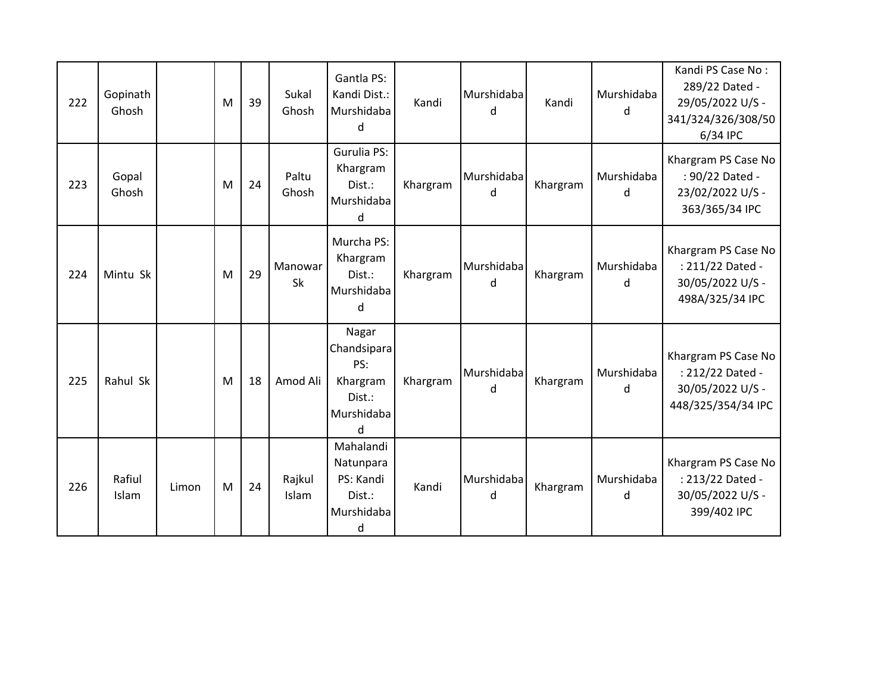| | | | | | | | | | | | |
|---|---|---|---|---|---|---|---|---|---|---|---|
| 222 | Gopinath Ghosh | | M | 39 | Sukal Ghosh | Gantla PS: Kandi Dist.: Murshidabad | Kandi | Murshidabad | Kandi | Murshidabad | Kandi PS Case No : 289/22 Dated - 29/05/2022 U/S - 341/324/326/308/506/34 IPC |
| 223 | Gopal Ghosh | | M | 24 | Paltu Ghosh | Gurulia PS: Khargram Dist.: Murshidabad | Khargram | Murshidabad | Khargram | Murshidabad | Khargram PS Case No : 90/22 Dated - 23/02/2022 U/S - 363/365/34 IPC |
| 224 | Mintu Sk | | M | 29 | Manowar Sk | Murcha PS: Khargram Dist.: Murshidabad | Khargram | Murshidabad | Khargram | Murshidabad | Khargram PS Case No : 211/22 Dated - 30/05/2022 U/S - 498A/325/34 IPC |
| 225 | Rahul Sk | | M | 18 | Amod Ali | Nagar Chandsipara PS: Khargram Dist.: Murshidabad | Khargram | Murshidabad | Khargram | Murshidabad | Khargram PS Case No : 212/22 Dated - 30/05/2022 U/S - 448/325/354/34 IPC |
| 226 | Rafiul Islam | Limon | M | 24 | Rajkul Islam | Mahalandi Natunpara PS: Kandi Dist.: Murshidabad | Kandi | Murshidabad | Khargram | Murshidabad | Khargram PS Case No : 213/22 Dated - 30/05/2022 U/S - 399/402 IPC |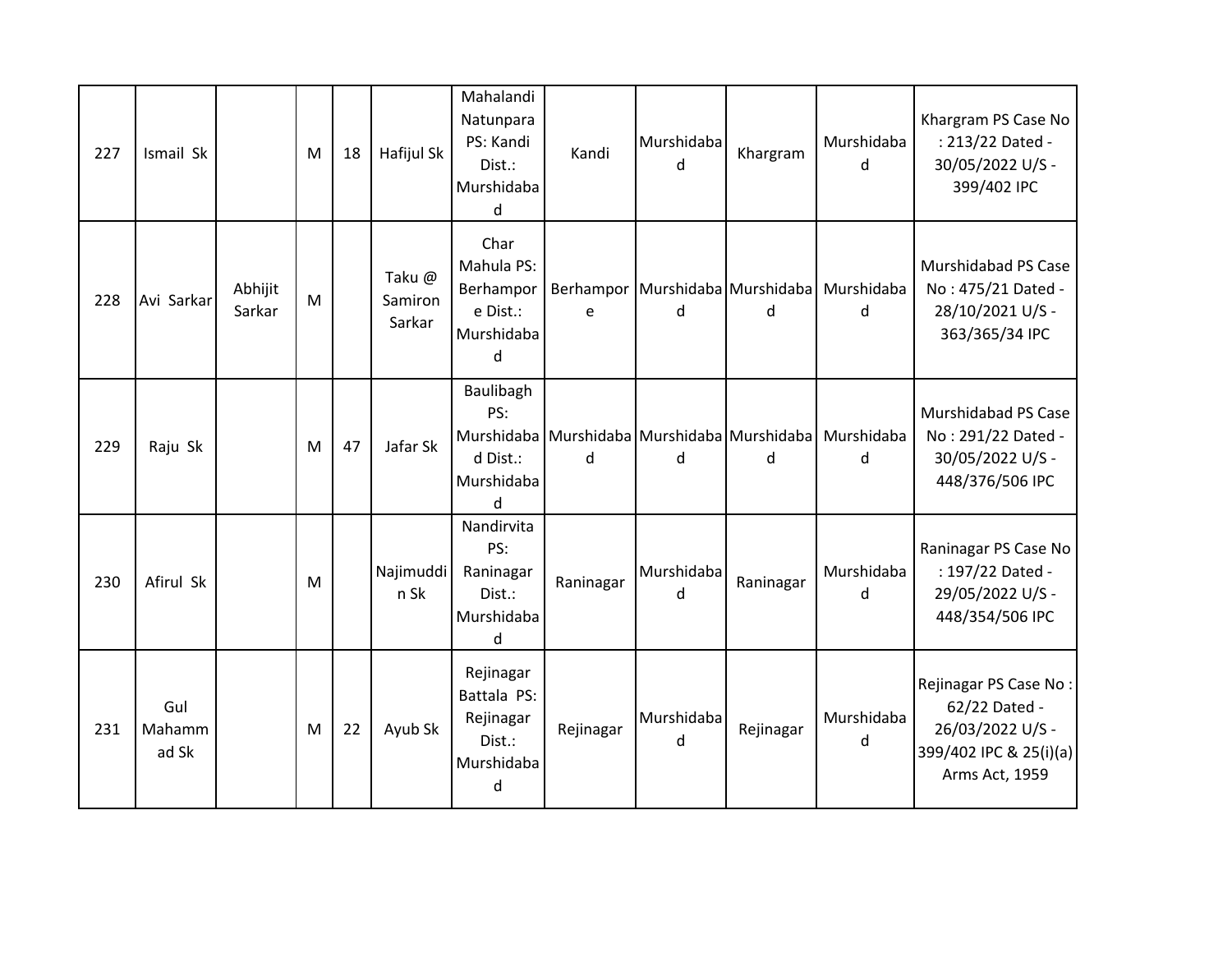| | | | | | | | | | | | |
|---|---|---|---|---|---|---|---|---|---|---|---|
| 227 | Ismail Sk | | M | 18 | Hafijul Sk | Mahalandi Natunpara PS: Kandi Dist.: Murshidabad | Kandi | Murshidabad | Khargram | Murshidabad | Khargram PS Case No : 213/22 Dated - 30/05/2022 U/S - 399/402 IPC |
| 228 | Avi Sarkar | Abhijit Sarkar | M | | Taku @ Samiron Sarkar | Char Mahula PS: Berhampore Dist.: Murshidabad | Berhampore | Murshidabad | Murshidabad | Murshidabad | Murshidabad PS Case No : 475/21 Dated - 28/10/2021 U/S - 363/365/34 IPC |
| 229 | Raju Sk | | M | 47 | Jafar Sk | Baulibagh PS: Murshidabad Dist.: Murshidabad | Murshidabad | Murshidabad | Murshidabad | Murshidabad | Murshidabad PS Case No : 291/22 Dated - 30/05/2022 U/S - 448/376/506 IPC |
| 230 | Afirul Sk | | M | | Najimuddin Sk | Nandirvita PS: Raninagar Dist.: Murshidabad | Raninagar | Murshidabad | Raninagar | Murshidabad | Raninagar PS Case No : 197/22 Dated - 29/05/2022 U/S - 448/354/506 IPC |
| 231 | Gul Mahammad Sk | | M | 22 | Ayub Sk | Rejinagar Battala PS: Rejinagar Dist.: Murshidabad | Rejinagar | Murshidabad | Rejinagar | Murshidabad | Rejinagar PS Case No : 62/22 Dated - 26/03/2022 U/S - 399/402 IPC & 25(i)(a) Arms Act, 1959 |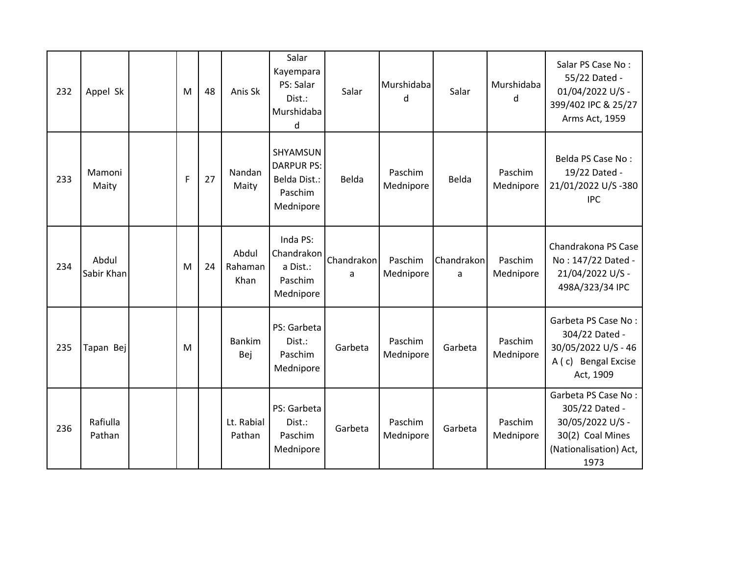| | | | | | | | | | | | |
|---|---|---|---|---|---|---|---|---|---|---|---|
| 232 | Appel Sk | | M | 48 | Anis Sk | Salar Kayempara PS: Salar Dist.: Murshidabad | Salar | Murshidabad | Salar | Murshidabad | Salar PS Case No : 55/22 Dated - 01/04/2022 U/S - 399/402 IPC & 25/27 Arms Act, 1959 |
| 233 | Mamoni Maity | | F | 27 | Nandan Maity | SHYAMSUNDARPUR PS: Belda Dist.: Paschim Mednipore | Belda | Paschim Mednipore | Belda | Paschim Mednipore | Belda PS Case No : 19/22 Dated - 21/01/2022 U/S -380 IPC |
| 234 | Abdul Sabir Khan | | M | 24 | Abdul Rahaman Khan | Inda PS: Chandrakona Dist.: Paschim Mednipore | Chandrakona | Paschim Mednipore | Chandrakona | Paschim Mednipore | Chandrakona PS Case No : 147/22 Dated - 21/04/2022 U/S - 498A/323/34 IPC |
| 235 | Tapan Bej | | M | | Bankim Bej | PS: Garbeta Dist.: Paschim Mednipore | Garbeta | Paschim Mednipore | Garbeta | Paschim Mednipore | Garbeta PS Case No : 304/22 Dated - 30/05/2022 U/S - 46 A ( c) Bengal Excise Act, 1909 |
| 236 | Rafiulla Pathan | | | | Lt. Rabial Pathan | PS: Garbeta Dist.: Paschim Mednipore | Garbeta | Paschim Mednipore | Garbeta | Paschim Mednipore | Garbeta PS Case No : 305/22 Dated - 30/05/2022 U/S - 30(2) Coal Mines (Nationalisation) Act, 1973 |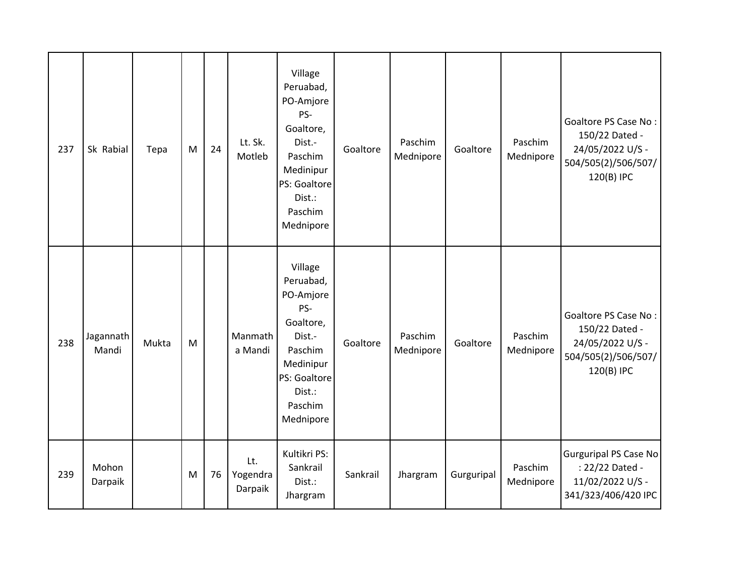| | | | | | | | | | | | |
|---|---|---|---|---|---|---|---|---|---|---|---|
| 237 | Sk Rabial | Tepa | M | 24 | Lt. Sk. Motleb | Village Peruabad, PO-Amjore PS-Goaltore, Dist.-Paschim Medinipur PS: Goaltore Dist.: Paschim Mednipore | Goaltore | Paschim Mednipore | Goaltore | Paschim Mednipore | Goaltore PS Case No : 150/22 Dated - 24/05/2022 U/S - 504/505(2)/506/507/120(B) IPC |
| 238 | Jagannath Mandi | Mukta | M | | Manmatha Mandi | Village Peruabad, PO-Amjore PS-Goaltore, Dist.-Paschim Medinipur PS: Goaltore Dist.: Paschim Mednipore | Goaltore | Paschim Mednipore | Goaltore | Paschim Mednipore | Goaltore PS Case No : 150/22 Dated - 24/05/2022 U/S - 504/505(2)/506/507/120(B) IPC |
| 239 | Mohon Darpaik | | M | 76 | Lt. Yogendra Darpaik | Kultikri PS: Sankrail Dist.: Jhargram | Sankrail | Jhargram | Gurguripal | Paschim Mednipore | Gurguripal PS Case No : 22/22 Dated - 11/02/2022 U/S - 341/323/406/420 IPC |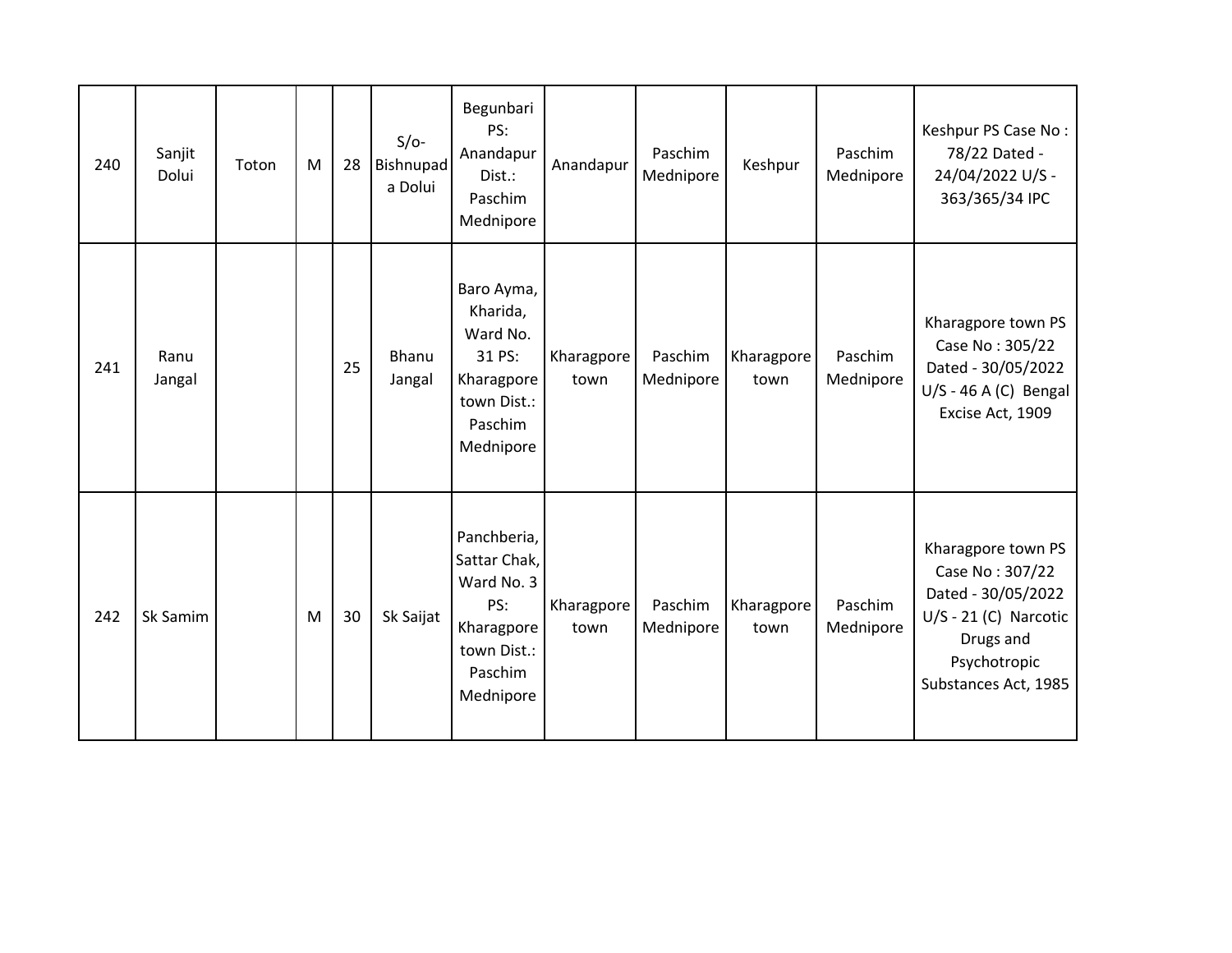| | | | | | | | | | | | |
|---|---|---|---|---|---|---|---|---|---|---|---|
| 240 | Sanjit Dolui | Toton | M | 28 | S/o- Bishnupada Dolui | Begunbari PS: Anandapur Dist.: Paschim Mednipore | Anandapur | Paschim Mednipore | Keshpur | Paschim Mednipore | Keshpur PS Case No : 78/22 Dated - 24/04/2022 U/S - 363/365/34 IPC |
| 241 | Ranu Jangal | | | 25 | Bhanu Jangal | Baro Ayma, Kharida, Ward No. 31 PS: Kharagpore town Dist.: Paschim Mednipore | Kharagpore town | Paschim Mednipore | Kharagpore town | Paschim Mednipore | Kharagpore town PS Case No : 305/22 Dated - 30/05/2022 U/S - 46 A (C) Bengal Excise Act, 1909 |
| 242 | Sk Samim | | M | 30 | Sk Saijat | Panchberia, Sattar Chak, Ward No. 3 PS: Kharagpore town Dist.: Paschim Mednipore | Kharagpore town | Paschim Mednipore | Kharagpore town | Paschim Mednipore | Kharagpore town PS Case No : 307/22 Dated - 30/05/2022 U/S - 21 (C) Narcotic Drugs and Psychotropic Substances Act, 1985 |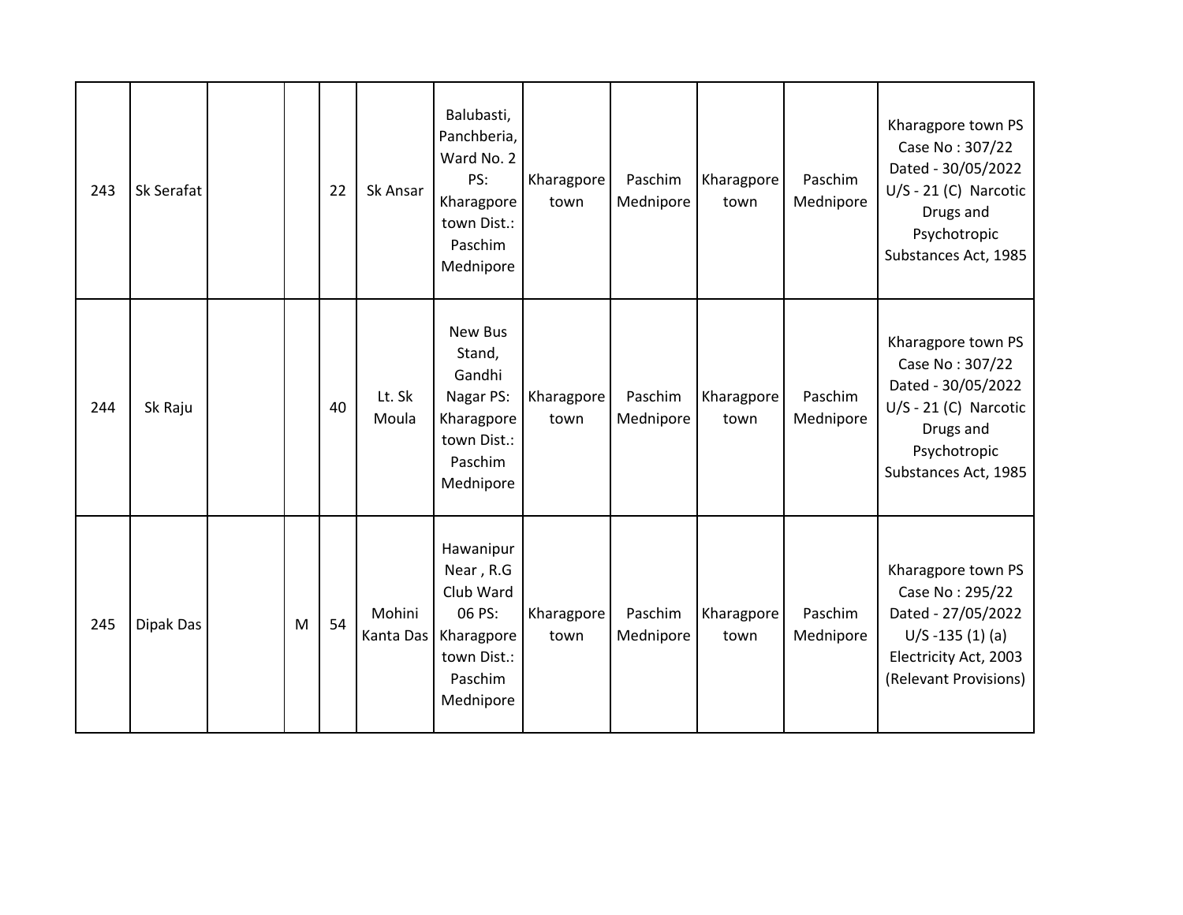| | | | | | | | | | | | |
|---|---|---|---|---|---|---|---|---|---|---|---|
| 243 | Sk Serafat | | | 22 | Sk Ansar | Balubasti, Panchberia, Ward No. 2 PS: Kharagpore town Dist.: Paschim Mednipore | Kharagpore town | Paschim Mednipore | Kharagpore town | Paschim Mednipore | Kharagpore town PS Case No : 307/22 Dated - 30/05/2022 U/S - 21 (C) Narcotic Drugs and Psychotropic Substances Act, 1985 |
| 244 | Sk Raju | | | 40 | Lt. Sk Moula | New Bus Stand, Gandhi Nagar PS: Kharagpore town Dist.: Paschim Mednipore | Kharagpore town | Paschim Mednipore | Kharagpore town | Paschim Mednipore | Kharagpore town PS Case No : 307/22 Dated - 30/05/2022 U/S - 21 (C) Narcotic Drugs and Psychotropic Substances Act, 1985 |
| 245 | Dipak Das | | M | 54 | Mohini Kanta Das | Hawanipur Near , R.G Club Ward 06 PS: Kharagpore town Dist.: Paschim Mednipore | Kharagpore town | Paschim Mednipore | Kharagpore town | Paschim Mednipore | Kharagpore town PS Case No : 295/22 Dated - 27/05/2022 U/S -135 (1) (a) Electricity Act, 2003 (Relevant Provisions) |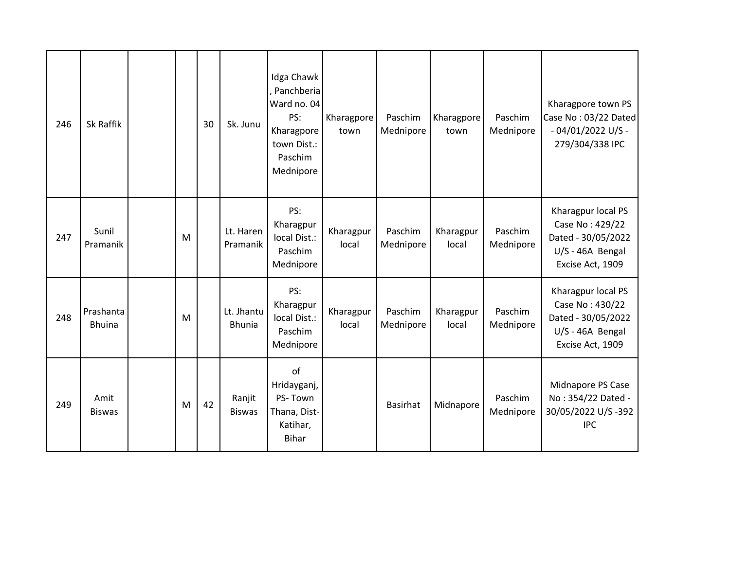| | | | | | | | | | | | |
|---|---|---|---|---|---|---|---|---|---|---|---|
| 246 | Sk Raffik | | | 30 | Sk. Junu | Idga Chawk , Panchberia Ward no. 04 PS: Kharagpore town Dist.: Paschim Mednipore | Kharagpore town | Paschim Mednipore | Kharagpore town | Paschim Mednipore | Kharagpore town PS Case No : 03/22 Dated - 04/01/2022 U/S - 279/304/338 IPC |
| 247 | Sunil Pramanik | | M | | Lt. Haren Pramanik | PS: Kharagpur local Dist.: Paschim Mednipore | Kharagpur local | Paschim Mednipore | Kharagpur local | Paschim Mednipore | Kharagpur local PS Case No : 429/22 Dated - 30/05/2022 U/S - 46A Bengal Excise Act, 1909 |
| 248 | Prashanta Bhuina | | M | | Lt. Jhantu Bhunia | PS: Kharagpur local Dist.: Paschim Mednipore | Kharagpur local | Paschim Mednipore | Kharagpur local | Paschim Mednipore | Kharagpur local PS Case No : 430/22 Dated - 30/05/2022 U/S - 46A Bengal Excise Act, 1909 |
| 249 | Amit Biswas | | M | 42 | Ranjit Biswas | of Hridayganj, PS- Town Thana, Dist- Katihar, Bihar | | Basirhat | Midnapore | Paschim Mednipore | Midnapore PS Case No : 354/22 Dated - 30/05/2022 U/S -392 IPC |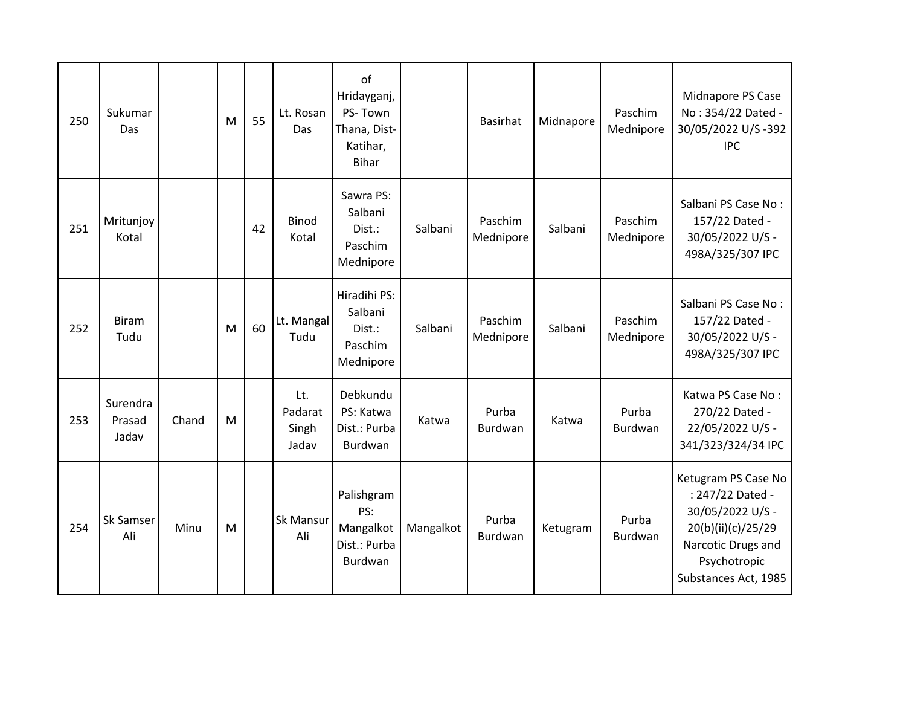| | | | | | | | | | | | |
|---|---|---|---|---|---|---|---|---|---|---|---|
| 250 | Sukumar Das | | M | 55 | Lt. Rosan Das | of Hridayganj, PS- Town Thana, Dist- Katihar, Bihar | | Basirhat | Midnapore | Paschim Mednipore | Midnapore PS Case No : 354/22 Dated - 30/05/2022 U/S -392 IPC |
| 251 | Mritunjoy Kotal | | | 42 | Binod Kotal | Sawra PS: Salbani Dist.: Paschim Mednipore | Salbani | Paschim Mednipore | Salbani | Paschim Mednipore | Salbani PS Case No : 157/22 Dated - 30/05/2022 U/S - 498A/325/307 IPC |
| 252 | Biram Tudu | | M | 60 | Lt. Mangal Tudu | Hiradihi PS: Salbani Dist.: Paschim Mednipore | Salbani | Paschim Mednipore | Salbani | Paschim Mednipore | Salbani PS Case No : 157/22 Dated - 30/05/2022 U/S - 498A/325/307 IPC |
| 253 | Surendra Prasad Jadav | Chand | M | | Lt. Padarat Singh Jadav | Debkundu PS: Katwa Dist.: Purba Burdwan | Katwa | Purba Burdwan | Katwa | Purba Burdwan | Katwa PS Case No : 270/22 Dated - 22/05/2022 U/S - 341/323/324/34 IPC |
| 254 | Sk Samser Ali | Minu | M | | Sk Mansur Ali | Palishgram PS: Mangalkot Dist.: Purba Burdwan | Mangalkot | Purba Burdwan | Ketugram | Purba Burdwan | Ketugram PS Case No : 247/22 Dated - 30/05/2022 U/S - 20(b)(ii)(c)/25/29 Narcotic Drugs and Psychotropic Substances Act, 1985 |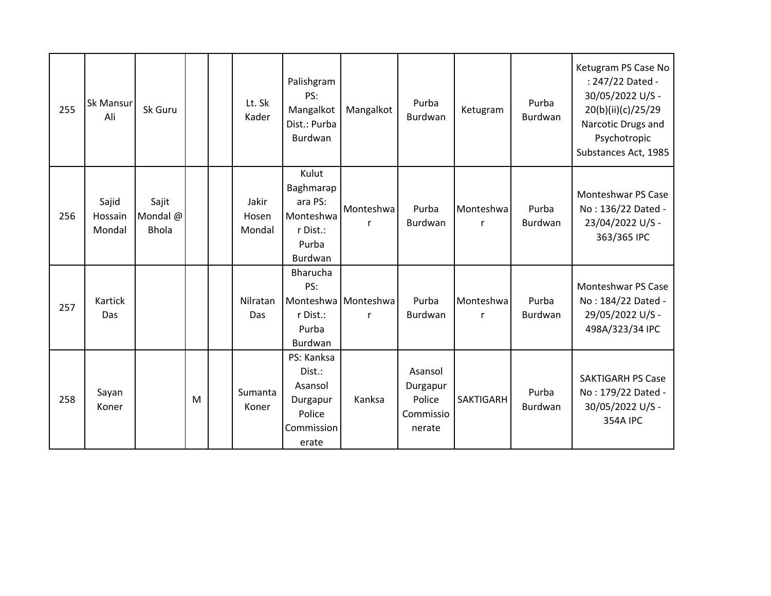| | | | | | | | | | | | |
|---|---|---|---|---|---|---|---|---|---|---|---|
| 255 | Sk Mansur Ali | Sk Guru | | | Lt. Sk Kader | Palishgram PS: Mangalkot Dist.: Purba Burdwan | Mangalkot | Purba Burdwan | Ketugram | Purba Burdwan | Ketugram PS Case No : 247/22 Dated - 30/05/2022 U/S - 20(b)(ii)(c)/25/29 Narcotic Drugs and Psychotropic Substances Act, 1985 |
| 256 | Sajid Hossain Mondal | Sajit Mondal @ Bhola | | | Jakir Hosen Mondal | Kulut Baghmarapara PS: Monteshwar Dist.: Purba Burdwan | Monteshwar | Purba Burdwan | Monteshwar | Purba Burdwan | Monteshwar PS Case No : 136/22 Dated - 23/04/2022 U/S - 363/365 IPC |
| 257 | Kartick Das | | | | Nilratan Das | Bharucha PS: Monteshwar Dist.: Purba Burdwan | Monteshwar | Purba Burdwan | Monteshwar | Purba Burdwan | Monteshwar PS Case No : 184/22 Dated - 29/05/2022 U/S - 498A/323/34 IPC |
| 258 | Sayan Koner | | M | | Sumanta Koner | PS: Kanksa Dist.: Asansol Durgapur Police Commissionerate | Kanksa | Asansol Durgapur Police Commissionerate | SAKTIGARH | Purba Burdwan | SAKTIGARH PS Case No : 179/22 Dated - 30/05/2022 U/S - 354A IPC |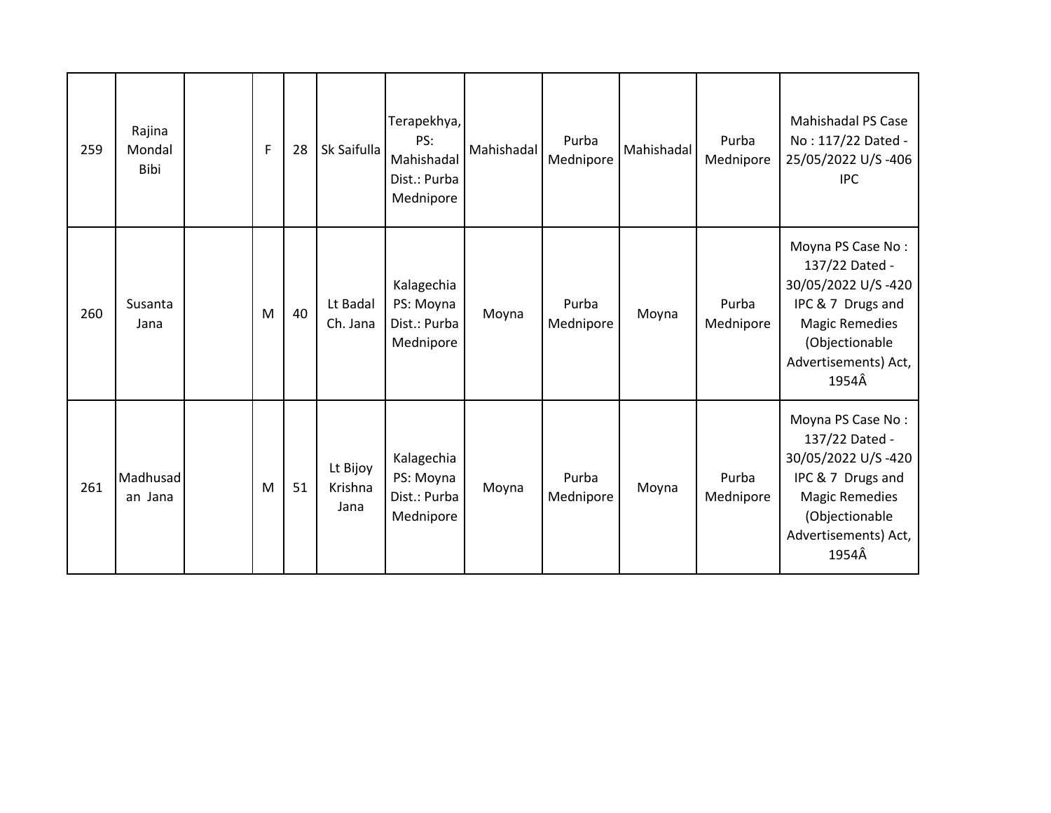| | | | | | | | | | | | |
|---|---|---|---|---|---|---|---|---|---|---|---|
| 259 | Rajina Mondal Bibi | | F | 28 | Sk Saifulla | Terapekhya, PS: Mahishadal Dist.: Purba Mednipore | Mahishadal | Purba Mednipore | Mahishadal | Purba Mednipore | Mahishadal PS Case No : 117/22 Dated - 25/05/2022 U/S -406 IPC |
| 260 | Susanta Jana | | M | 40 | Lt Badal Ch. Jana | Kalagechia PS: Moyna Dist.: Purba Mednipore | Moyna | Purba Mednipore | Moyna | Purba Mednipore | Moyna PS Case No : 137/22 Dated - 30/05/2022 U/S -420 IPC & 7 Drugs and Magic Remedies (Objectionable Advertisements) Act, 1954Â |
| 261 | Madhusadan Jana | | M | 51 | Lt Bijoy Krishna Jana | Kalagechia PS: Moyna Dist.: Purba Mednipore | Moyna | Purba Mednipore | Moyna | Purba Mednipore | Moyna PS Case No : 137/22 Dated - 30/05/2022 U/S -420 IPC & 7 Drugs and Magic Remedies (Objectionable Advertisements) Act, 1954Â |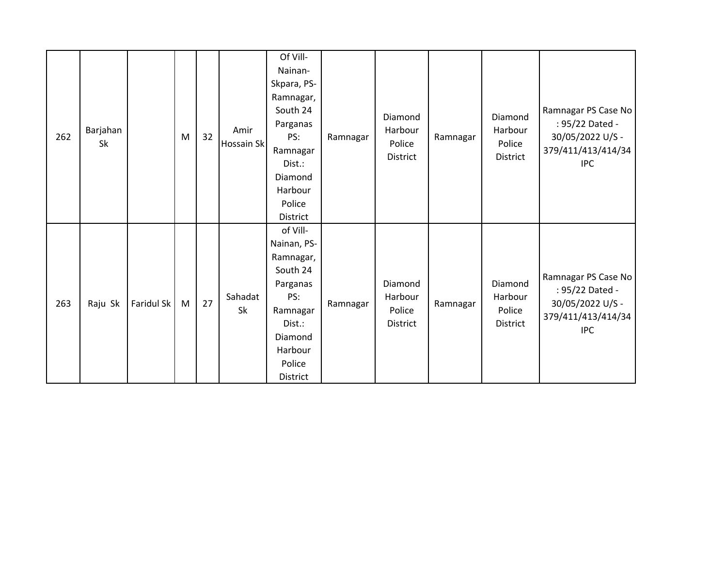| | | | | | | | | | | | |
|---|---|---|---|---|---|---|---|---|---|---|---|
| 262 | Barjahan Sk | | M | 32 | Amir Hossain Sk | Of Vill-Nainan-Skpara, PS-Ramnagar, South 24 Parganas PS: Ramnagar Dist.: Diamond Harbour Police District | Ramnagar | Diamond Harbour Police District | Ramnagar | Diamond Harbour Police District | Ramnagar PS Case No : 95/22 Dated - 30/05/2022 U/S - 379/411/413/414/34 IPC |
| 263 | Raju Sk | Faridul Sk | M | 27 | Sahadat Sk | of Vill-Nainan, PS-Ramnagar, South 24 Parganas PS: Ramnagar Dist.: Diamond Harbour Police District | Ramnagar | Diamond Harbour Police District | Ramnagar | Diamond Harbour Police District | Ramnagar PS Case No : 95/22 Dated - 30/05/2022 U/S - 379/411/413/414/34 IPC |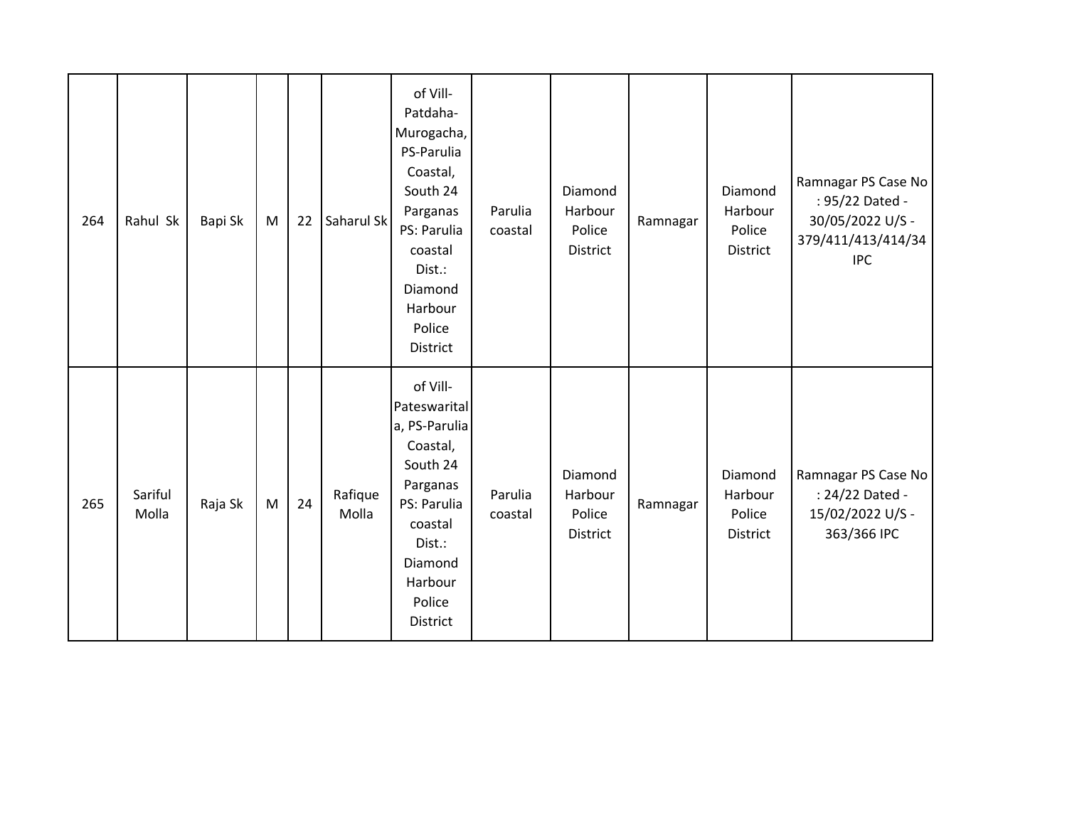| 264 | Rahul Sk | Bapi Sk | M | 22 | Saharul Sk | of Vill-Patdaha-Murogacha, PS-Parulia Coastal, South 24 Parganas PS: Parulia coastal Dist.: Diamond Harbour Police District | Parulia coastal | Diamond Harbour Police District | Ramnagar | Diamond Harbour Police District | Ramnagar PS Case No : 95/22 Dated - 30/05/2022 U/S - 379/411/413/414/34 IPC |
|---|---|---|---|---|---|---|---|---|---|---|---|
| 265 | Sariful Molla | Raja Sk | M | 24 | Rafique Molla | of Vill-Pateswaritala, PS-Parulia Coastal, South 24 Parganas PS: Parulia coastal Dist.: Diamond Harbour Police District | Parulia coastal | Diamond Harbour Police District | Ramnagar | Diamond Harbour Police District | Ramnagar PS Case No : 24/22 Dated - 15/02/2022 U/S - 363/366 IPC |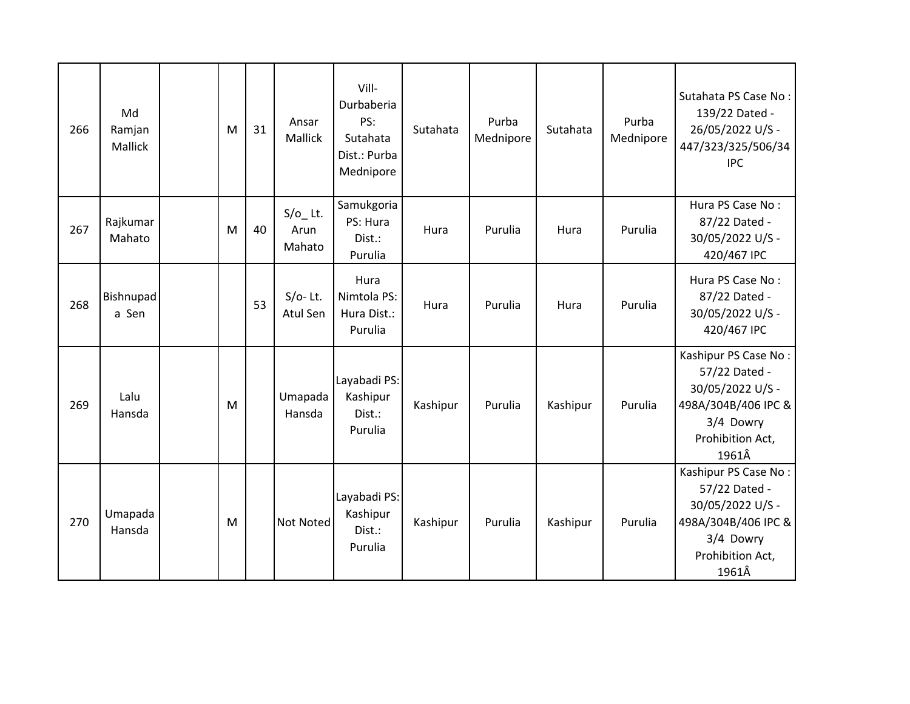| | | | | | | | | | | | |
|---|---|---|---|---|---|---|---|---|---|---|---|
| 266 | Md Ramjan Mallick | | M | 31 | Ansar Mallick | Vill- Durbaberia PS: Sutahata Dist.: Purba Mednipore | Sutahata | Purba Mednipore | Sutahata | Purba Mednipore | Sutahata PS Case No : 139/22 Dated - 26/05/2022 U/S - 447/323/325/506/34 IPC |
| 267 | Rajkumar Mahato | | M | 40 | S/o_ Lt. Arun Mahato | Samukgoria PS: Hura Dist.: Purulia | Hura | Purulia | Hura | Purulia | Hura PS Case No : 87/22 Dated - 30/05/2022 U/S - 420/467 IPC |
| 268 | Bishnupada Sen | | | 53 | S/o- Lt. Atul Sen | Hura Nimtola PS: Hura Dist.: Purulia | Hura | Purulia | Hura | Purulia | Hura PS Case No : 87/22 Dated - 30/05/2022 U/S - 420/467 IPC |
| 269 | Lalu Hansda | | M | | Umapada Hansda | Layabadi PS: Kashipur Dist.: Purulia | Kashipur | Purulia | Kashipur | Purulia | Kashipur PS Case No : 57/22 Dated - 30/05/2022 U/S - 498A/304B/406 IPC & 3/4 Dowry Prohibition Act, 1961Â |
| 270 | Umapada Hansda | | M | | Not Noted | Layabadi PS: Kashipur Dist.: Purulia | Kashipur | Purulia | Kashipur | Purulia | Kashipur PS Case No : 57/22 Dated - 30/05/2022 U/S - 498A/304B/406 IPC & 3/4 Dowry Prohibition Act, 1961Â |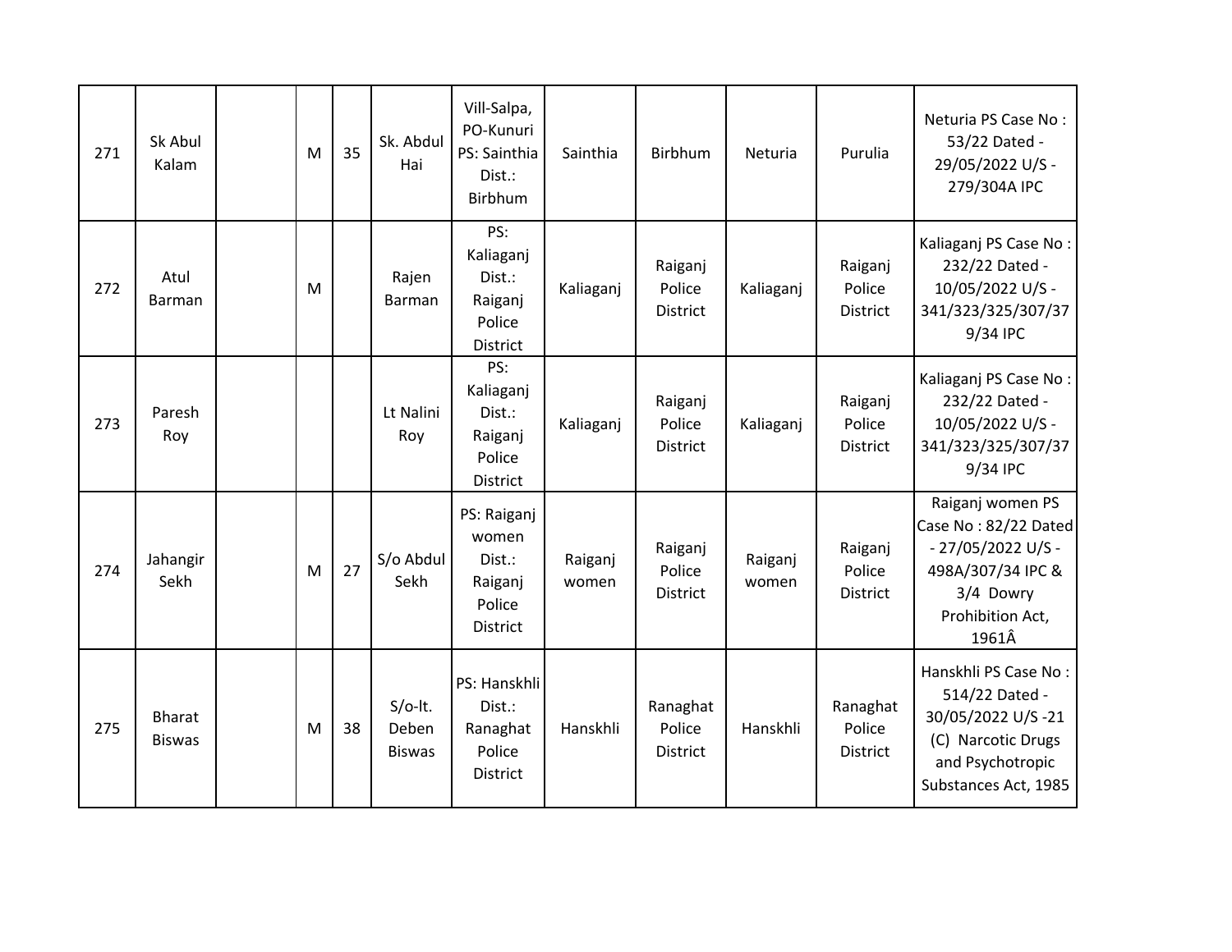| | | | | | | | | | | | |
|---|---|---|---|---|---|---|---|---|---|---|---|
| 271 | Sk Abul Kalam | | M | 35 | Sk. Abdul Hai | Vill-Salpa, PO-Kunuri PS: Sainthia Dist.: Birbhum | Sainthia | Birbhum | Neturia | Purulia | Neturia PS Case No : 53/22 Dated - 29/05/2022 U/S - 279/304A IPC |
| 272 | Atul Barman | | M | | Rajen Barman | PS: Kaliaganj Dist.: Raiganj Police District | Kaliaganj | Raiganj Police District | Kaliaganj | Raiganj Police District | Kaliaganj PS Case No : 232/22 Dated - 10/05/2022 U/S - 341/323/325/307/379/34 IPC |
| 273 | Paresh Roy | | | | Lt Nalini Roy | PS: Kaliaganj Dist.: Raiganj Police District | Kaliaganj | Raiganj Police District | Kaliaganj | Raiganj Police District | Kaliaganj PS Case No : 232/22 Dated - 10/05/2022 U/S - 341/323/325/307/379/34 IPC |
| 274 | Jahangir Sekh | | M | 27 | S/o Abdul Sekh | PS: Raiganj women Dist.: Raiganj Police District | Raiganj women | Raiganj Police District | Raiganj women | Raiganj Police District | Raiganj women PS Case No : 82/22 Dated - 27/05/2022 U/S - 498A/307/34 IPC & 3/4 Dowry Prohibition Act, 1961Â |
| 275 | Bharat Biswas | | M | 38 | S/o-lt. Deben Biswas | PS: Hanskhli Dist.: Ranaghat Police District | Hanskhli | Ranaghat Police District | Hanskhli | Ranaghat Police District | Hanskhli PS Case No : 514/22 Dated - 30/05/2022 U/S -21 (C) Narcotic Drugs and Psychotropic Substances Act, 1985 |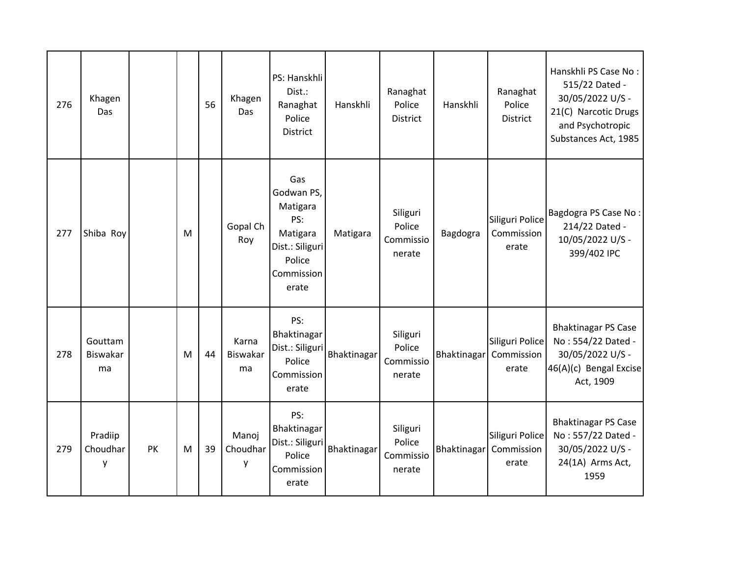| | | | | | | | | | | | |
|---|---|---|---|---|---|---|---|---|---|---|---|
| 276 | Khagen Das | | | 56 | Khagen Das | PS: Hanskhli Dist.: Ranaghat Police District | Hanskhli | Ranaghat Police District | Hanskhli | Ranaghat Police District | Hanskhli PS Case No : 515/22 Dated - 30/05/2022 U/S - 21(C) Narcotic Drugs and Psychotropic Substances Act, 1985 |
| 277 | Shiba Roy | | M | | Gopal Ch Roy | Gas Godwan PS, Matigara PS: Matigara Dist.: Siliguri Police Commissionerate | Matigara | Siliguri Police Commissionerate | Bagdogra | Siliguri Police Commissionerate | Bagdogra PS Case No : 214/22 Dated - 10/05/2022 U/S - 399/402 IPC |
| 278 | Gouttam Biswakarma | | M | 44 | Karna Biswakarma | PS: Bhaktinagar Dist.: Siliguri Police Commissionerate | Bhaktinagar | Siliguri Police Commissionerate | Bhaktinagar | Siliguri Police Commissionerate | Bhaktinagar PS Case No : 554/22 Dated - 30/05/2022 U/S - 46(A)(c) Bengal Excise Act, 1909 |
| 279 | Pradiip Choudhary | PK | M | 39 | Manoj Choudhary | PS: Bhaktinagar Dist.: Siliguri Police Commissionerate | Bhaktinagar | Siliguri Police Commissionerate | Bhaktinagar | Siliguri Police Commissionerate | Bhaktinagar PS Case No : 557/22 Dated - 30/05/2022 U/S - 24(1A) Arms Act, 1959 |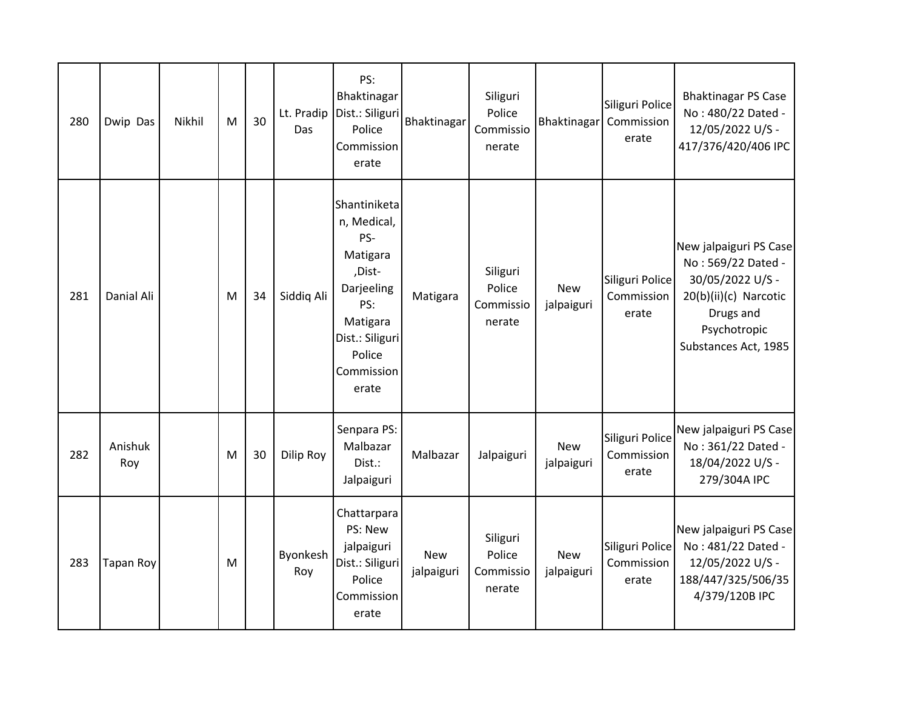| | | | | | | | | | | | |
|---|---|---|---|---|---|---|---|---|---|---|---|
| 280 | Dwip Das | Nikhil | M | 30 | Lt. Pradip Das | PS: Bhaktinagar Dist.: Siliguri Police Commissionerate | Bhaktinagar | Siliguri Police Commissionerate | Bhaktinagar | Siliguri Police Commissionerate | Bhaktinagar PS Case No : 480/22 Dated - 12/05/2022 U/S - 417/376/420/406 IPC |
| 281 | Danial Ali | | M | 34 | Siddiq Ali | Shantiniketan, Medical, PS- Matigara ,Dist- Darjeeling PS: Matigara Dist.: Siliguri Police Commissionerate | Matigara | Siliguri Police Commissionerate | New jalpaiguri | Siliguri Police Commissionerate | New jalpaiguri PS Case No : 569/22 Dated - 30/05/2022 U/S - 20(b)(ii)(c) Narcotic Drugs and Psychotropic Substances Act, 1985 |
| 282 | Anishuk Roy | | M | 30 | Dilip Roy | Senpara PS: Malbazar Dist.: Jalpaiguri | Malbazar | Jalpaiguri | New jalpaiguri | Siliguri Police Commissionerate | New jalpaiguri PS Case No : 361/22 Dated - 18/04/2022 U/S - 279/304A IPC |
| 283 | Tapan Roy | | M | | Byonkesh Roy | Chattarpara PS: New jalpaiguri Dist.: Siliguri Police Commissionerate | New jalpaiguri | Siliguri Police Commissionerate | New jalpaiguri | Siliguri Police Commissionerate | New jalpaiguri PS Case No : 481/22 Dated - 12/05/2022 U/S - 188/447/325/506/354/379/120B IPC |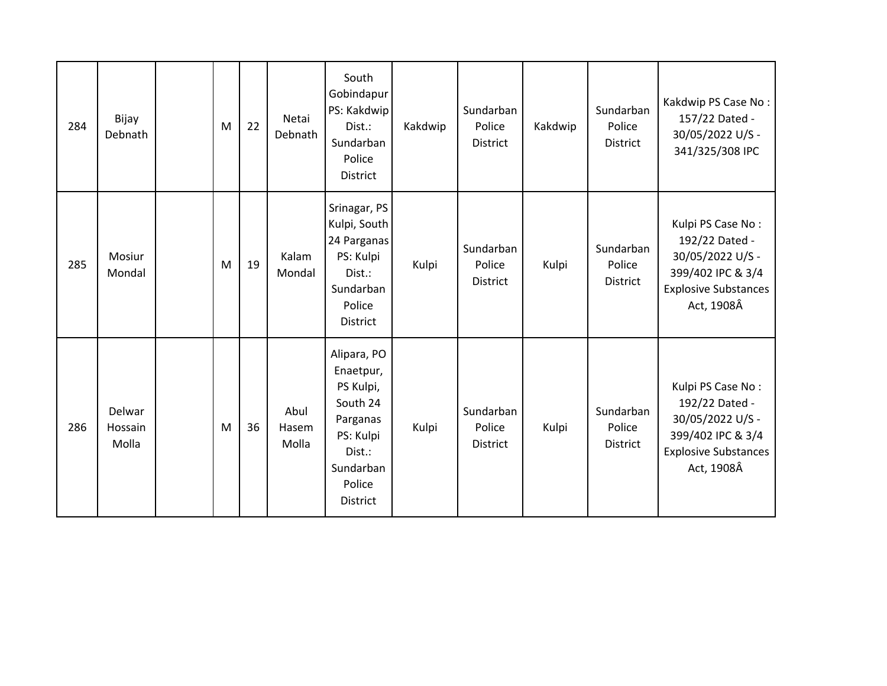| | | | | | | | | | | | |
|---|---|---|---|---|---|---|---|---|---|---|---|
| 284 | Bijay Debnath | | M | 22 | Netai Debnath | South Gobindapur PS: Kakdwip Dist.: Sundarban Police District | Kakdwip | Sundarban Police District | Kakdwip | Sundarban Police District | Kakdwip PS Case No : 157/22 Dated - 30/05/2022 U/S - 341/325/308 IPC |
| 285 | Mosiur Mondal | | M | 19 | Kalam Mondal | Srinagar, PS Kulpi, South 24 Parganas PS: Kulpi Dist.: Sundarban Police District | Kulpi | Sundarban Police District | Kulpi | Sundarban Police District | Kulpi PS Case No : 192/22 Dated - 30/05/2022 U/S - 399/402 IPC & 3/4 Explosive Substances Act, 1908Â |
| 286 | Delwar Hossain Molla | | M | 36 | Abul Hasem Molla | Alipara, PO Enaetpur, PS Kulpi, South 24 Parganas PS: Kulpi Dist.: Sundarban Police District | Kulpi | Sundarban Police District | Kulpi | Sundarban Police District | Kulpi PS Case No : 192/22 Dated - 30/05/2022 U/S - 399/402 IPC & 3/4 Explosive Substances Act, 1908Â |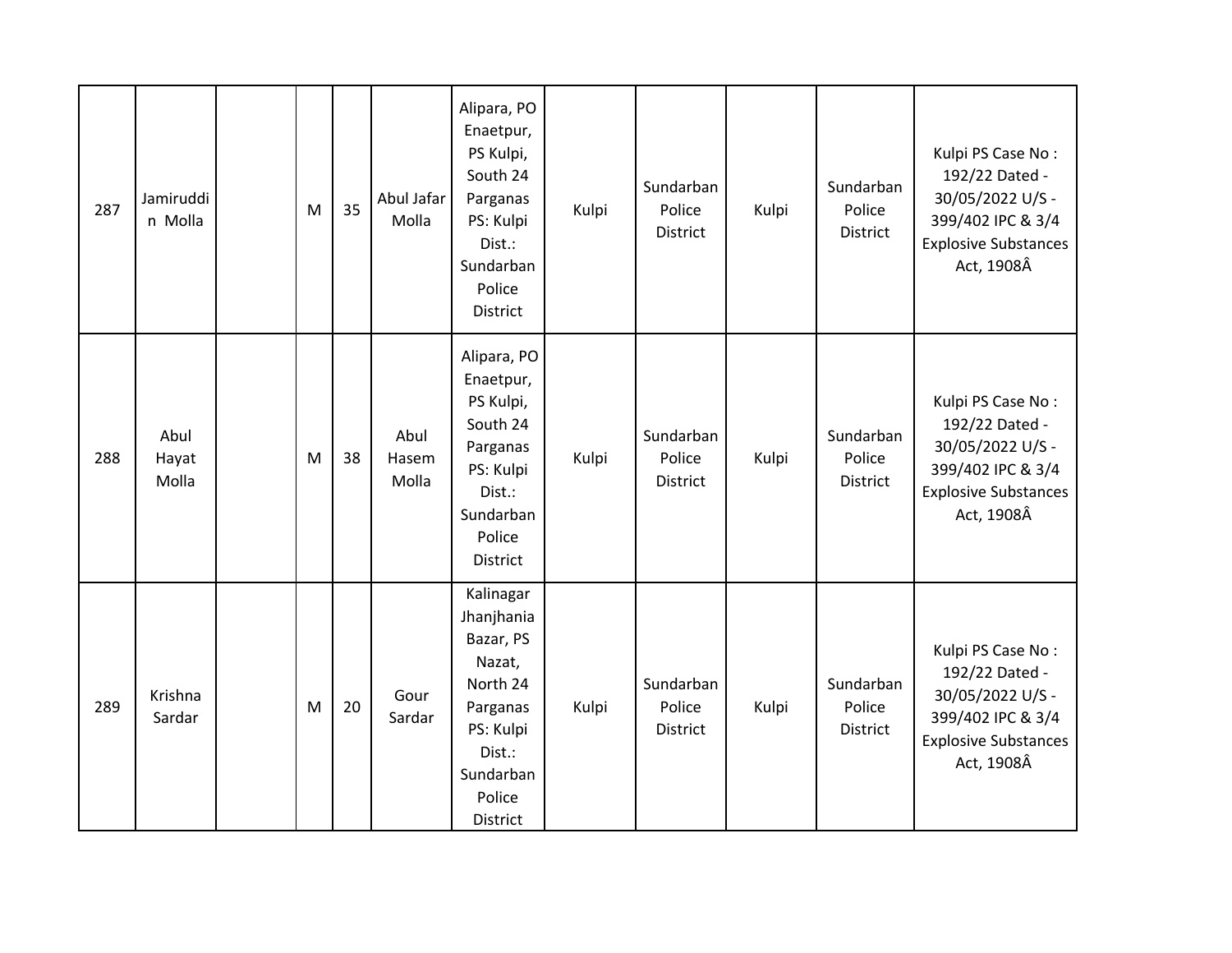| | | | | | | | | | | | |
|---|---|---|---|---|---|---|---|---|---|---|---|
| 287 | Jamiruddin Molla | | M | 35 | Abul Jafar Molla | Alipara, PO Enaetpur, PS Kulpi, South 24 Parganas PS: Kulpi Dist.: Sundarban Police District | Kulpi | Sundarban Police District | Kulpi | Sundarban Police District | Kulpi PS Case No : 192/22 Dated - 30/05/2022 U/S - 399/402 IPC & 3/4 Explosive Substances Act, 1908Â |
| 288 | Abul Hayat Molla | | M | 38 | Abul Hasem Molla | Alipara, PO Enaetpur, PS Kulpi, South 24 Parganas PS: Kulpi Dist.: Sundarban Police District | Kulpi | Sundarban Police District | Kulpi | Sundarban Police District | Kulpi PS Case No : 192/22 Dated - 30/05/2022 U/S - 399/402 IPC & 3/4 Explosive Substances Act, 1908Â |
| 289 | Krishna Sardar | | M | 20 | Gour Sardar | Kalinagar Jhanjhania Bazar, PS Nazat, North 24 Parganas PS: Kulpi Dist.: Sundarban Police District | Kulpi | Sundarban Police District | Kulpi | Sundarban Police District | Kulpi PS Case No : 192/22 Dated - 30/05/2022 U/S - 399/402 IPC & 3/4 Explosive Substances Act, 1908Â |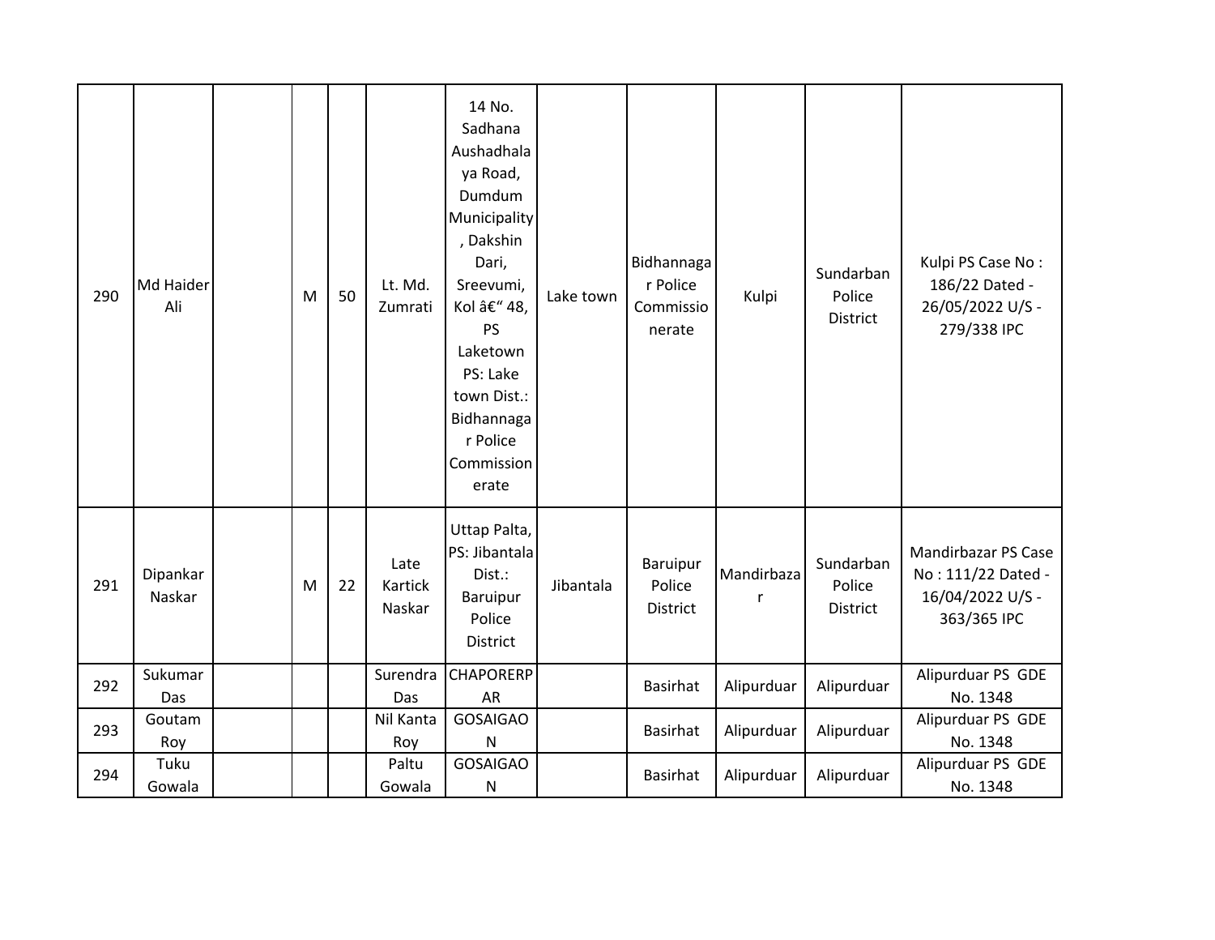| | | | | | | | | | | | |
|---|---|---|---|---|---|---|---|---|---|---|---|
| 290 | Md Haider Ali | | M | 50 | Lt. Md. Zumrati | 14 No. Sadhana Aushadhalaya Road, Dumdum Municipality, Dakshin Dari, Sreevumi, Kol â€“ 48, PS Laketown PS: Lake town Dist.: Bidhannagar Police Commissionerate | Lake town | Bidhannagar Police Commissionerate | Kulpi | Sundarban Police District | Kulpi PS Case No : 186/22 Dated - 26/05/2022 U/S - 279/338 IPC |
| 291 | Dipankar Naskar | | M | 22 | Late Kartick Naskar | Uttap Palta, PS: Jibantala Dist.: Baruipur Police District | Jibantala | Baruipur Police District | Mandirbazar | Sundarban Police District | Mandirbazar PS Case No : 111/22 Dated - 16/04/2022 U/S - 363/365 IPC |
| 292 | Sukumar Das | | | | Surendra Das | CHAPORERPAR | | Basirhat | Alipurduar | Alipurduar | Alipurduar PS GDE No. 1348 |
| 293 | Goutam Roy | | | | Nil Kanta Roy | GOSAIGAON | | Basirhat | Alipurduar | Alipurduar | Alipurduar PS GDE No. 1348 |
| 294 | Tuku Gowala | | | | Paltu Gowala | GOSAIGAON | | Basirhat | Alipurduar | Alipurduar | Alipurduar PS GDE No. 1348 |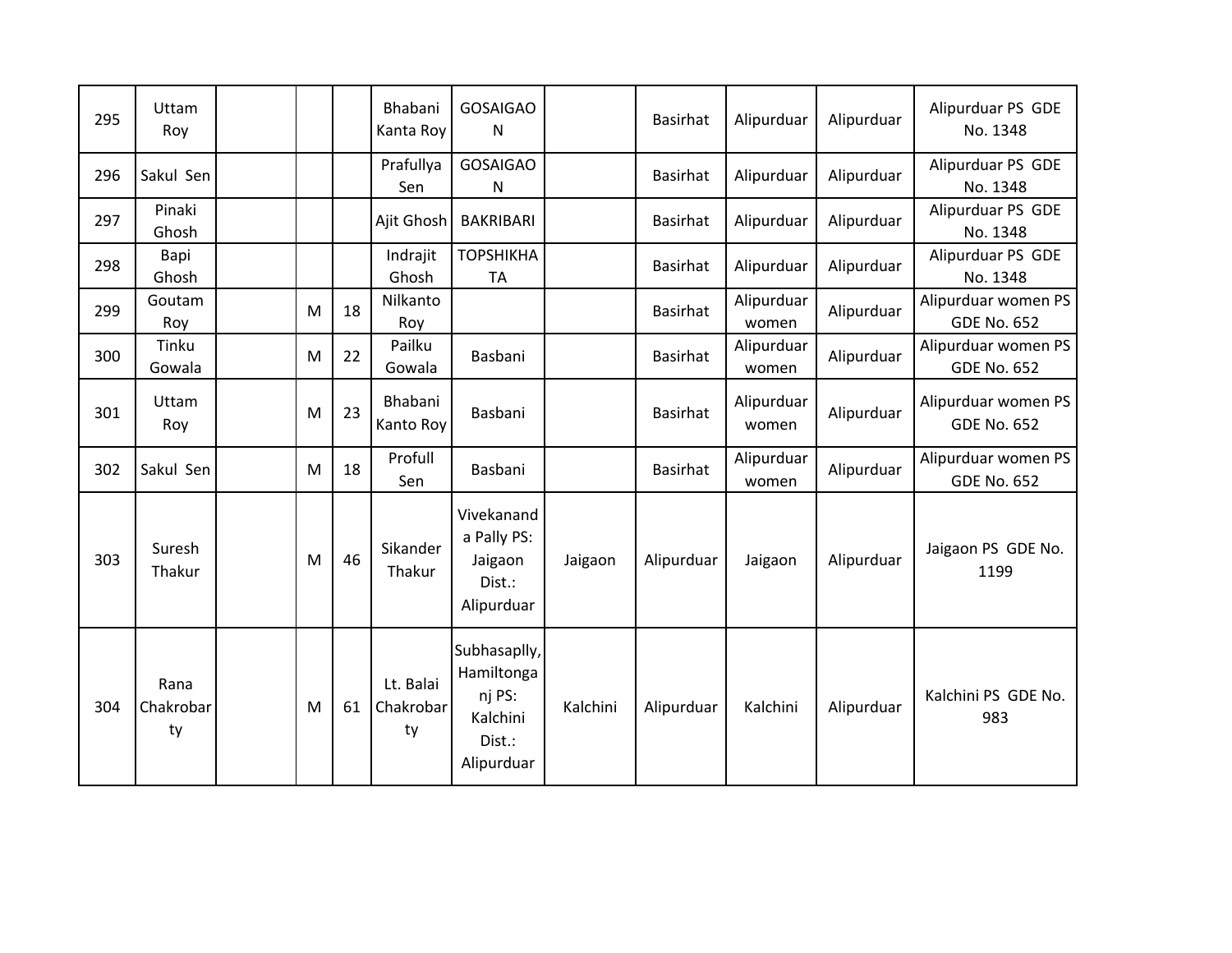| | | | | | | | | | | | | |
|---|---|---|---|---|---|---|---|---|---|---|---|---|
| 295 | Uttam Roy | | | | Bhabani Kanta Roy | GOSAIGAON | | Basirhat | Alipurduar | Alipurduar | Alipurduar PS GDE No. 1348 |
| 296 | Sakul Sen | | | | Prafullya Sen | GOSAIGAON | | Basirhat | Alipurduar | Alipurduar | Alipurduar PS GDE No. 1348 |
| 297 | Pinaki Ghosh | | | | Ajit Ghosh | BAKRIBARI | | Basirhat | Alipurduar | Alipurduar | Alipurduar PS GDE No. 1348 |
| 298 | Bapi Ghosh | | | | Indrajit Ghosh | TOPSHIKHATA | | Basirhat | Alipurduar | Alipurduar | Alipurduar PS GDE No. 1348 |
| 299 | Goutam Roy | | M | 18 | Nilkanto Roy | | | Basirhat | Alipurduar women | Alipurduar | Alipurduar women PS GDE No. 652 |
| 300 | Tinku Gowala | | M | 22 | Pailku Gowala | Basbani | | Basirhat | Alipurduar women | Alipurduar | Alipurduar women PS GDE No. 652 |
| 301 | Uttam Roy | | M | 23 | Bhabani Kanto Roy | Basbani | | Basirhat | Alipurduar women | Alipurduar | Alipurduar women PS GDE No. 652 |
| 302 | Sakul Sen | | M | 18 | Profull Sen | Basbani | | Basirhat | Alipurduar women | Alipurduar | Alipurduar women PS GDE No. 652 |
| 303 | Suresh Thakur | | M | 46 | Sikander Thakur | Vivekananda Pally PS: Jaigaon Dist.: Alipurduar | Jaigaon | Alipurduar | Jaigaon | Alipurduar | Jaigaon PS GDE No. 1199 |
| 304 | Rana Chakrobarty | | M | 61 | Lt. Balai Chakrobarty | Subhasaplly, Hamiltonganj PS: Kalchini Dist.: Alipurduar | Kalchini | Alipurduar | Kalchini | Alipurduar | Kalchini PS GDE No. 983 |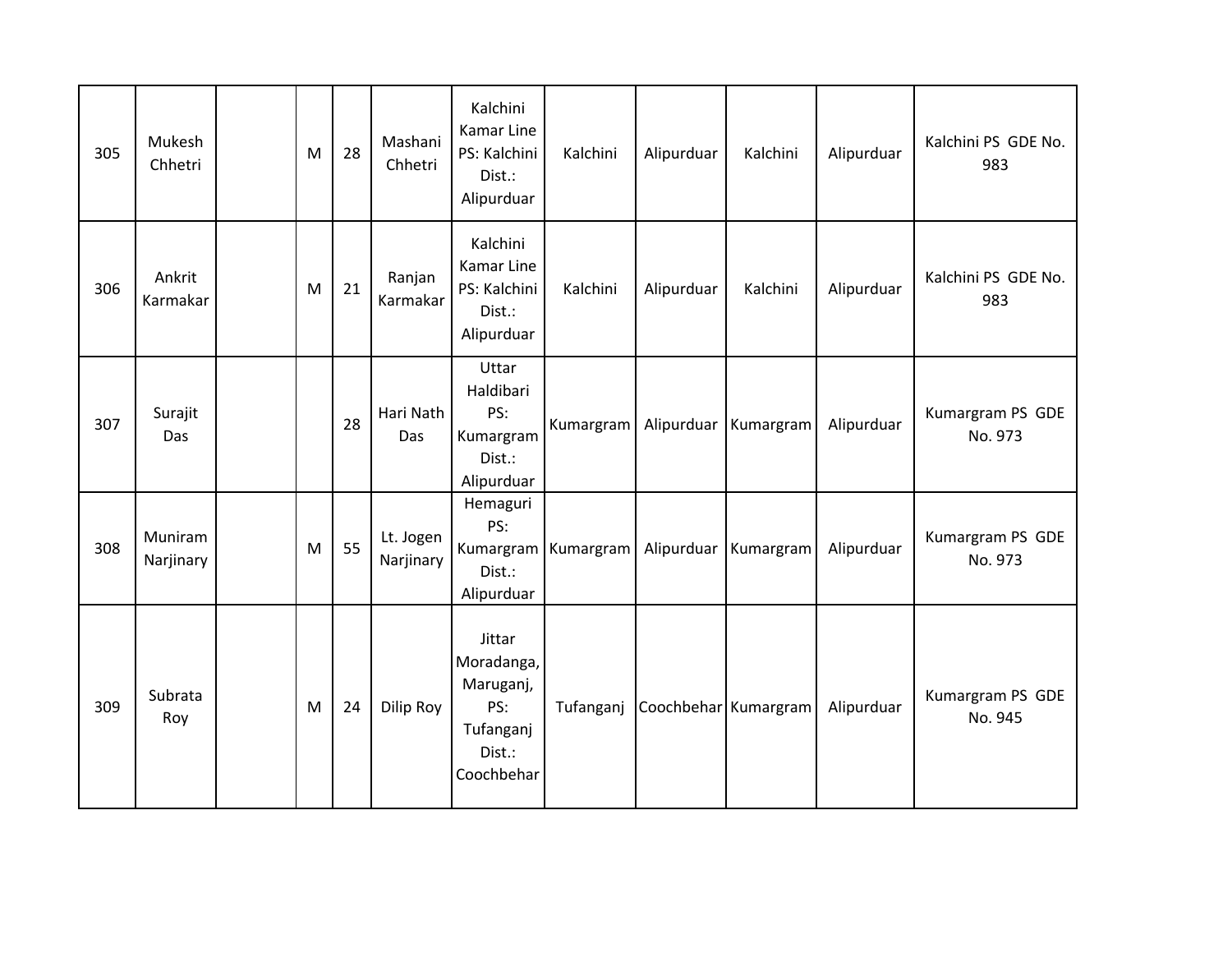| | | | | | | | | | | | |
|---|---|---|---|---|---|---|---|---|---|---|---|
| 305 | Mukesh Chhetri | | M | 28 | Mashani Chhetri | Kalchini Kamar Line PS: Kalchini Dist.: Alipurduar | Kalchini | Alipurduar | Kalchini | Alipurduar | Kalchini PS GDE No. 983 |
| 306 | Ankrit Karmakar | | M | 21 | Ranjan Karmakar | Kalchini Kamar Line PS: Kalchini Dist.: Alipurduar | Kalchini | Alipurduar | Kalchini | Alipurduar | Kalchini PS GDE No. 983 |
| 307 | Surajit Das | | | 28 | Hari Nath Das | Uttar Haldibari PS: Kumargram Dist.: Alipurduar | Kumargram | Alipurduar | Kumargram | Alipurduar | Kumargram PS GDE No. 973 |
| 308 | Muniram Narjinary | | M | 55 | Lt. Jogen Narjinary | Hemaguri PS: Kumargram Dist.: Alipurduar | Kumargram | Alipurduar | Kumargram | Alipurduar | Kumargram PS GDE No. 973 |
| 309 | Subrata Roy | | M | 24 | Dilip Roy | Jittar Moradanga, Maruganj, PS: Tufanganj Dist.: Coochbehar | Tufanganj | Coochbehar | Kumargram | Alipurduar | Kumargram PS GDE No. 945 |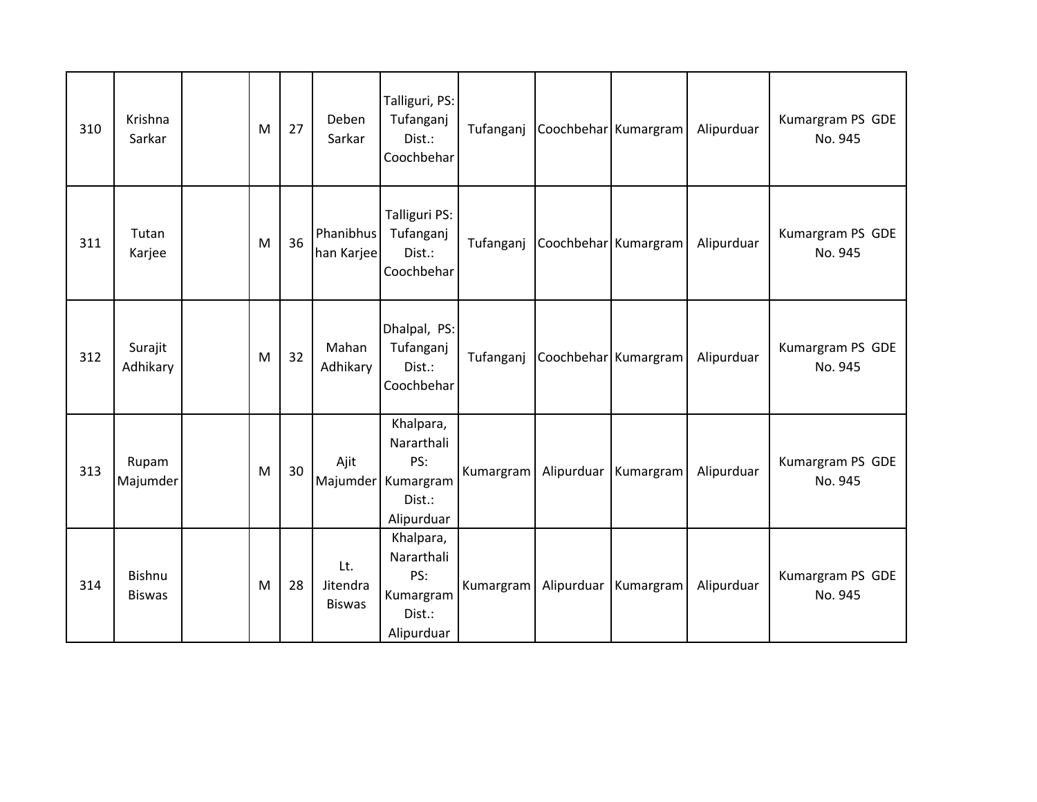| | | | | | | | | | | | |
|---|---|---|---|---|---|---|---|---|---|---|---|
| 310 | Krishna Sarkar | | M | 27 | Deben Sarkar | Talliguri, PS: Tufanganj Dist.: Coochbehar | Tufanganj | Coochbehar | Kumargram | Alipurduar | Kumargram PS GDE No. 945 |
| 311 | Tutan Karjee | | M | 36 | Phanibhushan Karjee | Talliguri PS: Tufanganj Dist.: Coochbehar | Tufanganj | Coochbehar | Kumargram | Alipurduar | Kumargram PS GDE No. 945 |
| 312 | Surajit Adhikary | | M | 32 | Mahan Adhikary | Dhalpal, PS: Tufanganj Dist.: Coochbehar | Tufanganj | Coochbehar | Kumargram | Alipurduar | Kumargram PS GDE No. 945 |
| 313 | Rupam Majumder | | M | 30 | Ajit Majumder | Khalpara, Nararthali PS: Kumargram Dist.: Alipurduar | Kumargram | Alipurduar | Kumargram | Alipurduar | Kumargram PS GDE No. 945 |
| 314 | Bishnu Biswas | | M | 28 | Lt. Jitendra Biswas | Khalpara, Nararthali PS: Kumargram Dist.: Alipurduar | Kumargram | Alipurduar | Kumargram | Alipurduar | Kumargram PS GDE No. 945 |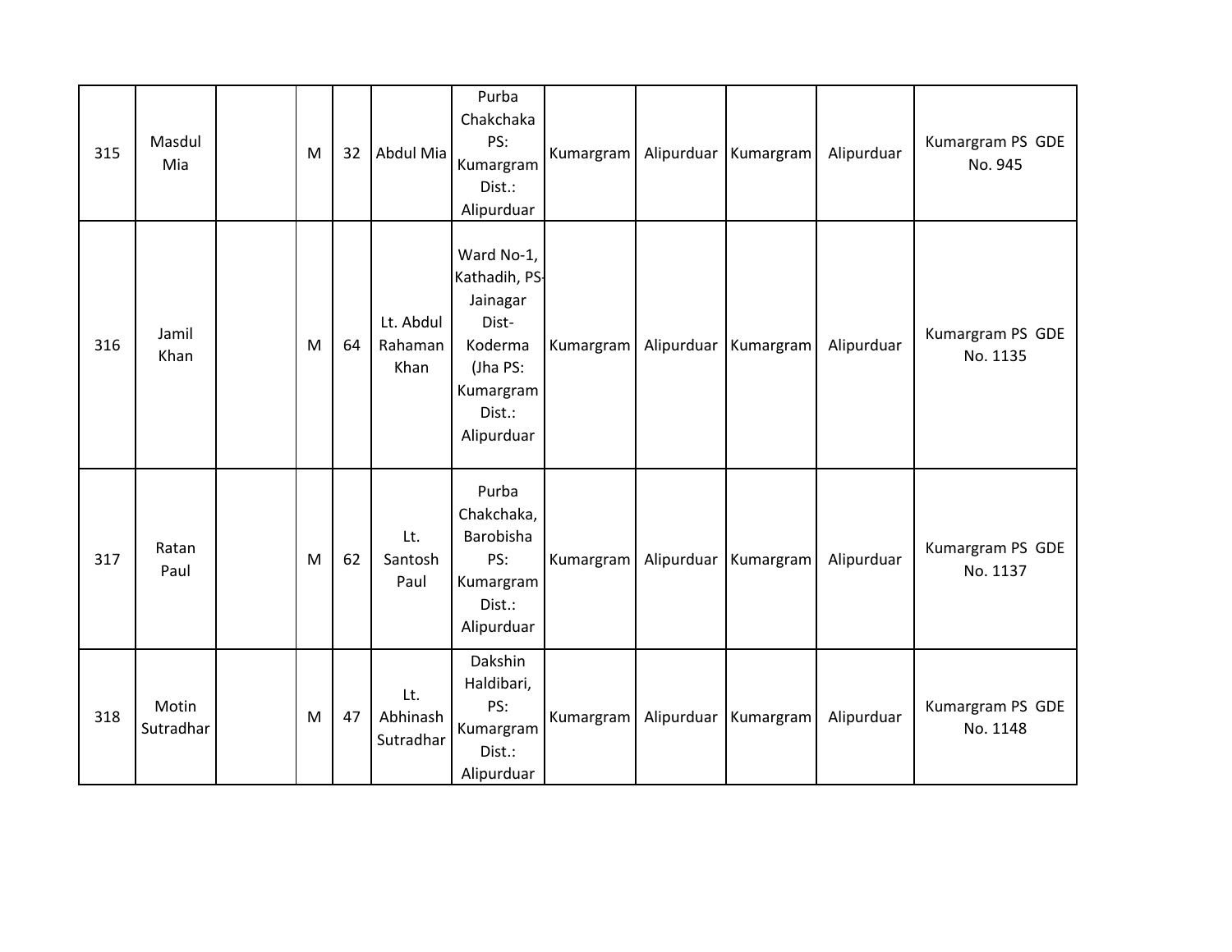| | | | | | | | | | | | |
|---|---|---|---|---|---|---|---|---|---|---|---|
| 315 | Masdul Mia | | M | 32 | Abdul Mia | Purba Chakchaka PS: Kumargram Dist.: Alipurduar | Kumargram | Alipurduar | Kumargram | Alipurduar | Kumargram PS GDE No. 945 |
| 316 | Jamil Khan | | M | 64 | Lt. Abdul Rahaman Khan | Ward No-1, Kathadih, PS-Jainagar Dist-Koderma (Jha PS: Kumargram Dist.: Alipurduar | Kumargram | Alipurduar | Kumargram | Alipurduar | Kumargram PS GDE No. 1135 |
| 317 | Ratan Paul | | M | 62 | Lt. Santosh Paul | Purba Chakchaka, Barobisha PS: Kumargram Dist.: Alipurduar | Kumargram | Alipurduar | Kumargram | Alipurduar | Kumargram PS GDE No. 1137 |
| 318 | Motin Sutradhar | | M | 47 | Lt. Abhinash Sutradhar | Dakshin Haldibari, PS: Kumargram Dist.: Alipurduar | Kumargram | Alipurduar | Kumargram | Alipurduar | Kumargram PS GDE No. 1148 |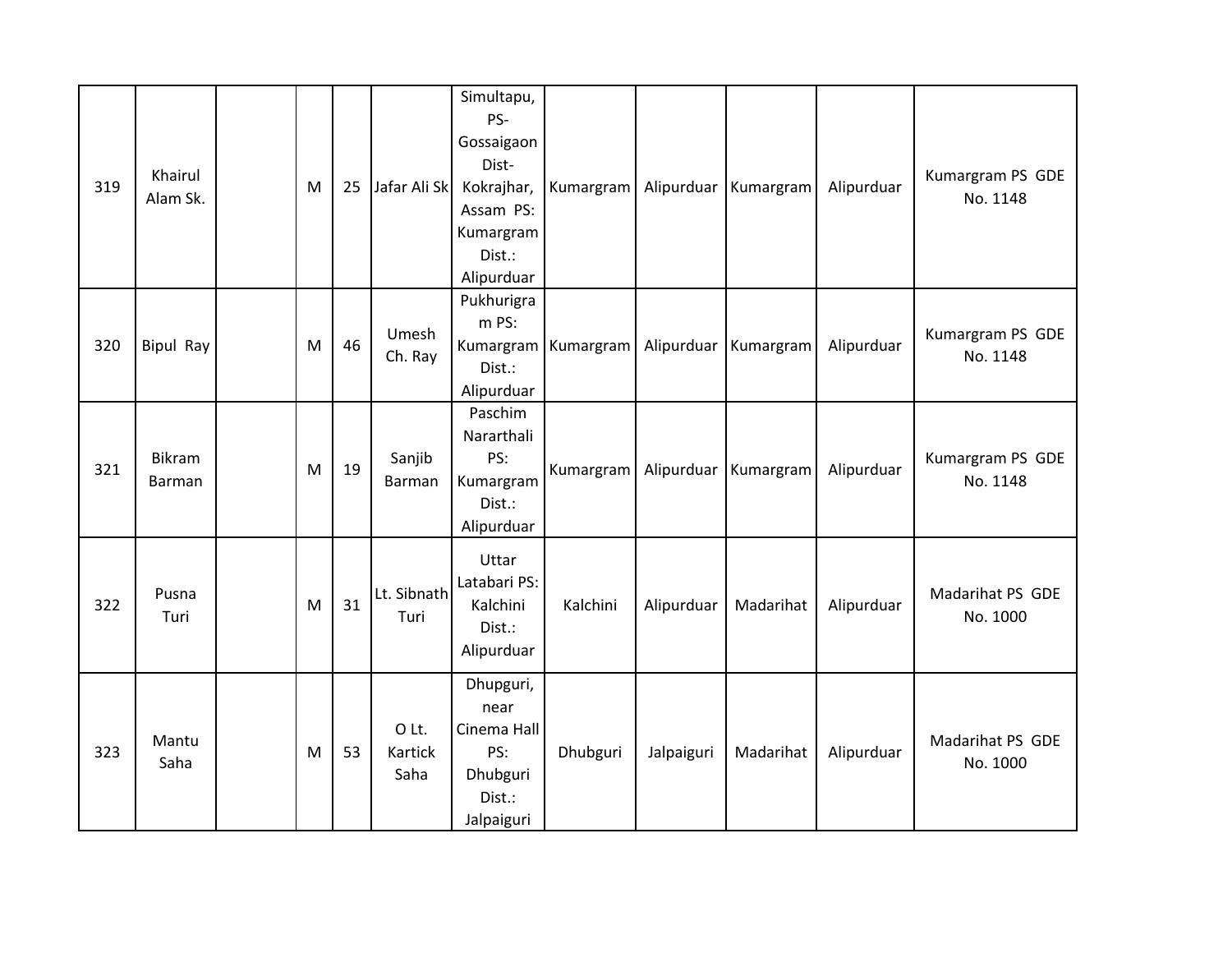| | | | | | | | | | | | |
|---|---|---|---|---|---|---|---|---|---|---|---|
| 319 | Khairul Alam Sk. | | M | 25 | Jafar Ali Sk | Simultapu, PS- Gossaigaon Dist- Kokrajhar, Assam PS: Kumargram Dist.: Alipurduar | Kumargram | Alipurduar | Kumargram | Alipurduar | Kumargram PS GDE No. 1148 |
| 320 | Bipul Ray | | M | 46 | Umesh Ch. Ray | Pukhurigram PS: Kumargram Dist.: Alipurduar | Kumargram | Alipurduar | Kumargram | Alipurduar | Kumargram PS GDE No. 1148 |
| 321 | Bikram Barman | | M | 19 | Sanjib Barman | Paschim Nararthali PS: Kumargram Dist.: Alipurduar | Kumargram | Alipurduar | Kumargram | Alipurduar | Kumargram PS GDE No. 1148 |
| 322 | Pusna Turi | | M | 31 | Lt. Sibnath Turi | Uttar Latabari PS: Kalchini Dist.: Alipurduar | Kalchini | Alipurduar | Madarihat | Alipurduar | Madarihat PS GDE No. 1000 |
| 323 | Mantu Saha | | M | 53 | O Lt. Kartick Saha | Dhupguri, near Cinema Hall PS: Dhubguri Dist.: Jalpaiguri | Dhubguri | Jalpaiguri | Madarihat | Alipurduar | Madarihat PS GDE No. 1000 |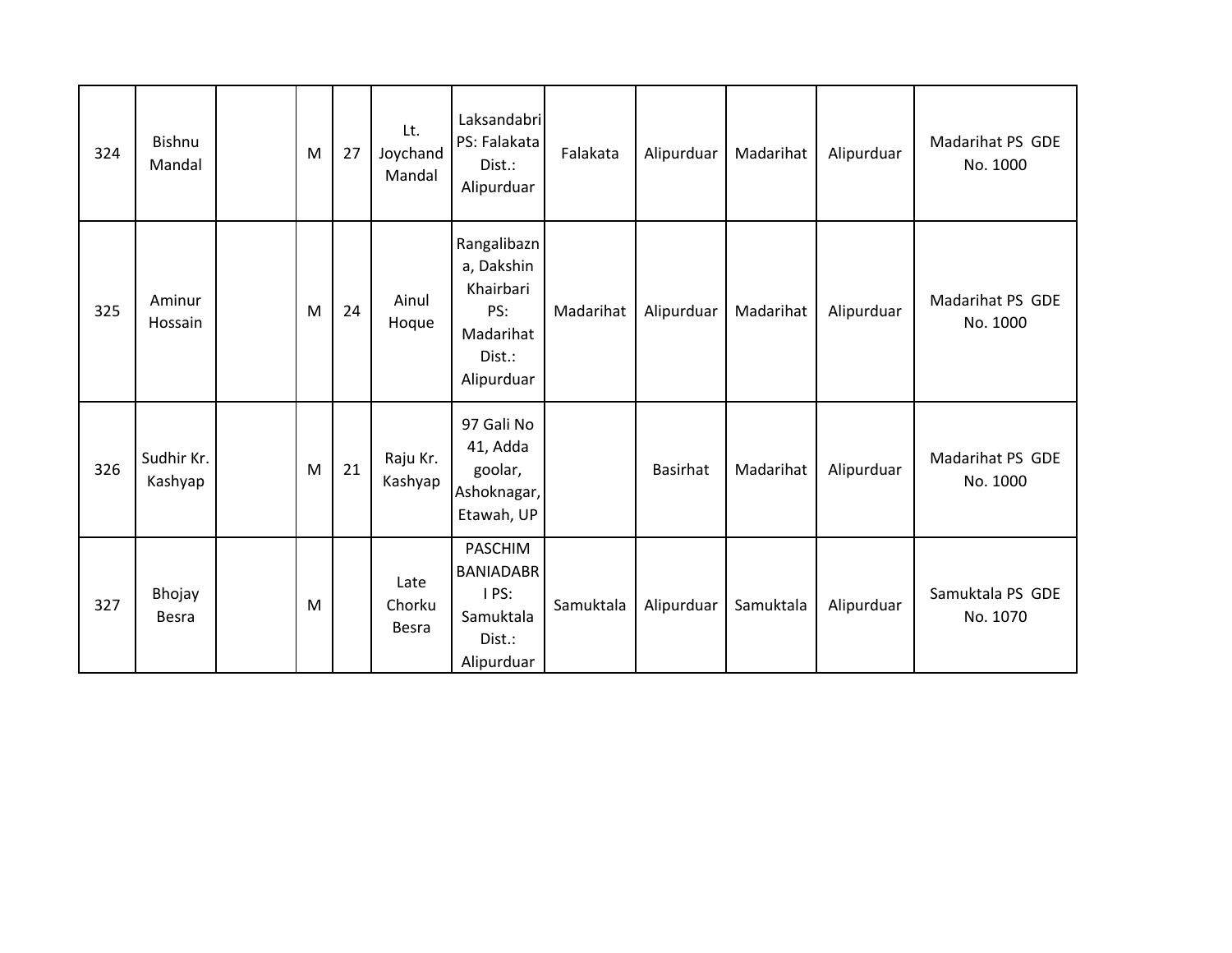| | | | | | | | | | | | |
|---|---|---|---|---|---|---|---|---|---|---|---|
| 324 | Bishnu Mandal | | M | 27 | Lt. Joychand Mandal | Laksandabri PS: Falakata Dist.: Alipurduar | Falakata | Alipurduar | Madarihat | Alipurduar | Madarihat PS GDE No. 1000 |
| 325 | Aminur Hossain | | M | 24 | Ainul Hoque | Rangalibazna, Dakshin Khairbari PS: Madarihat Dist.: Alipurduar | Madarihat | Alipurduar | Madarihat | Alipurduar | Madarihat PS GDE No. 1000 |
| 326 | Sudhir Kr. Kashyap | | M | 21 | Raju Kr. Kashyap | 97 Gali No 41, Adda goolar, Ashoknagar, Etawah, UP | | Basirhat | Madarihat | Alipurduar | Madarihat PS GDE No. 1000 |
| 327 | Bhojay Besra | | M | | Late Chorku Besra | PASCHIM BANIADABRI PS: Samuktala Dist.: Alipurduar | Samuktala | Alipurduar | Samuktala | Alipurduar | Samuktala PS GDE No. 1070 |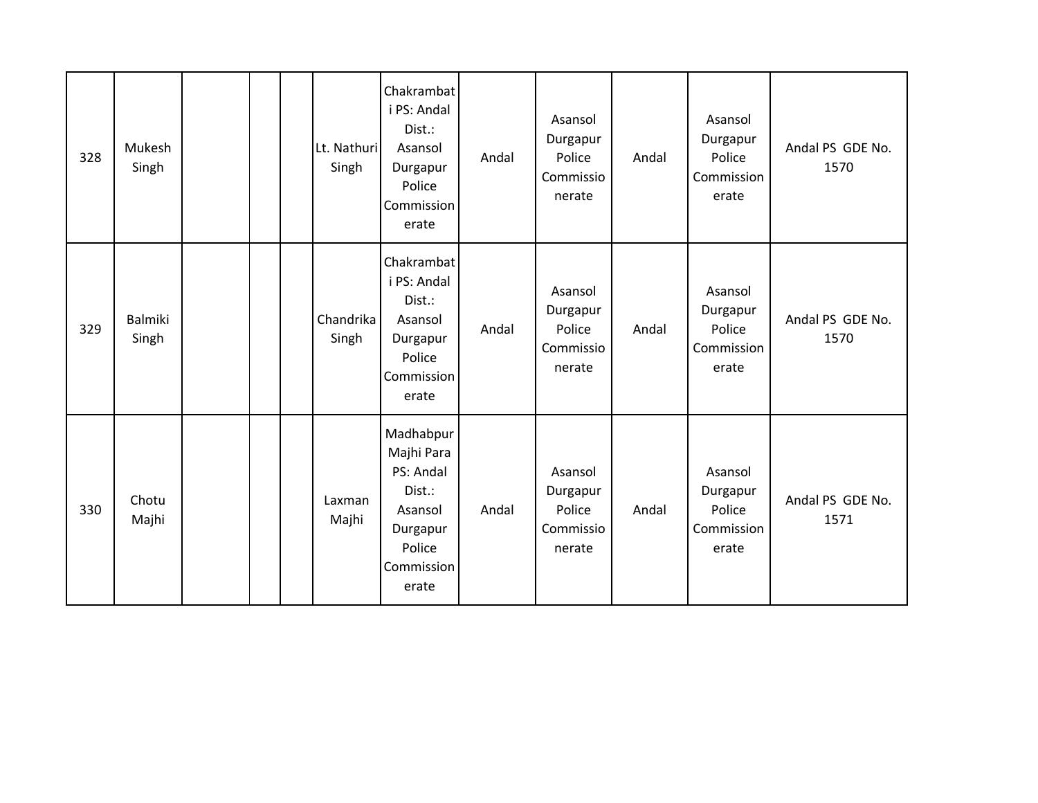| | | | | | | | | | | | |
|---|---|---|---|---|---|---|---|---|---|---|---|
| 328 | Mukesh Singh | | | | Lt. Nathuri Singh | Chakrambati PS: Andal Dist.: Asansol Durgapur Police Commissionerate | Andal | Asansol Durgapur Police Commissionerate | Andal | Asansol Durgapur Police Commissionerate | Andal PS GDE No. 1570 |
| 329 | Balmiki Singh | | | | Chandrika Singh | Chakrambati PS: Andal Dist.: Asansol Durgapur Police Commissionerate | Andal | Asansol Durgapur Police Commissionerate | Andal | Asansol Durgapur Police Commissionerate | Andal PS GDE No. 1570 |
| 330 | Chotu Majhi | | | | Laxman Majhi | Madhabpur Majhi Para PS: Andal Dist.: Asansol Durgapur Police Commissionerate | Andal | Asansol Durgapur Police Commissionerate | Andal | Asansol Durgapur Police Commissionerate | Andal PS GDE No. 1571 |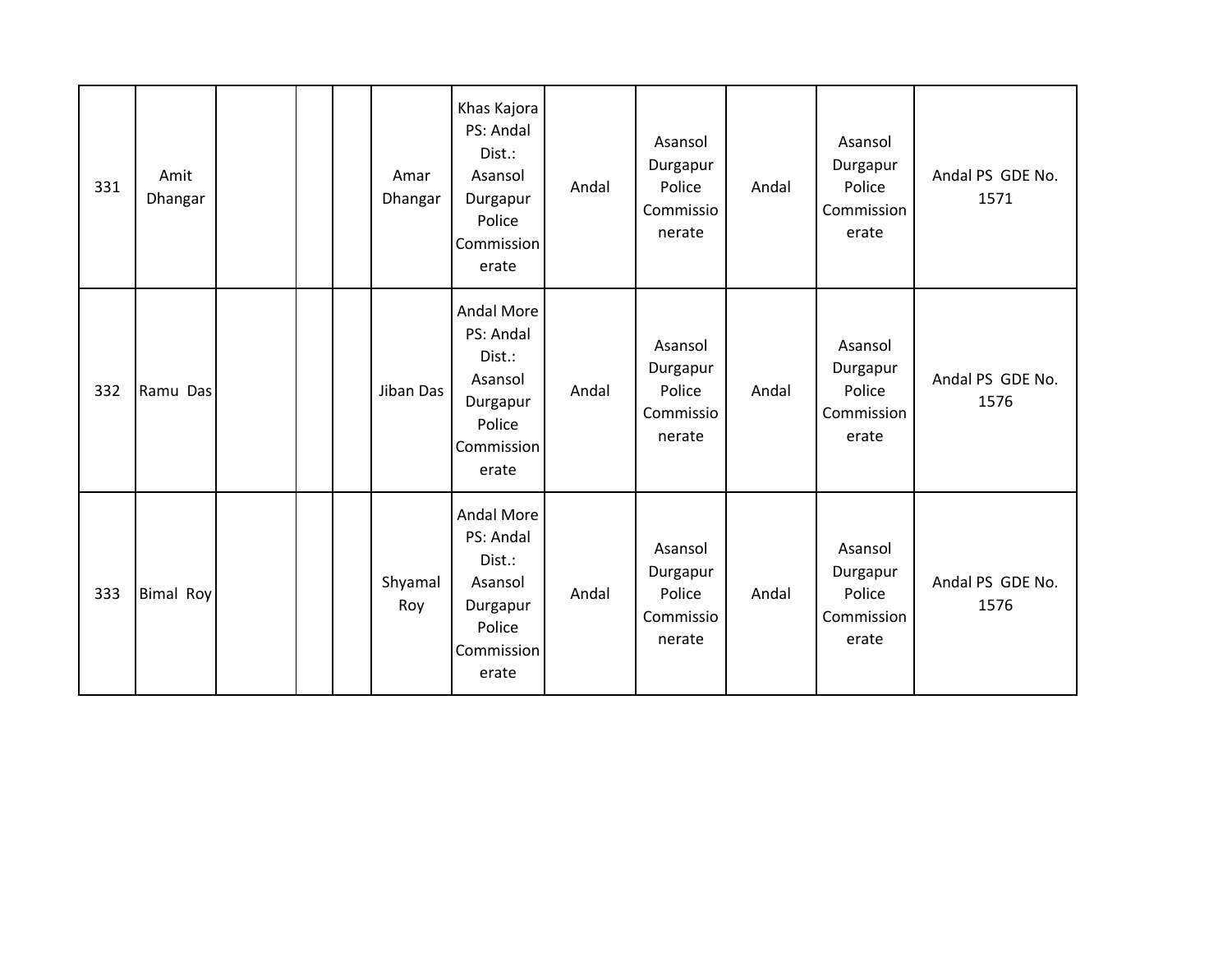| 331 | Amit Dhangar | | | | Amar Dhangar | Khas Kajora PS: Andal Dist.: Asansol Durgapur Police Commissionerate | Andal | Asansol Durgapur Police Commissionerate | Andal | Asansol Durgapur Police Commissionerate | Andal PS GDE No. 1571 |
|---|---|---|---|---|---|---|---|---|---|---|---|
| 332 | Ramu Das | | | | Jiban Das | Andal More PS: Andal Dist.: Asansol Durgapur Police Commissionerate | Andal | Asansol Durgapur Police Commissionerate | Andal | Asansol Durgapur Police Commissionerate | Andal PS GDE No. 1576 |
| 333 | Bimal Roy | | | | Shyamal Roy | Andal More PS: Andal Dist.: Asansol Durgapur Police Commissionerate | Andal | Asansol Durgapur Police Commissionerate | Andal | Asansol Durgapur Police Commissionerate | Andal PS GDE No. 1576 |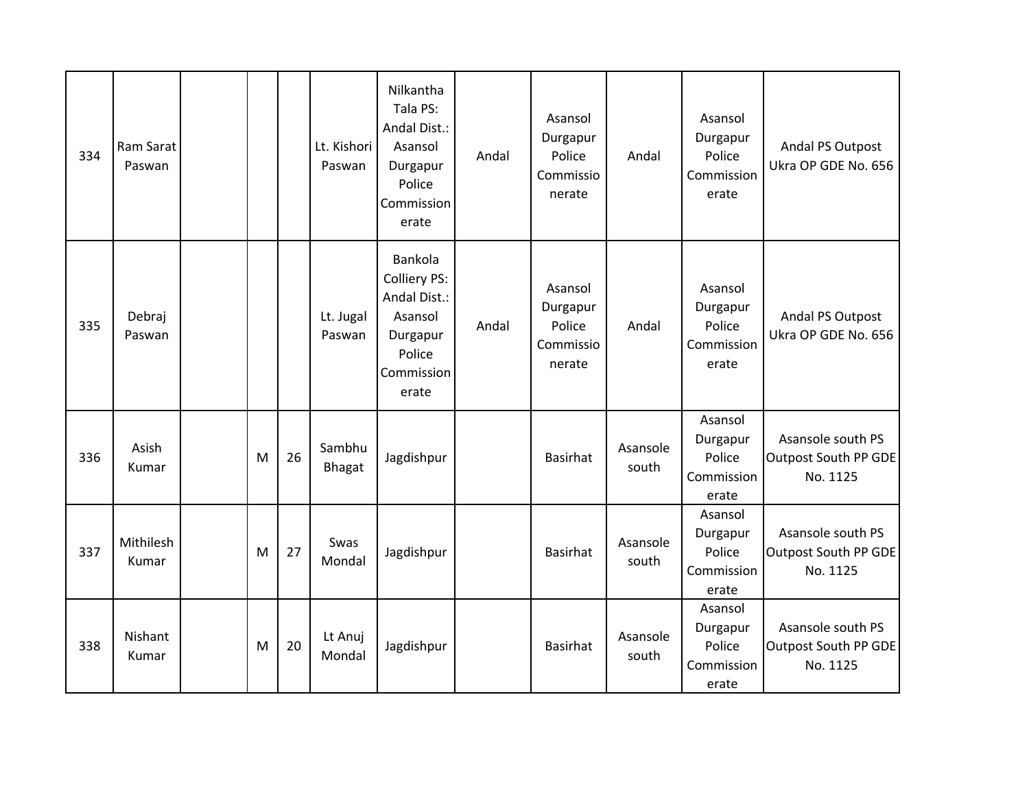| | | | | | | | | | | | |
|---|---|---|---|---|---|---|---|---|---|---|---|
| 334 | Ram Sarat Paswan | | | | Lt. Kishori Paswan | Nilkantha Tala PS: Andal Dist.: Asansol Durgapur Police Commission erate | Andal | Asansol Durgapur Police Commissio nerate | Andal | Asansol Durgapur Police Commission erate | Andal PS Outpost Ukra OP GDE No. 656 |
| 335 | Debraj Paswan | | | | Lt. Jugal Paswan | Bankola Colliery PS: Andal Dist.: Asansol Durgapur Police Commission erate | Andal | Asansol Durgapur Police Commissio nerate | Andal | Asansol Durgapur Police Commission erate | Andal PS Outpost Ukra OP GDE No. 656 |
| 336 | Asish Kumar | | M | 26 | Sambhu Bhagat | Jagdishpur | | Basirhat | Asansole south | Asansol Durgapur Police Commission erate | Asansole south PS Outpost South PP GDE No. 1125 |
| 337 | Mithilesh Kumar | | M | 27 | Swas Mondal | Jagdishpur | | Basirhat | Asansole south | Asansol Durgapur Police Commission erate | Asansole south PS Outpost South PP GDE No. 1125 |
| 338 | Nishant Kumar | | M | 20 | Lt Anuj Mondal | Jagdishpur | | Basirhat | Asansole south | Asansol Durgapur Police Commission erate | Asansole south PS Outpost South PP GDE No. 1125 |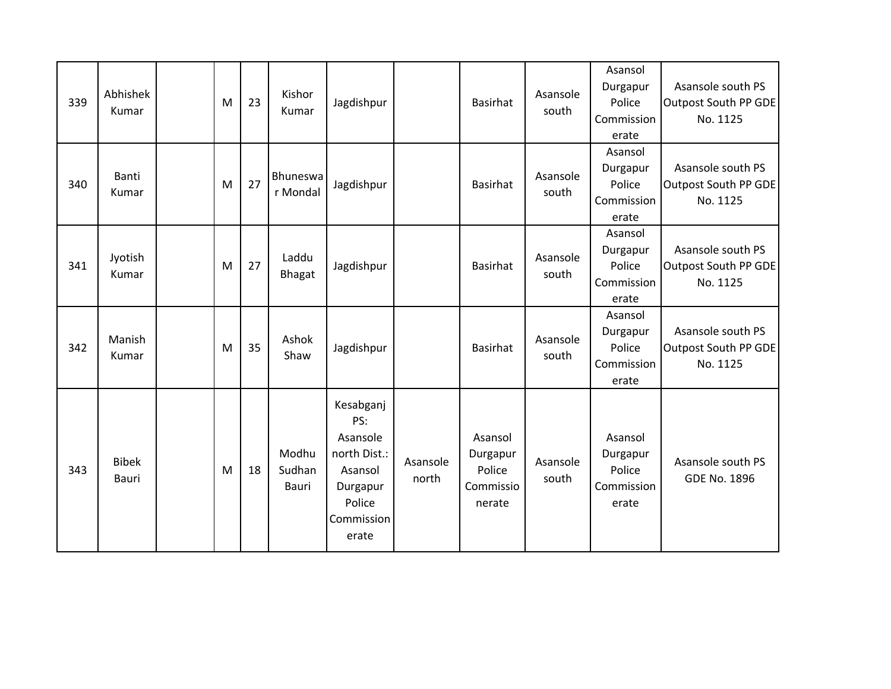| | | | | | | | | | | | |
|---|---|---|---|---|---|---|---|---|---|---|---|
| 339 | Abhishek Kumar | | M | 23 | Kishor Kumar | Jagdishpur | | Basirhat | Asansole south | Asansol Durgapur Police Commissionerate | Asansole south PS Outpost South PP GDE No. 1125 |
| 340 | Banti Kumar | | M | 27 | Bhuneswar Mondal | Jagdishpur | | Basirhat | Asansole south | Asansol Durgapur Police Commissionerate | Asansole south PS Outpost South PP GDE No. 1125 |
| 341 | Jyotish Kumar | | M | 27 | Laddu Bhagat | Jagdishpur | | Basirhat | Asansole south | Asansol Durgapur Police Commissionerate | Asansole south PS Outpost South PP GDE No. 1125 |
| 342 | Manish Kumar | | M | 35 | Ashok Shaw | Jagdishpur | | Basirhat | Asansole south | Asansol Durgapur Police Commissionerate | Asansole south PS Outpost South PP GDE No. 1125 |
| 343 | Bibek Bauri | | M | 18 | Modhu Sudhan Bauri | Kesabganj PS: Asansole north Dist.: Asansol Durgapur Police Commissionerate | Asansole north | Asansol Durgapur Police Commissionerate | Asansole south | Asansol Durgapur Police Commissionerate | Asansole south PS GDE No. 1896 |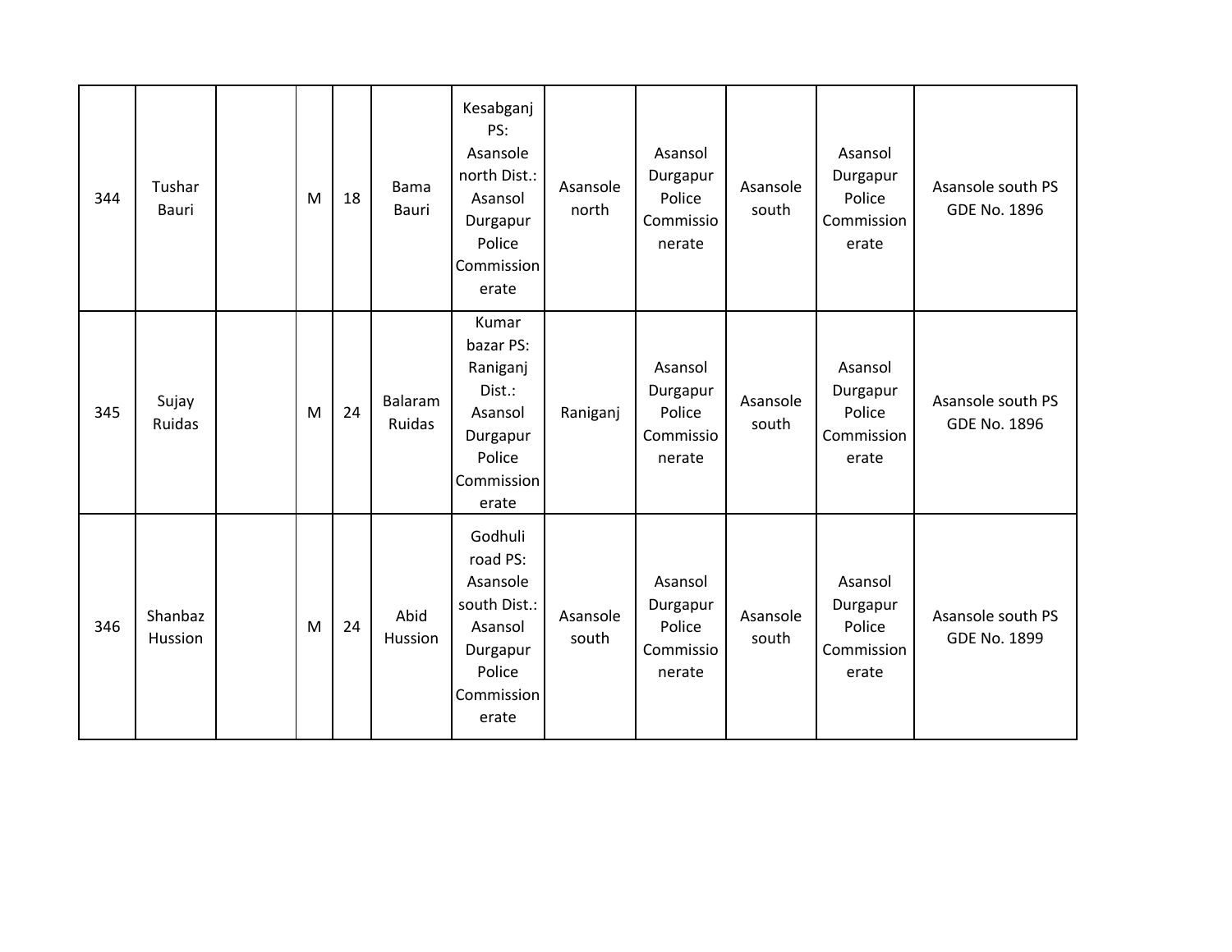| | | | | | | | | | | | |
|---|---|---|---|---|---|---|---|---|---|---|---|
| 344 | Tushar Bauri | | M | 18 | Bama Bauri | Kesabganj PS: Asansole north Dist.: Asansol Durgapur Police Commissionerate | Asansole north | Asansol Durgapur Police Commissionerate | Asansole south | Asansol Durgapur Police Commissionerate | Asansole south PS GDE No. 1896 |
| 345 | Sujay Ruidas | | M | 24 | Balaram Ruidas | Kumar bazar PS: Raniganj Dist.: Asansol Durgapur Police Commissionerate | Raniganj | Asansol Durgapur Police Commissionerate | Asansole south | Asansol Durgapur Police Commissionerate | Asansole south PS GDE No. 1896 |
| 346 | Shanbaz Hussion | | M | 24 | Abid Hussion | Godhuli road PS: Asansole south Dist.: Asansol Durgapur Police Commissionerate | Asansole south | Asansol Durgapur Police Commissionerate | Asansole south | Asansol Durgapur Police Commissionerate | Asansole south PS GDE No. 1899 |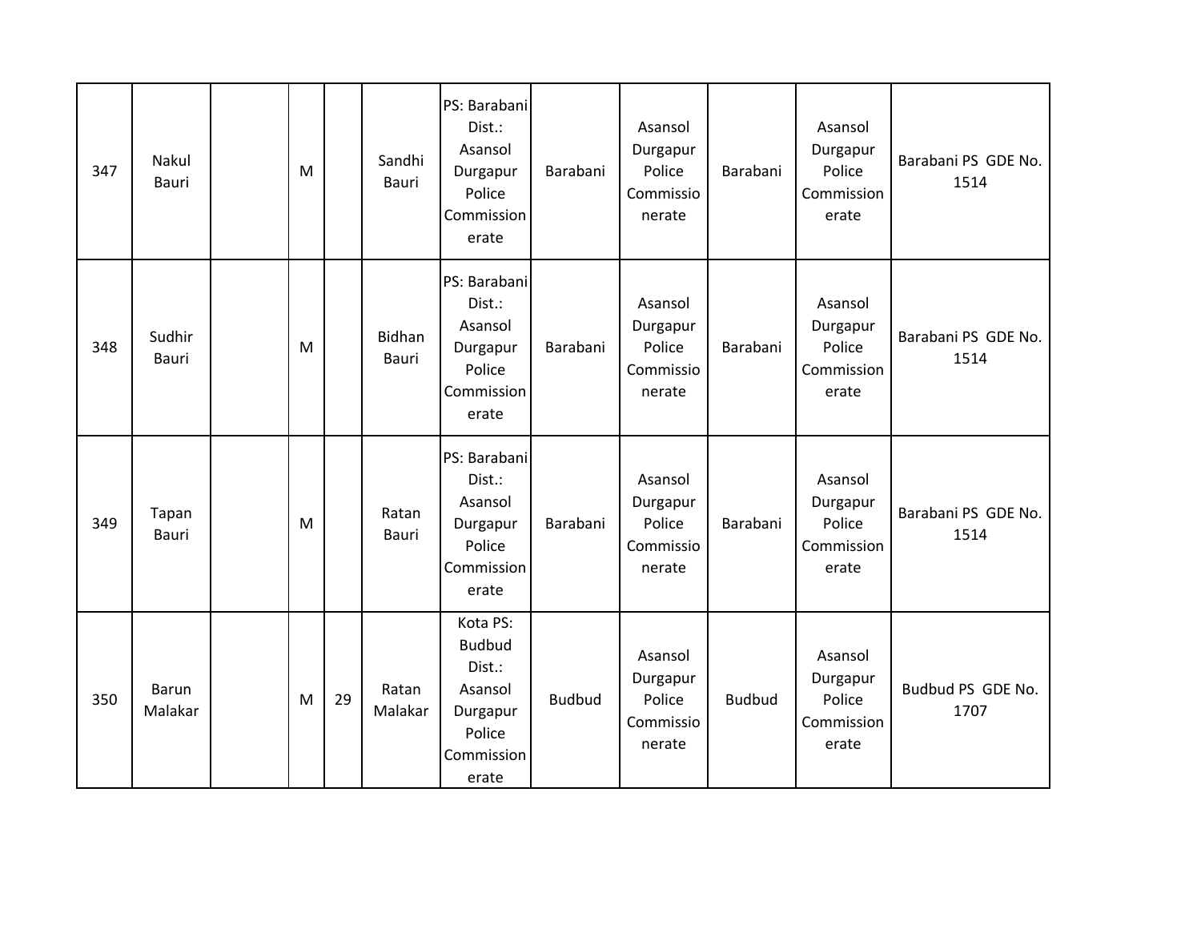| | | | | | | | | | | | |
|---|---|---|---|---|---|---|---|---|---|---|---|
| 347 | Nakul Bauri | | M | | Sandhi Bauri | PS: Barabani Dist.: Asansol Durgapur Police Commissionerate | Barabani | Asansol Durgapur Police Commissionerate | Barabani | Asansol Durgapur Police Commissionerate | Barabani PS GDE No. 1514 |
| 348 | Sudhir Bauri | | M | | Bidhan Bauri | PS: Barabani Dist.: Asansol Durgapur Police Commissionerate | Barabani | Asansol Durgapur Police Commissionerate | Barabani | Asansol Durgapur Police Commissionerate | Barabani PS GDE No. 1514 |
| 349 | Tapan Bauri | | M | | Ratan Bauri | PS: Barabani Dist.: Asansol Durgapur Police Commissionerate | Barabani | Asansol Durgapur Police Commissionerate | Barabani | Asansol Durgapur Police Commissionerate | Barabani PS GDE No. 1514 |
| 350 | Barun Malakar | | M | 29 | Ratan Malakar | Kota PS: Budbud Dist.: Asansol Durgapur Police Commissionerate | Budbud | Asansol Durgapur Police Commissionerate | Budbud | Asansol Durgapur Police Commissionerate | Budbud PS GDE No. 1707 |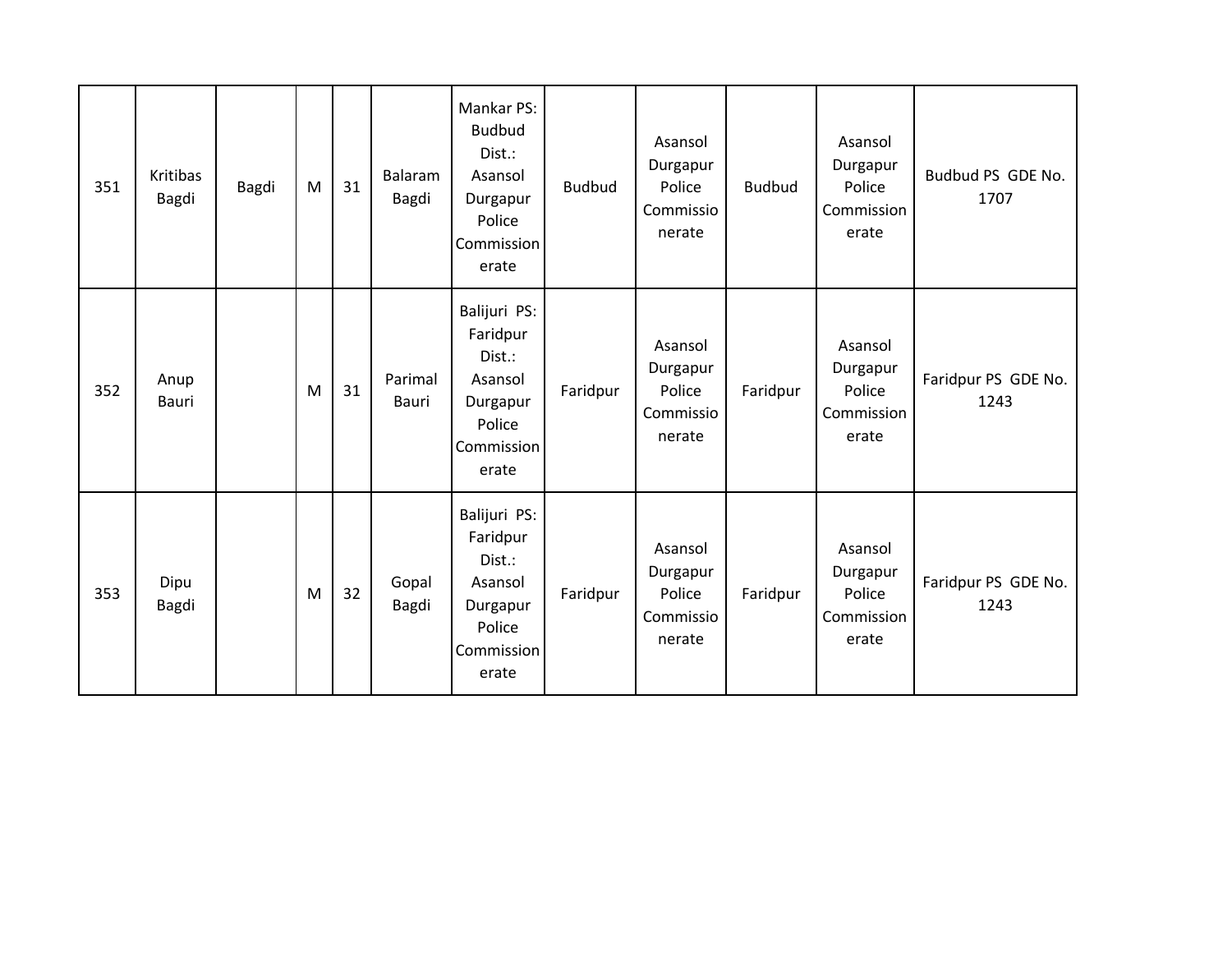| 351 | Kritibas Bagdi | Bagdi | M | 31 | Balaram Bagdi | Mankar PS: Budbud Dist.: Asansol Durgapur Police Commissionerate | Budbud | Asansol Durgapur Police Commissionerate | Budbud | Asansol Durgapur Police Commissionerate | Budbud PS GDE No. 1707 |
|---|---|---|---|---|---|---|---|---|---|---|---|
| 352 | Anup Bauri | | M | 31 | Parimal Bauri | Balijuri PS: Faridpur Dist.: Asansol Durgapur Police Commissionerate | Faridpur | Asansol Durgapur Police Commissionerate | Faridpur | Asansol Durgapur Police Commissionerate | Faridpur PS GDE No. 1243 |
| 353 | Dipu Bagdi | | M | 32 | Gopal Bagdi | Balijuri PS: Faridpur Dist.: Asansol Durgapur Police Commissionerate | Faridpur | Asansol Durgapur Police Commissionerate | Faridpur | Asansol Durgapur Police Commissionerate | Faridpur PS GDE No. 1243 |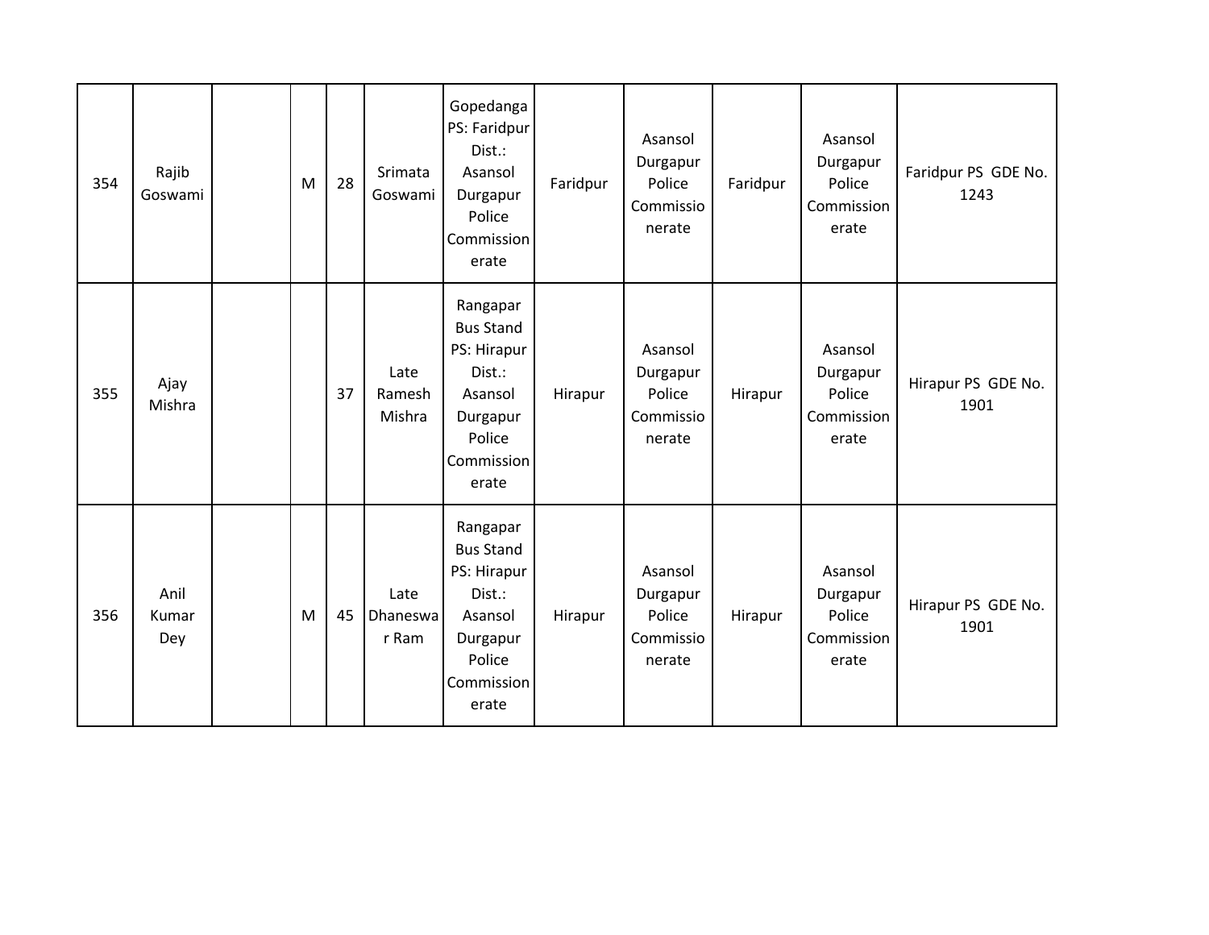| | | | | | | | | | | | |
|---|---|---|---|---|---|---|---|---|---|---|---|
| 354 | Rajib Goswami | | M | 28 | Srimata Goswami | Gopedanga PS: Faridpur Dist.: Asansol Durgapur Police Commissionerate | Faridpur | Asansol Durgapur Police Commissionerate | Faridpur | Asansol Durgapur Police Commissionerate | Faridpur PS GDE No. 1243 |
| 355 | Ajay Mishra | | | 37 | Late Ramesh Mishra | Rangapar Bus Stand PS: Hirapur Dist.: Asansol Durgapur Police Commissionerate | Hirapur | Asansol Durgapur Police Commissionerate | Hirapur | Asansol Durgapur Police Commissionerate | Hirapur PS GDE No. 1901 |
| 356 | Anil Kumar Dey | | M | 45 | Late Dhaneswar Ram | Rangapar Bus Stand PS: Hirapur Dist.: Asansol Durgapur Police Commissionerate | Hirapur | Asansol Durgapur Police Commissionerate | Hirapur | Asansol Durgapur Police Commissionerate | Hirapur PS GDE No. 1901 |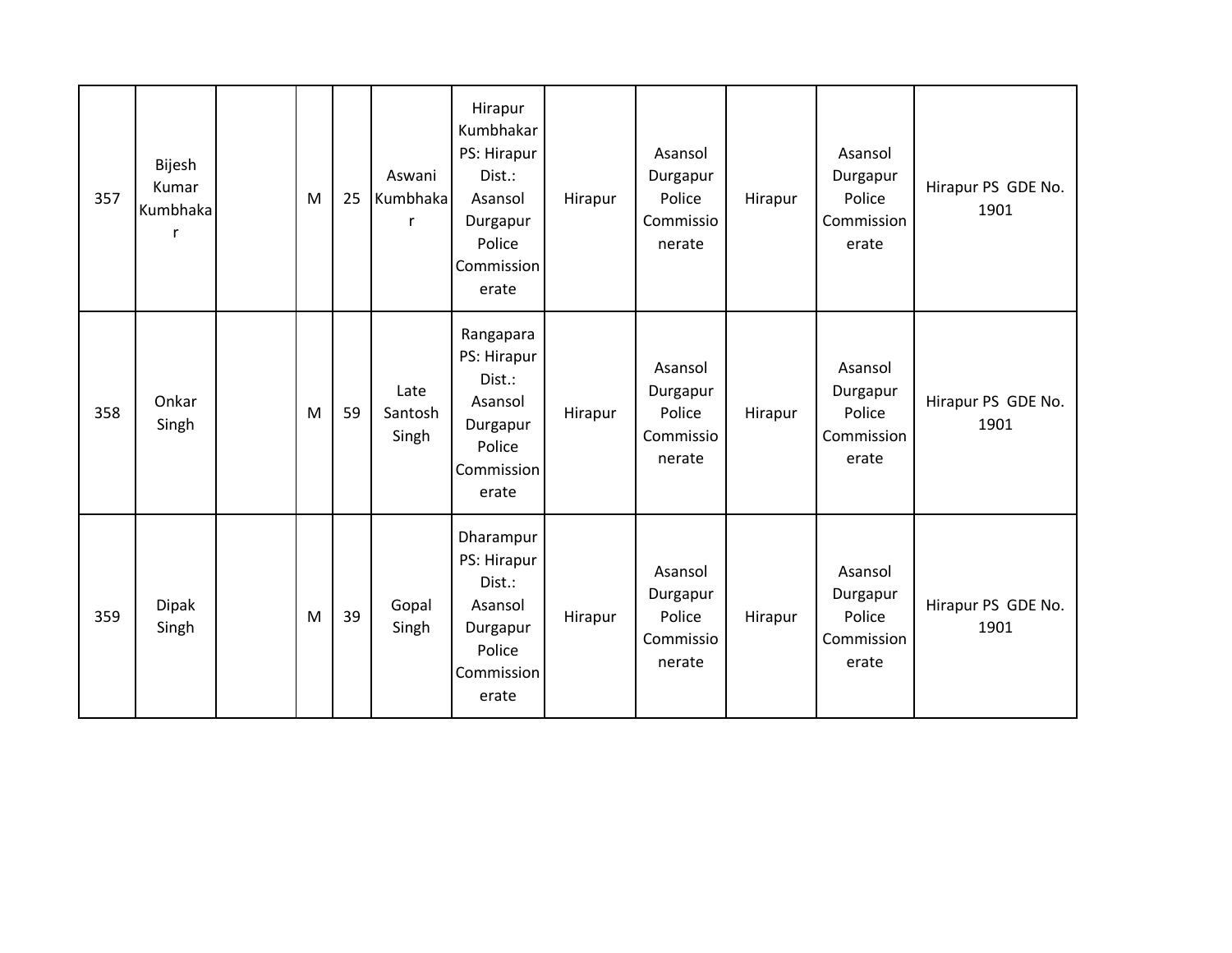| | | | | | | | | | | | |
|---|---|---|---|---|---|---|---|---|---|---|---|
| 357 | Bijesh Kumar Kumbhakar | | M | 25 | Aswani Kumbhakar | Hirapur Kumbhakar PS: Hirapur Dist.: Asansol Durgapur Police Commissionerate | Hirapur | Asansol Durgapur Police Commissionerate | Hirapur | Asansol Durgapur Police Commissionerate | Hirapur PS GDE No. 1901 |
| 358 | Onkar Singh | | M | 59 | Late Santosh Singh | Rangapara PS: Hirapur Dist.: Asansol Durgapur Police Commissionerate | Hirapur | Asansol Durgapur Police Commissionerate | Hirapur | Asansol Durgapur Police Commissionerate | Hirapur PS GDE No. 1901 |
| 359 | Dipak Singh | | M | 39 | Gopal Singh | Dharampur PS: Hirapur Dist.: Asansol Durgapur Police Commissionerate | Hirapur | Asansol Durgapur Police Commissionerate | Hirapur | Asansol Durgapur Police Commissionerate | Hirapur PS GDE No. 1901 |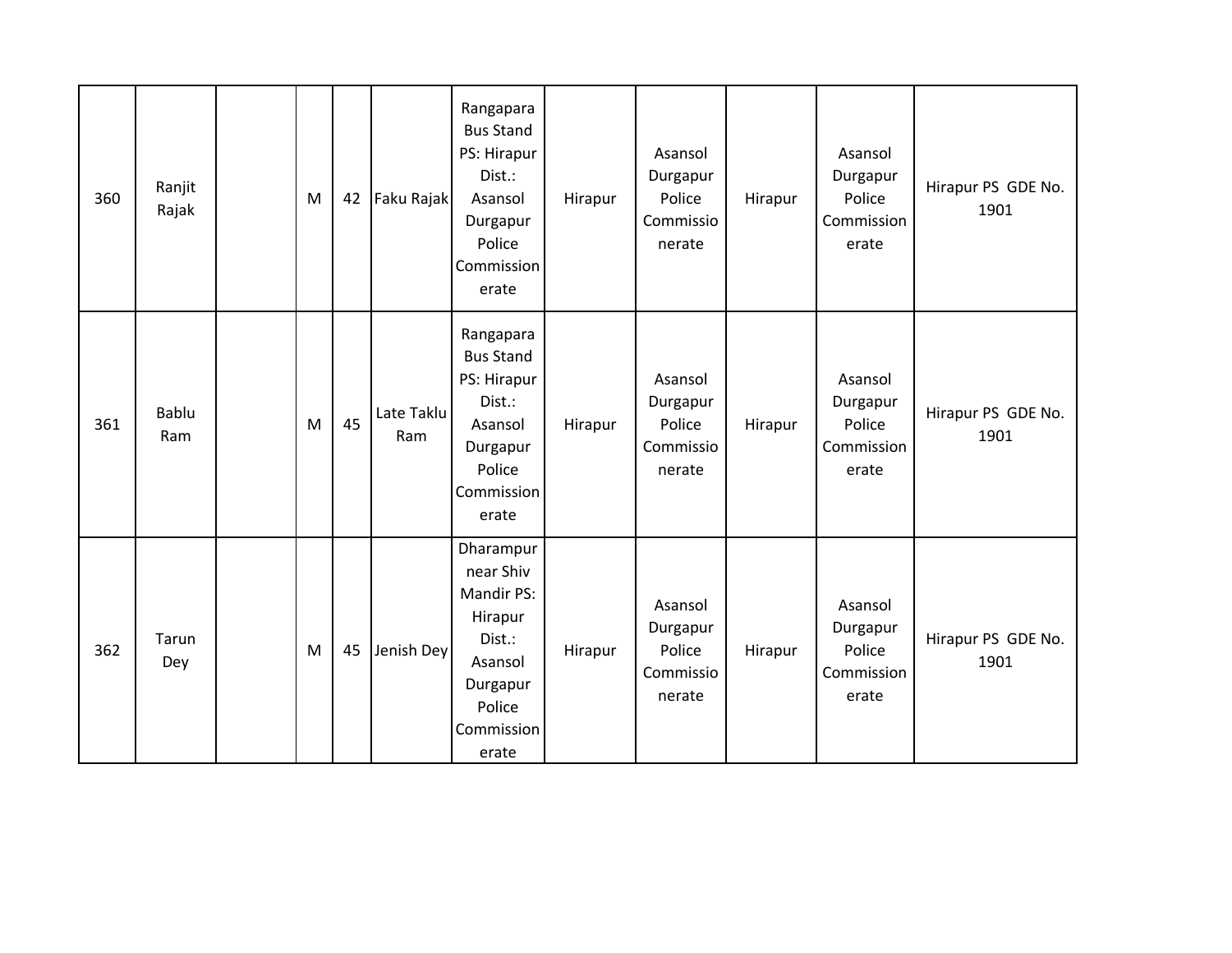| | | | | | | | | | | | |
|---|---|---|---|---|---|---|---|---|---|---|---|
| 360 | Ranjit Rajak | | M | 42 | Faku Rajak | Rangapara Bus Stand PS: Hirapur Dist.: Asansol Durgapur Police Commissionerate | Hirapur | Asansol Durgapur Police Commissionerate | Hirapur | Asansol Durgapur Police Commissionerate | Hirapur PS GDE No. 1901 |
| 361 | Bablu Ram | | M | 45 | Late Taklu Ram | Rangapara Bus Stand PS: Hirapur Dist.: Asansol Durgapur Police Commissionerate | Hirapur | Asansol Durgapur Police Commissionerate | Hirapur | Asansol Durgapur Police Commissionerate | Hirapur PS GDE No. 1901 |
| 362 | Tarun Dey | | M | 45 | Jenish Dey | Dharampur near Shiv Mandir PS: Hirapur Dist.: Asansol Durgapur Police Commissionerate | Hirapur | Asansol Durgapur Police Commissionerate | Hirapur | Asansol Durgapur Police Commissionerate | Hirapur PS GDE No. 1901 |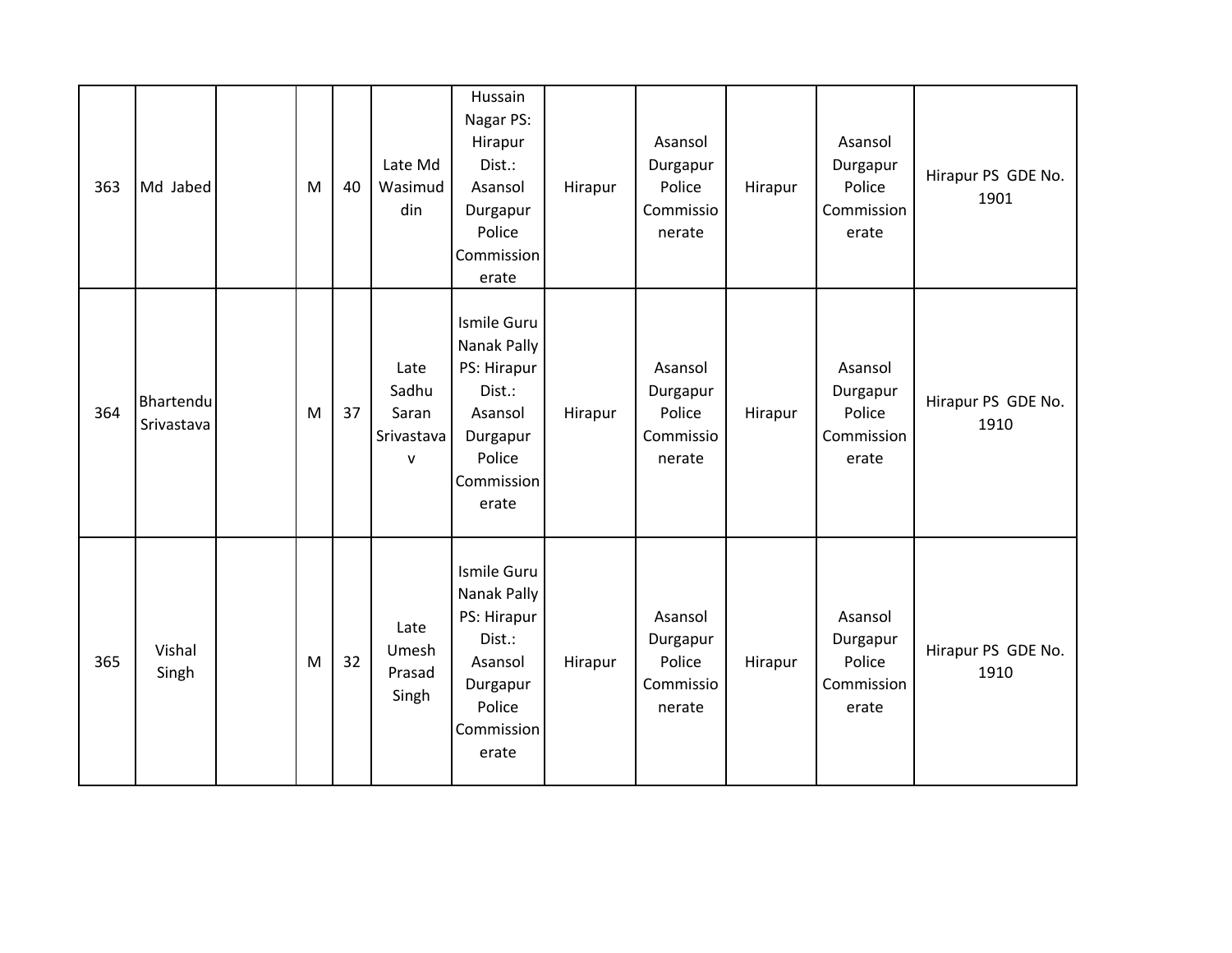| | | | | | | | | | | | |
|---|---|---|---|---|---|---|---|---|---|---|---|
| 363 | Md Jabed | | M | 40 | Late Md Wasimuddin | Hussain Nagar PS: Hirapur Dist.: Asansol Durgapur Police Commissionerate | Hirapur | Asansol Durgapur Police Commissionerate | Hirapur | Asansol Durgapur Police Commissionerate | Hirapur PS GDE No. 1901 |
| 364 | Bhartendu Srivastava | | M | 37 | Late Sadhu Saran Srivastavav | Ismile Guru Nanak Pally PS: Hirapur Dist.: Asansol Durgapur Police Commissionerate | Hirapur | Asansol Durgapur Police Commissionerate | Hirapur | Asansol Durgapur Police Commissionerate | Hirapur PS GDE No. 1910 |
| 365 | Vishal Singh | | M | 32 | Late Umesh Prasad Singh | Ismile Guru Nanak Pally PS: Hirapur Dist.: Asansol Durgapur Police Commissionerate | Hirapur | Asansol Durgapur Police Commissionerate | Hirapur | Asansol Durgapur Police Commissionerate | Hirapur PS GDE No. 1910 |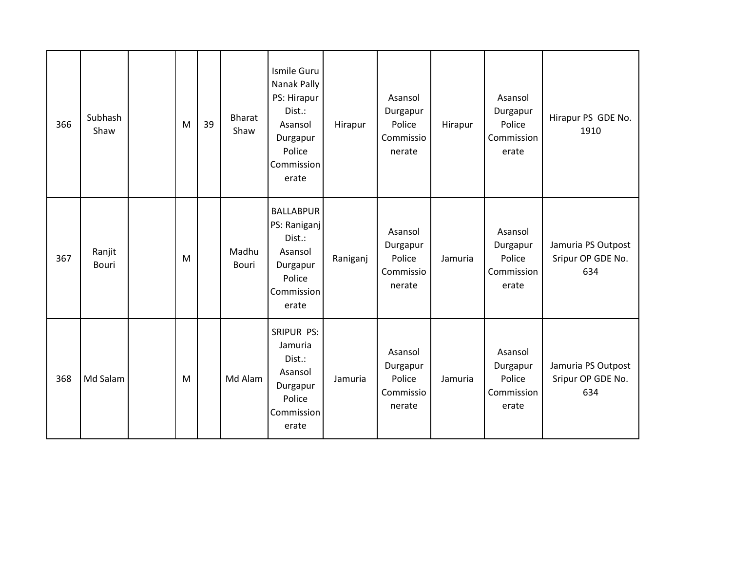| | | | | | | | | | | | |
|---|---|---|---|---|---|---|---|---|---|---|---|
| 366 | Subhash Shaw | | M | 39 | Bharat Shaw | Ismile Guru Nanak Pally PS: Hirapur Dist.: Asansol Durgapur Police Commissionerate | Hirapur | Asansol Durgapur Police Commissionerate | Hirapur | Asansol Durgapur Police Commissionerate | Hirapur PS GDE No. 1910 |
| 367 | Ranjit Bouri | | M | | Madhu Bouri | BALLABPUR PS: Raniganj Dist.: Asansol Durgapur Police Commissionerate | Raniganj | Asansol Durgapur Police Commissionerate | Jamuria | Asansol Durgapur Police Commissionerate | Jamuria PS Outpost Sripur OP GDE No. 634 |
| 368 | Md Salam | | M | | Md Alam | SRIPUR PS: Jamuria Dist.: Asansol Durgapur Police Commissionerate | Jamuria | Asansol Durgapur Police Commissionerate | Jamuria | Asansol Durgapur Police Commissionerate | Jamuria PS Outpost Sripur OP GDE No. 634 |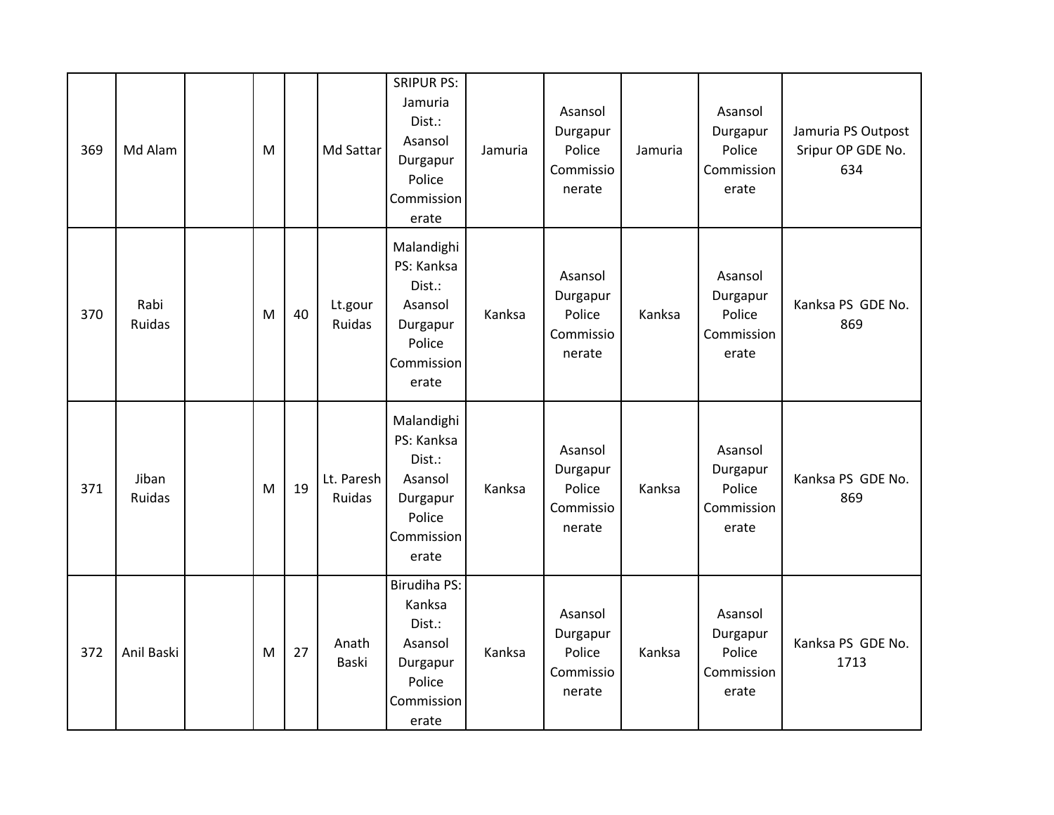| 369 | Md Alam | | M | | Md Sattar | SRIPUR PS: Jamuria Dist.: Asansol Durgapur Police Commissionerate | Jamuria | Asansol Durgapur Police Commissionerate | Jamuria | Asansol Durgapur Police Commissionerate | Jamuria PS Outpost Sripur OP GDE No. 634 |
|---|---|---|---|---|---|---|---|---|---|---|---|
| 370 | Rabi Ruidas | | M | 40 | Lt.gour Ruidas | Malandighi PS: Kanksa Dist.: Asansol Durgapur Police Commissionerate | Kanksa | Asansol Durgapur Police Commissionerate | Kanksa | Asansol Durgapur Police Commissionerate | Kanksa PS GDE No. 869 |
| 371 | Jiban Ruidas | | M | 19 | Lt. Paresh Ruidas | Malandighi PS: Kanksa Dist.: Asansol Durgapur Police Commissionerate | Kanksa | Asansol Durgapur Police Commissionerate | Kanksa | Asansol Durgapur Police Commissionerate | Kanksa PS GDE No. 869 |
| 372 | Anil Baski | | M | 27 | Anath Baski | Birudiha PS: Kanksa Dist.: Asansol Durgapur Police Commissionerate | Kanksa | Asansol Durgapur Police Commissionerate | Kanksa | Asansol Durgapur Police Commissionerate | Kanksa PS GDE No. 1713 |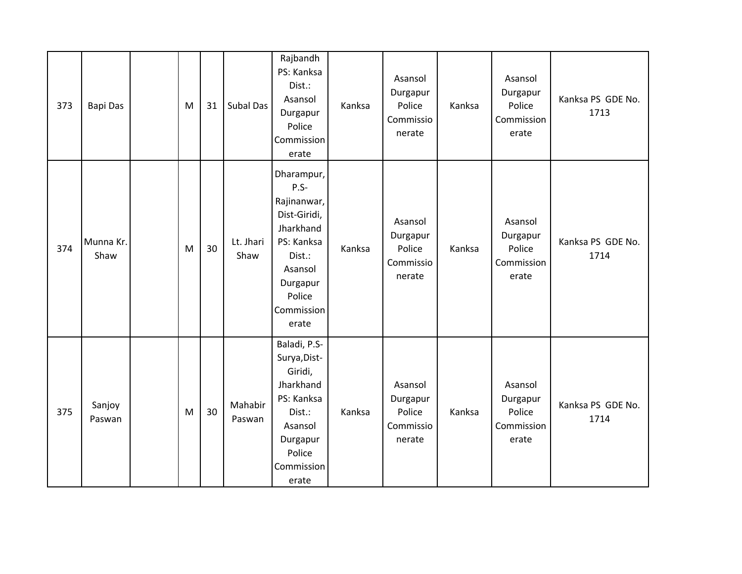| | | | | | | | | | | | |
|---|---|---|---|---|---|---|---|---|---|---|---|
| 373 | Bapi Das | | M | 31 | Subal Das | Rajbandh PS: Kanksa Dist.: Asansol Durgapur Police Commissionerate | Kanksa | Asansol Durgapur Police Commissionerate | Kanksa | Asansol Durgapur Police Commissionerate | Kanksa PS GDE No. 1713 |
| 374 | Munna Kr. Shaw | | M | 30 | Lt. Jhari Shaw | Dharampur, P.S-Rajinanwar, Dist-Giridi, Jharkhand PS: Kanksa Dist.: Asansol Durgapur Police Commissionerate | Kanksa | Asansol Durgapur Police Commissionerate | Kanksa | Asansol Durgapur Police Commissionerate | Kanksa PS GDE No. 1714 |
| 375 | Sanjoy Paswan | | M | 30 | Mahabir Paswan | Baladi, P.S-Surya,Dist-Giridi, Jharkhand PS: Kanksa Dist.: Asansol Durgapur Police Commissionerate | Kanksa | Asansol Durgapur Police Commissionerate | Kanksa | Asansol Durgapur Police Commissionerate | Kanksa PS GDE No. 1714 |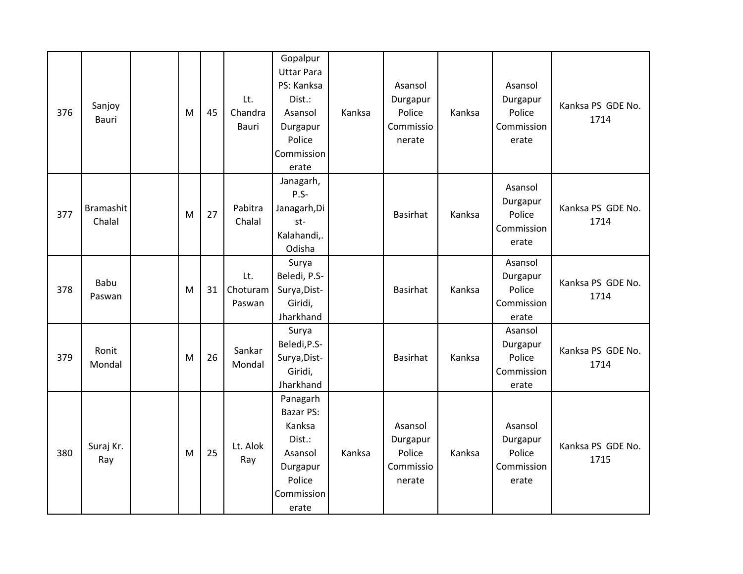| | | | | | | | | | | |
|---|---|---|---|---|---|---|---|---|---|---|
| 376 | Sanjoy Bauri | | M | 45 | Lt. Chandra Bauri | Gopalpur Uttar Para PS: Kanksa Dist.: Asansol Durgapur Police Commissionerate | Kanksa | Asansol Durgapur Police Commissionerate | Kanksa | Asansol Durgapur Police Commissionerate | Kanksa PS GDE No. 1714 |
| 377 | Bramashit Chalal | | M | 27 | Pabitra Chalal | Janagarh, P.S-Janagarh,Dist-Kalahandi,. Odisha | | Basirhat | Kanksa | Asansol Durgapur Police Commissionerate | Kanksa PS GDE No. 1714 |
| 378 | Babu Paswan | | M | 31 | Lt. Choturam Paswan | Surya Beledi, P.S-Surya,Dist-Giridi, Jharkhand | | Basirhat | Kanksa | Asansol Durgapur Police Commissionerate | Kanksa PS GDE No. 1714 |
| 379 | Ronit Mondal | | M | 26 | Sankar Mondal | Surya Beledi,P.S-Surya,Dist-Giridi, Jharkhand | | Basirhat | Kanksa | Asansol Durgapur Police Commissionerate | Kanksa PS GDE No. 1714 |
| 380 | Suraj Kr. Ray | | M | 25 | Lt. Alok Ray | Panagarh Bazar PS: Kanksa Dist.: Asansol Durgapur Police Commissionerate | Kanksa | Asansol Durgapur Police Commissionerate | Kanksa | Asansol Durgapur Police Commissionerate | Kanksa PS GDE No. 1715 |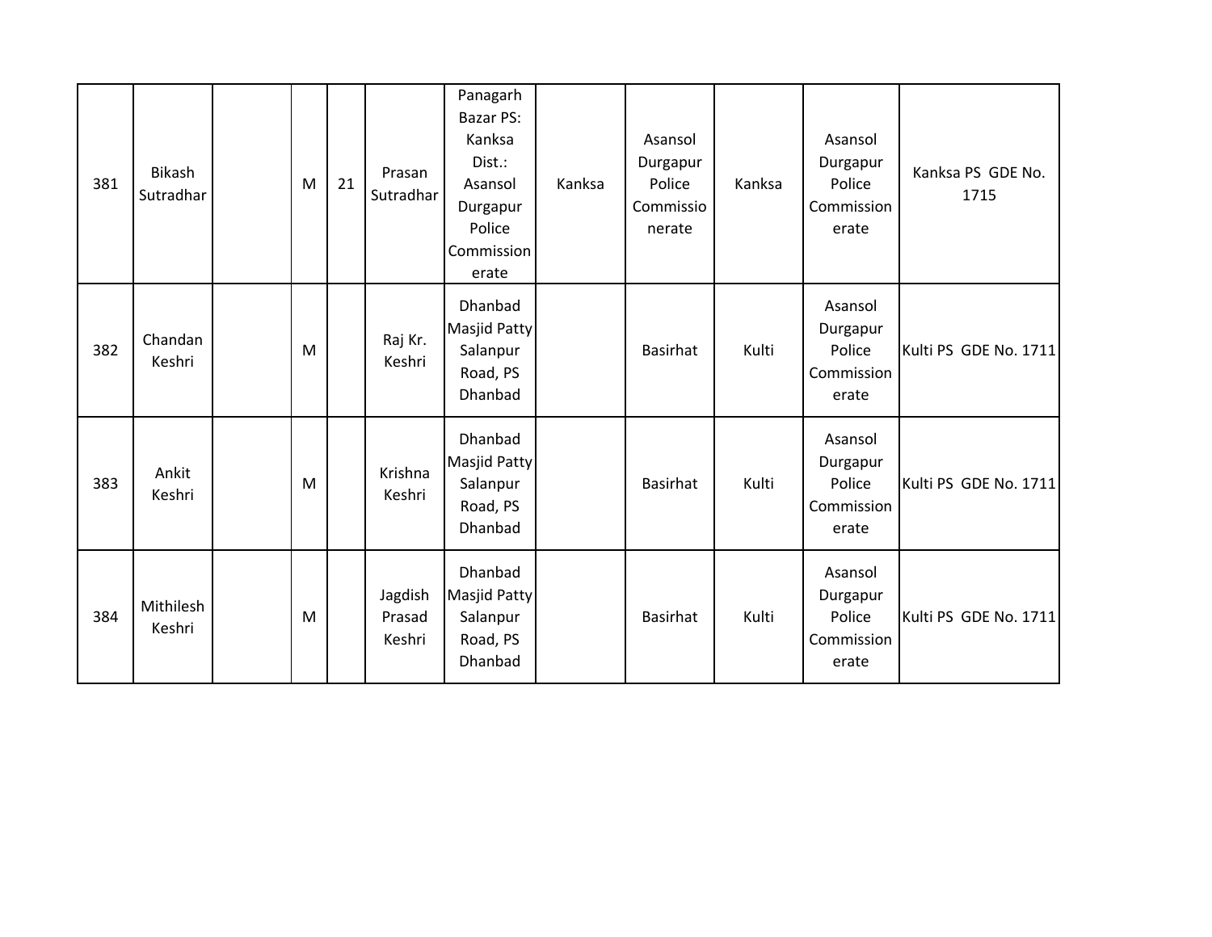| | | | | | | | | | | | |
|---|---|---|---|---|---|---|---|---|---|---|---|
| 381 | Bikash Sutradhar | | M | 21 | Prasan Sutradhar | Panagarh Bazar PS: Kanksa Dist.: Asansol Durgapur Police Commissionerate | Kanksa | Asansol Durgapur Police Commissionerate | Kanksa | Asansol Durgapur Police Commissionerate | Kanksa PS GDE No. 1715 |
| 382 | Chandan Keshri | | M | | Raj Kr. Keshri | Dhanbad Masjid Patty Salanpur Road, PS Dhanbad | | Basirhat | Kulti | Asansol Durgapur Police Commissionerate | Kulti PS GDE No. 1711 |
| 383 | Ankit Keshri | | M | | Krishna Keshri | Dhanbad Masjid Patty Salanpur Road, PS Dhanbad | | Basirhat | Kulti | Asansol Durgapur Police Commissionerate | Kulti PS GDE No. 1711 |
| 384 | Mithilesh Keshri | | M | | Jagdish Prasad Keshri | Dhanbad Masjid Patty Salanpur Road, PS Dhanbad | | Basirhat | Kulti | Asansol Durgapur Police Commissionerate | Kulti PS GDE No. 1711 |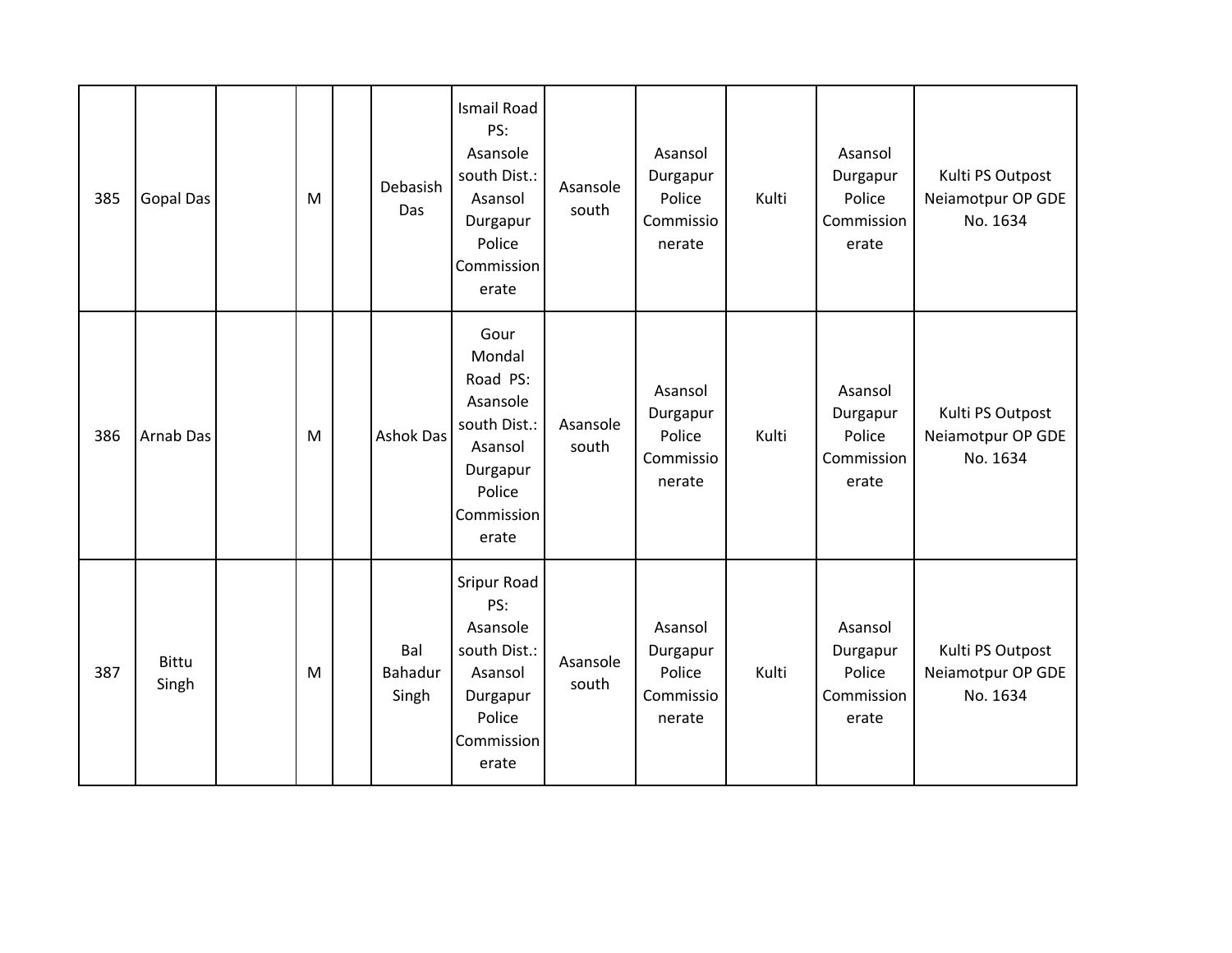| | | | | | | | | | | | |
|---|---|---|---|---|---|---|---|---|---|---|---|
| 385 | Gopal Das | | M | | Debasish Das | Ismail Road PS: Asansole south Dist.: Asansol Durgapur Police Commissionerate | Asansole south | Asansol Durgapur Police Commissionerate | Kulti | Asansol Durgapur Police Commissionerate | Kulti PS Outpost Neiamotpur OP GDE No. 1634 |
| 386 | Arnab Das | | M | | Ashok Das | Gour Mondal Road PS: Asansole south Dist.: Asansol Durgapur Police Commissionerate | Asansole south | Asansol Durgapur Police Commissionerate | Kulti | Asansol Durgapur Police Commissionerate | Kulti PS Outpost Neiamotpur OP GDE No. 1634 |
| 387 | Bittu Singh | | M | | Bal Bahadur Singh | Sripur Road PS: Asansole south Dist.: Asansol Durgapur Police Commissionerate | Asansole south | Asansol Durgapur Police Commissionerate | Kulti | Asansol Durgapur Police Commissionerate | Kulti PS Outpost Neiamotpur OP GDE No. 1634 |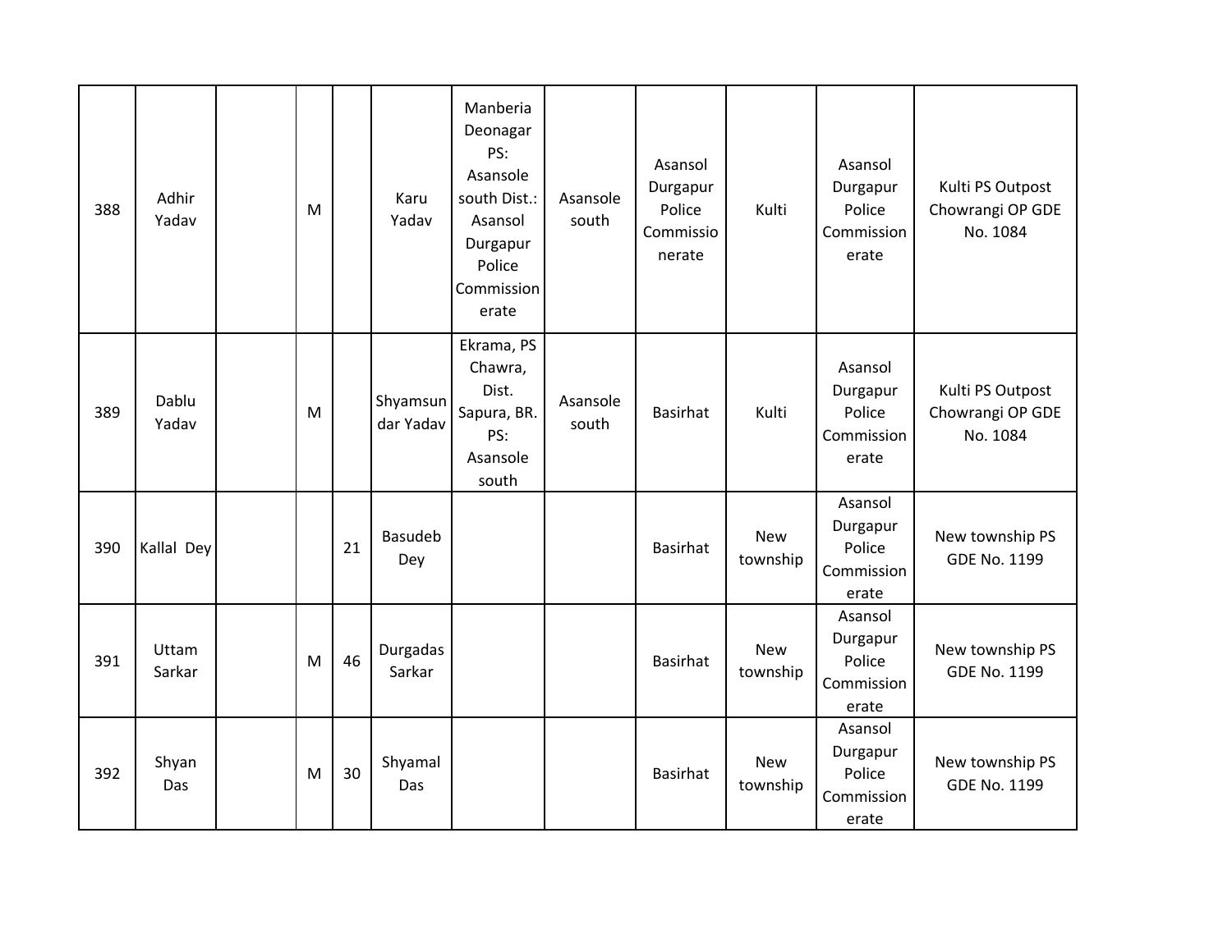| | | | | | | | | | | | |
|---|---|---|---|---|---|---|---|---|---|---|---|
| 388 | Adhir Yadav | | M | | Karu Yadav | Manberia Deonagar PS: Asansole south Dist.: Asansol Durgapur Police Commissionerate | Asansole south | Asansol Durgapur Police Commissionerate | Kulti | Asansol Durgapur Police Commissionerate | Kulti PS Outpost Chowrangi OP GDE No. 1084 |
| 389 | Dablu Yadav | | M | | Shyamsundar Yadav | Ekrama, PS Chawra, Dist. Sapura, BR. PS: Asansole south | Asansole south | Basirhat | Kulti | Asansol Durgapur Police Commissionerate | Kulti PS Outpost Chowrangi OP GDE No. 1084 |
| 390 | Kallal Dey | | | 21 | Basudeb Dey | | | Basirhat | New township | Asansol Durgapur Police Commissionerate | New township PS GDE No. 1199 |
| 391 | Uttam Sarkar | | M | 46 | Durgadas Sarkar | | | Basirhat | New township | Asansol Durgapur Police Commissionerate | New township PS GDE No. 1199 |
| 392 | Shyan Das | | M | 30 | Shyamal Das | | | Basirhat | New township | Asansol Durgapur Police Commissionerate | New township PS GDE No. 1199 |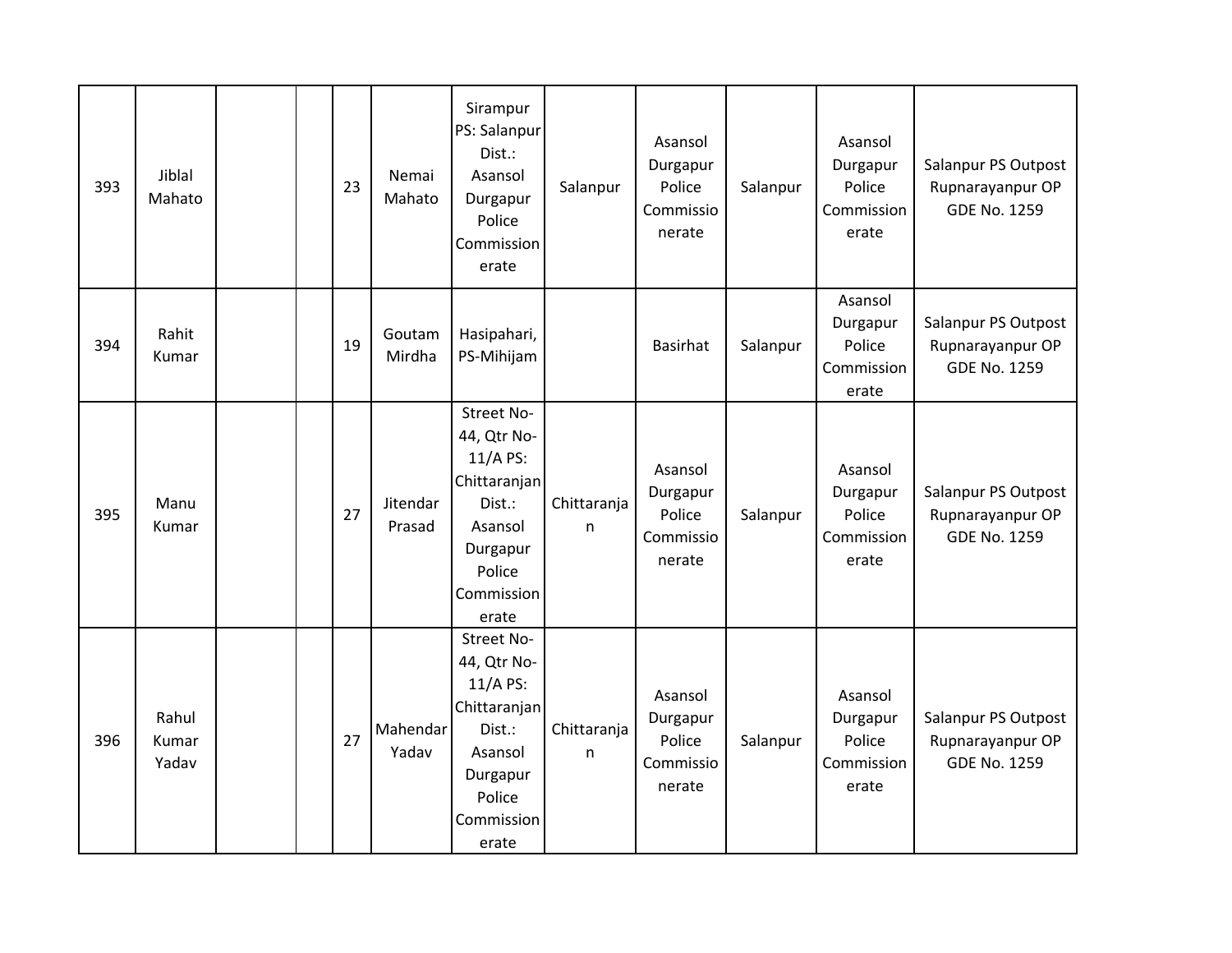| | | | | | | | | | | | |
|---|---|---|---|---|---|---|---|---|---|---|---|
| 393 | Jiblal Mahato | | | 23 | Nemai Mahato | Sirampur PS: Salanpur Dist.: Asansol Durgapur Police Commissionerate | Salanpur | Asansol Durgapur Police Commissionerate | Salanpur | Asansol Durgapur Police Commissionerate | Salanpur PS Outpost Rupnarayanpur OP GDE No. 1259 |
| 394 | Rahit Kumar | | | 19 | Goutam Mirdha | Hasipahari, PS-Mihijam | | Basirhat | Salanpur | Asansol Durgapur Police Commissionerate | Salanpur PS Outpost Rupnarayanpur OP GDE No. 1259 |
| 395 | Manu Kumar | | | 27 | Jitendar Prasad | Street No-44, Qtr No-11/A PS: Chittaranjan Dist.: Asansol Durgapur Police Commissionerate | Chittaranjan | Asansol Durgapur Police Commissionerate | Salanpur | Asansol Durgapur Police Commissionerate | Salanpur PS Outpost Rupnarayanpur OP GDE No. 1259 |
| 396 | Rahul Kumar Yadav | | | 27 | Mahendar Yadav | Street No-44, Qtr No-11/A PS: Chittaranjan Dist.: Asansol Durgapur Police Commissionerate | Chittaranjan | Asansol Durgapur Police Commissionerate | Salanpur | Asansol Durgapur Police Commissionerate | Salanpur PS Outpost Rupnarayanpur OP GDE No. 1259 |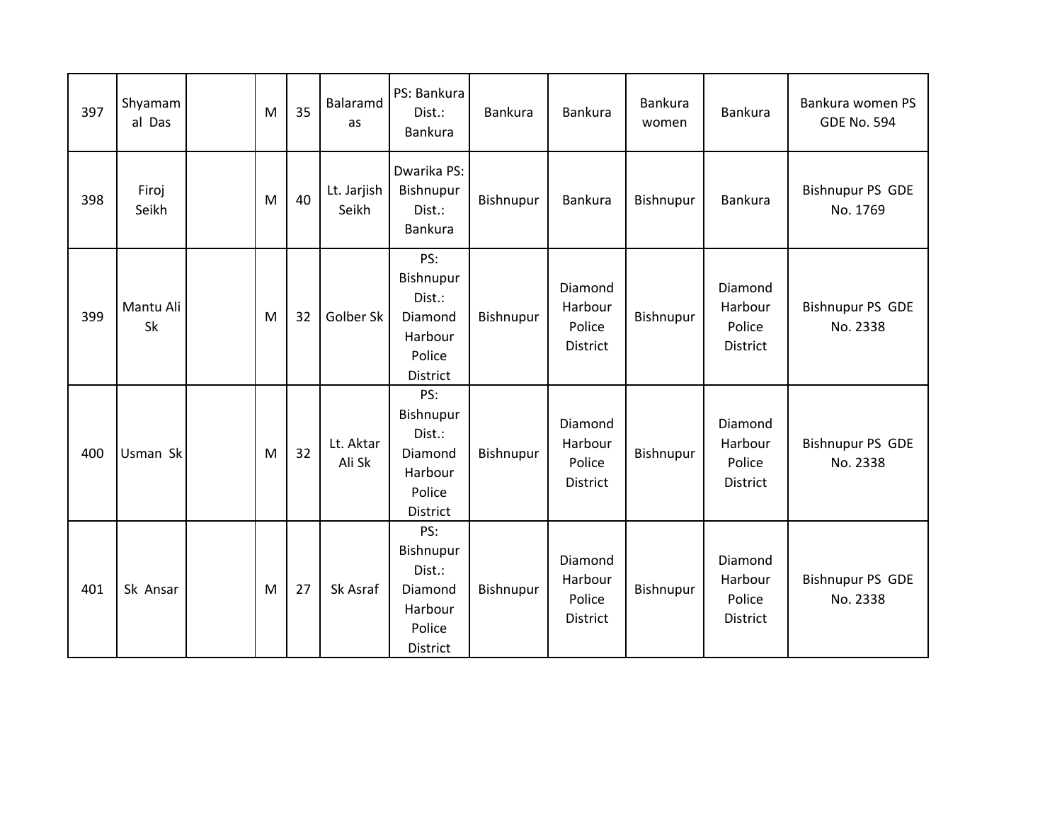| | | | | | | | | | | | |
|---|---|---|---|---|---|---|---|---|---|---|---|
| 397 | Shyamamal Das | | M | 35 | Balaramdas | PS: Bankura Dist.: Bankura | Bankura | Bankura | Bankura women | Bankura | Bankura women PS GDE No. 594 |
| 398 | Firoj Seikh | | M | 40 | Lt. Jarjish Seikh | Dwarika PS: Bishnupur Dist.: Bankura | Bishnupur | Bankura | Bishnupur | Bankura | Bishnupur PS GDE No. 1769 |
| 399 | Mantu Ali Sk | | M | 32 | Golber Sk | PS: Bishnupur Dist.: Diamond Harbour Police District | Bishnupur | Diamond Harbour Police District | Bishnupur | Diamond Harbour Police District | Bishnupur PS GDE No. 2338 |
| 400 | Usman Sk | | M | 32 | Lt. Aktar Ali Sk | PS: Bishnupur Dist.: Diamond Harbour Police District | Bishnupur | Diamond Harbour Police District | Bishnupur | Diamond Harbour Police District | Bishnupur PS GDE No. 2338 |
| 401 | Sk Ansar | | M | 27 | Sk Asraf | PS: Bishnupur Dist.: Diamond Harbour Police District | Bishnupur | Diamond Harbour Police District | Bishnupur | Diamond Harbour Police District | Bishnupur PS GDE No. 2338 |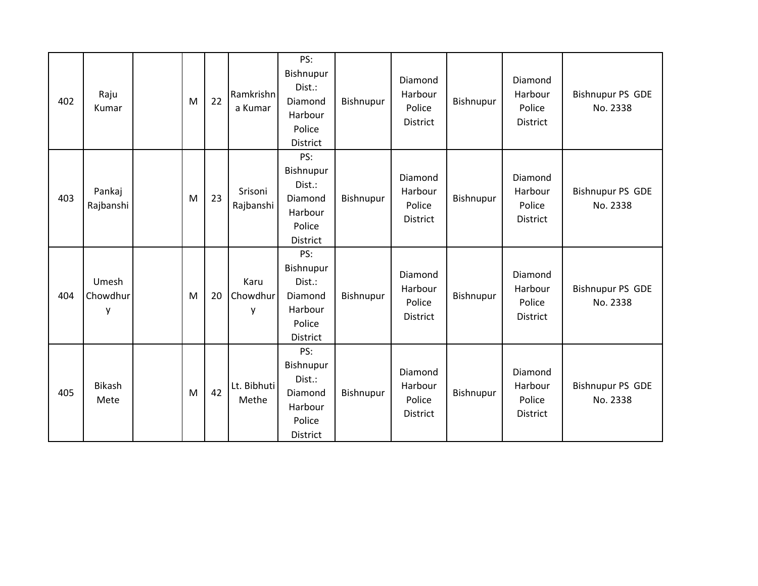| | | | | | | | | | | | |
|---|---|---|---|---|---|---|---|---|---|---|---|
| 402 | Raju Kumar | | M | 22 | Ramkrishna Kumar | PS: Bishnupur Dist.: Diamond Harbour Police District | Bishnupur | Diamond Harbour Police District | Bishnupur | Diamond Harbour Police District | Bishnupur PS GDE No. 2338 |
| 403 | Pankaj Rajbanshi | | M | 23 | Srisoni Rajbanshi | PS: Bishnupur Dist.: Diamond Harbour Police District | Bishnupur | Diamond Harbour Police District | Bishnupur | Diamond Harbour Police District | Bishnupur PS GDE No. 2338 |
| 404 | Umesh Chowdhury | | M | 20 | Karu Chowdhury | PS: Bishnupur Dist.: Diamond Harbour Police District | Bishnupur | Diamond Harbour Police District | Bishnupur | Diamond Harbour Police District | Bishnupur PS GDE No. 2338 |
| 405 | Bikash Mete | | M | 42 | Lt. Bibhuti Methe | PS: Bishnupur Dist.: Diamond Harbour Police District | Bishnupur | Diamond Harbour Police District | Bishnupur | Diamond Harbour Police District | Bishnupur PS GDE No. 2338 |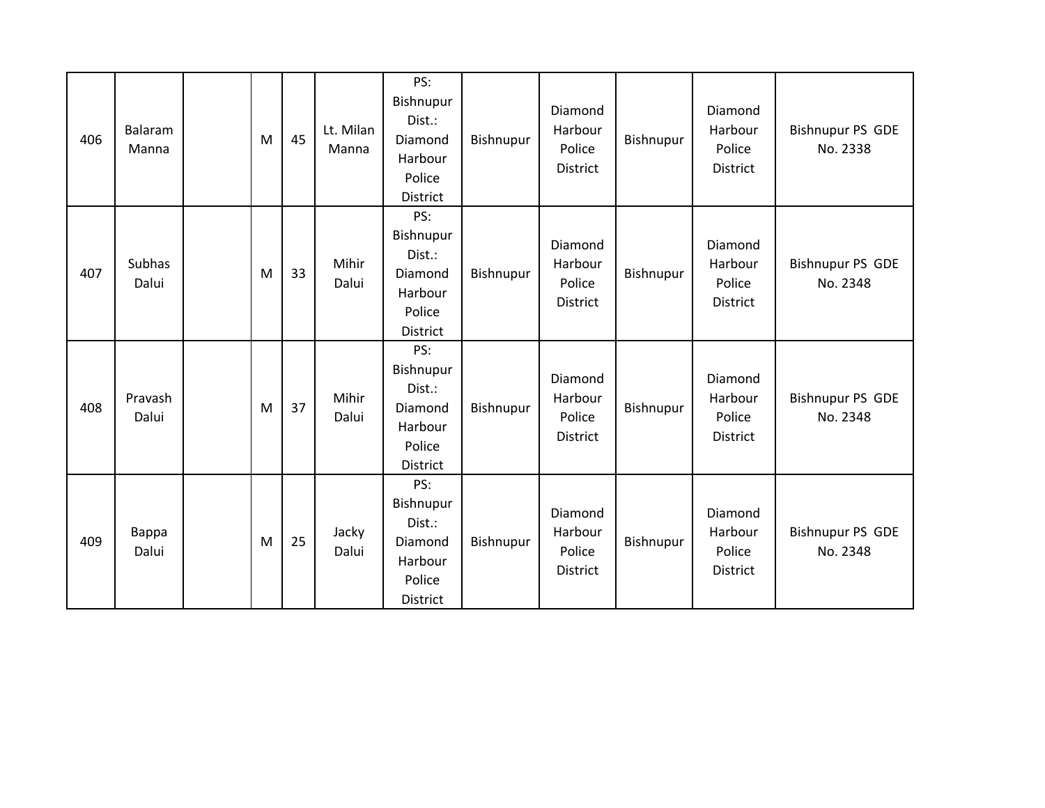| | | | | | | | | | | | |
|---|---|---|---|---|---|---|---|---|---|---|---|
| 406 | Balaram Manna | | M | 45 | Lt. Milan Manna | PS: Bishnupur Dist.: Diamond Harbour Police District | Bishnupur | Diamond Harbour Police District | Bishnupur | Diamond Harbour Police District | Bishnupur PS GDE No. 2338 |
| 407 | Subhas Dalui | | M | 33 | Mihir Dalui | PS: Bishnupur Dist.: Diamond Harbour Police District | Bishnupur | Diamond Harbour Police District | Bishnupur | Diamond Harbour Police District | Bishnupur PS GDE No. 2348 |
| 408 | Pravash Dalui | | M | 37 | Mihir Dalui | PS: Bishnupur Dist.: Diamond Harbour Police District | Bishnupur | Diamond Harbour Police District | Bishnupur | Diamond Harbour Police District | Bishnupur PS GDE No. 2348 |
| 409 | Bappa Dalui | | M | 25 | Jacky Dalui | PS: Bishnupur Dist.: Diamond Harbour Police District | Bishnupur | Diamond Harbour Police District | Bishnupur | Diamond Harbour Police District | Bishnupur PS GDE No. 2348 |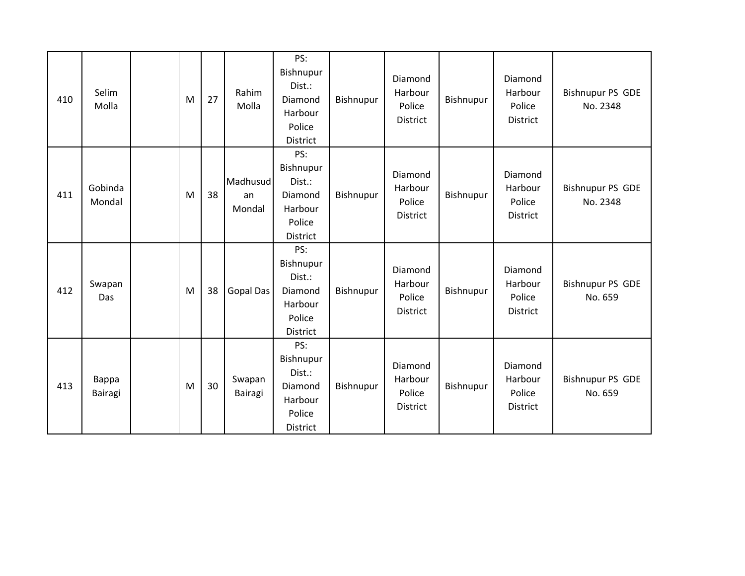| | | | | | | | | | | | |
|---|---|---|---|---|---|---|---|---|---|---|---|
| 410 | Selim Molla | | M | 27 | Rahim Molla | PS: Bishnupur Dist.: Diamond Harbour Police District | Bishnupur | Diamond Harbour Police District | Bishnupur | Diamond Harbour Police District | Bishnupur PS GDE No. 2348 |
| 411 | Gobinda Mondal | | M | 38 | Madhusudan Mondal | PS: Bishnupur Dist.: Diamond Harbour Police District | Bishnupur | Diamond Harbour Police District | Bishnupur | Diamond Harbour Police District | Bishnupur PS GDE No. 2348 |
| 412 | Swapan Das | | M | 38 | Gopal Das | PS: Bishnupur Dist.: Diamond Harbour Police District | Bishnupur | Diamond Harbour Police District | Bishnupur | Diamond Harbour Police District | Bishnupur PS GDE No. 659 |
| 413 | Bappa Bairagi | | M | 30 | Swapan Bairagi | PS: Bishnupur Dist.: Diamond Harbour Police District | Bishnupur | Diamond Harbour Police District | Bishnupur | Diamond Harbour Police District | Bishnupur PS GDE No. 659 |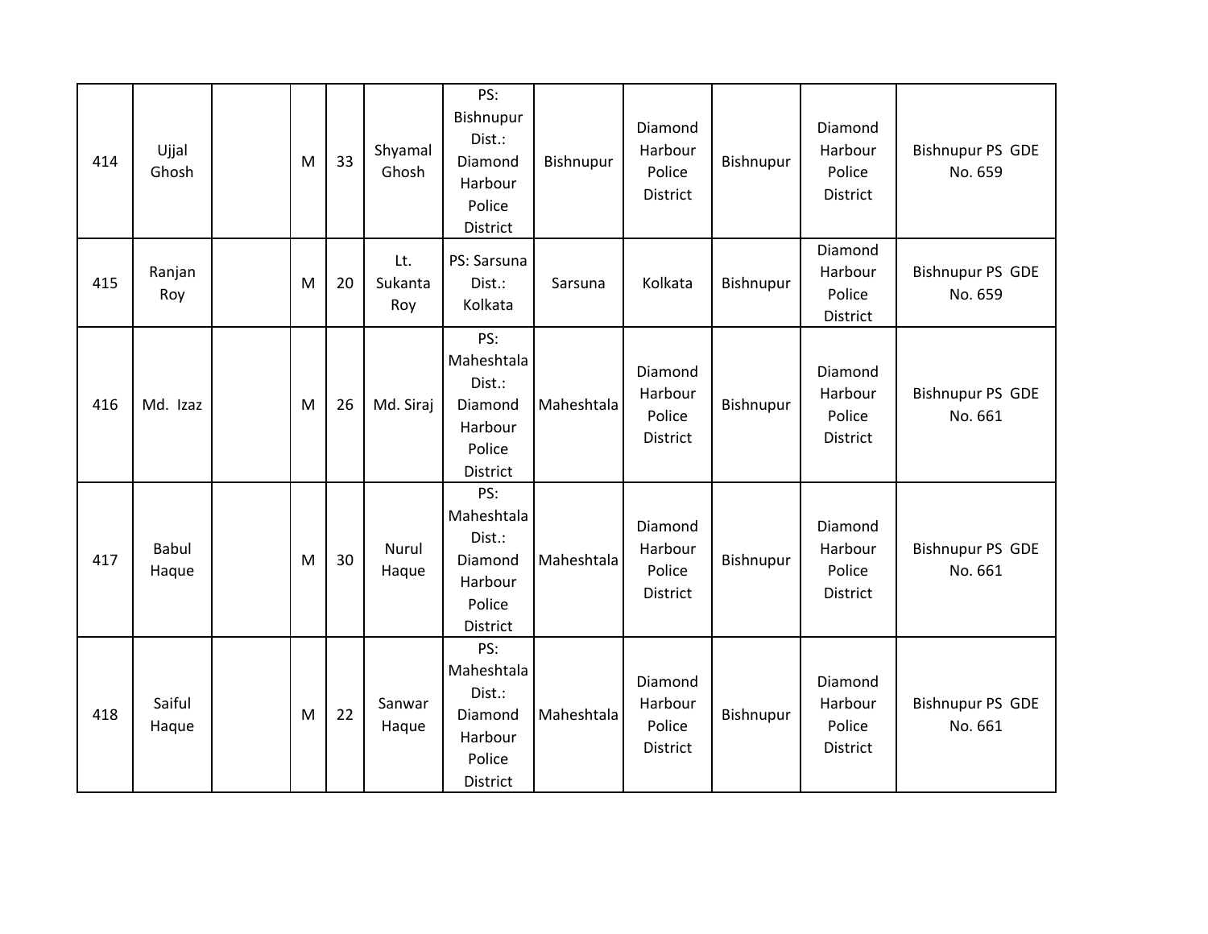| | | | | | | | | | | | |
|---|---|---|---|---|---|---|---|---|---|---|---|
| 414 | Ujjal Ghosh | | M | 33 | Shyamal Ghosh | PS: Bishnupur Dist.: Diamond Harbour Police District | Bishnupur | Diamond Harbour Police District | Bishnupur | Diamond Harbour Police District | Bishnupur PS GDE No. 659 |
| 415 | Ranjan Roy | | M | 20 | Lt. Sukanta Roy | PS: Sarsuna Dist.: Kolkata | Sarsuna | Kolkata | Bishnupur | Diamond Harbour Police District | Bishnupur PS GDE No. 659 |
| 416 | Md. Izaz | | M | 26 | Md. Siraj | PS: Maheshtala Dist.: Diamond Harbour Police District | Maheshtala | Diamond Harbour Police District | Bishnupur | Diamond Harbour Police District | Bishnupur PS GDE No. 661 |
| 417 | Babul Haque | | M | 30 | Nurul Haque | PS: Maheshtala Dist.: Diamond Harbour Police District | Maheshtala | Diamond Harbour Police District | Bishnupur | Diamond Harbour Police District | Bishnupur PS GDE No. 661 |
| 418 | Saiful Haque | | M | 22 | Sanwar Haque | PS: Maheshtala Dist.: Diamond Harbour Police District | Maheshtala | Diamond Harbour Police District | Bishnupur | Diamond Harbour Police District | Bishnupur PS GDE No. 661 |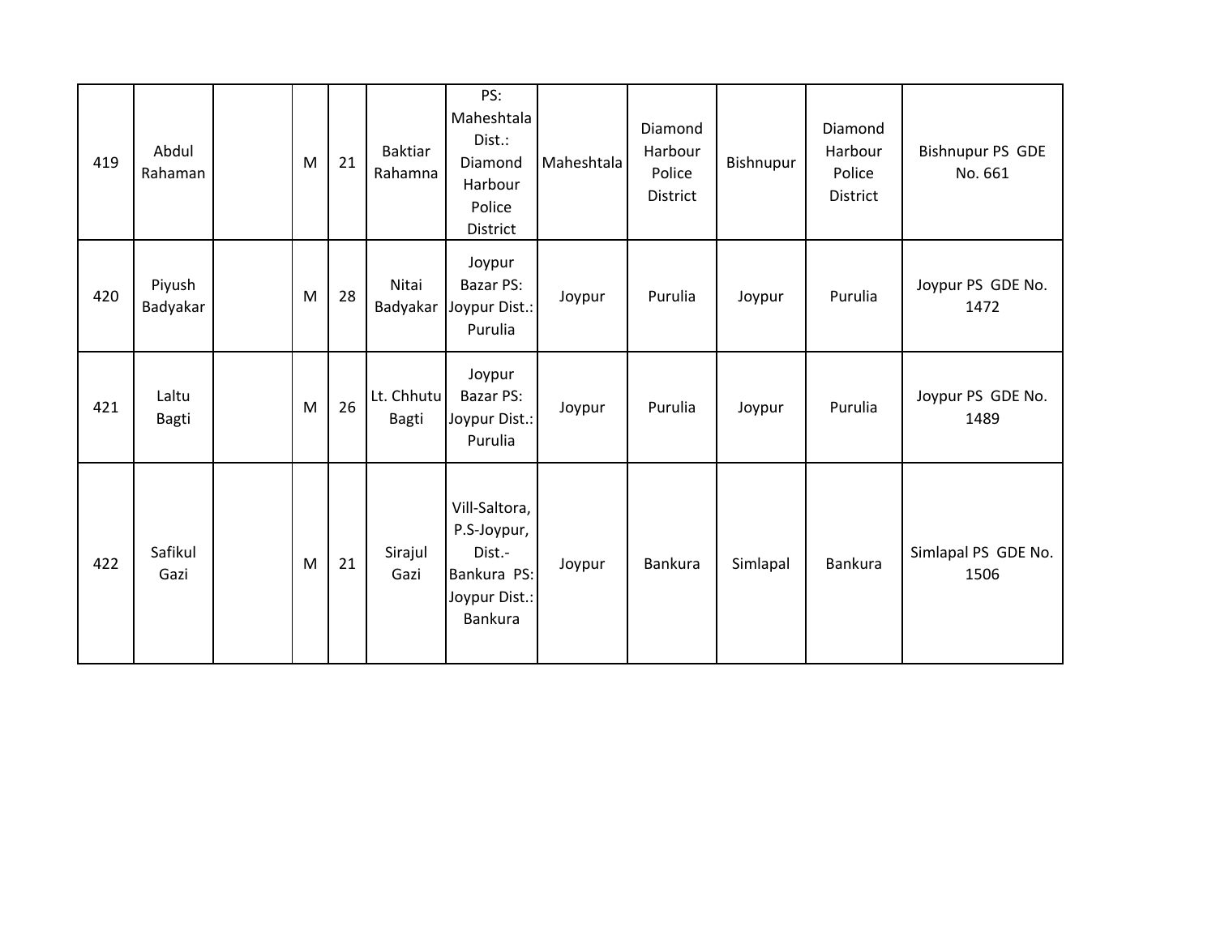| | | | | | | | | | | | |
|---|---|---|---|---|---|---|---|---|---|---|---|
| 419 | Abdul Rahaman | | M | 21 | Baktiar Rahamna | PS: Maheshtala Dist.: Diamond Harbour Police District | Maheshtala | Diamond Harbour Police District | Bishnupur | Diamond Harbour Police District | Bishnupur PS GDE No. 661 |
| 420 | Piyush Badyakar | | M | 28 | Nitai Badyakar | Joypur Bazar PS: Joypur Dist.: Purulia | Joypur | Purulia | Joypur | Purulia | Joypur PS GDE No. 1472 |
| 421 | Laltu Bagti | | M | 26 | Lt. Chhutu Bagti | Joypur Bazar PS: Joypur Dist.: Purulia | Joypur | Purulia | Joypur | Purulia | Joypur PS GDE No. 1489 |
| 422 | Safikul Gazi | | M | 21 | Sirajul Gazi | Vill-Saltora, P.S-Joypur, Dist.-Bankura PS: Joypur Dist.: Bankura | Joypur | Bankura | Simlapal | Bankura | Simlapal PS GDE No. 1506 |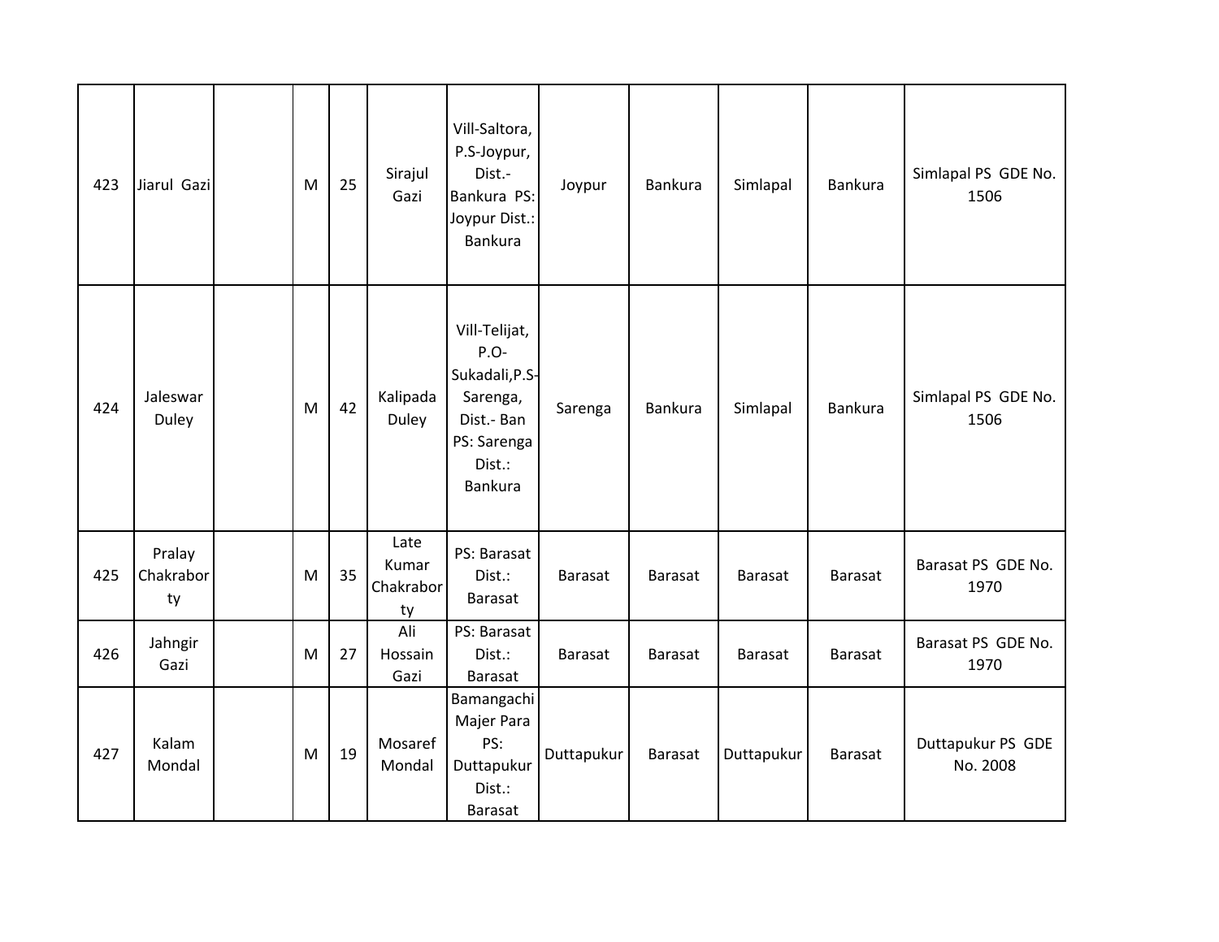| | | | | | | | | | | | |
|---|---|---|---|---|---|---|---|---|---|---|---|
| 423 | Jiarul Gazi | | M | 25 | Sirajul Gazi | Vill-Saltora, P.S-Joypur, Dist.- Bankura PS: Joypur Dist.: Bankura | Joypur | Bankura | Simlapal | Bankura | Simlapal PS GDE No. 1506 |
| 424 | Jaleswar Duley | | M | 42 | Kalipada Duley | Vill-Telijat, P.O- Sukadali,P.S- Sarenga, Dist.- Ban PS: Sarenga Dist.: Bankura | Sarenga | Bankura | Simlapal | Bankura | Simlapal PS GDE No. 1506 |
| 425 | Pralay Chakraborty | | M | 35 | Late Kumar Chakraborty | PS: Barasat Dist.: Barasat | Barasat | Barasat | Barasat | Barasat | Barasat PS GDE No. 1970 |
| 426 | Jahngir Gazi | | M | 27 | Ali Hossain Gazi | PS: Barasat Dist.: Barasat | Barasat | Barasat | Barasat | Barasat | Barasat PS GDE No. 1970 |
| 427 | Kalam Mondal | | M | 19 | Mosaref Mondal | Bamangachi Majer Para PS: Duttapukur Dist.: Barasat | Duttapukur | Barasat | Duttapukur | Barasat | Duttapukur PS GDE No. 2008 |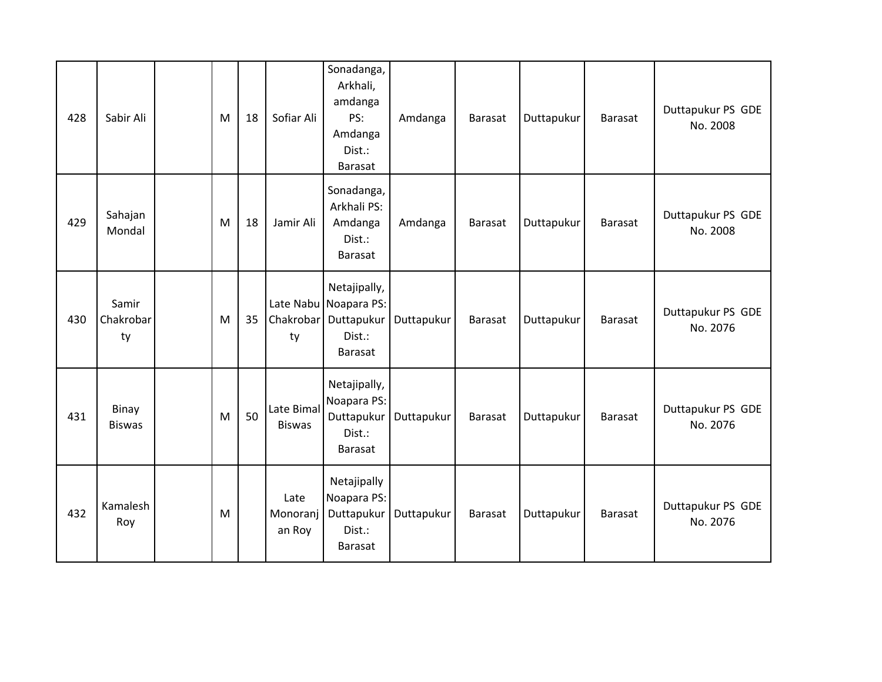| | | | | | | | | | | | |
|---|---|---|---|---|---|---|---|---|---|---|---|
| 428 | Sabir Ali | | M | 18 | Sofiar Ali | Sonadanga, Arkhali, amdanga PS: Amdanga Dist.: Barasat | Amdanga | Barasat | Duttapukur | Barasat | Duttapukur PS GDE No. 2008 |
| 429 | Sahajan Mondal | | M | 18 | Jamir Ali | Sonadanga, Arkhali PS: Amdanga Dist.: Barasat | Amdanga | Barasat | Duttapukur | Barasat | Duttapukur PS GDE No. 2008 |
| 430 | Samir Chakrobarty | | M | 35 | Late Nabu Chakrobarty | Netajipally, Noapara PS: Duttapukur Dist.: Barasat | Duttapukur | Barasat | Duttapukur | Barasat | Duttapukur PS GDE No. 2076 |
| 431 | Binay Biswas | | M | 50 | Late Bimal Biswas | Netajipally, Noapara PS: Duttapukur Dist.: Barasat | Duttapukur | Barasat | Duttapukur | Barasat | Duttapukur PS GDE No. 2076 |
| 432 | Kamalesh Roy | | M | | Late Monoranjan Roy | Netajipally Noapara PS: Duttapukur Dist.: Barasat | Duttapukur | Barasat | Duttapukur | Barasat | Duttapukur PS GDE No. 2076 |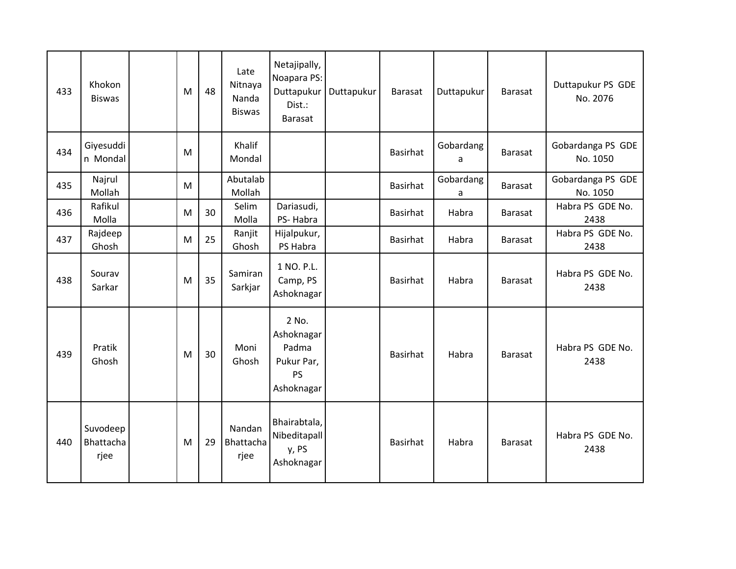| | | | | | | | | | | | |
|---|---|---|---|---|---|---|---|---|---|---|---|
| 433 | Khokon Biswas | | M | 48 | Late Nitnaya Nanda Biswas | Netajipally, Noapara PS: Duttapukur Dist.: Barasat | Duttapukur | Barasat | Duttapukur | Barasat | Duttapukur PS GDE No. 2076 |
| 434 | Giyesuddin Mondal | | M | | Khalif Mondal | | | Basirhat | Gobardanga | Barasat | Gobardanga PS GDE No. 1050 |
| 435 | Najrul Mollah | | M | | Abutalab Mollah | | | Basirhat | Gobardanga | Barasat | Gobardanga PS GDE No. 1050 |
| 436 | Rafikul Molla | | M | 30 | Selim Molla | Dariasudi, PS- Habra | | Basirhat | Habra | Barasat | Habra PS GDE No. 2438 |
| 437 | Rajdeep Ghosh | | M | 25 | Ranjit Ghosh | Hijalpukur, PS Habra | | Basirhat | Habra | Barasat | Habra PS GDE No. 2438 |
| 438 | Sourav Sarkar | | M | 35 | Samiran Sarkjar | 1 NO. P.L. Camp, PS Ashoknagar | | Basirhat | Habra | Barasat | Habra PS GDE No. 2438 |
| 439 | Pratik Ghosh | | M | 30 | Moni Ghosh | 2 No. Ashoknagar Padma Pukur Par, PS Ashoknagar | | Basirhat | Habra | Barasat | Habra PS GDE No. 2438 |
| 440 | Suvodeep Bhattacharjee | | M | 29 | Nandan Bhattacharjee | Bhairabtala, Nibeditapally, PS Ashoknagar | | Basirhat | Habra | Barasat | Habra PS GDE No. 2438 |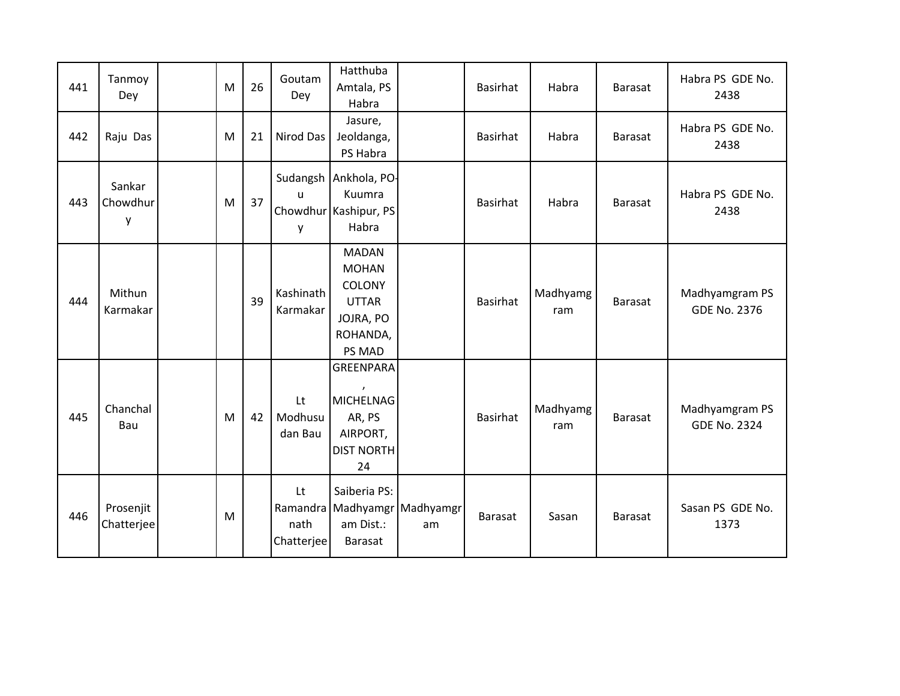| | | | | | | | | | | | |
|---|---|---|---|---|---|---|---|---|---|---|---|
| 441 | Tanmoy Dey | | M | 26 | Goutam Dey | Hatthuba Amtala, PS Habra | | Basirhat | Habra | Barasat | Habra PS GDE No. 2438 |
| 442 | Raju Das | | M | 21 | Nirod Das | Jasure, Jeoldanga, PS Habra | | Basirhat | Habra | Barasat | Habra PS GDE No. 2438 |
| 443 | Sankar Chowdhury | | M | 37 | Sudangshu Chowdhury | Ankhola, PO-Kuumra Kashipur, PS Habra | | Basirhat | Habra | Barasat | Habra PS GDE No. 2438 |
| 444 | Mithun Karmakar | | | 39 | Kashinath Karmakar | MADAN MOHAN COLONY UTTAR JOJRA, PO ROHANDA, PS MAD | | Basirhat | Madhyamgram | Barasat | Madhyamgram PS GDE No. 2376 |
| 445 | Chanchal Bau | | M | 42 | Lt Modhusudan Bau | GREENPARA, MICHELNAGAR, PS AIRPORT, DIST NORTH 24 | | Basirhat | Madhyamgram | Barasat | Madhyamgram PS GDE No. 2324 |
| 446 | Prosenjit Chatterjee | | M | | Lt Ramandranath Chatterjee | Saiberia PS: Madhyamgram Dist.: Barasat | Madhyamgram | Barasat | Sasan | Barasat | Sasan PS GDE No. 1373 |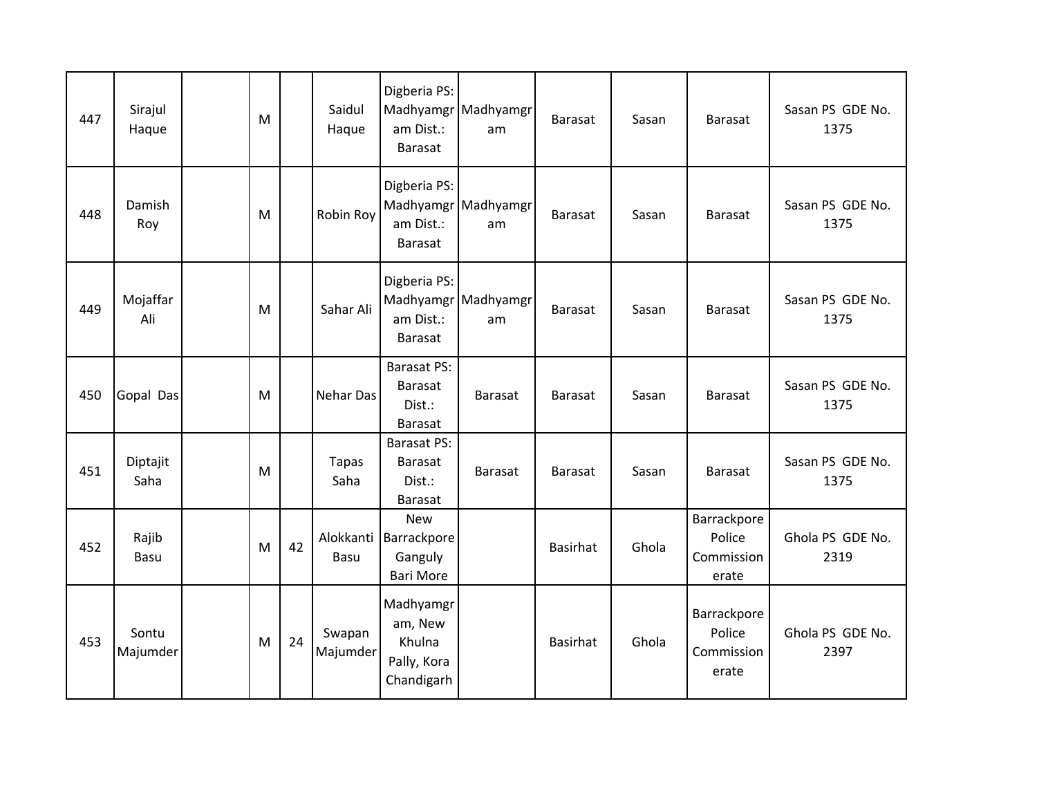| 447 | Sirajul Haque | | M | | Saidul Haque | Digberia PS: Madhyamgram Dist.: Barasat | Madhyamgram | Barasat | Sasan | Barasat | Sasan PS GDE No. 1375 |
|---|---|---|---|---|---|---|---|---|---|---|---|
| 448 | Damish Roy | | M | | Robin Roy | Digberia PS: Madhyamgram Dist.: Barasat | Madhyamgram | Barasat | Sasan | Barasat | Sasan PS GDE No. 1375 |
| 449 | Mojaffar Ali | | M | | Sahar Ali | Digberia PS: Madhyamgram Dist.: Barasat | Madhyamgram | Barasat | Sasan | Barasat | Sasan PS GDE No. 1375 |
| 450 | Gopal Das | | M | | Nehar Das | Barasat PS: Barasat Dist.: Barasat | Barasat | Barasat | Sasan | Barasat | Sasan PS GDE No. 1375 |
| 451 | Diptajit Saha | | M | | Tapas Saha | Barasat PS: Barasat Dist.: Barasat | Barasat | Barasat | Sasan | Barasat | Sasan PS GDE No. 1375 |
| 452 | Rajib Basu | | M | 42 | Alokkanti Basu | New Barrackpore Ganguly Bari More | | Basirhat | Ghola | Barrackpore Police Commissionerate | Ghola PS GDE No. 2319 |
| 453 | Sontu Majumder | | M | 24 | Swapan Majumder | Madhyamgram, New Khulna Pally, Kora Chandigarh | | Basirhat | Ghola | Barrackpore Police Commissionerate | Ghola PS GDE No. 2397 |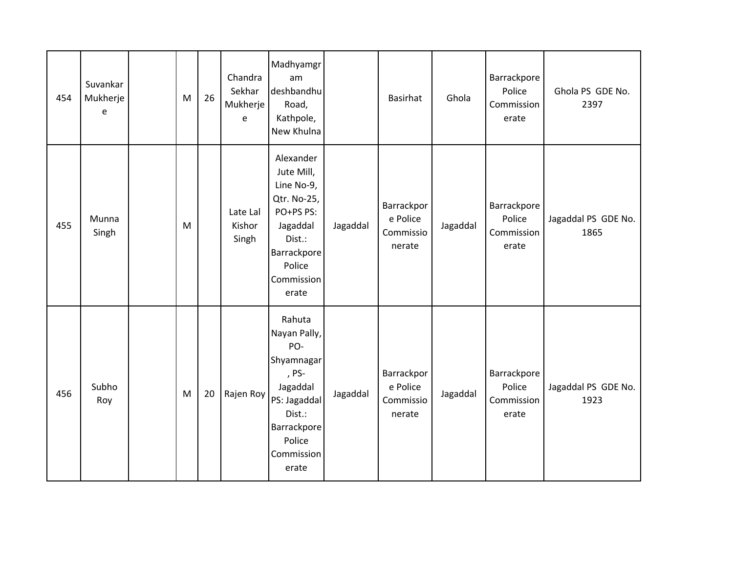| | | | | | | | | | | | |
|---|---|---|---|---|---|---|---|---|---|---|---|
| 454 | Suvankar Mukherjee | | M | 26 | Chandra Sekhar Mukherjee | Madhyamgram deshbandhu Road, Kathpole, New Khulna | | Basirhat | Ghola | Barrackpore Police Commissionerate | Ghola PS GDE No. 2397 |
| 455 | Munna Singh | | M | | Late Lal Kishor Singh | Alexander Jute Mill, Line No-9, Qtr. No-25, PO+PS PS: Jagaddal Dist.: Barrackpore Police Commissionerate | Jagaddal | Barrackpore Police Commissionerate | Jagaddal | Barrackpore Police Commissionerate | Jagaddal PS GDE No. 1865 |
| 456 | Subho Roy | | M | 20 | Rajen Roy | Rahuta Nayan Pally, PO- Shyamnagar, PS- Jagaddal PS: Jagaddal Dist.: Barrackpore Police Commissionerate | Jagaddal | Barrackpore Police Commissionerate | Jagaddal | Barrackpore Police Commissionerate | Jagaddal PS GDE No. 1923 |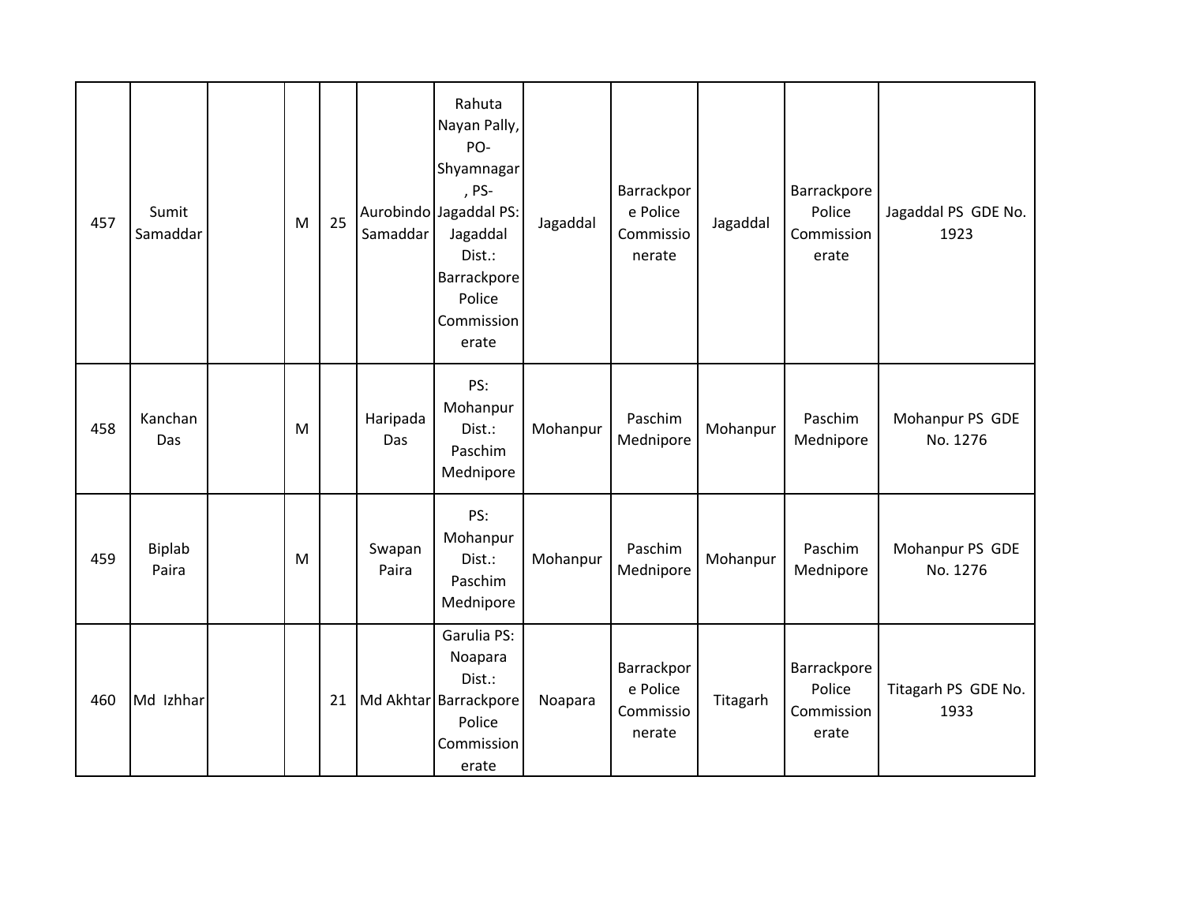| | | | | | | | | | | | |
|---|---|---|---|---|---|---|---|---|---|---|---|
| 457 | Sumit Samaddar | | M | 25 | Aurobindo Samaddar | Rahuta Nayan Pally, PO-Shyamnagar , PS-Jagaddal PS: Jagaddal Dist.: Barrackpore Police Commissionerate | Jagaddal | Barrackpore Police Commissionerate | Jagaddal | Barrackpore Police Commissionerate | Jagaddal PS GDE No. 1923 |
| 458 | Kanchan Das | | M | | Haripada Das | PS: Mohanpur Dist.: Paschim Mednipore | Mohanpur | Paschim Mednipore | Mohanpur | Paschim Mednipore | Mohanpur PS GDE No. 1276 |
| 459 | Biplab Paira | | M | | Swapan Paira | PS: Mohanpur Dist.: Paschim Mednipore | Mohanpur | Paschim Mednipore | Mohanpur | Paschim Mednipore | Mohanpur PS GDE No. 1276 |
| 460 | Md Izhhar | | | 21 | Md Akhtar | Garulia PS: Noapara Dist.: Barrackpore Police Commissionerate | Noapara | Barrackpore Police Commissionerate | Titagarh | Barrackpore Police Commissionerate | Titagarh PS GDE No. 1933 |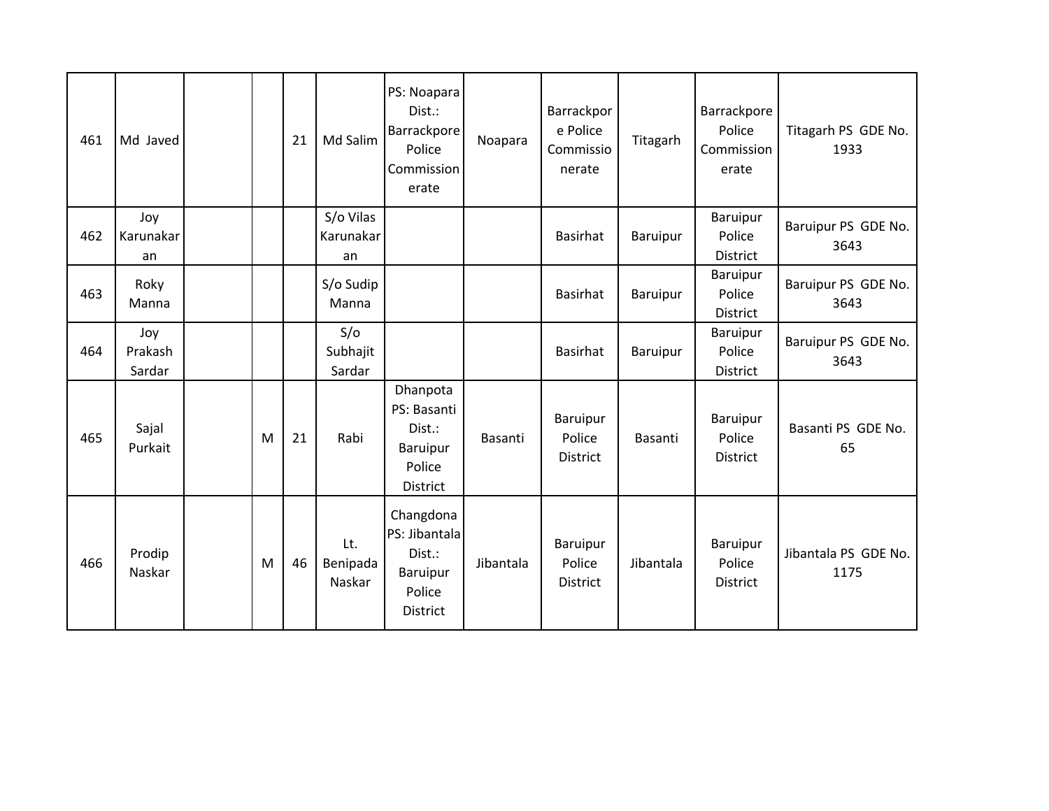| | | | | | | | | | | | |
|---|---|---|---|---|---|---|---|---|---|---|---|
| 461 | Md Javed | | | 21 | Md Salim | PS: Noapara Dist.: Barrackpore Police Commissionerate | Noapara | Barrackpore Police Commissionerate | Titagarh | Barrackpore Police Commissionerate | Titagarh PS GDE No. 1933 |
| 462 | Joy Karunakaran | | | | S/o Vilas Karunakaran | | | Basirhat | Baruipur | Baruipur Police District | Baruipur PS GDE No. 3643 |
| 463 | Roky Manna | | | | S/o Sudip Manna | | | Basirhat | Baruipur | Baruipur Police District | Baruipur PS GDE No. 3643 |
| 464 | Joy Prakash Sardar | | | | S/o Subhajit Sardar | | | Basirhat | Baruipur | Baruipur Police District | Baruipur PS GDE No. 3643 |
| 465 | Sajal Purkait | | M | 21 | Rabi | Dhanpota PS: Basanti Dist.: Baruipur Police District | Basanti | Baruipur Police District | Basanti | Baruipur Police District | Basanti PS GDE No. 65 |
| 466 | Prodip Naskar | | M | 46 | Lt. Benipada Naskar | Changdona PS: Jibantala Dist.: Baruipur Police District | Jibantala | Baruipur Police District | Jibantala | Baruipur Police District | Jibantala PS GDE No. 1175 |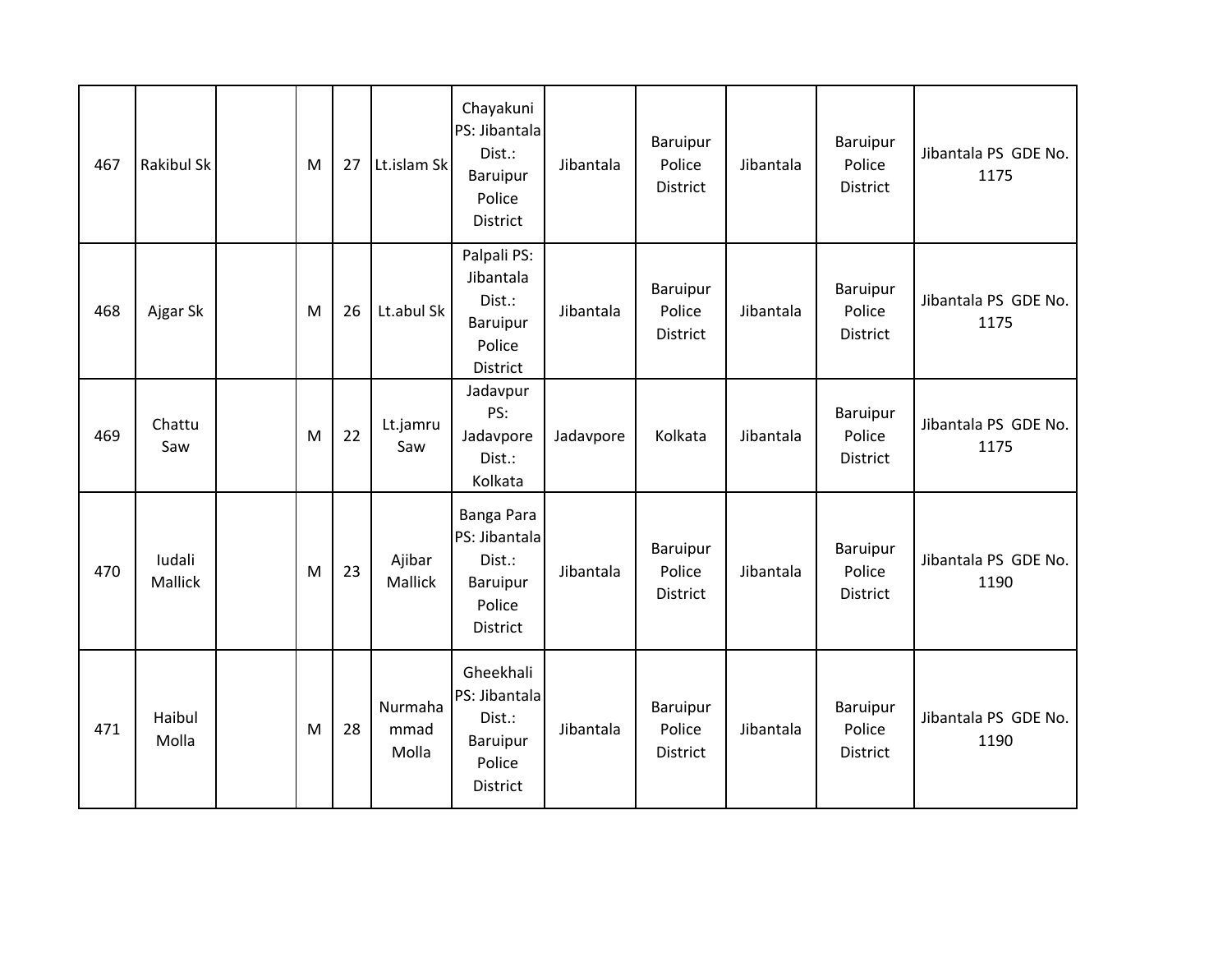| | | | | | | | | | | | |
|---|---|---|---|---|---|---|---|---|---|---|---|
| 467 | Rakibul Sk | | M | 27 | Lt.islam Sk | Chayakuni PS: Jibantala Dist.: Baruipur Police District | Jibantala | Baruipur Police District | Jibantala | Baruipur Police District | Jibantala PS GDE No. 1175 |
| 468 | Ajgar Sk | | M | 26 | Lt.abul Sk | Palpali PS: Jibantala Dist.: Baruipur Police District | Jibantala | Baruipur Police District | Jibantala | Baruipur Police District | Jibantala PS GDE No. 1175 |
| 469 | Chattu Saw | | M | 22 | Lt.jamru Saw | Jadavpur PS: Jadavpore Dist.: Kolkata | Jadavpore | Kolkata | Jibantala | Baruipur Police District | Jibantala PS GDE No. 1175 |
| 470 | Iudali Mallick | | M | 23 | Ajibar Mallick | Banga Para PS: Jibantala Dist.: Baruipur Police District | Jibantala | Baruipur Police District | Jibantala | Baruipur Police District | Jibantala PS GDE No. 1190 |
| 471 | Haibul Molla | | M | 28 | Nurmahammad Molla | Gheekhali PS: Jibantala Dist.: Baruipur Police District | Jibantala | Baruipur Police District | Jibantala | Baruipur Police District | Jibantala PS GDE No. 1190 |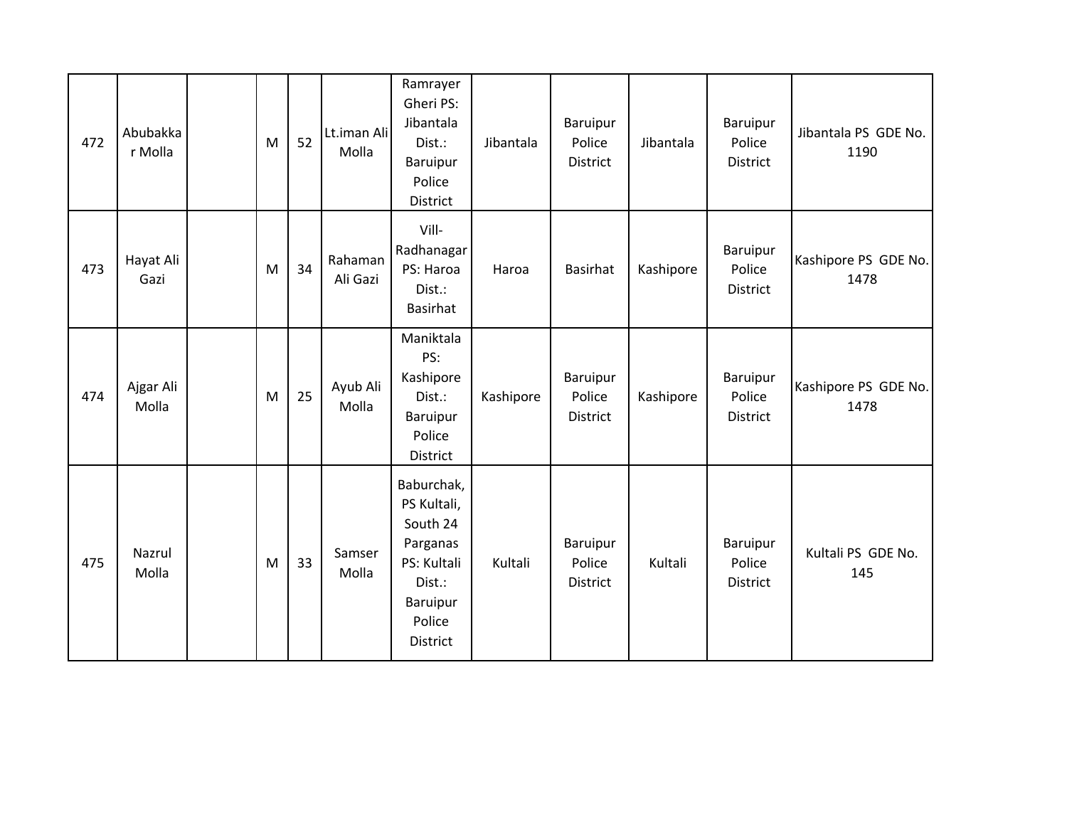| | | | | | | | | | | | |
|---|---|---|---|---|---|---|---|---|---|---|---|
| 472 | Abubakkar Molla | | M | 52 | Lt.iman Ali Molla | Ramrayer Gheri PS: Jibantala Dist.: Baruipur Police District | Jibantala | Baruipur Police District | Jibantala | Baruipur Police District | Jibantala PS GDE No. 1190 |
| 473 | Hayat Ali Gazi | | M | 34 | Rahaman Ali Gazi | Vill-Radhanagar PS: Haroa Dist.: Basirhat | Haroa | Basirhat | Kashipore | Baruipur Police District | Kashipore PS GDE No. 1478 |
| 474 | Ajgar Ali Molla | | M | 25 | Ayub Ali Molla | Maniktala PS: Kashipore Dist.: Baruipur Police District | Kashipore | Baruipur Police District | Kashipore | Baruipur Police District | Kashipore PS GDE No. 1478 |
| 475 | Nazrul Molla | | M | 33 | Samser Molla | Baburchak, PS Kultali, South 24 Parganas PS: Kultali Dist.: Baruipur Police District | Kultali | Baruipur Police District | Kultali | Baruipur Police District | Kultali PS GDE No. 145 |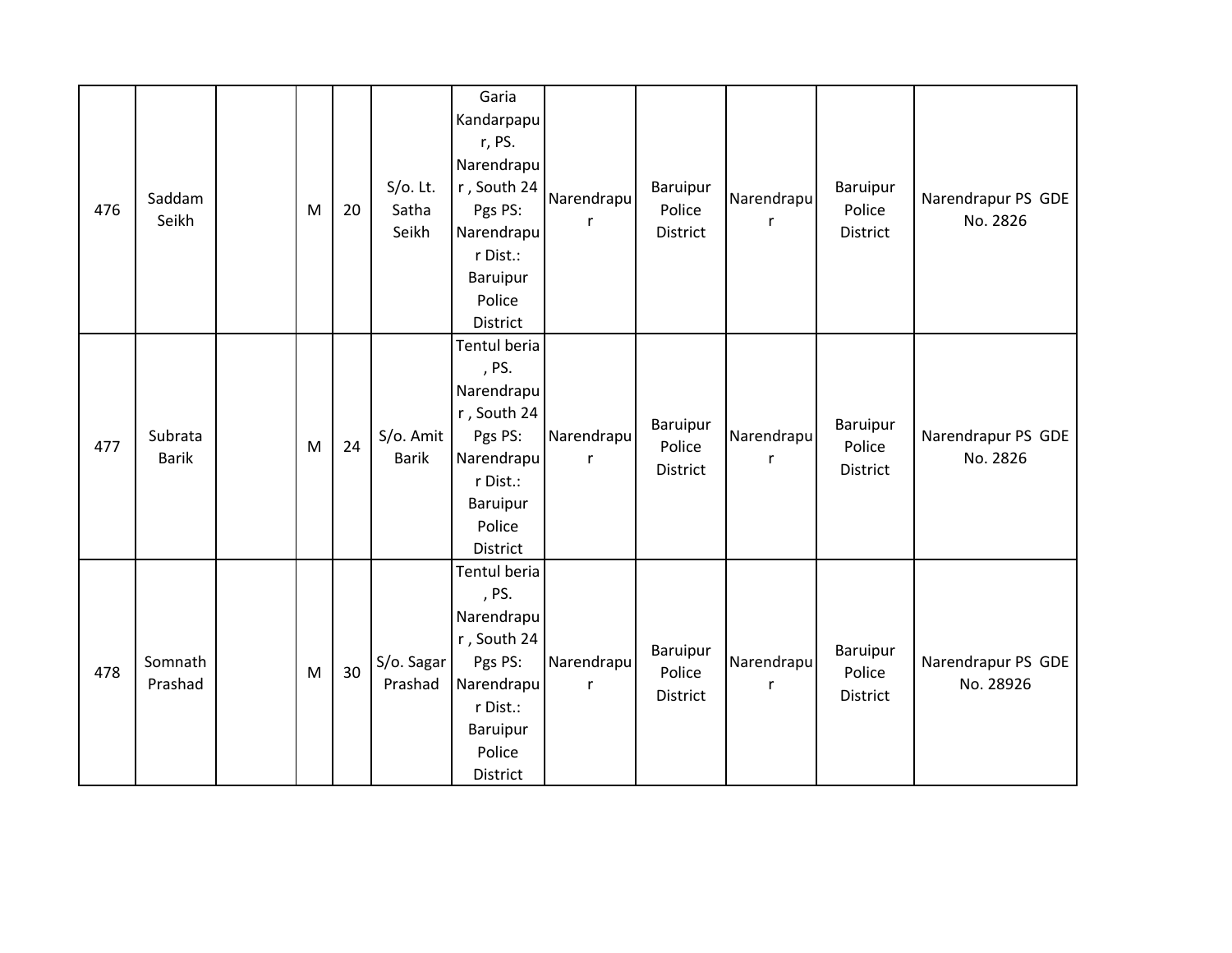| | | | | | | | | | | | |
|---|---|---|---|---|---|---|---|---|---|---|---|
| 476 | Saddam Seikh | | M | 20 | S/o. Lt. Satha Seikh | Garia Kandarpapur, PS. Narendrapur , South 24 Pgs PS: Narendrapur Dist.: Baruipur Police District | Narendrapur | Baruipur Police District | Narendrapur | Baruipur Police District | Narendrapur PS GDE No. 2826 |
| 477 | Subrata Barik | | M | 24 | S/o. Amit Barik | Tentul beria , PS. Narendrapur , South 24 Pgs PS: Narendrapur Dist.: Baruipur Police District | Narendrapur | Baruipur Police District | Narendrapur | Baruipur Police District | Narendrapur PS GDE No. 2826 |
| 478 | Somnath Prashad | | M | 30 | S/o. Sagar Prashad | Tentul beria , PS. Narendrapur , South 24 Pgs PS: Narendrapur Dist.: Baruipur Police District | Narendrapur | Baruipur Police District | Narendrapur | Baruipur Police District | Narendrapur PS GDE No. 28926 |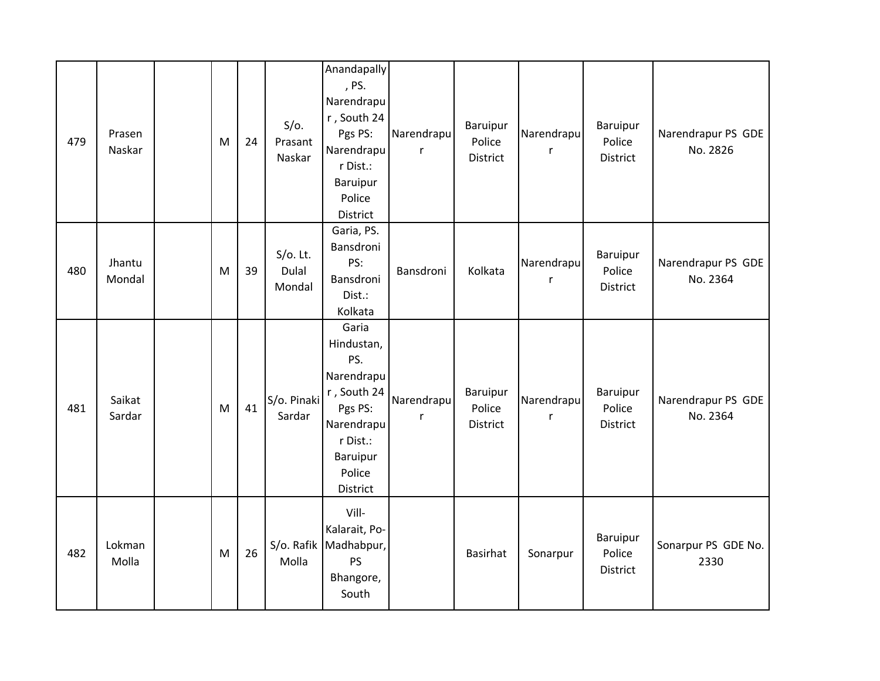| | | | | | | | | | | | |
|---|---|---|---|---|---|---|---|---|---|---|---|
| 479 | Prasen Naskar | | M | 24 | S/o. Prasant Naskar | Anandapally , PS. Narendrapur , South 24 Pgs PS: Narendrapur Dist.: Baruipur Police District | Narendrapur | Baruipur Police District | Narendrapur | Baruipur Police District | Narendrapur PS GDE No. 2826 |
| 480 | Jhantu Mondal | | M | 39 | S/o. Lt. Dulal Mondal | Garia, PS. Bansdroni PS: Bansdroni Dist.: Kolkata | Bansdroni | Kolkata | Narendrapur | Baruipur Police District | Narendrapur PS GDE No. 2364 |
| 481 | Saikat Sardar | | M | 41 | S/o. Pinaki Sardar | Garia Hindustan, PS. Narendrapur , South 24 Pgs PS: Narendrapur Dist.: Baruipur Police District | Narendrapur | Baruipur Police District | Narendrapur | Baruipur Police District | Narendrapur PS GDE No. 2364 |
| 482 | Lokman Molla | | M | 26 | S/o. Rafik Molla | Vill-Kalarait, Po-Madhabpur, PS Bhangore, South | | Basirhat | Sonarpur | Baruipur Police District | Sonarpur PS GDE No. 2330 |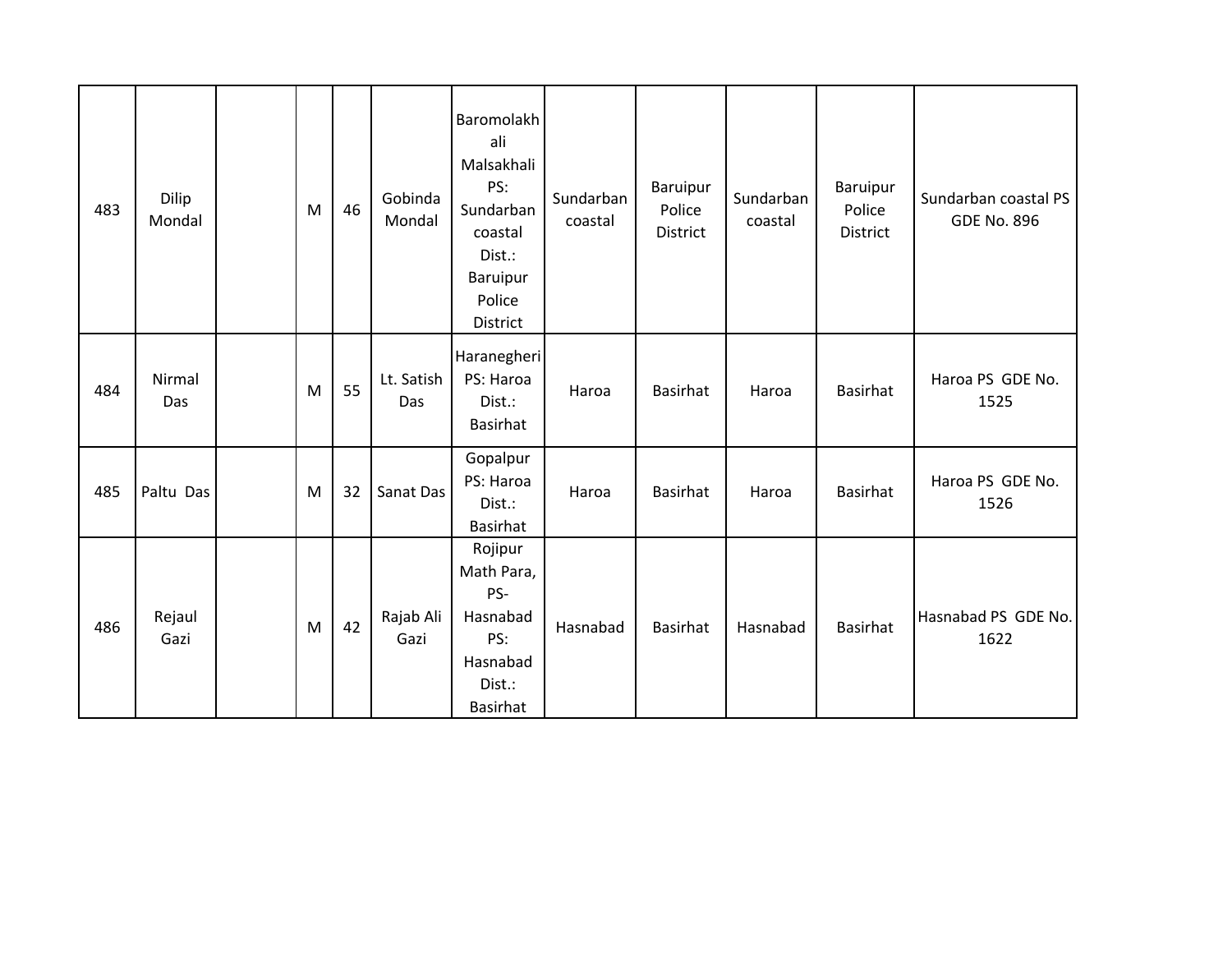| | | | | | | | | | | | |
|---|---|---|---|---|---|---|---|---|---|---|---|
| 483 | Dilip Mondal | | M | 46 | Gobinda Mondal | Baromolakhali Malsakhali PS: Sundarban coastal Dist.: Baruipur Police District | Sundarban coastal | Baruipur Police District | Sundarban coastal | Baruipur Police District | Sundarban coastal PS GDE No. 896 |
| 484 | Nirmal Das | | M | 55 | Lt. Satish Das | Haranegheri PS: Haroa Dist.: Basirhat | Haroa | Basirhat | Haroa | Basirhat | Haroa PS GDE No. 1525 |
| 485 | Paltu Das | | M | 32 | Sanat Das | Gopalpur PS: Haroa Dist.: Basirhat | Haroa | Basirhat | Haroa | Basirhat | Haroa PS GDE No. 1526 |
| 486 | Rejaul Gazi | | M | 42 | Rajab Ali Gazi | Rojipur Math Para, PS-Hasnabad PS: Hasnabad Dist.: Basirhat | Hasnabad | Basirhat | Hasnabad | Basirhat | Hasnabad PS GDE No. 1622 |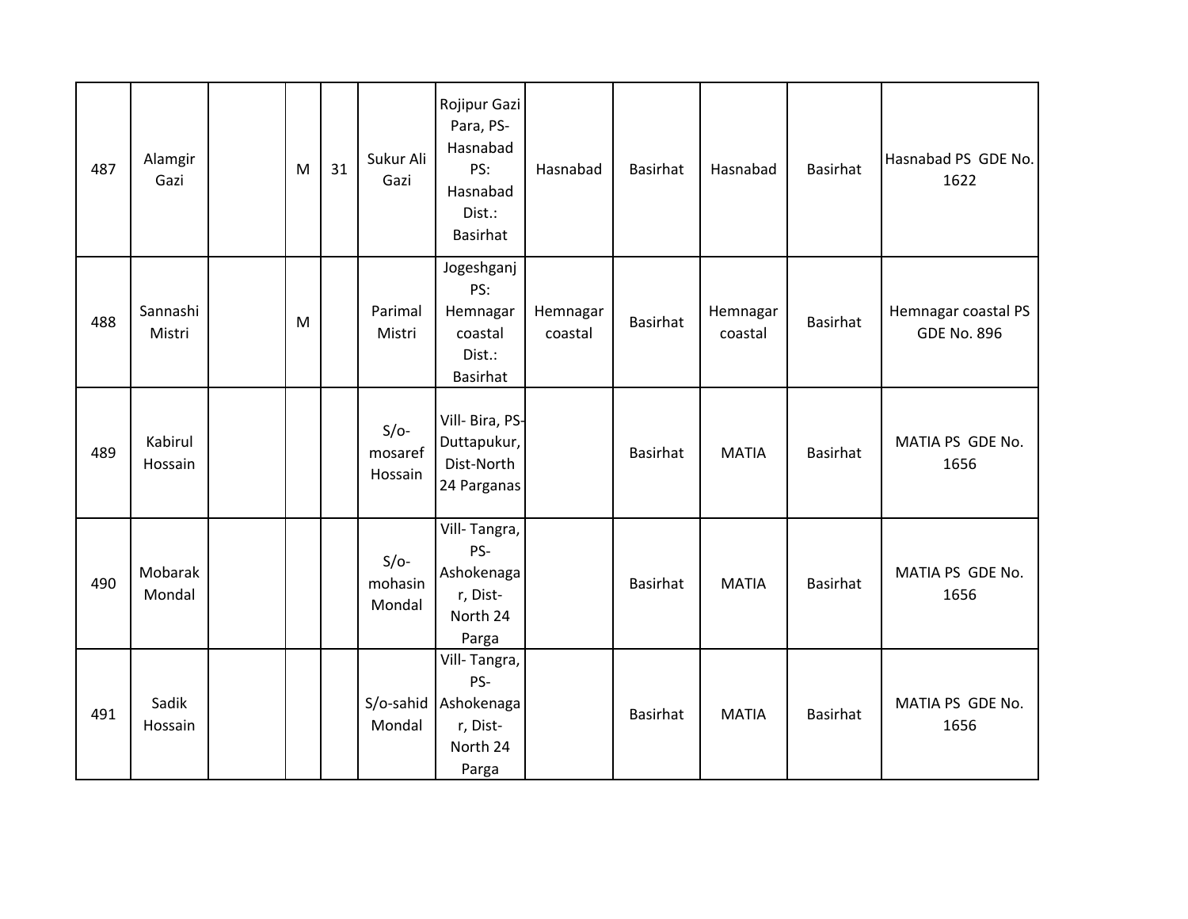| | | | | | | | | | | | |
|---|---|---|---|---|---|---|---|---|---|---|---|
| 487 | Alamgir Gazi | | M | 31 | Sukur Ali Gazi | Rojipur Gazi Para, PS-Hasnabad PS: Hasnabad Dist.: Basirhat | Hasnabad | Basirhat | Hasnabad | Basirhat | Hasnabad PS GDE No. 1622 |
| 488 | Sannashi Mistri | | M | | Parimal Mistri | Jogeshganj PS: Hemnagar coastal Dist.: Basirhat | Hemnagar coastal | Basirhat | Hemnagar coastal | Basirhat | Hemnagar coastal PS GDE No. 896 |
| 489 | Kabirul Hossain | | | | S/o-mosaref Hossain | Vill- Bira, PS-Duttapukur, Dist-North 24 Parganas | | Basirhat | MATIA | Basirhat | MATIA PS GDE No. 1656 |
| 490 | Mobarak Mondal | | | | S/o-mohasin Mondal | Vill- Tangra, PS-Ashokenagar, Dist-North 24 Parga | | Basirhat | MATIA | Basirhat | MATIA PS GDE No. 1656 |
| 491 | Sadik Hossain | | | | S/o-sahid Mondal | Vill- Tangra, PS-Ashokenagar, Dist-North 24 Parga | | Basirhat | MATIA | Basirhat | MATIA PS GDE No. 1656 |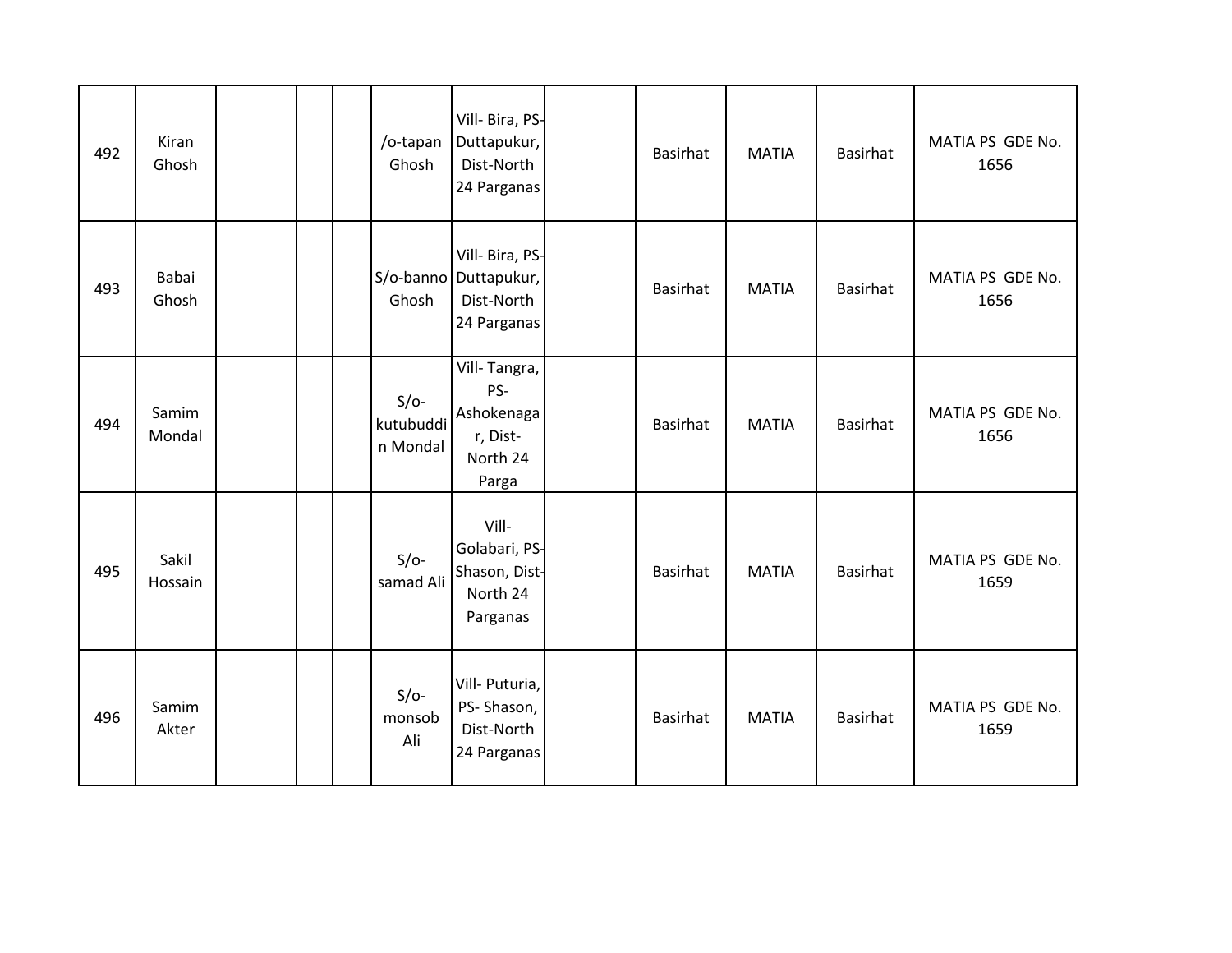| | | | | | | | | | | | |
|---|---|---|---|---|---|---|---|---|---|---|---|
| 492 | Kiran Ghosh | | | | /o-tapan Ghosh | Vill- Bira, PS-Duttapukur, Dist-North 24 Parganas | | Basirhat | MATIA | Basirhat | MATIA PS GDE No. 1656 |
| 493 | Babai Ghosh | | | | S/o-banno Ghosh | Vill- Bira, PS-Duttapukur, Dist-North 24 Parganas | | Basirhat | MATIA | Basirhat | MATIA PS GDE No. 1656 |
| 494 | Samim Mondal | | | | S/o-kutubuddin Mondal | Vill- Tangra, PS-Ashokenagar, Dist-North 24 Parga | | Basirhat | MATIA | Basirhat | MATIA PS GDE No. 1656 |
| 495 | Sakil Hossain | | | | S/o-samad Ali | Vill-Golabari, PS-Shason, Dist-North 24 Parganas | | Basirhat | MATIA | Basirhat | MATIA PS GDE No. 1659 |
| 496 | Samim Akter | | | | S/o-monsob Ali | Vill- Puturia, PS- Shason, Dist-North 24 Parganas | | Basirhat | MATIA | Basirhat | MATIA PS GDE No. 1659 |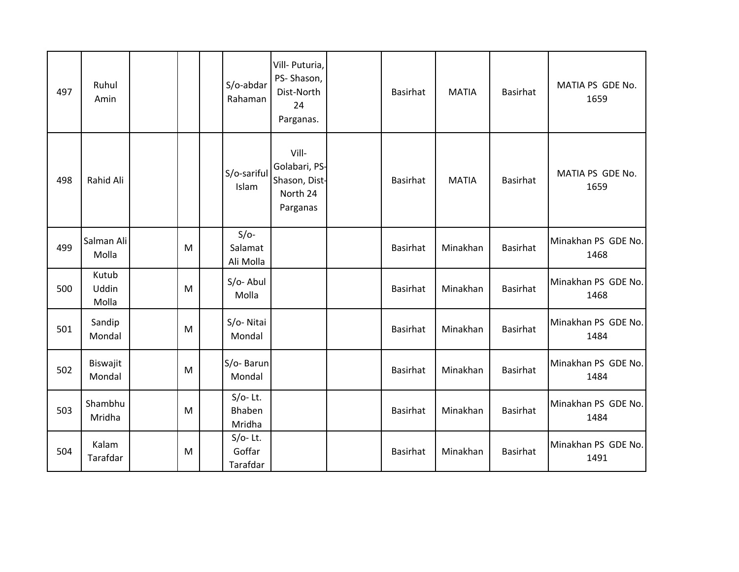| | | | | | | | | | | | |
|---|---|---|---|---|---|---|---|---|---|---|---|
| 497 | Ruhul Amin | | | | S/o-abdar Rahaman | Vill- Puturia, PS- Shason, Dist-North 24 Parganas. | | Basirhat | MATIA | Basirhat | MATIA PS GDE No. 1659 |
| 498 | Rahid Ali | | | | S/o-sariful Islam | Vill- Golabari, PS- Shason, Dist- North 24 Parganas | | Basirhat | MATIA | Basirhat | MATIA PS GDE No. 1659 |
| 499 | Salman Ali Molla | | M | | S/o- Salamat Ali Molla | | | Basirhat | Minakhan | Basirhat | Minakhan PS GDE No. 1468 |
| 500 | Kutub Uddin Molla | | M | | S/o- Abul Molla | | | Basirhat | Minakhan | Basirhat | Minakhan PS GDE No. 1468 |
| 501 | Sandip Mondal | | M | | S/o- Nitai Mondal | | | Basirhat | Minakhan | Basirhat | Minakhan PS GDE No. 1484 |
| 502 | Biswajit Mondal | | M | | S/o- Barun Mondal | | | Basirhat | Minakhan | Basirhat | Minakhan PS GDE No. 1484 |
| 503 | Shambhu Mridha | | M | | S/o- Lt. Bhaben Mridha | | | Basirhat | Minakhan | Basirhat | Minakhan PS GDE No. 1484 |
| 504 | Kalam Tarafdar | | M | | S/o- Lt. Goffar Tarafdar | | | Basirhat | Minakhan | Basirhat | Minakhan PS GDE No. 1491 |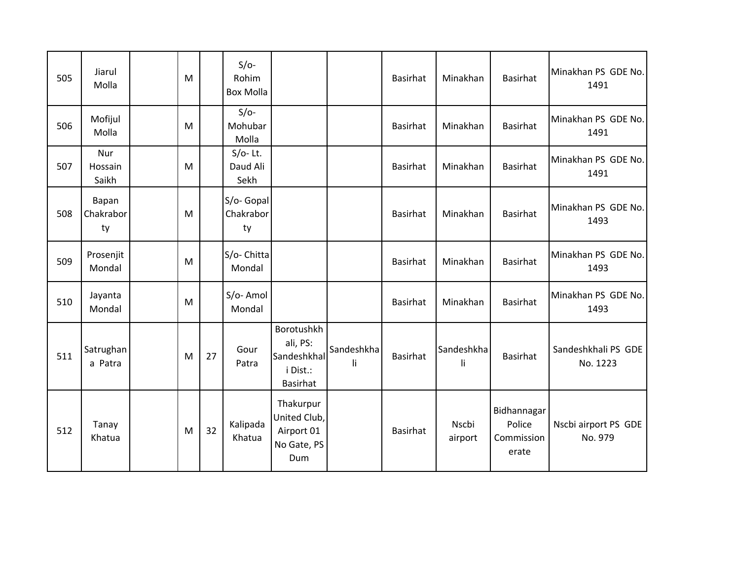| | | | | | | | | | | | |
|---|---|---|---|---|---|---|---|---|---|---|---|
| 505 | Jiarul Molla | | M | | S/o- Rohim Box Molla | | | Basirhat | Minakhan | Basirhat | Minakhan PS GDE No. 1491 |
| 506 | Mofijul Molla | | M | | S/o- Mohubar Molla | | | Basirhat | Minakhan | Basirhat | Minakhan PS GDE No. 1491 |
| 507 | Nur Hossain Saikh | | M | | S/o- Lt. Daud Ali Sekh | | | Basirhat | Minakhan | Basirhat | Minakhan PS GDE No. 1491 |
| 508 | Bapan Chakraborty | | M | | S/o- Gopal Chakraborty | | | Basirhat | Minakhan | Basirhat | Minakhan PS GDE No. 1493 |
| 509 | Prosenjit Mondal | | M | | S/o- Chitta Mondal | | | Basirhat | Minakhan | Basirhat | Minakhan PS GDE No. 1493 |
| 510 | Jayanta Mondal | | M | | S/o- Amol Mondal | | | Basirhat | Minakhan | Basirhat | Minakhan PS GDE No. 1493 |
| 511 | Satrughana Patra | | M | 27 | Gour Patra | Borotushkhali, PS: Sandeshkhali Dist.: Basirhat | Sandeshkhali | Basirhat | Sandeshkhali | Basirhat | Sandeshkhali PS GDE No. 1223 |
| 512 | Tanay Khatua | | M | 32 | Kalipada Khatua | Thakurpur United Club, Airport 01 No Gate, PS Dum | | Basirhat | Nscbi airport | Bidhannagar Police Commissionerate | Nscbi airport PS GDE No. 979 |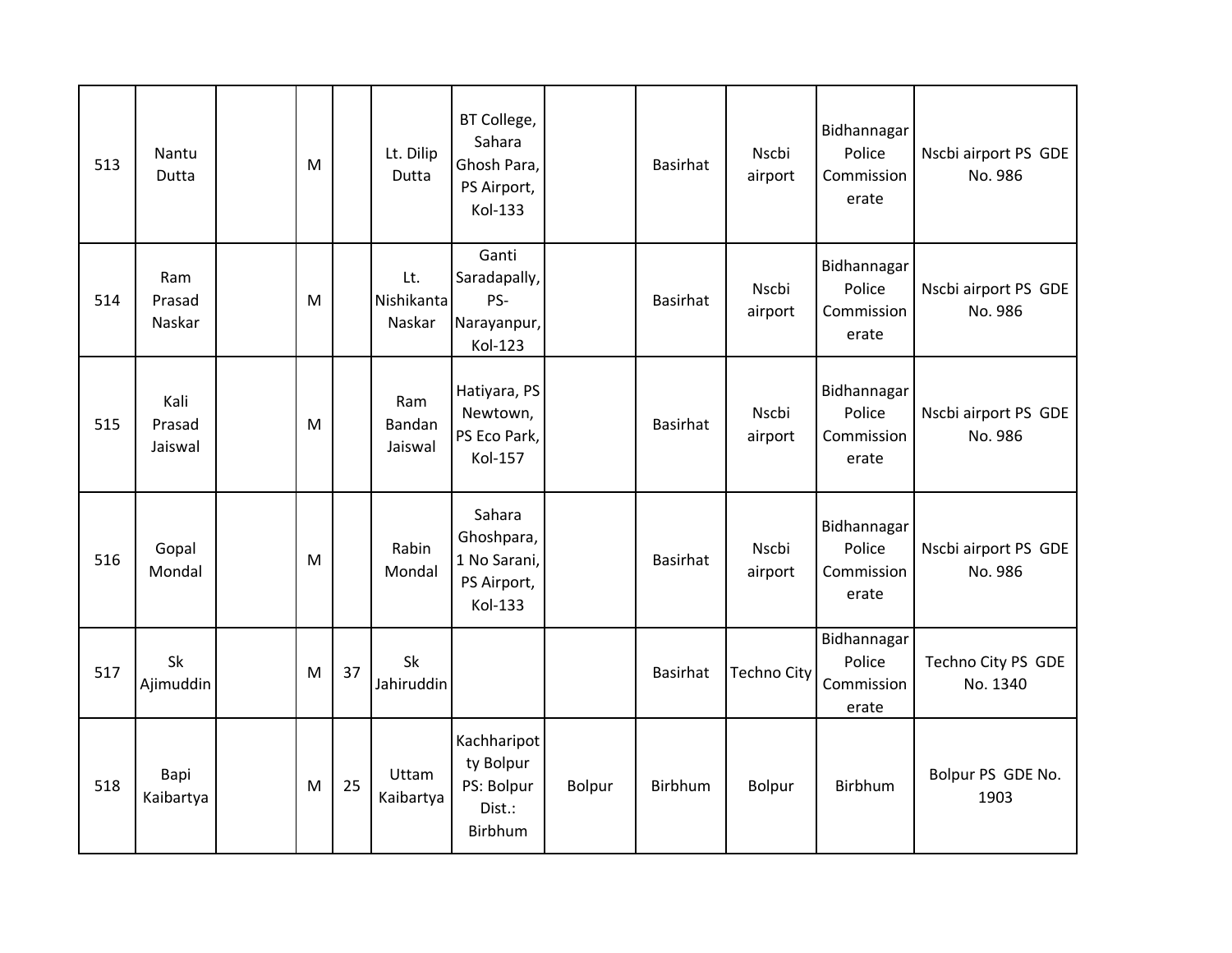| | | | | | | | | | | | |
|---|---|---|---|---|---|---|---|---|---|---|---|
| 513 | Nantu Dutta | | M | | Lt. Dilip Dutta | BT College, Sahara Ghosh Para, PS Airport, Kol-133 | | Basirhat | Nscbi airport | Bidhannagar Police Commissionerate | Nscbi airport PS GDE No. 986 |
| 514 | Ram Prasad Naskar | | M | | Lt. Nishikanta Naskar | Ganti Saradapally, PS-Narayanpur, Kol-123 | | Basirhat | Nscbi airport | Bidhannagar Police Commissionerate | Nscbi airport PS GDE No. 986 |
| 515 | Kali Prasad Jaiswal | | M | | Ram Bandan Jaiswal | Hatiyara, PS Newtown, PS Eco Park, Kol-157 | | Basirhat | Nscbi airport | Bidhannagar Police Commissionerate | Nscbi airport PS GDE No. 986 |
| 516 | Gopal Mondal | | M | | Rabin Mondal | Sahara Ghoshpara, 1 No Sarani, PS Airport, Kol-133 | | Basirhat | Nscbi airport | Bidhannagar Police Commissionerate | Nscbi airport PS GDE No. 986 |
| 517 | Sk Ajimuddin | | M | 37 | Sk Jahiruddin | | | Basirhat | Techno City | Bidhannagar Police Commissionerate | Techno City PS GDE No. 1340 |
| 518 | Bapi Kaibartya | | M | 25 | Uttam Kaibartya | Kachharipotty Bolpur PS: Bolpur Dist.: Birbhum | Bolpur | Birbhum | Bolpur | Birbhum | Bolpur PS GDE No. 1903 |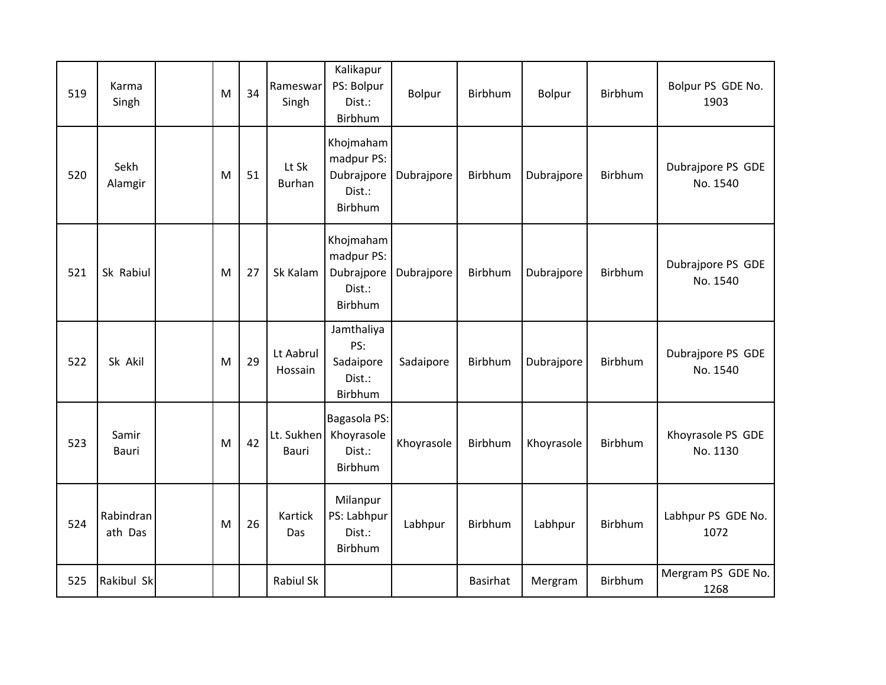| | | | | | | | | | | | |
|---|---|---|---|---|---|---|---|---|---|---|---|
| 519 | Karma Singh | | M | 34 | Rameswar Singh | Kalikapur PS: Bolpur Dist.: Birbhum | Bolpur | Birbhum | Bolpur | Birbhum | Bolpur PS GDE No. 1903 |
| 520 | Sekh Alamgir | | M | 51 | Lt Sk Burhan | Khojmahammadpur PS: Dubrajpore Dist.: Birbhum | Dubrajpore | Birbhum | Dubrajpore | Birbhum | Dubrajpore PS GDE No. 1540 |
| 521 | Sk Rabiul | | M | 27 | Sk Kalam | Khojmahammadpur PS: Dubrajpore Dist.: Birbhum | Dubrajpore | Birbhum | Dubrajpore | Birbhum | Dubrajpore PS GDE No. 1540 |
| 522 | Sk Akil | | M | 29 | Lt Aabrul Hossain | Jamthaliya PS: Sadaipore Dist.: Birbhum | Sadaipore | Birbhum | Dubrajpore | Birbhum | Dubrajpore PS GDE No. 1540 |
| 523 | Samir Bauri | | M | 42 | Lt. Sukhen Bauri | Bagasola PS: Khoyrasole Dist.: Birbhum | Khoyrasole | Birbhum | Khoyrasole | Birbhum | Khoyrasole PS GDE No. 1130 |
| 524 | Rabindranath Das | | M | 26 | Kartick Das | Milanpur PS: Labhpur Dist.: Birbhum | Labhpur | Birbhum | Labhpur | Birbhum | Labhpur PS GDE No. 1072 |
| 525 | Rakibul Sk | | | | Rabiul Sk | | | Basirhat | Mergram | Birbhum | Mergram PS GDE No. 1268 |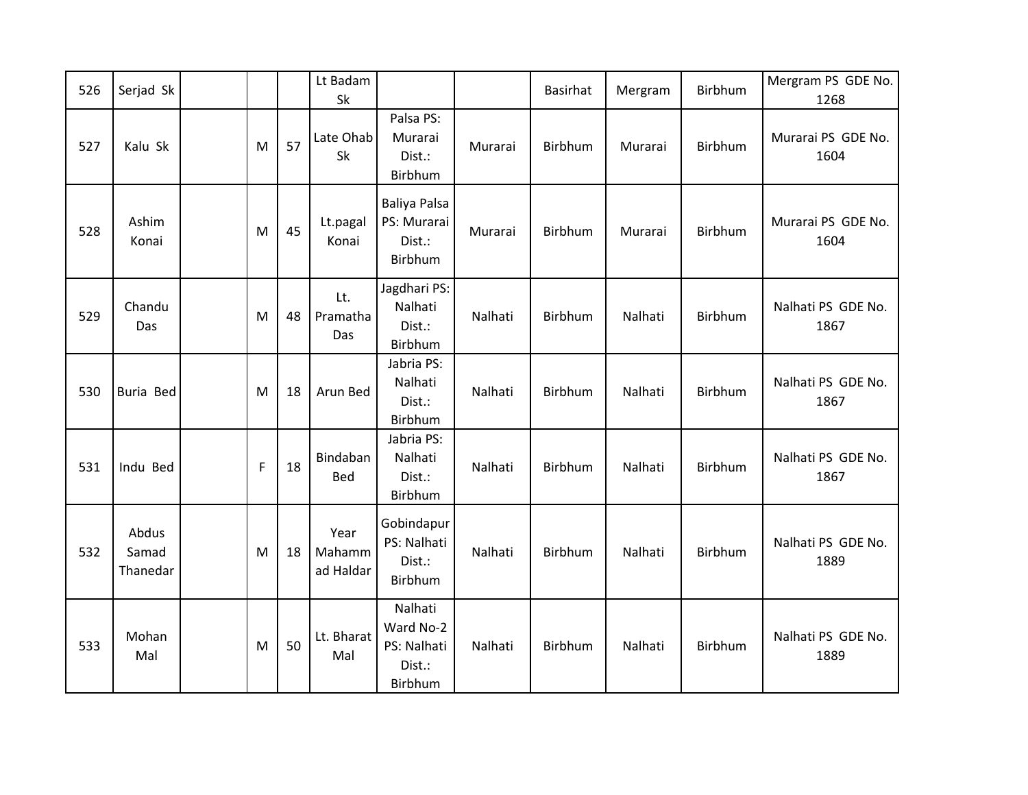| | | | | | | | | | | | |
|---|---|---|---|---|---|---|---|---|---|---|---|
| 526 | Serjad Sk | | | | Lt Badam Sk | | | Basirhat | Mergram | Birbhum | Mergram PS GDE No. 1268 |
| 527 | Kalu Sk | | M | 57 | Late Ohab Sk | Palsa PS: Murarai Dist.: Birbhum | Murarai | Birbhum | Murarai | Birbhum | Murarai PS GDE No. 1604 |
| 528 | Ashim Konai | | M | 45 | Lt.pagal Konai | Baliya Palsa PS: Murarai Dist.: Birbhum | Murarai | Birbhum | Murarai | Birbhum | Murarai PS GDE No. 1604 |
| 529 | Chandu Das | | M | 48 | Lt. Pramatha Das | Jagdhari PS: Nalhati Dist.: Birbhum | Nalhati | Birbhum | Nalhati | Birbhum | Nalhati PS GDE No. 1867 |
| 530 | Buria Bed | | M | 18 | Arun Bed | Jabria PS: Nalhati Dist.: Birbhum | Nalhati | Birbhum | Nalhati | Birbhum | Nalhati PS GDE No. 1867 |
| 531 | Indu Bed | | F | 18 | Bindaban Bed | Jabria PS: Nalhati Dist.: Birbhum | Nalhati | Birbhum | Nalhati | Birbhum | Nalhati PS GDE No. 1867 |
| 532 | Abdus Samad Thanedar | | M | 18 | Year Mahammad Haldar | Gobindapur PS: Nalhati Dist.: Birbhum | Nalhati | Birbhum | Nalhati | Birbhum | Nalhati PS GDE No. 1889 |
| 533 | Mohan Mal | | M | 50 | Lt. Bharat Mal | Nalhati Ward No-2 PS: Nalhati Dist.: Birbhum | Nalhati | Birbhum | Nalhati | Birbhum | Nalhati PS GDE No. 1889 |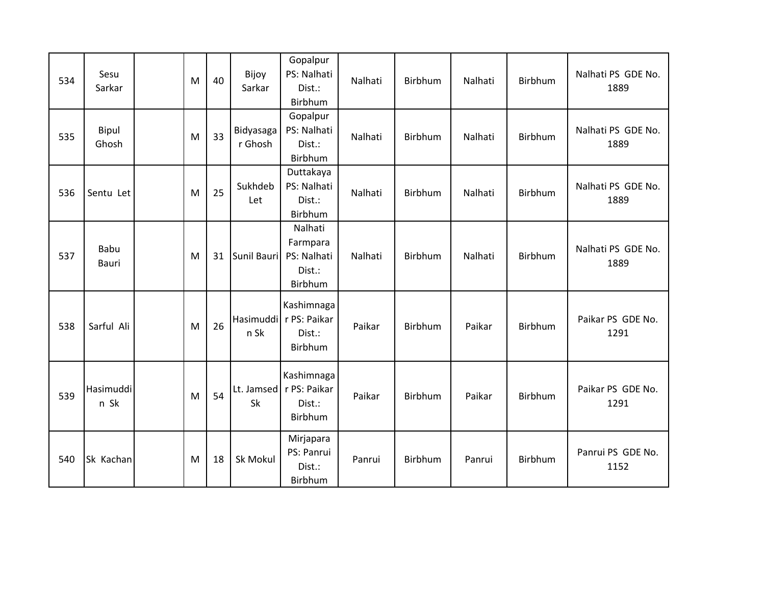| | | | | | | | | | | | |
|---|---|---|---|---|---|---|---|---|---|---|---|
| 534 | Sesu Sarkar | | M | 40 | Bijoy Sarkar | Gopalpur PS: Nalhati Dist.: Birbhum | Nalhati | Birbhum | Nalhati | Birbhum | Nalhati PS GDE No. 1889 |
| 535 | Bipul Ghosh | | M | 33 | Bidyasagar Ghosh | Gopalpur PS: Nalhati Dist.: Birbhum | Nalhati | Birbhum | Nalhati | Birbhum | Nalhati PS GDE No. 1889 |
| 536 | Sentu Let | | M | 25 | Sukhdeb Let | Duttakaya PS: Nalhati Dist.: Birbhum | Nalhati | Birbhum | Nalhati | Birbhum | Nalhati PS GDE No. 1889 |
| 537 | Babu Bauri | | M | 31 | Sunil Bauri | Nalhati Farmpara PS: Nalhati Dist.: Birbhum | Nalhati | Birbhum | Nalhati | Birbhum | Nalhati PS GDE No. 1889 |
| 538 | Sarful Ali | | M | 26 | Hasimuddin Sk | Kashimnagar PS: Paikar Dist.: Birbhum | Paikar | Birbhum | Paikar | Birbhum | Paikar PS GDE No. 1291 |
| 539 | Hasimuddin Sk | | M | 54 | Lt. Jamsed Sk | Kashimnagar PS: Paikar Dist.: Birbhum | Paikar | Birbhum | Paikar | Birbhum | Paikar PS GDE No. 1291 |
| 540 | Sk Kachan | | M | 18 | Sk Mokul | Mirjapara PS: Panrui Dist.: Birbhum | Panrui | Birbhum | Panrui | Birbhum | Panrui PS GDE No. 1152 |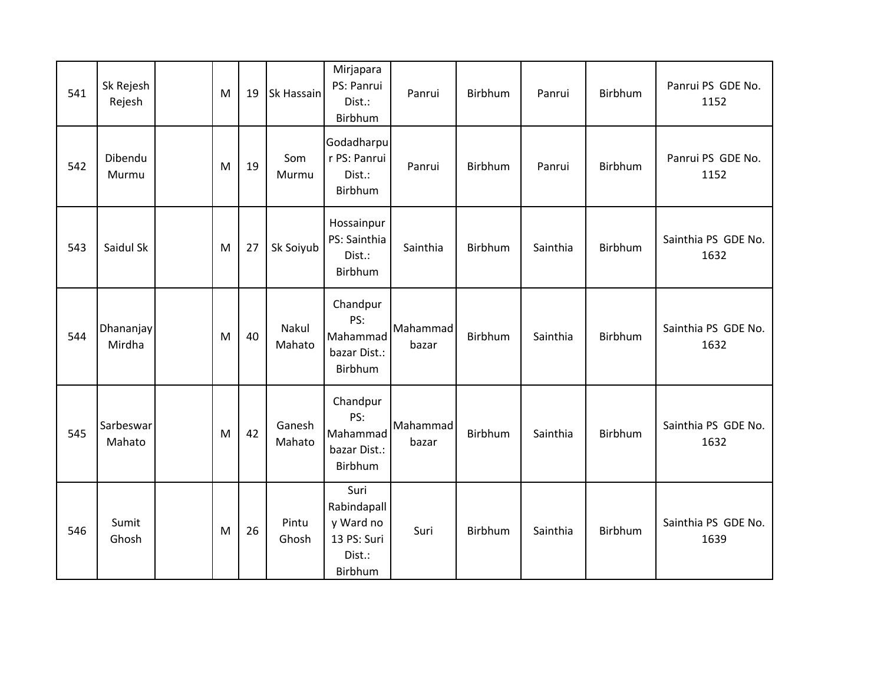| | | | | | | | | | | | |
|---|---|---|---|---|---|---|---|---|---|---|---|
| 541 | Sk Rejesh Rejesh | | M | 19 | Sk Hassain | Mirjapara PS: Panrui Dist.: Birbhum | Panrui | Birbhum | Panrui | Birbhum | Panrui PS GDE No. 1152 |
| 542 | Dibendu Murmu | | M | 19 | Som Murmu | Godadharpur PS: Panrui Dist.: Birbhum | Panrui | Birbhum | Panrui | Birbhum | Panrui PS GDE No. 1152 |
| 543 | Saidul Sk | | M | 27 | Sk Soiyub | Hossainpur PS: Sainthia Dist.: Birbhum | Sainthia | Birbhum | Sainthia | Birbhum | Sainthia PS GDE No. 1632 |
| 544 | Dhananjay Mirdha | | M | 40 | Nakul Mahato | Chandpur PS: Mahammad bazar Dist.: Birbhum | Mahammad bazar | Birbhum | Sainthia | Birbhum | Sainthia PS GDE No. 1632 |
| 545 | Sarbeswar Mahato | | M | 42 | Ganesh Mahato | Chandpur PS: Mahammad bazar Dist.: Birbhum | Mahammad bazar | Birbhum | Sainthia | Birbhum | Sainthia PS GDE No. 1632 |
| 546 | Sumit Ghosh | | M | 26 | Pintu Ghosh | Suri Rabindapally Ward no 13 PS: Suri Dist.: Birbhum | Suri | Birbhum | Sainthia | Birbhum | Sainthia PS GDE No. 1639 |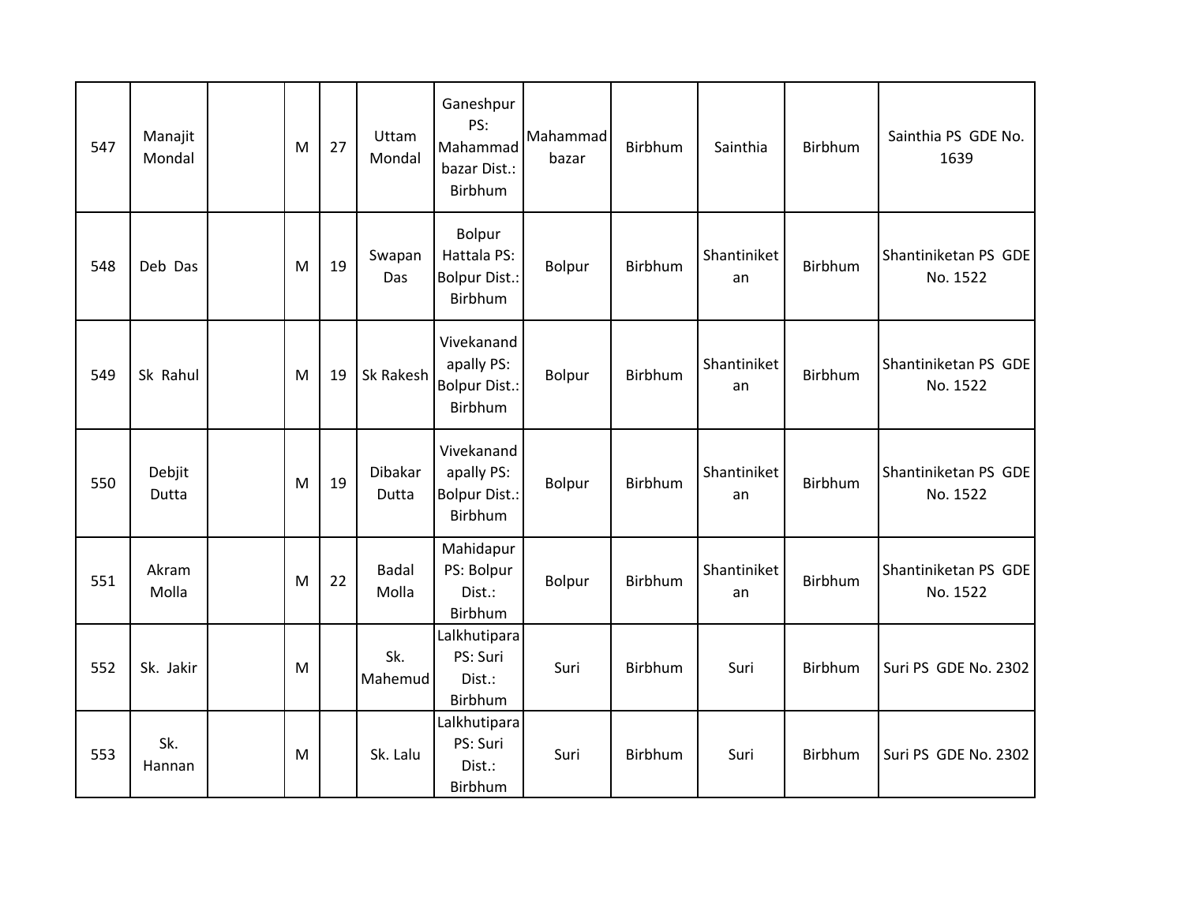| | | | | | | | | | | | |
|---|---|---|---|---|---|---|---|---|---|---|---|
| 547 | Manajit Mondal | | M | 27 | Uttam Mondal | Ganeshpur PS: Mahammad bazar Dist.: Birbhum | Mahammad bazar | Birbhum | Sainthia | Birbhum | Sainthia PS GDE No. 1639 |
| 548 | Deb Das | | M | 19 | Swapan Das | Bolpur Hattala PS: Bolpur Dist.: Birbhum | Bolpur | Birbhum | Shantiniketan | Birbhum | Shantiniketan PS GDE No. 1522 |
| 549 | Sk Rahul | | M | 19 | Sk Rakesh | Vivekanandapally PS: Bolpur Dist.: Birbhum | Bolpur | Birbhum | Shantiniketan | Birbhum | Shantiniketan PS GDE No. 1522 |
| 550 | Debjit Dutta | | M | 19 | Dibakar Dutta | Vivekanandapally PS: Bolpur Dist.: Birbhum | Bolpur | Birbhum | Shantiniketan | Birbhum | Shantiniketan PS GDE No. 1522 |
| 551 | Akram Molla | | M | 22 | Badal Molla | Mahidapur PS: Bolpur Dist.: Birbhum | Bolpur | Birbhum | Shantiniketan | Birbhum | Shantiniketan PS GDE No. 1522 |
| 552 | Sk. Jakir | | M | | Sk. Mahemud | Lalkhutipara PS: Suri Dist.: Birbhum | Suri | Birbhum | Suri | Birbhum | Suri PS GDE No. 2302 |
| 553 | Sk. Hannan | | M | | Sk. Lalu | Lalkhutipara PS: Suri Dist.: Birbhum | Suri | Birbhum | Suri | Birbhum | Suri PS GDE No. 2302 |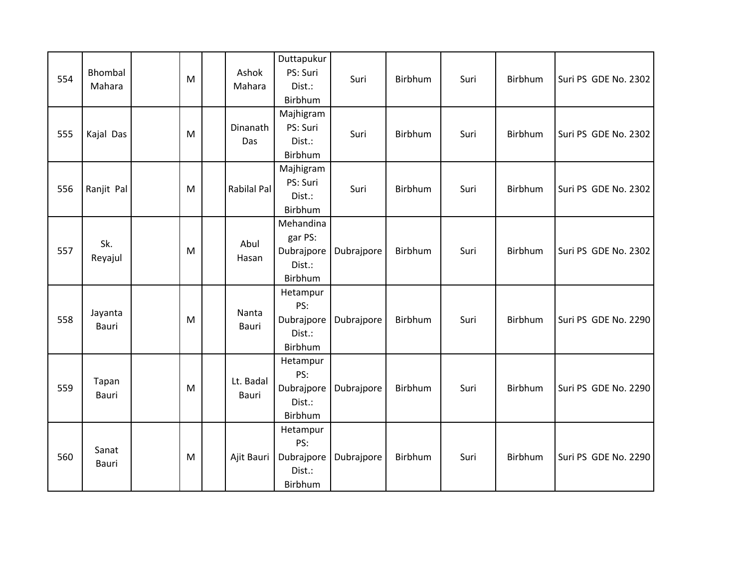| | | | | | | | | | | | |
|---|---|---|---|---|---|---|---|---|---|---|---|
| 554 | Bhombal Mahara | | M | | Ashok Mahara | Duttapukur PS: Suri Dist.: Birbhum | Suri | Birbhum | Suri | Birbhum | Suri PS GDE No. 2302 |
| 555 | Kajal Das | | M | | Dinanath Das | Majhigram PS: Suri Dist.: Birbhum | Suri | Birbhum | Suri | Birbhum | Suri PS GDE No. 2302 |
| 556 | Ranjit Pal | | M | | Rabilal Pal | Majhigram PS: Suri Dist.: Birbhum | Suri | Birbhum | Suri | Birbhum | Suri PS GDE No. 2302 |
| 557 | Sk. Reyajul | | M | | Abul Hasan | Mehandinagar PS: Dubrajpore Dist.: Birbhum | Dubrajpore | Birbhum | Suri | Birbhum | Suri PS GDE No. 2302 |
| 558 | Jayanta Bauri | | M | | Nanta Bauri | Hetampur PS: Dubrajpore Dist.: Birbhum | Dubrajpore | Birbhum | Suri | Birbhum | Suri PS GDE No. 2290 |
| 559 | Tapan Bauri | | M | | Lt. Badal Bauri | Hetampur PS: Dubrajpore Dist.: Birbhum | Dubrajpore | Birbhum | Suri | Birbhum | Suri PS GDE No. 2290 |
| 560 | Sanat Bauri | | M | | Ajit Bauri | Hetampur PS: Dubrajpore Dist.: Birbhum | Dubrajpore | Birbhum | Suri | Birbhum | Suri PS GDE No. 2290 |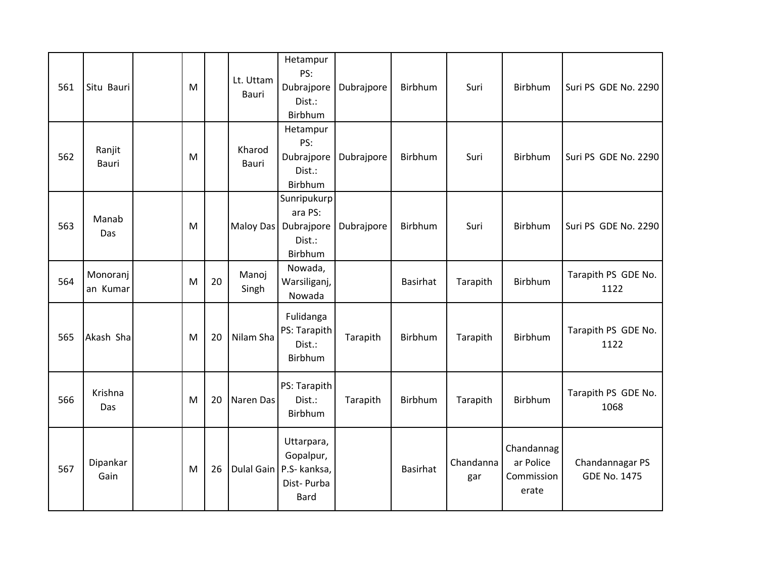| 561 | Situ Bauri | | M | | Lt. Uttam Bauri | Hetampur PS: Dubrajpore Dist.: Birbhum | Dubrajpore | Birbhum | Suri | Birbhum | Suri PS GDE No. 2290 |
|---|---|---|---|---|---|---|---|---|---|---|---|
| 562 | Ranjit Bauri | | M | | Kharod Bauri | Hetampur PS: Dubrajpore Dist.: Birbhum | Dubrajpore | Birbhum | Suri | Birbhum | Suri PS GDE No. 2290 |
| 563 | Manab Das | | M | | Maloy Das | Sunripukurpara PS: Dubrajpore Dist.: Birbhum | Dubrajpore | Birbhum | Suri | Birbhum | Suri PS GDE No. 2290 |
| 564 | Monoranjan Kumar | | M | 20 | Manoj Singh | Nowada, Warsiliganj, Nowada | | Basirhat | Tarapith | Birbhum | Tarapith PS GDE No. 1122 |
| 565 | Akash Sha | | M | 20 | Nilam Sha | Fulidanga PS: Tarapith Dist.: Birbhum | Tarapith | Birbhum | Tarapith | Birbhum | Tarapith PS GDE No. 1122 |
| 566 | Krishna Das | | M | 20 | Naren Das | PS: Tarapith Dist.: Birbhum | Tarapith | Birbhum | Tarapith | Birbhum | Tarapith PS GDE No. 1068 |
| 567 | Dipankar Gain | | M | 26 | Dulal Gain | Uttarpara, Gopalpur, P.S- kanksa, Dist- Purba Bard | | Basirhat | Chandannagar | Chandannagar Police Commissionerate | Chandannagar PS GDE No. 1475 |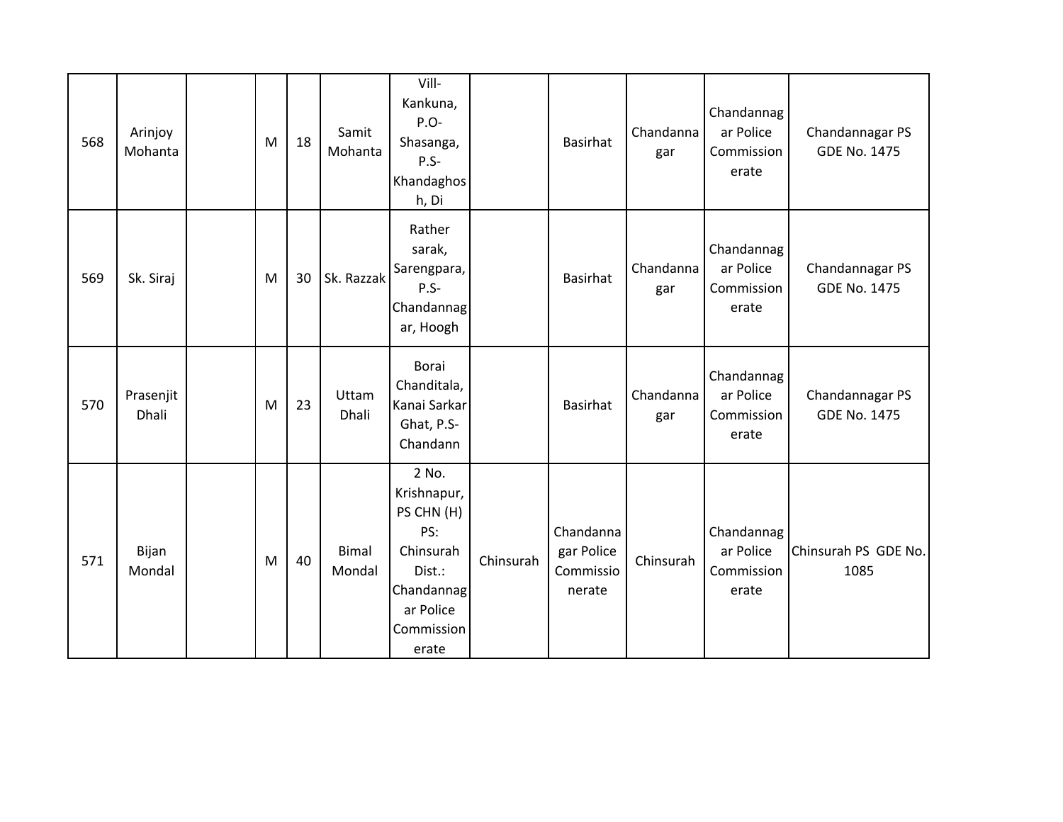| | | | | | | | | | | | |
|---|---|---|---|---|---|---|---|---|---|---|---|
| 568 | Arinjoy Mohanta | | M | 18 | Samit Mohanta | Vill- Kankuna, P.O- Shasanga, P.S- Khandaghosh, Di | | Basirhat | Chandannagar | Chandannagar Police Commissionerate | Chandannagar PS GDE No. 1475 |
| 569 | Sk. Siraj | | M | 30 | Sk. Razzak | Rather sarak, Sarengpara, P.S- Chandannagar, Hoogh | | Basirhat | Chandannagar | Chandannagar Police Commissionerate | Chandannagar PS GDE No. 1475 |
| 570 | Prasenjit Dhali | | M | 23 | Uttam Dhali | Borai Chanditala, Kanai Sarkar Ghat, P.S- Chandann | | Basirhat | Chandannagar | Chandannagar Police Commissionerate | Chandannagar PS GDE No. 1475 |
| 571 | Bijan Mondal | | M | 40 | Bimal Mondal | 2 No. Krishnapur, PS CHN (H) PS: Chinsurah Dist.: Chandannagar Police Commissionerate | Chinsurah | Chandannagar Police Commissionerate | Chinsurah | Chandannagar Police Commissionerate | Chinsurah PS GDE No. 1085 |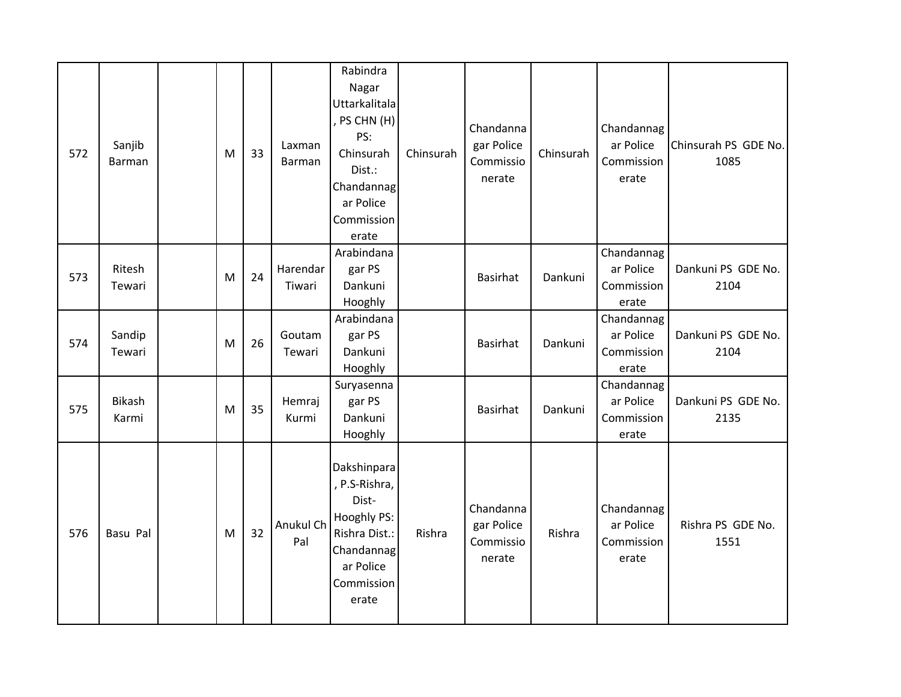| | | | | | | | | | | | |
|---|---|---|---|---|---|---|---|---|---|---|---|
| 572 | Sanjib Barman | | M | 33 | Laxman Barman | Rabindra Nagar Uttarkalitala , PS CHN (H) PS: Chinsurah Dist.: Chandannagar Police Commissionerate | Chinsurah | Chandannagar Police Commissionerate | Chinsurah | Chandannagar Police Commissionerate | Chinsurah PS GDE No. 1085 |
| 573 | Ritesh Tewari | | M | 24 | Harendar Tiwari | Arabindanagar PS Dankuni Hooghly | | Basirhat | Dankuni | Chandannagar Police Commissionerate | Dankuni PS GDE No. 2104 |
| 574 | Sandip Tewari | | M | 26 | Goutam Tewari | Arabindanagar PS Dankuni Hooghly | | Basirhat | Dankuni | Chandannagar Police Commissionerate | Dankuni PS GDE No. 2104 |
| 575 | Bikash Karmi | | M | 35 | Hemraj Kurmi | Suryasennagar PS Dankuni Hooghly | | Basirhat | Dankuni | Chandannagar Police Commissionerate | Dankuni PS GDE No. 2135 |
| 576 | Basu Pal | | M | 32 | Anukul Ch Pal | Dakshinpara , P.S-Rishra, Dist- Hooghly PS: Rishra Dist.: Chandannagar Police Commissionerate | Rishra | Chandannagar Police Commissionerate | Rishra | Chandannagar Police Commissionerate | Rishra PS GDE No. 1551 |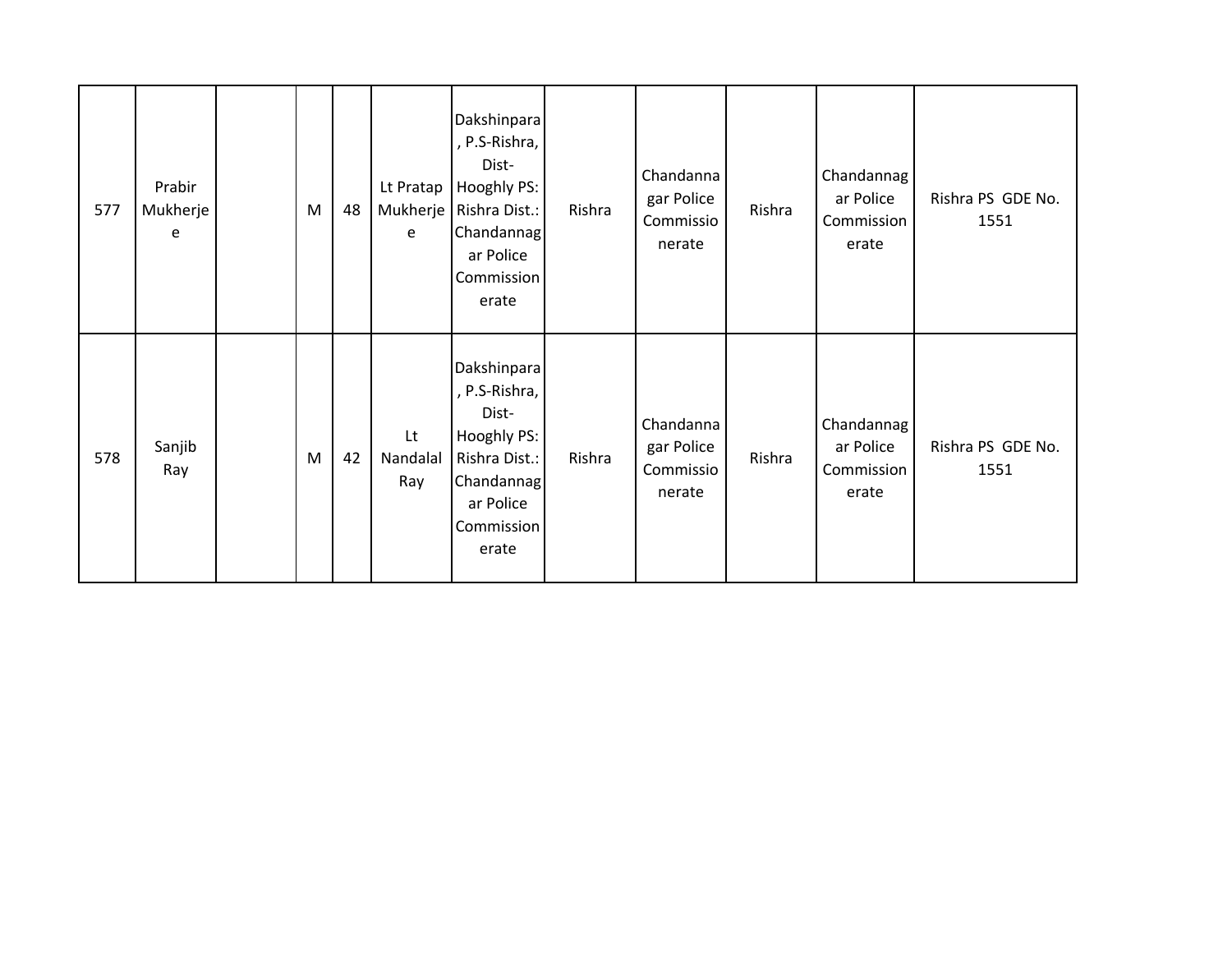| | | | | | | | | | | | |
|---|---|---|---|---|---|---|---|---|---|---|---|
| 577 | Prabir Mukherjee | | M | 48 | Lt Pratap Mukherjee | Dakshinpara, P.S-Rishra, Dist-Hooghly PS: Rishra Dist.: Chandannagar Police Commissionerate | Rishra | Chandannagar Police Commissionerate | Rishra | Chandannagar Police Commissionerate | Rishra PS GDE No. 1551 |
| 578 | Sanjib Ray | | M | 42 | Lt Nandalal Ray | Dakshinpara, P.S-Rishra, Dist-Hooghly PS: Rishra Dist.: Chandannagar Police Commissionerate | Rishra | Chandannagar Police Commissionerate | Rishra | Chandannagar Police Commissionerate | Rishra PS GDE No. 1551 |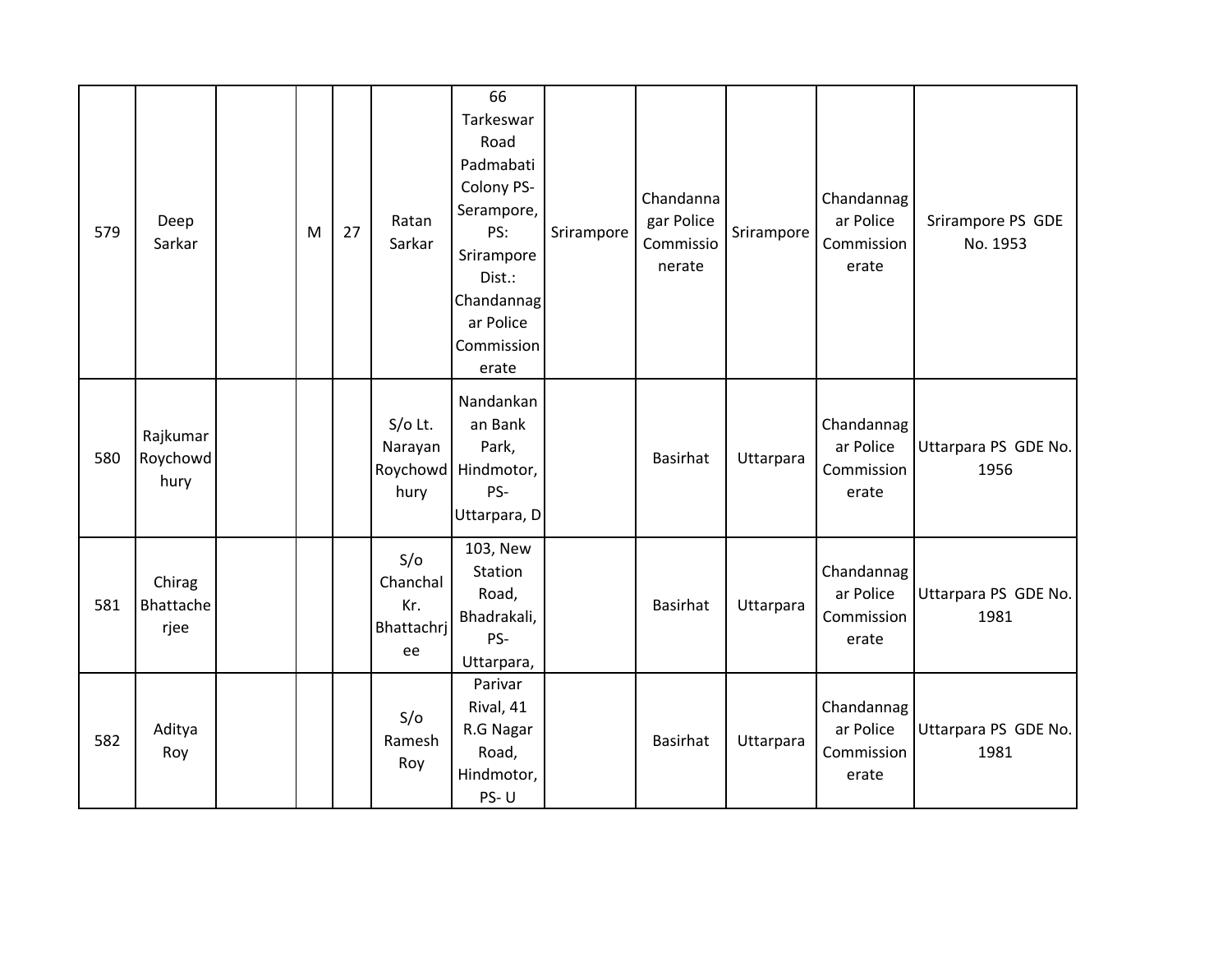| | | | | | | | | | | | |
|---|---|---|---|---|---|---|---|---|---|---|---|
| 579 | Deep Sarkar | | M | 27 | Ratan Sarkar | 66 Tarkeswar Road Padmabati Colony PS- Serampore, PS: Srirampore Dist.: Chandannagar Police Commissionerate | Srirampore | Chandannagar Police Commissionerate | Srirampore | Chandannagar Police Commissionerate | Srirampore PS GDE No. 1953 |
| 580 | Rajkumar Roychowdhury | | | | S/o Lt. Narayan Roychowdhury | Nandankanan Bank Park, Hindmotor, PS- Uttarpara, D | | Basirhat | Uttarpara | Chandannagar Police Commissionerate | Uttarpara PS GDE No. 1956 |
| 581 | Chirag Bhattacherjee | | | | S/o Chanchal Kr. Bhattachrjee | 103, New Station Road, Bhadrakali, PS- Uttarpara, | | Basirhat | Uttarpara | Chandannagar Police Commissionerate | Uttarpara PS GDE No. 1981 |
| 582 | Aditya Roy | | | | S/o Ramesh Roy | Parivar Rival, 41 R.G Nagar Road, Hindmotor, PS- U | | Basirhat | Uttarpara | Chandannagar Police Commissionerate | Uttarpara PS GDE No. 1981 |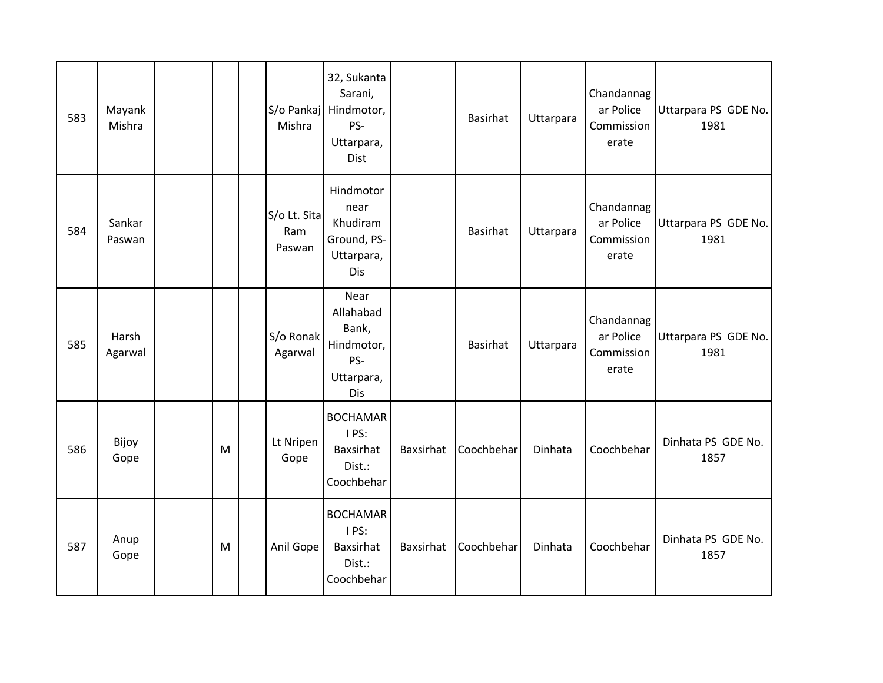| | | | | | | | | | | | |
|---|---|---|---|---|---|---|---|---|---|---|---|
| 583 | Mayank Mishra | | | | S/o Pankaj Mishra | 32, Sukanta Sarani, Hindmotor, PS-Uttarpara, Dist | | Basirhat | Uttarpara | Chandannagar Police Commissionerate | Uttarpara PS GDE No. 1981 |
| 584 | Sankar Paswan | | | | S/o Lt. Sita Ram Paswan | Hindmotor near Khudiram Ground, PS-Uttarpara, Dis | | Basirhat | Uttarpara | Chandannagar Police Commissionerate | Uttarpara PS GDE No. 1981 |
| 585 | Harsh Agarwal | | | | S/o Ronak Agarwal | Near Allahabad Bank, Hindmotor, PS-Uttarpara, Dis | | Basirhat | Uttarpara | Chandannagar Police Commissionerate | Uttarpara PS GDE No. 1981 |
| 586 | Bijoy Gope | | M | | Lt Nripen Gope | BOCHAMARI PS: Baxsirhat Dist.: Coochbehar | Baxsirhat | Coochbehar | Dinhata | Coochbehar | Dinhata PS GDE No. 1857 |
| 587 | Anup Gope | | M | | Anil Gope | BOCHAMARI PS: Baxsirhat Dist.: Coochbehar | Baxsirhat | Coochbehar | Dinhata | Coochbehar | Dinhata PS GDE No. 1857 |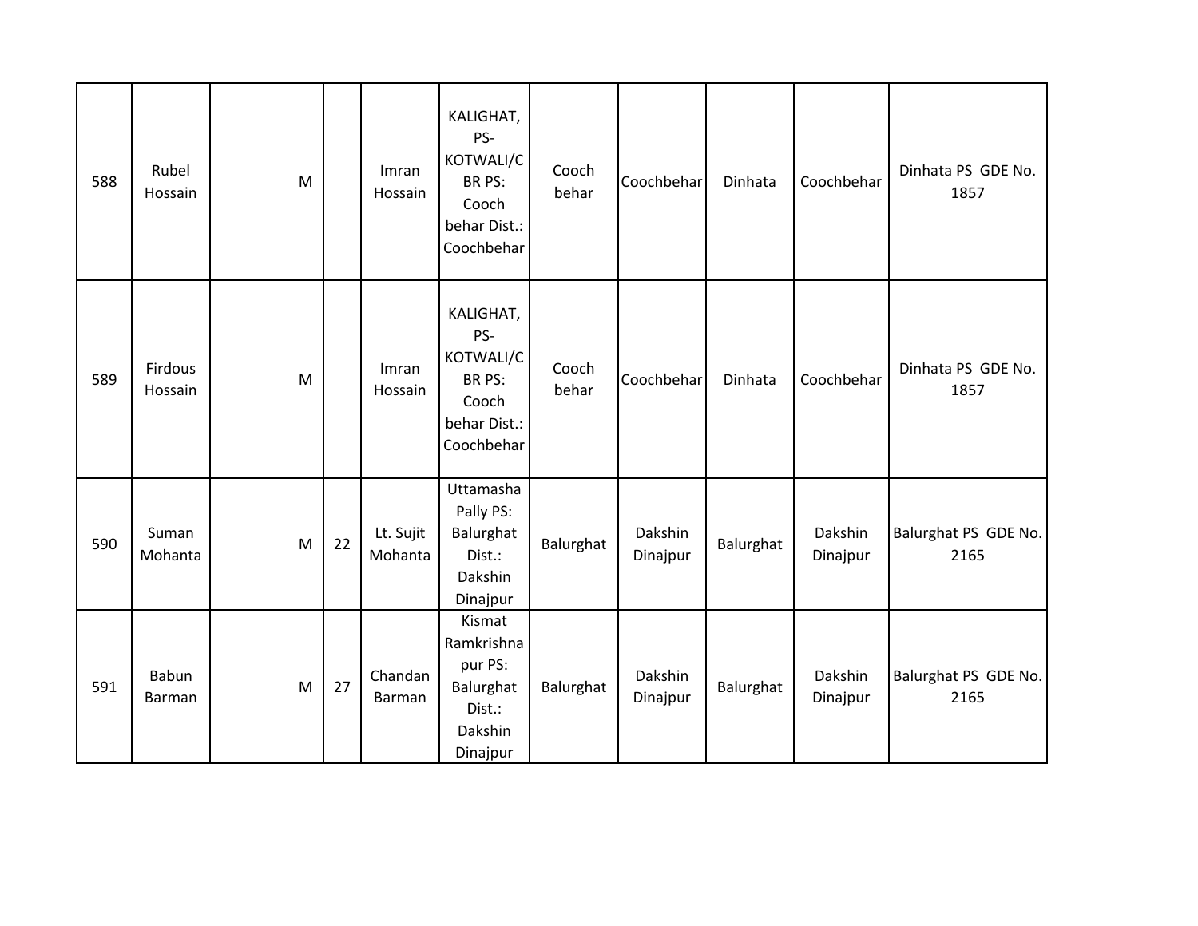| | | | | | | | | | | | |
|---|---|---|---|---|---|---|---|---|---|---|---|
| 588 | Rubel Hossain | | M | | Imran Hossain | KALIGHAT, PS- KOTWALI/C BR PS: Cooch behar Dist.: Coochbehar | Cooch behar | Coochbehar | Dinhata | Coochbehar | Dinhata PS GDE No. 1857 |
| 589 | Firdous Hossain | | M | | Imran Hossain | KALIGHAT, PS- KOTWALI/C BR PS: Cooch behar Dist.: Coochbehar | Cooch behar | Coochbehar | Dinhata | Coochbehar | Dinhata PS GDE No. 1857 |
| 590 | Suman Mohanta | | M | 22 | Lt. Sujit Mohanta | Uttamasha Pally PS: Balurghat Dist.: Dakshin Dinajpur | Balurghat | Dakshin Dinajpur | Balurghat | Dakshin Dinajpur | Balurghat PS GDE No. 2165 |
| 591 | Babun Barman | | M | 27 | Chandan Barman | Kismat Ramkrishna pur PS: Balurghat Dist.: Dakshin Dinajpur | Balurghat | Dakshin Dinajpur | Balurghat | Dakshin Dinajpur | Balurghat PS GDE No. 2165 |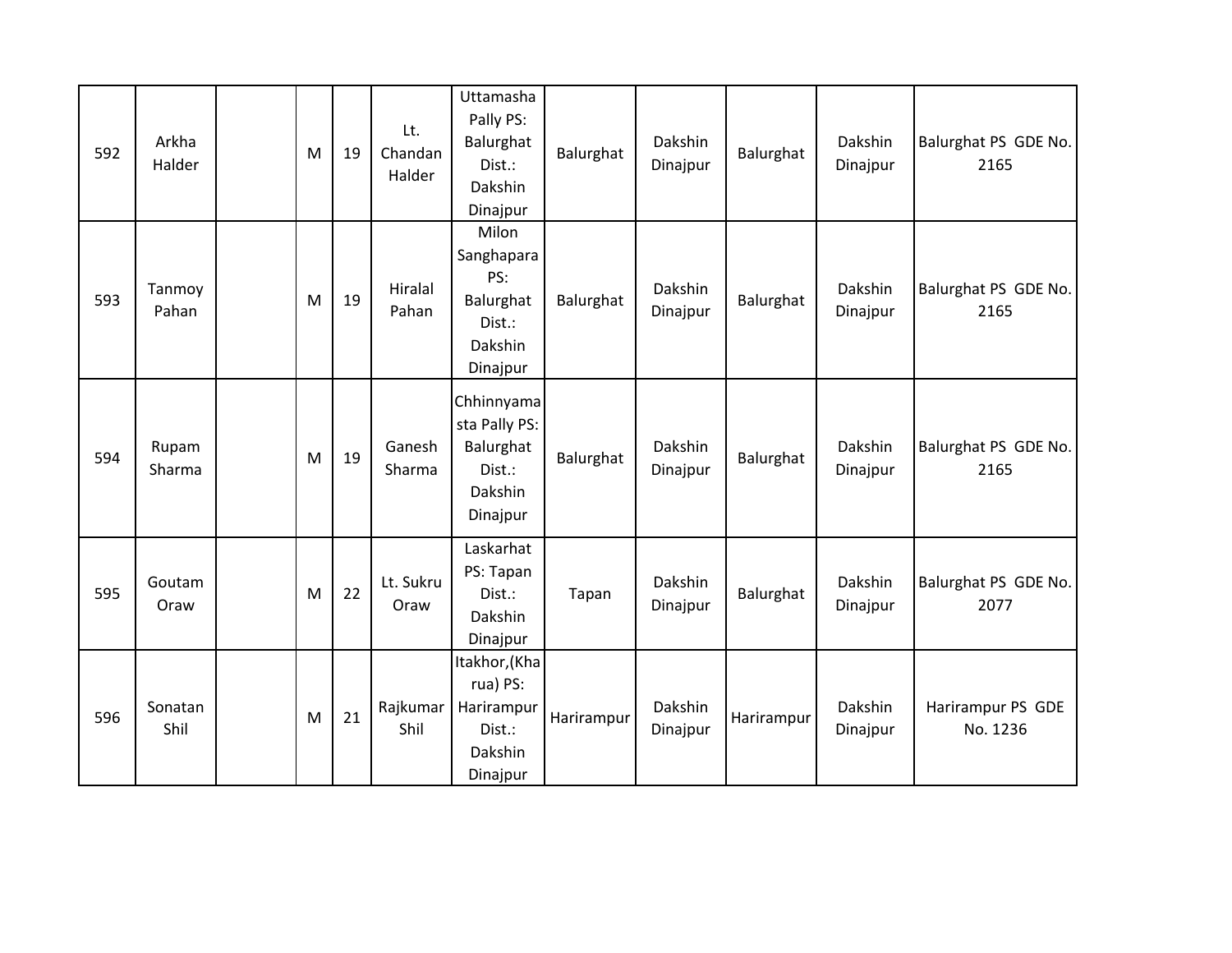| | | | | | | | | | | | |
|---|---|---|---|---|---|---|---|---|---|---|---|
| 592 | Arkha Halder | | M | 19 | Lt. Chandan Halder | Uttamasha Pally PS: Balurghat Dist.: Dakshin Dinajpur | Balurghat | Dakshin Dinajpur | Balurghat | Dakshin Dinajpur | Balurghat PS GDE No. 2165 |
| 593 | Tanmoy Pahan | | M | 19 | Hiralal Pahan | Milon Sanghapara PS: Balurghat Dist.: Dakshin Dinajpur | Balurghat | Dakshin Dinajpur | Balurghat | Dakshin Dinajpur | Balurghat PS GDE No. 2165 |
| 594 | Rupam Sharma | | M | 19 | Ganesh Sharma | Chhinnyamasta Pally PS: Balurghat Dist.: Dakshin Dinajpur | Balurghat | Dakshin Dinajpur | Balurghat | Dakshin Dinajpur | Balurghat PS GDE No. 2165 |
| 595 | Goutam Oraw | | M | 22 | Lt. Sukru Oraw | Laskarhat PS: Tapan Dist.: Dakshin Dinajpur | Tapan | Dakshin Dinajpur | Balurghat | Dakshin Dinajpur | Balurghat PS GDE No. 2077 |
| 596 | Sonatan Shil | | M | 21 | Rajkumar Shil | Itakhor,(Kharua) PS: Harirampur Dist.: Dakshin Dinajpur | Harirampur | Dakshin Dinajpur | Harirampur | Dakshin Dinajpur | Harirampur PS GDE No. 1236 |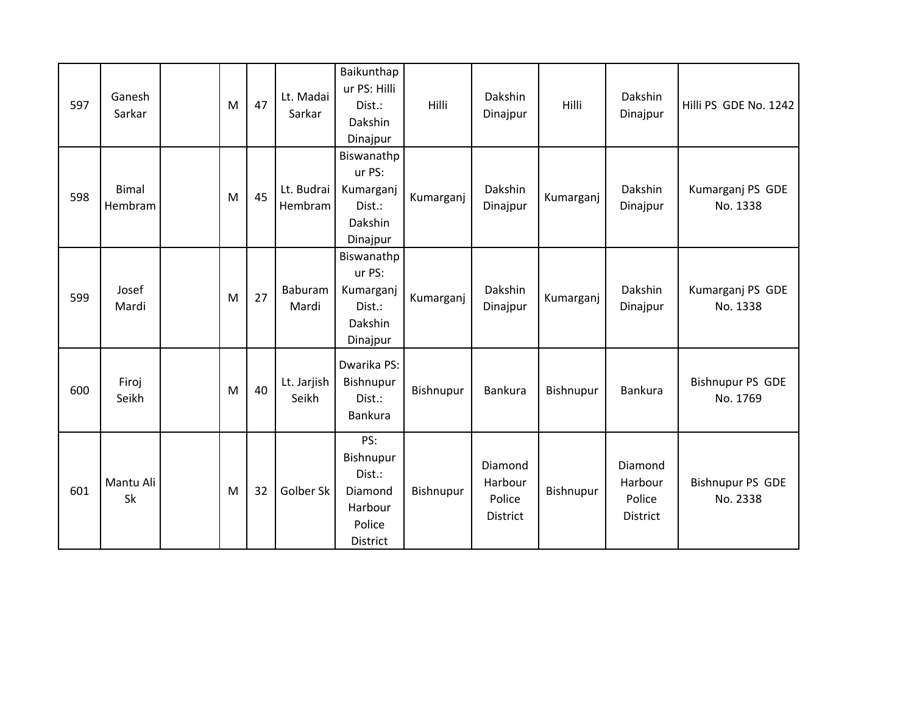| | | | | | | | | | | | |
|---|---|---|---|---|---|---|---|---|---|---|---|
| 597 | Ganesh Sarkar | | M | 47 | Lt. Madai Sarkar | Baikunthapur PS: Hilli Dist.: Dakshin Dinajpur | Hilli | Dakshin Dinajpur | Hilli | Dakshin Dinajpur | Hilli PS GDE No. 1242 |
| 598 | Bimal Hembram | | M | 45 | Lt. Budrai Hembram | Biswanathpur PS: Kumarganj Dist.: Dakshin Dinajpur | Kumarganj | Dakshin Dinajpur | Kumarganj | Dakshin Dinajpur | Kumarganj PS GDE No. 1338 |
| 599 | Josef Mardi | | M | 27 | Baburam Mardi | Biswanathpur PS: Kumarganj Dist.: Dakshin Dinajpur | Kumarganj | Dakshin Dinajpur | Kumarganj | Dakshin Dinajpur | Kumarganj PS GDE No. 1338 |
| 600 | Firoj Seikh | | M | 40 | Lt. Jarjish Seikh | Dwarika PS: Bishnupur Dist.: Bankura | Bishnupur | Bankura | Bishnupur | Bankura | Bishnupur PS GDE No. 1769 |
| 601 | Mantu Ali Sk | | M | 32 | Golber Sk | PS: Bishnupur Dist.: Diamond Harbour Police District | Bishnupur | Diamond Harbour Police District | Bishnupur | Diamond Harbour Police District | Bishnupur PS GDE No. 2338 |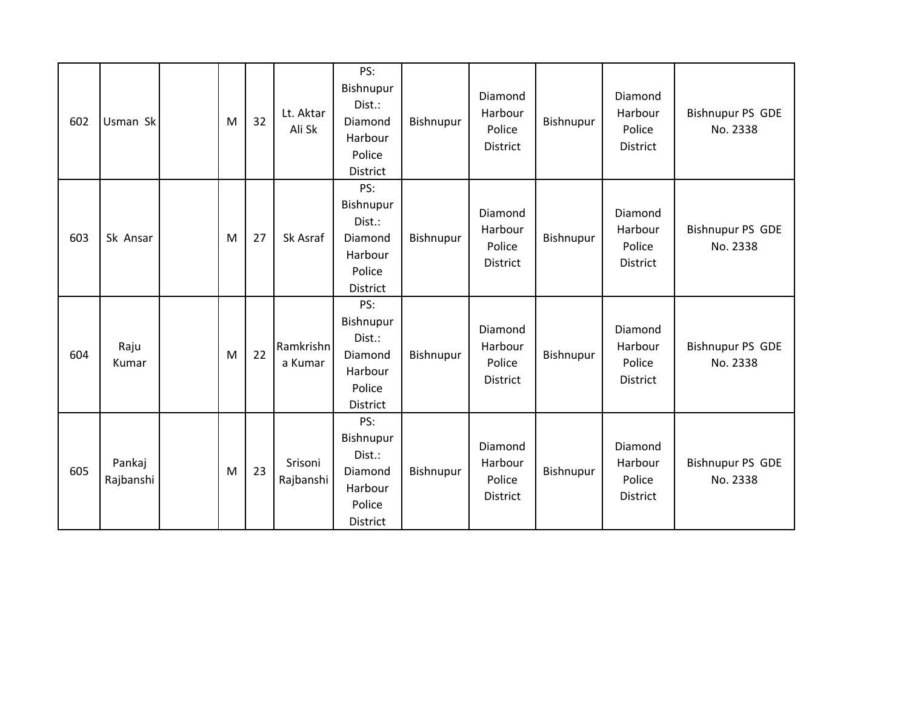| | | | | | | | | | | | |
|---|---|---|---|---|---|---|---|---|---|---|---|
| 602 | Usman Sk | | M | 32 | Lt. Aktar Ali Sk | PS: Bishnupur Dist.: Diamond Harbour Police District | Bishnupur | Diamond Harbour Police District | Bishnupur | Diamond Harbour Police District | Bishnupur PS GDE No. 2338 |
| 603 | Sk Ansar | | M | 27 | Sk Asraf | PS: Bishnupur Dist.: Diamond Harbour Police District | Bishnupur | Diamond Harbour Police District | Bishnupur | Diamond Harbour Police District | Bishnupur PS GDE No. 2338 |
| 604 | Raju Kumar | | M | 22 | Ramkrishna Kumar | PS: Bishnupur Dist.: Diamond Harbour Police District | Bishnupur | Diamond Harbour Police District | Bishnupur | Diamond Harbour Police District | Bishnupur PS GDE No. 2338 |
| 605 | Pankaj Rajbanshi | | M | 23 | Srisoni Rajbanshi | PS: Bishnupur Dist.: Diamond Harbour Police District | Bishnupur | Diamond Harbour Police District | Bishnupur | Diamond Harbour Police District | Bishnupur PS GDE No. 2338 |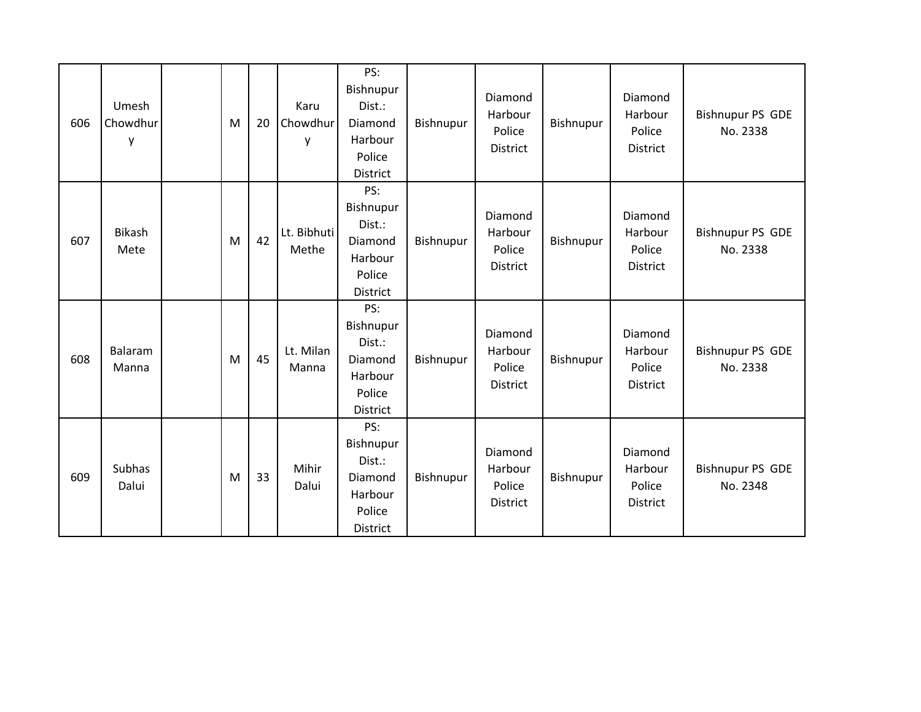| | | | | | | | | | | | |
|---|---|---|---|---|---|---|---|---|---|---|---|
| 606 | Umesh Chowdhury | | M | 20 | Karu Chowdhury | PS: Bishnupur Dist.: Diamond Harbour Police District | Bishnupur | Diamond Harbour Police District | Bishnupur | Diamond Harbour Police District | Bishnupur PS GDE No. 2338 |
| 607 | Bikash Mete | | M | 42 | Lt. Bibhuti Methe | PS: Bishnupur Dist.: Diamond Harbour Police District | Bishnupur | Diamond Harbour Police District | Bishnupur | Diamond Harbour Police District | Bishnupur PS GDE No. 2338 |
| 608 | Balaram Manna | | M | 45 | Lt. Milan Manna | PS: Bishnupur Dist.: Diamond Harbour Police District | Bishnupur | Diamond Harbour Police District | Bishnupur | Diamond Harbour Police District | Bishnupur PS GDE No. 2338 |
| 609 | Subhas Dalui | | M | 33 | Mihir Dalui | PS: Bishnupur Dist.: Diamond Harbour Police District | Bishnupur | Diamond Harbour Police District | Bishnupur | Diamond Harbour Police District | Bishnupur PS GDE No. 2348 |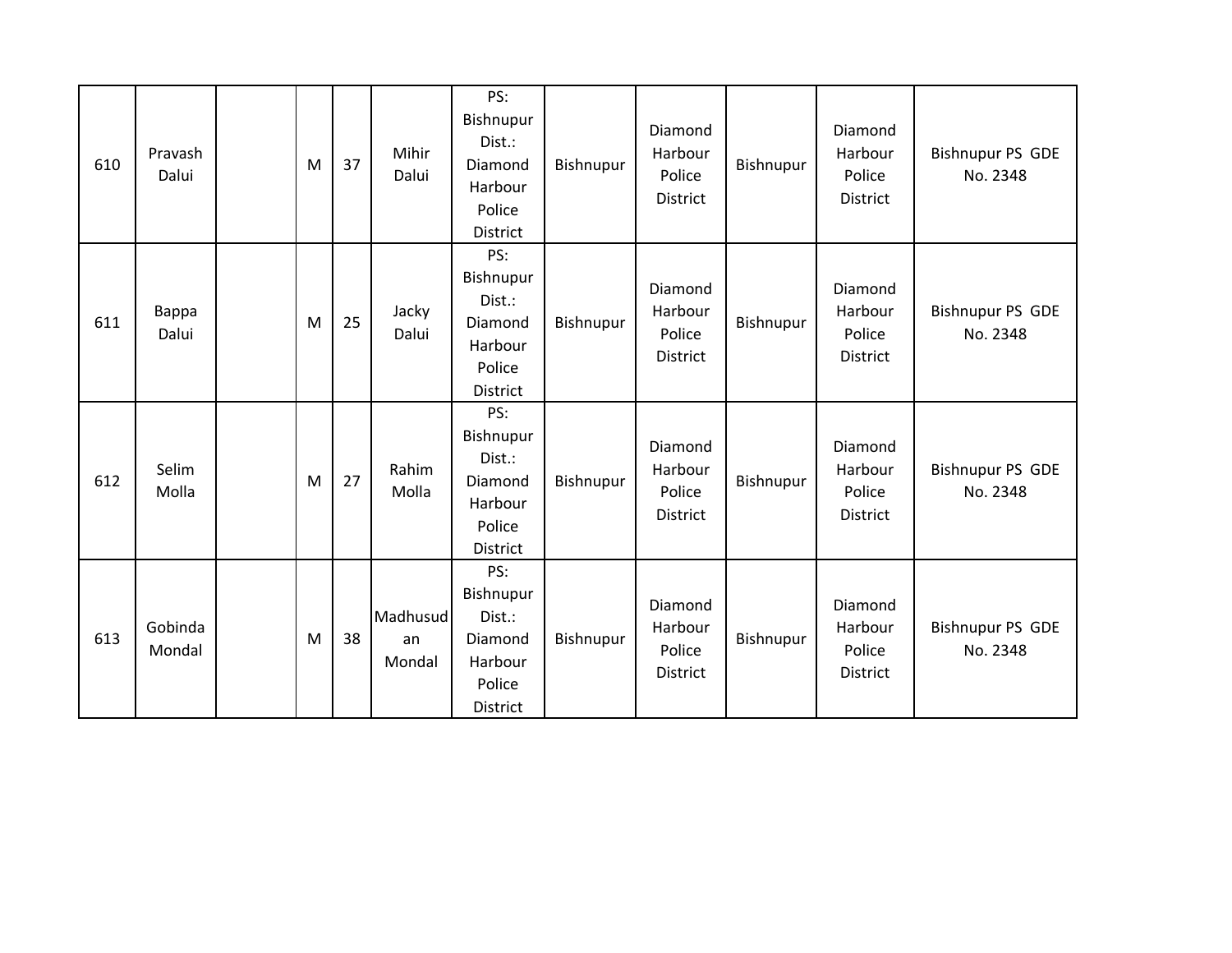| | | | | | | | | | | | |
|---|---|---|---|---|---|---|---|---|---|---|---|
| 610 | Pravash Dalui | | M | 37 | Mihir Dalui | PS: Bishnupur Dist.: Diamond Harbour Police District | Bishnupur | Diamond Harbour Police District | Bishnupur | Diamond Harbour Police District | Bishnupur PS GDE No. 2348 |
| 611 | Bappa Dalui | | M | 25 | Jacky Dalui | PS: Bishnupur Dist.: Diamond Harbour Police District | Bishnupur | Diamond Harbour Police District | Bishnupur | Diamond Harbour Police District | Bishnupur PS GDE No. 2348 |
| 612 | Selim Molla | | M | 27 | Rahim Molla | PS: Bishnupur Dist.: Diamond Harbour Police District | Bishnupur | Diamond Harbour Police District | Bishnupur | Diamond Harbour Police District | Bishnupur PS GDE No. 2348 |
| 613 | Gobinda Mondal | | M | 38 | Madhusudan Mondal | PS: Bishnupur Dist.: Diamond Harbour Police District | Bishnupur | Diamond Harbour Police District | Bishnupur | Diamond Harbour Police District | Bishnupur PS GDE No. 2348 |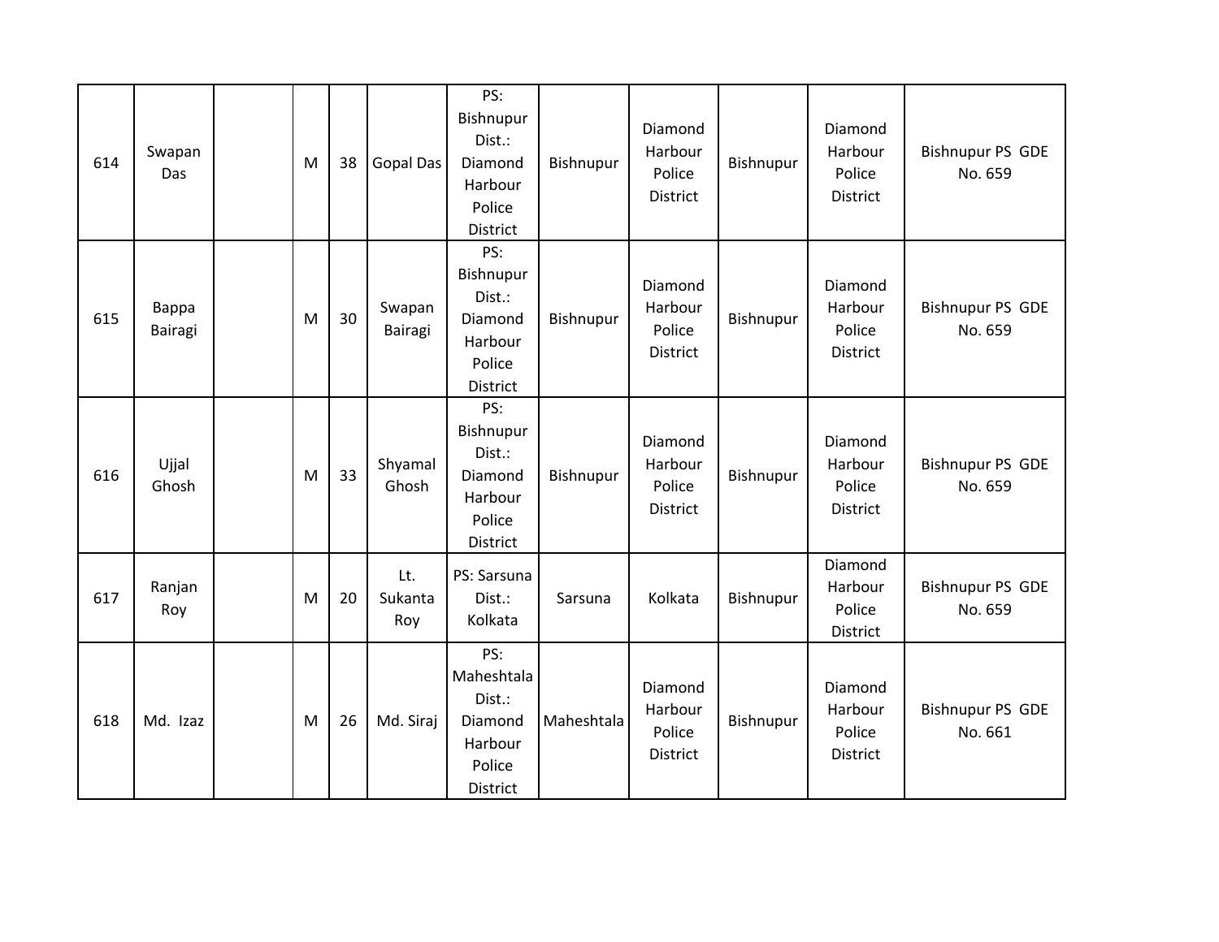| | | | | | | | | | | | |
|---|---|---|---|---|---|---|---|---|---|---|---|
| 614 | Swapan Das | | M | 38 | Gopal Das | PS: Bishnupur Dist.: Diamond Harbour Police District | Bishnupur | Diamond Harbour Police District | Bishnupur | Diamond Harbour Police District | Bishnupur PS GDE No. 659 |
| 615 | Bappa Bairagi | | M | 30 | Swapan Bairagi | PS: Bishnupur Dist.: Diamond Harbour Police District | Bishnupur | Diamond Harbour Police District | Bishnupur | Diamond Harbour Police District | Bishnupur PS GDE No. 659 |
| 616 | Ujjal Ghosh | | M | 33 | Shyamal Ghosh | PS: Bishnupur Dist.: Diamond Harbour Police District | Bishnupur | Diamond Harbour Police District | Bishnupur | Diamond Harbour Police District | Bishnupur PS GDE No. 659 |
| 617 | Ranjan Roy | | M | 20 | Lt. Sukanta Roy | PS: Sarsuna Dist.: Kolkata | Sarsuna | Kolkata | Bishnupur | Diamond Harbour Police District | Bishnupur PS GDE No. 659 |
| 618 | Md. Izaz | | M | 26 | Md. Siraj | PS: Maheshtala Dist.: Diamond Harbour Police District | Maheshtala | Diamond Harbour Police District | Bishnupur | Diamond Harbour Police District | Bishnupur PS GDE No. 661 |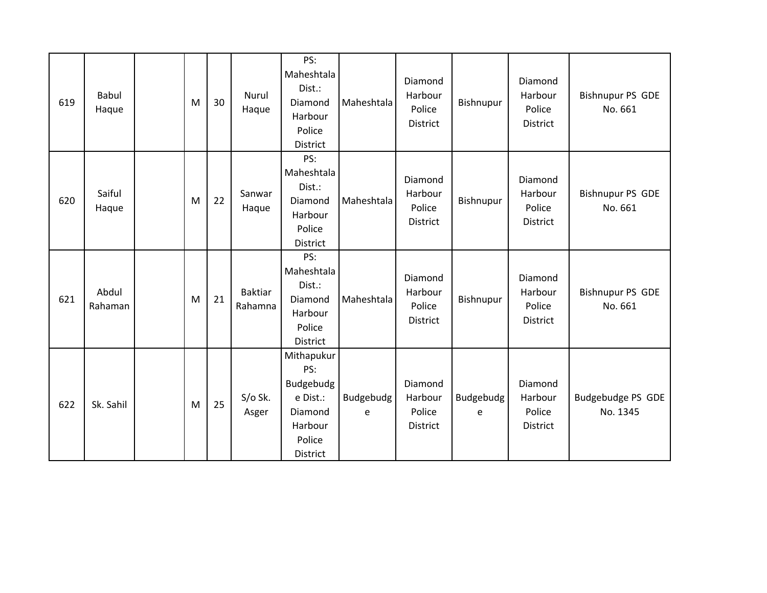| | | | | | | | | | | | |
|---|---|---|---|---|---|---|---|---|---|---|---|
| 619 | Babul Haque | | M | 30 | Nurul Haque | PS: Maheshtala Dist.: Diamond Harbour Police District | Maheshtala | Diamond Harbour Police District | Bishnupur | Diamond Harbour Police District | Bishnupur PS GDE No. 661 |
| 620 | Saiful Haque | | M | 22 | Sanwar Haque | PS: Maheshtala Dist.: Diamond Harbour Police District | Maheshtala | Diamond Harbour Police District | Bishnupur | Diamond Harbour Police District | Bishnupur PS GDE No. 661 |
| 621 | Abdul Rahaman | | M | 21 | Baktiar Rahamna | PS: Maheshtala Dist.: Diamond Harbour Police District | Maheshtala | Diamond Harbour Police District | Bishnupur | Diamond Harbour Police District | Bishnupur PS GDE No. 661 |
| 622 | Sk. Sahil | | M | 25 | S/o Sk. Asger | Mithapukur PS: Budgebudge Dist.: Diamond Harbour Police District | Budgebudge | Diamond Harbour Police District | Budgebudge | Diamond Harbour Police District | Budgebudge PS GDE No. 1345 |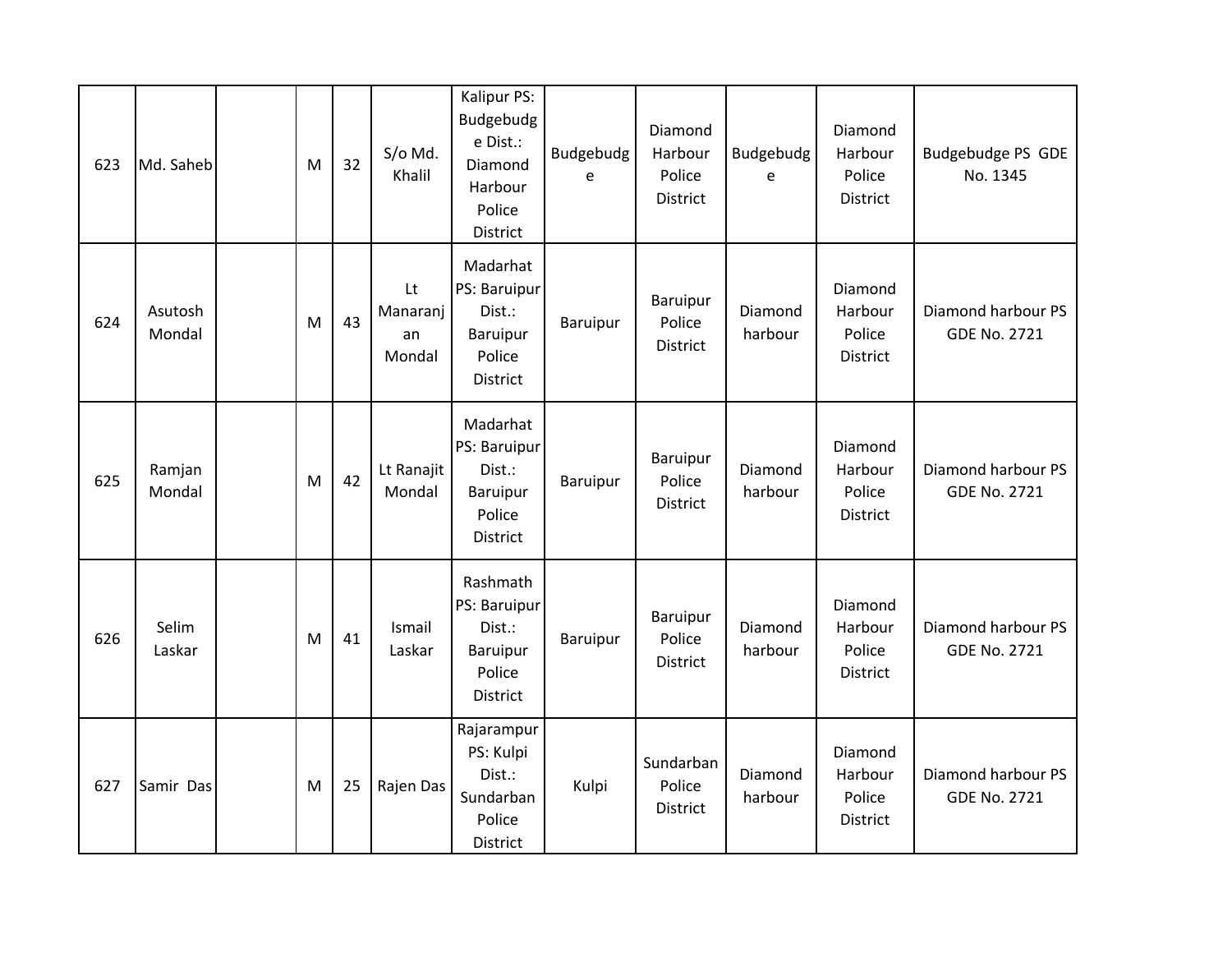| | | | | | | | | | | | |
|---|---|---|---|---|---|---|---|---|---|---|---|
| 623 | Md. Saheb | | M | 32 | S/o Md. Khalil | Kalipur PS: Budgebudge Dist.: Diamond Harbour Police District | Budgebudge | Diamond Harbour Police District | Budgebudge | Diamond Harbour Police District | Budgebudge PS GDE No. 1345 |
| 624 | Asutosh Mondal | | M | 43 | Lt Manaranjan Mondal | Madarhat PS: Baruipur Dist.: Baruipur Police District | Baruipur | Baruipur Police District | Diamond harbour | Diamond Harbour Police District | Diamond harbour PS GDE No. 2721 |
| 625 | Ramjan Mondal | | M | 42 | Lt Ranajit Mondal | Madarhat PS: Baruipur Dist.: Baruipur Police District | Baruipur | Baruipur Police District | Diamond harbour | Diamond Harbour Police District | Diamond harbour PS GDE No. 2721 |
| 626 | Selim Laskar | | M | 41 | Ismail Laskar | Rashmath PS: Baruipur Dist.: Baruipur Police District | Baruipur | Baruipur Police District | Diamond harbour | Diamond Harbour Police District | Diamond harbour PS GDE No. 2721 |
| 627 | Samir Das | | M | 25 | Rajen Das | Rajarampur PS: Kulpi Dist.: Sundarban Police District | Kulpi | Sundarban Police District | Diamond harbour | Diamond Harbour Police District | Diamond harbour PS GDE No. 2721 |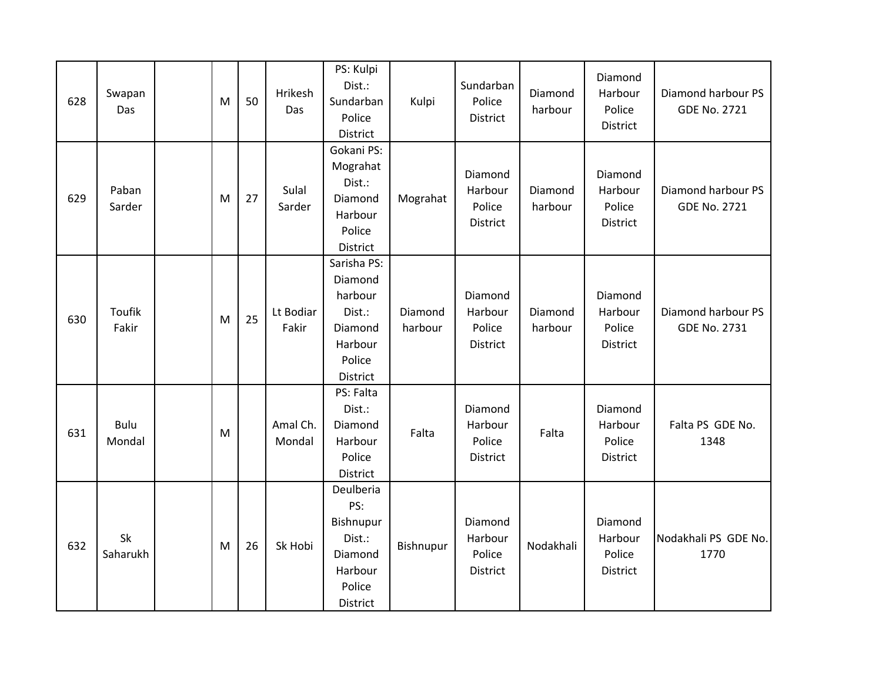| | | | | | | | | | | | |
|---|---|---|---|---|---|---|---|---|---|---|---|
| 628 | Swapan Das | | M | 50 | Hrikesh Das | PS: Kulpi Dist.: Sundarban Police District | Kulpi | Sundarban Police District | Diamond harbour | Diamond Harbour Police District | Diamond harbour PS GDE No. 2721 |
| 629 | Paban Sarder | | M | 27 | Sulal Sarder | Gokani PS: Mograhat Dist.: Diamond Harbour Police District | Mograhat | Diamond Harbour Police District | Diamond harbour | Diamond Harbour Police District | Diamond harbour PS GDE No. 2721 |
| 630 | Toufik Fakir | | M | 25 | Lt Bodiar Fakir | Sarisha PS: Diamond harbour Dist.: Diamond Harbour Police District | Diamond harbour | Diamond Harbour Police District | Diamond harbour | Diamond Harbour Police District | Diamond harbour PS GDE No. 2731 |
| 631 | Bulu Mondal | | M | | Amal Ch. Mondal | PS: Falta Dist.: Diamond Harbour Police District | Falta | Diamond Harbour Police District | Falta | Diamond Harbour Police District | Falta PS GDE No. 1348 |
| 632 | Sk Saharukh | | M | 26 | Sk Hobi | Deulberia PS: Bishnupur Dist.: Diamond Harbour Police District | Bishnupur | Diamond Harbour Police District | Nodakhali | Diamond Harbour Police District | Nodakhali PS GDE No. 1770 |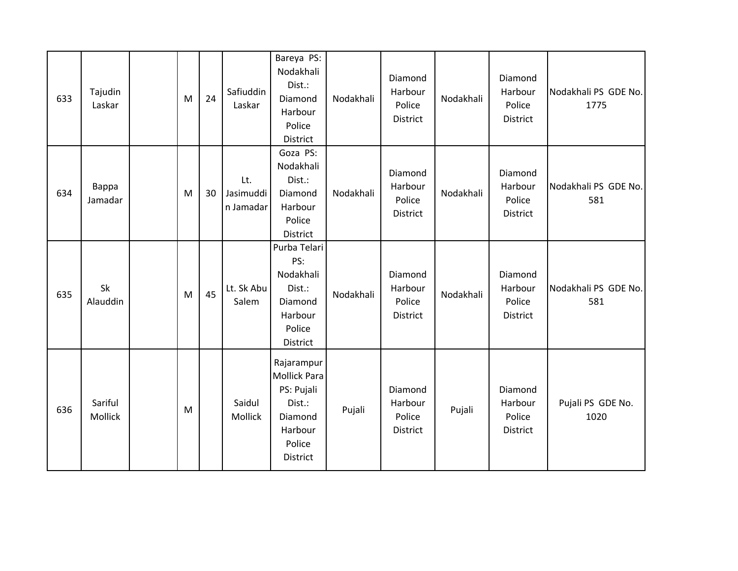| | | | | | | | | | | | |
|---|---|---|---|---|---|---|---|---|---|---|---|
| 633 | Tajudin Laskar | | M | 24 | Safiuddin Laskar | Bareya PS: Nodakhali Dist.: Diamond Harbour Police District | Nodakhali | Diamond Harbour Police District | Nodakhali | Diamond Harbour Police District | Nodakhali PS GDE No. 1775 |
| 634 | Bappa Jamadar | | M | 30 | Lt. Jasimuddin Jamadar | Goza PS: Nodakhali Dist.: Diamond Harbour Police District | Nodakhali | Diamond Harbour Police District | Nodakhali | Diamond Harbour Police District | Nodakhali PS GDE No. 581 |
| 635 | Sk Alauddin | | M | 45 | Lt. Sk Abu Salem | Purba Telari PS: Nodakhali Dist.: Diamond Harbour Police District | Nodakhali | Diamond Harbour Police District | Nodakhali | Diamond Harbour Police District | Nodakhali PS GDE No. 581 |
| 636 | Sariful Mollick | | M | | Saidul Mollick | Rajarampur Mollick Para PS: Pujali Dist.: Diamond Harbour Police District | Pujali | Diamond Harbour Police District | Pujali | Diamond Harbour Police District | Pujali PS GDE No. 1020 |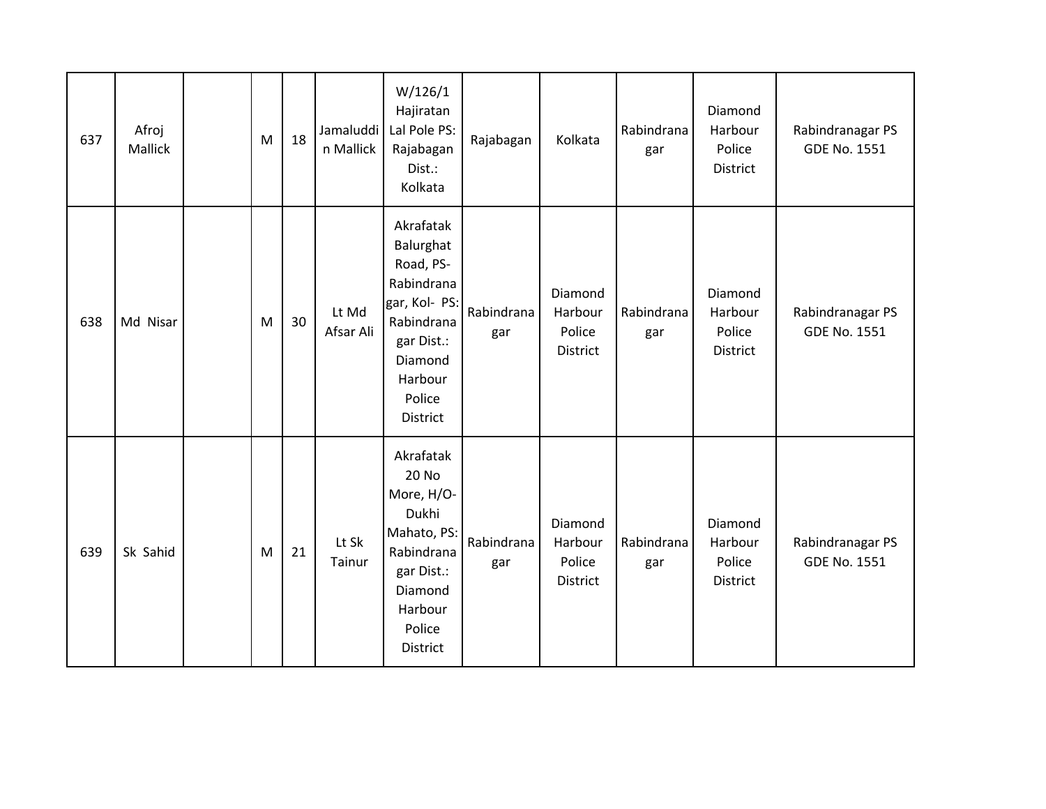| | | | | | | | | | | | |
|---|---|---|---|---|---|---|---|---|---|---|---|
| 637 | Afroj Mallick | | M | 18 | Jamaluddin Mallick | W/126/1 Hajiratan Lal Pole PS: Rajabagan Dist.: Kolkata | Rajabagan | Kolkata | Rabindranagar | Diamond Harbour Police District | Rabindranagar PS GDE No. 1551 |
| 638 | Md Nisar | | M | 30 | Lt Md Afsar Ali | Akrafatak Balurghat Road, PS- Rabindranagar, Kol- PS: Rabindranagar Dist.: Diamond Harbour Police District | Rabindranagar | Diamond Harbour Police District | Rabindranagar | Diamond Harbour Police District | Rabindranagar PS GDE No. 1551 |
| 639 | Sk Sahid | | M | 21 | Lt Sk Tainur | Akrafatak 20 No More, H/O- Dukhi Mahato, PS: Rabindranagar Dist.: Diamond Harbour Police District | Rabindranagar | Diamond Harbour Police District | Rabindranagar | Diamond Harbour Police District | Rabindranagar PS GDE No. 1551 |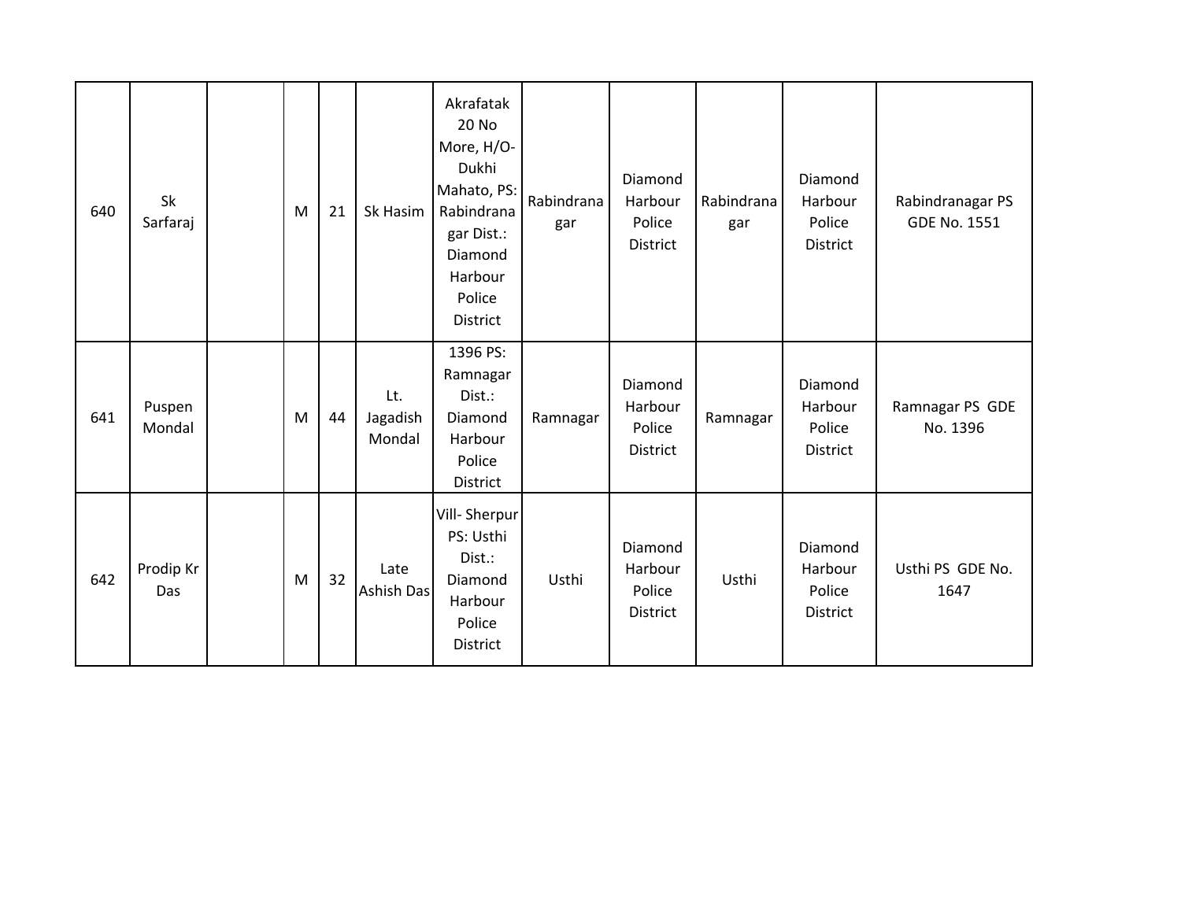| | | | | | | | | | | | |
|---|---|---|---|---|---|---|---|---|---|---|---|
| 640 | Sk Sarfaraj | | M | 21 | Sk Hasim | Akrafatak 20 No More, H/O- Dukhi Mahato, PS: Rabindranagar Dist.: Diamond Harbour Police District | Rabindranagar | Diamond Harbour Police District | Rabindranagar | Diamond Harbour Police District | Rabindranagar PS GDE No. 1551 |
| 641 | Puspen Mondal | | M | 44 | Lt. Jagadish Mondal | 1396 PS: Ramnagar Dist.: Diamond Harbour Police District | Ramnagar | Diamond Harbour Police District | Ramnagar | Diamond Harbour Police District | Ramnagar PS GDE No. 1396 |
| 642 | Prodip Kr Das | | M | 32 | Late Ashish Das | Vill- Sherpur PS: Usthi Dist.: Diamond Harbour Police District | Usthi | Diamond Harbour Police District | Usthi | Diamond Harbour Police District | Usthi PS GDE No. 1647 |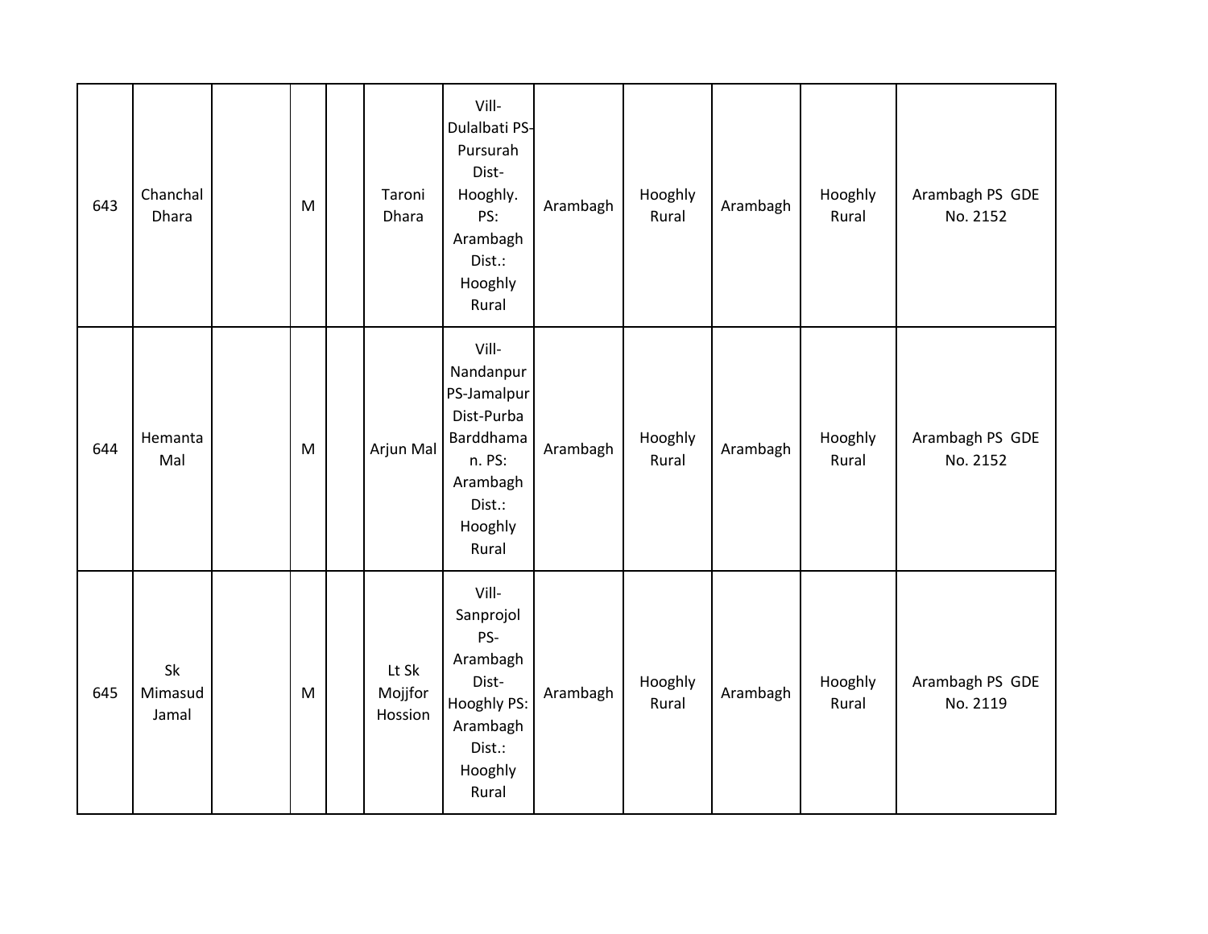| | | | | | | | | | | | |
|---|---|---|---|---|---|---|---|---|---|---|---|
| 643 | Chanchal Dhara | | M | | Taroni Dhara | Vill-Dulalbati PS-Pursurah Dist-Hooghly. PS: Arambagh Dist.: Hooghly Rural | Arambagh | Hooghly Rural | Arambagh | Hooghly Rural | Arambagh PS GDE No. 2152 |
| 644 | Hemanta Mal | | M | | Arjun Mal | Vill-Nandanpur PS-Jamalpur Dist-Purba Barddhaman. PS: Arambagh Dist.: Hooghly Rural | Arambagh | Hooghly Rural | Arambagh | Hooghly Rural | Arambagh PS GDE No. 2152 |
| 645 | Sk Mimasud Jamal | | M | | Lt Sk Mojjfor Hossion | Vill-Sanprojol PS-Arambagh Dist-Hooghly PS: Arambagh Dist.: Hooghly Rural | Arambagh | Hooghly Rural | Arambagh | Hooghly Rural | Arambagh PS GDE No. 2119 |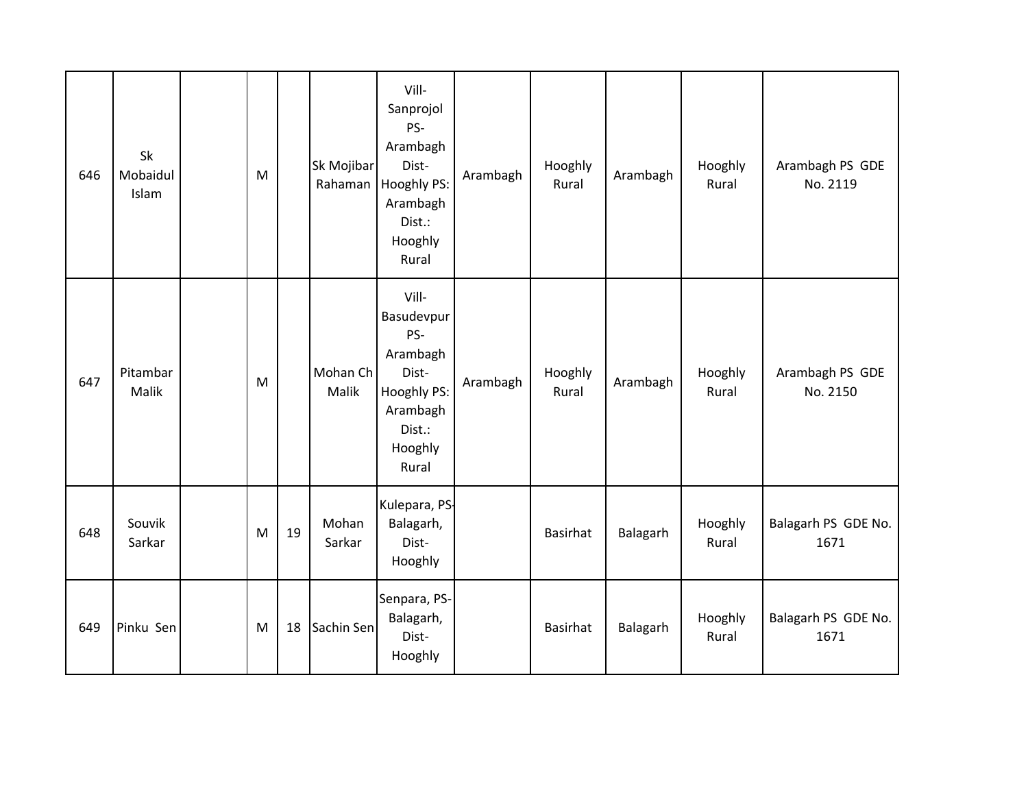| | | | | | | | | | | | |
|---|---|---|---|---|---|---|---|---|---|---|---|
| 646 | Sk Mobaidul Islam | | M | | Sk Mojibar Rahaman | Vill- Sanprojol PS- Arambagh Dist- Hooghly PS: Arambagh Dist.: Hooghly Rural | Arambagh | Hooghly Rural | Arambagh | Hooghly Rural | Arambagh PS GDE No. 2119 |
| 647 | Pitambar Malik | | M | | Mohan Ch Malik | Vill- Basudevpur PS- Arambagh Dist- Hooghly PS: Arambagh Dist.: Hooghly Rural | Arambagh | Hooghly Rural | Arambagh | Hooghly Rural | Arambagh PS GDE No. 2150 |
| 648 | Souvik Sarkar | | M | 19 | Mohan Sarkar | Kulepara, PS- Balagarh, Dist- Hooghly | | Basirhat | Balagarh | Hooghly Rural | Balagarh PS GDE No. 1671 |
| 649 | Pinku Sen | | M | 18 | Sachin Sen | Senpara, PS- Balagarh, Dist- Hooghly | | Basirhat | Balagarh | Hooghly Rural | Balagarh PS GDE No. 1671 |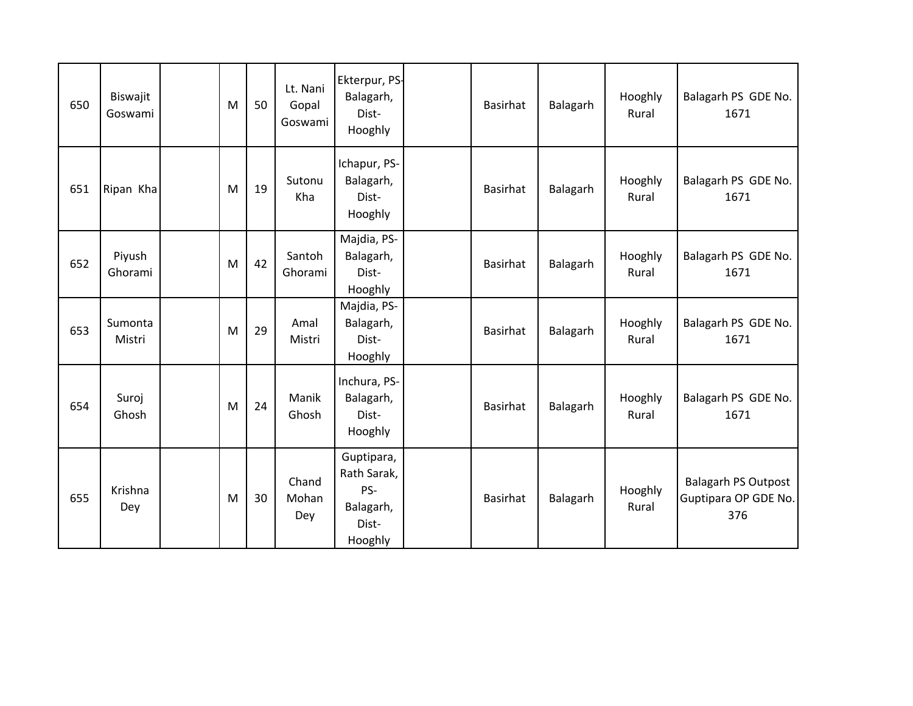| | | | | | | | | | | | |
|---|---|---|---|---|---|---|---|---|---|---|---|
| 650 | Biswajit Goswami | | M | 50 | Lt. Nani Gopal Goswami | Ekterpur, PS-Balagarh, Dist-Hooghly | | Basirhat | Balagarh | Hooghly Rural | Balagarh PS GDE No. 1671 |
| 651 | Ripan Kha | | M | 19 | Sutonu Kha | Ichapur, PS-Balagarh, Dist-Hooghly | | Basirhat | Balagarh | Hooghly Rural | Balagarh PS GDE No. 1671 |
| 652 | Piyush Ghorami | | M | 42 | Santoh Ghorami | Majdia, PS-Balagarh, Dist-Hooghly | | Basirhat | Balagarh | Hooghly Rural | Balagarh PS GDE No. 1671 |
| 653 | Sumonta Mistri | | M | 29 | Amal Mistri | Majdia, PS-Balagarh, Dist-Hooghly | | Basirhat | Balagarh | Hooghly Rural | Balagarh PS GDE No. 1671 |
| 654 | Suroj Ghosh | | M | 24 | Manik Ghosh | Inchura, PS-Balagarh, Dist-Hooghly | | Basirhat | Balagarh | Hooghly Rural | Balagarh PS GDE No. 1671 |
| 655 | Krishna Dey | | M | 30 | Chand Mohan Dey | Guptipara, Rath Sarak, PS-Balagarh, Dist-Hooghly | | Basirhat | Balagarh | Hooghly Rural | Balagarh PS Outpost Guptipara OP GDE No. 376 |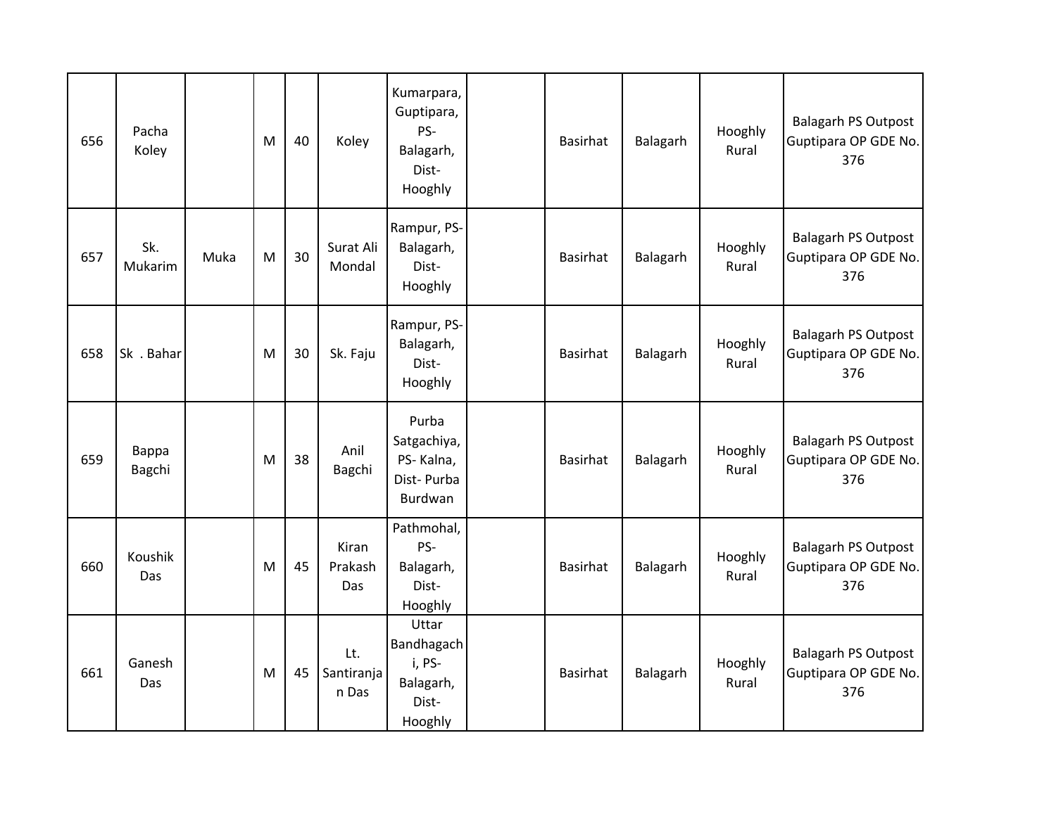| | | | | | | | | | | | |
|---|---|---|---|---|---|---|---|---|---|---|---|
| 656 | Pacha Koley | | M | 40 | Koley | Kumarpara, Guptipara, PS-Balagarh, Dist-Hooghly | | Basirhat | Balagarh | Hooghly Rural | Balagarh PS Outpost Guptipara OP GDE No. 376 |
| 657 | Sk. Mukarim | Muka | M | 30 | Surat Ali Mondal | Rampur, PS-Balagarh, Dist-Hooghly | | Basirhat | Balagarh | Hooghly Rural | Balagarh PS Outpost Guptipara OP GDE No. 376 |
| 658 | Sk . Bahar | | M | 30 | Sk. Faju | Rampur, PS-Balagarh, Dist-Hooghly | | Basirhat | Balagarh | Hooghly Rural | Balagarh PS Outpost Guptipara OP GDE No. 376 |
| 659 | Bappa Bagchi | | M | 38 | Anil Bagchi | Purba Satgachiya, PS- Kalna, Dist- Purba Burdwan | | Basirhat | Balagarh | Hooghly Rural | Balagarh PS Outpost Guptipara OP GDE No. 376 |
| 660 | Koushik Das | | M | 45 | Kiran Prakash Das | Pathmohal, PS-Balagarh, Dist-Hooghly | | Basirhat | Balagarh | Hooghly Rural | Balagarh PS Outpost Guptipara OP GDE No. 376 |
| 661 | Ganesh Das | | M | 45 | Lt. Santiranjan Das | Uttar Bandhagachi, PS-Balagarh, Dist-Hooghly | | Basirhat | Balagarh | Hooghly Rural | Balagarh PS Outpost Guptipara OP GDE No. 376 |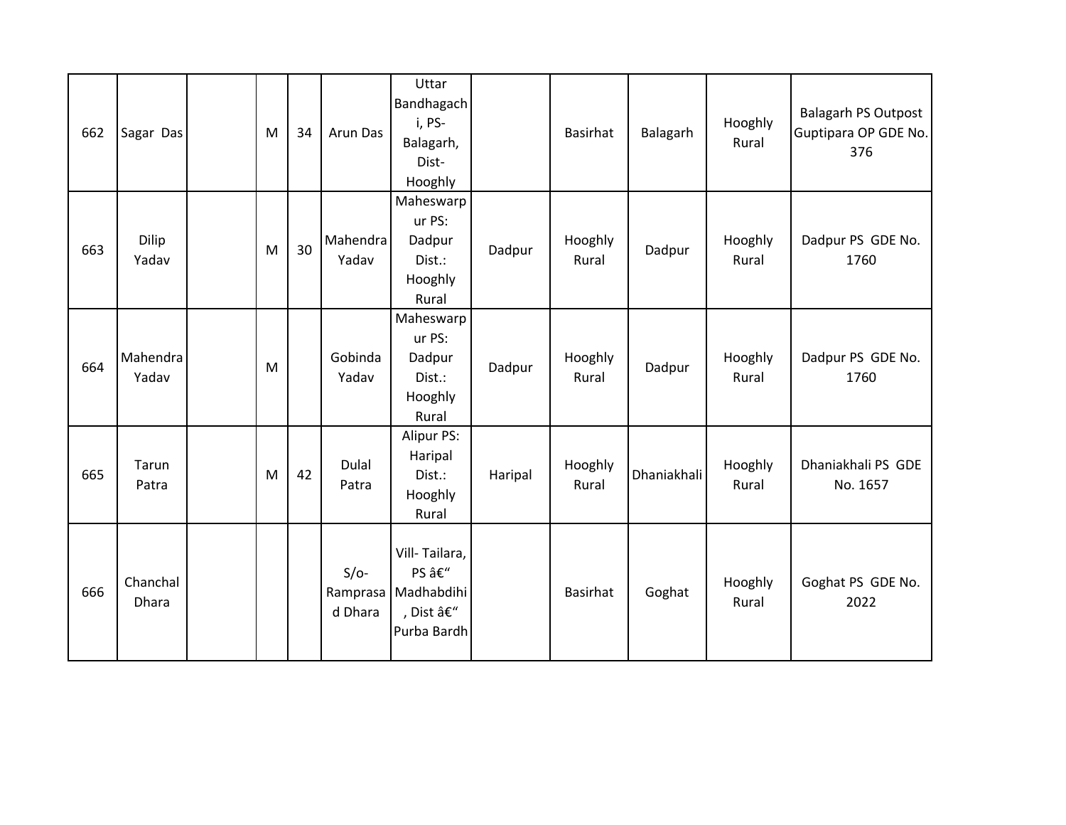| | | | | | | | | | | | |
|---|---|---|---|---|---|---|---|---|---|---|---|
| 662 | Sagar Das | | M | 34 | Arun Das | Uttar Bandhagachi, PS-Balagarh, Dist-Hooghly | | Basirhat | Balagarh | Hooghly Rural | Balagarh PS Outpost Guptipara OP GDE No. 376 |
| 663 | Dilip Yadav | | M | 30 | Mahendra Yadav | Maheswarpur PS: Dadpur Dist.: Hooghly Rural | Dadpur | Hooghly Rural | Dadpur | Hooghly Rural | Dadpur PS GDE No. 1760 |
| 664 | Mahendra Yadav | | M | | Gobinda Yadav | Maheswarpur PS: Dadpur Dist.: Hooghly Rural | Dadpur | Hooghly Rural | Dadpur | Hooghly Rural | Dadpur PS GDE No. 1760 |
| 665 | Tarun Patra | | M | 42 | Dulal Patra | Alipur PS: Haripal Dist.: Hooghly Rural | Haripal | Hooghly Rural | Dhaniakhali | Hooghly Rural | Dhaniakhali PS GDE No. 1657 |
| 666 | Chanchal Dhara | | | | S/o- Ramprasad Dhara | Vill- Tailara, PS â€" Madhabdihi, Dist â€" Purba Bardh | | Basirhat | Goghat | Hooghly Rural | Goghat PS GDE No. 2022 |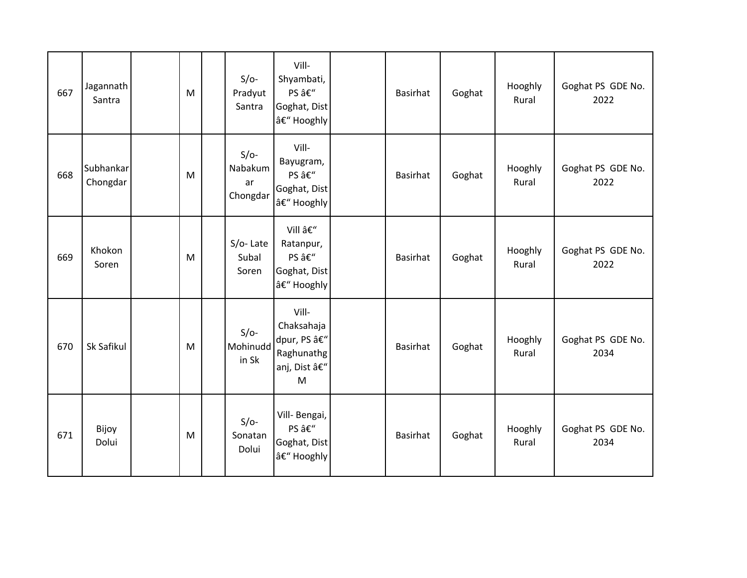| | | | | | | | | | | | |
|---|---|---|---|---|---|---|---|---|---|---|---|
| 667 | Jagannath Santra | | M | | S/o- Pradyut Santra | Vill- Shyambati, PS â€“ Goghat, Dist â€“ Hooghly | | Basirhat | Goghat | Hooghly Rural | Goghat PS GDE No. 2022 |
| 668 | Subhankar Chongdar | | M | | S/o- Nabakumar Chongdar | Vill- Bayugram, PS â€“ Goghat, Dist â€“ Hooghly | | Basirhat | Goghat | Hooghly Rural | Goghat PS GDE No. 2022 |
| 669 | Khokon Soren | | M | | S/o- Late Subal Soren | Vill â€“ Ratanpur, PS â€“ Goghat, Dist â€“ Hooghly | | Basirhat | Goghat | Hooghly Rural | Goghat PS GDE No. 2022 |
| 670 | Sk Safikul | | M | | S/o- Mohinuddin Sk | Vill- Chaksahajadpur, PS â€“ Raghunathganj, Dist â€“ M | | Basirhat | Goghat | Hooghly Rural | Goghat PS GDE No. 2034 |
| 671 | Bijoy Dolui | | M | | S/o- Sonatan Dolui | Vill- Bengai, PS â€“ Goghat, Dist â€“ Hooghly | | Basirhat | Goghat | Hooghly Rural | Goghat PS GDE No. 2034 |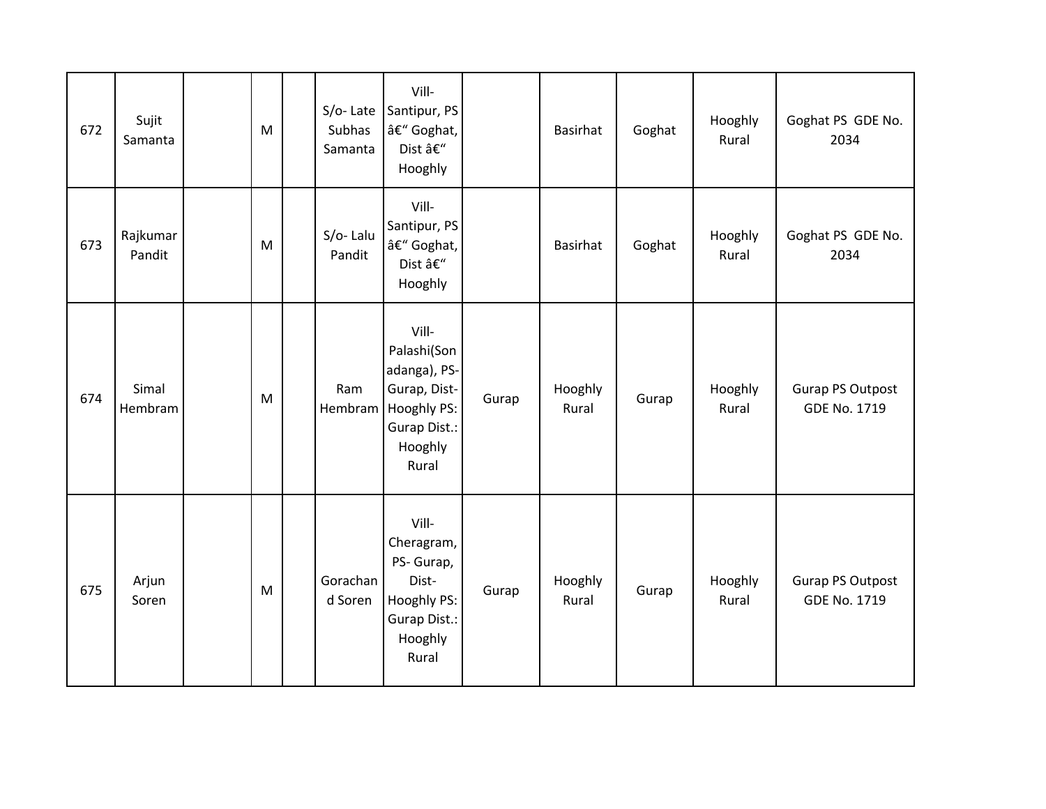| | | | | | | | | | | | |
|---|---|---|---|---|---|---|---|---|---|---|---|
| 672 | Sujit Samanta | | M | | S/o- Late Subhas Samanta | Vill- Santipur, PS â€“ Goghat, Dist â€“ Hooghly | | Basirhat | Goghat | Hooghly Rural | Goghat PS GDE No. 2034 |
| 673 | Rajkumar Pandit | | M | | S/o- Lalu Pandit | Vill- Santipur, PS â€“ Goghat, Dist â€“ Hooghly | | Basirhat | Goghat | Hooghly Rural | Goghat PS GDE No. 2034 |
| 674 | Simal Hembram | | M | | Ram Hembram | Vill- Palashi(Sonadanga), PS- Gurap, Dist- Hooghly PS: Gurap Dist.: Hooghly Rural | Gurap | Hooghly Rural | Gurap | Hooghly Rural | Gurap PS Outpost GDE No. 1719 |
| 675 | Arjun Soren | | M | | Gorachand Soren | Vill- Cheragram, PS- Gurap, Dist- Hooghly PS: Gurap Dist.: Hooghly Rural | Gurap | Hooghly Rural | Gurap | Hooghly Rural | Gurap PS Outpost GDE No. 1719 |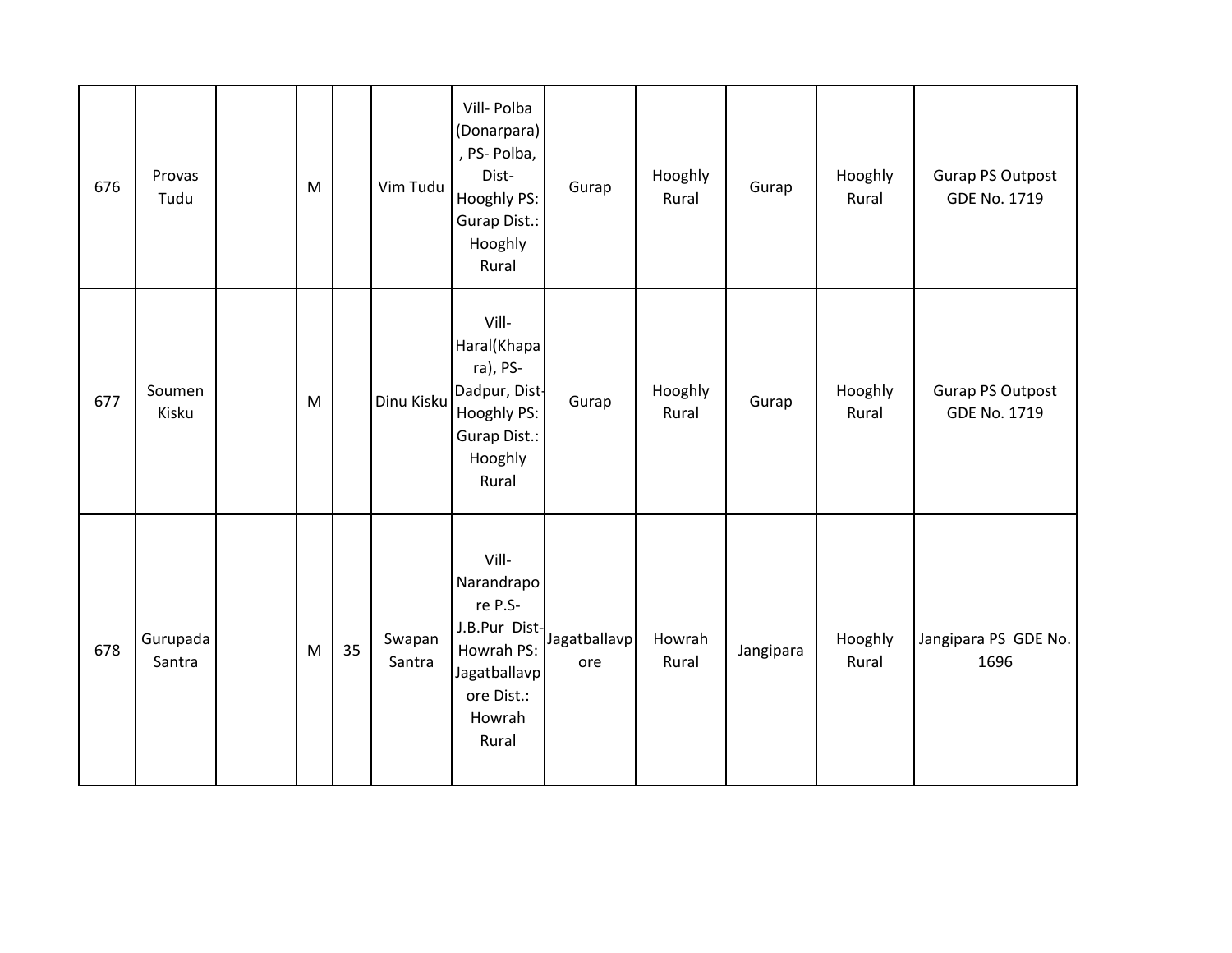| | | | | | | | | | | | |
|---|---|---|---|---|---|---|---|---|---|---|---|
| 676 | Provas Tudu | | M | | Vim Tudu | Vill- Polba (Donarpara) , PS- Polba, Dist- Hooghly PS: Gurap Dist.: Hooghly Rural | Gurap | Hooghly Rural | Gurap | Hooghly Rural | Gurap PS Outpost GDE No. 1719 |
| 677 | Soumen Kisku | | M | | Dinu Kisku | Vill- Haral(Khapara), PS- Dadpur, Dist- Hooghly PS: Gurap Dist.: Hooghly Rural | Gurap | Hooghly Rural | Gurap | Hooghly Rural | Gurap PS Outpost GDE No. 1719 |
| 678 | Gurupada Santra | | M | 35 | Swapan Santra | Vill- Narandrapore P.S- J.B.Pur Dist- Howrah PS: Jagatballavpore Dist.: Howrah Rural | Jagatballavpore | Howrah Rural | Jangipara | Hooghly Rural | Jangipara PS GDE No. 1696 |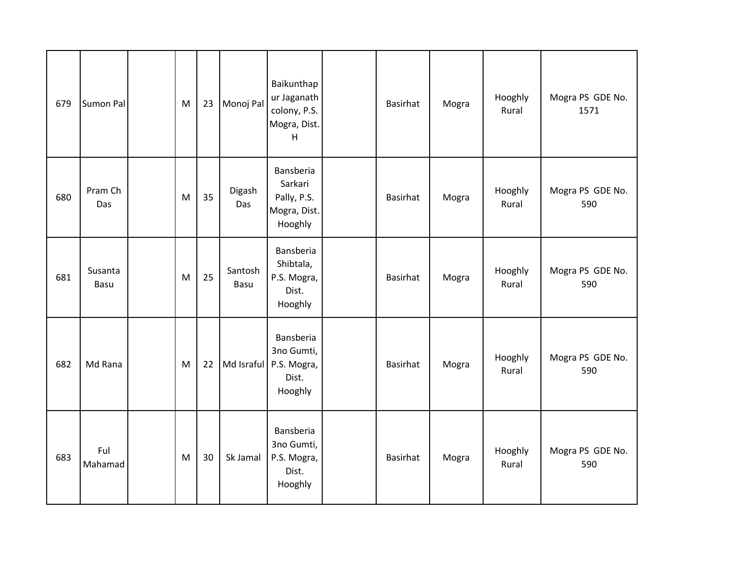| | | | | | | | | | | | |
|---|---|---|---|---|---|---|---|---|---|---|---|
| 679 | Sumon Pal | | M | 23 | Monoj Pal | Baikunthapur Jaganath colony, P.S. Mogra, Dist. H | | Basirhat | Mogra | Hooghly Rural | Mogra PS GDE No. 1571 |
| 680 | Pram Ch Das | | M | 35 | Digash Das | Bansberia Sarkari Pally, P.S. Mogra, Dist. Hooghly | | Basirhat | Mogra | Hooghly Rural | Mogra PS GDE No. 590 |
| 681 | Susanta Basu | | M | 25 | Santosh Basu | Bansberia Shibtala, P.S. Mogra, Dist. Hooghly | | Basirhat | Mogra | Hooghly Rural | Mogra PS GDE No. 590 |
| 682 | Md Rana | | M | 22 | Md Israful | Bansberia 3no Gumti, P.S. Mogra, Dist. Hooghly | | Basirhat | Mogra | Hooghly Rural | Mogra PS GDE No. 590 |
| 683 | Ful Mahamad | | M | 30 | Sk Jamal | Bansberia 3no Gumti, P.S. Mogra, Dist. Hooghly | | Basirhat | Mogra | Hooghly Rural | Mogra PS GDE No. 590 |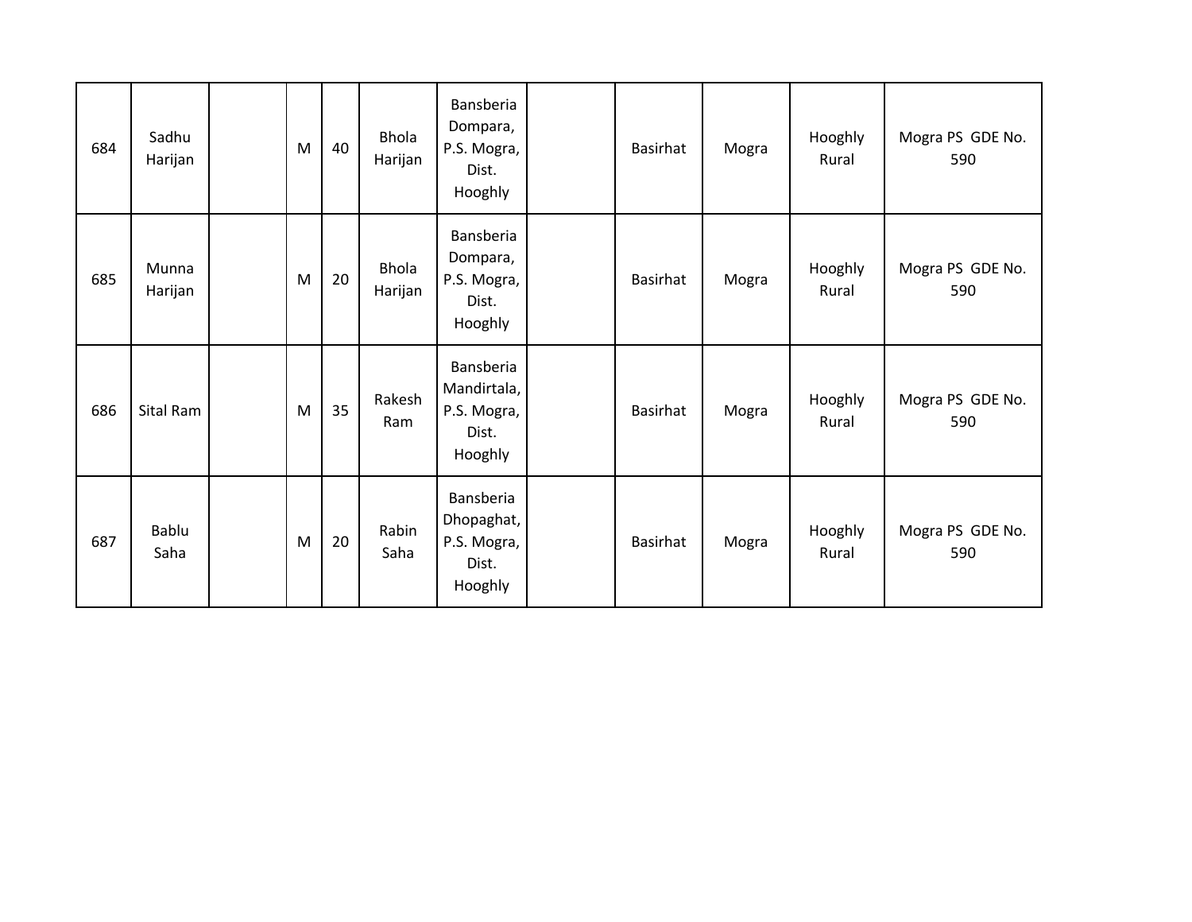| | | | | | | | | | | | |
|---|---|---|---|---|---|---|---|---|---|---|---|
| 684 | Sadhu Harijan | | M | 40 | Bhola Harijan | Bansberia Dompara, P.S. Mogra, Dist. Hooghly | | Basirhat | Mogra | Hooghly Rural | Mogra PS GDE No. 590 |
| 685 | Munna Harijan | | M | 20 | Bhola Harijan | Bansberia Dompara, P.S. Mogra, Dist. Hooghly | | Basirhat | Mogra | Hooghly Rural | Mogra PS GDE No. 590 |
| 686 | Sital Ram | | M | 35 | Rakesh Ram | Bansberia Mandirtala, P.S. Mogra, Dist. Hooghly | | Basirhat | Mogra | Hooghly Rural | Mogra PS GDE No. 590 |
| 687 | Bablu Saha | | M | 20 | Rabin Saha | Bansberia Dhopaghat, P.S. Mogra, Dist. Hooghly | | Basirhat | Mogra | Hooghly Rural | Mogra PS GDE No. 590 |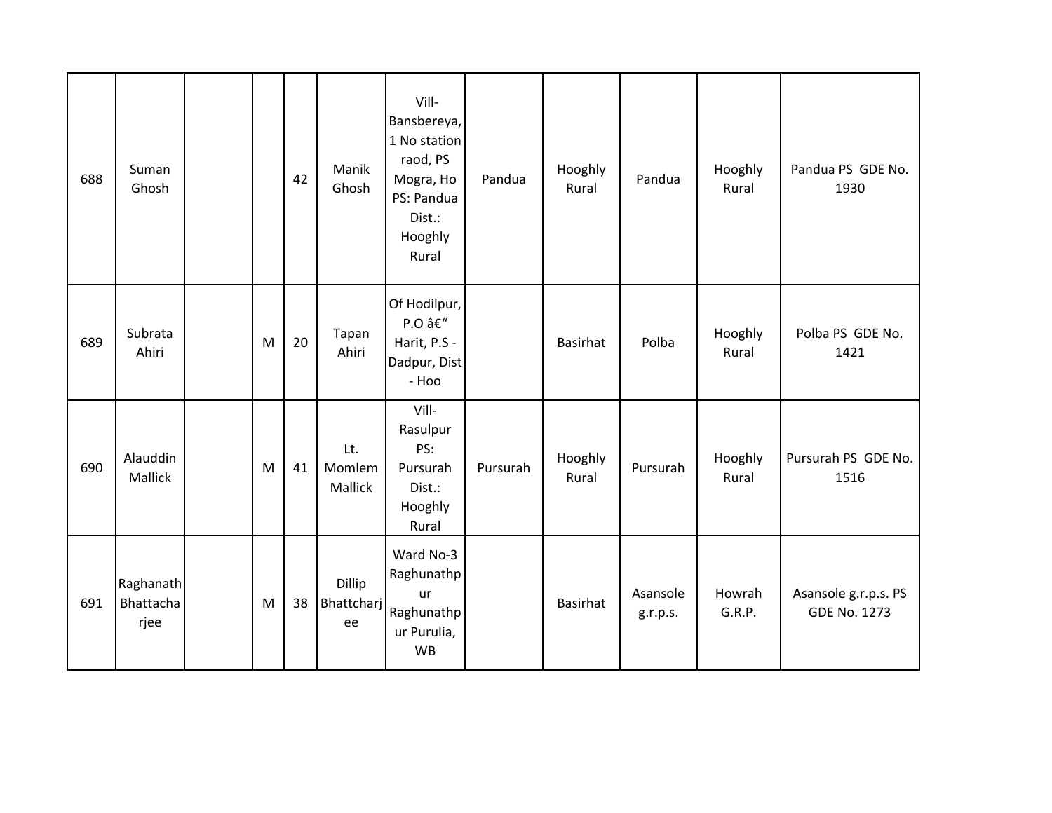| | | | | | | | | | | | |
|---|---|---|---|---|---|---|---|---|---|---|---|
| 688 | Suman Ghosh | | | 42 | Manik Ghosh | Vill- Bansbereya, 1 No station raod, PS Mogra, Ho PS: Pandua Dist.: Hooghly Rural | Pandua | Hooghly Rural | Pandua | Hooghly Rural | Pandua PS GDE No. 1930 |
| 689 | Subrata Ahiri | | M | 20 | Tapan Ahiri | Of Hodilpur, P.O â€“ Harit, P.S - Dadpur, Dist - Hoo | | Basirhat | Polba | Hooghly Rural | Polba PS GDE No. 1421 |
| 690 | Alauddin Mallick | | M | 41 | Lt. Momlem Mallick | Vill- Rasulpur PS: Pursurah Dist.: Hooghly Rural | Pursurah | Hooghly Rural | Pursurah | Hooghly Rural | Pursurah PS GDE No. 1516 |
| 691 | Raghanath Bhattacharjee | | M | 38 | Dillip Bhattcharjee | Ward No-3 Raghunathpur Raghunathpur Purulia, WB | | Basirhat | Asansole g.r.p.s. | Howrah G.R.P. | Asansole g.r.p.s. PS GDE No. 1273 |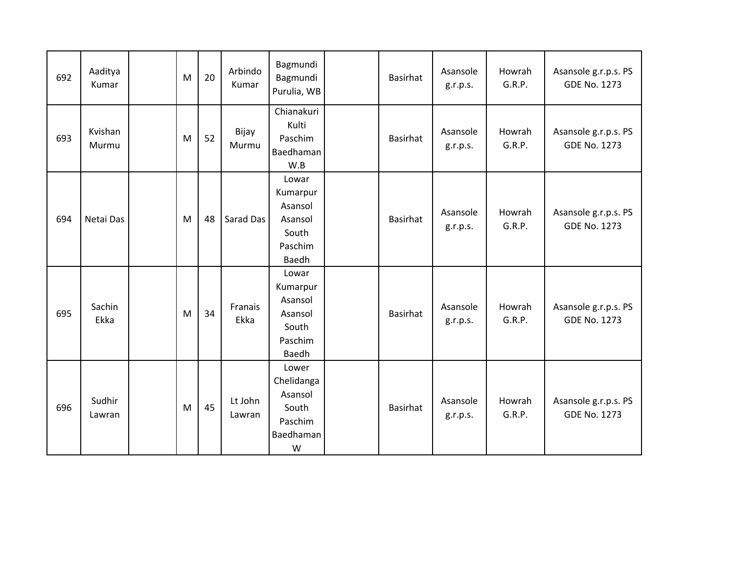| | | | | | | | | | | | |
|---|---|---|---|---|---|---|---|---|---|---|---|
| 692 | Aaditya Kumar | | M | 20 | Arbindo Kumar | Bagmundi Bagmundi Purulia, WB | | Basirhat | Asansole g.r.p.s. | Howrah G.R.P. | Asansole g.r.p.s. PS GDE No. 1273 |
| 693 | Kvishan Murmu | | M | 52 | Bijay Murmu | Chianakuri Kulti Paschim Baedhaman W.B | | Basirhat | Asansole g.r.p.s. | Howrah G.R.P. | Asansole g.r.p.s. PS GDE No. 1273 |
| 694 | Netai Das | | M | 48 | Sarad Das | Lowar Kumarpur Asansol Asansol South Paschim Baedh | | Basirhat | Asansole g.r.p.s. | Howrah G.R.P. | Asansole g.r.p.s. PS GDE No. 1273 |
| 695 | Sachin Ekka | | M | 34 | Franais Ekka | Lowar Kumarpur Asansol Asansol South Paschim Baedh | | Basirhat | Asansole g.r.p.s. | Howrah G.R.P. | Asansole g.r.p.s. PS GDE No. 1273 |
| 696 | Sudhir Lawran | | M | 45 | Lt John Lawran | Lower Chelidanga Asansol South Paschim Baedhaman W | | Basirhat | Asansole g.r.p.s. | Howrah G.R.P. | Asansole g.r.p.s. PS GDE No. 1273 |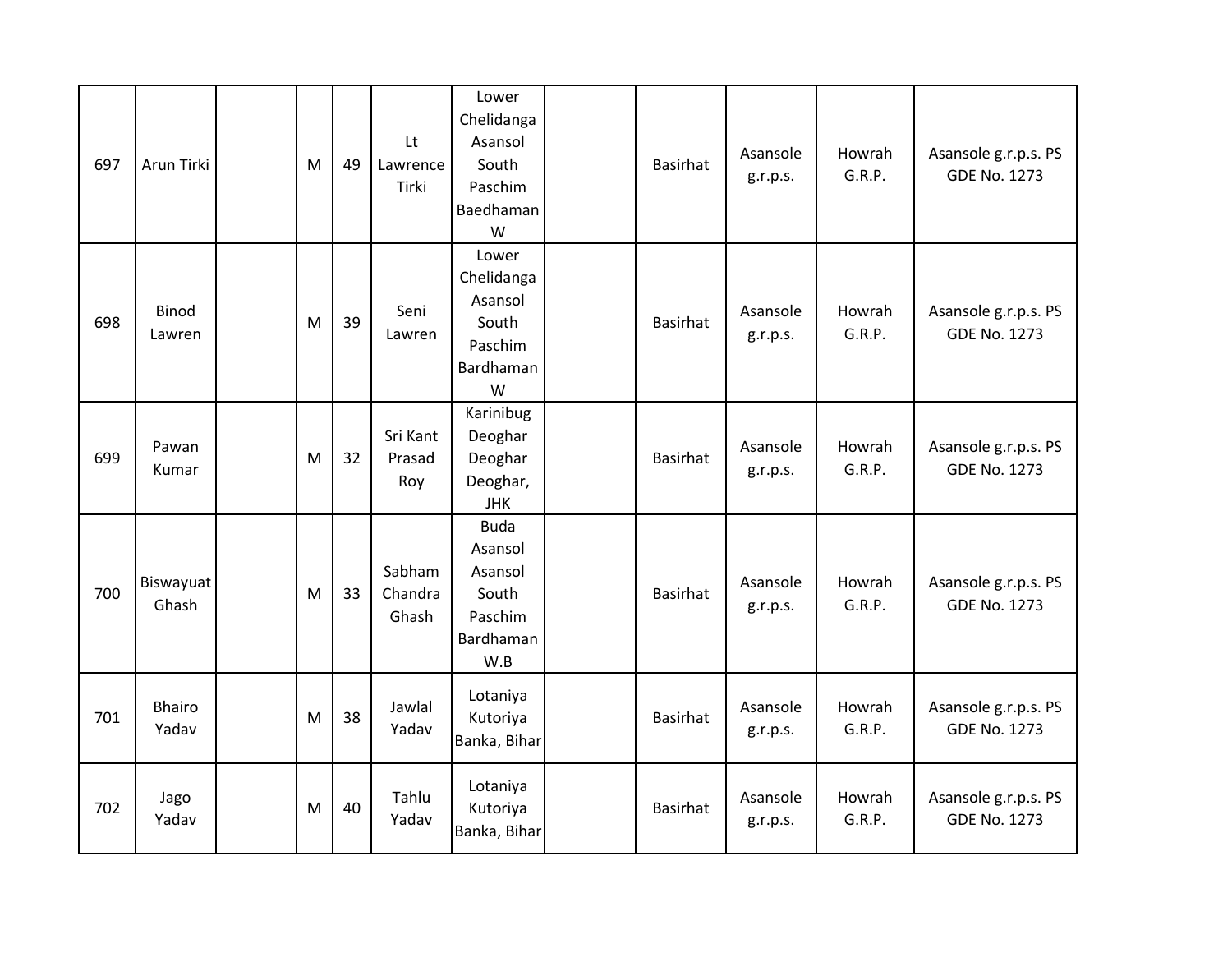| | | | | | | | | | | | |
|---|---|---|---|---|---|---|---|---|---|---|---|
| 697 | Arun Tirki | | M | 49 | Lt Lawrence Tirki | Lower Chelidanga Asansol South Paschim Baedhaman W | | Basirhat | Asansole g.r.p.s. | Howrah G.R.P. | Asansole g.r.p.s. PS GDE No. 1273 |
| 698 | Binod Lawren | | M | 39 | Seni Lawren | Lower Chelidanga Asansol South Paschim Bardhaman W | | Basirhat | Asansole g.r.p.s. | Howrah G.R.P. | Asansole g.r.p.s. PS GDE No. 1273 |
| 699 | Pawan Kumar | | M | 32 | Sri Kant Prasad Roy | Karinibug Deoghar Deoghar Deoghar, JHK | | Basirhat | Asansole g.r.p.s. | Howrah G.R.P. | Asansole g.r.p.s. PS GDE No. 1273 |
| 700 | Biswayuat Ghash | | M | 33 | Sabham Chandra Ghash | Buda Asansol Asansol South Paschim Bardhaman W.B | | Basirhat | Asansole g.r.p.s. | Howrah G.R.P. | Asansole g.r.p.s. PS GDE No. 1273 |
| 701 | Bhairo Yadav | | M | 38 | Jawlal Yadav | Lotaniya Kutoriya Banka, Bihar | | Basirhat | Asansole g.r.p.s. | Howrah G.R.P. | Asansole g.r.p.s. PS GDE No. 1273 |
| 702 | Jago Yadav | | M | 40 | Tahlu Yadav | Lotaniya Kutoriya Banka, Bihar | | Basirhat | Asansole g.r.p.s. | Howrah G.R.P. | Asansole g.r.p.s. PS GDE No. 1273 |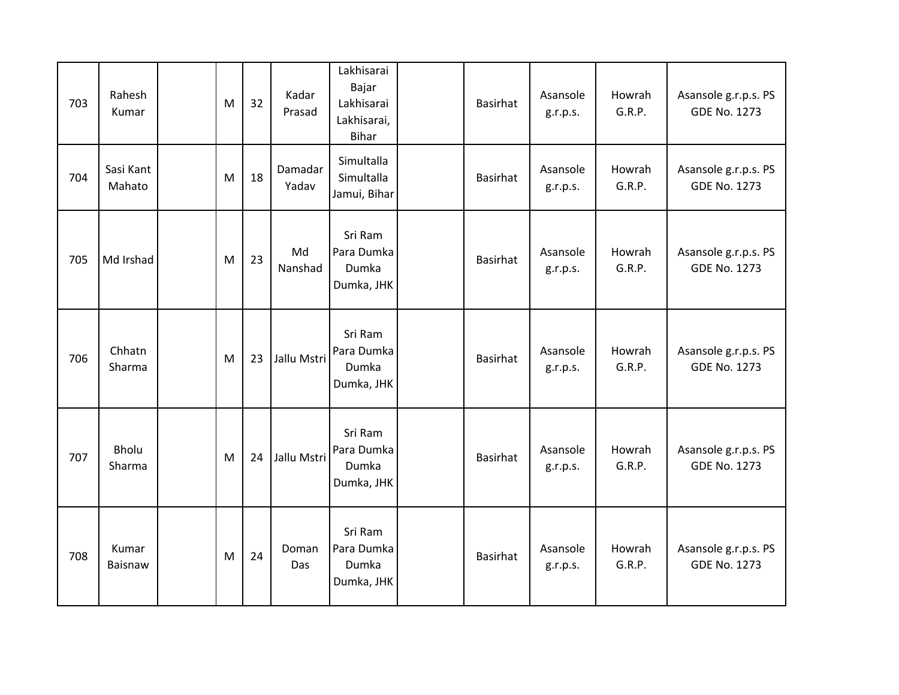| | | | | | | | | | | | |
|---|---|---|---|---|---|---|---|---|---|---|---|
| 703 | Rahesh Kumar | | M | 32 | Kadar Prasad | Lakhisarai Bajar Lakhisarai Lakhisarai, Bihar | | Basirhat | Asansole g.r.p.s. | Howrah G.R.P. | Asansole g.r.p.s. PS GDE No. 1273 |
| 704 | Sasi Kant Mahato | | M | 18 | Damadar Yadav | Simultalla Simultalla Jamui, Bihar | | Basirhat | Asansole g.r.p.s. | Howrah G.R.P. | Asansole g.r.p.s. PS GDE No. 1273 |
| 705 | Md Irshad | | M | 23 | Md Nanshad | Sri Ram Para Dumka Dumka Dumka, JHK | | Basirhat | Asansole g.r.p.s. | Howrah G.R.P. | Asansole g.r.p.s. PS GDE No. 1273 |
| 706 | Chhatn Sharma | | M | 23 | Jallu Mstri | Sri Ram Para Dumka Dumka Dumka, JHK | | Basirhat | Asansole g.r.p.s. | Howrah G.R.P. | Asansole g.r.p.s. PS GDE No. 1273 |
| 707 | Bholu Sharma | | M | 24 | Jallu Mstri | Sri Ram Para Dumka Dumka Dumka, JHK | | Basirhat | Asansole g.r.p.s. | Howrah G.R.P. | Asansole g.r.p.s. PS GDE No. 1273 |
| 708 | Kumar Baisnaw | | M | 24 | Doman Das | Sri Ram Para Dumka Dumka Dumka, JHK | | Basirhat | Asansole g.r.p.s. | Howrah G.R.P. | Asansole g.r.p.s. PS GDE No. 1273 |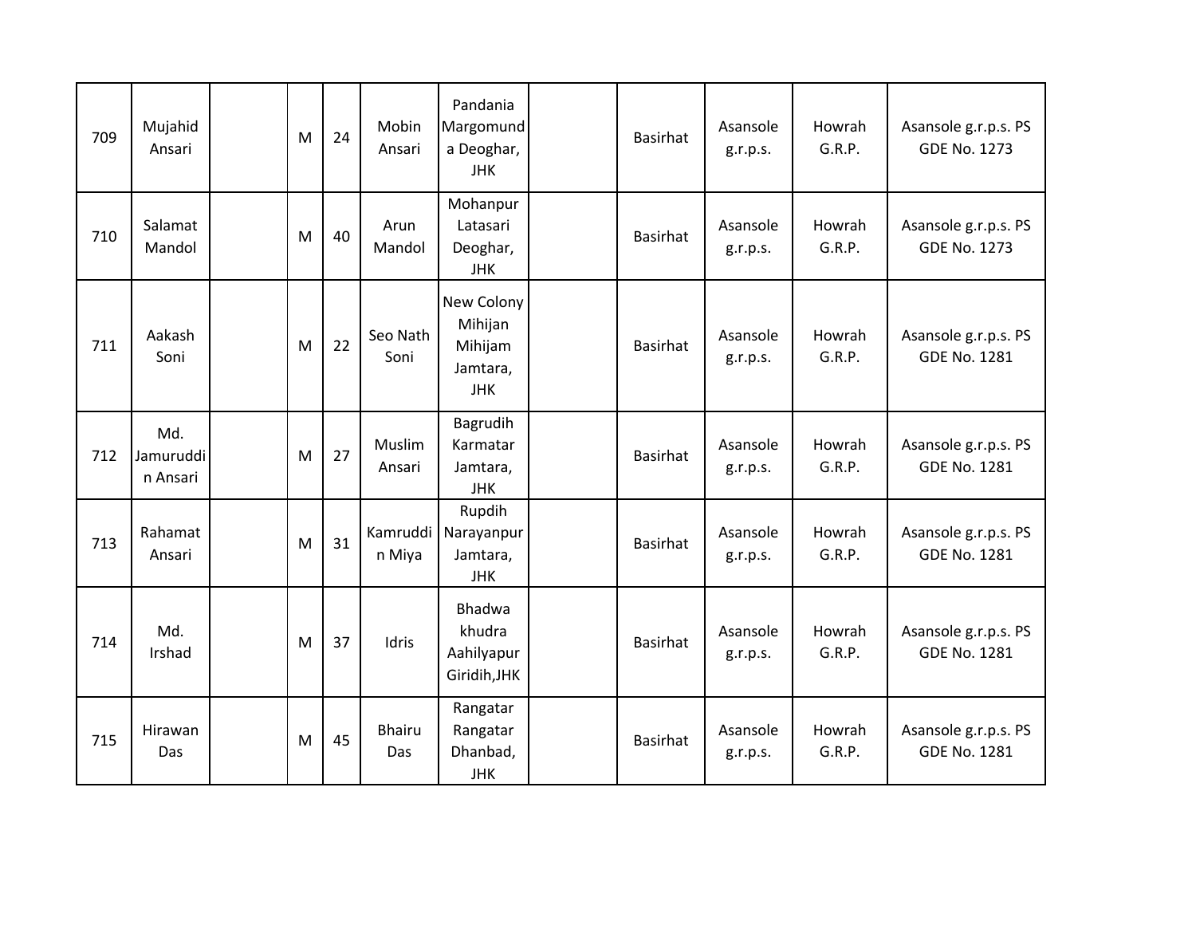| | | | | | | | | | | | |
|---|---|---|---|---|---|---|---|---|---|---|---|
| 709 | Mujahid Ansari | | M | 24 | Mobin Ansari | Pandania Margomunda Deoghar, JHK | | Basirhat | Asansole g.r.p.s. | Howrah G.R.P. | Asansole g.r.p.s. PS GDE No. 1273 |
| 710 | Salamat Mandol | | M | 40 | Arun Mandol | Mohanpur Latasari Deoghar, JHK | | Basirhat | Asansole g.r.p.s. | Howrah G.R.P. | Asansole g.r.p.s. PS GDE No. 1273 |
| 711 | Aakash Soni | | M | 22 | Seo Nath Soni | New Colony Mihijan Mihijam Jamtara, JHK | | Basirhat | Asansole g.r.p.s. | Howrah G.R.P. | Asansole g.r.p.s. PS GDE No. 1281 |
| 712 | Md. Jamuruddin Ansari | | M | 27 | Muslim Ansari | Bagrudih Karmatar Jamtara, JHK | | Basirhat | Asansole g.r.p.s. | Howrah G.R.P. | Asansole g.r.p.s. PS GDE No. 1281 |
| 713 | Rahamat Ansari | | M | 31 | Kamruddin Miya | Rupdih Narayanpur Jamtara, JHK | | Basirhat | Asansole g.r.p.s. | Howrah G.R.P. | Asansole g.r.p.s. PS GDE No. 1281 |
| 714 | Md. Irshad | | M | 37 | Idris | Bhadwa khudra Aahilyapur Giridih,JHK | | Basirhat | Asansole g.r.p.s. | Howrah G.R.P. | Asansole g.r.p.s. PS GDE No. 1281 |
| 715 | Hirawan Das | | M | 45 | Bhairu Das | Rangatar Rangatar Dhanbad, JHK | | Basirhat | Asansole g.r.p.s. | Howrah G.R.P. | Asansole g.r.p.s. PS GDE No. 1281 |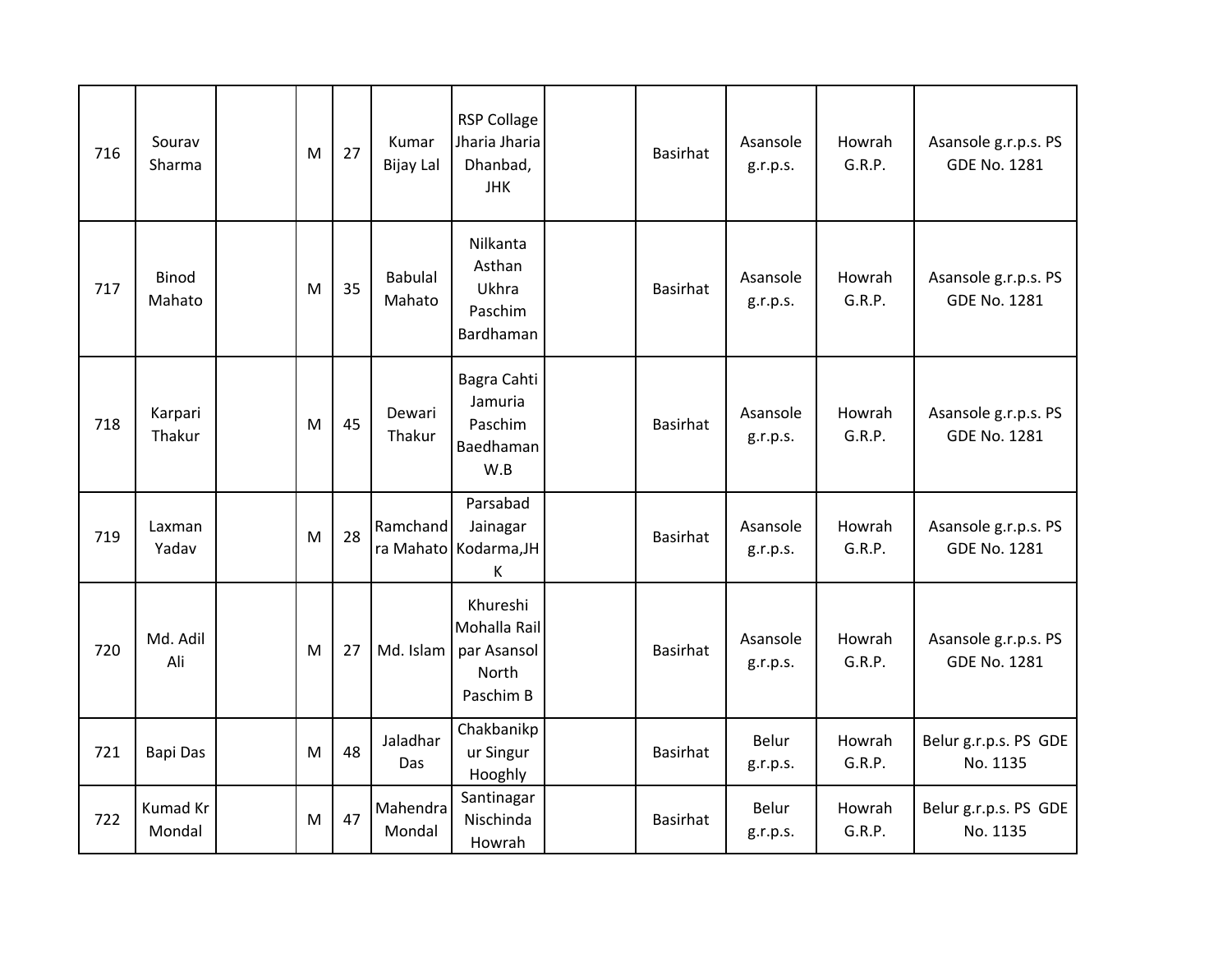| | | | | | | | | | | | |
|---|---|---|---|---|---|---|---|---|---|---|---|
| 716 | Sourav Sharma | | M | 27 | Kumar Bijay Lal | RSP Collage Jharia Jharia Dhanbad, JHK | | Basirhat | Asansole g.r.p.s. | Howrah G.R.P. | Asansole g.r.p.s. PS GDE No. 1281 |
| 717 | Binod Mahato | | M | 35 | Babulal Mahato | Nilkanta Asthan Ukhra Paschim Bardhaman | | Basirhat | Asansole g.r.p.s. | Howrah G.R.P. | Asansole g.r.p.s. PS GDE No. 1281 |
| 718 | Karpari Thakur | | M | 45 | Dewari Thakur | Bagra Cahti Jamuria Paschim Baedhaman W.B | | Basirhat | Asansole g.r.p.s. | Howrah G.R.P. | Asansole g.r.p.s. PS GDE No. 1281 |
| 719 | Laxman Yadav | | M | 28 | Ramchandra Mahato | Parsabad Jainagar Kodarma,JHK | | Basirhat | Asansole g.r.p.s. | Howrah G.R.P. | Asansole g.r.p.s. PS GDE No. 1281 |
| 720 | Md. Adil Ali | | M | 27 | Md. Islam | Khureshi Mohalla Rail par Asansol North Paschim B | | Basirhat | Asansole g.r.p.s. | Howrah G.R.P. | Asansole g.r.p.s. PS GDE No. 1281 |
| 721 | Bapi Das | | M | 48 | Jaladhar Das | Chakbanikpur Singur Hooghly | | Basirhat | Belur g.r.p.s. | Howrah G.R.P. | Belur g.r.p.s. PS GDE No. 1135 |
| 722 | Kumad Kr Mondal | | M | 47 | Mahendra Mondal | Santinagar Nischinda Howrah | | Basirhat | Belur g.r.p.s. | Howrah G.R.P. | Belur g.r.p.s. PS GDE No. 1135 |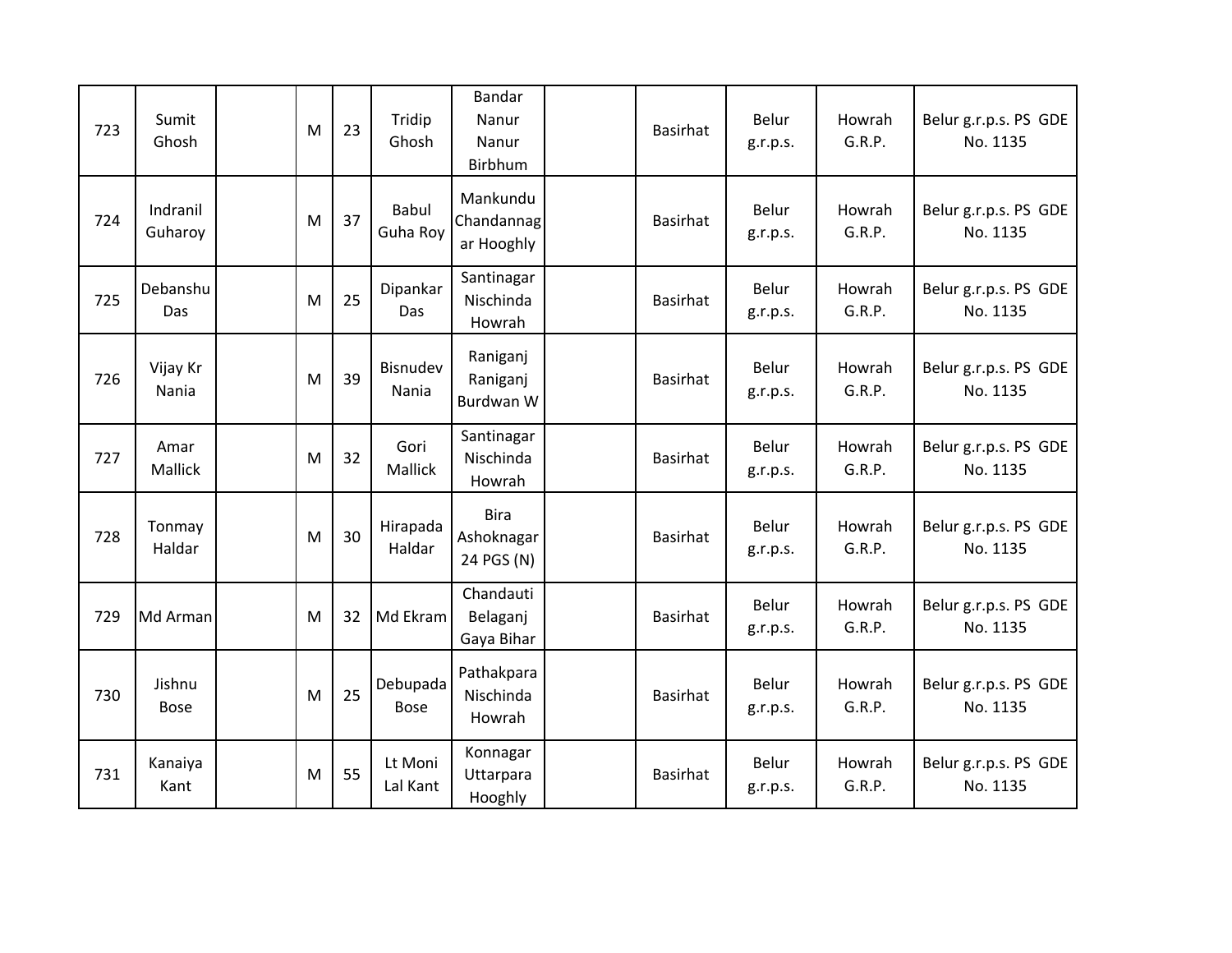| | | | | | | | | | | | |
|---|---|---|---|---|---|---|---|---|---|---|---|
| 723 | Sumit Ghosh | | M | 23 | Tridip Ghosh | Bandar Nanur Nanur Birbhum | | Basirhat | Belur g.r.p.s. | Howrah G.R.P. | Belur g.r.p.s. PS GDE No. 1135 |
| 724 | Indranil Guharoy | | M | 37 | Babul Guha Roy | Mankundu Chandannagar Hooghly | | Basirhat | Belur g.r.p.s. | Howrah G.R.P. | Belur g.r.p.s. PS GDE No. 1135 |
| 725 | Debanshu Das | | M | 25 | Dipankar Das | Santinagar Nischinda Howrah | | Basirhat | Belur g.r.p.s. | Howrah G.R.P. | Belur g.r.p.s. PS GDE No. 1135 |
| 726 | Vijay Kr Nania | | M | 39 | Bisnudev Nania | Raniganj Raniganj Burdwan W | | Basirhat | Belur g.r.p.s. | Howrah G.R.P. | Belur g.r.p.s. PS GDE No. 1135 |
| 727 | Amar Mallick | | M | 32 | Gori Mallick | Santinagar Nischinda Howrah | | Basirhat | Belur g.r.p.s. | Howrah G.R.P. | Belur g.r.p.s. PS GDE No. 1135 |
| 728 | Tonmay Haldar | | M | 30 | Hirapada Haldar | Bira Ashoknagar 24 PGS (N) | | Basirhat | Belur g.r.p.s. | Howrah G.R.P. | Belur g.r.p.s. PS GDE No. 1135 |
| 729 | Md Arman | | M | 32 | Md Ekram | Chandauti Belaganj Gaya Bihar | | Basirhat | Belur g.r.p.s. | Howrah G.R.P. | Belur g.r.p.s. PS GDE No. 1135 |
| 730 | Jishnu Bose | | M | 25 | Debupada Bose | Pathakpara Nischinda Howrah | | Basirhat | Belur g.r.p.s. | Howrah G.R.P. | Belur g.r.p.s. PS GDE No. 1135 |
| 731 | Kanaiya Kant | | M | 55 | Lt Moni Lal Kant | Konnagar Uttarpara Hooghly | | Basirhat | Belur g.r.p.s. | Howrah G.R.P. | Belur g.r.p.s. PS GDE No. 1135 |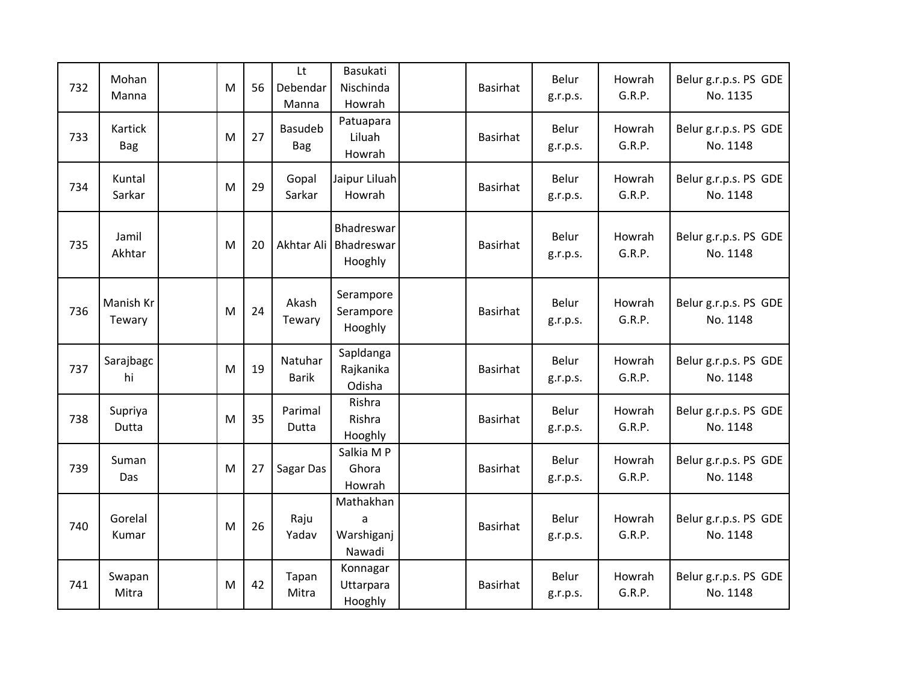| | | | | | | | | | | | |
|---|---|---|---|---|---|---|---|---|---|---|---|
| 732 | Mohan Manna | | M | 56 | Lt Debendar Manna | Basukati Nischinda Howrah | | Basirhat | Belur g.r.p.s. | Howrah G.R.P. | Belur g.r.p.s. PS GDE No. 1135 |
| 733 | Kartick Bag | | M | 27 | Basudeb Bag | Patuapara Liluah Howrah | | Basirhat | Belur g.r.p.s. | Howrah G.R.P. | Belur g.r.p.s. PS GDE No. 1148 |
| 734 | Kuntal Sarkar | | M | 29 | Gopal Sarkar | Jaipur Liluah Howrah | | Basirhat | Belur g.r.p.s. | Howrah G.R.P. | Belur g.r.p.s. PS GDE No. 1148 |
| 735 | Jamil Akhtar | | M | 20 | Akhtar Ali | Bhadreswar Bhadreswar Hooghly | | Basirhat | Belur g.r.p.s. | Howrah G.R.P. | Belur g.r.p.s. PS GDE No. 1148 |
| 736 | Manish Kr Tewary | | M | 24 | Akash Tewary | Serampore Serampore Hooghly | | Basirhat | Belur g.r.p.s. | Howrah G.R.P. | Belur g.r.p.s. PS GDE No. 1148 |
| 737 | Sarajbagchi | | M | 19 | Natuhar Barik | Sapldanga Rajkanika Odisha | | Basirhat | Belur g.r.p.s. | Howrah G.R.P. | Belur g.r.p.s. PS GDE No. 1148 |
| 738 | Supriya Dutta | | M | 35 | Parimal Dutta | Rishra Rishra Hooghly | | Basirhat | Belur g.r.p.s. | Howrah G.R.P. | Belur g.r.p.s. PS GDE No. 1148 |
| 739 | Suman Das | | M | 27 | Sagar Das | Salkia M P Ghora Howrah | | Basirhat | Belur g.r.p.s. | Howrah G.R.P. | Belur g.r.p.s. PS GDE No. 1148 |
| 740 | Gorelal Kumar | | M | 26 | Raju Yadav | Mathakhana Warshiganj Nawadi | | Basirhat | Belur g.r.p.s. | Howrah G.R.P. | Belur g.r.p.s. PS GDE No. 1148 |
| 741 | Swapan Mitra | | M | 42 | Tapan Mitra | Konnagar Uttarpara Hooghly | | Basirhat | Belur g.r.p.s. | Howrah G.R.P. | Belur g.r.p.s. PS GDE No. 1148 |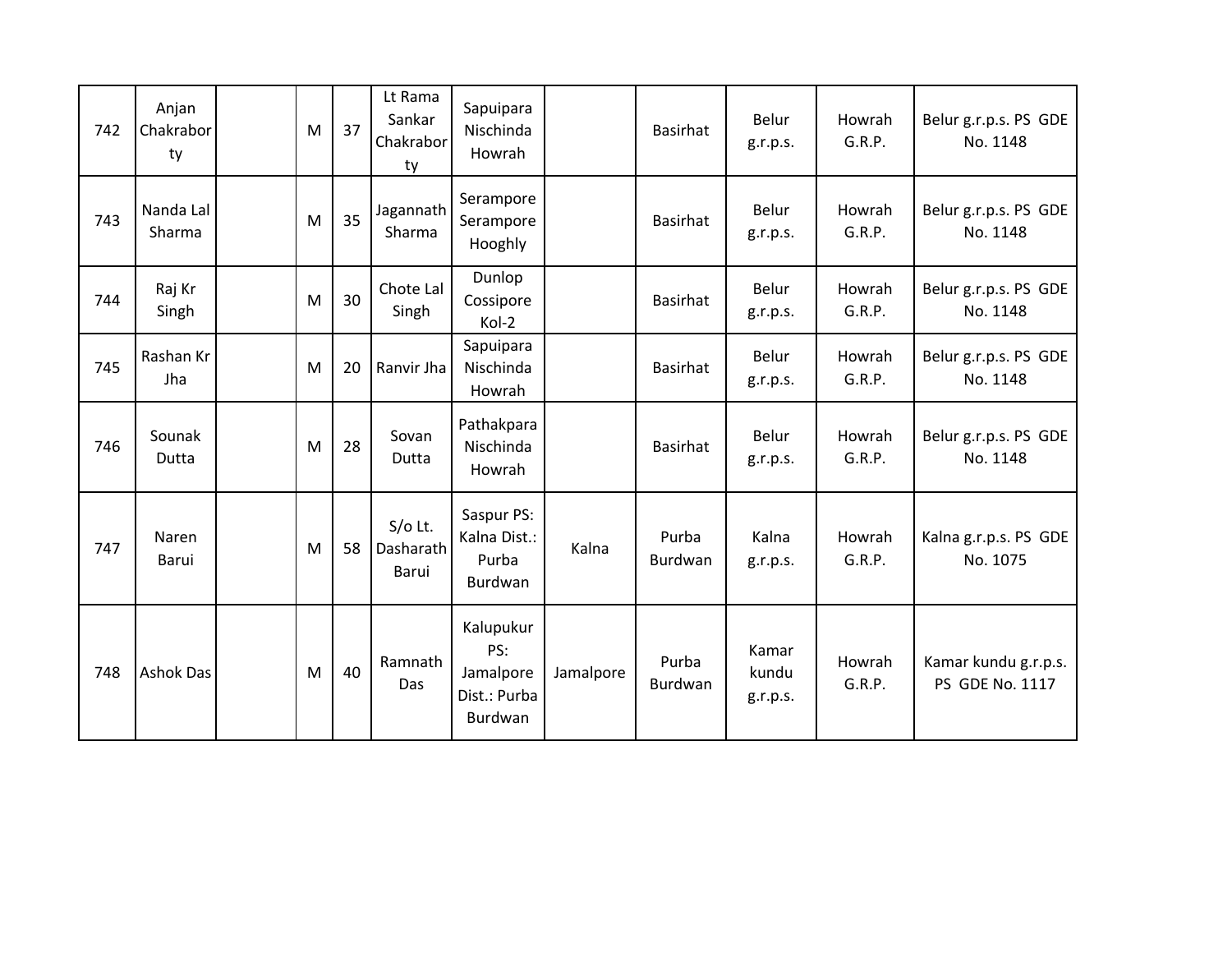| | | | | | | | | | | | |
|---|---|---|---|---|---|---|---|---|---|---|---|
| 742 | Anjan Chakraborty | | M | 37 | Lt Rama Sankar Chakraborty | Sapuipara Nischinda Howrah | | Basirhat | Belur g.r.p.s. | Howrah G.R.P. | Belur g.r.p.s. PS GDE No. 1148 |
| 743 | Nanda Lal Sharma | | M | 35 | Jagannath Sharma | Serampore Serampore Hooghly | | Basirhat | Belur g.r.p.s. | Howrah G.R.P. | Belur g.r.p.s. PS GDE No. 1148 |
| 744 | Raj Kr Singh | | M | 30 | Chote Lal Singh | Dunlop Cossipore Kol-2 | | Basirhat | Belur g.r.p.s. | Howrah G.R.P. | Belur g.r.p.s. PS GDE No. 1148 |
| 745 | Rashan Kr Jha | | M | 20 | Ranvir Jha | Sapuipara Nischinda Howrah | | Basirhat | Belur g.r.p.s. | Howrah G.R.P. | Belur g.r.p.s. PS GDE No. 1148 |
| 746 | Sounak Dutta | | M | 28 | Sovan Dutta | Pathakpara Nischinda Howrah | | Basirhat | Belur g.r.p.s. | Howrah G.R.P. | Belur g.r.p.s. PS GDE No. 1148 |
| 747 | Naren Barui | | M | 58 | S/o Lt. Dasharath Barui | Saspur PS: Kalna Dist.: Purba Burdwan | Kalna | Purba Burdwan | Kalna g.r.p.s. | Howrah G.R.P. | Kalna g.r.p.s. PS GDE No. 1075 |
| 748 | Ashok Das | | M | 40 | Ramnath Das | Kalupukur PS: Jamalpore Dist.: Purba Burdwan | Jamalpore | Purba Burdwan | Kamar kundu g.r.p.s. | Howrah G.R.P. | Kamar kundu g.r.p.s. PS GDE No. 1117 |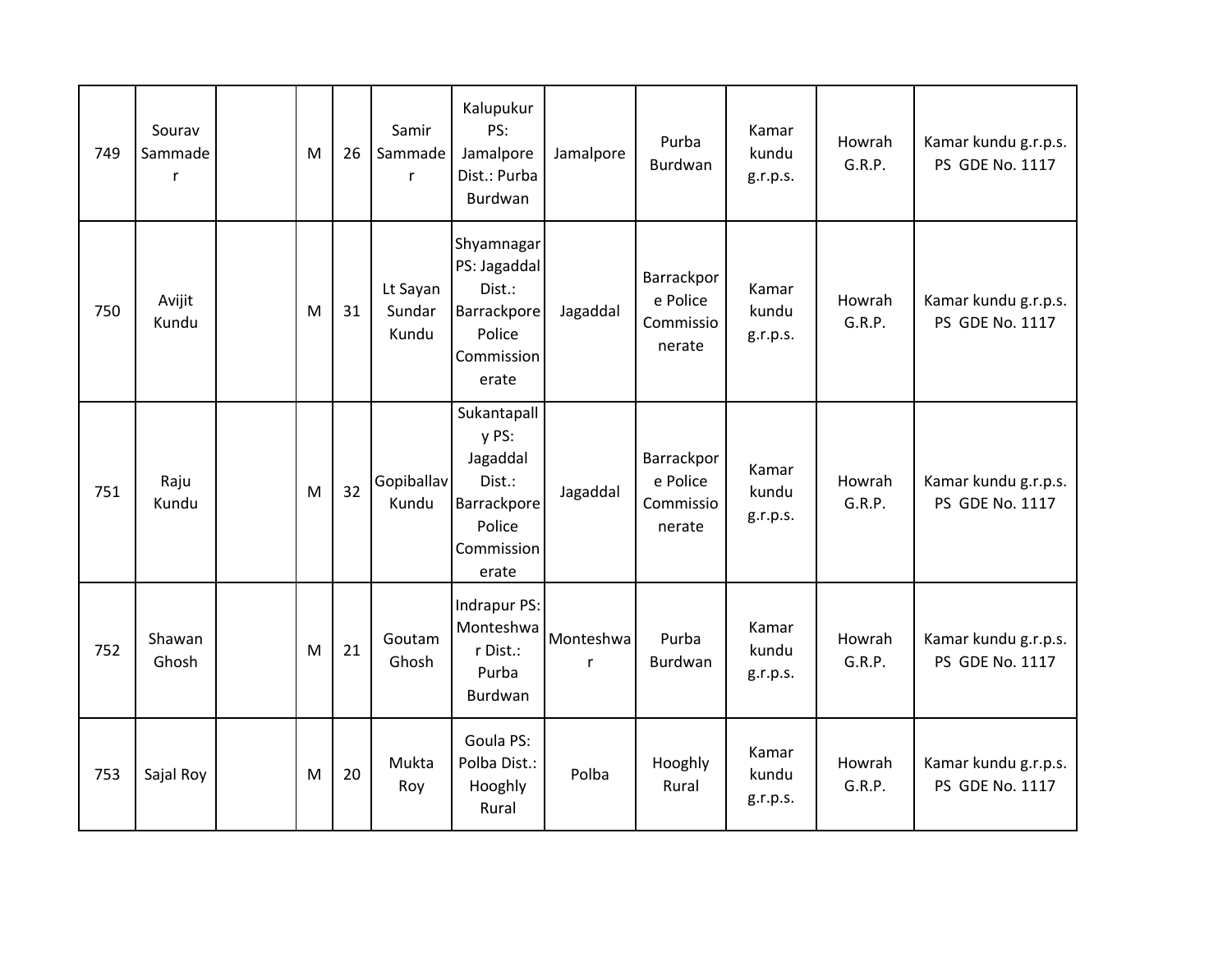| 749 | Sourav Sammader | | M | 26 | Samir Sammader | Kalupukur PS: Jamalpore Dist.: Purba Burdwan | Jamalpore | Purba Burdwan | Kamar kundu g.r.p.s. | Howrah G.R.P. | Kamar kundu g.r.p.s. PS GDE No. 1117 |
|---|---|---|---|---|---|---|---|---|---|---|---|
| 750 | Avijit Kundu | | M | 31 | Lt Sayan Sundar Kundu | Shyamnagar PS: Jagaddal Dist.: Barrackpore Police Commissionerate | Jagaddal | Barrackpore Police Commissionerate | Kamar kundu g.r.p.s. | Howrah G.R.P. | Kamar kundu g.r.p.s. PS GDE No. 1117 |
| 751 | Raju Kundu | | M | 32 | Gopiballav Kundu | Sukantapally PS: Jagaddal Dist.: Barrackpore Police Commissionerate | Jagaddal | Barrackpore Police Commissionerate | Kamar kundu g.r.p.s. | Howrah G.R.P. | Kamar kundu g.r.p.s. PS GDE No. 1117 |
| 752 | Shawan Ghosh | | M | 21 | Goutam Ghosh | Indrapur PS: Monteshwar Dist.: Purba Burdwan | Monteshwar | Purba Burdwan | Kamar kundu g.r.p.s. | Howrah G.R.P. | Kamar kundu g.r.p.s. PS GDE No. 1117 |
| 753 | Sajal Roy | | M | 20 | Mukta Roy | Goula PS: Polba Dist.: Hooghly Rural | Polba | Hooghly Rural | Kamar kundu g.r.p.s. | Howrah G.R.P. | Kamar kundu g.r.p.s. PS GDE No. 1117 |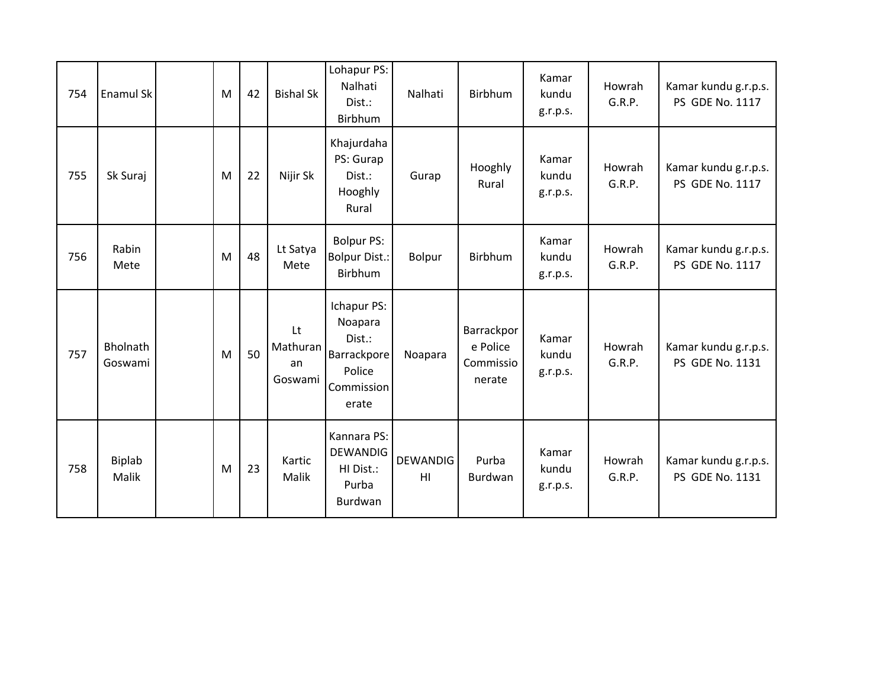| | | | | | | | | | | | |
|---|---|---|---|---|---|---|---|---|---|---|---|
| 754 | Enamul Sk | | M | 42 | Bishal Sk | Lohapur PS: Nalhati Dist.: Birbhum | Nalhati | Birbhum | Kamar kundu g.r.p.s. | Howrah G.R.P. | Kamar kundu g.r.p.s. PS GDE No. 1117 |
| 755 | Sk Suraj | | M | 22 | Nijir Sk | Khajurdaha PS: Gurap Dist.: Hooghly Rural | Gurap | Hooghly Rural | Kamar kundu g.r.p.s. | Howrah G.R.P. | Kamar kundu g.r.p.s. PS GDE No. 1117 |
| 756 | Rabin Mete | | M | 48 | Lt Satya Mete | Bolpur PS: Bolpur Dist.: Birbhum | Bolpur | Birbhum | Kamar kundu g.r.p.s. | Howrah G.R.P. | Kamar kundu g.r.p.s. PS GDE No. 1117 |
| 757 | Bholnath Goswami | | M | 50 | Lt Mathuranan Goswami | Ichapur PS: Noapara Dist.: Barrackpore Police Commissionerate | Noapara | Barrackpore Police Commissionerate | Kamar kundu g.r.p.s. | Howrah G.R.P. | Kamar kundu g.r.p.s. PS GDE No. 1131 |
| 758 | Biplab Malik | | M | 23 | Kartic Malik | Kannara PS: DEWANDIGHI Dist.: Purba Burdwan | DEWANDIGHI | Purba Burdwan | Kamar kundu g.r.p.s. | Howrah G.R.P. | Kamar kundu g.r.p.s. PS GDE No. 1131 |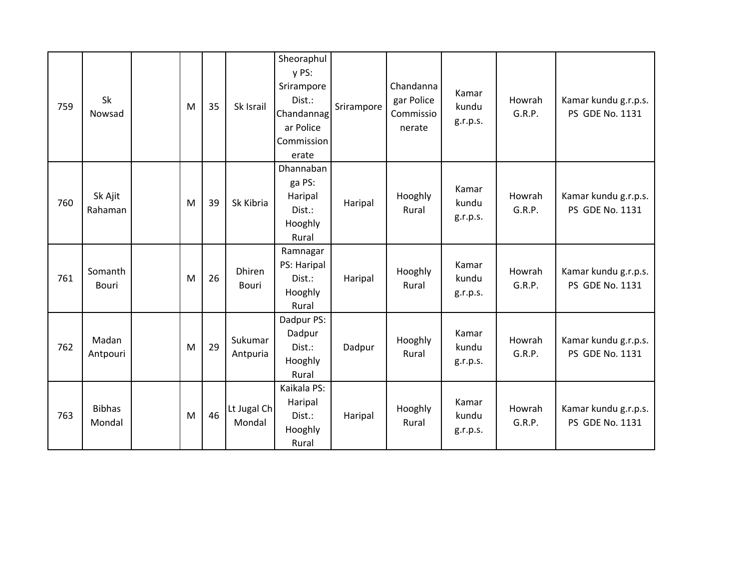| | | | | | | | | | | | |
|---|---|---|---|---|---|---|---|---|---|---|---|
| 759 | Sk Nowsad | | M | 35 | Sk Israil | Sheoraphuly PS: Srirampore Dist.: Chandannagar Police Commissionerate | Srirampore | Chandannagar Police Commissionerate | Kamar kundu g.r.p.s. | Howrah G.R.P. | Kamar kundu g.r.p.s. PS GDE No. 1131 |
| 760 | Sk Ajit Rahaman | | M | 39 | Sk Kibria | Dhannabanga PS: Haripal Dist.: Hooghly Rural | Haripal | Hooghly Rural | Kamar kundu g.r.p.s. | Howrah G.R.P. | Kamar kundu g.r.p.s. PS GDE No. 1131 |
| 761 | Somanth Bouri | | M | 26 | Dhiren Bouri | Ramnagar PS: Haripal Dist.: Hooghly Rural | Haripal | Hooghly Rural | Kamar kundu g.r.p.s. | Howrah G.R.P. | Kamar kundu g.r.p.s. PS GDE No. 1131 |
| 762 | Madan Antpouri | | M | 29 | Sukumar Antpuria | Dadpur PS: Dadpur Dist.: Hooghly Rural | Dadpur | Hooghly Rural | Kamar kundu g.r.p.s. | Howrah G.R.P. | Kamar kundu g.r.p.s. PS GDE No. 1131 |
| 763 | Bibhas Mondal | | M | 46 | Lt Jugal Ch Mondal | Kaikala PS: Haripal Dist.: Hooghly Rural | Haripal | Hooghly Rural | Kamar kundu g.r.p.s. | Howrah G.R.P. | Kamar kundu g.r.p.s. PS GDE No. 1131 |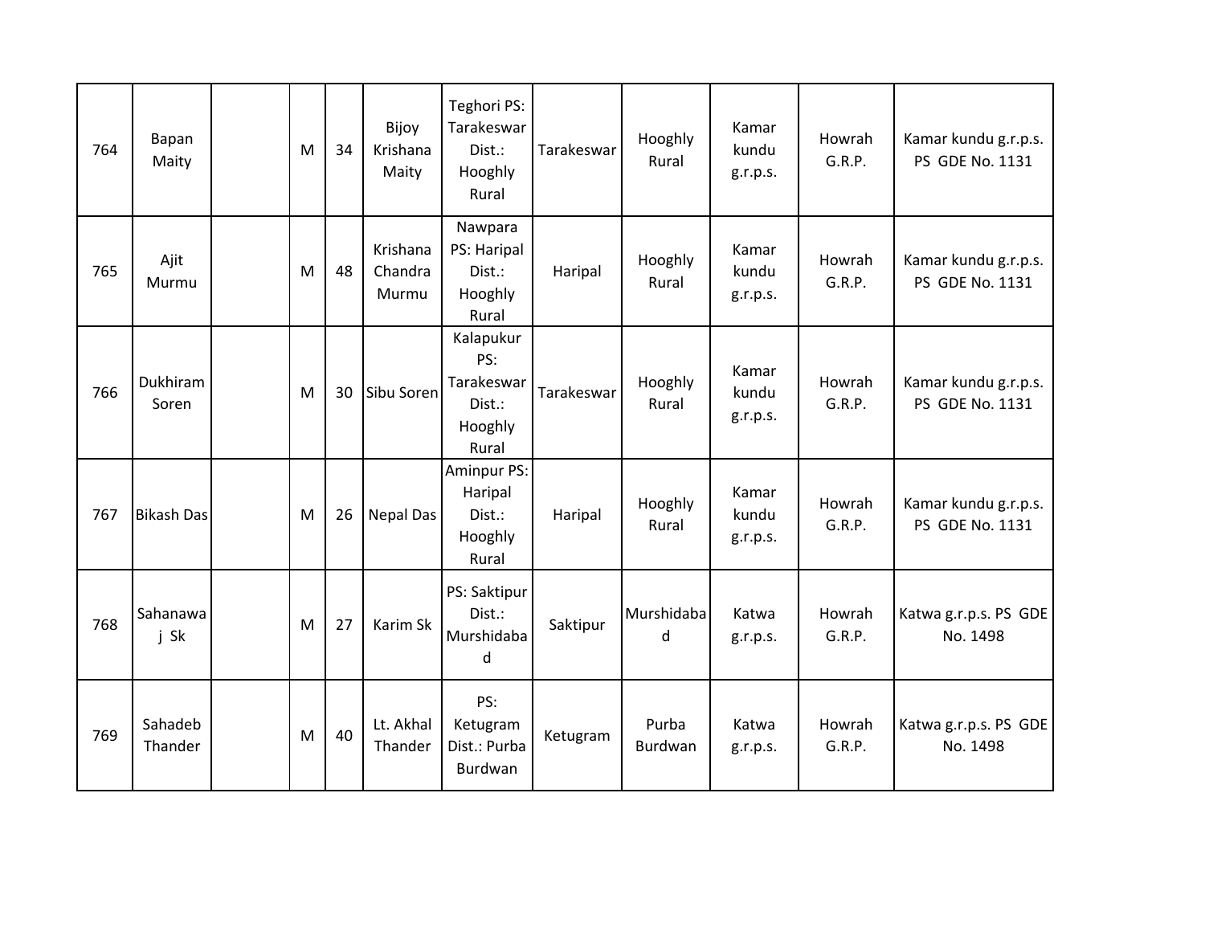| 764 | Bapan Maity | | M | 34 | Bijoy Krishana Maity | Teghori PS: Tarakeswar Dist.: Hooghly Rural | Tarakeswar | Hooghly Rural | Kamar kundu g.r.p.s. | Howrah G.R.P. | Kamar kundu g.r.p.s. PS GDE No. 1131 |
|---|---|---|---|---|---|---|---|---|---|---|---|
| 765 | Ajit Murmu | | M | 48 | Krishana Chandra Murmu | Nawpara PS: Haripal Dist.: Hooghly Rural | Haripal | Hooghly Rural | Kamar kundu g.r.p.s. | Howrah G.R.P. | Kamar kundu g.r.p.s. PS GDE No. 1131 |
| 766 | Dukhiram Soren | | M | 30 | Sibu Soren | Kalapukur PS: Tarakeswar Dist.: Hooghly Rural | Tarakeswar | Hooghly Rural | Kamar kundu g.r.p.s. | Howrah G.R.P. | Kamar kundu g.r.p.s. PS GDE No. 1131 |
| 767 | Bikash Das | | M | 26 | Nepal Das | Aminpur PS: Haripal Dist.: Hooghly Rural | Haripal | Hooghly Rural | Kamar kundu g.r.p.s. | Howrah G.R.P. | Kamar kundu g.r.p.s. PS GDE No. 1131 |
| 768 | Sahanawaj Sk | | M | 27 | Karim Sk | PS: Saktipur Dist.: Murshidabad | Saktipur | Murshidabad | Katwa g.r.p.s. | Howrah G.R.P. | Katwa g.r.p.s. PS GDE No. 1498 |
| 769 | Sahadeb Thander | | M | 40 | Lt. Akhal Thander | PS: Ketugram Dist.: Purba Burdwan | Ketugram | Purba Burdwan | Katwa g.r.p.s. | Howrah G.R.P. | Katwa g.r.p.s. PS GDE No. 1498 |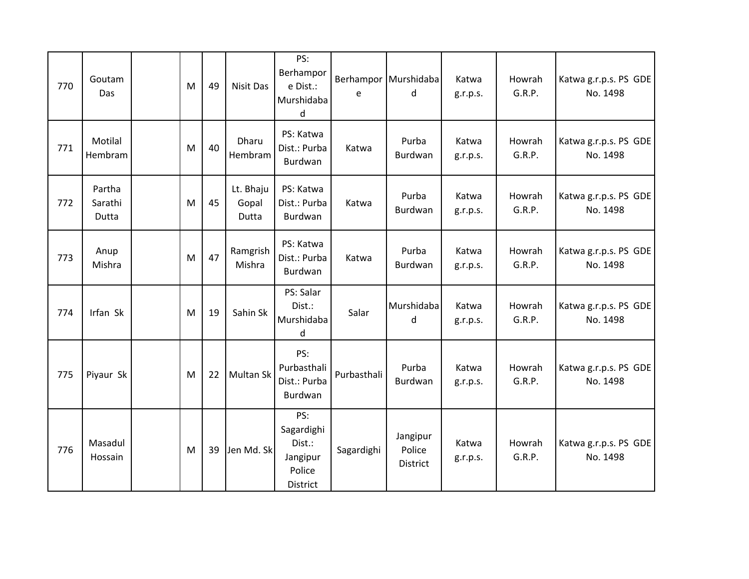| | | | | | | | | | | | |
|---|---|---|---|---|---|---|---|---|---|---|---|
| 770 | Goutam Das | | M | 49 | Nisit Das | PS: Berhampore Dist.: Murshidabad | Berhampore | Murshidabad | Katwa g.r.p.s. | Howrah G.R.P. | Katwa g.r.p.s. PS GDE No. 1498 |
| 771 | Motilal Hembram | | M | 40 | Dharu Hembram | PS: Katwa Dist.: Purba Burdwan | Katwa | Purba Burdwan | Katwa g.r.p.s. | Howrah G.R.P. | Katwa g.r.p.s. PS GDE No. 1498 |
| 772 | Partha Sarathi Dutta | | M | 45 | Lt. Bhaju Gopal Dutta | PS: Katwa Dist.: Purba Burdwan | Katwa | Purba Burdwan | Katwa g.r.p.s. | Howrah G.R.P. | Katwa g.r.p.s. PS GDE No. 1498 |
| 773 | Anup Mishra | | M | 47 | Ramgrish Mishra | PS: Katwa Dist.: Purba Burdwan | Katwa | Purba Burdwan | Katwa g.r.p.s. | Howrah G.R.P. | Katwa g.r.p.s. PS GDE No. 1498 |
| 774 | Irfan Sk | | M | 19 | Sahin Sk | PS: Salar Dist.: Murshidabad | Salar | Murshidabad | Katwa g.r.p.s. | Howrah G.R.P. | Katwa g.r.p.s. PS GDE No. 1498 |
| 775 | Piyaur Sk | | M | 22 | Multan Sk | PS: Purbasthali Dist.: Purba Burdwan | Purbasthali | Purba Burdwan | Katwa g.r.p.s. | Howrah G.R.P. | Katwa g.r.p.s. PS GDE No. 1498 |
| 776 | Masadul Hossain | | M | 39 | Jen Md. Sk | PS: Sagardighi Dist.: Jangipur Police District | Sagardighi | Jangipur Police District | Katwa g.r.p.s. | Howrah G.R.P. | Katwa g.r.p.s. PS GDE No. 1498 |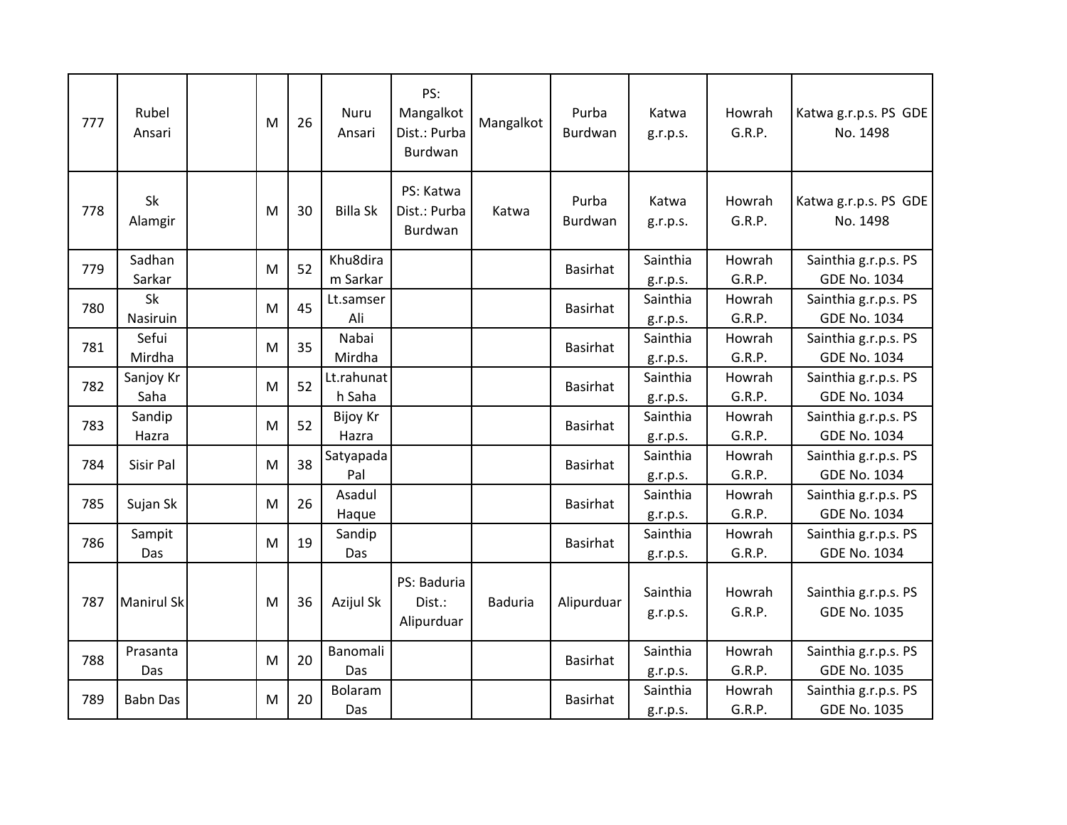| | | | | | | | | | | | |
|---|---|---|---|---|---|---|---|---|---|---|---|
| 777 | Rubel Ansari | | M | 26 | Nuru Ansari | PS: Mangalkot Dist.: Purba Burdwan | Mangalkot | Purba Burdwan | Katwa g.r.p.s. | Howrah G.R.P. | Katwa g.r.p.s. PS GDE No. 1498 |
| 778 | Sk Alamgir | | M | 30 | Billa Sk | PS: Katwa Dist.: Purba Burdwan | Katwa | Purba Burdwan | Katwa g.r.p.s. | Howrah G.R.P. | Katwa g.r.p.s. PS GDE No. 1498 |
| 779 | Sadhan Sarkar | | M | 52 | Khu8diram Sarkar | | | Basirhat | Sainthia g.r.p.s. | Howrah G.R.P. | Sainthia g.r.p.s. PS GDE No. 1034 |
| 780 | Sk Nasiruin | | M | 45 | Lt.samser Ali | | | Basirhat | Sainthia g.r.p.s. | Howrah G.R.P. | Sainthia g.r.p.s. PS GDE No. 1034 |
| 781 | Sefui Mirdha | | M | 35 | Nabai Mirdha | | | Basirhat | Sainthia g.r.p.s. | Howrah G.R.P. | Sainthia g.r.p.s. PS GDE No. 1034 |
| 782 | Sanjoy Kr Saha | | M | 52 | Lt.rahunath Saha | | | Basirhat | Sainthia g.r.p.s. | Howrah G.R.P. | Sainthia g.r.p.s. PS GDE No. 1034 |
| 783 | Sandip Hazra | | M | 52 | Bijoy Kr Hazra | | | Basirhat | Sainthia g.r.p.s. | Howrah G.R.P. | Sainthia g.r.p.s. PS GDE No. 1034 |
| 784 | Sisir Pal | | M | 38 | Satyapada Pal | | | Basirhat | Sainthia g.r.p.s. | Howrah G.R.P. | Sainthia g.r.p.s. PS GDE No. 1034 |
| 785 | Sujan Sk | | M | 26 | Asadul Haque | | | Basirhat | Sainthia g.r.p.s. | Howrah G.R.P. | Sainthia g.r.p.s. PS GDE No. 1034 |
| 786 | Sampit Das | | M | 19 | Sandip Das | | | Basirhat | Sainthia g.r.p.s. | Howrah G.R.P. | Sainthia g.r.p.s. PS GDE No. 1034 |
| 787 | Manirul Sk | | M | 36 | Azijul Sk | PS: Baduria Dist.: Alipurduar | Baduria | Alipurduar | Sainthia g.r.p.s. | Howrah G.R.P. | Sainthia g.r.p.s. PS GDE No. 1035 |
| 788 | Prasanta Das | | M | 20 | Banomali Das | | | Basirhat | Sainthia g.r.p.s. | Howrah G.R.P. | Sainthia g.r.p.s. PS GDE No. 1035 |
| 789 | Babn Das | | M | 20 | Bolaram Das | | | Basirhat | Sainthia g.r.p.s. | Howrah G.R.P. | Sainthia g.r.p.s. PS GDE No. 1035 |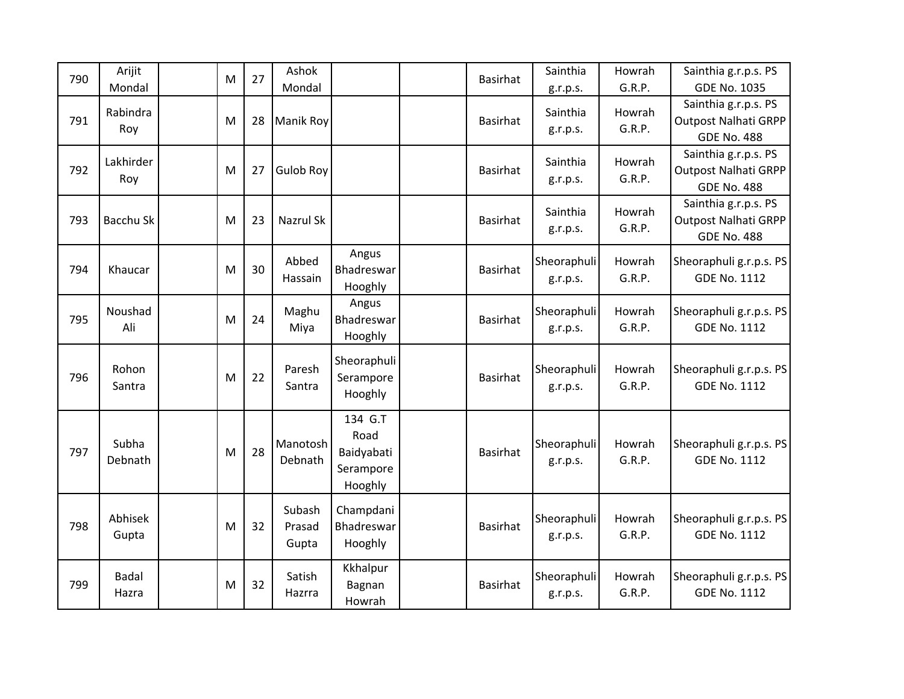| | | | | | | | | | | | |
|---|---|---|---|---|---|---|---|---|---|---|---|
| 790 | Arijit Mondal | | M | 27 | Ashok Mondal | | | Basirhat | Sainthia g.r.p.s. | Howrah G.R.P. | Sainthia g.r.p.s. PS GDE No. 1035 |
| 791 | Rabindra Roy | | M | 28 | Manik Roy | | | Basirhat | Sainthia g.r.p.s. | Howrah G.R.P. | Sainthia g.r.p.s. PS Outpost Nalhati GRPP GDE No. 488 |
| 792 | Lakhirder Roy | | M | 27 | Gulob Roy | | | Basirhat | Sainthia g.r.p.s. | Howrah G.R.P. | Sainthia g.r.p.s. PS Outpost Nalhati GRPP GDE No. 488 |
| 793 | Bacchu Sk | | M | 23 | Nazrul Sk | | | Basirhat | Sainthia g.r.p.s. | Howrah G.R.P. | Sainthia g.r.p.s. PS Outpost Nalhati GRPP GDE No. 488 |
| 794 | Khaucar | | M | 30 | Abbed Hassain | Angus Bhadreswar Hooghly | | Basirhat | Sheoraphuli g.r.p.s. | Howrah G.R.P. | Sheoraphuli g.r.p.s. PS GDE No. 1112 |
| 795 | Noushad Ali | | M | 24 | Maghu Miya | Angus Bhadreswar Hooghly | | Basirhat | Sheoraphuli g.r.p.s. | Howrah G.R.P. | Sheoraphuli g.r.p.s. PS GDE No. 1112 |
| 796 | Rohon Santra | | M | 22 | Paresh Santra | Sheoraphuli Serampore Hooghly | | Basirhat | Sheoraphuli g.r.p.s. | Howrah G.R.P. | Sheoraphuli g.r.p.s. PS GDE No. 1112 |
| 797 | Subha Debnath | | M | 28 | Manotosh Debnath | 134 G.T Road Baidyabati Serampore Hooghly | | Basirhat | Sheoraphuli g.r.p.s. | Howrah G.R.P. | Sheoraphuli g.r.p.s. PS GDE No. 1112 |
| 798 | Abhisek Gupta | | M | 32 | Subash Prasad Gupta | Champdani Bhadreswar Hooghly | | Basirhat | Sheoraphuli g.r.p.s. | Howrah G.R.P. | Sheoraphuli g.r.p.s. PS GDE No. 1112 |
| 799 | Badal Hazra | | M | 32 | Satish Hazrra | Kkhalpur Bagnan Howrah | | Basirhat | Sheoraphuli g.r.p.s. | Howrah G.R.P. | Sheoraphuli g.r.p.s. PS GDE No. 1112 |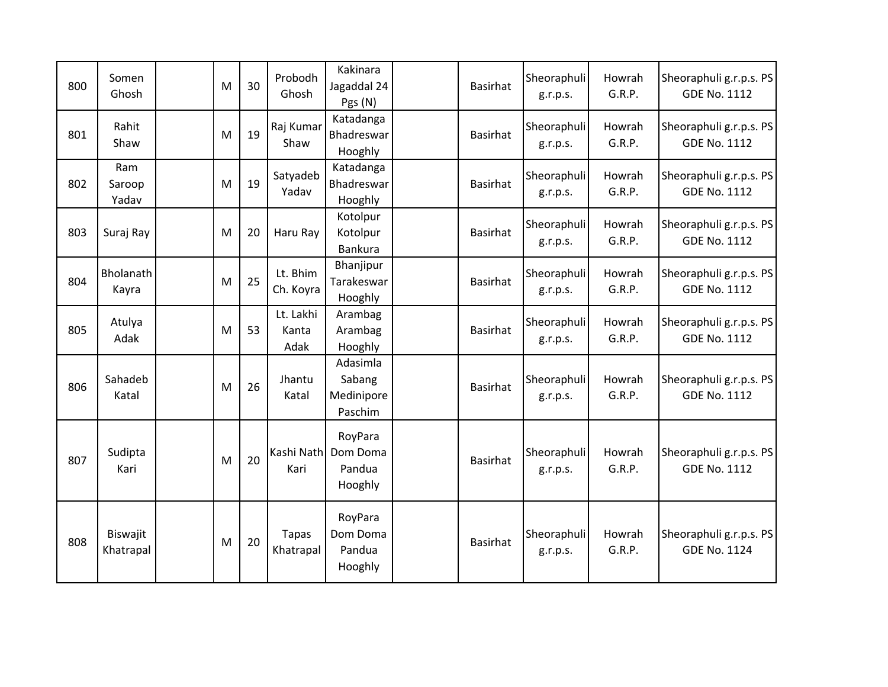| | | | | | | | | | | | |
|---|---|---|---|---|---|---|---|---|---|---|---|
| 800 | Somen Ghosh | | M | 30 | Probodh Ghosh | Kakinara Jagaddal 24 Pgs (N) | | Basirhat | Sheoraphuli g.r.p.s. | Howrah G.R.P. | Sheoraphuli g.r.p.s. PS GDE No. 1112 |
| 801 | Rahit Shaw | | M | 19 | Raj Kumar Shaw | Katadanga Bhadreswar Hooghly | | Basirhat | Sheoraphuli g.r.p.s. | Howrah G.R.P. | Sheoraphuli g.r.p.s. PS GDE No. 1112 |
| 802 | Ram Saroop Yadav | | M | 19 | Satyadeb Yadav | Katadanga Bhadreswar Hooghly | | Basirhat | Sheoraphuli g.r.p.s. | Howrah G.R.P. | Sheoraphuli g.r.p.s. PS GDE No. 1112 |
| 803 | Suraj Ray | | M | 20 | Haru Ray | Kotolpur Kotolpur Bankura | | Basirhat | Sheoraphuli g.r.p.s. | Howrah G.R.P. | Sheoraphuli g.r.p.s. PS GDE No. 1112 |
| 804 | Bholanath Kayra | | M | 25 | Lt. Bhim Ch. Koyra | Bhanjipur Tarakeswar Hooghly | | Basirhat | Sheoraphuli g.r.p.s. | Howrah G.R.P. | Sheoraphuli g.r.p.s. PS GDE No. 1112 |
| 805 | Atulya Adak | | M | 53 | Lt. Lakhi Kanta Adak | Arambag Arambag Hooghly | | Basirhat | Sheoraphuli g.r.p.s. | Howrah G.R.P. | Sheoraphuli g.r.p.s. PS GDE No. 1112 |
| 806 | Sahadeb Katal | | M | 26 | Jhantu Katal | Adasimla Sabang Medinipore Paschim | | Basirhat | Sheoraphuli g.r.p.s. | Howrah G.R.P. | Sheoraphuli g.r.p.s. PS GDE No. 1112 |
| 807 | Sudipta Kari | | M | 20 | Kashi Nath Kari | RoyPara Dom Doma Pandua Hooghly | | Basirhat | Sheoraphuli g.r.p.s. | Howrah G.R.P. | Sheoraphuli g.r.p.s. PS GDE No. 1112 |
| 808 | Biswajit Khatrapal | | M | 20 | Tapas Khatrapal | RoyPara Dom Doma Pandua Hooghly | | Basirhat | Sheoraphuli g.r.p.s. | Howrah G.R.P. | Sheoraphuli g.r.p.s. PS GDE No. 1124 |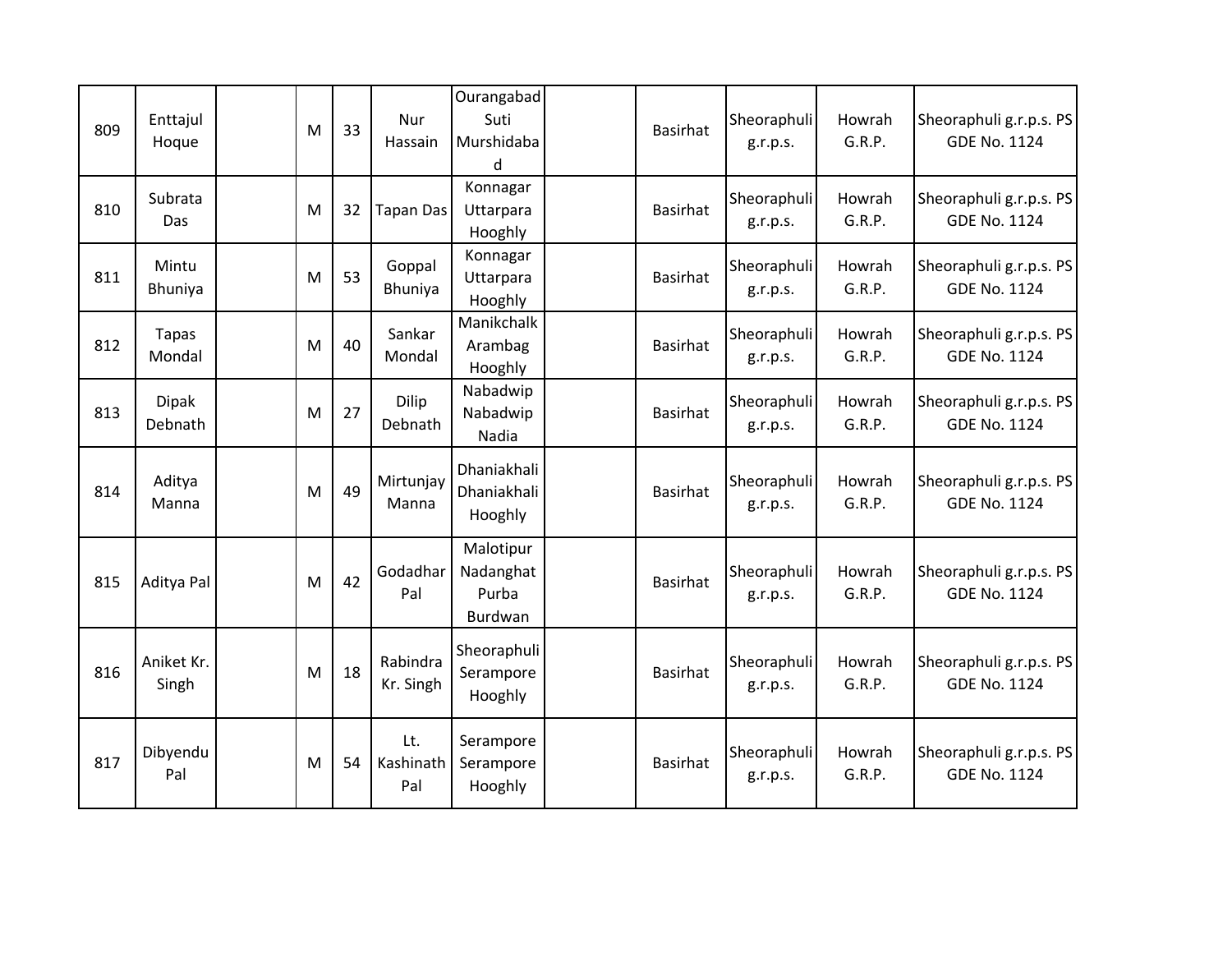| | | | | | | | | | | | |
|---|---|---|---|---|---|---|---|---|---|---|---|
| 809 | Enttajul Hoque | | M | 33 | Nur Hassain | Ourangabad Suti Murshidabad | | Basirhat | Sheoraphuli g.r.p.s. | Howrah G.R.P. | Sheoraphuli g.r.p.s. PS GDE No. 1124 |
| 810 | Subrata Das | | M | 32 | Tapan Das | Konnagar Uttarpara Hooghly | | Basirhat | Sheoraphuli g.r.p.s. | Howrah G.R.P. | Sheoraphuli g.r.p.s. PS GDE No. 1124 |
| 811 | Mintu Bhuniya | | M | 53 | Goppal Bhuniya | Konnagar Uttarpara Hooghly | | Basirhat | Sheoraphuli g.r.p.s. | Howrah G.R.P. | Sheoraphuli g.r.p.s. PS GDE No. 1124 |
| 812 | Tapas Mondal | | M | 40 | Sankar Mondal | Manikchalk Arambag Hooghly | | Basirhat | Sheoraphuli g.r.p.s. | Howrah G.R.P. | Sheoraphuli g.r.p.s. PS GDE No. 1124 |
| 813 | Dipak Debnath | | M | 27 | Dilip Debnath | Nabadwip Nabadwip Nadia | | Basirhat | Sheoraphuli g.r.p.s. | Howrah G.R.P. | Sheoraphuli g.r.p.s. PS GDE No. 1124 |
| 814 | Aditya Manna | | M | 49 | Mirtunjay Manna | Dhaniakhali Dhaniakhali Hooghly | | Basirhat | Sheoraphuli g.r.p.s. | Howrah G.R.P. | Sheoraphuli g.r.p.s. PS GDE No. 1124 |
| 815 | Aditya Pal | | M | 42 | Godadhar Pal | Malotipur Nadanghat Purba Burdwan | | Basirhat | Sheoraphuli g.r.p.s. | Howrah G.R.P. | Sheoraphuli g.r.p.s. PS GDE No. 1124 |
| 816 | Aniket Kr. Singh | | M | 18 | Rabindra Kr. Singh | Sheoraphuli Serampore Hooghly | | Basirhat | Sheoraphuli g.r.p.s. | Howrah G.R.P. | Sheoraphuli g.r.p.s. PS GDE No. 1124 |
| 817 | Dibyendu Pal | | M | 54 | Lt. Kashinath Pal | Serampore Serampore Hooghly | | Basirhat | Sheoraphuli g.r.p.s. | Howrah G.R.P. | Sheoraphuli g.r.p.s. PS GDE No. 1124 |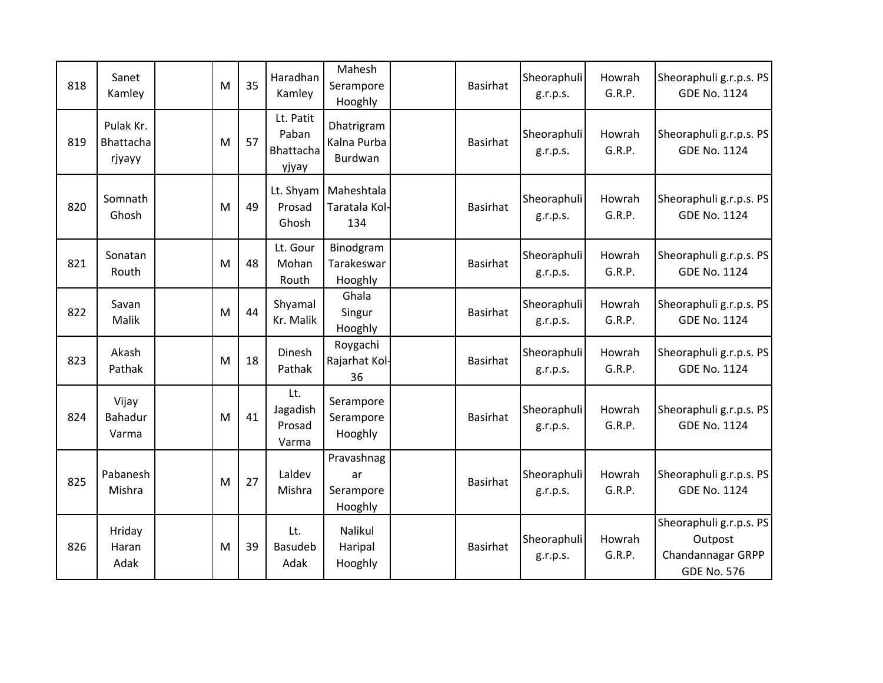| | | | | | | | | | | | |
|---|---|---|---|---|---|---|---|---|---|---|---|
| 818 | Sanet Kamley | | M | 35 | Haradhan Kamley | Mahesh Serampore Hooghly | | Basirhat | Sheoraphuli g.r.p.s. | Howrah G.R.P. | Sheoraphuli g.r.p.s. PS GDE No. 1124 |
| 819 | Pulak Kr. Bhattacharjyayy | | M | 57 | Lt. Patit Paban Bhattachayjyay | Dhatrigram Kalna Purba Burdwan | | Basirhat | Sheoraphuli g.r.p.s. | Howrah G.R.P. | Sheoraphuli g.r.p.s. PS GDE No. 1124 |
| 820 | Somnath Ghosh | | M | 49 | Lt. Shyam Prosad Ghosh | Maheshtala Taratala Kol-134 | | Basirhat | Sheoraphuli g.r.p.s. | Howrah G.R.P. | Sheoraphuli g.r.p.s. PS GDE No. 1124 |
| 821 | Sonatan Routh | | M | 48 | Lt. Gour Mohan Routh | Binodgram Tarakeswar Hooghly | | Basirhat | Sheoraphuli g.r.p.s. | Howrah G.R.P. | Sheoraphuli g.r.p.s. PS GDE No. 1124 |
| 822 | Savan Malik | | M | 44 | Shyamal Kr. Malik | Ghala Singur Hooghly | | Basirhat | Sheoraphuli g.r.p.s. | Howrah G.R.P. | Sheoraphuli g.r.p.s. PS GDE No. 1124 |
| 823 | Akash Pathak | | M | 18 | Dinesh Pathak | Roygachi Rajarhat Kol-36 | | Basirhat | Sheoraphuli g.r.p.s. | Howrah G.R.P. | Sheoraphuli g.r.p.s. PS GDE No. 1124 |
| 824 | Vijay Bahadur Varma | | M | 41 | Lt. Jagadish Prosad Varma | Serampore Serampore Hooghly | | Basirhat | Sheoraphuli g.r.p.s. | Howrah G.R.P. | Sheoraphuli g.r.p.s. PS GDE No. 1124 |
| 825 | Pabanesh Mishra | | M | 27 | Laldev Mishra | Pravashnagar Serampore Hooghly | | Basirhat | Sheoraphuli g.r.p.s. | Howrah G.R.P. | Sheoraphuli g.r.p.s. PS GDE No. 1124 |
| 826 | Hriday Haran Adak | | M | 39 | Lt. Basudeb Adak | Nalikul Haripal Hooghly | | Basirhat | Sheoraphuli g.r.p.s. | Howrah G.R.P. | Sheoraphuli g.r.p.s. PS Outpost Chandannagar GRPP GDE No. 576 |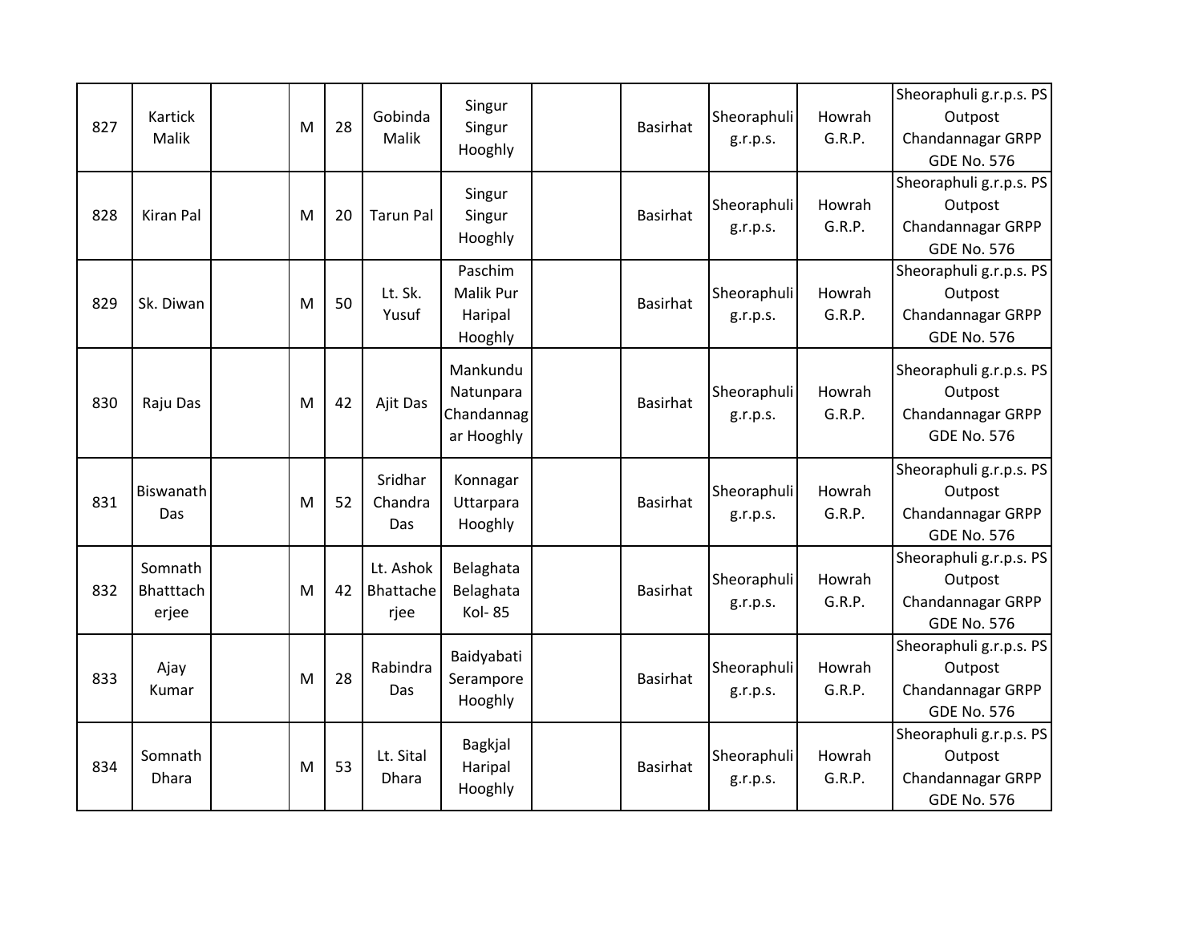| | | | | | | | | | | | |
|---|---|---|---|---|---|---|---|---|---|---|---|
| 827 | Kartick Malik | | M | 28 | Gobinda Malik | Singur Singur Hooghly | | Basirhat | Sheoraphuli g.r.p.s. | Howrah G.R.P. | Sheoraphuli g.r.p.s. PS Outpost Chandannagar GRPP GDE No. 576 |
| 828 | Kiran Pal | | M | 20 | Tarun Pal | Singur Singur Hooghly | | Basirhat | Sheoraphuli g.r.p.s. | Howrah G.R.P. | Sheoraphuli g.r.p.s. PS Outpost Chandannagar GRPP GDE No. 576 |
| 829 | Sk. Diwan | | M | 50 | Lt. Sk. Yusuf | Paschim Malik Pur Haripal Hooghly | | Basirhat | Sheoraphuli g.r.p.s. | Howrah G.R.P. | Sheoraphuli g.r.p.s. PS Outpost Chandannagar GRPP GDE No. 576 |
| 830 | Raju Das | | M | 42 | Ajit Das | Mankundu Natunpara Chandannagar Hooghly | | Basirhat | Sheoraphuli g.r.p.s. | Howrah G.R.P. | Sheoraphuli g.r.p.s. PS Outpost Chandannagar GRPP GDE No. 576 |
| 831 | Biswanath Das | | M | 52 | Sridhar Chandra Das | Konnagar Uttarpara Hooghly | | Basirhat | Sheoraphuli g.r.p.s. | Howrah G.R.P. | Sheoraphuli g.r.p.s. PS Outpost Chandannagar GRPP GDE No. 576 |
| 832 | Somnath Bhatttacherjee | | M | 42 | Lt. Ashok Bhattacherjee | Belaghata Belaghata Kol- 85 | | Basirhat | Sheoraphuli g.r.p.s. | Howrah G.R.P. | Sheoraphuli g.r.p.s. PS Outpost Chandannagar GRPP GDE No. 576 |
| 833 | Ajay Kumar | | M | 28 | Rabindra Das | Baidyabati Serampore Hooghly | | Basirhat | Sheoraphuli g.r.p.s. | Howrah G.R.P. | Sheoraphuli g.r.p.s. PS Outpost Chandannagar GRPP GDE No. 576 |
| 834 | Somnath Dhara | | M | 53 | Lt. Sital Dhara | Bagkjal Haripal Hooghly | | Basirhat | Sheoraphuli g.r.p.s. | Howrah G.R.P. | Sheoraphuli g.r.p.s. PS Outpost Chandannagar GRPP GDE No. 576 |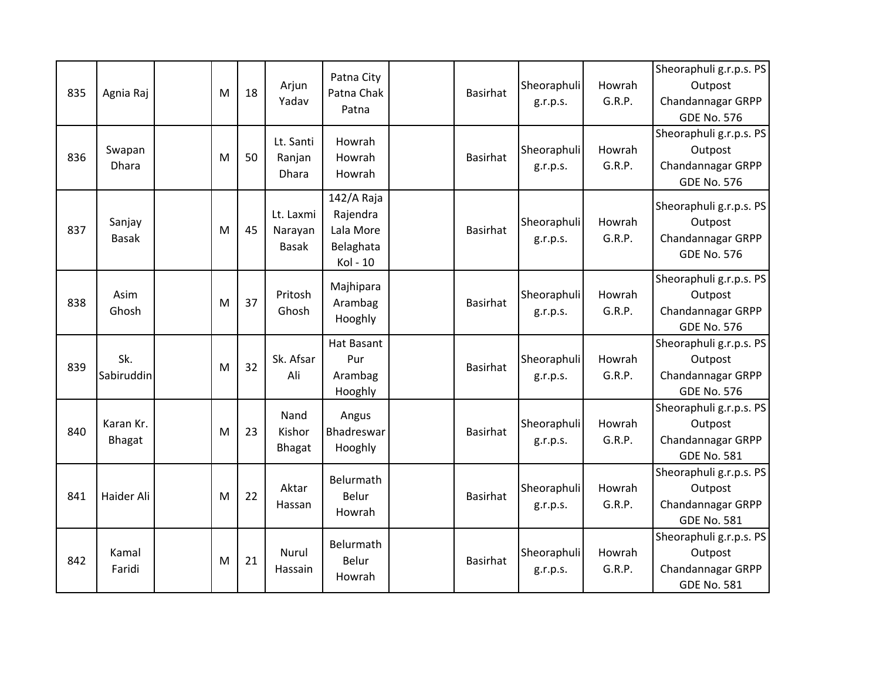| | | | | | | | | | | | |
|---|---|---|---|---|---|---|---|---|---|---|---|
| 835 | Agnia Raj | | M | 18 | Arjun Yadav | Patna City Patna Chak Patna | | Basirhat | Sheoraphuli g.r.p.s. | Howrah G.R.P. | Sheoraphuli g.r.p.s. PS Outpost Chandannagar GRPP GDE No. 576 |
| 836 | Swapan Dhara | | M | 50 | Lt. Santi Ranjan Dhara | Howrah Howrah Howrah | | Basirhat | Sheoraphuli g.r.p.s. | Howrah G.R.P. | Sheoraphuli g.r.p.s. PS Outpost Chandannagar GRPP GDE No. 576 |
| 837 | Sanjay Basak | | M | 45 | Lt. Laxmi Narayan Basak | 142/A Raja Rajendra Lala More Belaghata Kol - 10 | | Basirhat | Sheoraphuli g.r.p.s. | Howrah G.R.P. | Sheoraphuli g.r.p.s. PS Outpost Chandannagar GRPP GDE No. 576 |
| 838 | Asim Ghosh | | M | 37 | Pritosh Ghosh | Majhipara Arambag Hooghly | | Basirhat | Sheoraphuli g.r.p.s. | Howrah G.R.P. | Sheoraphuli g.r.p.s. PS Outpost Chandannagar GRPP GDE No. 576 |
| 839 | Sk. Sabiruddin | | M | 32 | Sk. Afsar Ali | Hat Basant Pur Arambag Hooghly | | Basirhat | Sheoraphuli g.r.p.s. | Howrah G.R.P. | Sheoraphuli g.r.p.s. PS Outpost Chandannagar GRPP GDE No. 576 |
| 840 | Karan Kr. Bhagat | | M | 23 | Nand Kishor Bhagat | Angus Bhadreswar Hooghly | | Basirhat | Sheoraphuli g.r.p.s. | Howrah G.R.P. | Sheoraphuli g.r.p.s. PS Outpost Chandannagar GRPP GDE No. 581 |
| 841 | Haider Ali | | M | 22 | Aktar Hassan | Belurmath Belur Howrah | | Basirhat | Sheoraphuli g.r.p.s. | Howrah G.R.P. | Sheoraphuli g.r.p.s. PS Outpost Chandannagar GRPP GDE No. 581 |
| 842 | Kamal Faridi | | M | 21 | Nurul Hassain | Belurmath Belur Howrah | | Basirhat | Sheoraphuli g.r.p.s. | Howrah G.R.P. | Sheoraphuli g.r.p.s. PS Outpost Chandannagar GRPP GDE No. 581 |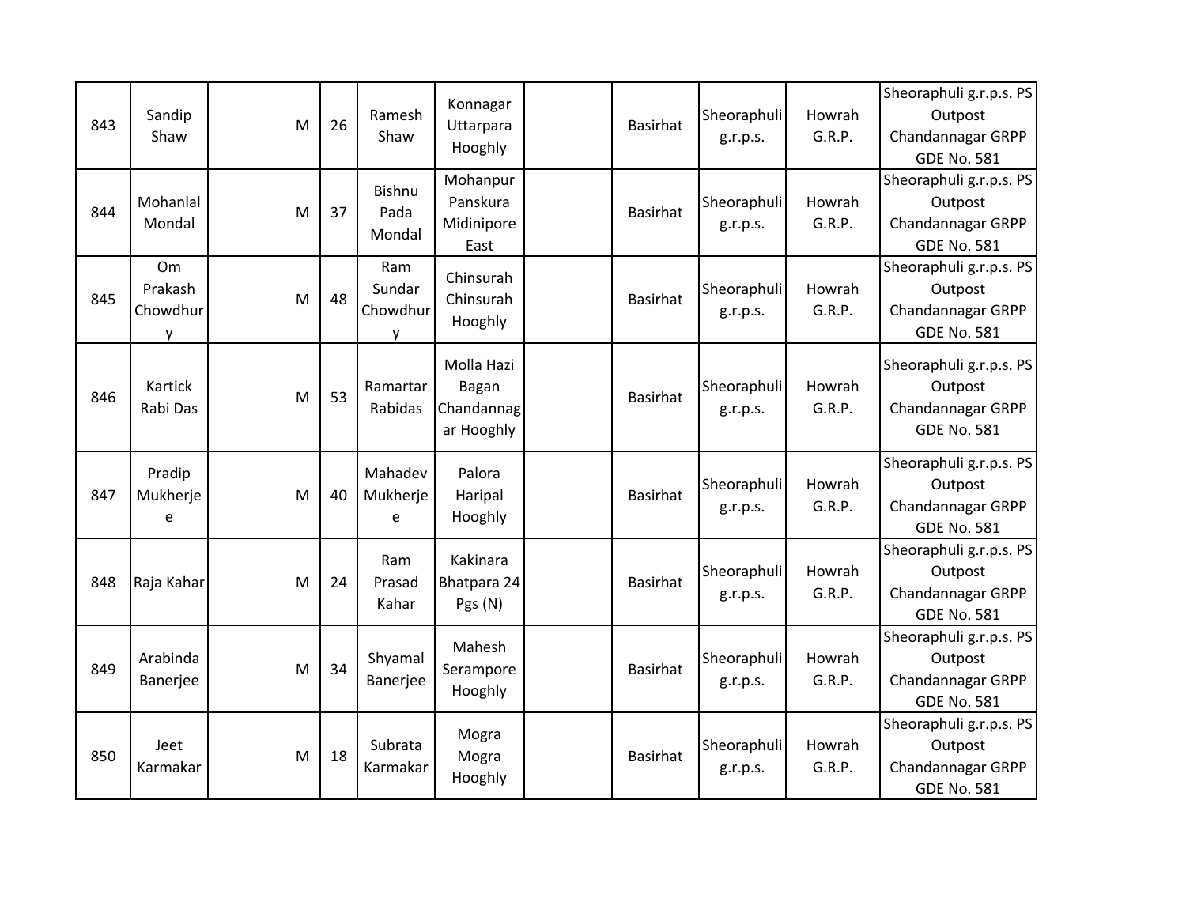| | | | | | | | | | | | |
|---|---|---|---|---|---|---|---|---|---|---|---|
| 843 | Sandip Shaw | | M | 26 | Ramesh Shaw | Konnagar Uttarpara Hooghly | | Basirhat | Sheoraphuli g.r.p.s. | Howrah G.R.P. | Sheoraphuli g.r.p.s. PS Outpost Chandannagar GRPP GDE No. 581 |
| 844 | Mohanlal Mondal | | M | 37 | Bishnu Pada Mondal | Mohanpur Panskura Midinipore East | | Basirhat | Sheoraphuli g.r.p.s. | Howrah G.R.P. | Sheoraphuli g.r.p.s. PS Outpost Chandannagar GRPP GDE No. 581 |
| 845 | Om Prakash Chowdhury | | M | 48 | Ram Sundar Chowdhury | Chinsurah Chinsurah Hooghly | | Basirhat | Sheoraphuli g.r.p.s. | Howrah G.R.P. | Sheoraphuli g.r.p.s. PS Outpost Chandannagar GRPP GDE No. 581 |
| 846 | Kartick Rabi Das | | M | 53 | Ramartar Rabidas | Molla Hazi Bagan Chandannagar Hooghly | | Basirhat | Sheoraphuli g.r.p.s. | Howrah G.R.P. | Sheoraphuli g.r.p.s. PS Outpost Chandannagar GRPP GDE No. 581 |
| 847 | Pradip Mukherjee | | M | 40 | Mahadev Mukherjee | Palora Haripal Hooghly | | Basirhat | Sheoraphuli g.r.p.s. | Howrah G.R.P. | Sheoraphuli g.r.p.s. PS Outpost Chandannagar GRPP GDE No. 581 |
| 848 | Raja Kahar | | M | 24 | Ram Prasad Kahar | Kakinara Bhatpara 24 Pgs (N) | | Basirhat | Sheoraphuli g.r.p.s. | Howrah G.R.P. | Sheoraphuli g.r.p.s. PS Outpost Chandannagar GRPP GDE No. 581 |
| 849 | Arabinda Banerjee | | M | 34 | Shyamal Banerjee | Mahesh Serampore Hooghly | | Basirhat | Sheoraphuli g.r.p.s. | Howrah G.R.P. | Sheoraphuli g.r.p.s. PS Outpost Chandannagar GRPP GDE No. 581 |
| 850 | Jeet Karmakar | | M | 18 | Subrata Karmakar | Mogra Mogra Hooghly | | Basirhat | Sheoraphuli g.r.p.s. | Howrah G.R.P. | Sheoraphuli g.r.p.s. PS Outpost Chandannagar GRPP GDE No. 581 |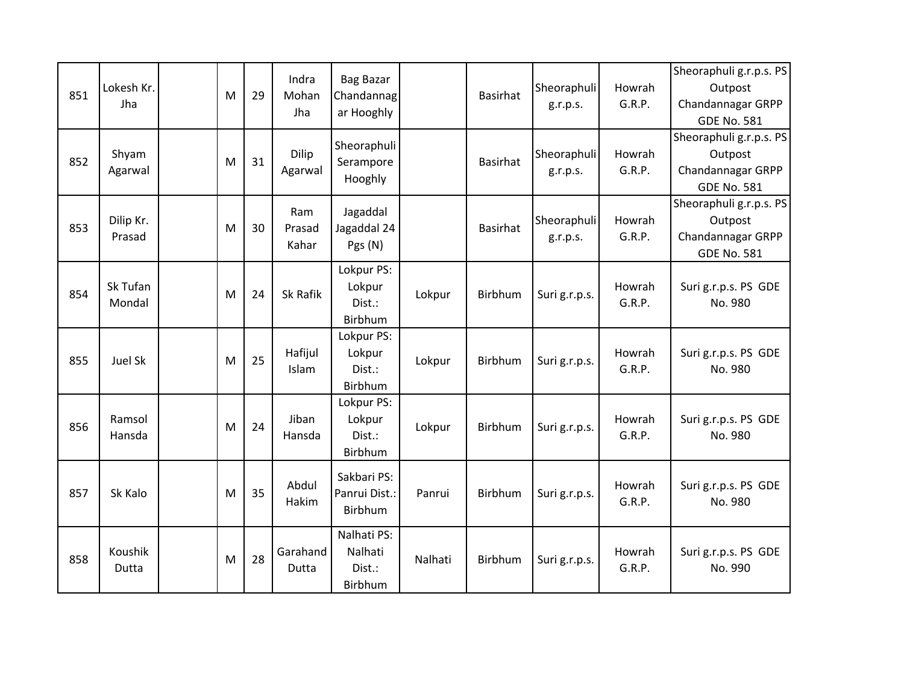| | | | | | | | | | | | |
|---|---|---|---|---|---|---|---|---|---|---|---|
| 851 | Lokesh Kr. Jha | | M | 29 | Indra Mohan Jha | Bag Bazar Chandannagar Hooghly | | Basirhat | Sheoraphuli g.r.p.s. | Howrah G.R.P. | Sheoraphuli g.r.p.s. PS Outpost Chandannagar GRPP GDE No. 581 |
| 852 | Shyam Agarwal | | M | 31 | Dilip Agarwal | Sheoraphuli Serampore Hooghly | | Basirhat | Sheoraphuli g.r.p.s. | Howrah G.R.P. | Sheoraphuli g.r.p.s. PS Outpost Chandannagar GRPP GDE No. 581 |
| 853 | Dilip Kr. Prasad | | M | 30 | Ram Prasad Kahar | Jagaddal Jagaddal 24 Pgs (N) | | Basirhat | Sheoraphuli g.r.p.s. | Howrah G.R.P. | Sheoraphuli g.r.p.s. PS Outpost Chandannagar GRPP GDE No. 581 |
| 854 | Sk Tufan Mondal | | M | 24 | Sk Rafik | Lokpur PS: Lokpur Dist.: Birbhum | Lokpur | Birbhum | Suri g.r.p.s. | Howrah G.R.P. | Suri g.r.p.s. PS GDE No. 980 |
| 855 | Juel Sk | | M | 25 | Hafijul Islam | Lokpur PS: Lokpur Dist.: Birbhum | Lokpur | Birbhum | Suri g.r.p.s. | Howrah G.R.P. | Suri g.r.p.s. PS GDE No. 980 |
| 856 | Ramsol Hansda | | M | 24 | Jiban Hansda | Lokpur PS: Lokpur Dist.: Birbhum | Lokpur | Birbhum | Suri g.r.p.s. | Howrah G.R.P. | Suri g.r.p.s. PS GDE No. 980 |
| 857 | Sk Kalo | | M | 35 | Abdul Hakim | Sakbari PS: Panrui Dist.: Birbhum | Panrui | Birbhum | Suri g.r.p.s. | Howrah G.R.P. | Suri g.r.p.s. PS GDE No. 980 |
| 858 | Koushik Dutta | | M | 28 | Garahand Dutta | Nalhati PS: Nalhati Dist.: Birbhum | Nalhati | Birbhum | Suri g.r.p.s. | Howrah G.R.P. | Suri g.r.p.s. PS GDE No. 990 |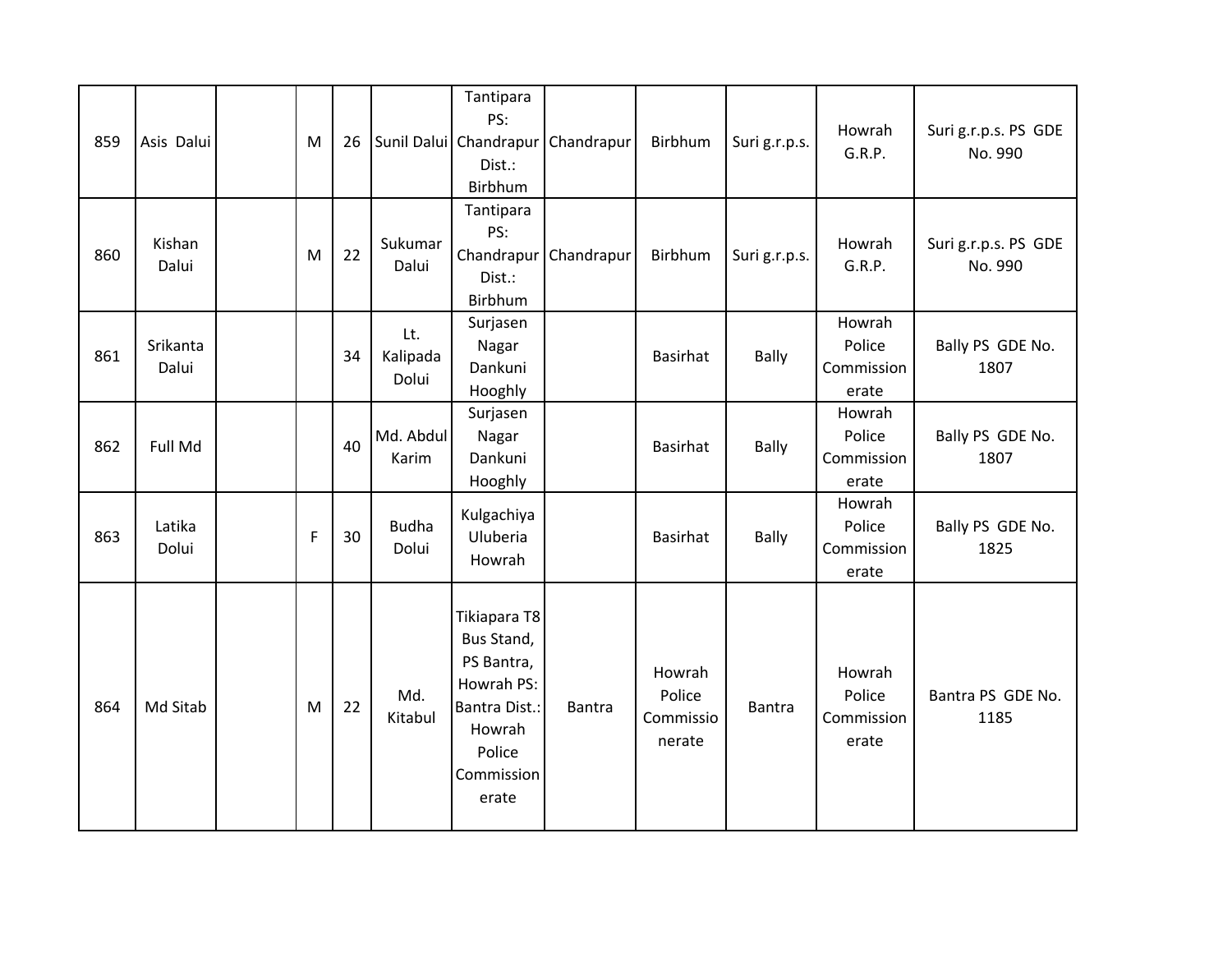| | | | | | | | | | | | |
|---|---|---|---|---|---|---|---|---|---|---|---|
| 859 | Asis Dalui | | M | 26 | Sunil Dalui | Tantipara PS: Chandrapur Dist.: Birbhum | Chandrapur | Birbhum | Suri g.r.p.s. | Howrah G.R.P. | Suri g.r.p.s. PS GDE No. 990 |
| 860 | Kishan Dalui | | M | 22 | Sukumar Dalui | Tantipara PS: Chandrapur Dist.: Birbhum | Chandrapur | Birbhum | Suri g.r.p.s. | Howrah G.R.P. | Suri g.r.p.s. PS GDE No. 990 |
| 861 | Srikanta Dalui | | | 34 | Lt. Kalipada Dolui | Surjasen Nagar Dankuni Hooghly | | Basirhat | Bally | Howrah Police Commissionerate | Bally PS GDE No. 1807 |
| 862 | Full Md | | | 40 | Md. Abdul Karim | Surjasen Nagar Dankuni Hooghly | | Basirhat | Bally | Howrah Police Commissionerate | Bally PS GDE No. 1807 |
| 863 | Latika Dolui | | F | 30 | Budha Dolui | Kulgachiya Uluberia Howrah | | Basirhat | Bally | Howrah Police Commissionerate | Bally PS GDE No. 1825 |
| 864 | Md Sitab | | M | 22 | Md. Kitabul | Tikiapara T8 Bus Stand, PS Bantra, Howrah PS: Bantra Dist.: Howrah Police Commissionerate | Bantra | Howrah Police Commissionerate | Bantra | Howrah Police Commissionerate | Bantra PS GDE No. 1185 |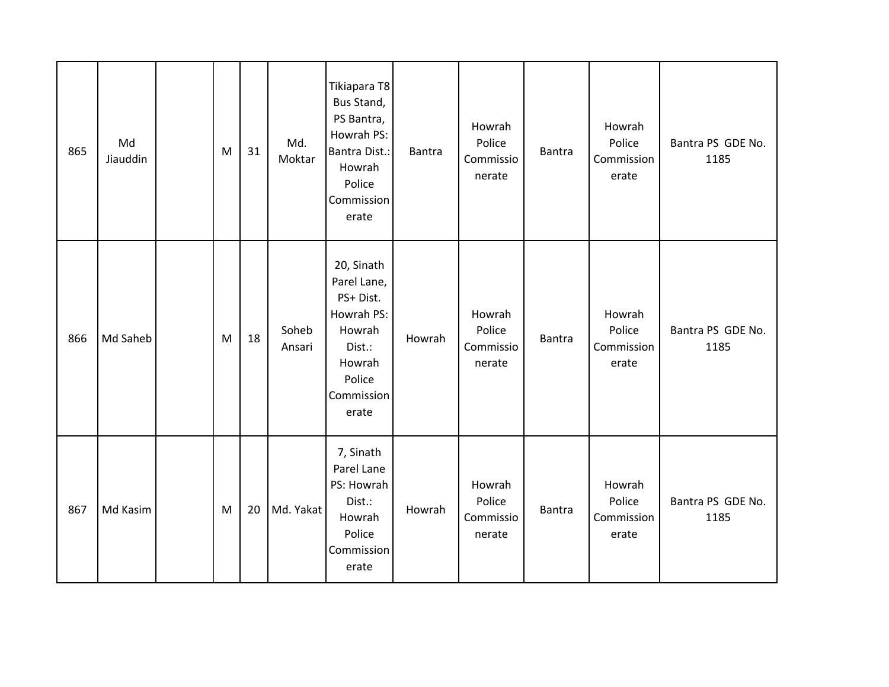| | | | | | | | | | | | |
|---|---|---|---|---|---|---|---|---|---|---|---|
| 865 | Md Jiauddin | | M | 31 | Md. Moktar | Tikiapara T8 Bus Stand, PS Bantra, Howrah PS: Bantra Dist.: Howrah Police Commissionerate | Bantra | Howrah Police Commissionerate | Bantra | Howrah Police Commissionerate | Bantra PS GDE No. 1185 |
| 866 | Md Saheb | | M | 18 | Soheb Ansari | 20, Sinath Parel Lane, PS+ Dist. Howrah PS: Howrah Dist.: Howrah Police Commissionerate | Howrah | Howrah Police Commissionerate | Bantra | Howrah Police Commissionerate | Bantra PS GDE No. 1185 |
| 867 | Md Kasim | | M | 20 | Md. Yakat | 7, Sinath Parel Lane PS: Howrah Dist.: Howrah Police Commissionerate | Howrah | Howrah Police Commissionerate | Bantra | Howrah Police Commissionerate | Bantra PS GDE No. 1185 |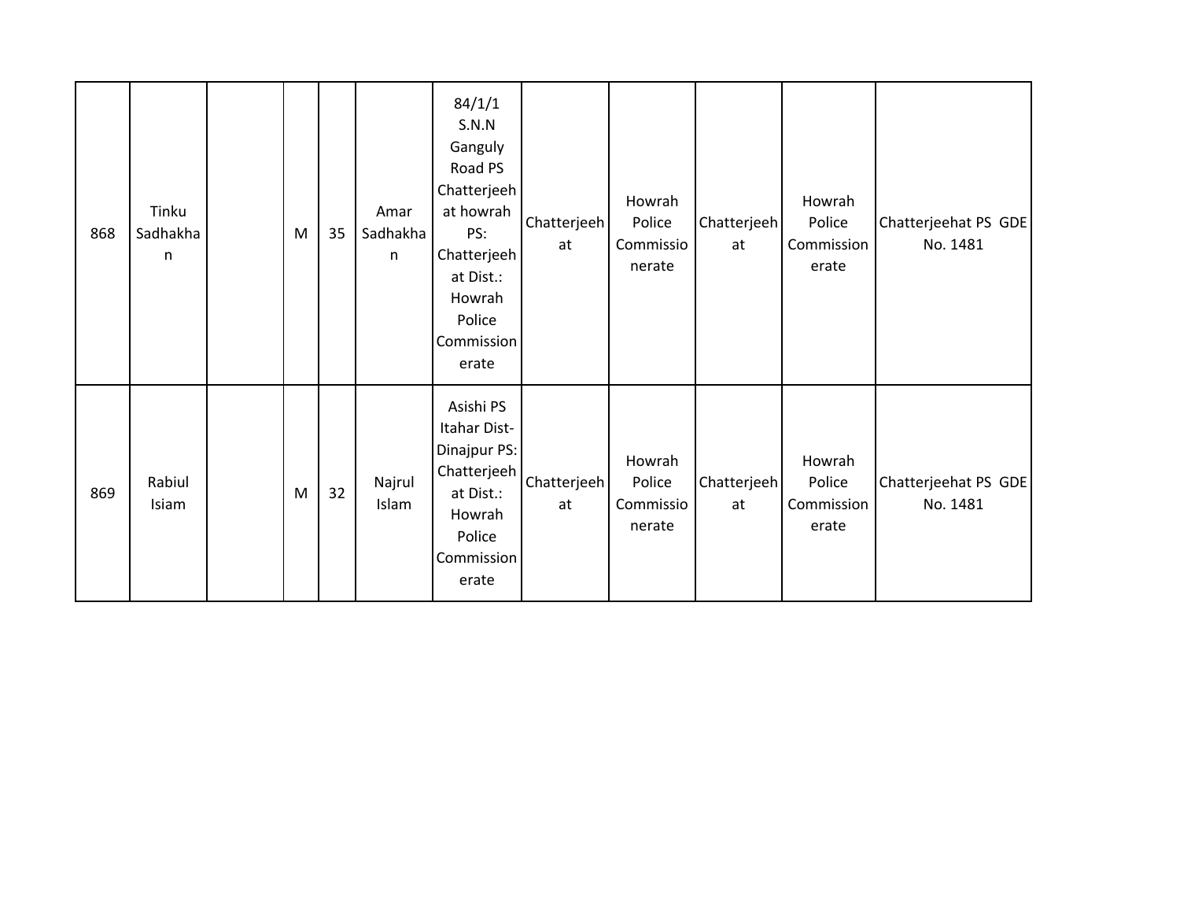| | | | | | | | | | | | |
|---|---|---|---|---|---|---|---|---|---|---|---|
| 868 | Tinku Sadhakhan | | M | 35 | Amar Sadhakhan | 84/1/1 S.N.N Ganguly Road PS Chatterjeehat howrah PS: Chatterjeehat Dist.: Howrah Police Commissionerate | Chatterjeehat | Howrah Police Commissionerate | Chatterjeehat | Howrah Police Commissionerate | Chatterjeehat PS GDE No. 1481 |
| 869 | Rabiul Isiam | | M | 32 | Najrul Islam | Asishi PS Itahar Dist-Dinajpur PS: Chatterjeehat Dist.: Howrah Police Commissionerate | Chatterjeehat | Howrah Police Commissionerate | Chatterjeehat | Howrah Police Commissionerate | Chatterjeehat PS GDE No. 1481 |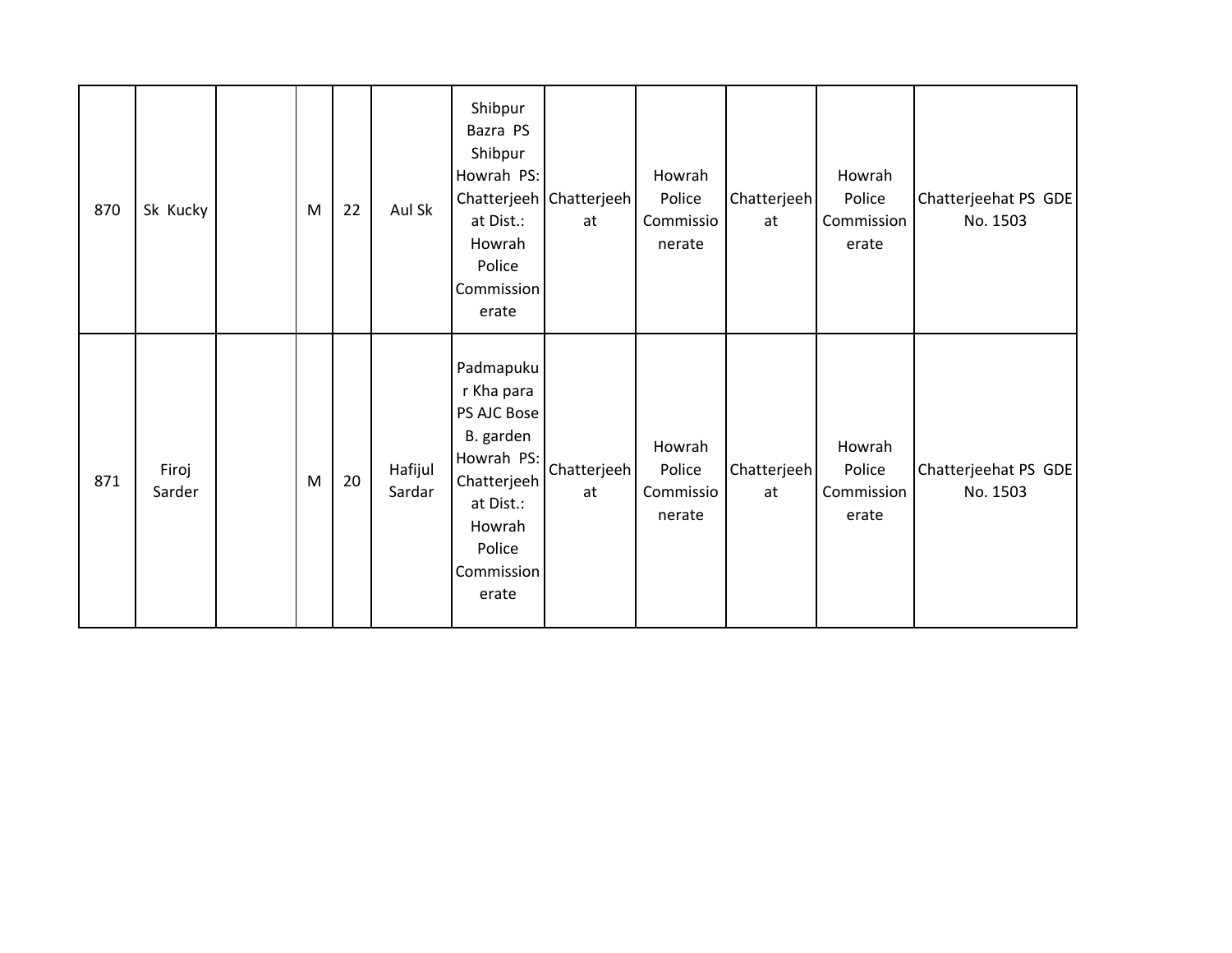| | | | | | | | | | | | |
|---|---|---|---|---|---|---|---|---|---|---|---|
| 870 | Sk Kucky | | M | 22 | Aul Sk | Shibpur Bazra PS Shibpur Howrah PS: Chatterjeehat Dist.: Howrah Police Commissionerate | Chatterjeehat | Howrah Police Commissionerate | Chatterjeehat | Howrah Police Commissionerate | Chatterjeehat PS GDE No. 1503 |
| 871 | Firoj Sarder | | M | 20 | Hafijul Sardar | Padmapukur Kha para PS AJC Bose B. garden Howrah PS: Chatterjeehat Dist.: Howrah Police Commissionerate | Chatterjeehat | Howrah Police Commissionerate | Chatterjeehat | Howrah Police Commissionerate | Chatterjeehat PS GDE No. 1503 |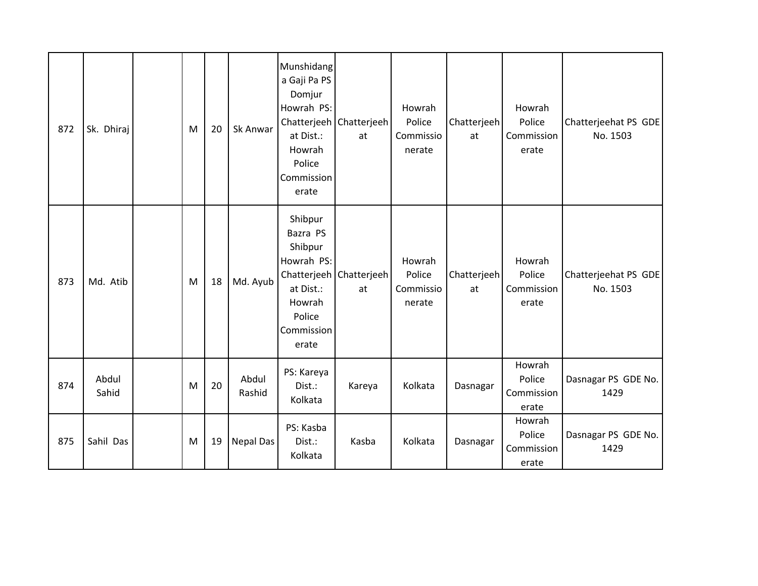| | | | | | | | | | | | |
|---|---|---|---|---|---|---|---|---|---|---|---|
| 872 | Sk. Dhiraj | | M | 20 | Sk Anwar | Munshidanga Gaji Pa PS Domjur Howrah PS: Chatterjeehat Dist.: Howrah Police Commissionerate | Chatterjeehat | Howrah Police Commissionerate | Chatterjeehat | Howrah Police Commissionerate | Chatterjeehat PS GDE No. 1503 |
| 873 | Md. Atib | | M | 18 | Md. Ayub | Shibpur Bazra PS Shibpur Howrah PS: Chatterjeehat Dist.: Howrah Police Commissionerate | Chatterjeehat | Howrah Police Commissionerate | Chatterjeehat | Howrah Police Commissionerate | Chatterjeehat PS GDE No. 1503 |
| 874 | Abdul Sahid | | M | 20 | Abdul Rashid | PS: Kareya Dist.: Kolkata | Kareya | Kolkata | Dasnagar | Howrah Police Commissionerate | Dasnagar PS GDE No. 1429 |
| 875 | Sahil Das | | M | 19 | Nepal Das | PS: Kasba Dist.: Kolkata | Kasba | Kolkata | Dasnagar | Howrah Police Commissionerate | Dasnagar PS GDE No. 1429 |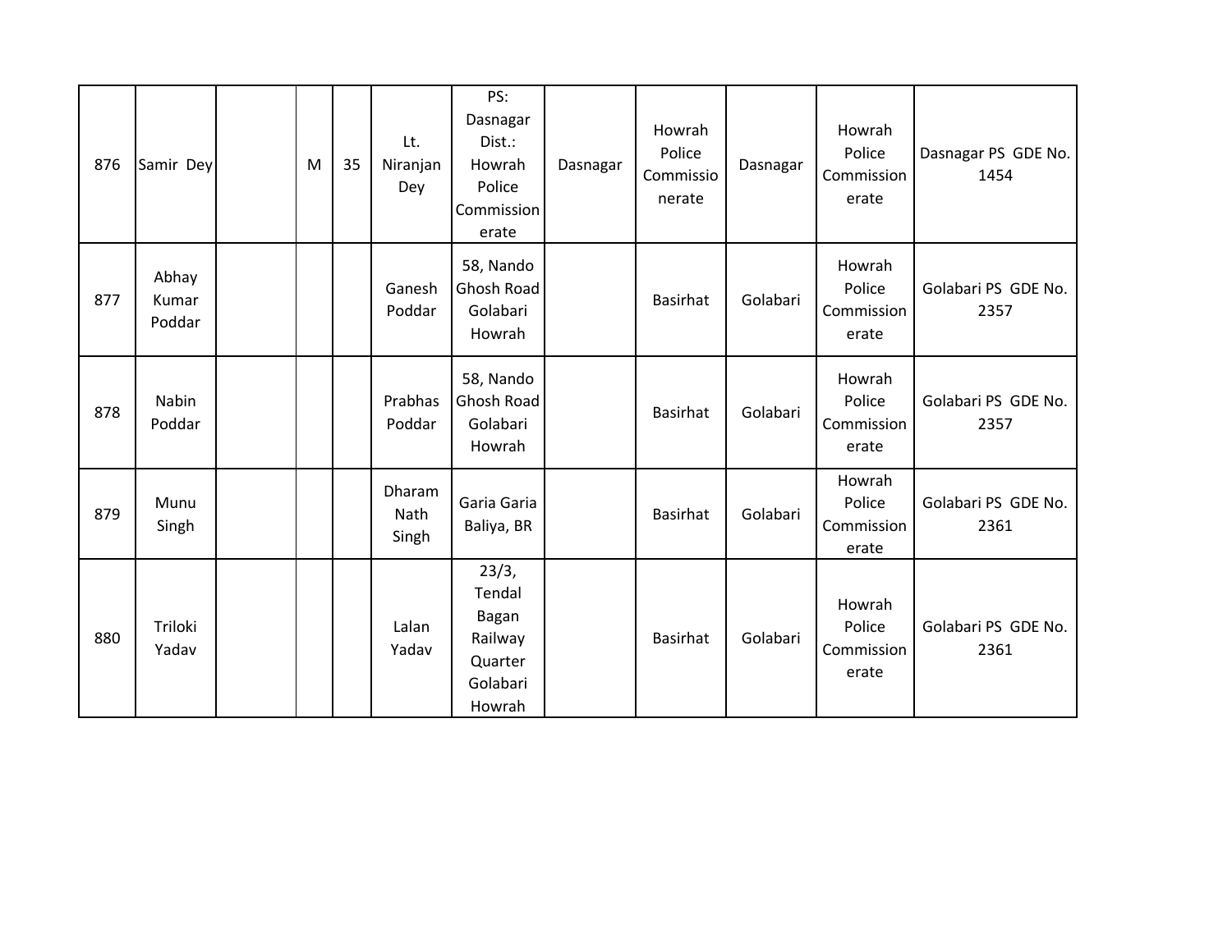| | | | | | | | | | | | |
|---|---|---|---|---|---|---|---|---|---|---|---|
| 876 | Samir Dey | | M | 35 | Lt. Niranjan Dey | PS: Dasnagar Dist.: Howrah Police Commissionerate | Dasnagar | Howrah Police Commissionerate | Dasnagar | Howrah Police Commissionerate | Dasnagar PS GDE No. 1454 |
| 877 | Abhay Kumar Poddar | | | | Ganesh Poddar | 58, Nando Ghosh Road Golabari Howrah | | Basirhat | Golabari | Howrah Police Commissionerate | Golabari PS GDE No. 2357 |
| 878 | Nabin Poddar | | | | Prabhas Poddar | 58, Nando Ghosh Road Golabari Howrah | | Basirhat | Golabari | Howrah Police Commissionerate | Golabari PS GDE No. 2357 |
| 879 | Munu Singh | | | | Dharam Nath Singh | Garia Garia Baliya, BR | | Basirhat | Golabari | Howrah Police Commissionerate | Golabari PS GDE No. 2361 |
| 880 | Triloki Yadav | | | | Lalan Yadav | 23/3, Tendal Bagan Railway Quarter Golabari Howrah | | Basirhat | Golabari | Howrah Police Commissionerate | Golabari PS GDE No. 2361 |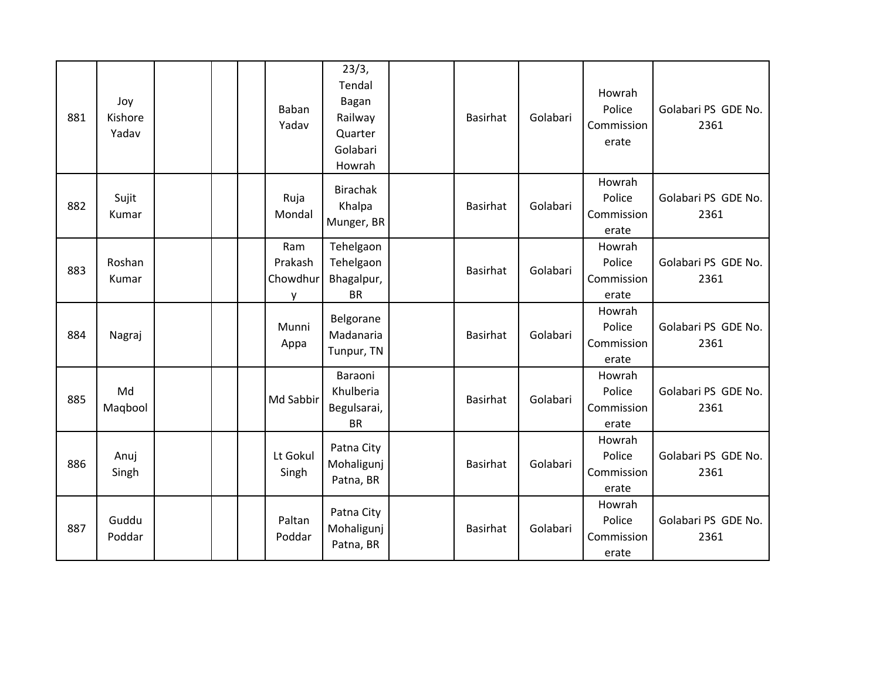| | | | | | | | | | | | |
|---|---|---|---|---|---|---|---|---|---|---|---|
| 881 | Joy Kishore Yadav | | | | Baban Yadav | 23/3, Tendal Bagan Railway Quarter Golabari Howrah | | Basirhat | Golabari | Howrah Police Commissionerate | Golabari PS GDE No. 2361 |
| 882 | Sujit Kumar | | | | Ruja Mondal | Birachak Khalpa Munger, BR | | Basirhat | Golabari | Howrah Police Commissionerate | Golabari PS GDE No. 2361 |
| 883 | Roshan Kumar | | | | Ram Prakash Chowdhury | Tehelgaon Tehelgaon Bhagalpur, BR | | Basirhat | Golabari | Howrah Police Commissionerate | Golabari PS GDE No. 2361 |
| 884 | Nagraj | | | | Munni Appa | Belgorane Madanaria Tunpur, TN | | Basirhat | Golabari | Howrah Police Commissionerate | Golabari PS GDE No. 2361 |
| 885 | Md Maqbool | | | | Md Sabbir | Baraoni Khulberia Begulsarai, BR | | Basirhat | Golabari | Howrah Police Commissionerate | Golabari PS GDE No. 2361 |
| 886 | Anuj Singh | | | | Lt Gokul Singh | Patna City Mohaligunj Patna, BR | | Basirhat | Golabari | Howrah Police Commissionerate | Golabari PS GDE No. 2361 |
| 887 | Guddu Poddar | | | | Paltan Poddar | Patna City Mohaligunj Patna, BR | | Basirhat | Golabari | Howrah Police Commissionerate | Golabari PS GDE No. 2361 |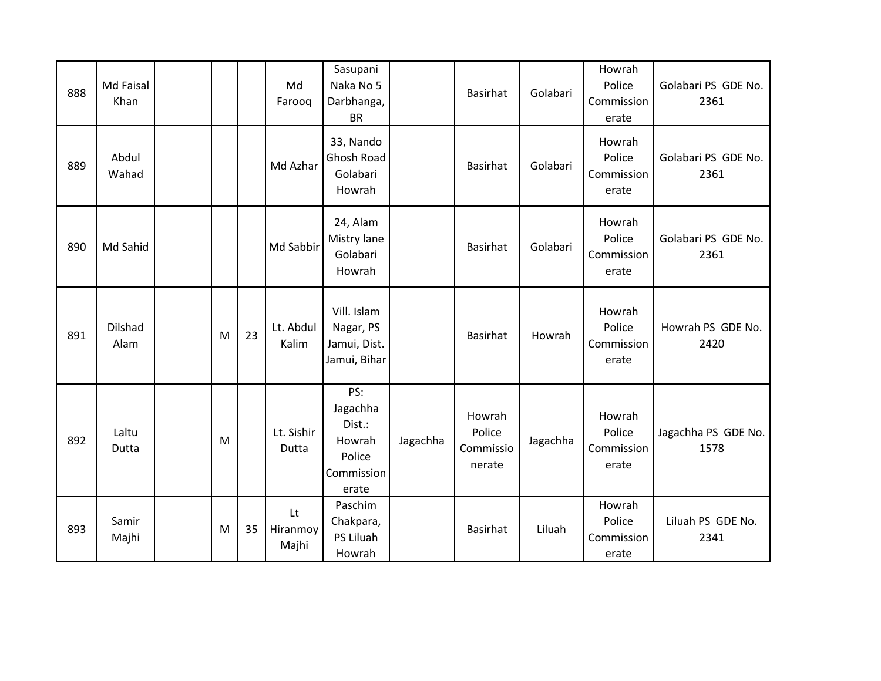| | | | | | | | | | | | |
|---|---|---|---|---|---|---|---|---|---|---|---|
| 888 | Md Faisal Khan | | | | Md Farooq | Sasupani Naka No 5 Darbhanga, BR | | Basirhat | Golabari | Howrah Police Commissionerate | Golabari PS GDE No. 2361 |
| 889 | Abdul Wahad | | | | Md Azhar | 33, Nando Ghosh Road Golabari Howrah | | Basirhat | Golabari | Howrah Police Commissionerate | Golabari PS GDE No. 2361 |
| 890 | Md Sahid | | | | Md Sabbir | 24, Alam Mistry lane Golabari Howrah | | Basirhat | Golabari | Howrah Police Commissionerate | Golabari PS GDE No. 2361 |
| 891 | Dilshad Alam | | M | 23 | Lt. Abdul Kalim | Vill. Islam Nagar, PS Jamui, Dist. Jamui, Bihar | | Basirhat | Howrah | Howrah Police Commissionerate | Howrah PS GDE No. 2420 |
| 892 | Laltu Dutta | | M | | Lt. Sishir Dutta | PS: Jagachha Dist.: Howrah Police Commissionerate | Jagachha | Howrah Police Commissionerate | Jagachha | Howrah Police Commissionerate | Jagachha PS GDE No. 1578 |
| 893 | Samir Majhi | | M | 35 | Lt Hiranmoy Majhi | Paschim Chakpara, PS Liluah Howrah | | Basirhat | Liluah | Howrah Police Commissionerate | Liluah PS GDE No. 2341 |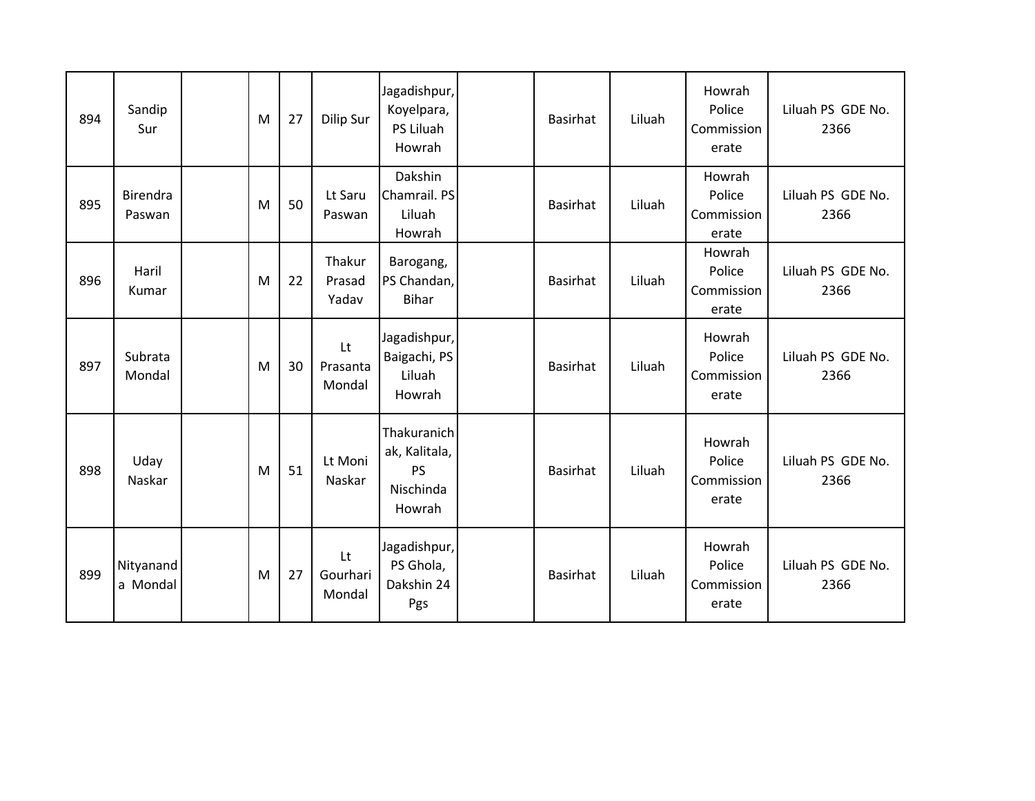| | | | | | | | | | | | |
|---|---|---|---|---|---|---|---|---|---|---|---|
| 894 | Sandip Sur | | M | 27 | Dilip Sur | Jagadishpur, Koyelpara, PS Liluah Howrah | | Basirhat | Liluah | Howrah Police Commissionerate | Liluah PS GDE No. 2366 |
| 895 | Birendra Paswan | | M | 50 | Lt Saru Paswan | Dakshin Chamrail. PS Liluah Howrah | | Basirhat | Liluah | Howrah Police Commissionerate | Liluah PS GDE No. 2366 |
| 896 | Haril Kumar | | M | 22 | Thakur Prasad Yadav | Barogang, PS Chandan, Bihar | | Basirhat | Liluah | Howrah Police Commissionerate | Liluah PS GDE No. 2366 |
| 897 | Subrata Mondal | | M | 30 | Lt Prasanta Mondal | Jagadishpur, Baigachi, PS Liluah Howrah | | Basirhat | Liluah | Howrah Police Commissionerate | Liluah PS GDE No. 2366 |
| 898 | Uday Naskar | | M | 51 | Lt Moni Naskar | Thakuranichak, Kalitala, PS Nischinda Howrah | | Basirhat | Liluah | Howrah Police Commissionerate | Liluah PS GDE No. 2366 |
| 899 | Nityananda Mondal | | M | 27 | Lt Gourhari Mondal | Jagadishpur, PS Ghola, Dakshin 24 Pgs | | Basirhat | Liluah | Howrah Police Commissionerate | Liluah PS GDE No. 2366 |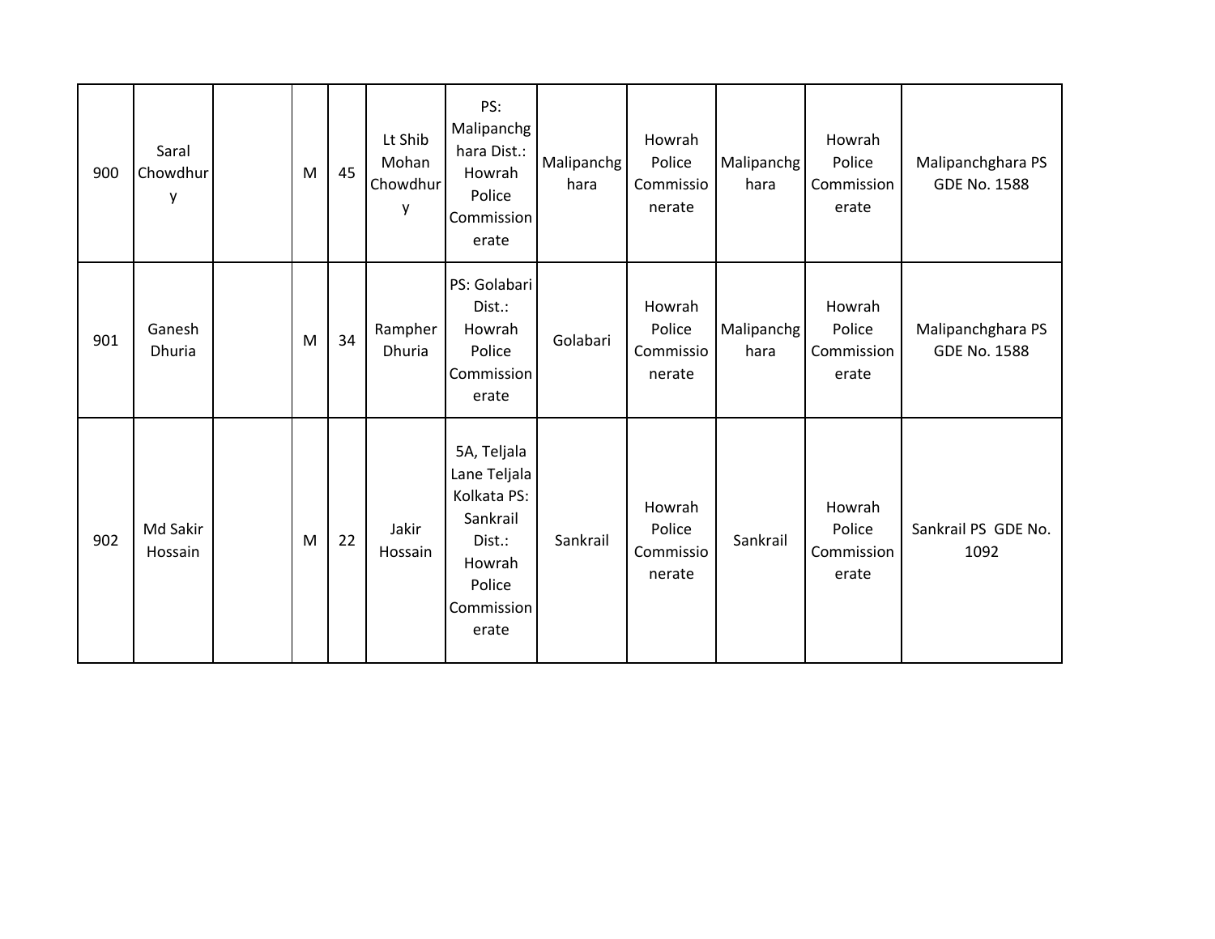| | | | | | | | | | | | |
|---|---|---|---|---|---|---|---|---|---|---|---|
| 900 | Saral Chowdhury | | M | 45 | Lt Shib Mohan Chowdhury | PS: Malipanchghara Dist.: Howrah Police Commissionerate | Malipanchghara | Howrah Police Commissionerate | Malipanchghara | Howrah Police Commissionerate | Malipanchghara PS GDE No. 1588 |
| 901 | Ganesh Dhuria | | M | 34 | Rampher Dhuria | PS: Golabari Dist.: Howrah Police Commissionerate | Golabari | Howrah Police Commissionerate | Malipanchghara | Howrah Police Commissionerate | Malipanchghara PS GDE No. 1588 |
| 902 | Md Sakir Hossain | | M | 22 | Jakir Hossain | 5A, Teljala Lane Teljala Kolkata PS: Sankrail Dist.: Howrah Police Commissionerate | Sankrail | Howrah Police Commissionerate | Sankrail | Howrah Police Commissionerate | Sankrail PS GDE No. 1092 |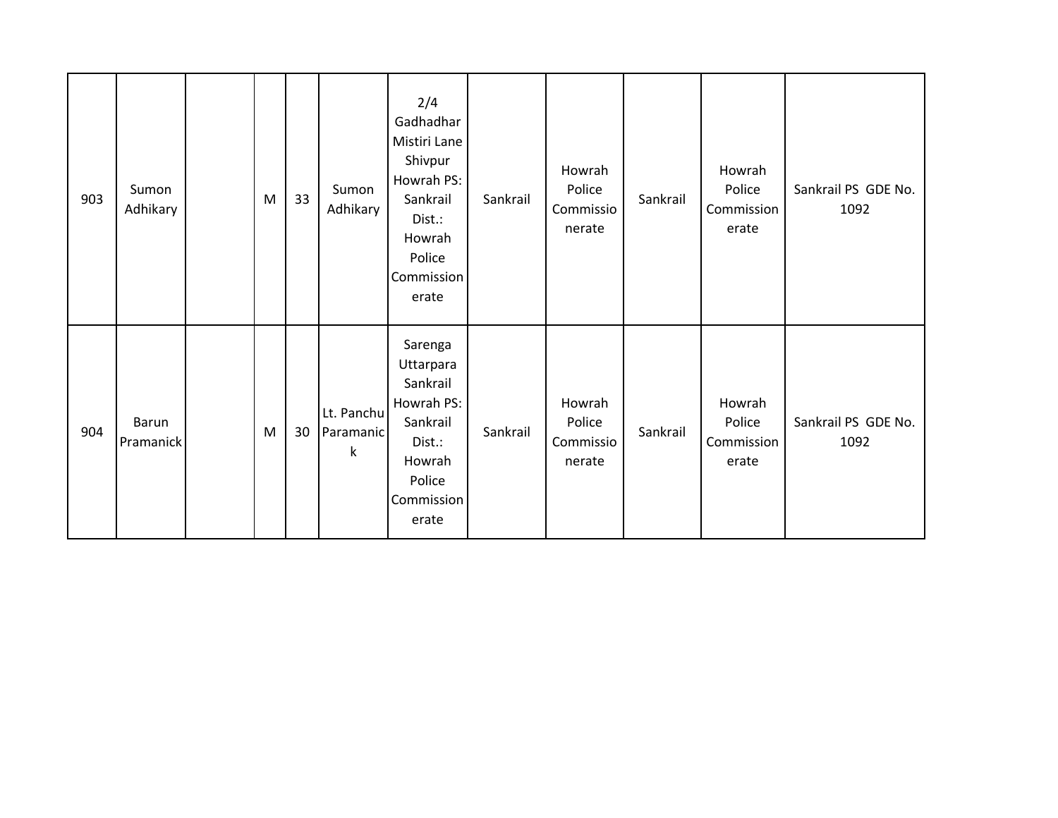| | | | | | | | | | | | |
|---|---|---|---|---|---|---|---|---|---|---|---|
| 903 | Sumon Adhikary | | M | 33 | Sumon Adhikary | 2/4 Gadhadhar Mistiri Lane Shivpur Howrah PS: Sankrail Dist.: Howrah Police Commissionerate | Sankrail | Howrah Police Commissionerate | Sankrail | Howrah Police Commissionerate | Sankrail PS GDE No. 1092 |
| 904 | Barun Pramanick | | M | 30 | Lt. Panchu Paramanick | Sarenga Uttarpara Sankrail Howrah PS: Sankrail Dist.: Howrah Police Commissionerate | Sankrail | Howrah Police Commissionerate | Sankrail | Howrah Police Commissionerate | Sankrail PS GDE No. 1092 |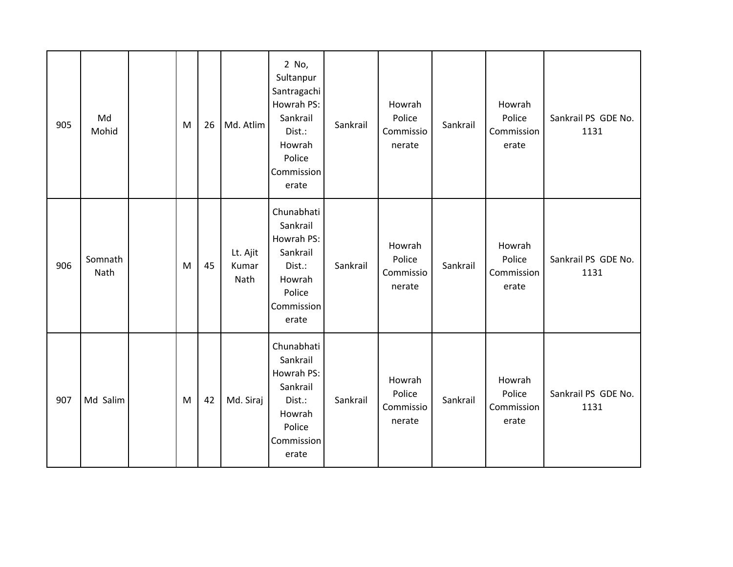| | | | | | | | | | | | |
|---|---|---|---|---|---|---|---|---|---|---|---|
| 905 | Md Mohid | | M | 26 | Md. Atlim | 2 No, Sultanpur Santragachi Howrah PS: Sankrail Dist.: Howrah Police Commissionerate | Sankrail | Howrah Police Commissionerate | Sankrail | Howrah Police Commissionerate | Sankrail PS GDE No. 1131 |
| 906 | Somnath Nath | | M | 45 | Lt. Ajit Kumar Nath | Chunabhati Sankrail Howrah PS: Sankrail Dist.: Howrah Police Commissionerate | Sankrail | Howrah Police Commissionerate | Sankrail | Howrah Police Commissionerate | Sankrail PS GDE No. 1131 |
| 907 | Md Salim | | M | 42 | Md. Siraj | Chunabhati Sankrail Howrah PS: Sankrail Dist.: Howrah Police Commissionerate | Sankrail | Howrah Police Commissionerate | Sankrail | Howrah Police Commissionerate | Sankrail PS GDE No. 1131 |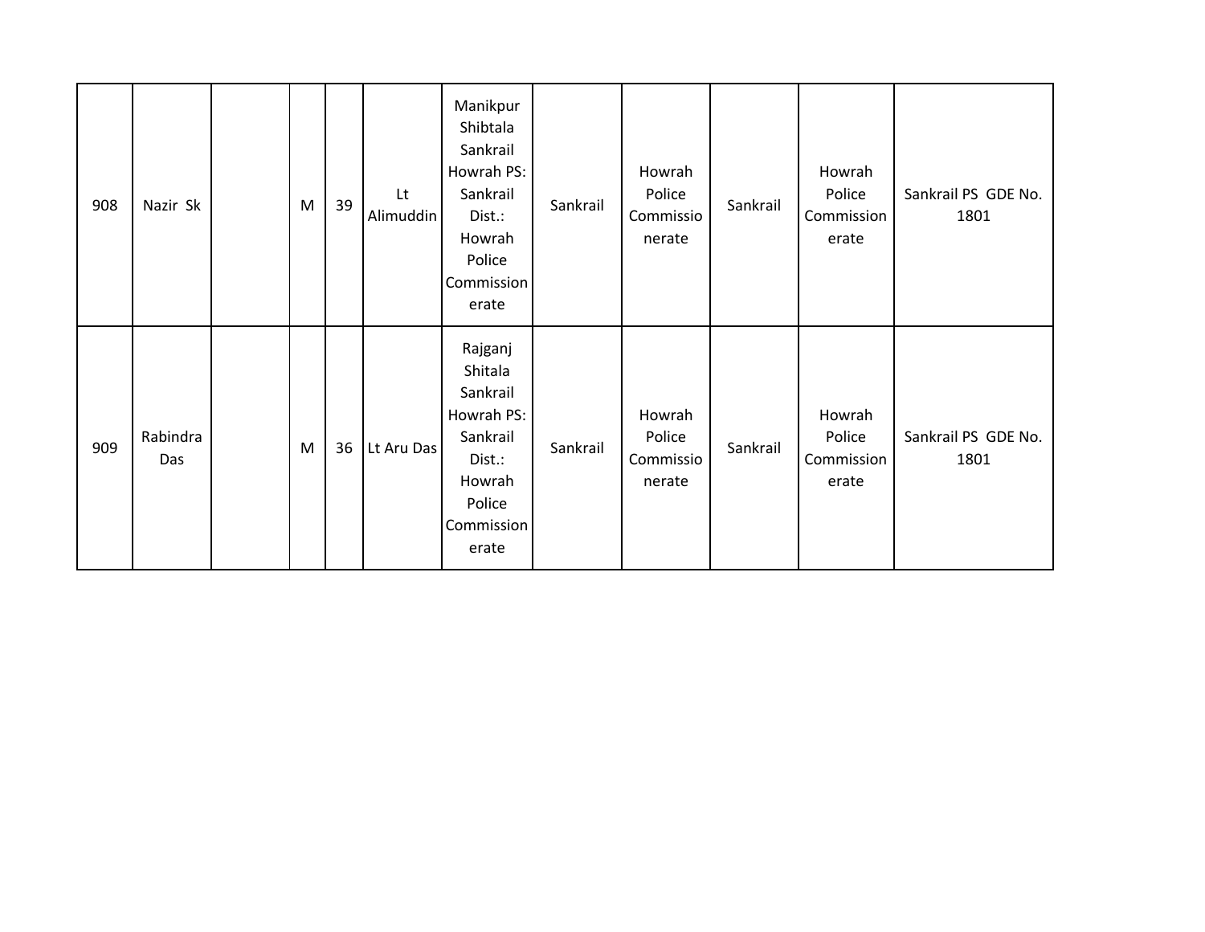| | | | | | | | | | | | |
|---|---|---|---|---|---|---|---|---|---|---|---|
| 908 | Nazir Sk | | M | 39 | Lt Alimuddin | Manikpur Shibtala Sankrail Howrah PS: Sankrail Dist.: Howrah Police Commissionerate | Sankrail | Howrah Police Commissionerate | Sankrail | Howrah Police Commissionerate | Sankrail PS GDE No. 1801 |
| 909 | Rabindra Das | | M | 36 | Lt Aru Das | Rajganj Shitala Sankrail Howrah PS: Sankrail Dist.: Howrah Police Commissionerate | Sankrail | Howrah Police Commissionerate | Sankrail | Howrah Police Commissionerate | Sankrail PS GDE No. 1801 |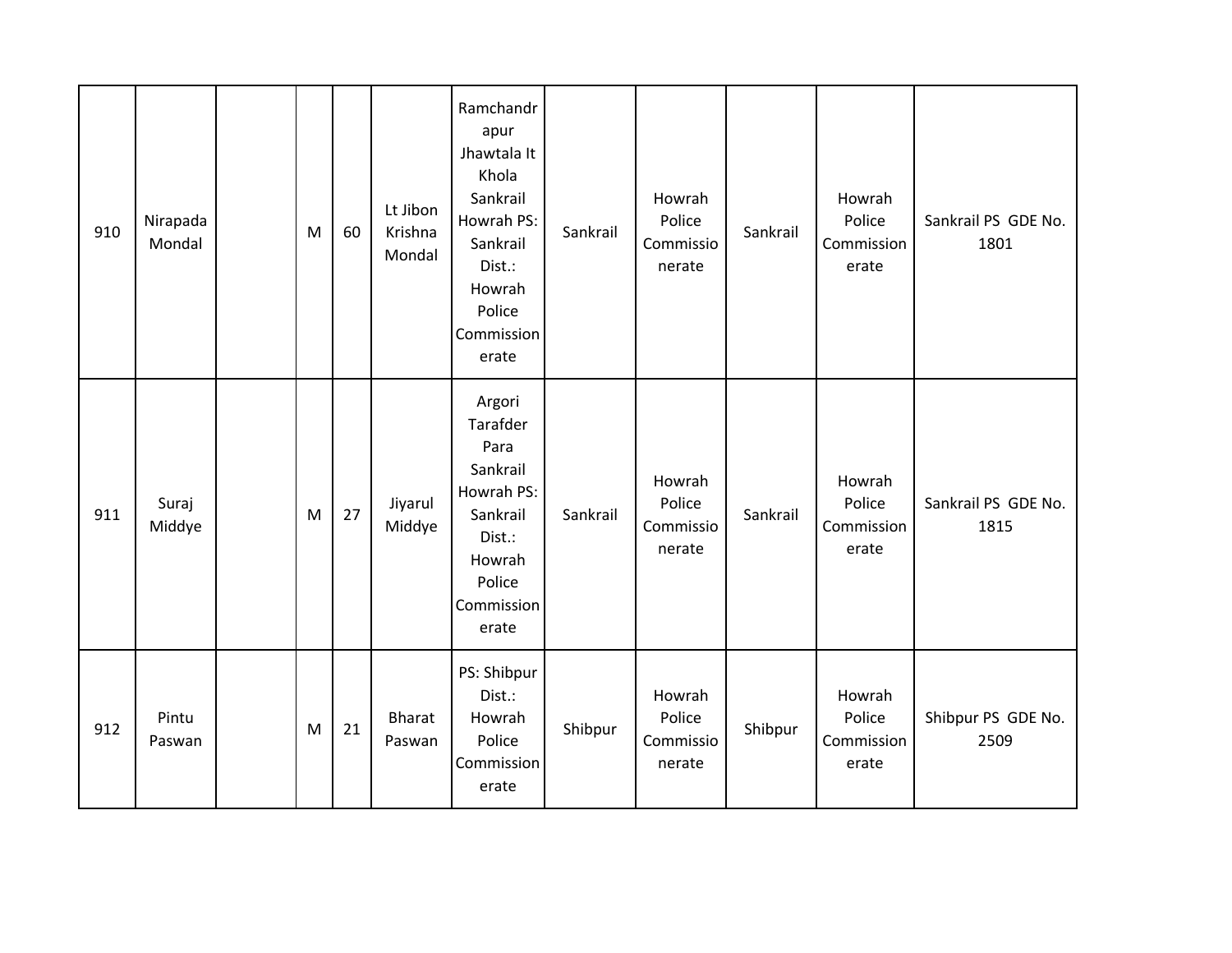| | | | | | | | | | | | |
|---|---|---|---|---|---|---|---|---|---|---|---|
| 910 | Nirapada Mondal | | M | 60 | Lt Jibon Krishna Mondal | Ramchandrapur Jhawtala It Khola Sankrail Howrah PS: Sankrail Dist.: Howrah Police Commissionerate | Sankrail | Howrah Police Commissionerate | Sankrail | Howrah Police Commissionerate | Sankrail PS GDE No. 1801 |
| 911 | Suraj Middye | | M | 27 | Jiyarul Middye | Argori Tarafder Para Sankrail Howrah PS: Sankrail Dist.: Howrah Police Commissionerate | Sankrail | Howrah Police Commissionerate | Sankrail | Howrah Police Commissionerate | Sankrail PS GDE No. 1815 |
| 912 | Pintu Paswan | | M | 21 | Bharat Paswan | PS: Shibpur Dist.: Howrah Police Commissionerate | Shibpur | Howrah Police Commissionerate | Shibpur | Howrah Police Commissionerate | Shibpur PS GDE No. 2509 |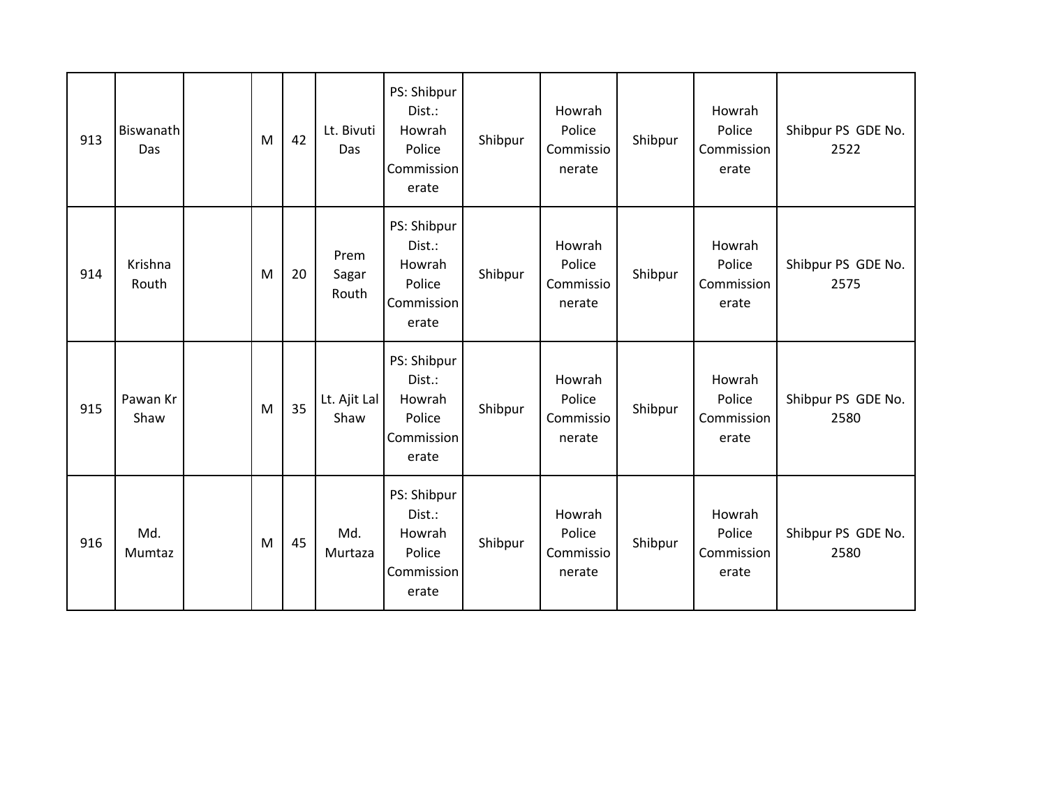| | | | | | | | | | | | |
|---|---|---|---|---|---|---|---|---|---|---|---|
| 913 | Biswanath Das | | M | 42 | Lt. Bivuti Das | PS: Shibpur Dist.: Howrah Police Commissionerate | Shibpur | Howrah Police Commissionerate | Shibpur | Howrah Police Commissionerate | Shibpur PS GDE No. 2522 |
| 914 | Krishna Routh | | M | 20 | Prem Sagar Routh | PS: Shibpur Dist.: Howrah Police Commissionerate | Shibpur | Howrah Police Commissionerate | Shibpur | Howrah Police Commissionerate | Shibpur PS GDE No. 2575 |
| 915 | Pawan Kr Shaw | | M | 35 | Lt. Ajit Lal Shaw | PS: Shibpur Dist.: Howrah Police Commissionerate | Shibpur | Howrah Police Commissionerate | Shibpur | Howrah Police Commissionerate | Shibpur PS GDE No. 2580 |
| 916 | Md. Mumtaz | | M | 45 | Md. Murtaza | PS: Shibpur Dist.: Howrah Police Commissionerate | Shibpur | Howrah Police Commissionerate | Shibpur | Howrah Police Commissionerate | Shibpur PS GDE No. 2580 |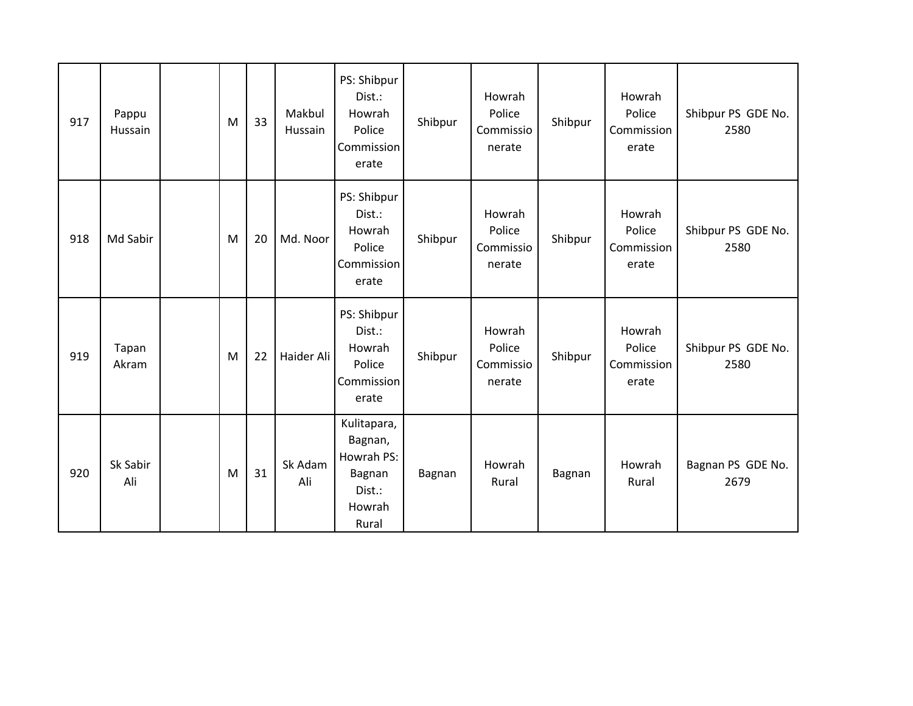| | | | | | | | | | | | |
|---|---|---|---|---|---|---|---|---|---|---|---|
| 917 | Pappu Hussain | | M | 33 | Makbul Hussain | PS: Shibpur Dist.: Howrah Police Commissionerate | Shibpur | Howrah Police Commissionerate | Shibpur | Howrah Police Commissionerate | Shibpur PS GDE No. 2580 |
| 918 | Md Sabir | | M | 20 | Md. Noor | PS: Shibpur Dist.: Howrah Police Commissionerate | Shibpur | Howrah Police Commissionerate | Shibpur | Howrah Police Commissionerate | Shibpur PS GDE No. 2580 |
| 919 | Tapan Akram | | M | 22 | Haider Ali | PS: Shibpur Dist.: Howrah Police Commissionerate | Shibpur | Howrah Police Commissionerate | Shibpur | Howrah Police Commissionerate | Shibpur PS GDE No. 2580 |
| 920 | Sk Sabir Ali | | M | 31 | Sk Adam Ali | Kulitapara, Bagnan, Howrah PS: Bagnan Dist.: Howrah Rural | Bagnan | Howrah Rural | Bagnan | Howrah Rural | Bagnan PS GDE No. 2679 |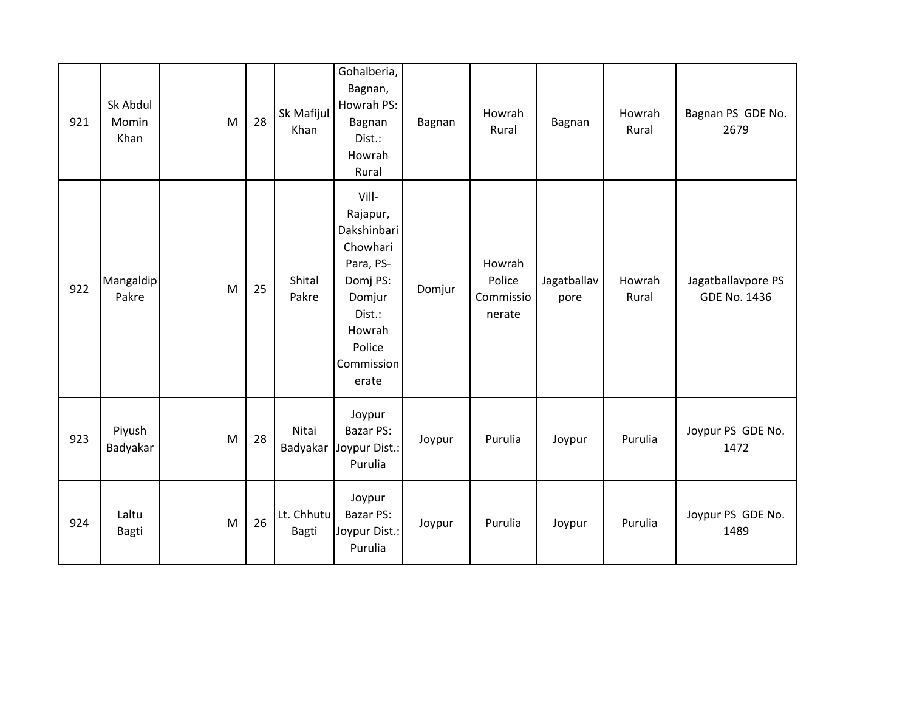| | | | | | | | | | | | |
|---|---|---|---|---|---|---|---|---|---|---|---|
| 921 | Sk Abdul Momin Khan | | M | 28 | Sk Mafijul Khan | Gohalberia, Bagnan, Howrah PS: Bagnan Dist.: Howrah Rural | Bagnan | Howrah Rural | Bagnan | Howrah Rural | Bagnan PS GDE No. 2679 |
| 922 | Mangaldip Pakre | | M | 25 | Shital Pakre | Vill- Rajapur, Dakshinbari Chowhari Para, PS- Domj PS: Domjur Dist.: Howrah Police Commissionerate | Domjur | Howrah Police Commissionerate | Jagatballavpore | Howrah Rural | Jagatballavpore PS GDE No. 1436 |
| 923 | Piyush Badyakar | | M | 28 | Nitai Badyakar | Joypur Bazar PS: Joypur Dist.: Purulia | Joypur | Purulia | Joypur | Purulia | Joypur PS GDE No. 1472 |
| 924 | Laltu Bagti | | M | 26 | Lt. Chhutu Bagti | Joypur Bazar PS: Joypur Dist.: Purulia | Joypur | Purulia | Joypur | Purulia | Joypur PS GDE No. 1489 |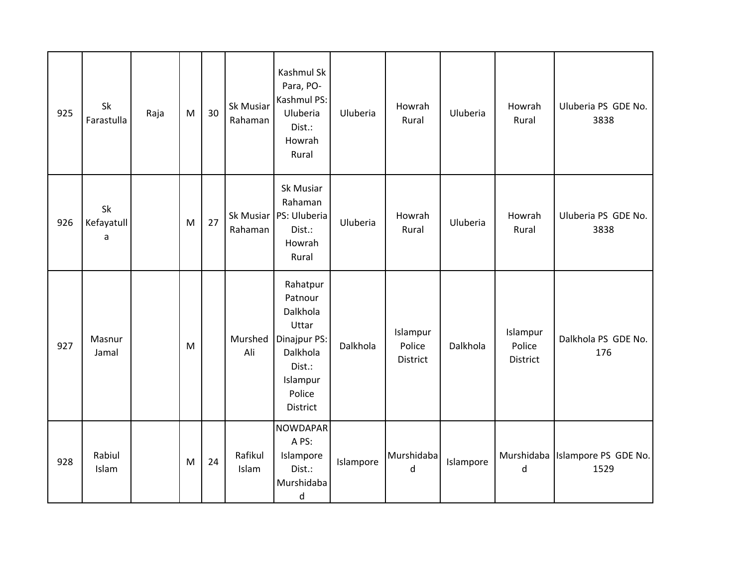| | | | | | | | | | | | |
|---|---|---|---|---|---|---|---|---|---|---|---|
| 925 | Sk Farastulla | Raja | M | 30 | Sk Musiar Rahaman | Kashmul Sk Para, PO- Kashmul PS: Uluberia Dist.: Howrah Rural | Uluberia | Howrah Rural | Uluberia | Howrah Rural | Uluberia PS GDE No. 3838 |
| 926 | Sk Kefayatulla | | M | 27 | Sk Musiar Rahaman | Sk Musiar Rahaman PS: Uluberia Dist.: Howrah Rural | Uluberia | Howrah Rural | Uluberia | Howrah Rural | Uluberia PS GDE No. 3838 |
| 927 | Masnur Jamal | | M | | Murshed Ali | Rahatpur Patnour Dalkhola Uttar Dinajpur PS: Dalkhola Dist.: Islampur Police District | Dalkhola | Islampur Police District | Dalkhola | Islampur Police District | Dalkhola PS GDE No. 176 |
| 928 | Rabiul Islam | | M | 24 | Rafikul Islam | NOWDAPARA PS: Islampore Dist.: Murshidabad | Islampore | Murshidabad | Islampore | Murshidabad | Islampore PS GDE No. 1529 |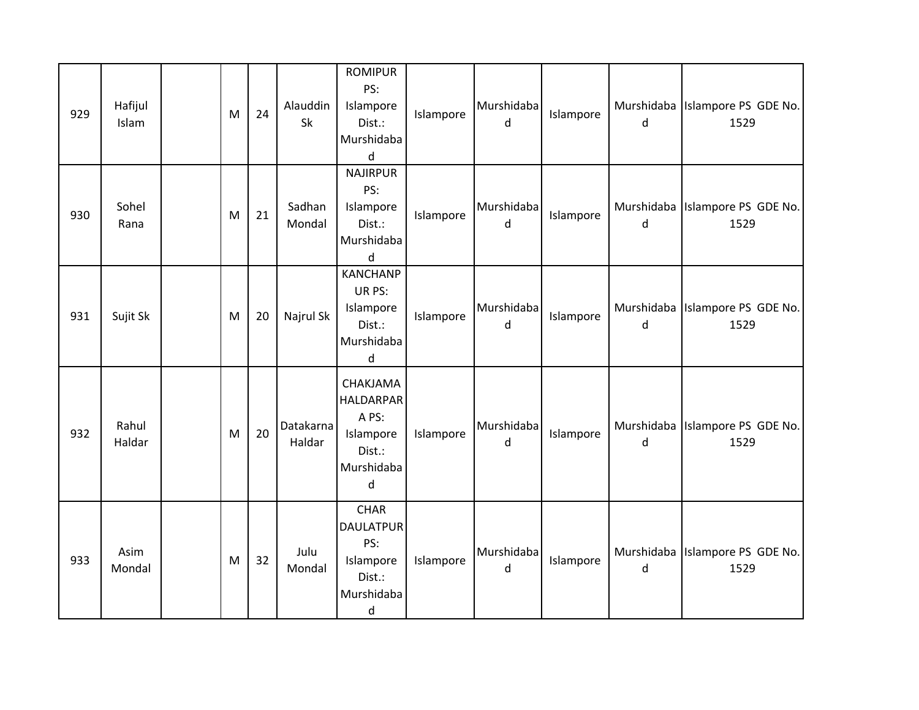| | | | | | | | | | | | |
|---|---|---|---|---|---|---|---|---|---|---|---|
| 929 | Hafijul Islam | | M | 24 | Alauddin Sk | ROMIPUR PS: Islampore Dist.: Murshidabad | Islampore | Murshidabad | Islampore | Murshidabad | Islampore PS GDE No. 1529 |
| 930 | Sohel Rana | | M | 21 | Sadhan Mondal | NAJIRPUR PS: Islampore Dist.: Murshidabad | Islampore | Murshidabad | Islampore | Murshidabad | Islampore PS GDE No. 1529 |
| 931 | Sujit Sk | | M | 20 | Najrul Sk | KANCHANPUR PS: Islampore Dist.: Murshidabad | Islampore | Murshidabad | Islampore | Murshidabad | Islampore PS GDE No. 1529 |
| 932 | Rahul Haldar | | M | 20 | Datakarna Haldar | CHAKJAMA HALDARPARA PS: Islampore Dist.: Murshidabad | Islampore | Murshidabad | Islampore | Murshidabad | Islampore PS GDE No. 1529 |
| 933 | Asim Mondal | | M | 32 | Julu Mondal | CHAR DAULATPUR PS: Islampore Dist.: Murshidabad | Islampore | Murshidabad | Islampore | Murshidabad | Islampore PS GDE No. 1529 |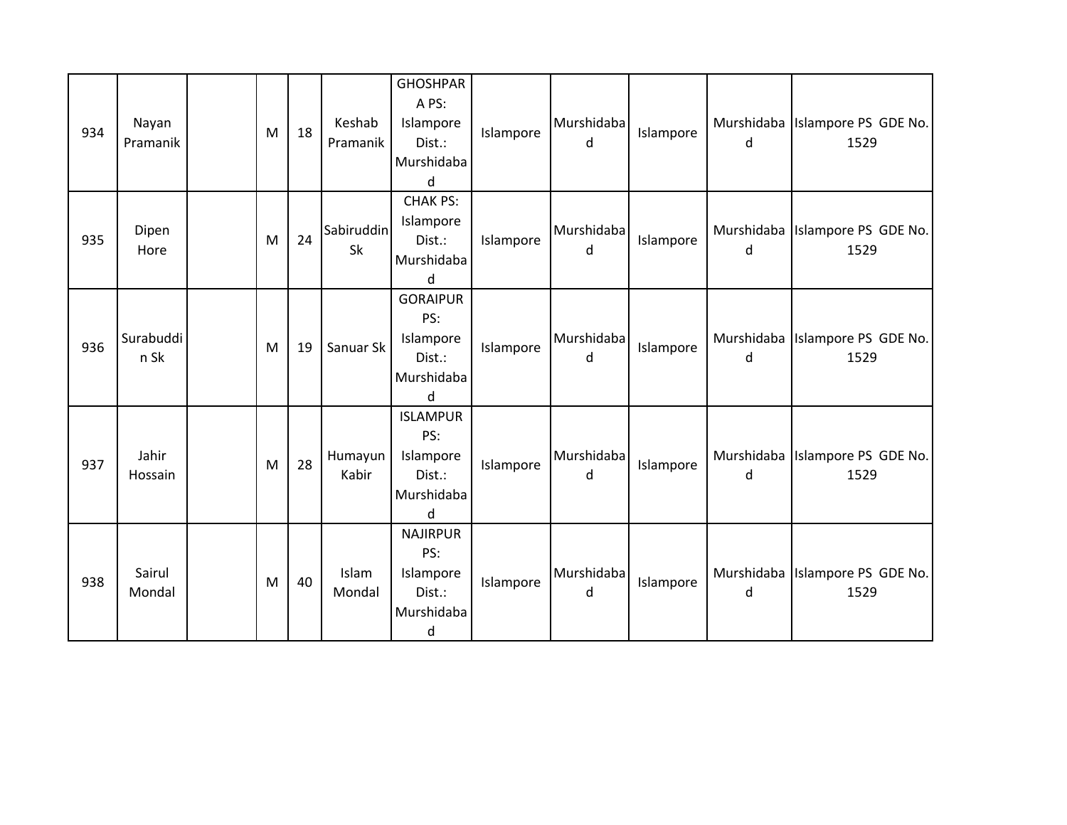| | | | | | | | | | | | |
|---|---|---|---|---|---|---|---|---|---|---|---|
| 934 | Nayan Pramanik | | M | 18 | Keshab Pramanik | GHOSHPARA PS: Islampore Dist.: Murshidabad | Islampore | Murshidabad | Islampore | Murshidabad | Islampore PS GDE No. 1529 |
| 935 | Dipen Hore | | M | 24 | Sabiruddin Sk | CHAK PS: Islampore Dist.: Murshidabad | Islampore | Murshidabad | Islampore | Murshidabad | Islampore PS GDE No. 1529 |
| 936 | Surabuddin Sk | | M | 19 | Sanuar Sk | GORAIPUR PS: Islampore Dist.: Murshidabad | Islampore | Murshidabad | Islampore | Murshidabad | Islampore PS GDE No. 1529 |
| 937 | Jahir Hossain | | M | 28 | Humayun Kabir | ISLAMPUR PS: Islampore Dist.: Murshidabad | Islampore | Murshidabad | Islampore | Murshidabad | Islampore PS GDE No. 1529 |
| 938 | Sairul Mondal | | M | 40 | Islam Mondal | NAJIRPUR PS: Islampore Dist.: Murshidabad | Islampore | Murshidabad | Islampore | Murshidabad | Islampore PS GDE No. 1529 |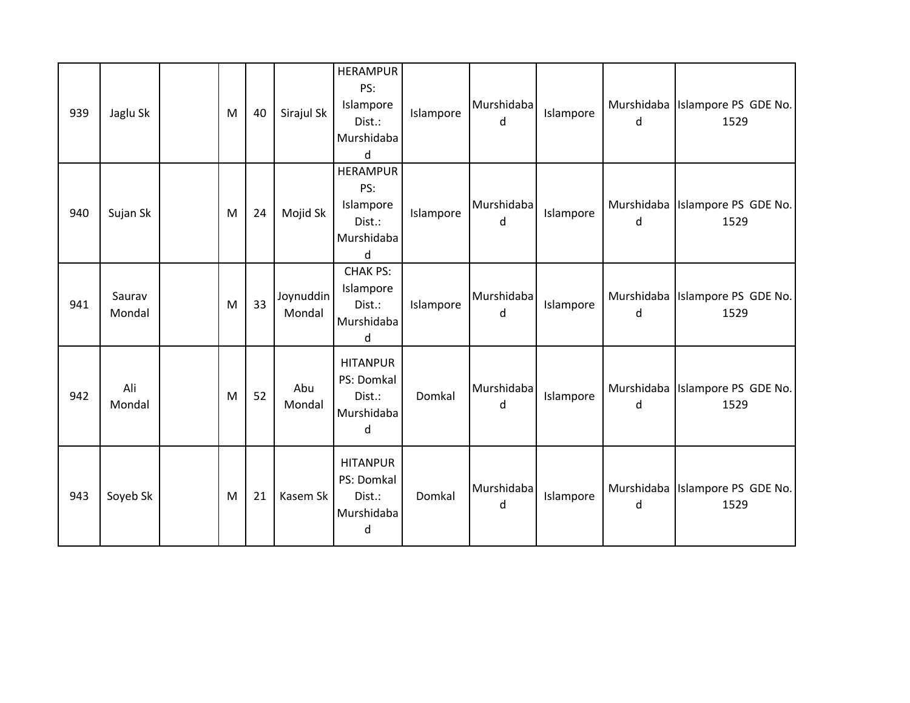| | | | | | | | | | | | |
|---|---|---|---|---|---|---|---|---|---|---|---|
| 939 | Jaglu Sk | | M | 40 | Sirajul Sk | HERAMPUR PS: Islampore Dist.: Murshidabad | Islampore | Murshidabad | Islampore | Murshidabad | Islampore PS GDE No. 1529 |
| 940 | Sujan Sk | | M | 24 | Mojid Sk | HERAMPUR PS: Islampore Dist.: Murshidabad | Islampore | Murshidabad | Islampore | Murshidabad | Islampore PS GDE No. 1529 |
| 941 | Saurav Mondal | | M | 33 | Joynuddin Mondal | CHAK PS: Islampore Dist.: Murshidabad | Islampore | Murshidabad | Islampore | Murshidabad | Islampore PS GDE No. 1529 |
| 942 | Ali Mondal | | M | 52 | Abu Mondal | HITANPUR PS: Domkal Dist.: Murshidabad | Domkal | Murshidabad | Islampore | Murshidabad | Islampore PS GDE No. 1529 |
| 943 | Soyeb Sk | | M | 21 | Kasem Sk | HITANPUR PS: Domkal Dist.: Murshidabad | Domkal | Murshidabad | Islampore | Murshidabad | Islampore PS GDE No. 1529 |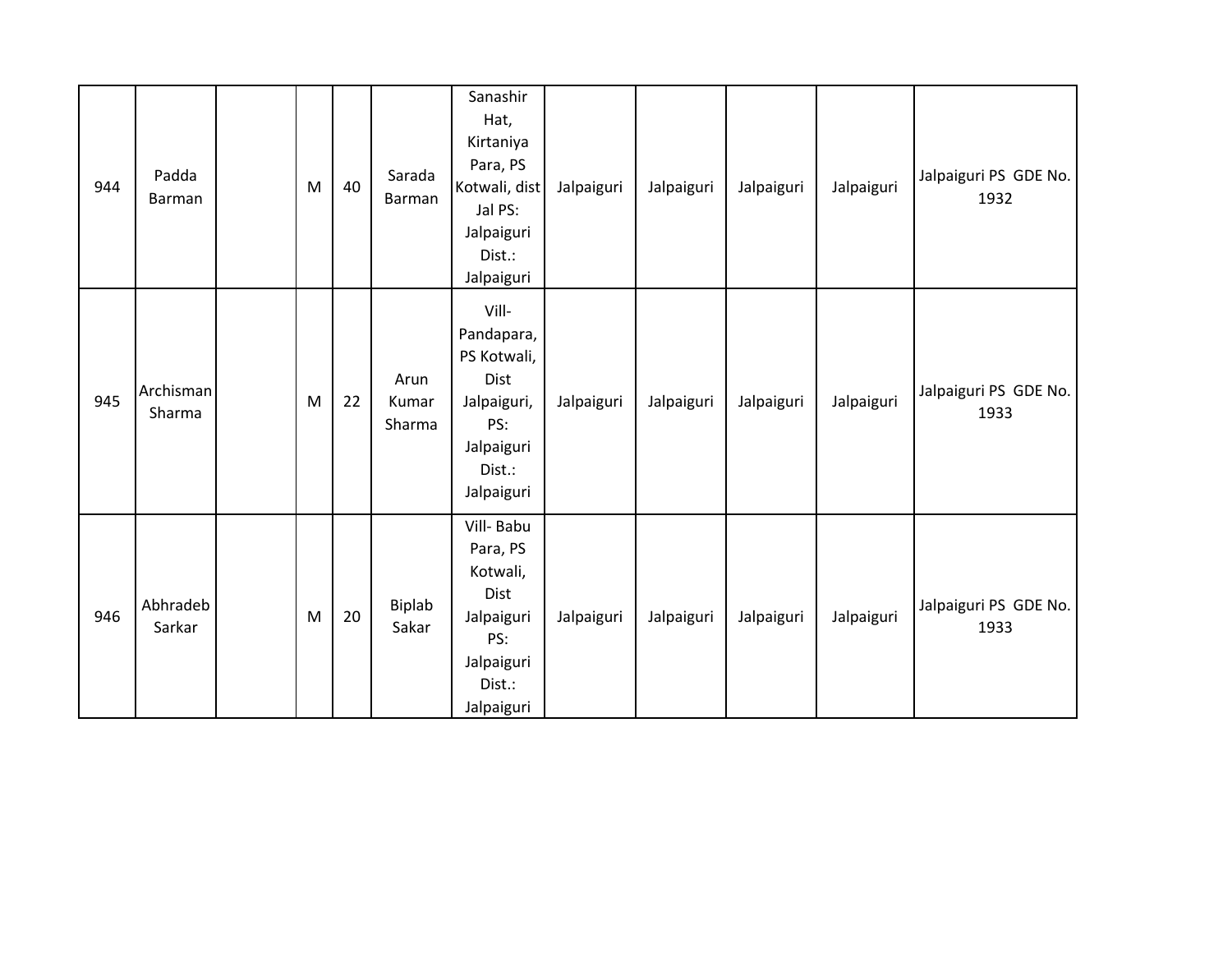| | | | | | | | | | | | |
|---|---|---|---|---|---|---|---|---|---|---|---|
| 944 | Padda Barman | | M | 40 | Sarada Barman | Sanashir Hat, Kirtaniya Para, PS Kotwali, dist Jal PS: Jalpaiguri Dist.: Jalpaiguri | Jalpaiguri | Jalpaiguri | Jalpaiguri | Jalpaiguri | Jalpaiguri PS GDE No. 1932 |
| 945 | Archisman Sharma | | M | 22 | Arun Kumar Sharma | Vill- Pandapara, PS Kotwali, Dist Jalpaiguri, PS: Jalpaiguri Dist.: Jalpaiguri | Jalpaiguri | Jalpaiguri | Jalpaiguri | Jalpaiguri | Jalpaiguri PS GDE No. 1933 |
| 946 | Abhradeb Sarkar | | M | 20 | Biplab Sakar | Vill- Babu Para, PS Kotwali, Dist Jalpaiguri PS: Jalpaiguri Dist.: Jalpaiguri | Jalpaiguri | Jalpaiguri | Jalpaiguri | Jalpaiguri | Jalpaiguri PS GDE No. 1933 |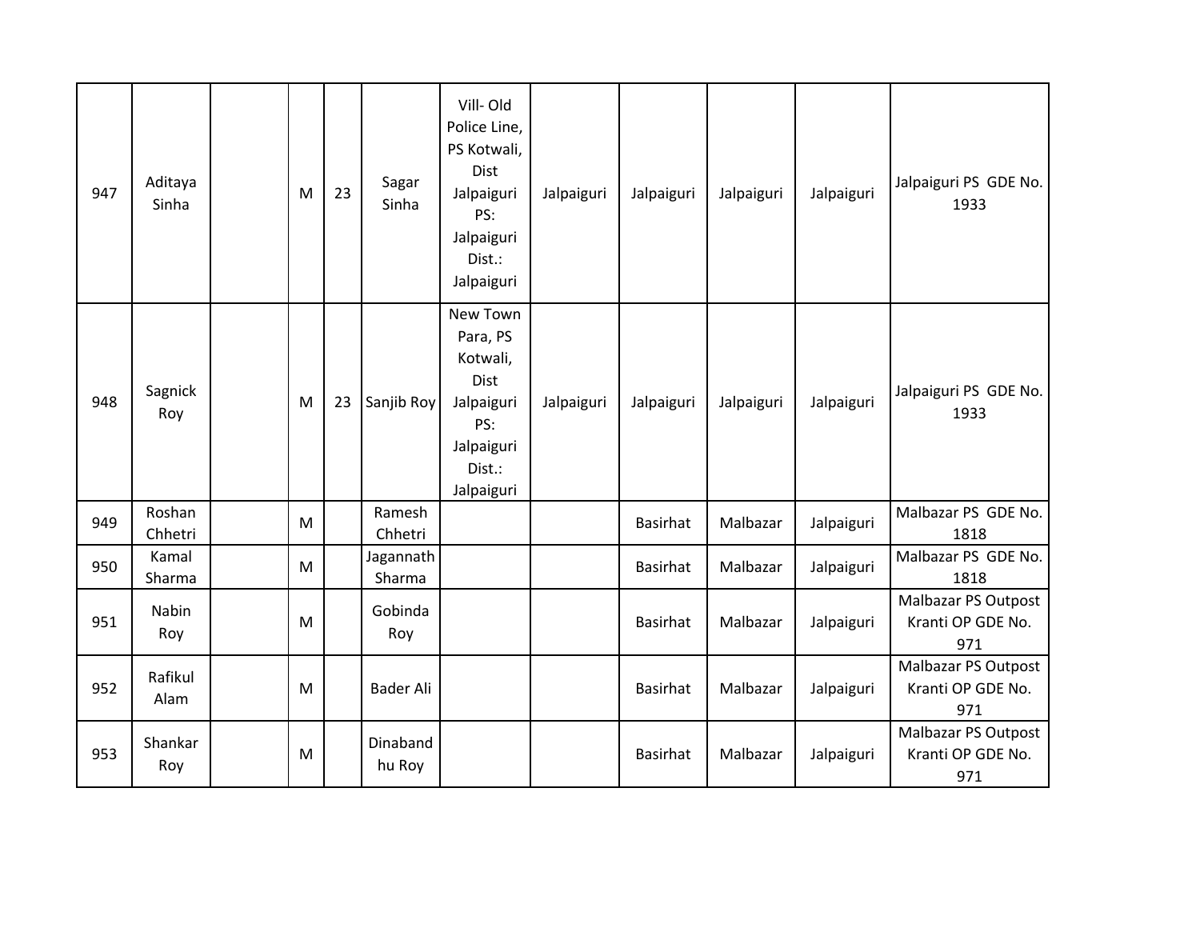| | | | | | | | | | | | |
|---|---|---|---|---|---|---|---|---|---|---|---|
| 947 | Aditaya Sinha | | M | 23 | Sagar Sinha | Vill- Old Police Line, PS Kotwali, Dist Jalpaiguri PS: Jalpaiguri Dist.: Jalpaiguri | Jalpaiguri | Jalpaiguri | Jalpaiguri | Jalpaiguri | Jalpaiguri PS GDE No. 1933 |
| 948 | Sagnick Roy | | M | 23 | Sanjib Roy | New Town Para, PS Kotwali, Dist Jalpaiguri PS: Jalpaiguri Dist.: Jalpaiguri | Jalpaiguri | Jalpaiguri | Jalpaiguri | Jalpaiguri | Jalpaiguri PS GDE No. 1933 |
| 949 | Roshan Chhetri | | M | | Ramesh Chhetri | | | Basirhat | Malbazar | Jalpaiguri | Malbazar PS GDE No. 1818 |
| 950 | Kamal Sharma | | M | | Jagannath Sharma | | | Basirhat | Malbazar | Jalpaiguri | Malbazar PS GDE No. 1818 |
| 951 | Nabin Roy | | M | | Gobinda Roy | | | Basirhat | Malbazar | Jalpaiguri | Malbazar PS Outpost Kranti OP GDE No. 971 |
| 952 | Rafikul Alam | | M | | Bader Ali | | | Basirhat | Malbazar | Jalpaiguri | Malbazar PS Outpost Kranti OP GDE No. 971 |
| 953 | Shankar Roy | | M | | Dinabandhu Roy | | | Basirhat | Malbazar | Jalpaiguri | Malbazar PS Outpost Kranti OP GDE No. 971 |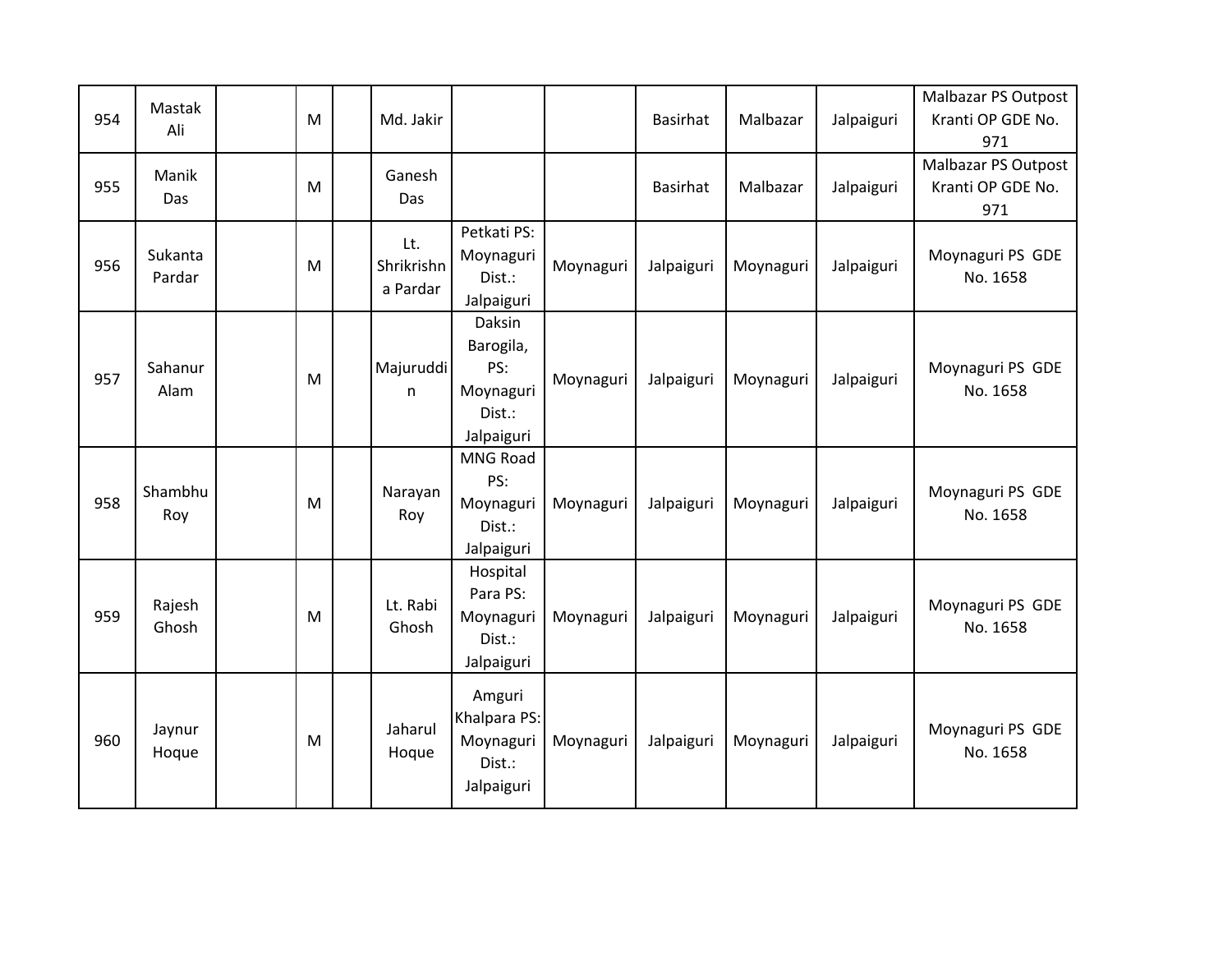| | | | | | | | | | | | |
|---|---|---|---|---|---|---|---|---|---|---|---|
| 954 | Mastak Ali | | M | | Md. Jakir | | | Basirhat | Malbazar | Jalpaiguri | Malbazar PS Outpost Kranti OP GDE No. 971 |
| 955 | Manik Das | | M | | Ganesh Das | | | Basirhat | Malbazar | Jalpaiguri | Malbazar PS Outpost Kranti OP GDE No. 971 |
| 956 | Sukanta Pardar | | M | | Lt. Shrikrishna Pardar | Petkati PS: Moynaguri Dist.: Jalpaiguri | Moynaguri | Jalpaiguri | Moynaguri | Jalpaiguri | Moynaguri PS GDE No. 1658 |
| 957 | Sahanur Alam | | M | | Majuruddin | Daksin Barogila, PS: Moynaguri Dist.: Jalpaiguri | Moynaguri | Jalpaiguri | Moynaguri | Jalpaiguri | Moynaguri PS GDE No. 1658 |
| 958 | Shambhu Roy | | M | | Narayan Roy | MNG Road PS: Moynaguri Dist.: Jalpaiguri | Moynaguri | Jalpaiguri | Moynaguri | Jalpaiguri | Moynaguri PS GDE No. 1658 |
| 959 | Rajesh Ghosh | | M | | Lt. Rabi Ghosh | Hospital Para PS: Moynaguri Dist.: Jalpaiguri | Moynaguri | Jalpaiguri | Moynaguri | Jalpaiguri | Moynaguri PS GDE No. 1658 |
| 960 | Jaynur Hoque | | M | | Jaharul Hoque | Amguri Khalpara PS: Moynaguri Dist.: Jalpaiguri | Moynaguri | Jalpaiguri | Moynaguri | Jalpaiguri | Moynaguri PS GDE No. 1658 |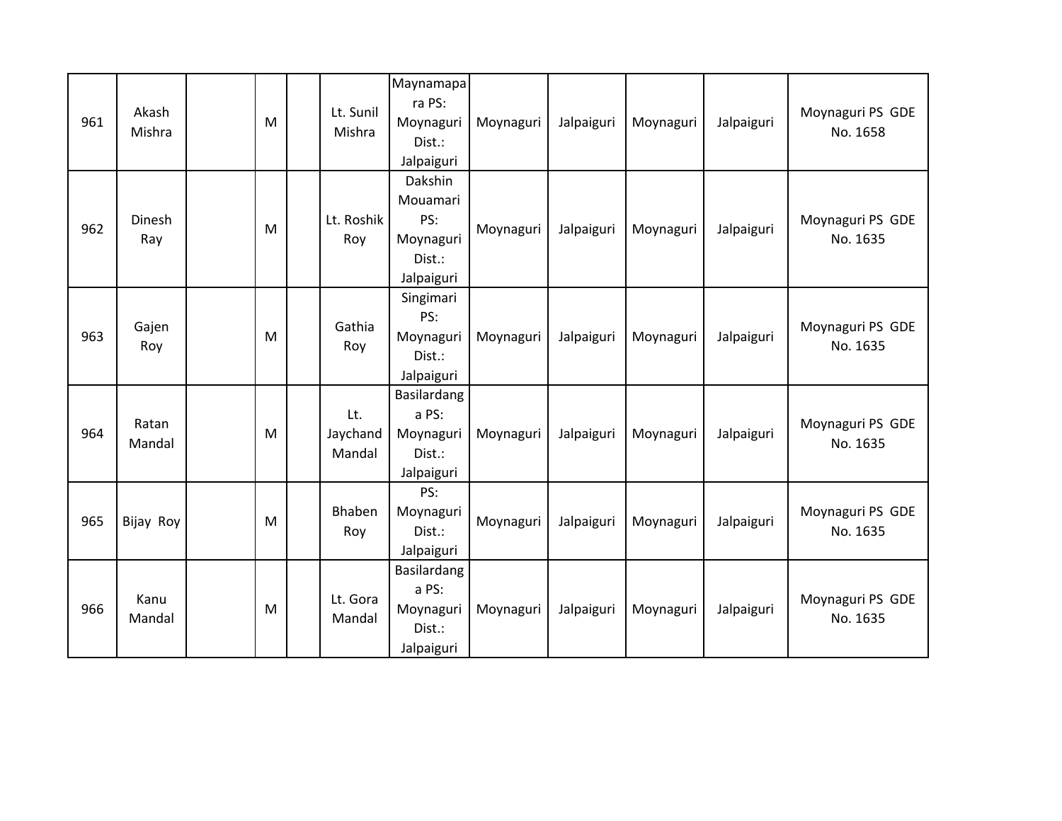| | | | | | | | | | | | |
|---|---|---|---|---|---|---|---|---|---|---|---|
| 961 | Akash Mishra | | M | | Lt. Sunil Mishra | Maynamapara PS: Moynaguri Dist.: Jalpaiguri | Moynaguri | Jalpaiguri | Moynaguri | Jalpaiguri | Moynaguri PS GDE No. 1658 |
| 962 | Dinesh Ray | | M | | Lt. Roshik Roy | Dakshin Mouamari PS: Moynaguri Dist.: Jalpaiguri | Moynaguri | Jalpaiguri | Moynaguri | Jalpaiguri | Moynaguri PS GDE No. 1635 |
| 963 | Gajen Roy | | M | | Gathia Roy | Singimari PS: Moynaguri Dist.: Jalpaiguri | Moynaguri | Jalpaiguri | Moynaguri | Jalpaiguri | Moynaguri PS GDE No. 1635 |
| 964 | Ratan Mandal | | M | | Lt. Jaychand Mandal | Basilardanga PS: Moynaguri Dist.: Jalpaiguri | Moynaguri | Jalpaiguri | Moynaguri | Jalpaiguri | Moynaguri PS GDE No. 1635 |
| 965 | Bijay Roy | | M | | Bhaben Roy | PS: Moynaguri Dist.: Jalpaiguri | Moynaguri | Jalpaiguri | Moynaguri | Jalpaiguri | Moynaguri PS GDE No. 1635 |
| 966 | Kanu Mandal | | M | | Lt. Gora Mandal | Basilardanga PS: Moynaguri Dist.: Jalpaiguri | Moynaguri | Jalpaiguri | Moynaguri | Jalpaiguri | Moynaguri PS GDE No. 1635 |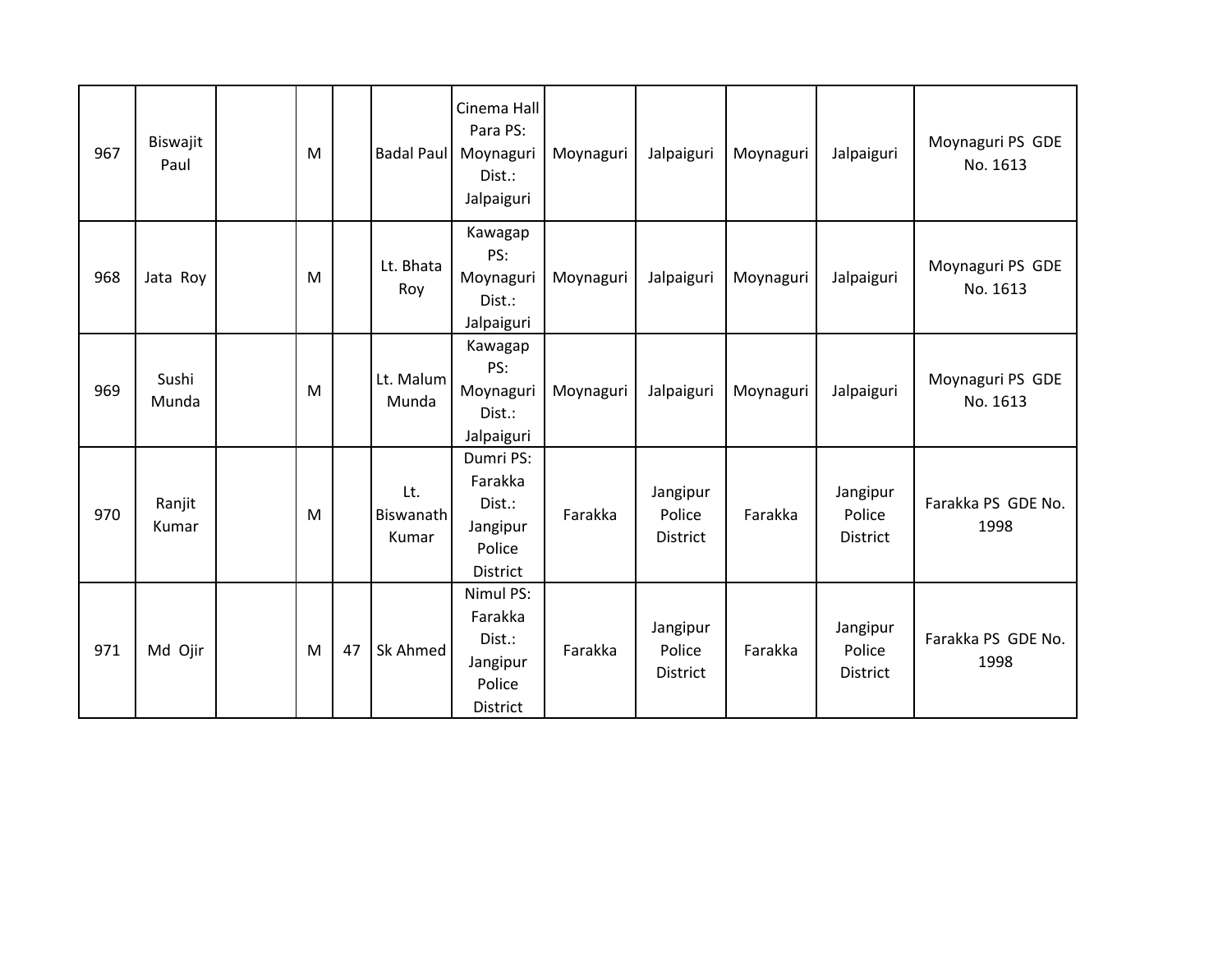| | | | | | | | | | | | |
|---|---|---|---|---|---|---|---|---|---|---|---|
| 967 | Biswajit Paul | | M | | Badal Paul | Cinema Hall Para PS: Moynaguri Dist.: Jalpaiguri | Moynaguri | Jalpaiguri | Moynaguri | Jalpaiguri | Moynaguri PS GDE No. 1613 |
| 968 | Jata Roy | | M | | Lt. Bhata Roy | Kawagap PS: Moynaguri Dist.: Jalpaiguri | Moynaguri | Jalpaiguri | Moynaguri | Jalpaiguri | Moynaguri PS GDE No. 1613 |
| 969 | Sushi Munda | | M | | Lt. Malum Munda | Kawagap PS: Moynaguri Dist.: Jalpaiguri | Moynaguri | Jalpaiguri | Moynaguri | Jalpaiguri | Moynaguri PS GDE No. 1613 |
| 970 | Ranjit Kumar | | M | | Lt. Biswanath Kumar | Dumri PS: Farakka Dist.: Jangipur Police District | Farakka | Jangipur Police District | Farakka | Jangipur Police District | Farakka PS GDE No. 1998 |
| 971 | Md Ojir | | M | 47 | Sk Ahmed | Nimul PS: Farakka Dist.: Jangipur Police District | Farakka | Jangipur Police District | Farakka | Jangipur Police District | Farakka PS GDE No. 1998 |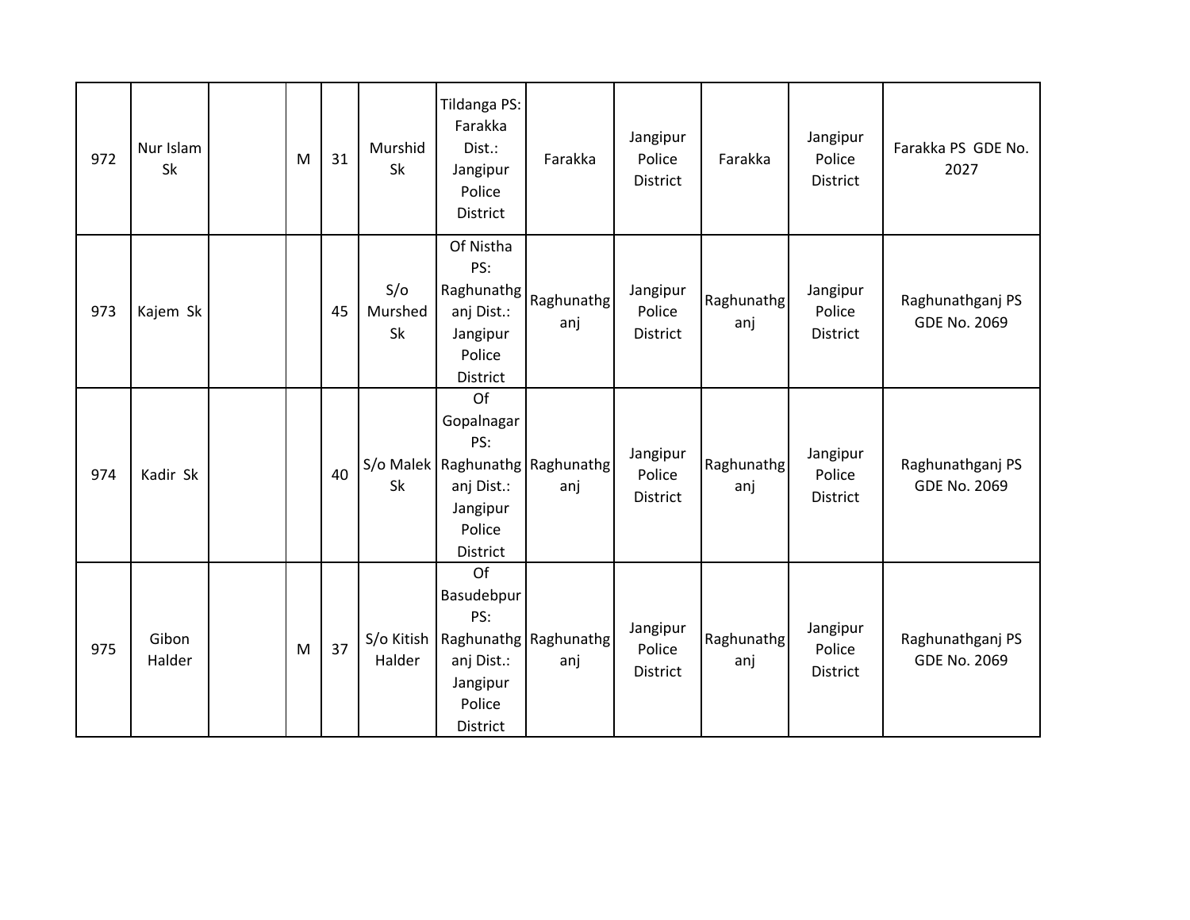| | | | | | | | | | | | |
|---|---|---|---|---|---|---|---|---|---|---|---|
| 972 | Nur Islam Sk | | M | 31 | Murshid Sk | Tildanga PS: Farakka Dist.: Jangipur Police District | Farakka | Jangipur Police District | Farakka | Jangipur Police District | Farakka PS GDE No. 2027 |
| 973 | Kajem Sk | | | 45 | S/o Murshed Sk | Of Nistha PS: Raghunathganj Dist.: Jangipur Police District | Raghunathganj | Jangipur Police District | Raghunathganj | Jangipur Police District | Raghunathganj PS GDE No. 2069 |
| 974 | Kadir Sk | | | 40 | S/o Malek Sk | Of Gopalnagar PS: Raghunathganj Dist.: Jangipur Police District | Raghunathganj | Jangipur Police District | Raghunathganj | Jangipur Police District | Raghunathganj PS GDE No. 2069 |
| 975 | Gibon Halder | | M | 37 | S/o Kitish Halder | Of Basudebpur PS: Raghunathganj Dist.: Jangipur Police District | Raghunathganj | Jangipur Police District | Raghunathganj | Jangipur Police District | Raghunathganj PS GDE No. 2069 |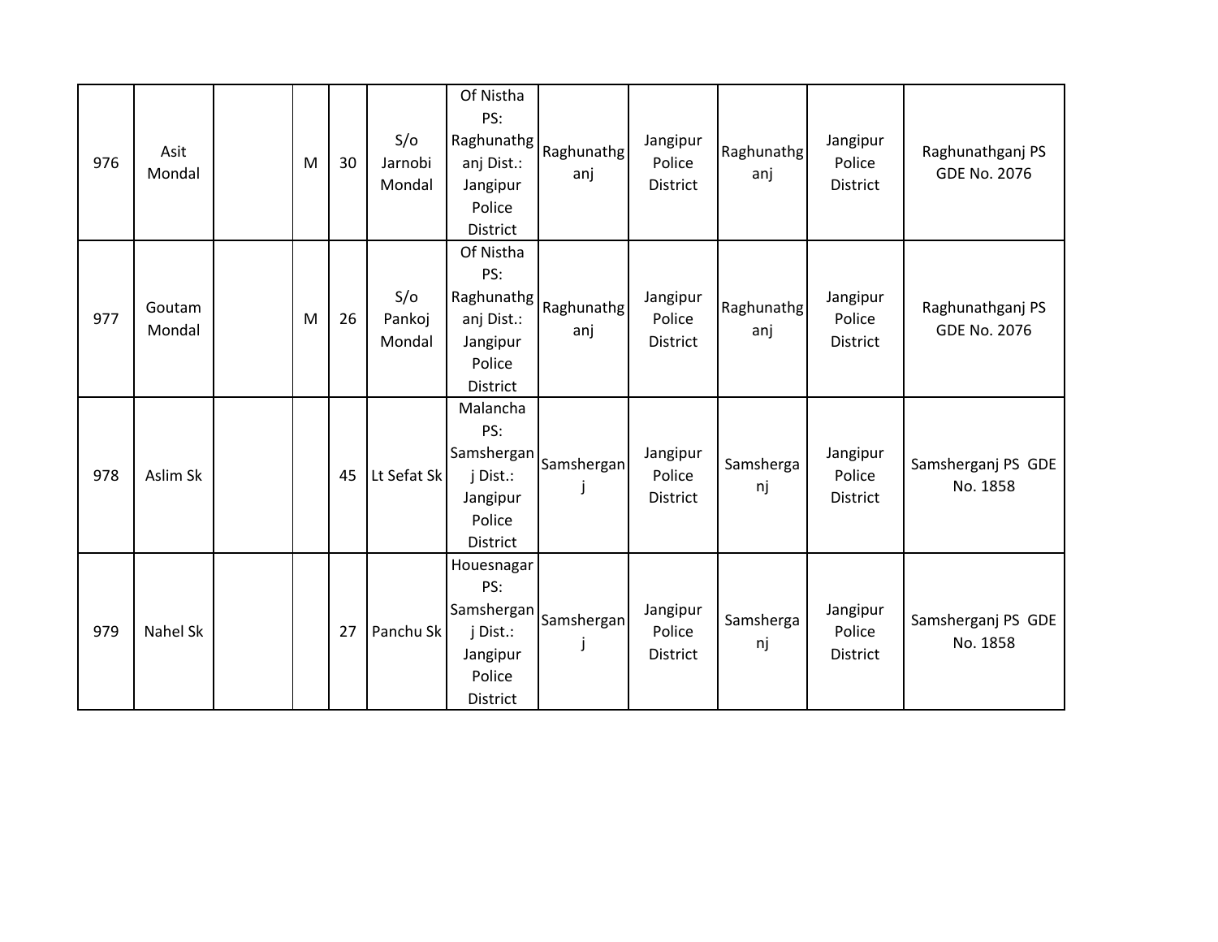| | | | | | | | | | | | |
|---|---|---|---|---|---|---|---|---|---|---|---|
| 976 | Asit Mondal | | M | 30 | S/o Jarnobi Mondal | Of Nistha PS: Raghunathganj Dist.: Jangipur Police District | Raghunathganj | Jangipur Police District | Raghunathganj | Jangipur Police District | Raghunathganj PS GDE No. 2076 |
| 977 | Goutam Mondal | | M | 26 | S/o Pankoj Mondal | Of Nistha PS: Raghunathganj Dist.: Jangipur Police District | Raghunathganj | Jangipur Police District | Raghunathganj | Jangipur Police District | Raghunathganj PS GDE No. 2076 |
| 978 | Aslim Sk | | | 45 | Lt Sefat Sk | Malancha PS: Samsherganj Dist.: Jangipur Police District | Samsherganj | Jangipur Police District | Samsherganj | Jangipur Police District | Samsherganj PS GDE No. 1858 |
| 979 | Nahel Sk | | | 27 | Panchu Sk | Houesnagar PS: Samsherganj Dist.: Jangipur Police District | Samsherganj | Jangipur Police District | Samsherganj | Jangipur Police District | Samsherganj PS GDE No. 1858 |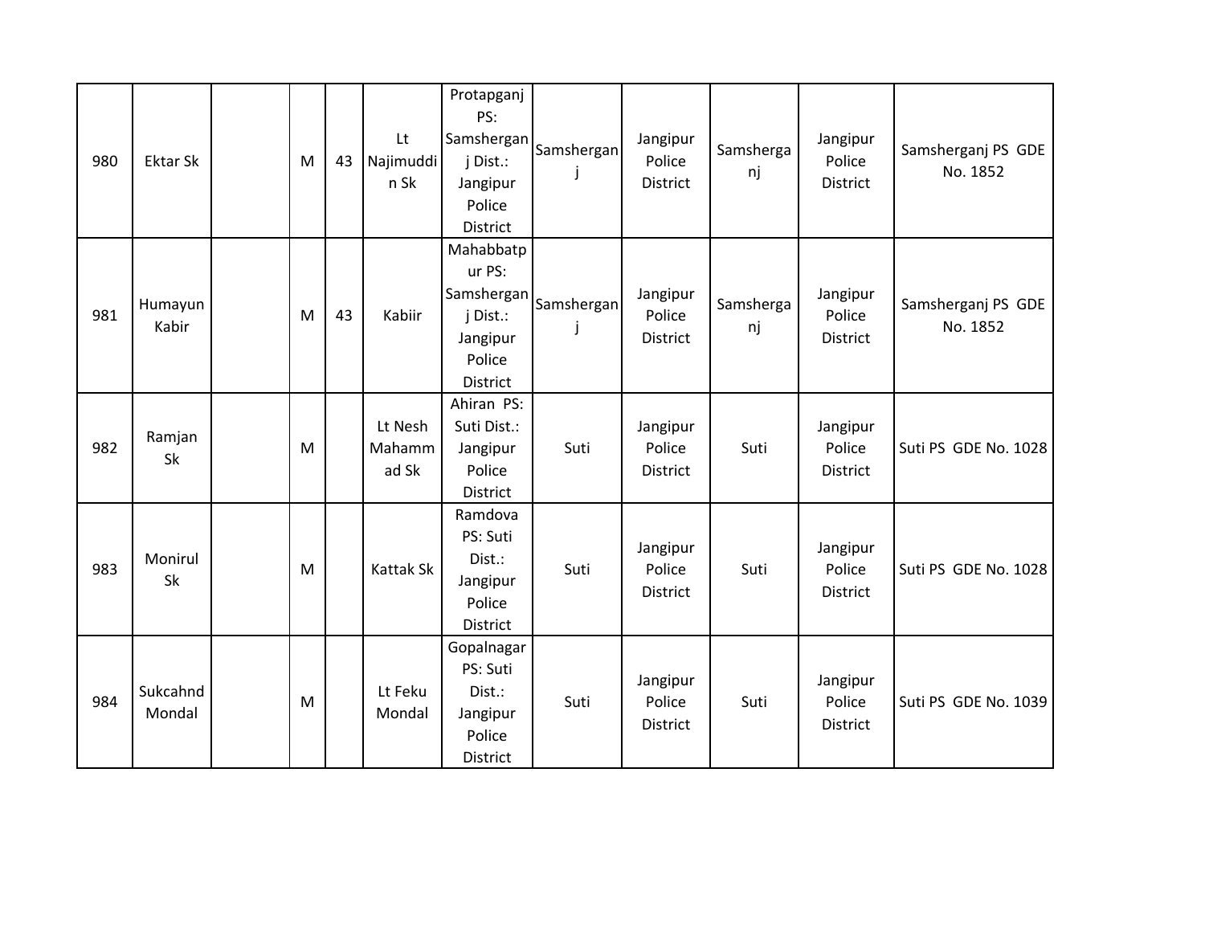| | | | | | | | | | | | |
|---|---|---|---|---|---|---|---|---|---|---|---|
| 980 | Ektar Sk | | M | 43 | Lt Najimuddin Sk | Protapganj PS: Samsherganj Dist.: Jangipur Police District | Samsherganj | Jangipur Police District | Samsherganj | Jangipur Police District | Samsherganj PS GDE No. 1852 |
| 981 | Humayun Kabir | | M | 43 | Kabiir | Mahabbatpur PS: Samsherganj Dist.: Jangipur Police District | Samsherganj | Jangipur Police District | Samsherganj | Jangipur Police District | Samsherganj PS GDE No. 1852 |
| 982 | Ramjan Sk | | M | | Lt Nesh Mahammad Sk | Ahiran PS: Suti Dist.: Jangipur Police District | Suti | Jangipur Police District | Suti | Jangipur Police District | Suti PS GDE No. 1028 |
| 983 | Monirul Sk | | M | | Kattak Sk | Ramdova PS: Suti Dist.: Jangipur Police District | Suti | Jangipur Police District | Suti | Jangipur Police District | Suti PS GDE No. 1028 |
| 984 | Sukcahnd Mondal | | M | | Lt Feku Mondal | Gopalnagar PS: Suti Dist.: Jangipur Police District | Suti | Jangipur Police District | Suti | Jangipur Police District | Suti PS GDE No. 1039 |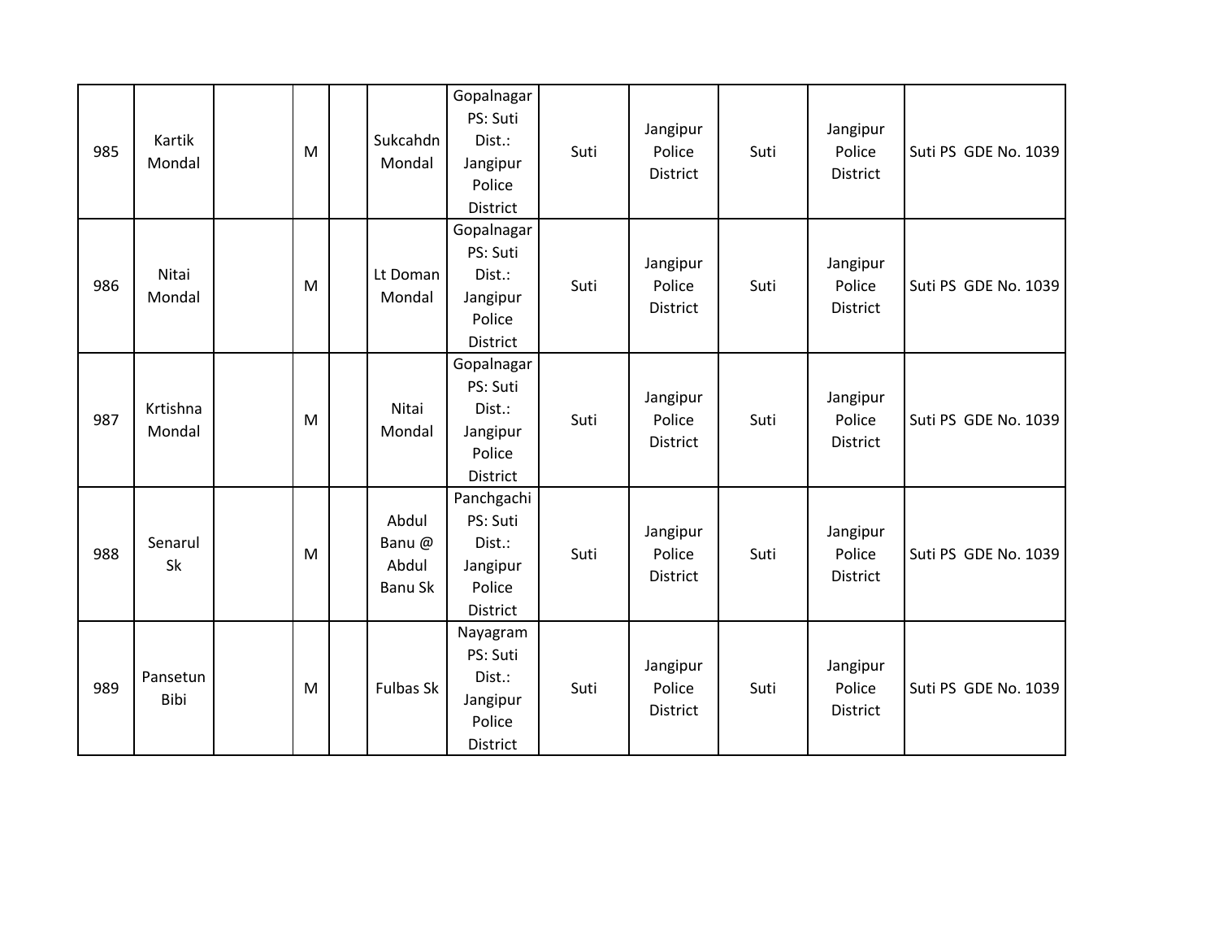| | | | | | | | | | | | |
|---|---|---|---|---|---|---|---|---|---|---|---|
| 985 | Kartik Mondal | | M | | Sukcahdn Mondal | Gopalnagar PS: Suti Dist.: Jangipur Police District | Suti | Jangipur Police District | Suti | Jangipur Police District | Suti PS GDE No. 1039 |
| 986 | Nitai Mondal | | M | | Lt Doman Mondal | Gopalnagar PS: Suti Dist.: Jangipur Police District | Suti | Jangipur Police District | Suti | Jangipur Police District | Suti PS GDE No. 1039 |
| 987 | Krtishna Mondal | | M | | Nitai Mondal | Gopalnagar PS: Suti Dist.: Jangipur Police District | Suti | Jangipur Police District | Suti | Jangipur Police District | Suti PS GDE No. 1039 |
| 988 | Senarul Sk | | M | | Abdul Banu @ Abdul Banu Sk | Panchgachi PS: Suti Dist.: Jangipur Police District | Suti | Jangipur Police District | Suti | Jangipur Police District | Suti PS GDE No. 1039 |
| 989 | Pansetun Bibi | | M | | Fulbas Sk | Nayagram PS: Suti Dist.: Jangipur Police District | Suti | Jangipur Police District | Suti | Jangipur Police District | Suti PS GDE No. 1039 |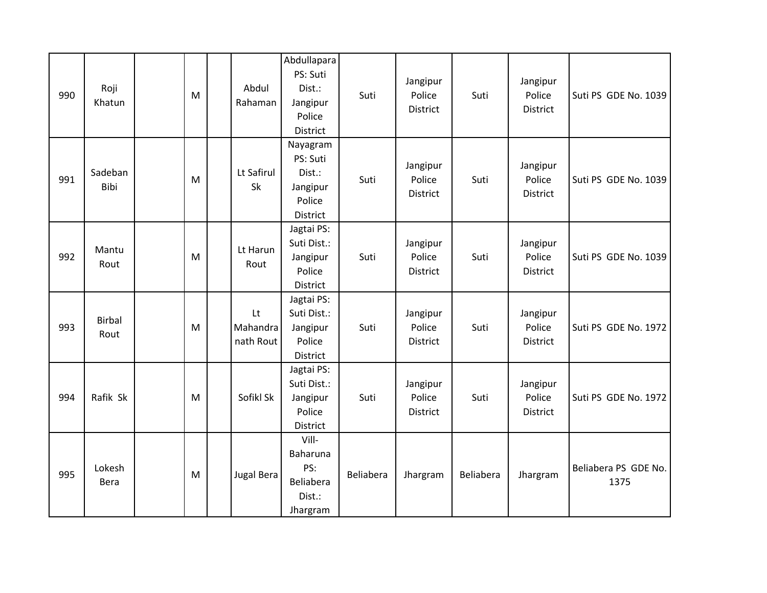| | | | | | | | | | | | |
|---|---|---|---|---|---|---|---|---|---|---|---|
| 990 | Roji Khatun | | M | | Abdul Rahaman | Abdullapara PS: Suti Dist.: Jangipur Police District | Suti | Jangipur Police District | Suti | Jangipur Police District | Suti PS GDE No. 1039 |
| 991 | Sadeban Bibi | | M | | Lt Safirul Sk | Nayagram PS: Suti Dist.: Jangipur Police District | Suti | Jangipur Police District | Suti | Jangipur Police District | Suti PS GDE No. 1039 |
| 992 | Mantu Rout | | M | | Lt Harun Rout | Jagtai PS: Suti Dist.: Jangipur Police District | Suti | Jangipur Police District | Suti | Jangipur Police District | Suti PS GDE No. 1039 |
| 993 | Birbal Rout | | M | | Lt Mahandra nath Rout | Jagtai PS: Suti Dist.: Jangipur Police District | Suti | Jangipur Police District | Suti | Jangipur Police District | Suti PS GDE No. 1972 |
| 994 | Rafik Sk | | M | | Sofikl Sk | Jagtai PS: Suti Dist.: Jangipur Police District | Suti | Jangipur Police District | Suti | Jangipur Police District | Suti PS GDE No. 1972 |
| 995 | Lokesh Bera | | M | | Jugal Bera | Vill-Baharuna PS: Beliabera Dist.: Jhargram | Beliabera | Jhargram | Beliabera | Jhargram | Beliabera PS GDE No. 1375 |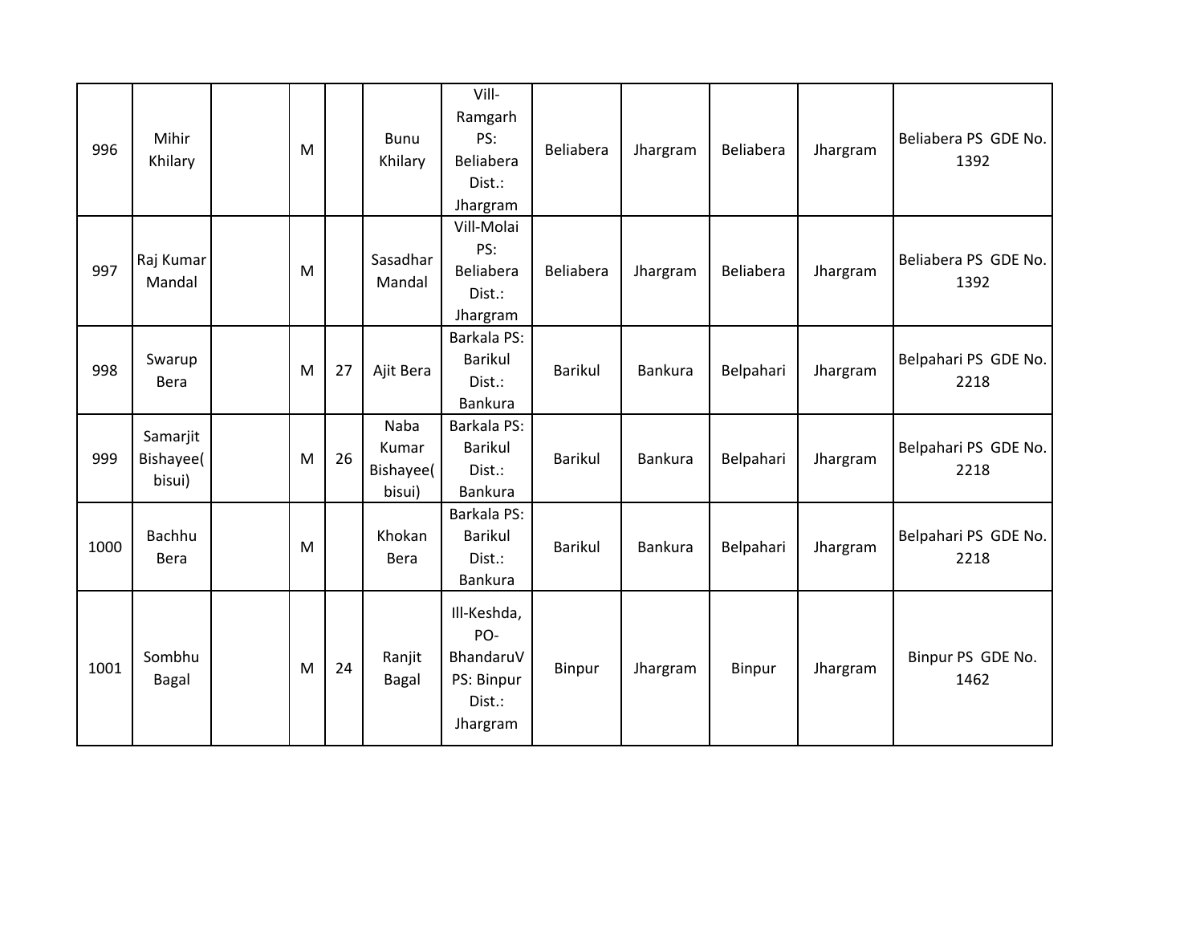| | | | | | | | | | | | |
|---|---|---|---|---|---|---|---|---|---|---|---|
| 996 | Mihir Khilary | | M | | Bunu Khilary | Vill-Ramgarh PS: Beliabera Dist.: Jhargram | Beliabera | Jhargram | Beliabera | Jhargram | Beliabera PS GDE No. 1392 |
| 997 | Raj Kumar Mandal | | M | | Sasadhar Mandal | Vill-Molai PS: Beliabera Dist.: Jhargram | Beliabera | Jhargram | Beliabera | Jhargram | Beliabera PS GDE No. 1392 |
| 998 | Swarup Bera | | M | 27 | Ajit Bera | Barkala PS: Barikul Dist.: Bankura | Barikul | Bankura | Belpahari | Jhargram | Belpahari PS GDE No. 2218 |
| 999 | Samarjit Bishayee( bisui) | | M | 26 | Naba Kumar Bishayee( bisui) | Barkala PS: Barikul Dist.: Bankura | Barikul | Bankura | Belpahari | Jhargram | Belpahari PS GDE No. 2218 |
| 1000 | Bachhu Bera | | M | | Khokan Bera | Barkala PS: Barikul Dist.: Bankura | Barikul | Bankura | Belpahari | Jhargram | Belpahari PS GDE No. 2218 |
| 1001 | Sombhu Bagal | | M | 24 | Ranjit Bagal | Ill-Keshda, PO-BhandaruV PS: Binpur Dist.: Jhargram | Binpur | Jhargram | Binpur | Jhargram | Binpur PS GDE No. 1462 |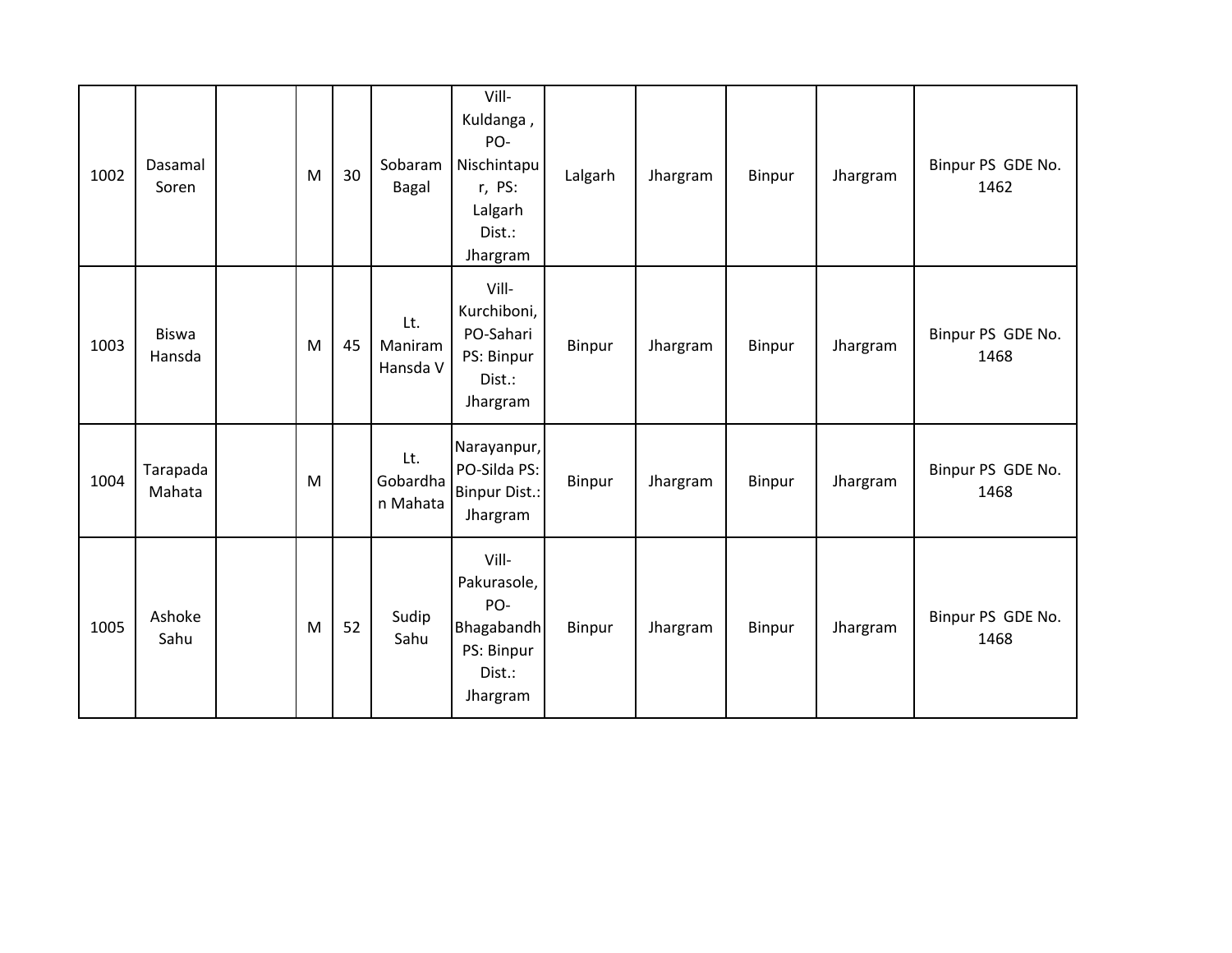| | | | | | | | | | | | |
|---|---|---|---|---|---|---|---|---|---|---|---|
| 1002 | Dasamal Soren | | M | 30 | Sobaram Bagal | Vill- Kuldanga , PO- Nischintapur, PS: Lalgarh Dist.: Jhargram | Lalgarh | Jhargram | Binpur | Jhargram | Binpur PS GDE No. 1462 |
| 1003 | Biswa Hansda | | M | 45 | Lt. Maniram Hansda V | Vill- Kurchiboni, PO-Sahari PS: Binpur Dist.: Jhargram | Binpur | Jhargram | Binpur | Jhargram | Binpur PS GDE No. 1468 |
| 1004 | Tarapada Mahata | | M | | Lt. Gobardhan Mahata | Narayanpur, PO-Silda PS: Binpur Dist.: Jhargram | Binpur | Jhargram | Binpur | Jhargram | Binpur PS GDE No. 1468 |
| 1005 | Ashoke Sahu | | M | 52 | Sudip Sahu | Vill- Pakurasole, PO- Bhagabandh PS: Binpur Dist.: Jhargram | Binpur | Jhargram | Binpur | Jhargram | Binpur PS GDE No. 1468 |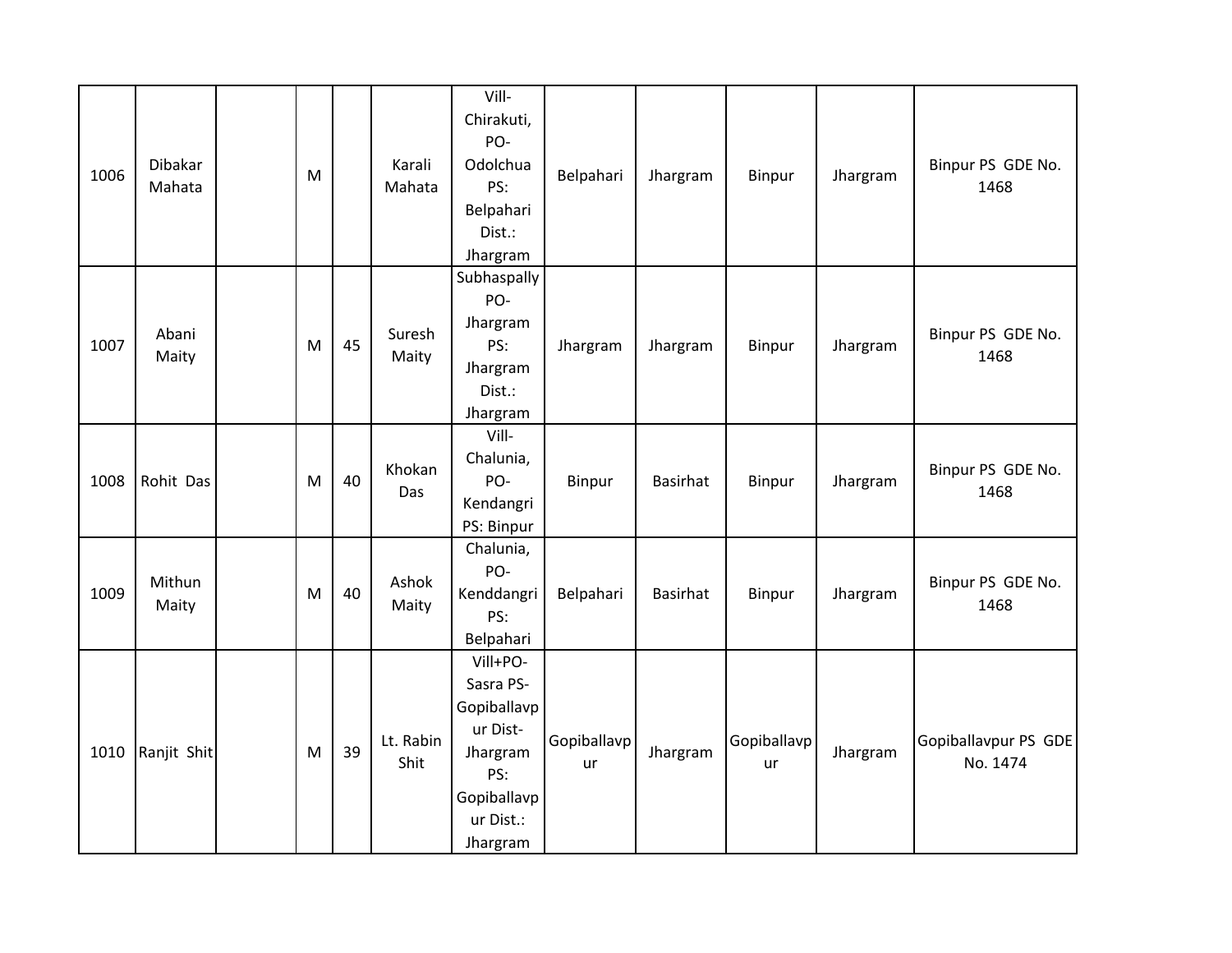| | | | | | | | | | | | |
|---|---|---|---|---|---|---|---|---|---|---|---|
| 1006 | Dibakar Mahata | | M | | Karali Mahata | Vill- Chirakuti, PO- Odolchua PS: Belpahari Dist.: Jhargram | Belpahari | Jhargram | Binpur | Jhargram | Binpur PS GDE No. 1468 |
| 1007 | Abani Maity | | M | 45 | Suresh Maity | Subhaspally PO- Jhargram PS: Jhargram Dist.: Jhargram | Jhargram | Jhargram | Binpur | Jhargram | Binpur PS GDE No. 1468 |
| 1008 | Rohit Das | | M | 40 | Khokan Das | Vill- Chalunia, PO- Kendangri PS: Binpur | Binpur | Basirhat | Binpur | Jhargram | Binpur PS GDE No. 1468 |
| 1009 | Mithun Maity | | M | 40 | Ashok Maity | Chalunia, PO- Kenddangri PS: Belpahari | Belpahari | Basirhat | Binpur | Jhargram | Binpur PS GDE No. 1468 |
| 1010 | Ranjit Shit | | M | 39 | Lt. Rabin Shit | Vill+PO- Sasra PS- Gopiballavpur Dist- Jhargram PS: Gopiballavpur Dist.: Jhargram | Gopiballavpur | Jhargram | Gopiballavpur | Jhargram | Gopiballavpur PS GDE No. 1474 |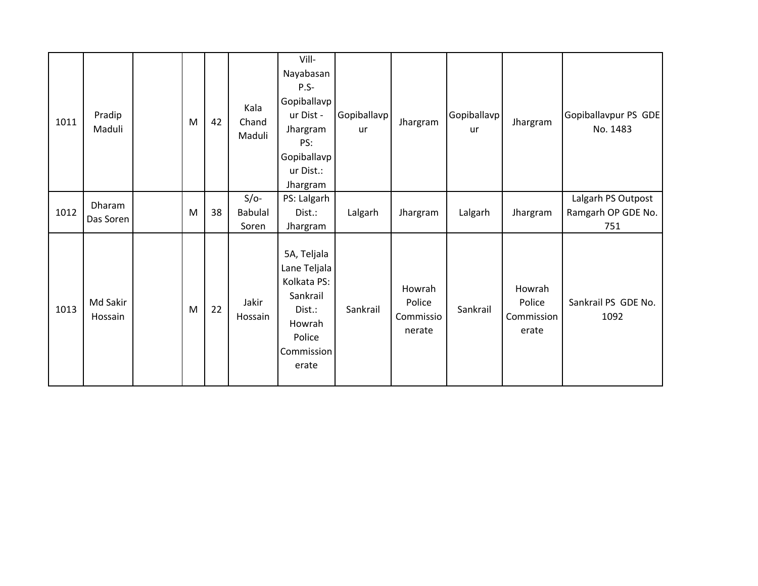| | | | | | | | | | | | |
|---|---|---|---|---|---|---|---|---|---|---|---|
| 1011 | Pradip Maduli | | M | 42 | Kala Chand Maduli | Vill-Nayabasan P.S-Gopiballavpur Dist - Jhargram PS: Gopiballavpur Dist.: Jhargram | Gopiballavpur | Jhargram | Gopiballavpur | Jhargram | Gopiballavpur PS GDE No. 1483 |
| 1012 | Dharam Das Soren | | M | 38 | S/o-Babulal Soren | PS: Lalgarh Dist.: Jhargram | Lalgarh | Jhargram | Lalgarh | Jhargram | Lalgarh PS Outpost Ramgarh OP GDE No. 751 |
| 1013 | Md Sakir Hossain | | M | 22 | Jakir Hossain | 5A, Teljala Lane Teljala Kolkata PS: Sankrail Dist.: Howrah Police Commissionerate | Sankrail | Howrah Police Commissionerate | Sankrail | Howrah Police Commissionerate | Sankrail PS GDE No. 1092 |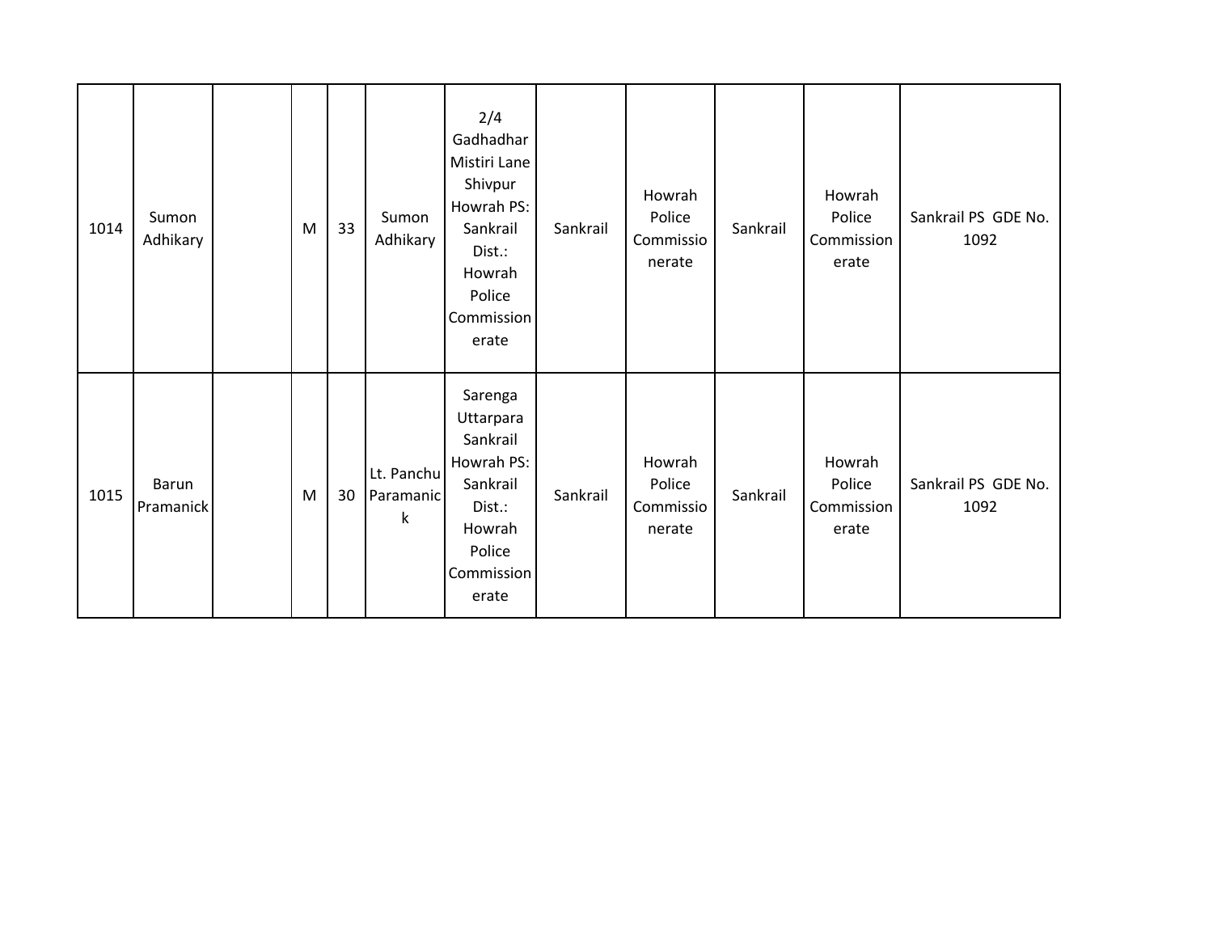| | | | | | | | | | | | |
|---|---|---|---|---|---|---|---|---|---|---|---|
| 1014 | Sumon Adhikary | | M | 33 | Sumon Adhikary | 2/4 Gadhadhar Mistiri Lane Shivpur Howrah PS: Sankrail Dist.: Howrah Police Commissionerate | Sankrail | Howrah Police Commissionerate | Sankrail | Howrah Police Commissionerate | Sankrail PS GDE No. 1092 |
| 1015 | Barun Pramanick | | M | 30 | Lt. Panchu Paramanick | Sarenga Uttarpara Sankrail Howrah PS: Sankrail Dist.: Howrah Police Commissionerate | Sankrail | Howrah Police Commissionerate | Sankrail | Howrah Police Commissionerate | Sankrail PS GDE No. 1092 |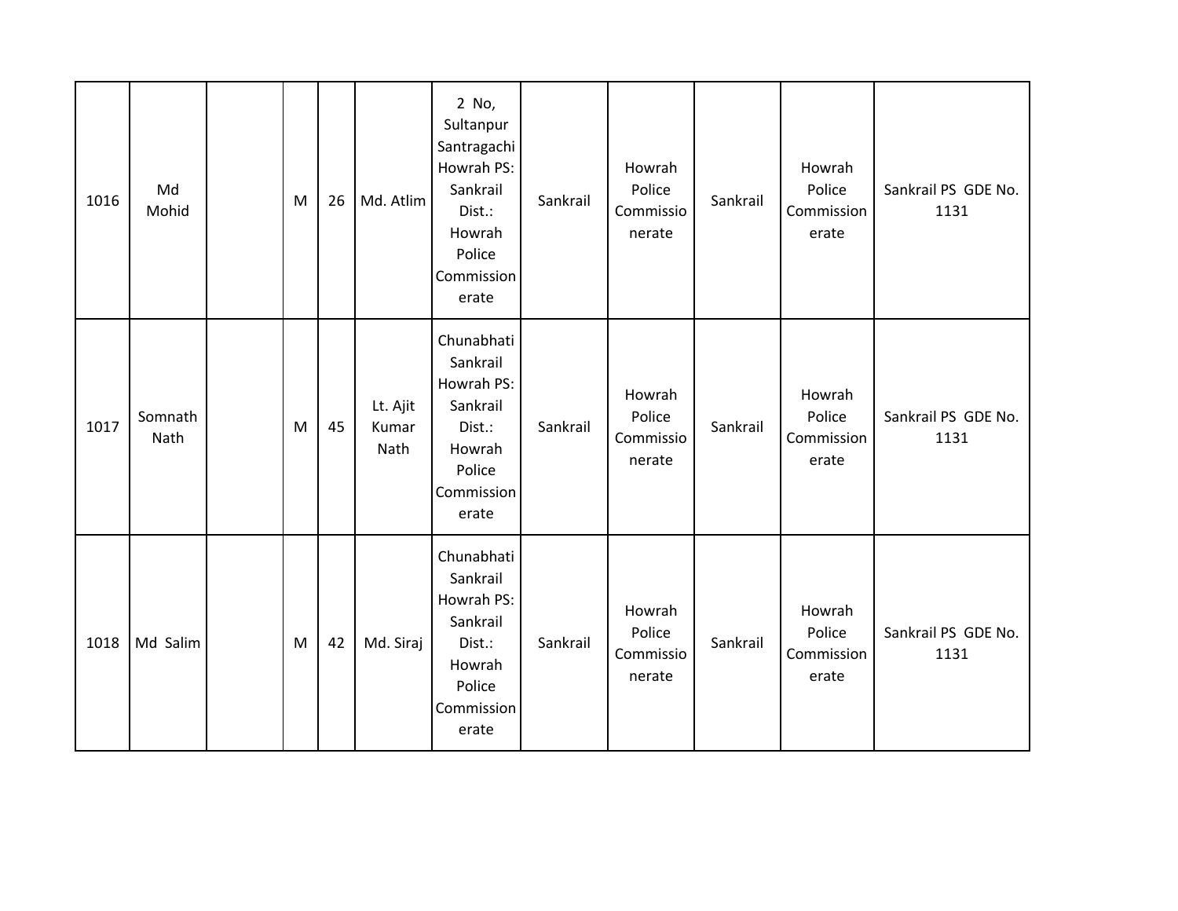| | | | | | | | | | | | |
|---|---|---|---|---|---|---|---|---|---|---|---|
| 1016 | Md Mohid | | M | 26 | Md. Atlim | 2 No, Sultanpur Santragachi Howrah PS: Sankrail Dist.: Howrah Police Commissionerate | Sankrail | Howrah Police Commissionerate | Sankrail | Howrah Police Commissionerate | Sankrail PS GDE No. 1131 |
| 1017 | Somnath Nath | | M | 45 | Lt. Ajit Kumar Nath | Chunabhati Sankrail Howrah PS: Sankrail Dist.: Howrah Police Commissionerate | Sankrail | Howrah Police Commissionerate | Sankrail | Howrah Police Commissionerate | Sankrail PS GDE No. 1131 |
| 1018 | Md Salim | | M | 42 | Md. Siraj | Chunabhati Sankrail Howrah PS: Sankrail Dist.: Howrah Police Commissionerate | Sankrail | Howrah Police Commissionerate | Sankrail | Howrah Police Commissionerate | Sankrail PS GDE No. 1131 |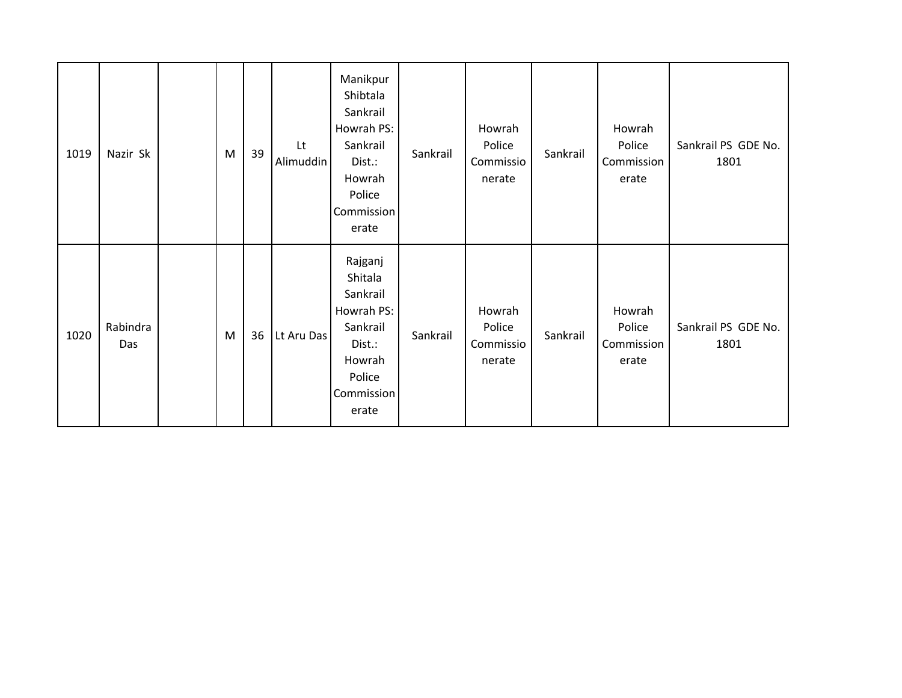| | | | | | | | | | | | |
|---|---|---|---|---|---|---|---|---|---|---|---|
| 1019 | Nazir Sk | | M | 39 | Lt Alimuddin | Manikpur Shibtala Sankrail Howrah PS: Sankrail Dist.: Howrah Police Commissionerate | Sankrail | Howrah Police Commissionerate | Sankrail | Howrah Police Commissionerate | Sankrail PS GDE No. 1801 |
| 1020 | Rabindra Das | | M | 36 | Lt Aru Das | Rajganj Shitala Sankrail Howrah PS: Sankrail Dist.: Howrah Police Commissionerate | Sankrail | Howrah Police Commissionerate | Sankrail | Howrah Police Commissionerate | Sankrail PS GDE No. 1801 |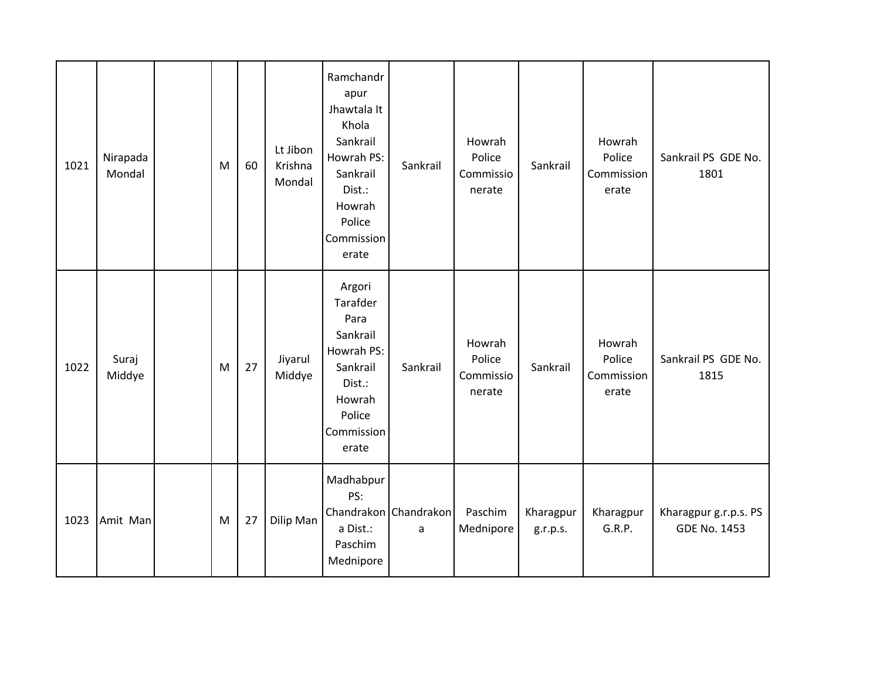| | | | | | | | | | | | |
|---|---|---|---|---|---|---|---|---|---|---|---|
| 1021 | Nirapada Mondal | | M | 60 | Lt Jibon Krishna Mondal | Ramchandrapur Jhawtala It Khola Sankrail Howrah PS: Sankrail Dist.: Howrah Police Commissionerate | Sankrail | Howrah Police Commissionerate | Sankrail | Howrah Police Commissionerate | Sankrail PS GDE No. 1801 |
| 1022 | Suraj Middye | | M | 27 | Jiyarul Middye | Argori Tarafder Para Sankrail Howrah PS: Sankrail Dist.: Howrah Police Commissionerate | Sankrail | Howrah Police Commissionerate | Sankrail | Howrah Police Commissionerate | Sankrail PS GDE No. 1815 |
| 1023 | Amit Man | | M | 27 | Dilip Man | Madhabpur PS: Chandrakona Dist.: Paschim Mednipore | Chandrakona | Paschim Mednipore | Kharagpur g.r.p.s. | Kharagpur G.R.P. | Kharagpur g.r.p.s. PS GDE No. 1453 |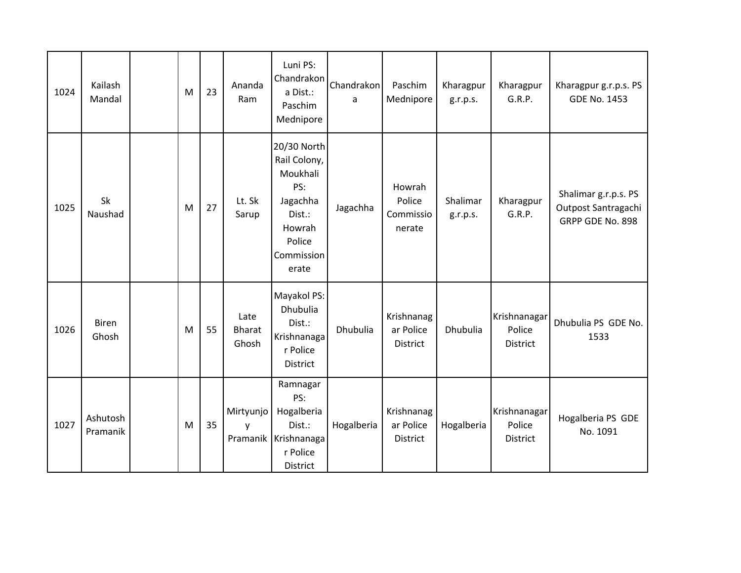| | | | | | | | | | | | |
|---|---|---|---|---|---|---|---|---|---|---|---|
| 1024 | Kailash Mandal | | M | 23 | Ananda Ram | Luni PS: Chandrakona Dist.: Paschim Mednipore | Chandrakona | Paschim Mednipore | Kharagpur g.r.p.s. | Kharagpur G.R.P. | Kharagpur g.r.p.s. PS GDE No. 1453 |
| 1025 | Sk Naushad | | M | 27 | Lt. Sk Sarup | 20/30 North Rail Colony, Moukhali PS: Jagachha Dist.: Howrah Police Commissionerate | Jagachha | Howrah Police Commissionerate | Shalimar g.r.p.s. | Kharagpur G.R.P. | Shalimar g.r.p.s. PS Outpost Santragachi GRPP GDE No. 898 |
| 1026 | Biren Ghosh | | M | 55 | Late Bharat Ghosh | Mayakol PS: Dhubulia Dist.: Krishnanagar Police District | Dhubulia | Krishnanagar Police District | Dhubulia | Krishnanagar Police District | Dhubulia PS GDE No. 1533 |
| 1027 | Ashutosh Pramanik | | M | 35 | Mirtyunjoy Pramanik | Ramnagar PS: Hogalberia Dist.: Krishnanagar Police District | Hogalberia | Krishnanagar Police District | Hogalberia | Krishnanagar Police District | Hogalberia PS GDE No. 1091 |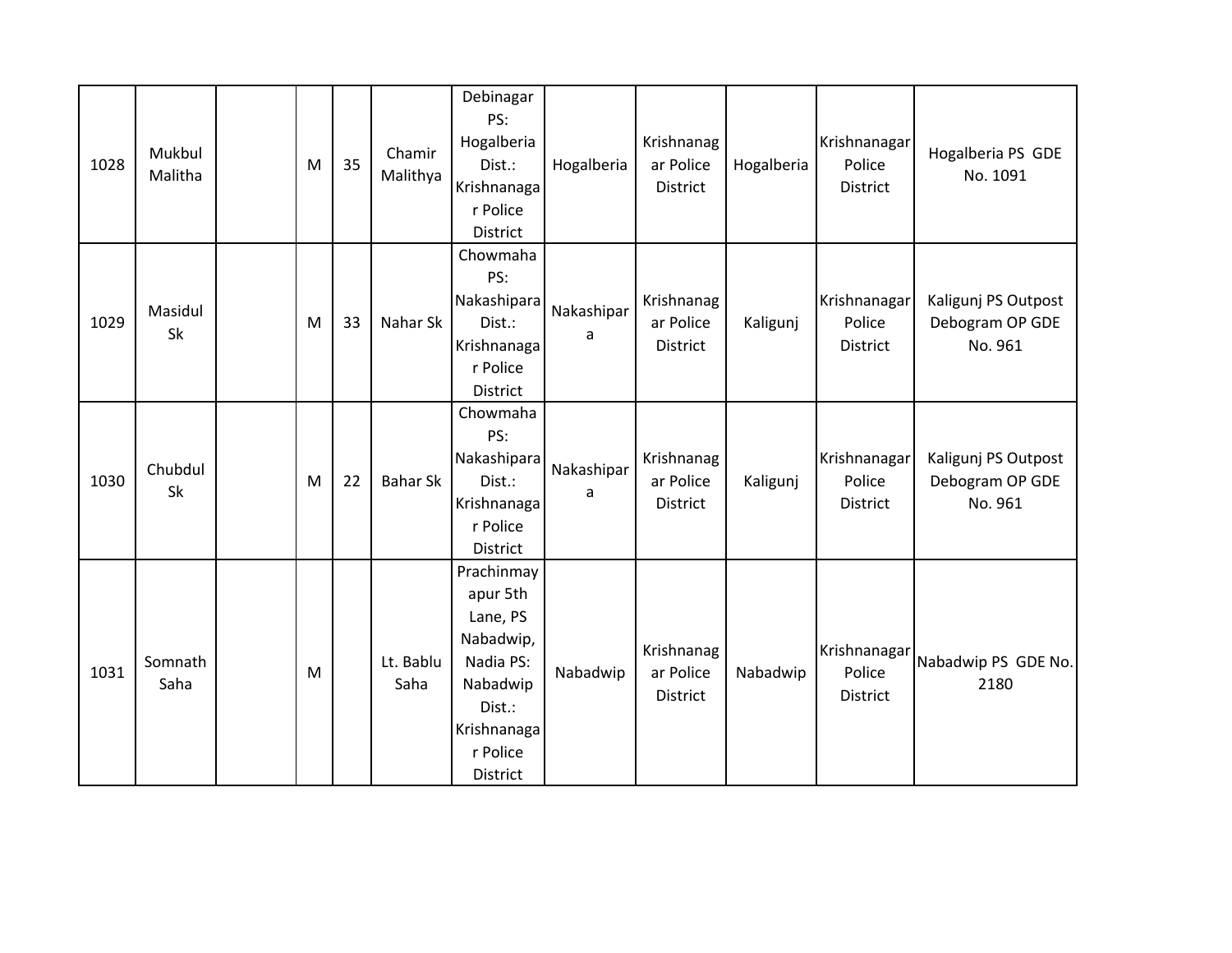| 1028 | Mukbul Malitha | | M | 35 | Chamir Malithya | Debinagar PS: Hogalberia Dist.: Krishnanagar Police District | Hogalberia | Krishnanagar Police District | Hogalberia | Krishnanagar Police District | Hogalberia PS GDE No. 1091 |
|---|---|---|---|---|---|---|---|---|---|---|---|
| 1029 | Masidul Sk | | M | 33 | Nahar Sk | Chowmaha PS: Nakashipara Dist.: Krishnanagar Police District | Nakashipara | Krishnanagar Police District | Kaligunj | Krishnanagar Police District | Kaligunj PS Outpost Debogram OP GDE No. 961 |
| 1030 | Chubdul Sk | | M | 22 | Bahar Sk | Chowmaha PS: Nakashipara Dist.: Krishnanagar Police District | Nakashipara | Krishnanagar Police District | Kaligunj | Krishnanagar Police District | Kaligunj PS Outpost Debogram OP GDE No. 961 |
| 1031 | Somnath Saha | | M | | Lt. Bablu Saha | Prachinmayapur 5th Lane, PS Nabadwip, Nadia PS: Nabadwip Dist.: Krishnanagar Police District | Nabadwip | Krishnanagar Police District | Nabadwip | Krishnanagar Police District | Nabadwip PS GDE No. 2180 |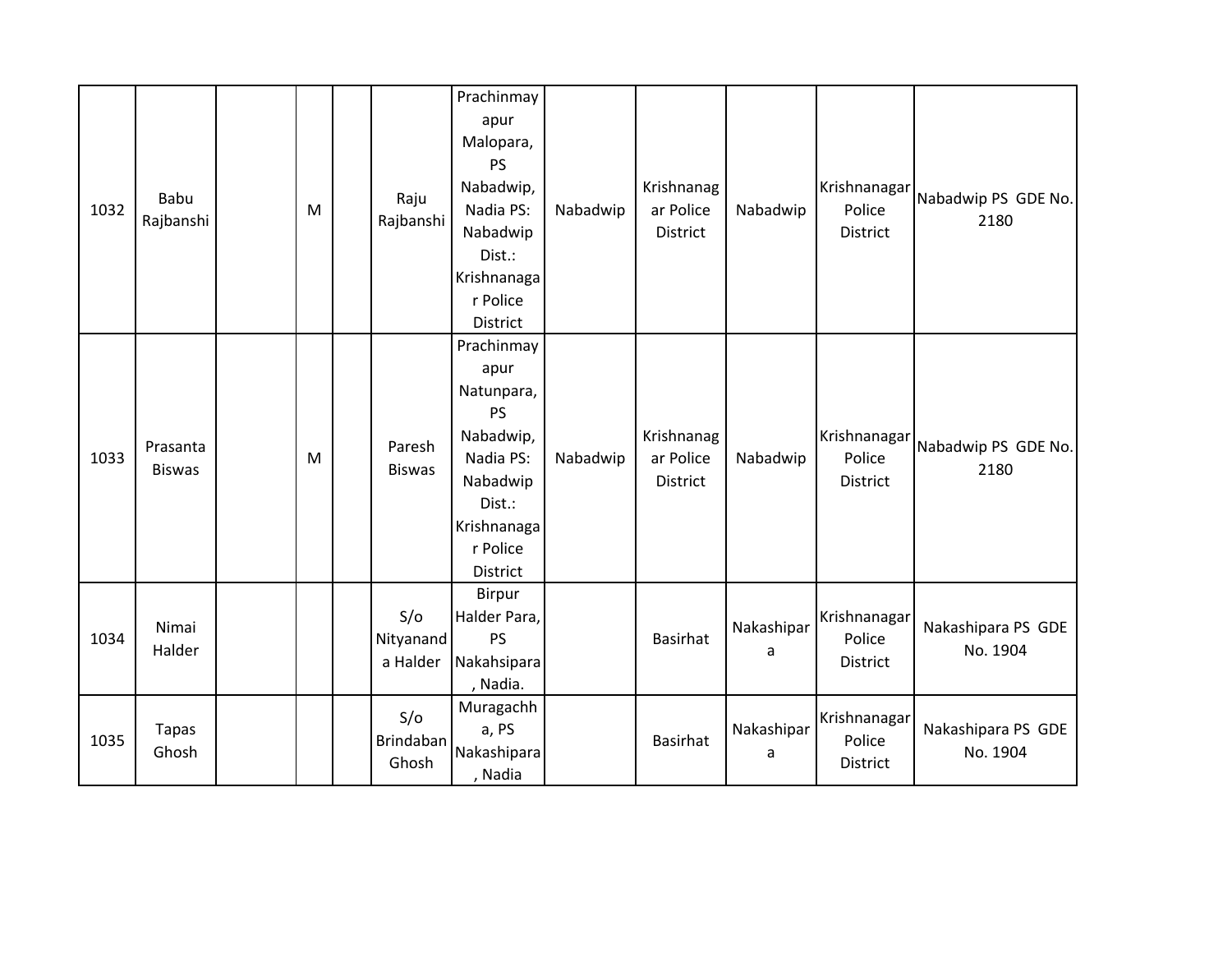| | | | | | | | | | | | |
|---|---|---|---|---|---|---|---|---|---|---|---|
| 1032 | Babu Rajbanshi | | M | | Raju Rajbanshi | Prachinmayapur Malopara, PS Nabadwip, Nadia PS: Nabadwip Dist.: Krishnanagar Police District | Nabadwip | Krishnanagar Police District | Nabadwip | Krishnanagar Police District | Nabadwip PS GDE No. 2180 |
| 1033 | Prasanta Biswas | | M | | Paresh Biswas | Prachinmayapur Natunpara, PS Nabadwip, Nadia PS: Nabadwip Dist.: Krishnanagar Police District | Nabadwip | Krishnanagar Police District | Nabadwip | Krishnanagar Police District | Nabadwip PS GDE No. 2180 |
| 1034 | Nimai Halder | | | | S/o Nityananda Halder | Birpur Halder Para, PS Nakahsipara, Nadia. | | Basirhat | Nakashipara | Krishnanagar Police District | Nakashipara PS GDE No. 1904 |
| 1035 | Tapas Ghosh | | | | S/o Brindaban Ghosh | Muragachha, PS Nakashipara, Nadia | | Basirhat | Nakashipara | Krishnanagar Police District | Nakashipara PS GDE No. 1904 |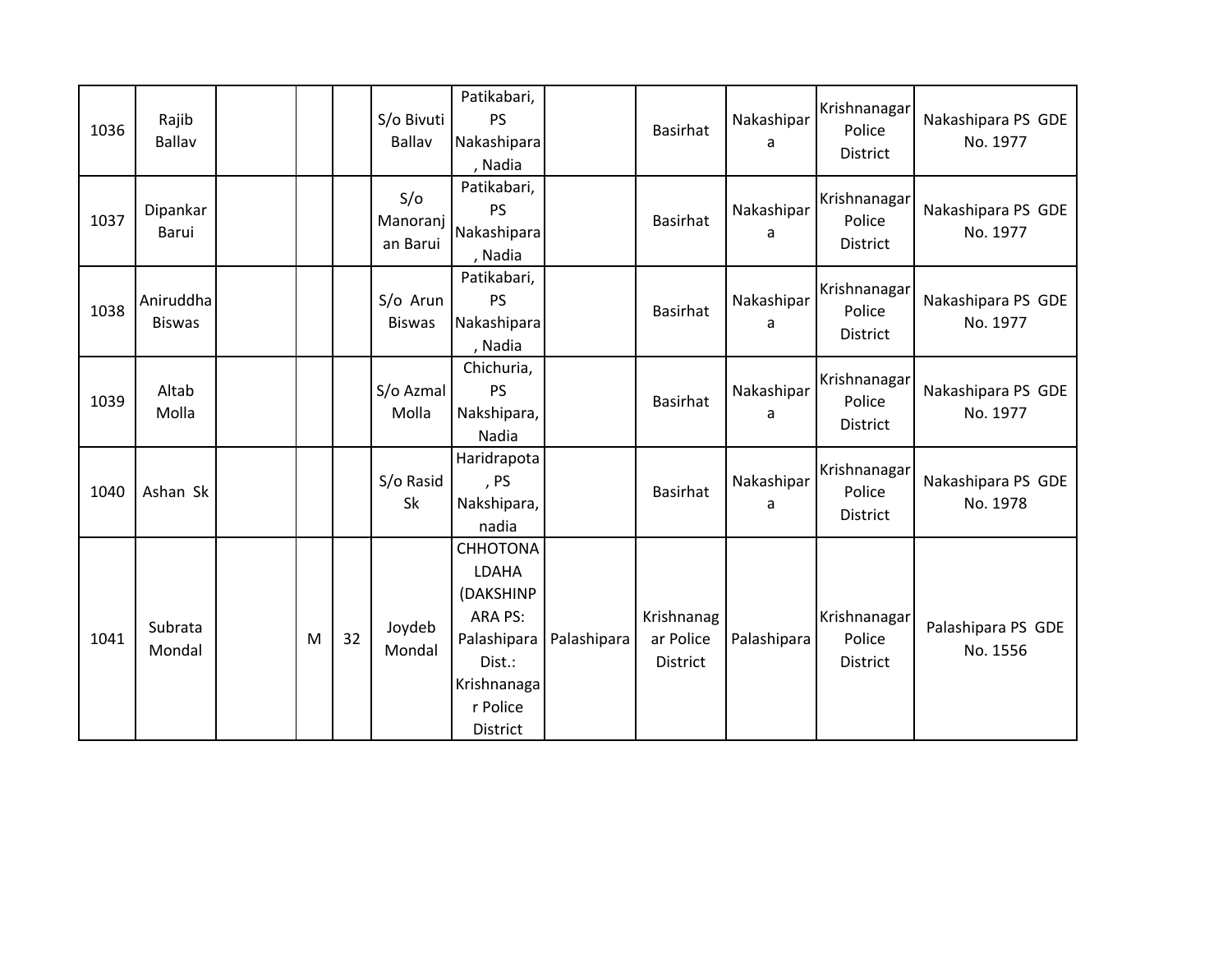| | | | | | | | | | | | |
|---|---|---|---|---|---|---|---|---|---|---|---|
| 1036 | Rajib Ballav | | | | S/o Bivuti Ballav | Patikabari, PS Nakashipara , Nadia | | Basirhat | Nakashipar a | Krishnanagar Police District | Nakashipara PS GDE No. 1977 |
| 1037 | Dipankar Barui | | | | S/o Manoranj an Barui | Patikabari, PS Nakashipara , Nadia | | Basirhat | Nakashipar a | Krishnanagar Police District | Nakashipara PS GDE No. 1977 |
| 1038 | Aniruddha Biswas | | | | S/o Arun Biswas | Patikabari, PS Nakashipara , Nadia | | Basirhat | Nakashipar a | Krishnanagar Police District | Nakashipara PS GDE No. 1977 |
| 1039 | Altab Molla | | | | S/o Azmal Molla | Chichuria, PS Nakshipara, Nadia | | Basirhat | Nakashipar a | Krishnanagar Police District | Nakashipara PS GDE No. 1977 |
| 1040 | Ashan Sk | | | | S/o Rasid Sk | Haridrapota , PS Nakshipara, nadia | | Basirhat | Nakashipar a | Krishnanagar Police District | Nakashipara PS GDE No. 1978 |
| 1041 | Subrata Mondal | | M | 32 | Joydeb Mondal | CHHOTONA LDAHA (DAKSHINP ARA PS: Palashipara Dist.: Krishnanaga r Police District | Palashipara | Krishnanag ar Police District | Palashipara | Krishnanagar Police District | Palashipara PS GDE No. 1556 |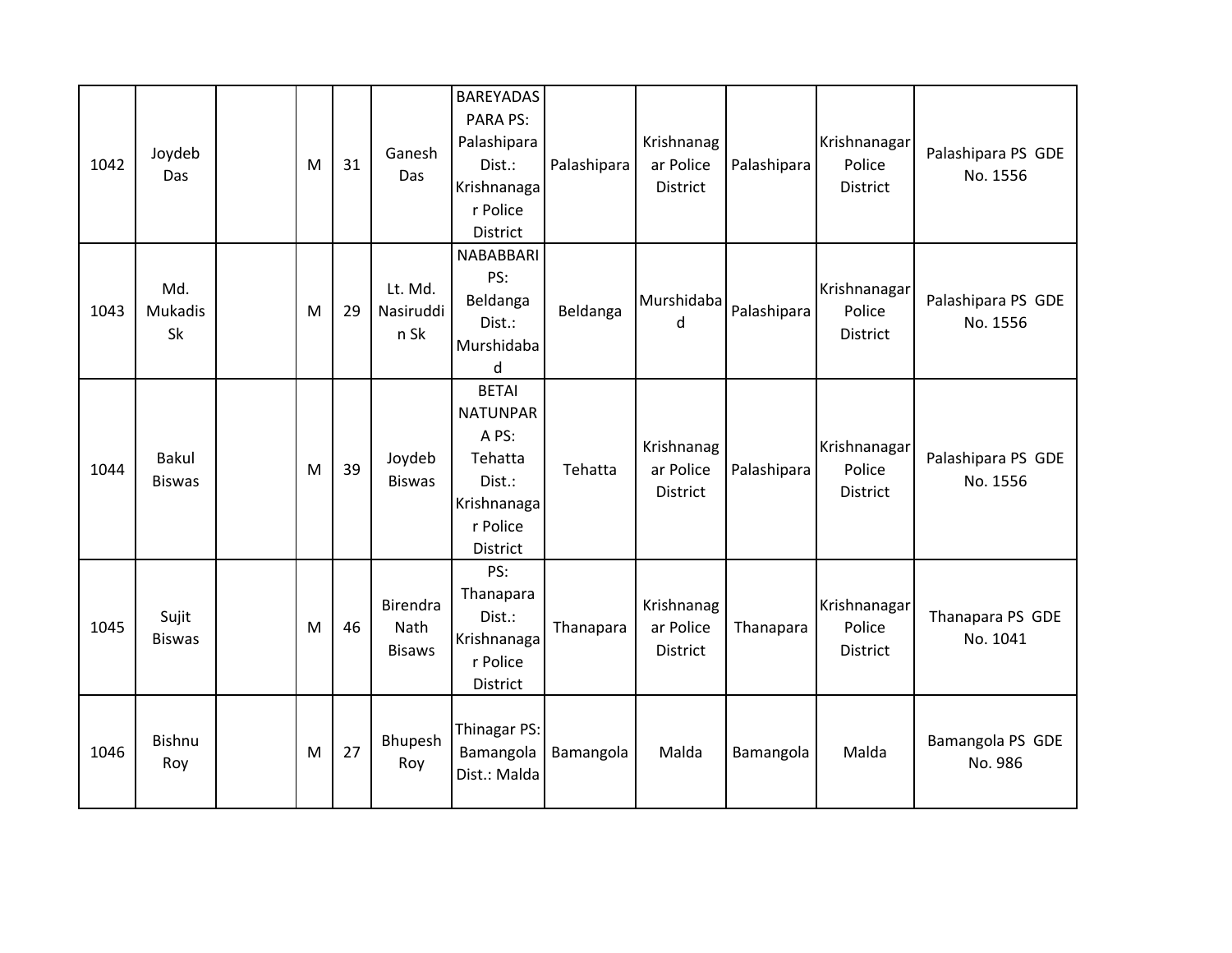| | | | | | | | | | | | |
|---|---|---|---|---|---|---|---|---|---|---|---|
| 1042 | Joydeb Das | | M | 31 | Ganesh Das | BAREYADAS PARA PS: Palashipara Dist.: Krishnanagar Police District | Palashipara | Krishnanagar Police District | Palashipara | Krishnanagar Police District | Palashipara PS GDE No. 1556 |
| 1043 | Md. Mukadis Sk | | M | 29 | Lt. Md. Nasiruddin Sk | NABABBARI PS: Beldanga Dist.: Murshidabad | Beldanga | Murshidabad | Palashipara | Krishnanagar Police District | Palashipara PS GDE No. 1556 |
| 1044 | Bakul Biswas | | M | 39 | Joydeb Biswas | BETAI NATUNPARA PS: Tehatta Dist.: Krishnanagar Police District | Tehatta | Krishnanagar Police District | Palashipara | Krishnanagar Police District | Palashipara PS GDE No. 1556 |
| 1045 | Sujit Biswas | | M | 46 | Birendra Nath Bisaws | PS: Thanapara Dist.: Krishnanagar Police District | Thanapara | Krishnanagar Police District | Thanapara | Krishnanagar Police District | Thanapara PS GDE No. 1041 |
| 1046 | Bishnu Roy | | M | 27 | Bhupesh Roy | Thinagar PS: Bamangola Dist.: Malda | Bamangola | Malda | Bamangola | Malda | Bamangola PS GDE No. 986 |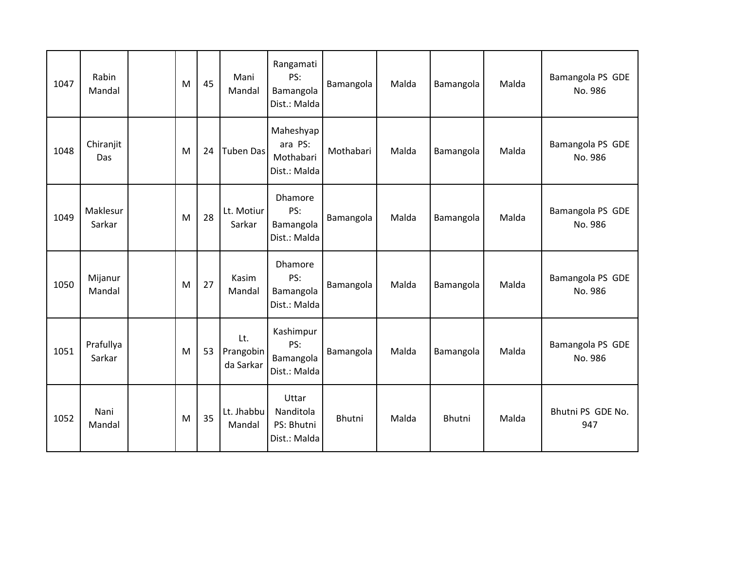| | | | | | | | | | | | |
|---|---|---|---|---|---|---|---|---|---|---|---|
| 1047 | Rabin Mandal | | M | 45 | Mani Mandal | Rangamati PS: Bamangola Dist.: Malda | Bamangola | Malda | Bamangola | Malda | Bamangola PS GDE No. 986 |
| 1048 | Chiranjit Das | | M | 24 | Tuben Das | Maheshyapara PS: Mothabari Dist.: Malda | Mothabari | Malda | Bamangola | Malda | Bamangola PS GDE No. 986 |
| 1049 | Maklesur Sarkar | | M | 28 | Lt. Motiur Sarkar | Dhamore PS: Bamangola Dist.: Malda | Bamangola | Malda | Bamangola | Malda | Bamangola PS GDE No. 986 |
| 1050 | Mijanur Mandal | | M | 27 | Kasim Mandal | Dhamore PS: Bamangola Dist.: Malda | Bamangola | Malda | Bamangola | Malda | Bamangola PS GDE No. 986 |
| 1051 | Prafullya Sarkar | | M | 53 | Lt. Prangobinda Sarkar | Kashimpur PS: Bamangola Dist.: Malda | Bamangola | Malda | Bamangola | Malda | Bamangola PS GDE No. 986 |
| 1052 | Nani Mandal | | M | 35 | Lt. Jhabbu Mandal | Uttar Nanditola PS: Bhutni Dist.: Malda | Bhutni | Malda | Bhutni | Malda | Bhutni PS GDE No. 947 |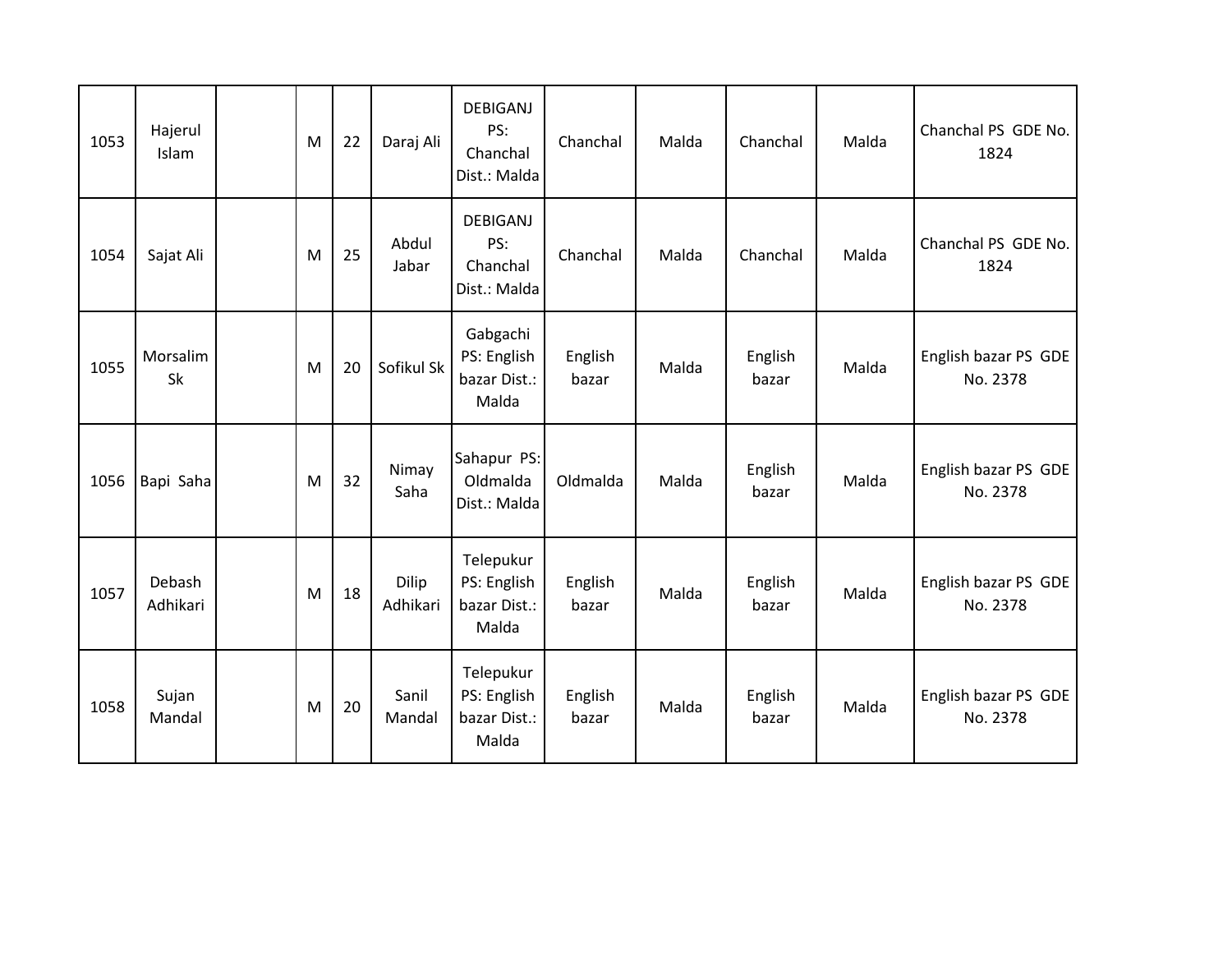| | | | | | | | | | | | |
|---|---|---|---|---|---|---|---|---|---|---|---|
| 1053 | Hajerul Islam | | M | 22 | Daraj Ali | DEBIGANJ PS: Chanchal Dist.: Malda | Chanchal | Malda | Chanchal | Malda | Chanchal PS GDE No. 1824 |
| 1054 | Sajat Ali | | M | 25 | Abdul Jabar | DEBIGANJ PS: Chanchal Dist.: Malda | Chanchal | Malda | Chanchal | Malda | Chanchal PS GDE No. 1824 |
| 1055 | Morsalim Sk | | M | 20 | Sofikul Sk | Gabgachi PS: English bazar Dist.: Malda | English bazar | Malda | English bazar | Malda | English bazar PS GDE No. 2378 |
| 1056 | Bapi Saha | | M | 32 | Nimay Saha | Sahapur PS: Oldmalda Dist.: Malda | Oldmalda | Malda | English bazar | Malda | English bazar PS GDE No. 2378 |
| 1057 | Debash Adhikari | | M | 18 | Dilip Adhikari | Telepukur PS: English bazar Dist.: Malda | English bazar | Malda | English bazar | Malda | English bazar PS GDE No. 2378 |
| 1058 | Sujan Mandal | | M | 20 | Sanil Mandal | Telepukur PS: English bazar Dist.: Malda | English bazar | Malda | English bazar | Malda | English bazar PS GDE No. 2378 |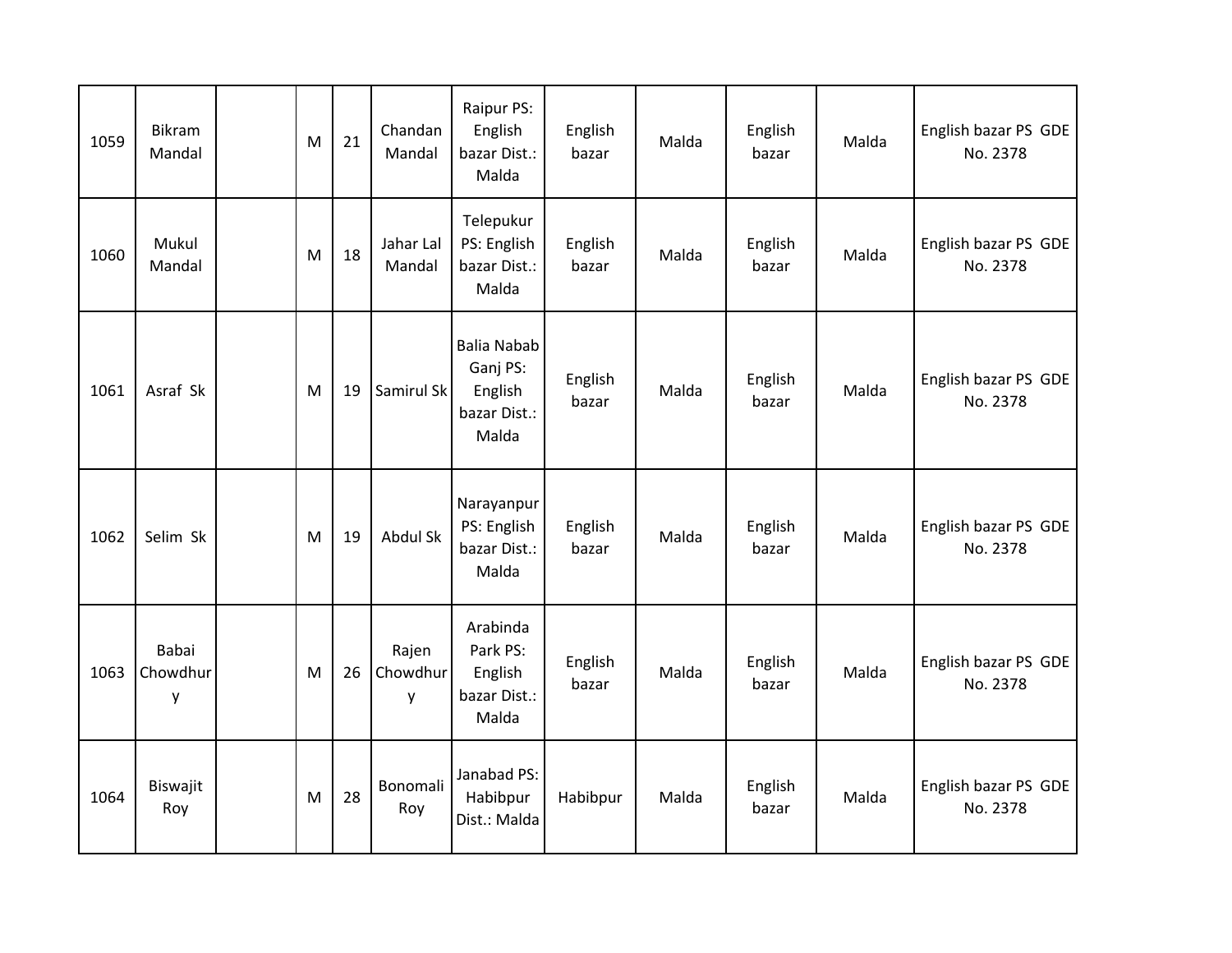| | | | | | | | | | | | |
|---|---|---|---|---|---|---|---|---|---|---|---|
| 1059 | Bikram Mandal | | M | 21 | Chandan Mandal | Raipur PS: English bazar Dist.: Malda | English bazar | Malda | English bazar | Malda | English bazar PS GDE No. 2378 |
| 1060 | Mukul Mandal | | M | 18 | Jahar Lal Mandal | Telepukur PS: English bazar Dist.: Malda | English bazar | Malda | English bazar | Malda | English bazar PS GDE No. 2378 |
| 1061 | Asraf Sk | | M | 19 | Samirul Sk | Balia Nabab Ganj PS: English bazar Dist.: Malda | English bazar | Malda | English bazar | Malda | English bazar PS GDE No. 2378 |
| 1062 | Selim Sk | | M | 19 | Abdul Sk | Narayanpur PS: English bazar Dist.: Malda | English bazar | Malda | English bazar | Malda | English bazar PS GDE No. 2378 |
| 1063 | Babai Chowdhury | | M | 26 | Rajen Chowdhury | Arabinda Park PS: English bazar Dist.: Malda | English bazar | Malda | English bazar | Malda | English bazar PS GDE No. 2378 |
| 1064 | Biswajit Roy | | M | 28 | Bonomali Roy | Janabad PS: Habibpur Dist.: Malda | Habibpur | Malda | English bazar | Malda | English bazar PS GDE No. 2378 |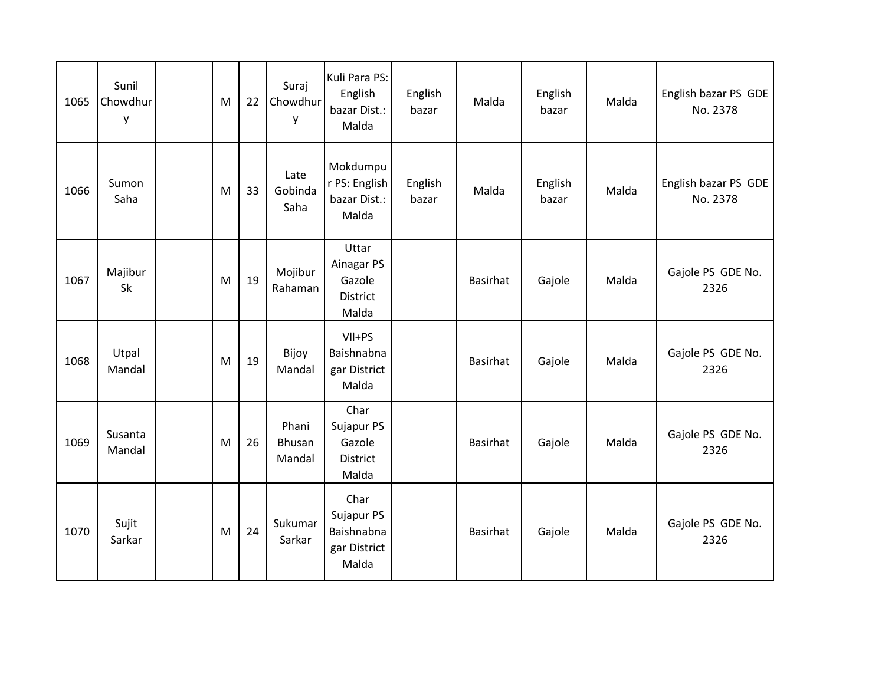| | | | | | | | | | | | |
|---|---|---|---|---|---|---|---|---|---|---|---|
| 1065 | Sunil Chowdhury | | M | 22 | Suraj Chowdhury | Kuli Para PS: English bazar Dist.: Malda | English bazar | Malda | English bazar | Malda | English bazar PS GDE No. 2378 |
| 1066 | Sumon Saha | | M | 33 | Late Gobinda Saha | Mokdumpur PS: English bazar Dist.: Malda | English bazar | Malda | English bazar | Malda | English bazar PS GDE No. 2378 |
| 1067 | Majibur Sk | | M | 19 | Mojibur Rahaman | Uttar Ainagar PS Gazole District Malda | | Basirhat | Gajole | Malda | Gajole PS GDE No. 2326 |
| 1068 | Utpal Mandal | | M | 19 | Bijoy Mandal | Vll+PS Baishnabnagar District Malda | | Basirhat | Gajole | Malda | Gajole PS GDE No. 2326 |
| 1069 | Susanta Mandal | | M | 26 | Phani Bhusan Mandal | Char Sujapur PS Gazole District Malda | | Basirhat | Gajole | Malda | Gajole PS GDE No. 2326 |
| 1070 | Sujit Sarkar | | M | 24 | Sukumar Sarkar | Char Sujapur PS Baishnabnagar District Malda | | Basirhat | Gajole | Malda | Gajole PS GDE No. 2326 |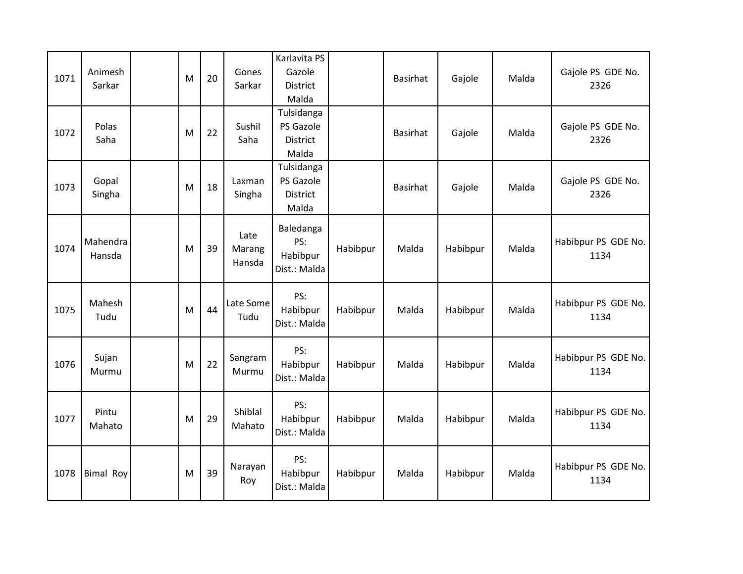| | | | | | | | | | | | |
|---|---|---|---|---|---|---|---|---|---|---|---|
| 1071 | Animesh Sarkar | | M | 20 | Gones Sarkar | Karlavita PS Gazole District Malda | | Basirhat | Gajole | Malda | Gajole PS GDE No. 2326 |
| 1072 | Polas Saha | | M | 22 | Sushil Saha | Tulsidanga PS Gazole District Malda | | Basirhat | Gajole | Malda | Gajole PS GDE No. 2326 |
| 1073 | Gopal Singha | | M | 18 | Laxman Singha | Tulsidanga PS Gazole District Malda | | Basirhat | Gajole | Malda | Gajole PS GDE No. 2326 |
| 1074 | Mahendra Hansda | | M | 39 | Late Marang Hansda | Baledanga PS: Habibpur Dist.: Malda | Habibpur | Malda | Habibpur | Malda | Habibpur PS GDE No. 1134 |
| 1075 | Mahesh Tudu | | M | 44 | Late Some Tudu | PS: Habibpur Dist.: Malda | Habibpur | Malda | Habibpur | Malda | Habibpur PS GDE No. 1134 |
| 1076 | Sujan Murmu | | M | 22 | Sangram Murmu | PS: Habibpur Dist.: Malda | Habibpur | Malda | Habibpur | Malda | Habibpur PS GDE No. 1134 |
| 1077 | Pintu Mahato | | M | 29 | Shiblal Mahato | PS: Habibpur Dist.: Malda | Habibpur | Malda | Habibpur | Malda | Habibpur PS GDE No. 1134 |
| 1078 | Bimal Roy | | M | 39 | Narayan Roy | PS: Habibpur Dist.: Malda | Habibpur | Malda | Habibpur | Malda | Habibpur PS GDE No. 1134 |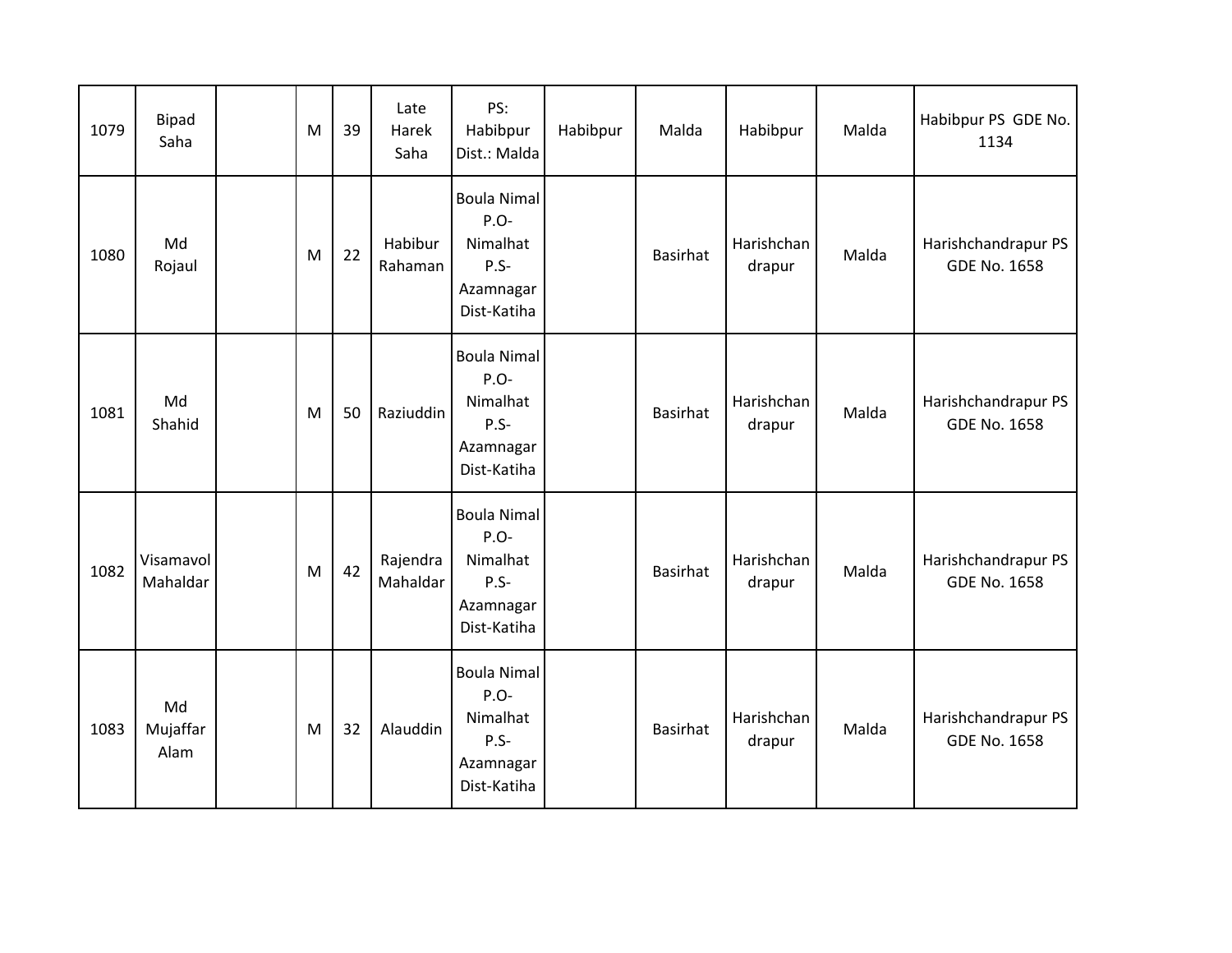| | | | | | | | | | | | |
|---|---|---|---|---|---|---|---|---|---|---|---|
| 1079 | Bipad Saha | | M | 39 | Late Harek Saha | PS: Habibpur Dist.: Malda | Habibpur | Malda | Habibpur | Malda | Habibpur PS GDE No. 1134 |
| 1080 | Md Rojaul | | M | 22 | Habibur Rahaman | Boula Nimal P.O- Nimalhat P.S- Azamnagar Dist-Katiha | | Basirhat | Harishchandrapur | Malda | Harishchandrapur PS GDE No. 1658 |
| 1081 | Md Shahid | | M | 50 | Raziuddin | Boula Nimal P.O- Nimalhat P.S- Azamnagar Dist-Katiha | | Basirhat | Harishchandrapur | Malda | Harishchandrapur PS GDE No. 1658 |
| 1082 | Visamavol Mahaldar | | M | 42 | Rajendra Mahaldar | Boula Nimal P.O- Nimalhat P.S- Azamnagar Dist-Katiha | | Basirhat | Harishchandrapur | Malda | Harishchandrapur PS GDE No. 1658 |
| 1083 | Md Mujaffar Alam | | M | 32 | Alauddin | Boula Nimal P.O- Nimalhat P.S- Azamnagar Dist-Katiha | | Basirhat | Harishchandrapur | Malda | Harishchandrapur PS GDE No. 1658 |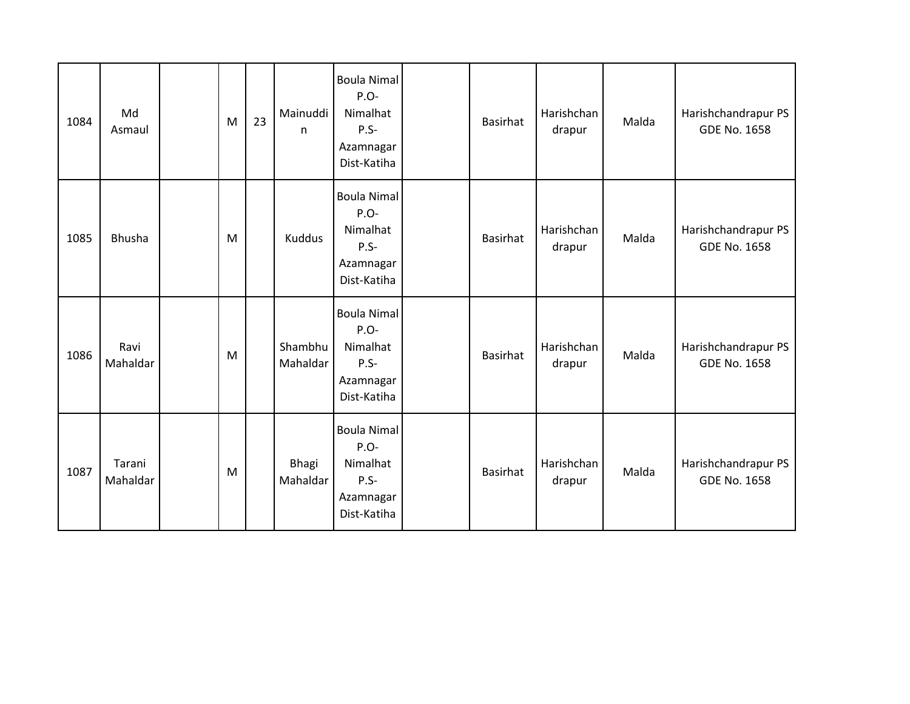| | | | | | | | | | | | |
|---|---|---|---|---|---|---|---|---|---|---|---|
| 1084 | Md Asmaul | | M | 23 | Mainuddin | Boula Nimal P.O-Nimalhat P.S-Azamnagar Dist-Katiha | | Basirhat | Harishchandrapur | Malda | Harishchandrapur PS GDE No. 1658 |
| 1085 | Bhusha | | M | | Kuddus | Boula Nimal P.O-Nimalhat P.S-Azamnagar Dist-Katiha | | Basirhat | Harishchandrapur | Malda | Harishchandrapur PS GDE No. 1658 |
| 1086 | Ravi Mahaldar | | M | | Shambhu Mahaldar | Boula Nimal P.O-Nimalhat P.S-Azamnagar Dist-Katiha | | Basirhat | Harishchandrapur | Malda | Harishchandrapur PS GDE No. 1658 |
| 1087 | Tarani Mahaldar | | M | | Bhagi Mahaldar | Boula Nimal P.O-Nimalhat P.S-Azamnagar Dist-Katiha | | Basirhat | Harishchandrapur | Malda | Harishchandrapur PS GDE No. 1658 |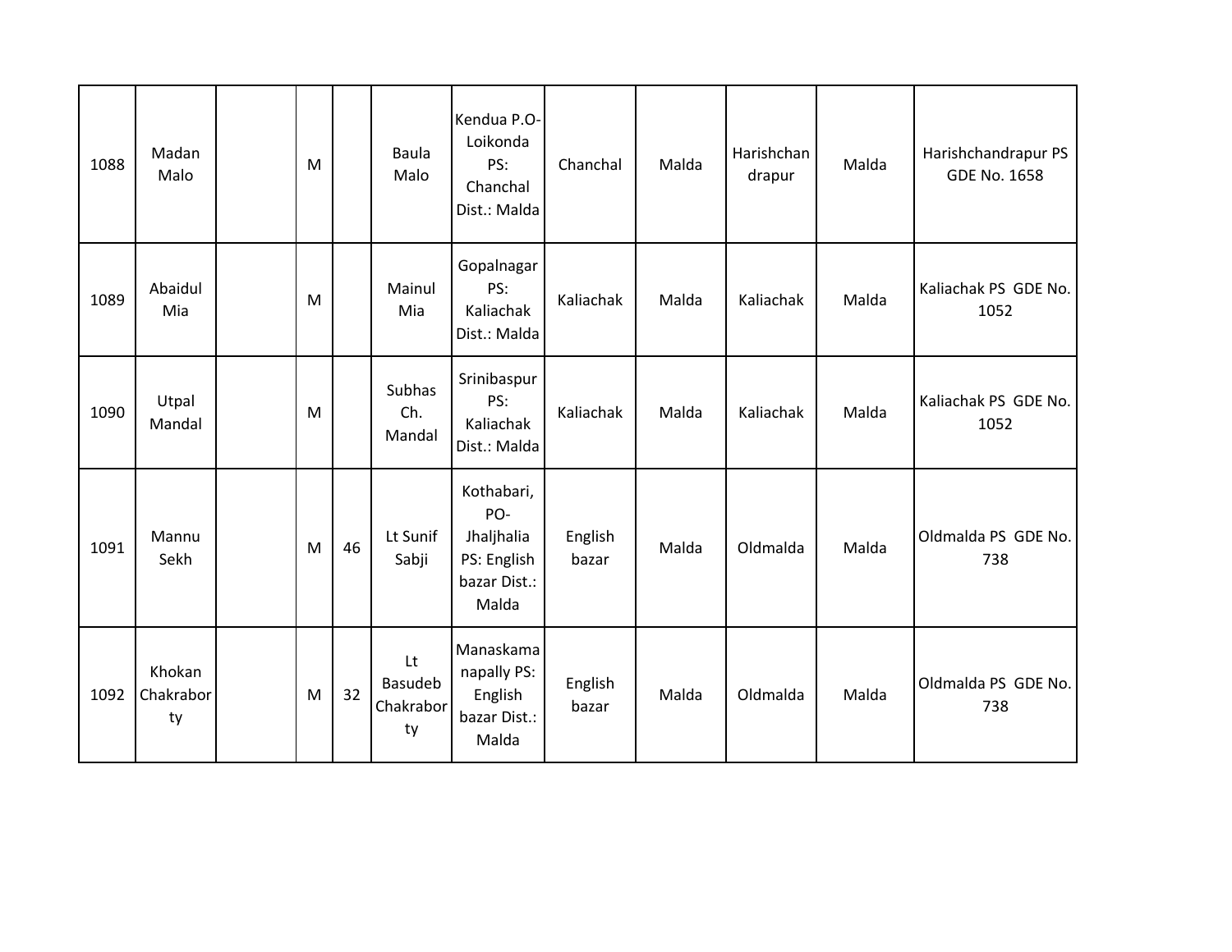| | | | | | | | | | | | |
|---|---|---|---|---|---|---|---|---|---|---|---|
| 1088 | Madan Malo | | M | | Baula Malo | Kendua P.O- Loikonda PS: Chanchal Dist.: Malda | Chanchal | Malda | Harishchandrapur | Malda | Harishchandrapur PS GDE No. 1658 |
| 1089 | Abaidul Mia | | M | | Mainul Mia | Gopalnagar PS: Kaliachak Dist.: Malda | Kaliachak | Malda | Kaliachak | Malda | Kaliachak PS GDE No. 1052 |
| 1090 | Utpal Mandal | | M | | Subhas Ch. Mandal | Srinibaspur PS: Kaliachak Dist.: Malda | Kaliachak | Malda | Kaliachak | Malda | Kaliachak PS GDE No. 1052 |
| 1091 | Mannu Sekh | | M | 46 | Lt Sunif Sabji | Kothabari, PO- Jhaljhalia PS: English bazar Dist.: Malda | English bazar | Malda | Oldmalda | Malda | Oldmalda PS GDE No. 738 |
| 1092 | Khokan Chakraborty | | M | 32 | Lt Basudeb Chakraborty | Manaskamanapally PS: English bazar Dist.: Malda | English bazar | Malda | Oldmalda | Malda | Oldmalda PS GDE No. 738 |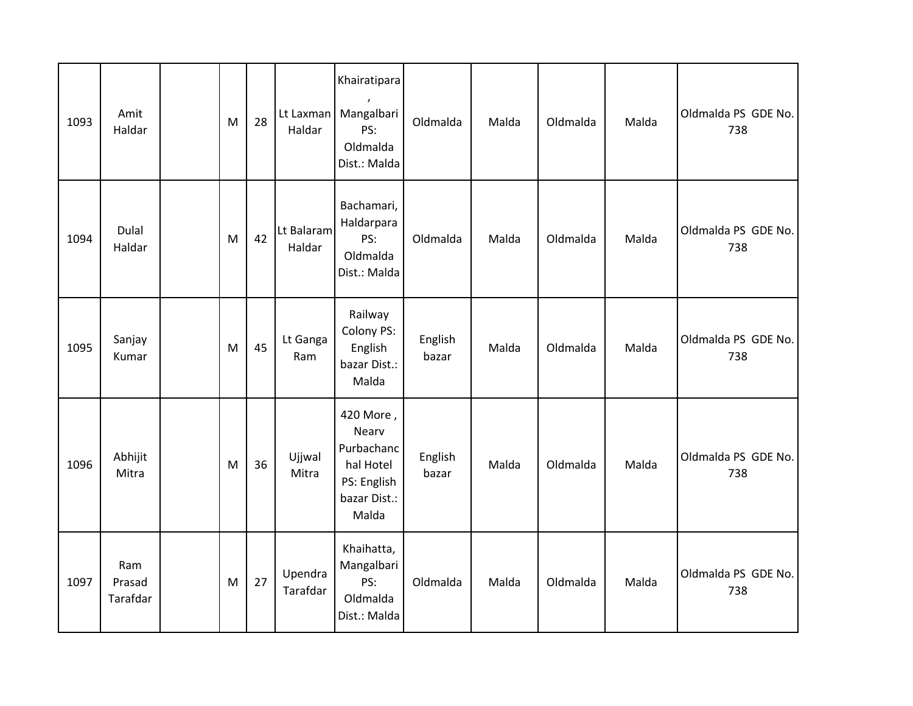| | | | | | | | | | | | |
|---|---|---|---|---|---|---|---|---|---|---|---|
| 1093 | Amit Haldar | | M | 28 | Lt Laxman Haldar | Khairatipara , Mangalbari PS: Oldmalda Dist.: Malda | Oldmalda | Malda | Oldmalda | Malda | Oldmalda PS GDE No. 738 |
| 1094 | Dulal Haldar | | M | 42 | Lt Balaram Haldar | Bachamari, Haldarpara PS: Oldmalda Dist.: Malda | Oldmalda | Malda | Oldmalda | Malda | Oldmalda PS GDE No. 738 |
| 1095 | Sanjay Kumar | | M | 45 | Lt Ganga Ram | Railway Colony PS: English bazar Dist.: Malda | English bazar | Malda | Oldmalda | Malda | Oldmalda PS GDE No. 738 |
| 1096 | Abhijit Mitra | | M | 36 | Ujjwal Mitra | 420 More , Nearv Purbachanchal Hotel PS: English bazar Dist.: Malda | English bazar | Malda | Oldmalda | Malda | Oldmalda PS GDE No. 738 |
| 1097 | Ram Prasad Tarafdar | | M | 27 | Upendra Tarafdar | Khaihatta, Mangalbari PS: Oldmalda Dist.: Malda | Oldmalda | Malda | Oldmalda | Malda | Oldmalda PS GDE No. 738 |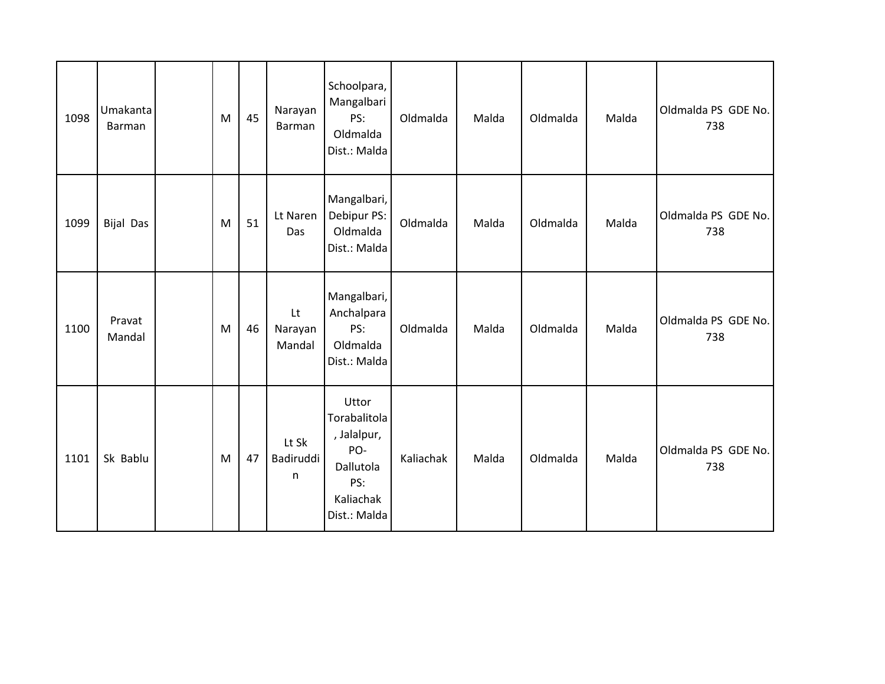| | | | | | | | | | | | |
|---|---|---|---|---|---|---|---|---|---|---|---|
| 1098 | Umakanta Barman | | M | 45 | Narayan Barman | Schoolpara, Mangalbari PS: Oldmalda Dist.: Malda | Oldmalda | Malda | Oldmalda | Malda | Oldmalda PS GDE No. 738 |
| 1099 | Bijal Das | | M | 51 | Lt Naren Das | Mangalbari, Debipur PS: Oldmalda Dist.: Malda | Oldmalda | Malda | Oldmalda | Malda | Oldmalda PS GDE No. 738 |
| 1100 | Pravat Mandal | | M | 46 | Lt Narayan Mandal | Mangalbari, Anchalpara PS: Oldmalda Dist.: Malda | Oldmalda | Malda | Oldmalda | Malda | Oldmalda PS GDE No. 738 |
| 1101 | Sk Bablu | | M | 47 | Lt Sk Badiruddin | Uttor Torabalitola, Jalalpur, PO- Dallutola PS: Kaliachak Dist.: Malda | Kaliachak | Malda | Oldmalda | Malda | Oldmalda PS GDE No. 738 |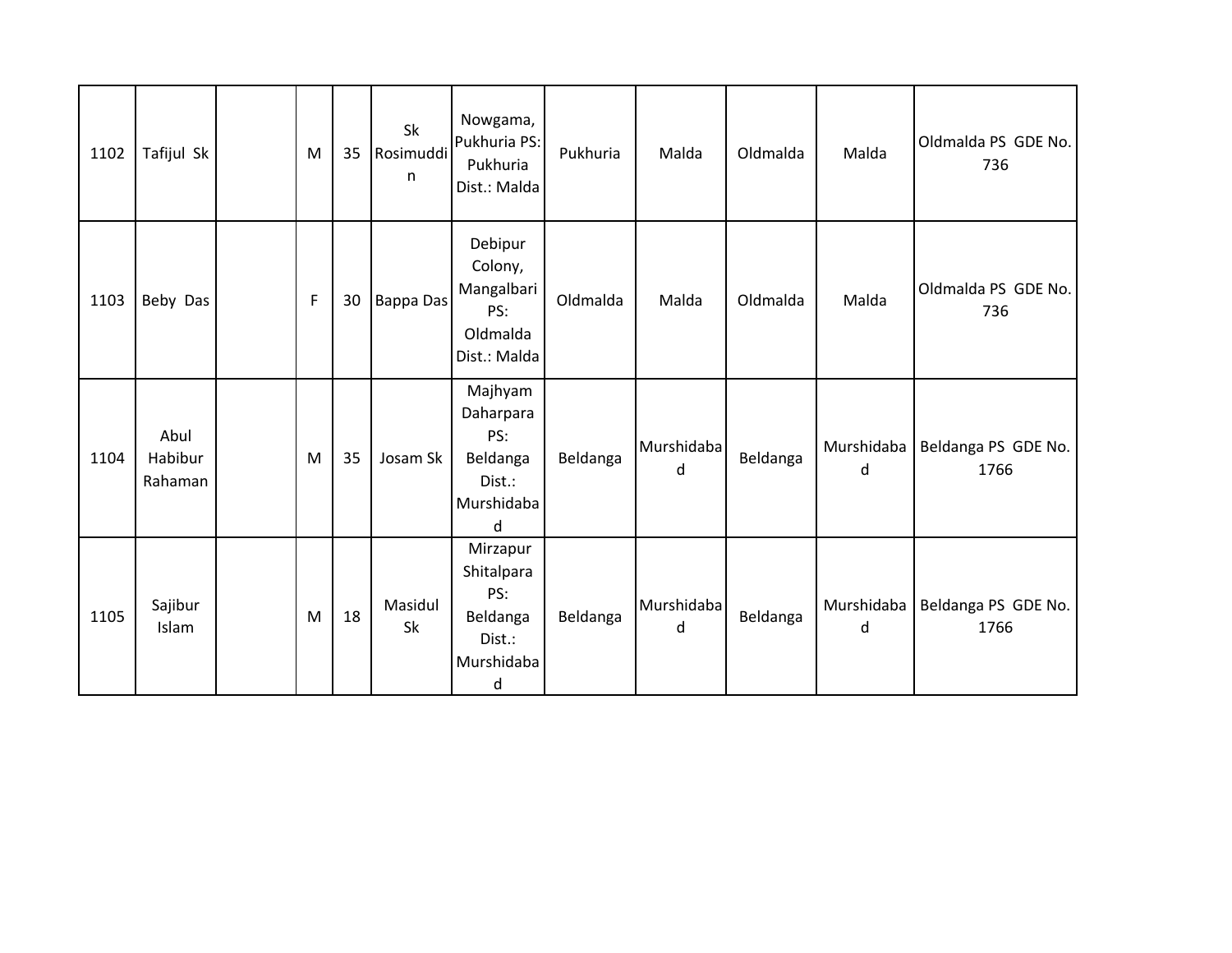| 1102 | Tafijul Sk | | M | 35 | Sk Rosimuddin | Nowgama, Pukhuria PS: Pukhuria Dist.: Malda | Pukhuria | Malda | Oldmalda | Malda | Oldmalda PS GDE No. 736 |
|---|---|---|---|---|---|---|---|---|---|---|---|
| 1103 | Beby Das | | F | 30 | Bappa Das | Debipur Colony, Mangalbari PS: Oldmalda Dist.: Malda | Oldmalda | Malda | Oldmalda | Malda | Oldmalda PS GDE No. 736 |
| 1104 | Abul Habibur Rahaman | | M | 35 | Josam Sk | Majhyam Daharpara PS: Beldanga Dist.: Murshidabad | Beldanga | Murshidabad | Beldanga | Murshidabad | Beldanga PS GDE No. 1766 |
| 1105 | Sajibur Islam | | M | 18 | Masidul Sk | Mirzapur Shitalpara PS: Beldanga Dist.: Murshidabad | Beldanga | Murshidabad | Beldanga | Murshidabad | Beldanga PS GDE No. 1766 |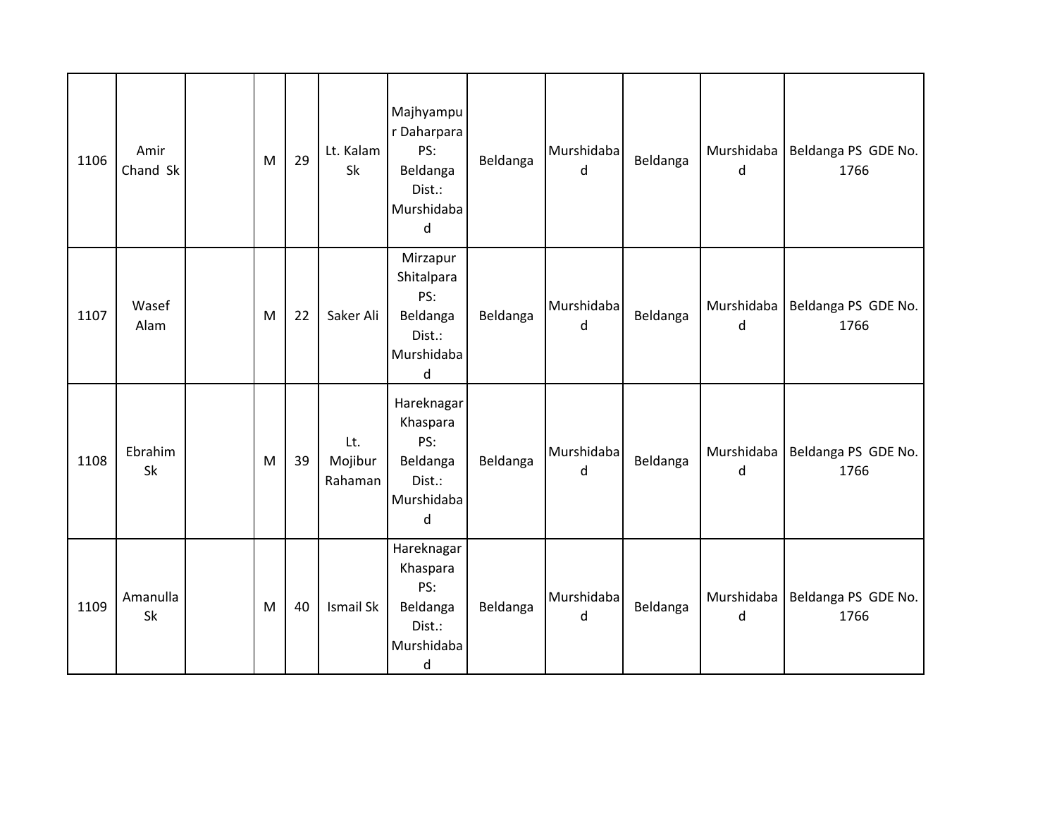| | | | | | | | | | | | |
|---|---|---|---|---|---|---|---|---|---|---|---|
| 1106 | Amir Chand Sk | | M | 29 | Lt. Kalam Sk | Majhyampur Daharpara PS: Beldanga Dist.: Murshidabad | Beldanga | Murshidabad | Beldanga | Murshidabad | Beldanga PS GDE No. 1766 |
| 1107 | Wasef Alam | | M | 22 | Saker Ali | Mirzapur Shitalpara PS: Beldanga Dist.: Murshidabad | Beldanga | Murshidabad | Beldanga | Murshidabad | Beldanga PS GDE No. 1766 |
| 1108 | Ebrahim Sk | | M | 39 | Lt. Mojibur Rahaman | Hareknagar Khaspara PS: Beldanga Dist.: Murshidabad | Beldanga | Murshidabad | Beldanga | Murshidabad | Beldanga PS GDE No. 1766 |
| 1109 | Amanulla Sk | | M | 40 | Ismail Sk | Hareknagar Khaspara PS: Beldanga Dist.: Murshidabad | Beldanga | Murshidabad | Beldanga | Murshidabad | Beldanga PS GDE No. 1766 |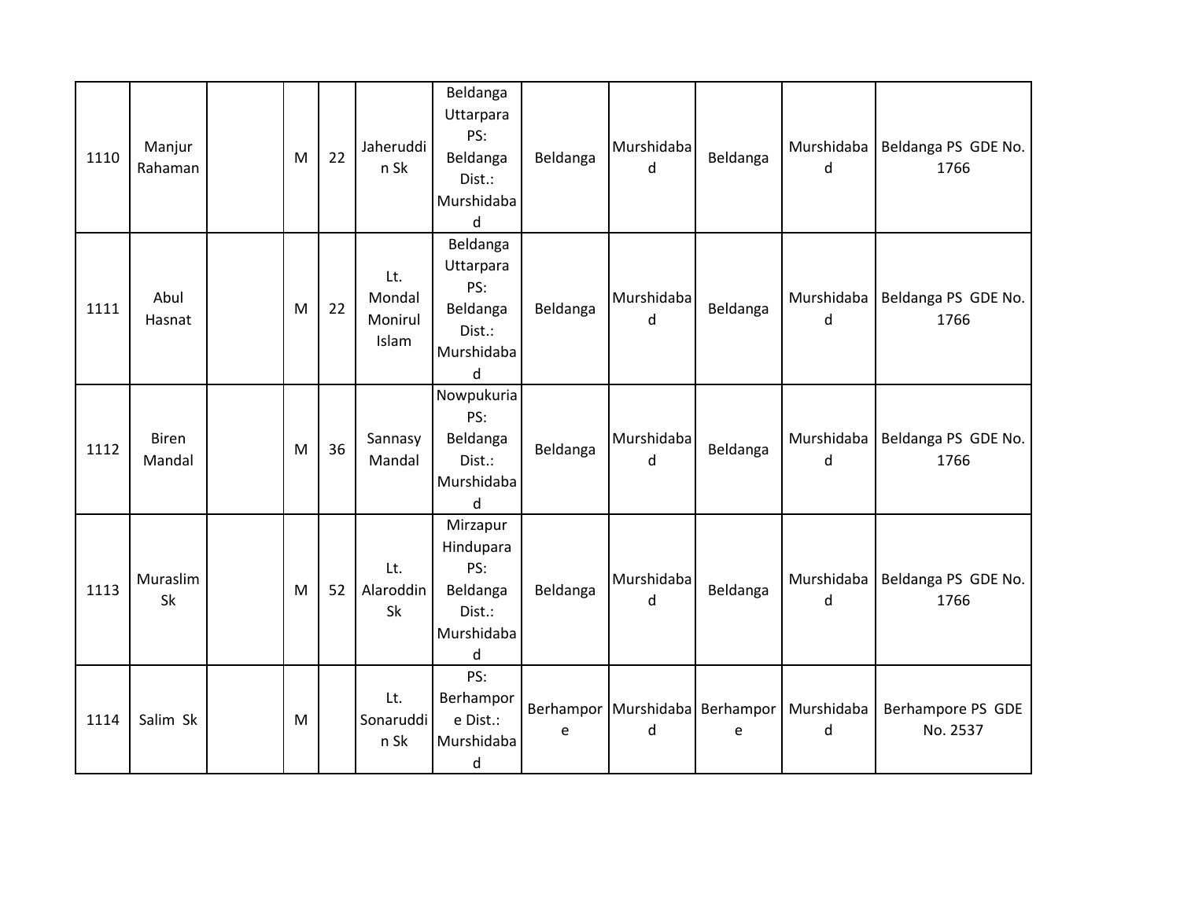| | | | | | | | | | | | |
|---|---|---|---|---|---|---|---|---|---|---|---|
| 1110 | Manjur Rahaman | | M | 22 | Jaheruddin Sk | Beldanga Uttarpara PS: Beldanga Dist.: Murshidabad | Beldanga | Murshidabad | Beldanga | Murshidabad | Beldanga PS GDE No. 1766 |
| 1111 | Abul Hasnat | | M | 22 | Lt. Mondal Monirul Islam | Beldanga Uttarpara PS: Beldanga Dist.: Murshidabad | Beldanga | Murshidabad | Beldanga | Murshidabad | Beldanga PS GDE No. 1766 |
| 1112 | Biren Mandal | | M | 36 | Sannasy Mandal | Nowpukuria PS: Beldanga Dist.: Murshidabad | Beldanga | Murshidabad | Beldanga | Murshidabad | Beldanga PS GDE No. 1766 |
| 1113 | Muraslim Sk | | M | 52 | Lt. Alaroddin Sk | Mirzapur Hindupara PS: Beldanga Dist.: Murshidabad | Beldanga | Murshidabad | Beldanga | Murshidabad | Beldanga PS GDE No. 1766 |
| 1114 | Salim Sk | | M | | Lt. Sonaruddin Sk | PS: Berhampore Dist.: Murshidabad | Berhampore | Murshidabad | Berhampore | Murshidabad | Berhampore PS GDE No. 2537 |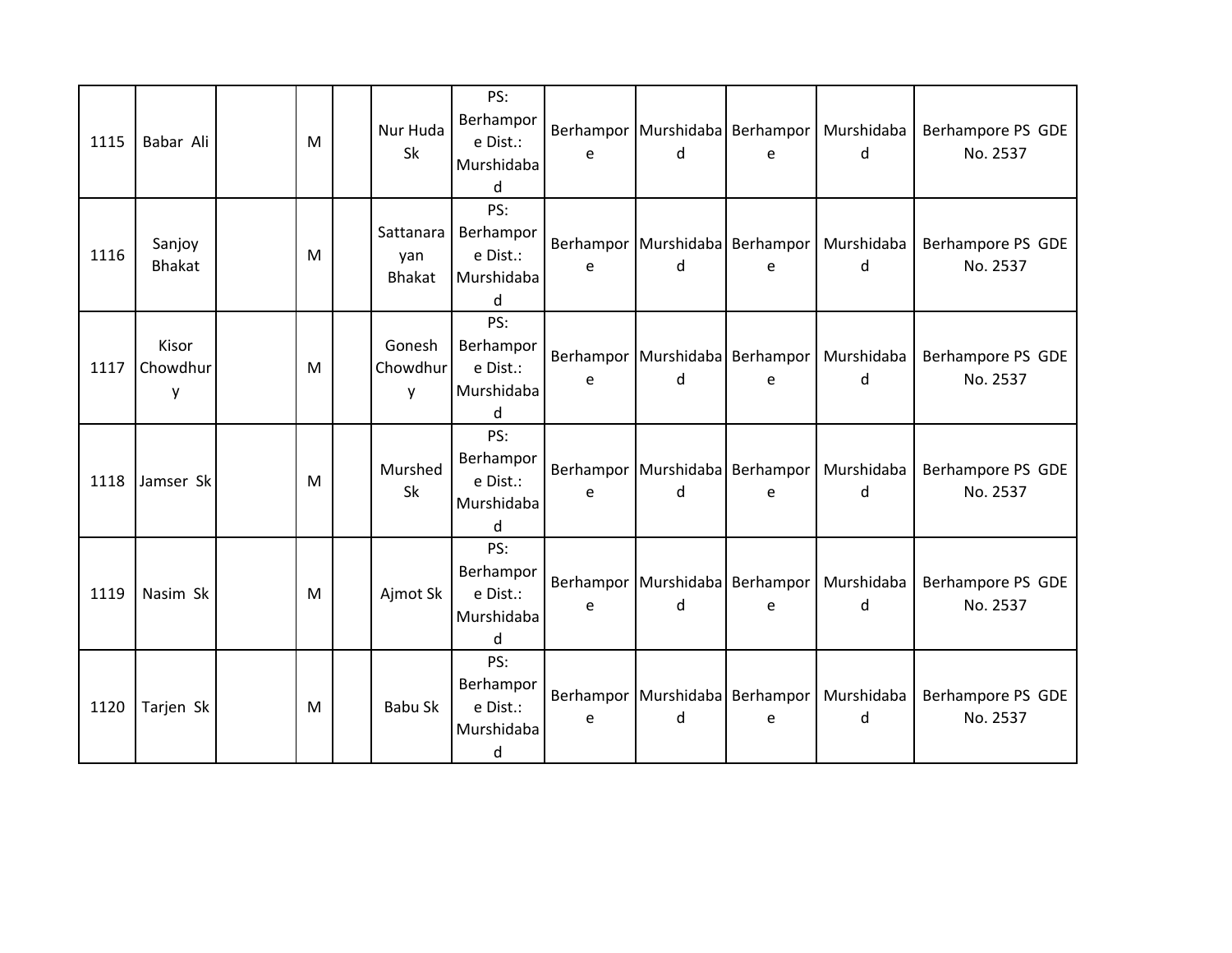| | | | | | | | | | | | |
|---|---|---|---|---|---|---|---|---|---|---|---|
| 1115 | Babar Ali | | M | | Nur Huda Sk | PS: Berhampore Dist.: Murshidabad | Berhampore | Murshidabad | Berhampore | Murshidabad | Berhampore PS GDE No. 2537 |
| 1116 | Sanjoy Bhakat | | M | | Sattanarayan Bhakat | PS: Berhampore Dist.: Murshidabad | Berhampore | Murshidabad | Berhampore | Murshidabad | Berhampore PS GDE No. 2537 |
| 1117 | Kisor Chowdhury | | M | | Gonesh Chowdhury | PS: Berhampore Dist.: Murshidabad | Berhampore | Murshidabad | Berhampore | Murshidabad | Berhampore PS GDE No. 2537 |
| 1118 | Jamser Sk | | M | | Murshed Sk | PS: Berhampore Dist.: Murshidabad | Berhampore | Murshidabad | Berhampore | Murshidabad | Berhampore PS GDE No. 2537 |
| 1119 | Nasim Sk | | M | | Ajmot Sk | PS: Berhampore Dist.: Murshidabad | Berhampore | Murshidabad | Berhampore | Murshidabad | Berhampore PS GDE No. 2537 |
| 1120 | Tarjen Sk | | M | | Babu Sk | PS: Berhampore Dist.: Murshidabad | Berhampore | Murshidabad | Berhampore | Murshidabad | Berhampore PS GDE No. 2537 |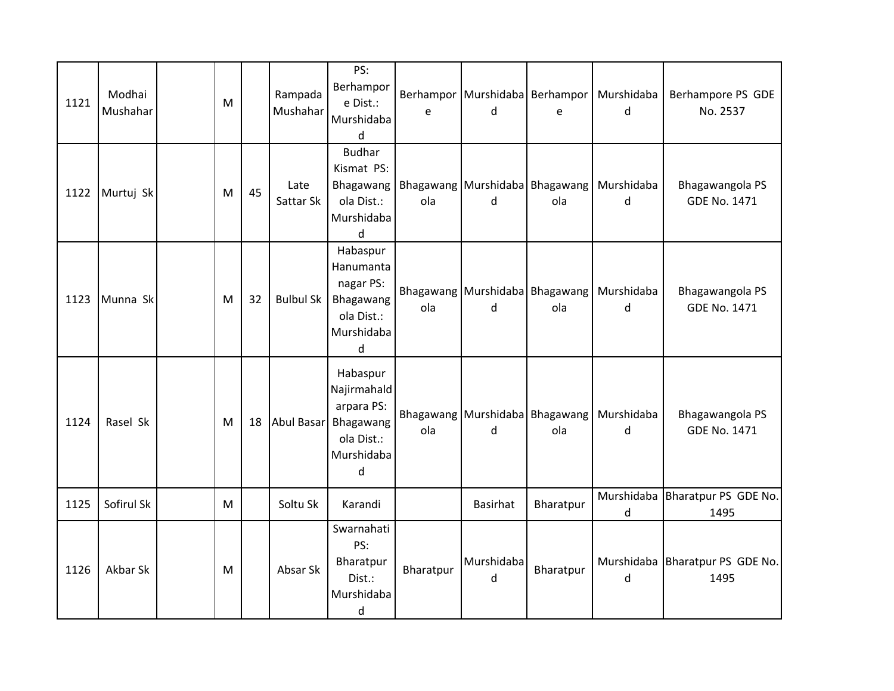| | | | | | | | | | | | |
|---|---|---|---|---|---|---|---|---|---|---|---|
| 1121 | Modhai Mushahar | | M | | Rampada Mushahar | PS: Berhampore Dist.: Murshidabad | Berhampore | Murshidabad | Berhampore | Murshidabad | Berhampore PS GDE No. 2537 |
| 1122 | Murtuj Sk | | M | 45 | Late Sattar Sk | Budhar Kismat PS: Bhagawangola Dist.: Murshidabad | Bhagawangola | Murshidabad | Bhagawangola | Murshidabad | Bhagawangola PS GDE No. 1471 |
| 1123 | Munna Sk | | M | 32 | Bulbul Sk | Habaspur Hanumantanagar PS: Bhagawangola Dist.: Murshidabad | Bhagawangola | Murshidabad | Bhagawangola | Murshidabad | Bhagawangola PS GDE No. 1471 |
| 1124 | Rasel Sk | | M | 18 | Abul Basar | Habaspur Najirmahaldarpara PS: Bhagawangola Dist.: Murshidabad | Bhagawangola | Murshidabad | Bhagawangola | Murshidabad | Bhagawangola PS GDE No. 1471 |
| 1125 | Sofirul Sk | | M | | Soltu Sk | Karandi | | Basirhat | Bharatpur | Murshidabad | Bharatpur PS GDE No. 1495 |
| 1126 | Akbar Sk | | M | | Absar Sk | Swarnahati PS: Bharatpur Dist.: Murshidabad | Bharatpur | Murshidabad | Bharatpur | Murshidabad | Bharatpur PS GDE No. 1495 |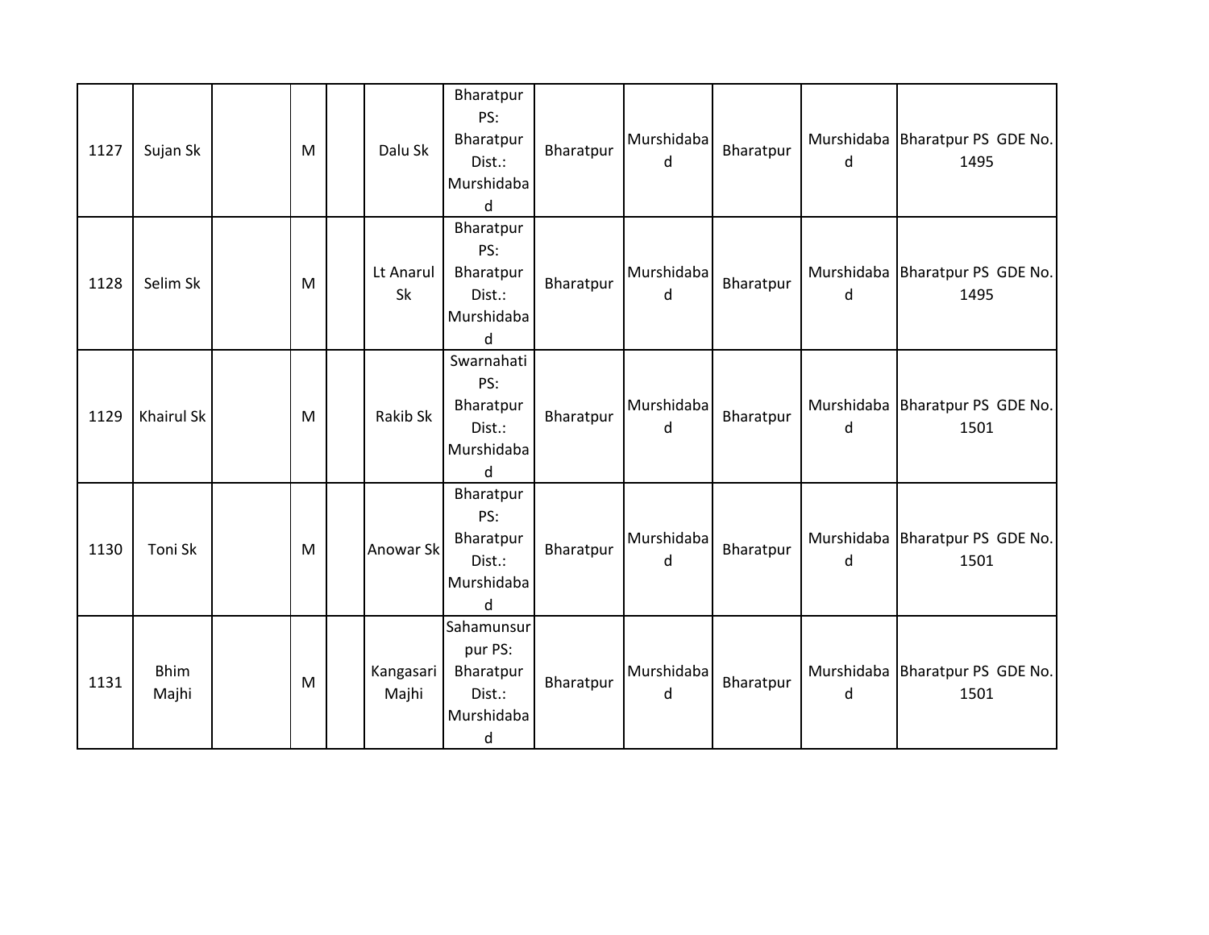| | | | | | | | | | | | |
|---|---|---|---|---|---|---|---|---|---|---|---|
| 1127 | Sujan Sk | | M | | Dalu Sk | Bharatpur PS: Bharatpur Dist.: Murshidabad | Bharatpur | Murshidabad | Bharatpur | Murshidabad | Bharatpur PS GDE No. 1495 |
| 1128 | Selim Sk | | M | | Lt Anarul Sk | Bharatpur PS: Bharatpur Dist.: Murshidabad | Bharatpur | Murshidabad | Bharatpur | Murshidabad | Bharatpur PS GDE No. 1495 |
| 1129 | Khairul Sk | | M | | Rakib Sk | Swarnahati PS: Bharatpur Dist.: Murshidabad | Bharatpur | Murshidabad | Bharatpur | Murshidabad | Bharatpur PS GDE No. 1501 |
| 1130 | Toni Sk | | M | | Anowar Sk | Bharatpur PS: Bharatpur Dist.: Murshidabad | Bharatpur | Murshidabad | Bharatpur | Murshidabad | Bharatpur PS GDE No. 1501 |
| 1131 | Bhim Majhi | | M | | Kangasari Majhi | Sahamunsurpur PS: Bharatpur Dist.: Murshidabad | Bharatpur | Murshidabad | Bharatpur | Murshidabad | Bharatpur PS GDE No. 1501 |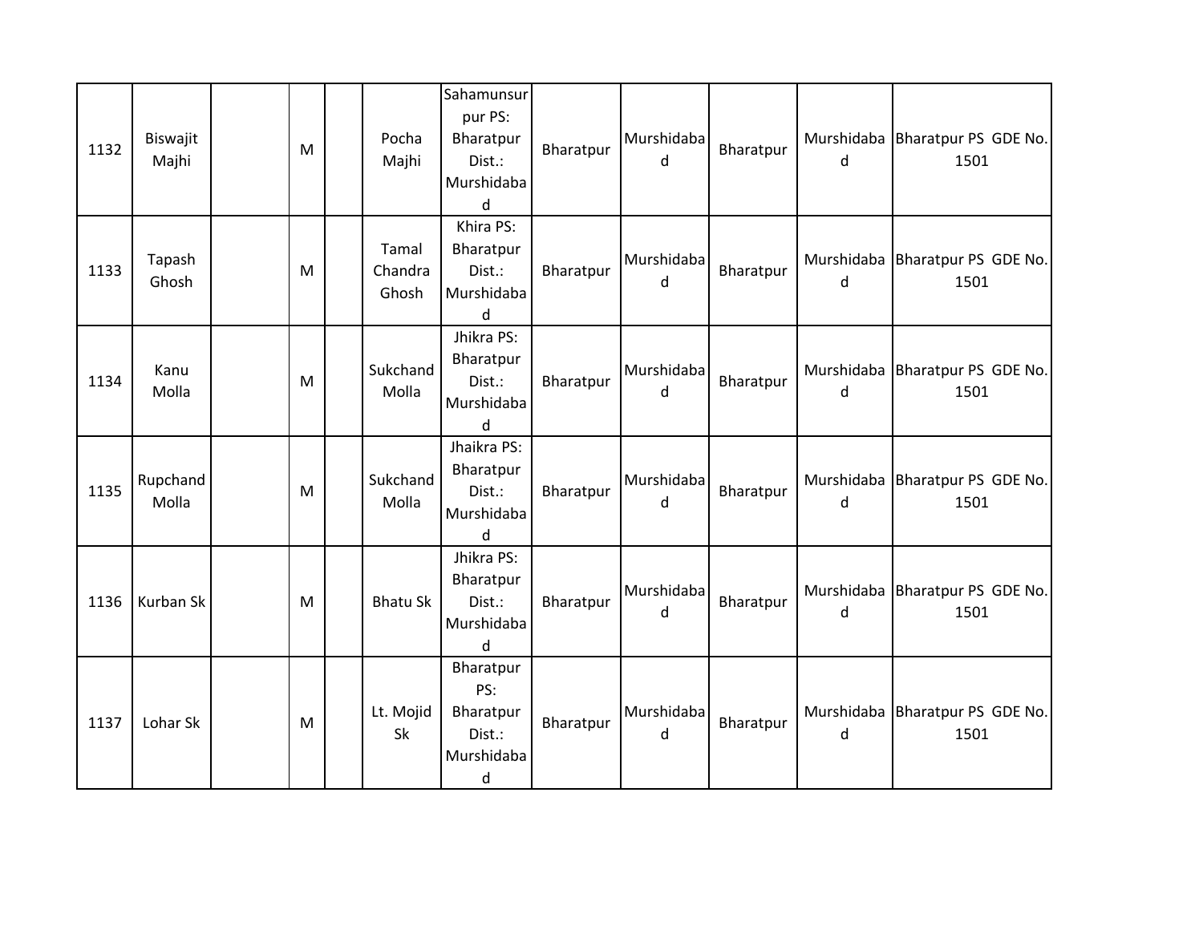| | | | | | | | | | | | |
|---|---|---|---|---|---|---|---|---|---|---|---|
| 1132 | Biswajit Majhi | | M | | Pocha Majhi | Sahamunsurpur PS: Bharatpur Dist.: Murshidabad | Bharatpur | Murshidabad | Bharatpur | Murshidabad | Bharatpur PS GDE No. 1501 |
| 1133 | Tapash Ghosh | | M | | Tamal Chandra Ghosh | Khira PS: Bharatpur Dist.: Murshidabad | Bharatpur | Murshidabad | Bharatpur | Murshidabad | Bharatpur PS GDE No. 1501 |
| 1134 | Kanu Molla | | M | | Sukchand Molla | Jhikra PS: Bharatpur Dist.: Murshidabad | Bharatpur | Murshidabad | Bharatpur | Murshidabad | Bharatpur PS GDE No. 1501 |
| 1135 | Rupchand Molla | | M | | Sukchand Molla | Jhaikra PS: Bharatpur Dist.: Murshidabad | Bharatpur | Murshidabad | Bharatpur | Murshidabad | Bharatpur PS GDE No. 1501 |
| 1136 | Kurban Sk | | M | | Bhatu Sk | Jhikra PS: Bharatpur Dist.: Murshidabad | Bharatpur | Murshidabad | Bharatpur | Murshidabad | Bharatpur PS GDE No. 1501 |
| 1137 | Lohar Sk | | M | | Lt. Mojid Sk | Bharatpur PS: Bharatpur Dist.: Murshidabad | Bharatpur | Murshidabad | Bharatpur | Murshidabad | Bharatpur PS GDE No. 1501 |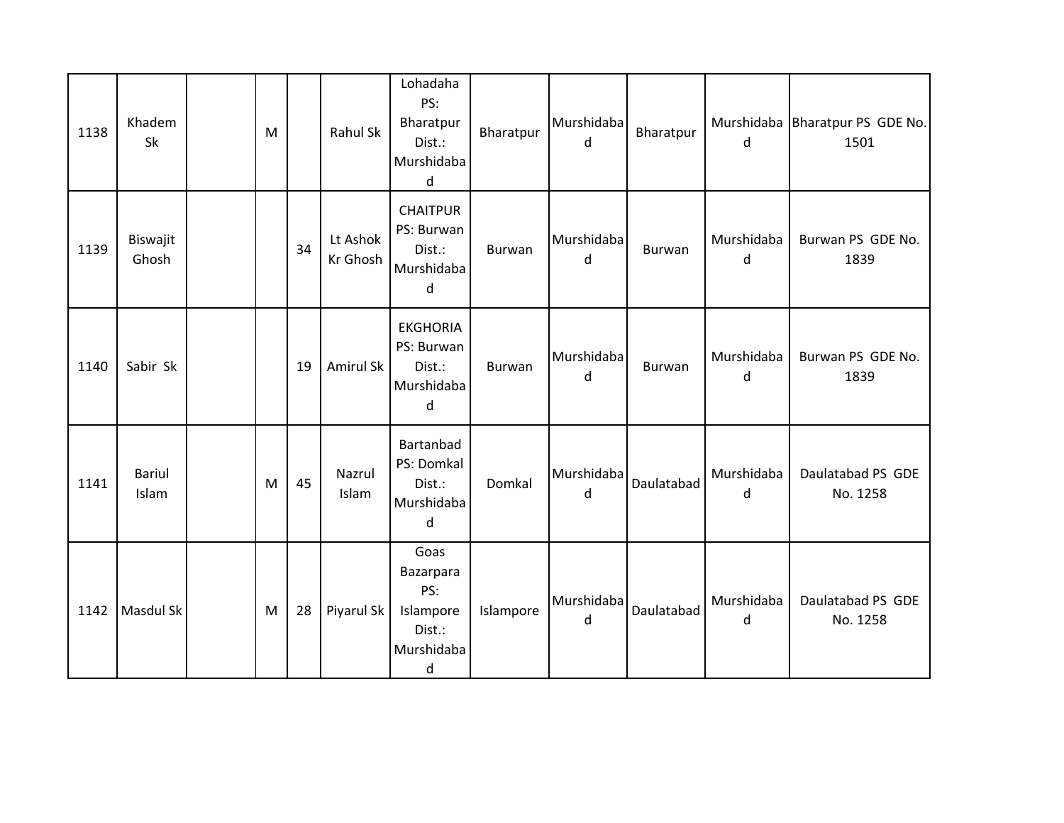| | | | | | | | | | | | |
|---|---|---|---|---|---|---|---|---|---|---|---|
| 1138 | Khadem Sk | | M | | Rahul Sk | Lohadaha PS: Bharatpur Dist.: Murshidabad | Bharatpur | Murshidabad | Bharatpur | Murshidabad | Bharatpur PS GDE No. 1501 |
| 1139 | Biswajit Ghosh | | | 34 | Lt Ashok Kr Ghosh | CHAITPUR PS: Burwan Dist.: Murshidabad | Burwan | Murshidabad | Burwan | Murshidabad | Burwan PS GDE No. 1839 |
| 1140 | Sabir Sk | | | 19 | Amirul Sk | EKGHORIA PS: Burwan Dist.: Murshidabad | Burwan | Murshidabad | Burwan | Murshidabad | Burwan PS GDE No. 1839 |
| 1141 | Bariul Islam | | M | 45 | Nazrul Islam | Bartanbad PS: Domkal Dist.: Murshidabad | Domkal | Murshidabad | Daulatabad | Murshidabad | Daulatabad PS GDE No. 1258 |
| 1142 | Masdul Sk | | M | 28 | Piyarul Sk | Goas Bazarpara PS: Islampore Dist.: Murshidabad | Islampore | Murshidabad | Daulatabad | Murshidabad | Daulatabad PS GDE No. 1258 |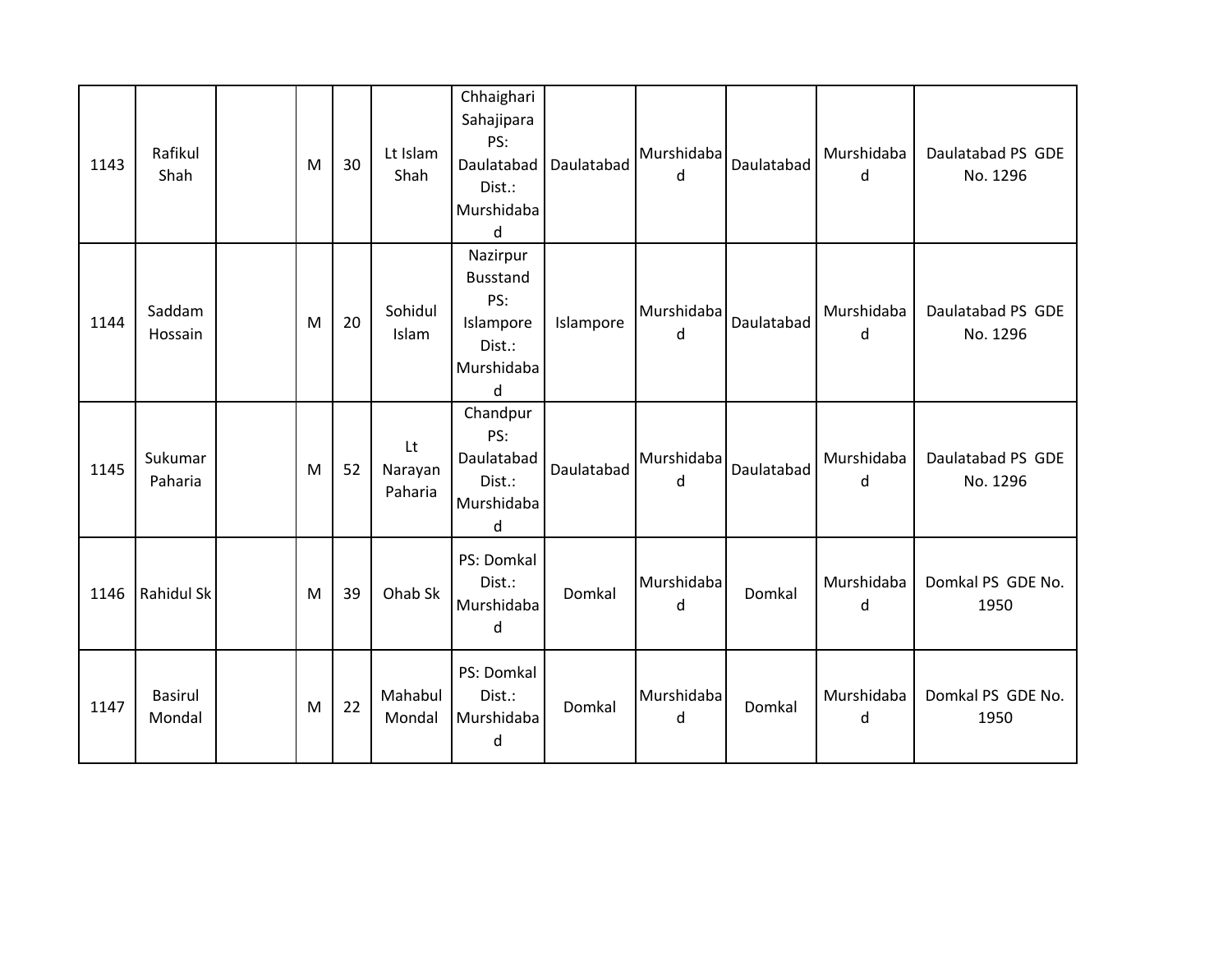| | | | | | | | | | | | |
|---|---|---|---|---|---|---|---|---|---|---|---|
| 1143 | Rafikul Shah | | M | 30 | Lt Islam Shah | Chhaighari Sahajipara PS: Daulatabad Dist.: Murshidabad | Daulatabad | Murshidabad | Daulatabad | Murshidabad | Daulatabad PS GDE No. 1296 |
| 1144 | Saddam Hossain | | M | 20 | Sohidul Islam | Nazirpur Busstand PS: Islampore Dist.: Murshidabad | Islampore | Murshidabad | Daulatabad | Murshidabad | Daulatabad PS GDE No. 1296 |
| 1145 | Sukumar Paharia | | M | 52 | Lt Narayan Paharia | Chandpur PS: Daulatabad Dist.: Murshidabad | Daulatabad | Murshidabad | Daulatabad | Murshidabad | Daulatabad PS GDE No. 1296 |
| 1146 | Rahidul Sk | | M | 39 | Ohab Sk | PS: Domkal Dist.: Murshidabad | Domkal | Murshidabad | Domkal | Murshidabad | Domkal PS GDE No. 1950 |
| 1147 | Basirul Mondal | | M | 22 | Mahabul Mondal | PS: Domkal Dist.: Murshidabad | Domkal | Murshidabad | Domkal | Murshidabad | Domkal PS GDE No. 1950 |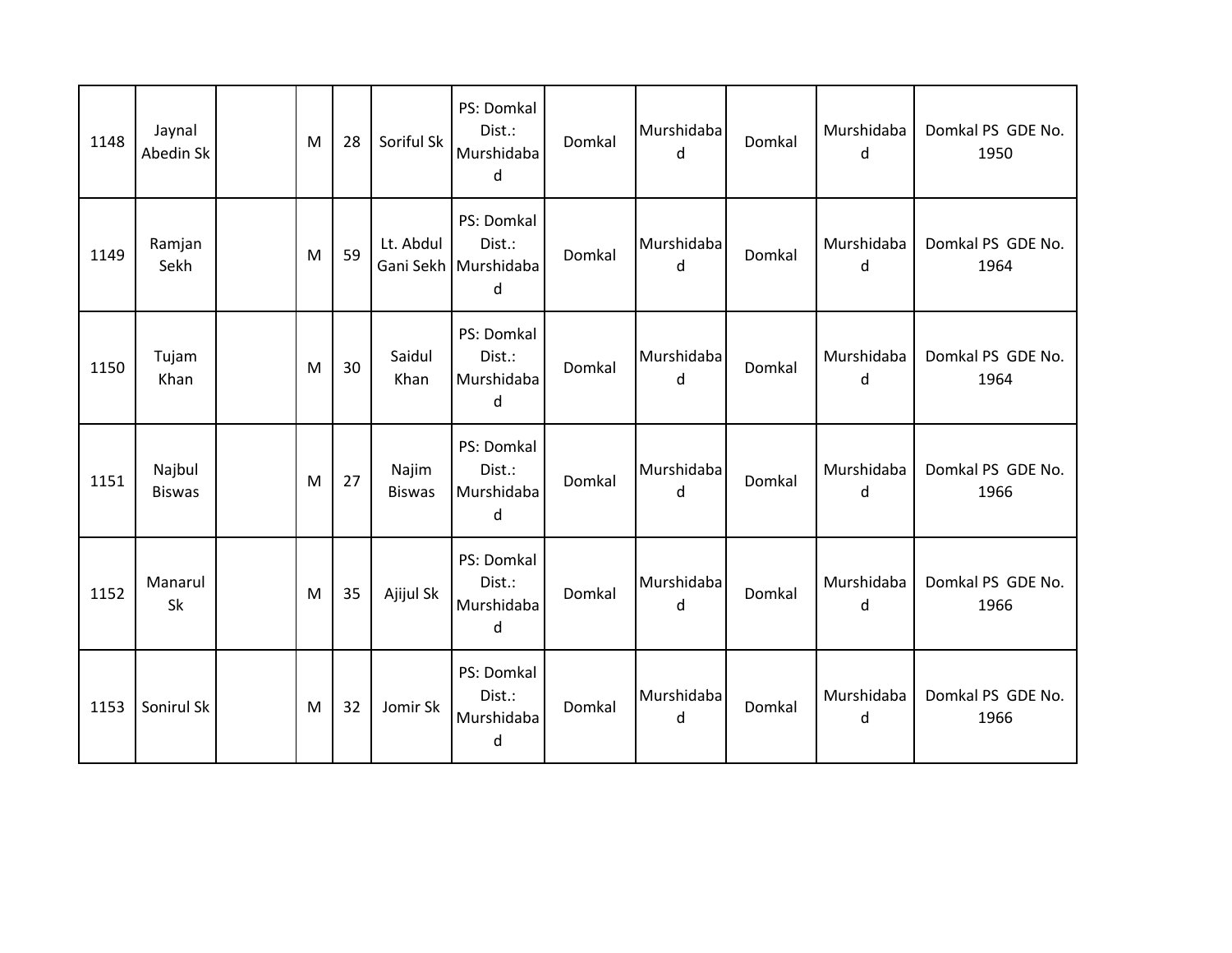| | | | | | | | | | | | |
|---|---|---|---|---|---|---|---|---|---|---|---|
| 1148 | Jaynal Abedin Sk | | M | 28 | Soriful Sk | PS: Domkal Dist.: Murshidabad | Domkal | Murshidabad | Domkal | Murshidabad | Domkal PS GDE No. 1950 |
| 1149 | Ramjan Sekh | | M | 59 | Lt. Abdul Gani Sekh | PS: Domkal Dist.: Murshidabad | Domkal | Murshidabad | Domkal | Murshidabad | Domkal PS GDE No. 1964 |
| 1150 | Tujam Khan | | M | 30 | Saidul Khan | PS: Domkal Dist.: Murshidabad | Domkal | Murshidabad | Domkal | Murshidabad | Domkal PS GDE No. 1964 |
| 1151 | Najbul Biswas | | M | 27 | Najim Biswas | PS: Domkal Dist.: Murshidabad | Domkal | Murshidabad | Domkal | Murshidabad | Domkal PS GDE No. 1966 |
| 1152 | Manarul Sk | | M | 35 | Ajijul Sk | PS: Domkal Dist.: Murshidabad | Domkal | Murshidabad | Domkal | Murshidabad | Domkal PS GDE No. 1966 |
| 1153 | Sonirul Sk | | M | 32 | Jomir Sk | PS: Domkal Dist.: Murshidabad | Domkal | Murshidabad | Domkal | Murshidabad | Domkal PS GDE No. 1966 |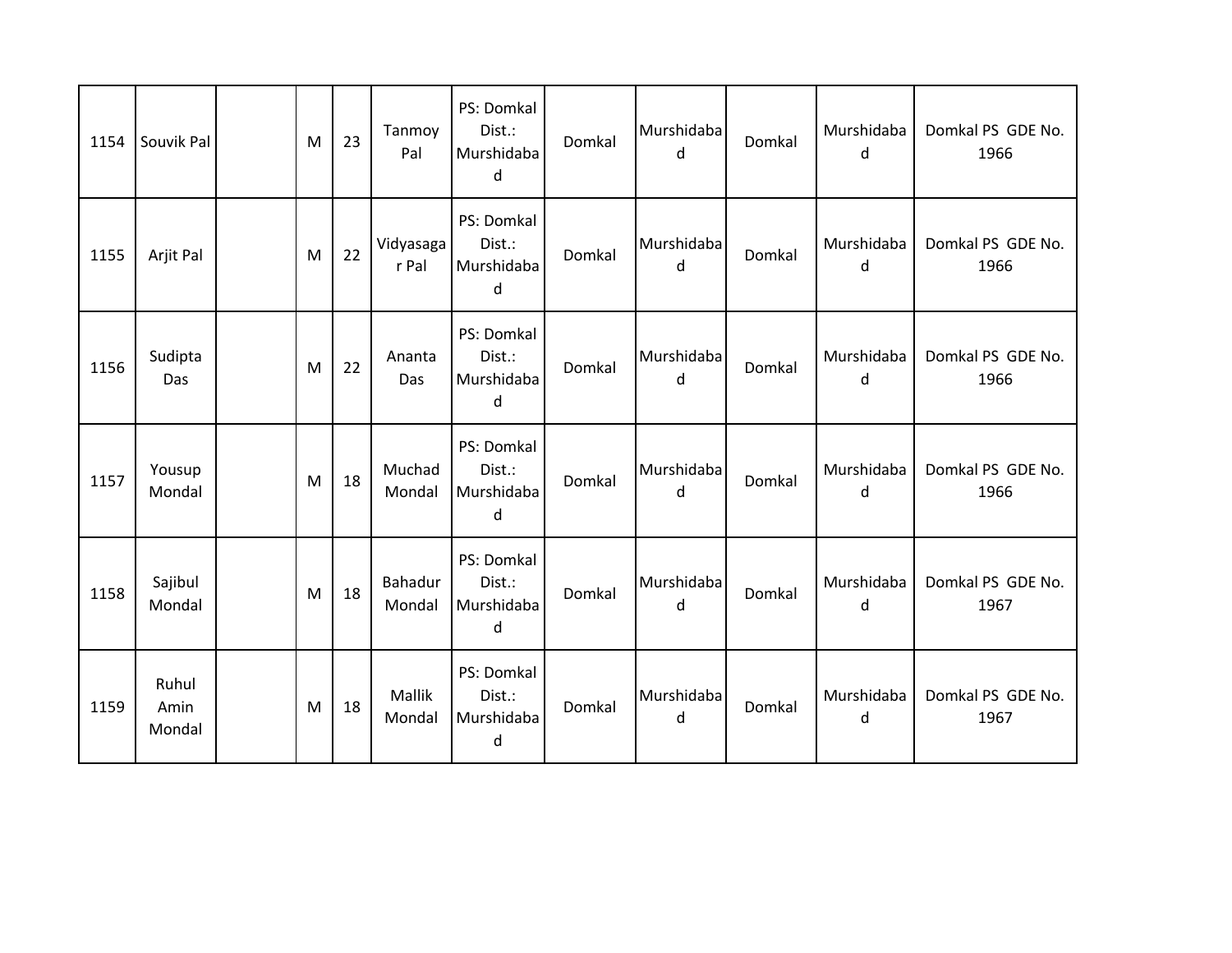| | | | | | | | | | | | |
|---|---|---|---|---|---|---|---|---|---|---|---|
| 1154 | Souvik Pal | | M | 23 | Tanmoy Pal | PS: Domkal Dist.: Murshidabad | Domkal | Murshidabad | Domkal | Murshidabad | Domkal PS GDE No. 1966 |
| 1155 | Arjit Pal | | M | 22 | Vidyasagar Pal | PS: Domkal Dist.: Murshidabad | Domkal | Murshidabad | Domkal | Murshidabad | Domkal PS GDE No. 1966 |
| 1156 | Sudipta Das | | M | 22 | Ananta Das | PS: Domkal Dist.: Murshidabad | Domkal | Murshidabad | Domkal | Murshidabad | Domkal PS GDE No. 1966 |
| 1157 | Yousup Mondal | | M | 18 | Muchad Mondal | PS: Domkal Dist.: Murshidabad | Domkal | Murshidabad | Domkal | Murshidabad | Domkal PS GDE No. 1966 |
| 1158 | Sajibul Mondal | | M | 18 | Bahadur Mondal | PS: Domkal Dist.: Murshidabad | Domkal | Murshidabad | Domkal | Murshidabad | Domkal PS GDE No. 1967 |
| 1159 | Ruhul Amin Mondal | | M | 18 | Mallik Mondal | PS: Domkal Dist.: Murshidabad | Domkal | Murshidabad | Domkal | Murshidabad | Domkal PS GDE No. 1967 |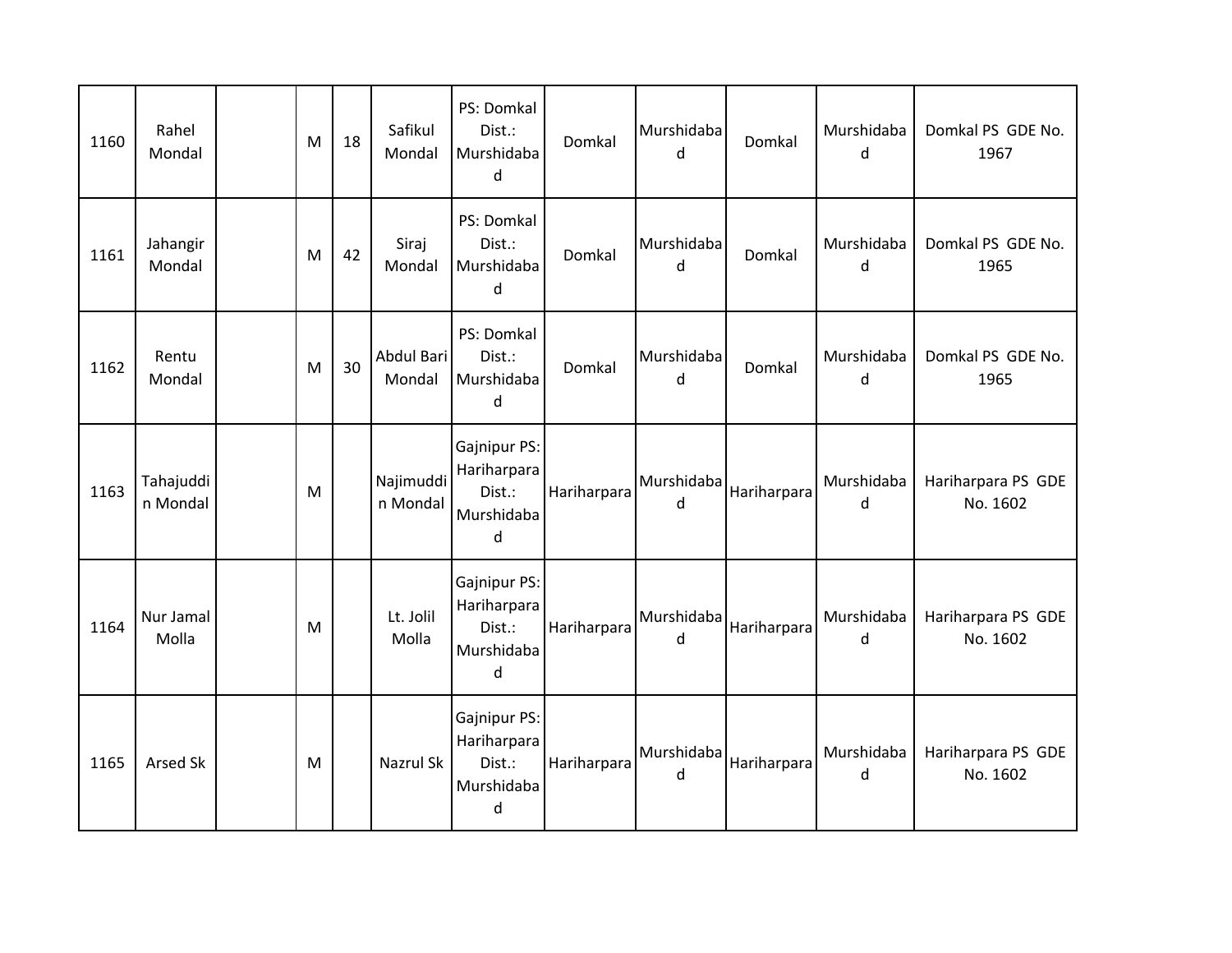| | | | | | | | | | | | |
|---|---|---|---|---|---|---|---|---|---|---|---|
| 1160 | Rahel Mondal | | M | 18 | Safikul Mondal | PS: Domkal Dist.: Murshidabad | Domkal | Murshidabad | Domkal | Murshidabad | Domkal PS GDE No. 1967 |
| 1161 | Jahangir Mondal | | M | 42 | Siraj Mondal | PS: Domkal Dist.: Murshidabad | Domkal | Murshidabad | Domkal | Murshidabad | Domkal PS GDE No. 1965 |
| 1162 | Rentu Mondal | | M | 30 | Abdul Bari Mondal | PS: Domkal Dist.: Murshidabad | Domkal | Murshidabad | Domkal | Murshidabad | Domkal PS GDE No. 1965 |
| 1163 | Tahajuddin Mondal | | M | | Najimuddin Mondal | Gajnipur PS: Hariharpara Dist.: Murshidabad | Hariharpara | Murshidabad | Hariharpara | Murshidabad | Hariharpara PS GDE No. 1602 |
| 1164 | Nur Jamal Molla | | M | | Lt. Jolil Molla | Gajnipur PS: Hariharpara Dist.: Murshidabad | Hariharpara | Murshidabad | Hariharpara | Murshidabad | Hariharpara PS GDE No. 1602 |
| 1165 | Arsed Sk | | M | | Nazrul Sk | Gajnipur PS: Hariharpara Dist.: Murshidabad | Hariharpara | Murshidabad | Hariharpara | Murshidabad | Hariharpara PS GDE No. 1602 |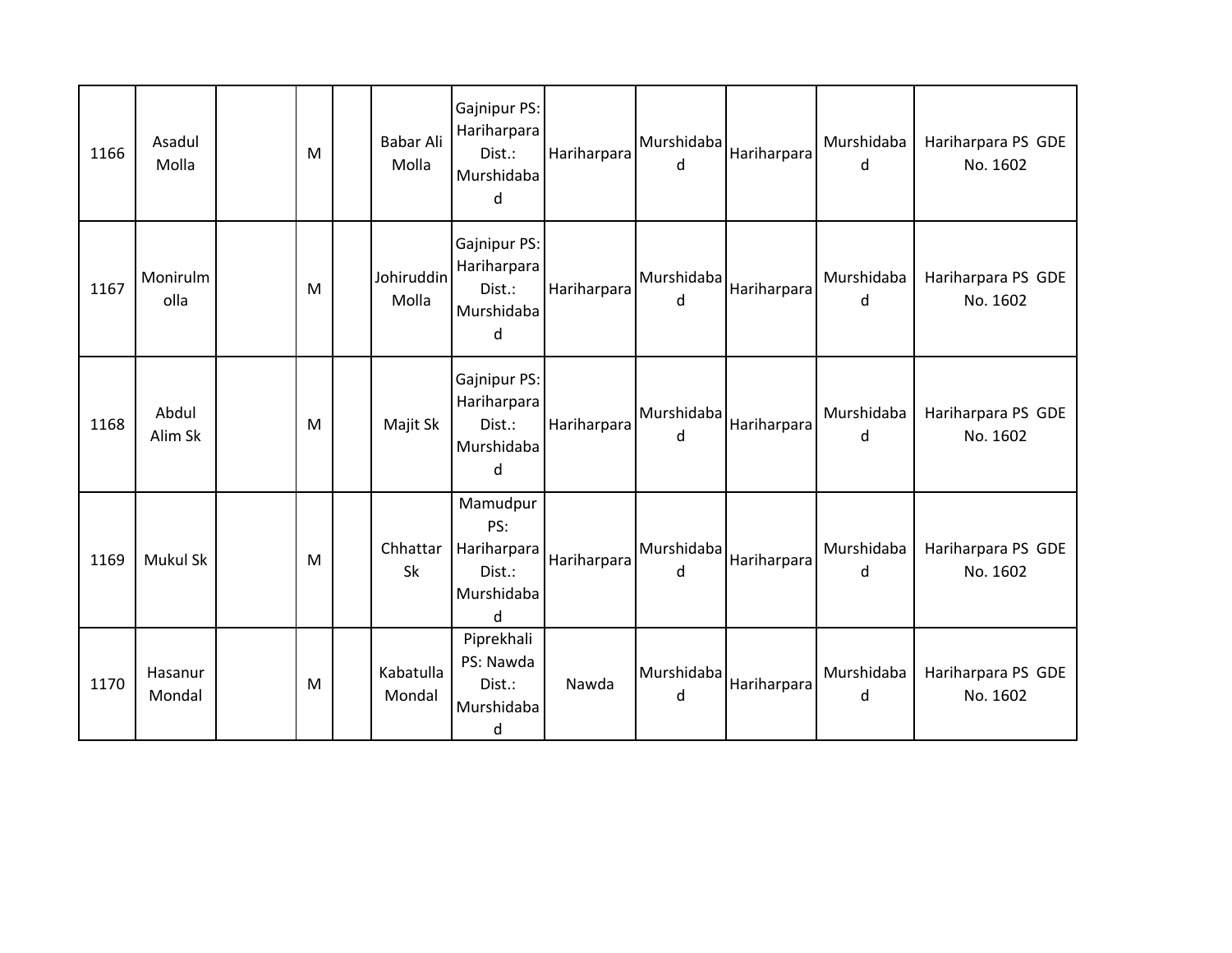| | | | | | | | | | | | |
|---|---|---|---|---|---|---|---|---|---|---|---|
| 1166 | Asadul Molla | | M | | Babar Ali Molla | Gajnipur PS: Hariharpara Dist.: Murshidabad | Hariharpara | Murshidabad | Hariharpara | Murshidabad | Hariharpara PS GDE No. 1602 |
| 1167 | Monirulmolla | | M | | Johiruddin Molla | Gajnipur PS: Hariharpara Dist.: Murshidabad | Hariharpara | Murshidabad | Hariharpara | Murshidabad | Hariharpara PS GDE No. 1602 |
| 1168 | Abdul Alim Sk | | M | | Majit Sk | Gajnipur PS: Hariharpara Dist.: Murshidabad | Hariharpara | Murshidabad | Hariharpara | Murshidabad | Hariharpara PS GDE No. 1602 |
| 1169 | Mukul Sk | | M | | Chhattar Sk | Mamudpur PS: Hariharpara Dist.: Murshidabad | Hariharpara | Murshidabad | Hariharpara | Murshidabad | Hariharpara PS GDE No. 1602 |
| 1170 | Hasanur Mondal | | M | | Kabatulla Mondal | Piprekhali PS: Nawda Dist.: Murshidabad | Nawda | Murshidabad | Hariharpara | Murshidabad | Hariharpara PS GDE No. 1602 |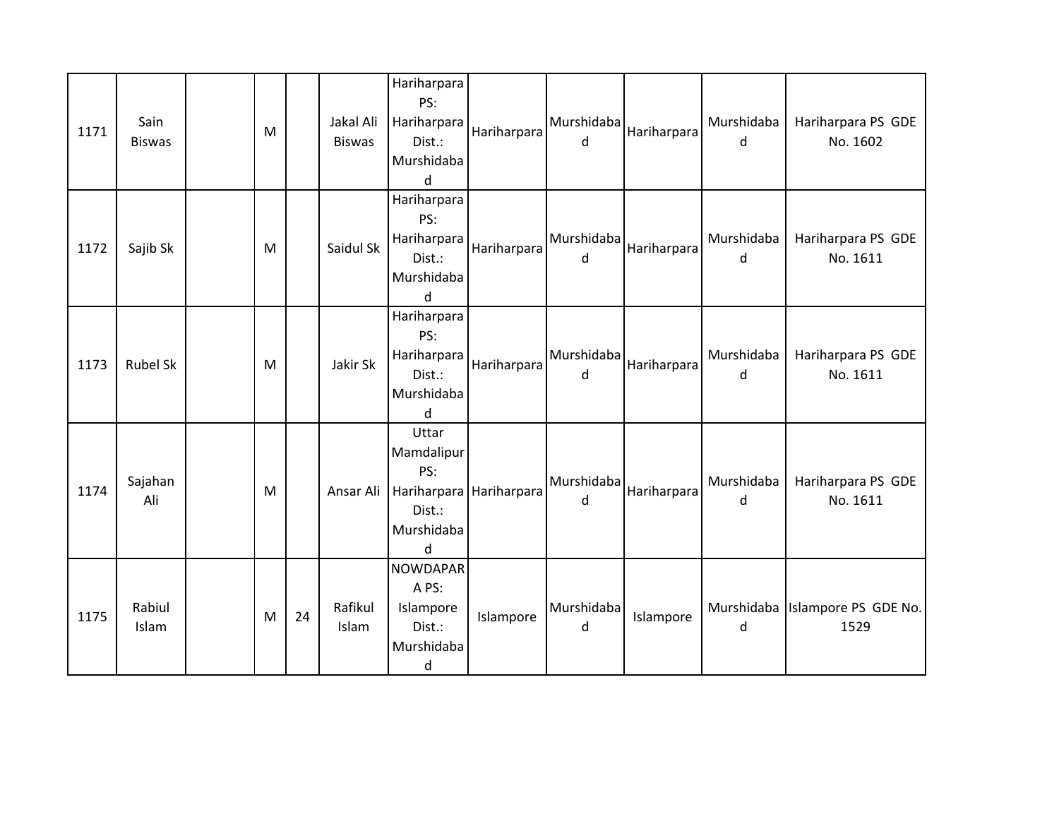| | | | | | | | | | | | |
|---|---|---|---|---|---|---|---|---|---|---|---|
| 1171 | Sain Biswas | | M | | Jakal Ali Biswas | Hariharpara PS: Hariharpara Dist.: Murshidabad | Hariharpara | Murshidabad | Hariharpara | Murshidabad | Hariharpara PS GDE No. 1602 |
| 1172 | Sajib Sk | | M | | Saidul Sk | Hariharpara PS: Hariharpara Dist.: Murshidabad | Hariharpara | Murshidabad | Hariharpara | Murshidabad | Hariharpara PS GDE No. 1611 |
| 1173 | Rubel Sk | | M | | Jakir Sk | Hariharpara PS: Hariharpara Dist.: Murshidabad | Hariharpara | Murshidabad | Hariharpara | Murshidabad | Hariharpara PS GDE No. 1611 |
| 1174 | Sajahan Ali | | M | | Ansar Ali | Uttar Mamdalipur PS: Hariharpara Dist.: Murshidabad | Hariharpara | Murshidabad | Hariharpara | Murshidabad | Hariharpara PS GDE No. 1611 |
| 1175 | Rabiul Islam | | M | 24 | Rafikul Islam | NOWDAPARA PS: Islampore Dist.: Murshidabad | Islampore | Murshidabad | Islampore | Murshidabad | Islampore PS GDE No. 1529 |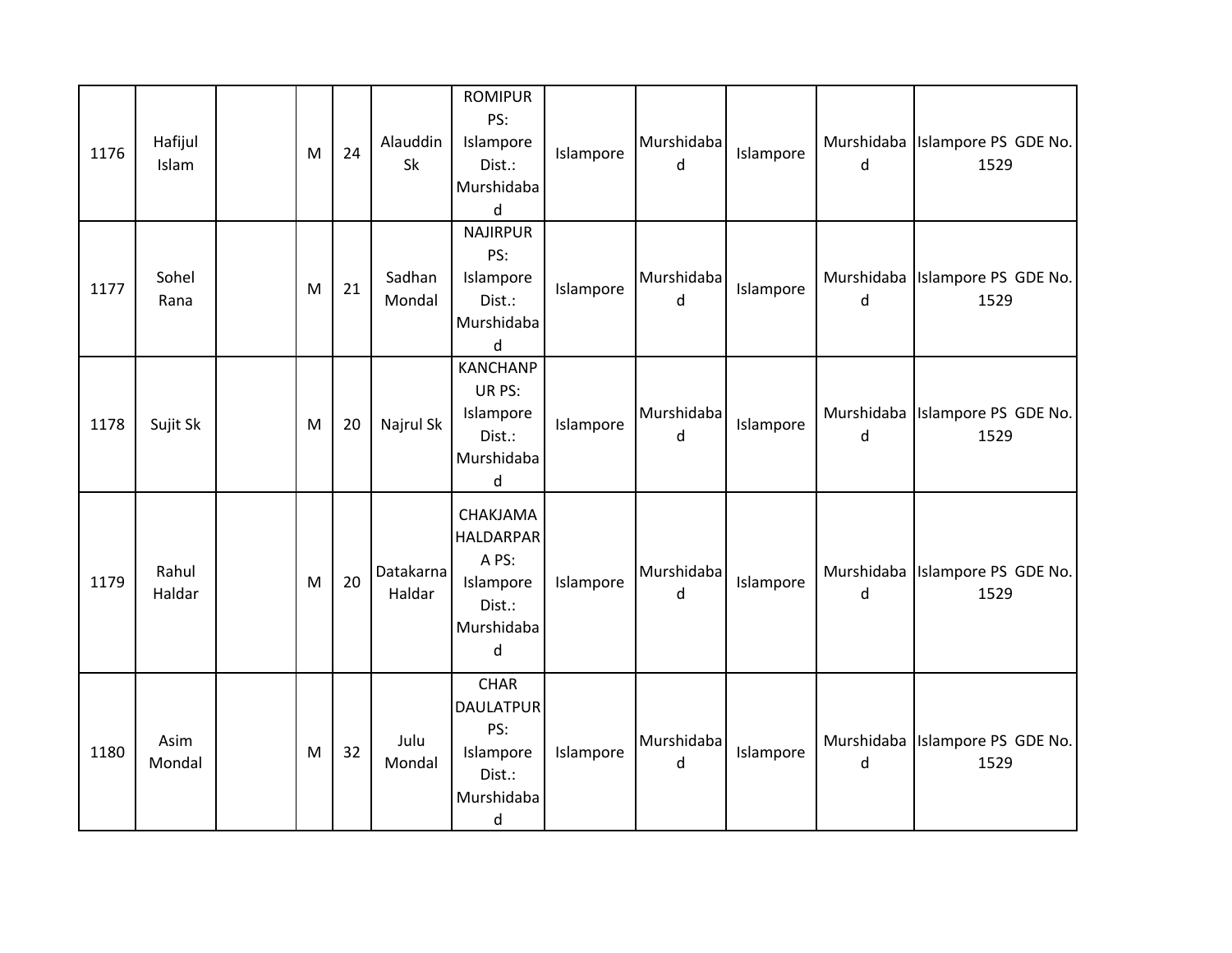| | | | | | | | | | | | |
|---|---|---|---|---|---|---|---|---|---|---|---|
| 1176 | Hafijul Islam | | M | 24 | Alauddin Sk | ROMIPUR PS: Islampore Dist.: Murshidabad | Islampore | Murshidabad | Islampore | Murshidabad | Islampore PS GDE No. 1529 |
| 1177 | Sohel Rana | | M | 21 | Sadhan Mondal | NAJIRPUR PS: Islampore Dist.: Murshidabad | Islampore | Murshidabad | Islampore | Murshidabad | Islampore PS GDE No. 1529 |
| 1178 | Sujit Sk | | M | 20 | Najrul Sk | KANCHANPUR PS: Islampore Dist.: Murshidabad | Islampore | Murshidabad | Islampore | Murshidabad | Islampore PS GDE No. 1529 |
| 1179 | Rahul Haldar | | M | 20 | Datakarna Haldar | CHAKJAMA HALDARPARA PS: Islampore Dist.: Murshidabad | Islampore | Murshidabad | Islampore | Murshidabad | Islampore PS GDE No. 1529 |
| 1180 | Asim Mondal | | M | 32 | Julu Mondal | CHAR DAULATPUR PS: Islampore Dist.: Murshidabad | Islampore | Murshidabad | Islampore | Murshidabad | Islampore PS GDE No. 1529 |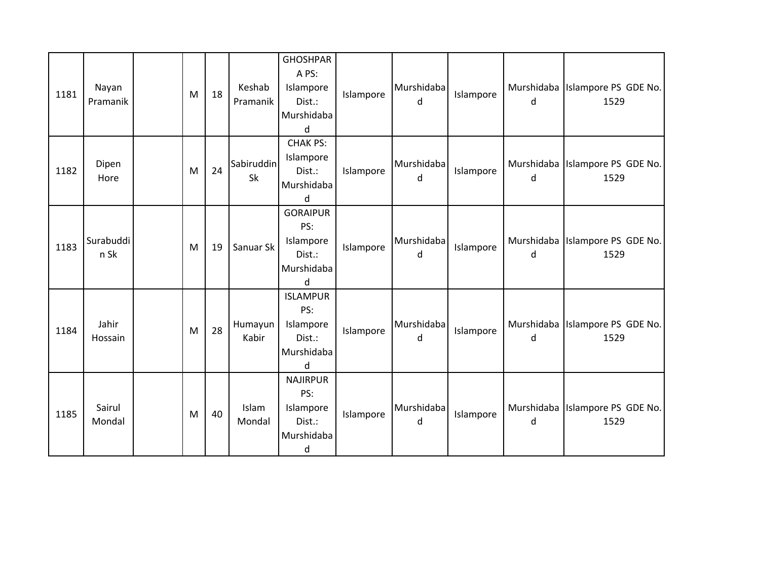| | | | | | | | | | | | |
|---|---|---|---|---|---|---|---|---|---|---|---|
| 1181 | Nayan Pramanik | | M | 18 | Keshab Pramanik | GHOSHPARA PS: Islampore Dist.: Murshidabad | Islampore | Murshidabad | Islampore | Murshidabad | Islampore PS GDE No. 1529 |
| 1182 | Dipen Hore | | M | 24 | Sabiruddin Sk | CHAK PS: Islampore Dist.: Murshidabad | Islampore | Murshidabad | Islampore | Murshidabad | Islampore PS GDE No. 1529 |
| 1183 | Surabuddin Sk | | M | 19 | Sanuar Sk | GORAIPUR PS: Islampore Dist.: Murshidabad | Islampore | Murshidabad | Islampore | Murshidabad | Islampore PS GDE No. 1529 |
| 1184 | Jahir Hossain | | M | 28 | Humayun Kabir | ISLAMPUR PS: Islampore Dist.: Murshidabad | Islampore | Murshidabad | Islampore | Murshidabad | Islampore PS GDE No. 1529 |
| 1185 | Sairul Mondal | | M | 40 | Islam Mondal | NAJIRPUR PS: Islampore Dist.: Murshidabad | Islampore | Murshidabad | Islampore | Murshidabad | Islampore PS GDE No. 1529 |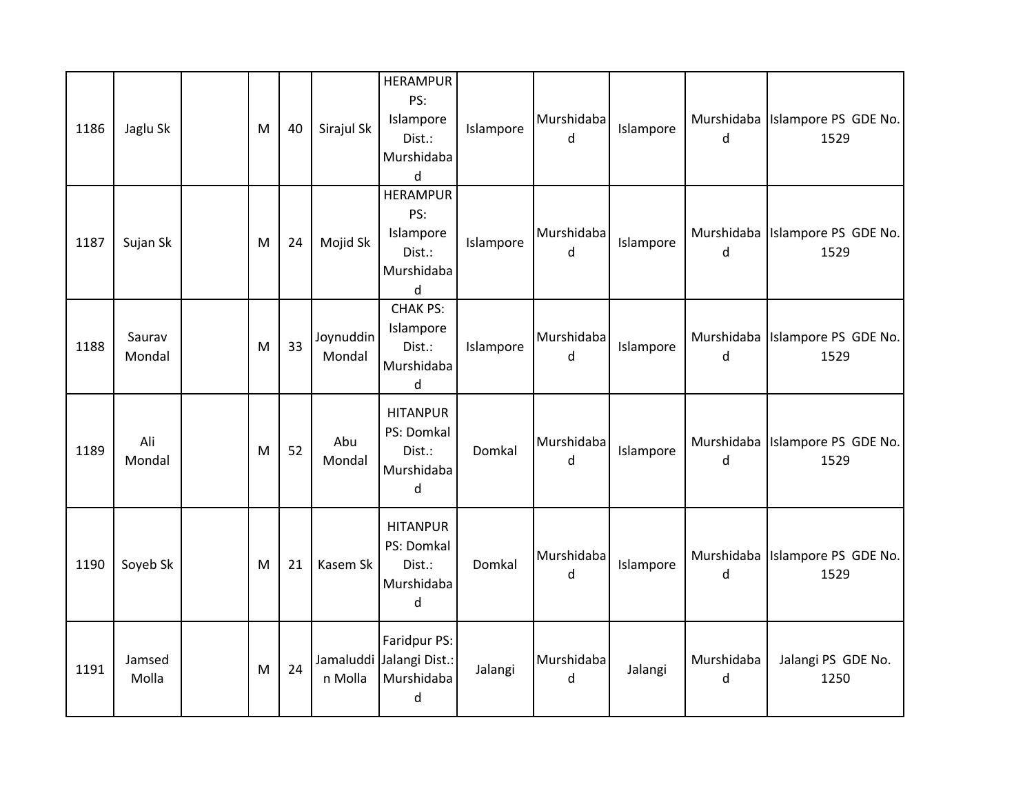| | | | | | | | | | | | |
|---|---|---|---|---|---|---|---|---|---|---|---|
| 1186 | Jaglu Sk | | M | 40 | Sirajul Sk | HERAMPUR PS: Islampore Dist.: Murshidabad | Islampore | Murshidabad | Islampore | Murshidabad | Islampore PS GDE No. 1529 |
| 1187 | Sujan Sk | | M | 24 | Mojid Sk | HERAMPUR PS: Islampore Dist.: Murshidabad | Islampore | Murshidabad | Islampore | Murshidabad | Islampore PS GDE No. 1529 |
| 1188 | Saurav Mondal | | M | 33 | Joynuddin Mondal | CHAK PS: Islampore Dist.: Murshidabad | Islampore | Murshidabad | Islampore | Murshidabad | Islampore PS GDE No. 1529 |
| 1189 | Ali Mondal | | M | 52 | Abu Mondal | HITANPUR PS: Domkal Dist.: Murshidabad | Domkal | Murshidabad | Islampore | Murshidabad | Islampore PS GDE No. 1529 |
| 1190 | Soyeb Sk | | M | 21 | Kasem Sk | HITANPUR PS: Domkal Dist.: Murshidabad | Domkal | Murshidabad | Islampore | Murshidabad | Islampore PS GDE No. 1529 |
| 1191 | Jamsed Molla | | M | 24 | Jamaluddin Molla | Faridpur PS: Jalangi Dist.: Murshidabad | Jalangi | Murshidabad | Jalangi | Murshidabad | Jalangi PS GDE No. 1250 |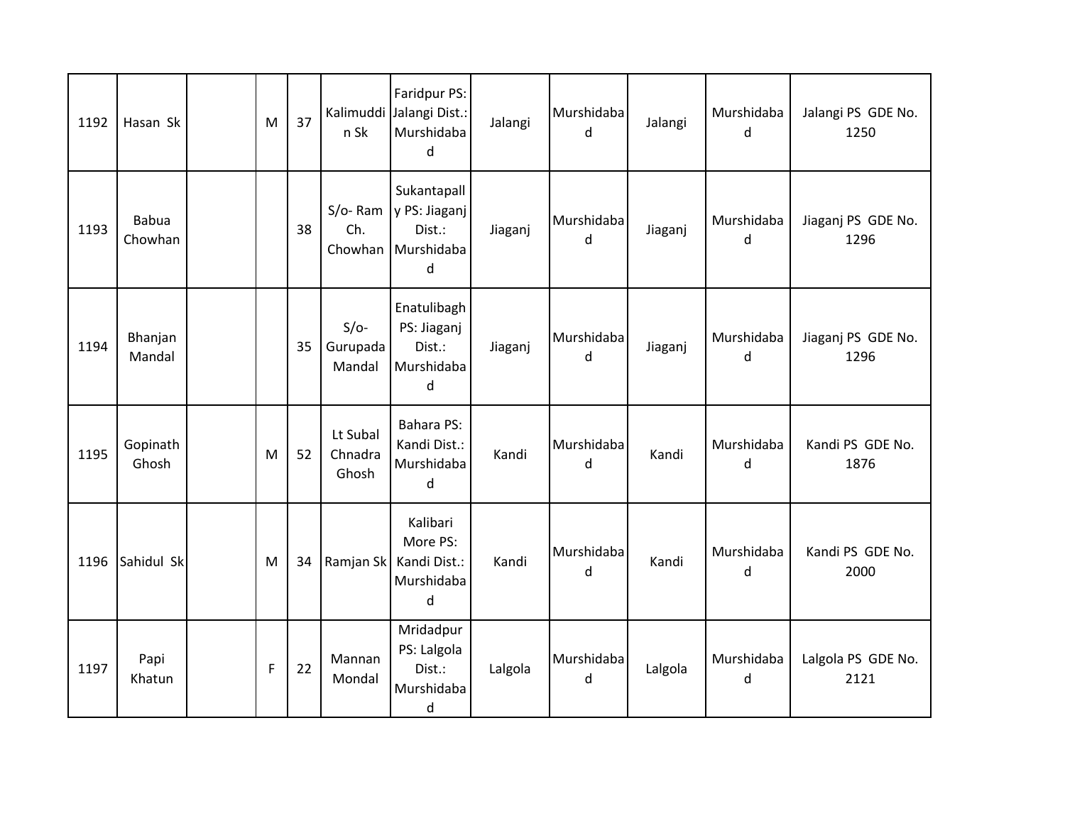| | | | | | | | | | | | |
|---|---|---|---|---|---|---|---|---|---|---|---|
| 1192 | Hasan Sk | | M | 37 | Kalimuddin Sk | Faridpur PS: Jalangi Dist.: Murshidabad | Jalangi | Murshidabad | Jalangi | Murshidabad | Jalangi PS GDE No. 1250 |
| 1193 | Babua Chowhan | | | 38 | S/o- Ram Ch. Chowhan | Sukantapally PS: Jiaganj Dist.: Murshidabad | Jiaganj | Murshidabad | Jiaganj | Murshidabad | Jiaganj PS GDE No. 1296 |
| 1194 | Bhanjan Mandal | | | 35 | S/o- Gurupada Mandal | Enatulibagh PS: Jiaganj Dist.: Murshidabad | Jiaganj | Murshidabad | Jiaganj | Murshidabad | Jiaganj PS GDE No. 1296 |
| 1195 | Gopinath Ghosh | | M | 52 | Lt Subal Chnadra Ghosh | Bahara PS: Kandi Dist.: Murshidabad | Kandi | Murshidabad | Kandi | Murshidabad | Kandi PS GDE No. 1876 |
| 1196 | Sahidul Sk | | M | 34 | Ramjan Sk | Kalibari More PS: Kandi Dist.: Murshidabad | Kandi | Murshidabad | Kandi | Murshidabad | Kandi PS GDE No. 2000 |
| 1197 | Papi Khatun | | F | 22 | Mannan Mondal | Mridadpur PS: Lalgola Dist.: Murshidabad | Lalgola | Murshidabad | Lalgola | Murshidabad | Lalgola PS GDE No. 2121 |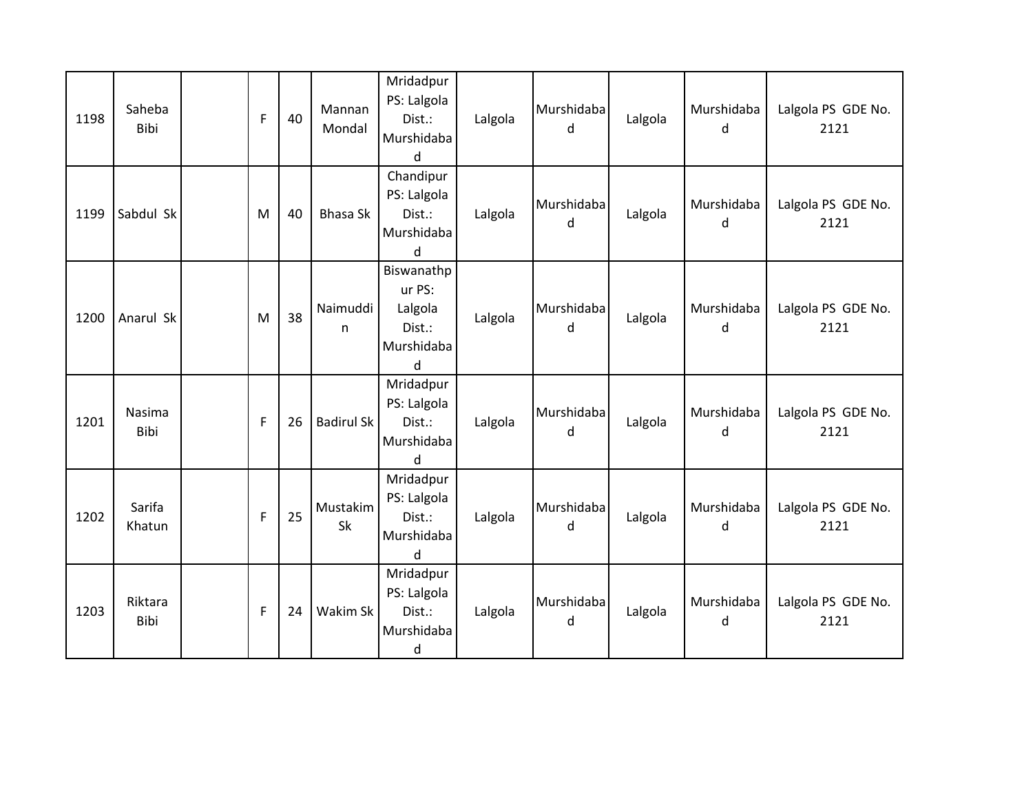| | | | | | | | | | | | |
|---|---|---|---|---|---|---|---|---|---|---|---|
| 1198 | Saheba Bibi | | F | 40 | Mannan Mondal | Mridadpur PS: Lalgola Dist.: Murshidabad | Lalgola | Murshidabad | Lalgola | Murshidabad | Lalgola PS GDE No. 2121 |
| 1199 | Sabdul Sk | | M | 40 | Bhasa Sk | Chandipur PS: Lalgola Dist.: Murshidabad | Lalgola | Murshidabad | Lalgola | Murshidabad | Lalgola PS GDE No. 2121 |
| 1200 | Anarul Sk | | M | 38 | Naimuddin | Biswanathpur PS: Lalgola Dist.: Murshidabad | Lalgola | Murshidabad | Lalgola | Murshidabad | Lalgola PS GDE No. 2121 |
| 1201 | Nasima Bibi | | F | 26 | Badirul Sk | Mridadpur PS: Lalgola Dist.: Murshidabad | Lalgola | Murshidabad | Lalgola | Murshidabad | Lalgola PS GDE No. 2121 |
| 1202 | Sarifa Khatun | | F | 25 | Mustakim Sk | Mridadpur PS: Lalgola Dist.: Murshidabad | Lalgola | Murshidabad | Lalgola | Murshidabad | Lalgola PS GDE No. 2121 |
| 1203 | Riktara Bibi | | F | 24 | Wakim Sk | Mridadpur PS: Lalgola Dist.: Murshidabad | Lalgola | Murshidabad | Lalgola | Murshidabad | Lalgola PS GDE No. 2121 |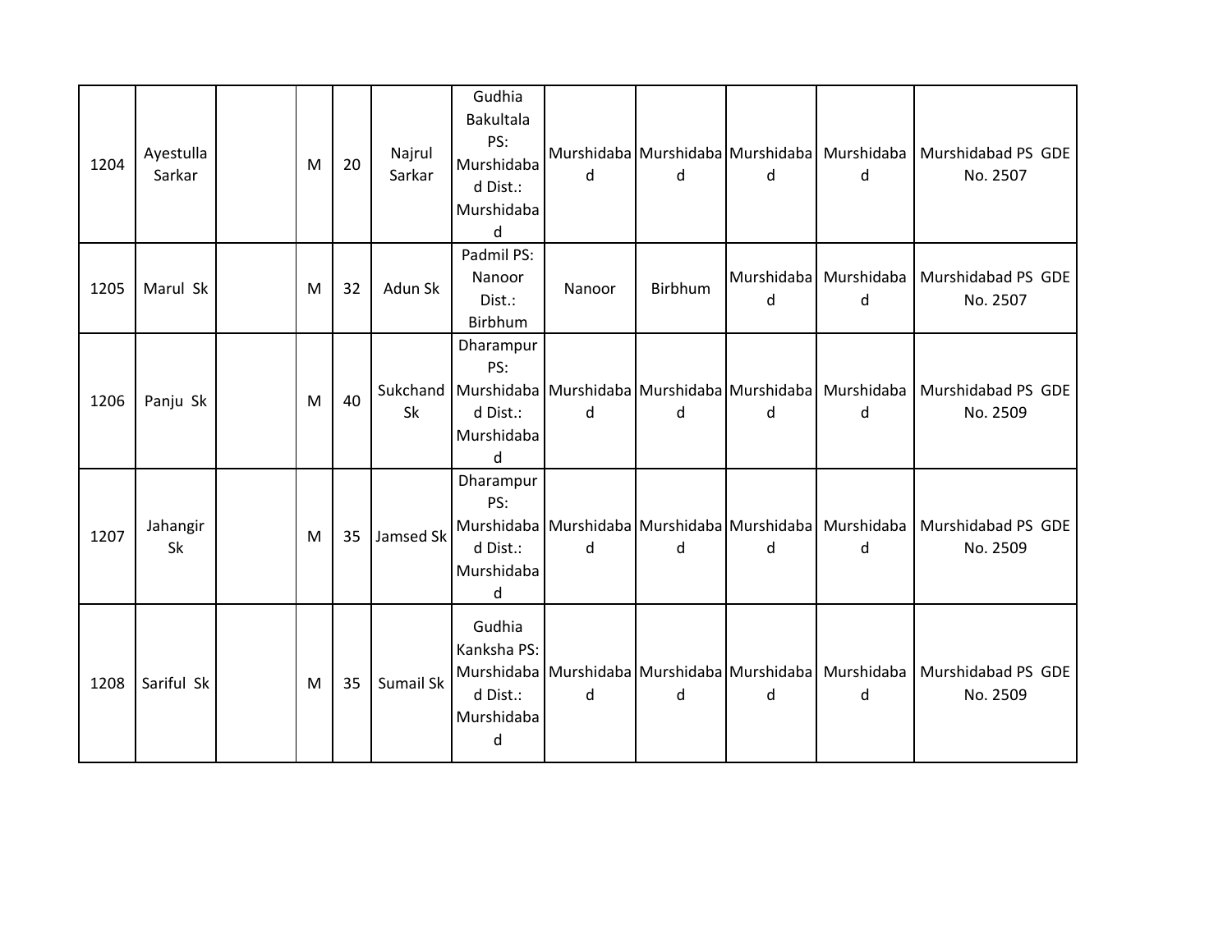| | | | | | | | | | | | |
|---|---|---|---|---|---|---|---|---|---|---|---|
| 1204 | Ayestulla Sarkar | | M | 20 | Najrul Sarkar | Gudhia Bakultala PS: Murshidabad Dist.: Murshidabad | Murshidabad | Murshidabad | Murshidabad | Murshidabad | Murshidabad PS GDE No. 2507 |
| 1205 | Marul Sk | | M | 32 | Adun Sk | Padmil PS: Nanoor Dist.: Birbhum | Nanoor | Birbhum | Murshidabad | Murshidabad | Murshidabad PS GDE No. 2507 |
| 1206 | Panju Sk | | M | 40 | Sukchand Sk | Dharampur PS: Murshidabad Dist.: Murshidabad | Murshidabad | Murshidabad | Murshidabad | Murshidabad | Murshidabad PS GDE No. 2509 |
| 1207 | Jahangir Sk | | M | 35 | Jamsed Sk | Dharampur PS: Murshidabad Dist.: Murshidabad | Murshidabad | Murshidabad | Murshidabad | Murshidabad | Murshidabad PS GDE No. 2509 |
| 1208 | Sariful Sk | | M | 35 | Sumail Sk | Gudhia Kanksha PS: Murshidabad Dist.: Murshidabad | Murshidabad | Murshidabad | Murshidabad | Murshidabad | Murshidabad PS GDE No. 2509 |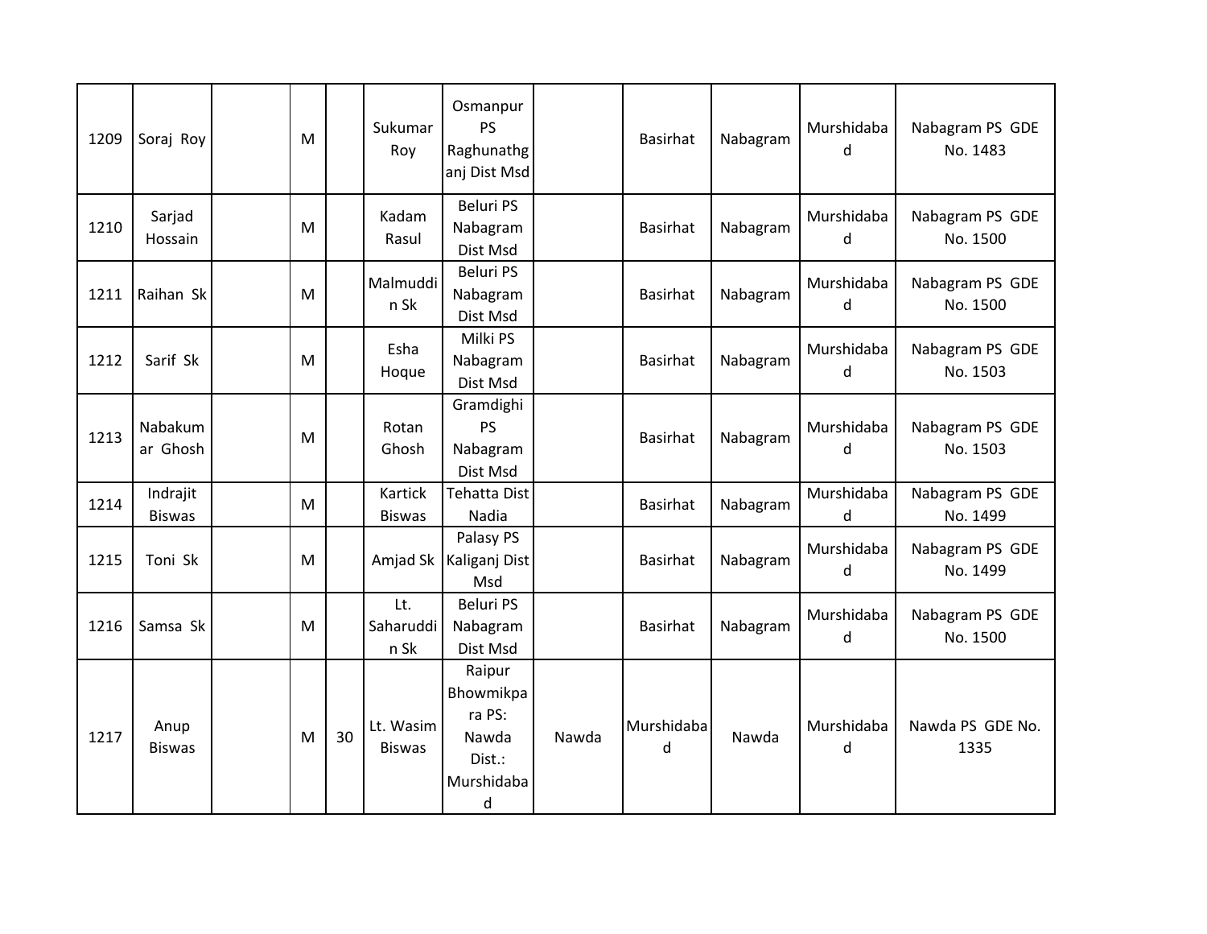| | | | | | | | | | | | |
|---|---|---|---|---|---|---|---|---|---|---|---|
| 1209 | Soraj Roy | | M | | Sukumar Roy | Osmanpur PS Raghunathganj Dist Msd | | Basirhat | Nabagram | Murshidabad | Nabagram PS GDE No. 1483 |
| 1210 | Sarjad Hossain | | M | | Kadam Rasul | Beluri PS Nabagram Dist Msd | | Basirhat | Nabagram | Murshidabad | Nabagram PS GDE No. 1500 |
| 1211 | Raihan Sk | | M | | Malmuddin Sk | Beluri PS Nabagram Dist Msd | | Basirhat | Nabagram | Murshidabad | Nabagram PS GDE No. 1500 |
| 1212 | Sarif Sk | | M | | Esha Hoque | Milki PS Nabagram Dist Msd | | Basirhat | Nabagram | Murshidabad | Nabagram PS GDE No. 1503 |
| 1213 | Nabakumar Ghosh | | M | | Rotan Ghosh | Gramdighi PS Nabagram Dist Msd | | Basirhat | Nabagram | Murshidabad | Nabagram PS GDE No. 1503 |
| 1214 | Indrajit Biswas | | M | | Kartick Biswas | Tehatta Dist Nadia | | Basirhat | Nabagram | Murshidabad | Nabagram PS GDE No. 1499 |
| 1215 | Toni Sk | | M | | Amjad Sk | Palasy PS Kaliganj Dist Msd | | Basirhat | Nabagram | Murshidabad | Nabagram PS GDE No. 1499 |
| 1216 | Samsa Sk | | M | | Lt. Saharuddin Sk | Beluri PS Nabagram Dist Msd | | Basirhat | Nabagram | Murshidabad | Nabagram PS GDE No. 1500 |
| 1217 | Anup Biswas | | M | 30 | Lt. Wasim Biswas | Raipur Bhowmikpara PS: Nawda Dist.: Murshidabad | Nawda | Murshidabad | Nawda | Murshidabad | Nawda PS GDE No. 1335 |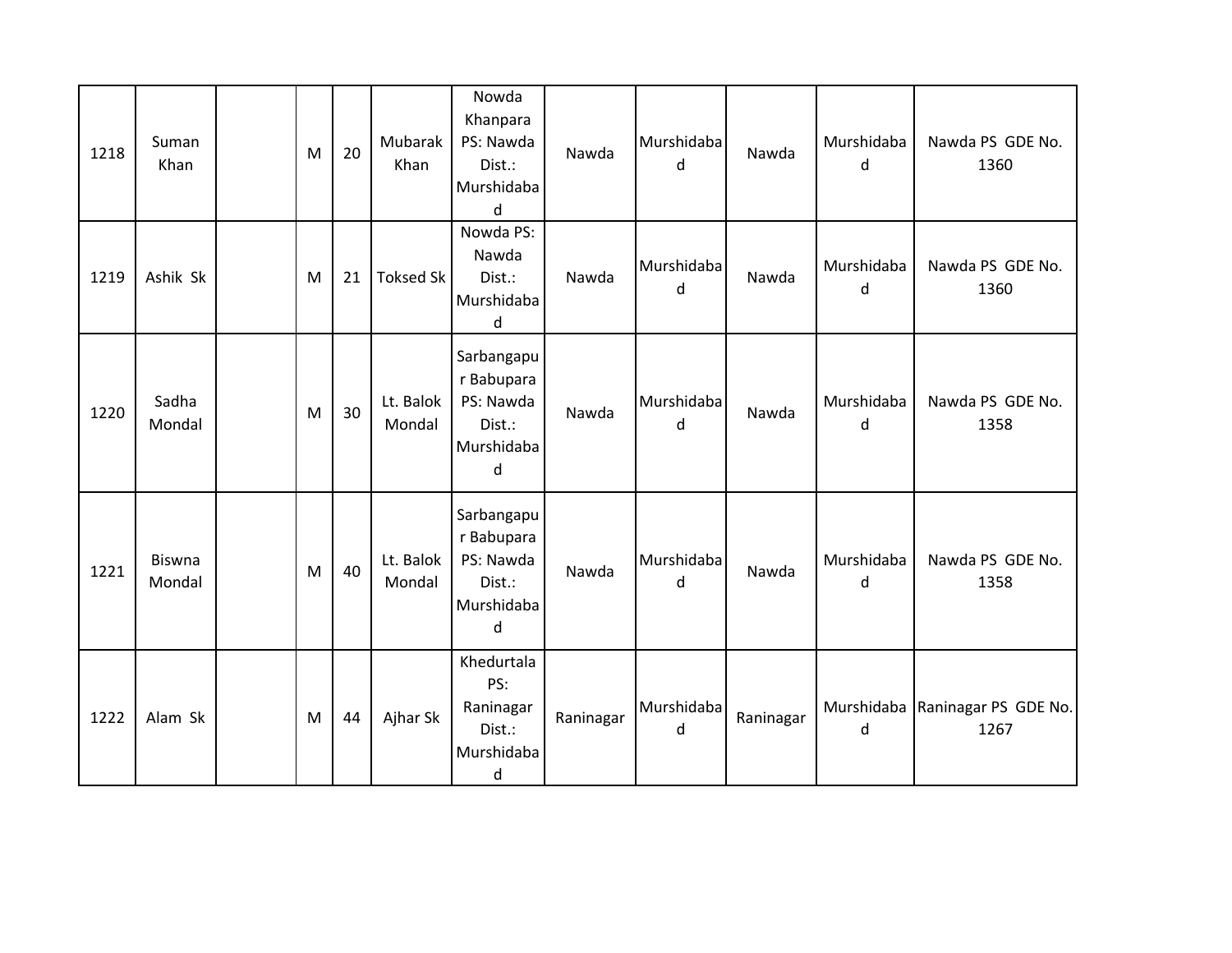| | | | | | | | | | | | |
|---|---|---|---|---|---|---|---|---|---|---|---|
| 1218 | Suman Khan | | M | 20 | Mubarak Khan | Nowda Khanpara PS: Nawda Dist.: Murshidabad | Nawda | Murshidabad | Nawda | Murshidabad | Nawda PS GDE No. 1360 |
| 1219 | Ashik Sk | | M | 21 | Toksed Sk | Nowda PS: Nawda Dist.: Murshidabad | Nawda | Murshidabad | Nawda | Murshidabad | Nawda PS GDE No. 1360 |
| 1220 | Sadha Mondal | | M | 30 | Lt. Balok Mondal | Sarbangapur Babupara PS: Nawda Dist.: Murshidabad | Nawda | Murshidabad | Nawda | Murshidabad | Nawda PS GDE No. 1358 |
| 1221 | Biswna Mondal | | M | 40 | Lt. Balok Mondal | Sarbangapur Babupara PS: Nawda Dist.: Murshidabad | Nawda | Murshidabad | Nawda | Murshidabad | Nawda PS GDE No. 1358 |
| 1222 | Alam Sk | | M | 44 | Ajhar Sk | Khedurtala PS: Raninagar Dist.: Murshidabad | Raninagar | Murshidabad | Raninagar | Murshidabad | Raninagar PS GDE No. 1267 |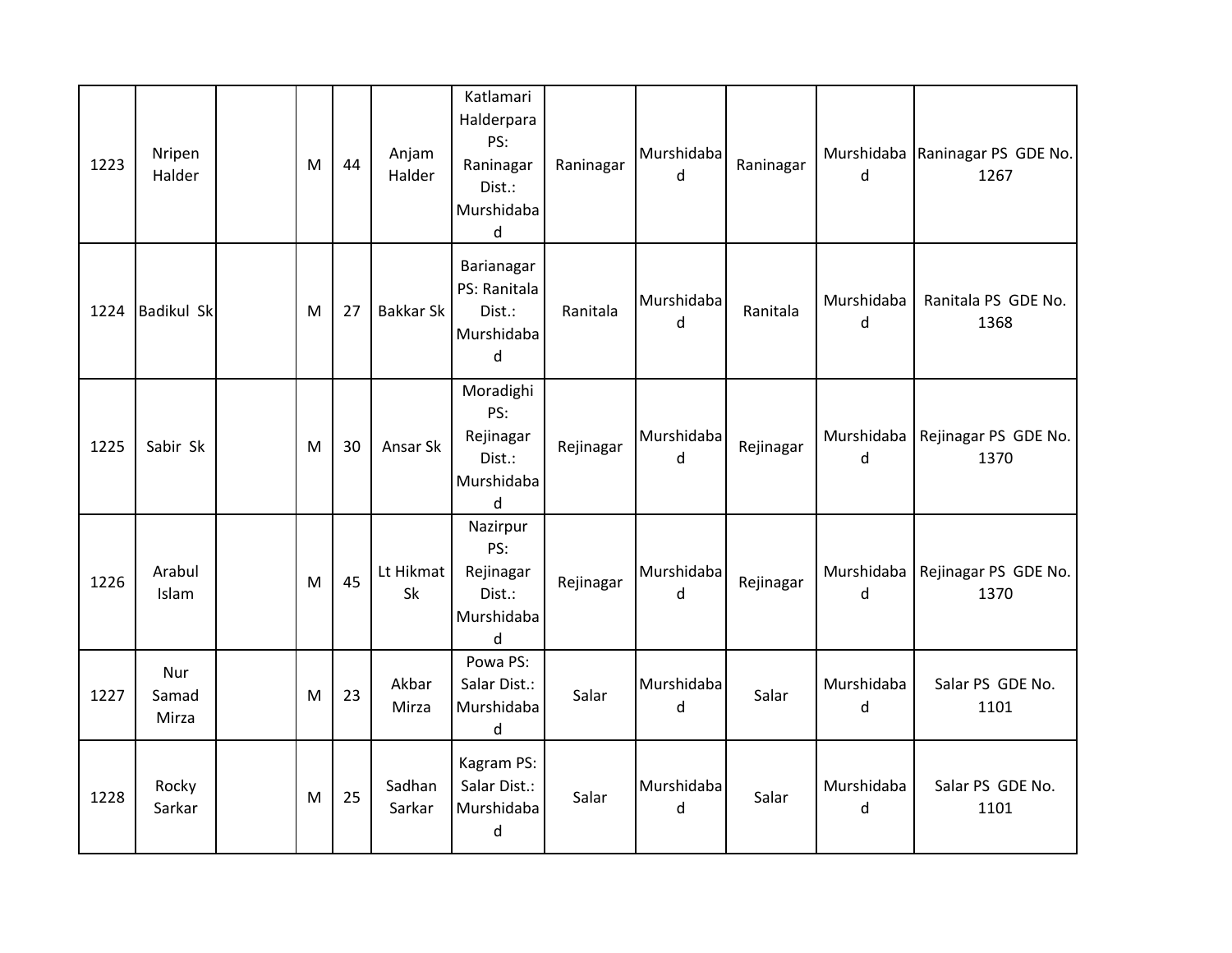| | | | | | | | | | | | |
|---|---|---|---|---|---|---|---|---|---|---|---|
| 1223 | Nripen Halder | | M | 44 | Anjam Halder | Katlamari Halderpara PS: Raninagar Dist.: Murshidabad | Raninagar | Murshidabad | Raninagar | Murshidabad | Raninagar PS GDE No. 1267 |
| 1224 | Badikul Sk | | M | 27 | Bakkar Sk | Barianagar PS: Ranitala Dist.: Murshidabad | Ranitala | Murshidabad | Ranitala | Murshidabad | Ranitala PS GDE No. 1368 |
| 1225 | Sabir Sk | | M | 30 | Ansar Sk | Moradighi PS: Rejinagar Dist.: Murshidabad | Rejinagar | Murshidabad | Rejinagar | Murshidabad | Rejinagar PS GDE No. 1370 |
| 1226 | Arabul Islam | | M | 45 | Lt Hikmat Sk | Nazirpur PS: Rejinagar Dist.: Murshidabad | Rejinagar | Murshidabad | Rejinagar | Murshidabad | Rejinagar PS GDE No. 1370 |
| 1227 | Nur Samad Mirza | | M | 23 | Akbar Mirza | Powa PS: Salar Dist.: Murshidabad | Salar | Murshidabad | Salar | Murshidabad | Salar PS GDE No. 1101 |
| 1228 | Rocky Sarkar | | M | 25 | Sadhan Sarkar | Kagram PS: Salar Dist.: Murshidabad | Salar | Murshidabad | Salar | Murshidabad | Salar PS GDE No. 1101 |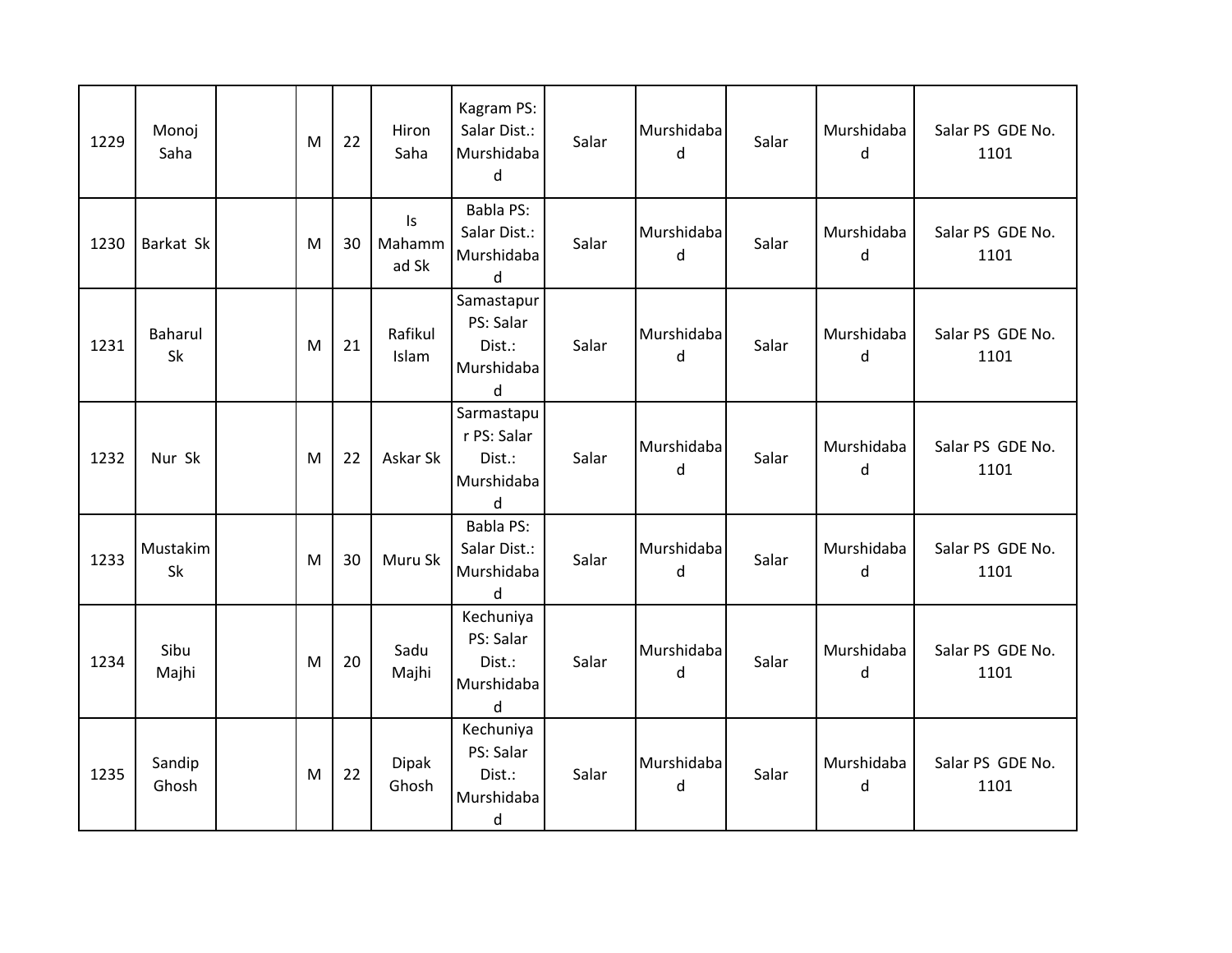| | | | | | | | | | | | |
|---|---|---|---|---|---|---|---|---|---|---|---|
| 1229 | Monoj Saha | | M | 22 | Hiron Saha | Kagram PS: Salar Dist.: Murshidabad | Salar | Murshidabad | Salar | Murshidabad | Salar PS GDE No. 1101 |
| 1230 | Barkat Sk | | M | 30 | Is Mahammad Sk | Babla PS: Salar Dist.: Murshidabad | Salar | Murshidabad | Salar | Murshidabad | Salar PS GDE No. 1101 |
| 1231 | Baharul Sk | | M | 21 | Rafikul Islam | Samastapur PS: Salar Dist.: Murshidabad | Salar | Murshidabad | Salar | Murshidabad | Salar PS GDE No. 1101 |
| 1232 | Nur Sk | | M | 22 | Askar Sk | Sarmastapur PS: Salar Dist.: Murshidabad | Salar | Murshidabad | Salar | Murshidabad | Salar PS GDE No. 1101 |
| 1233 | Mustakim Sk | | M | 30 | Muru Sk | Babla PS: Salar Dist.: Murshidabad | Salar | Murshidabad | Salar | Murshidabad | Salar PS GDE No. 1101 |
| 1234 | Sibu Majhi | | M | 20 | Sadu Majhi | Kechuniya PS: Salar Dist.: Murshidabad | Salar | Murshidabad | Salar | Murshidabad | Salar PS GDE No. 1101 |
| 1235 | Sandip Ghosh | | M | 22 | Dipak Ghosh | Kechuniya PS: Salar Dist.: Murshidabad | Salar | Murshidabad | Salar | Murshidabad | Salar PS GDE No. 1101 |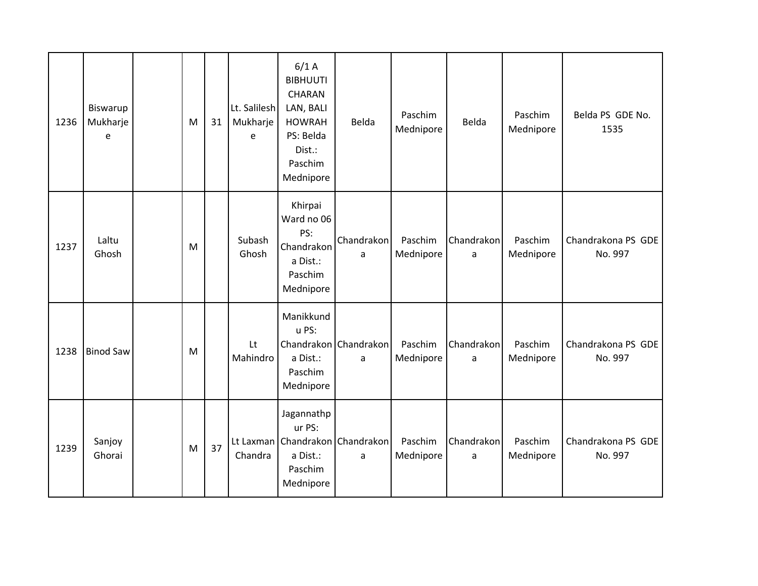| | | | | | | | | | | | |
|---|---|---|---|---|---|---|---|---|---|---|---|
| 1236 | Biswarup Mukharjee | | M | 31 | Lt. Salilesh Mukharjee | 6/1 A BIBHUUTI CHARAN LAN, BALI HOWRAH PS: Belda Dist.: Paschim Mednipore | Belda | Paschim Mednipore | Belda | Paschim Mednipore | Belda PS GDE No. 1535 |
| 1237 | Laltu Ghosh | | M | | Subash Ghosh | Khirpai Ward no 06 PS: Chandrakona Dist.: Paschim Mednipore | Chandrakona | Paschim Mednipore | Chandrakona | Paschim Mednipore | Chandrakona PS GDE No. 997 |
| 1238 | Binod Saw | | M | | Lt Mahindro | Manikkundu PS: Chandrakona Dist.: Paschim Mednipore | Chandrakona | Paschim Mednipore | Chandrakona | Paschim Mednipore | Chandrakona PS GDE No. 997 |
| 1239 | Sanjoy Ghorai | | M | 37 | Lt Laxman Chandra | Jagannathpur PS: Chandrakona Dist.: Paschim Mednipore | Chandrakona | Paschim Mednipore | Chandrakona | Paschim Mednipore | Chandrakona PS GDE No. 997 |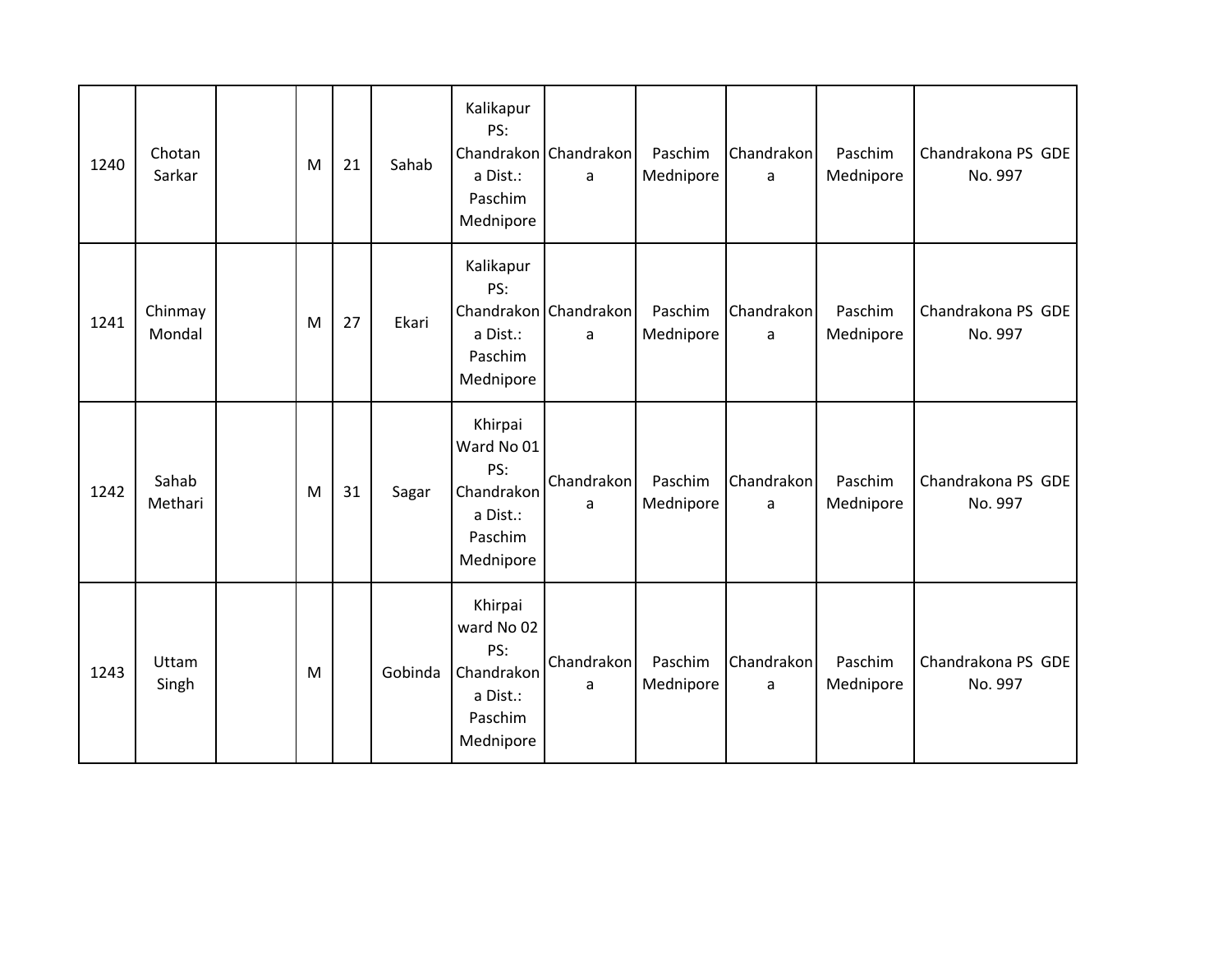| | | | | | | | | | | | |
|---|---|---|---|---|---|---|---|---|---|---|---|
| 1240 | Chotan Sarkar | | M | 21 | Sahab | Kalikapur PS: Chandrakona Dist.: Paschim Mednipore | Chandrakona | Paschim Mednipore | Chandrakona | Paschim Mednipore | Chandrakona PS GDE No. 997 |
| 1241 | Chinmay Mondal | | M | 27 | Ekari | Kalikapur PS: Chandrakona Dist.: Paschim Mednipore | Chandrakona | Paschim Mednipore | Chandrakona | Paschim Mednipore | Chandrakona PS GDE No. 997 |
| 1242 | Sahab Methari | | M | 31 | Sagar | Khirpai Ward No 01 PS: Chandrakona Dist.: Paschim Mednipore | Chandrakona | Paschim Mednipore | Chandrakona | Paschim Mednipore | Chandrakona PS GDE No. 997 |
| 1243 | Uttam Singh | | M | | Gobinda | Khirpai ward No 02 PS: Chandrakona Dist.: Paschim Mednipore | Chandrakona | Paschim Mednipore | Chandrakona | Paschim Mednipore | Chandrakona PS GDE No. 997 |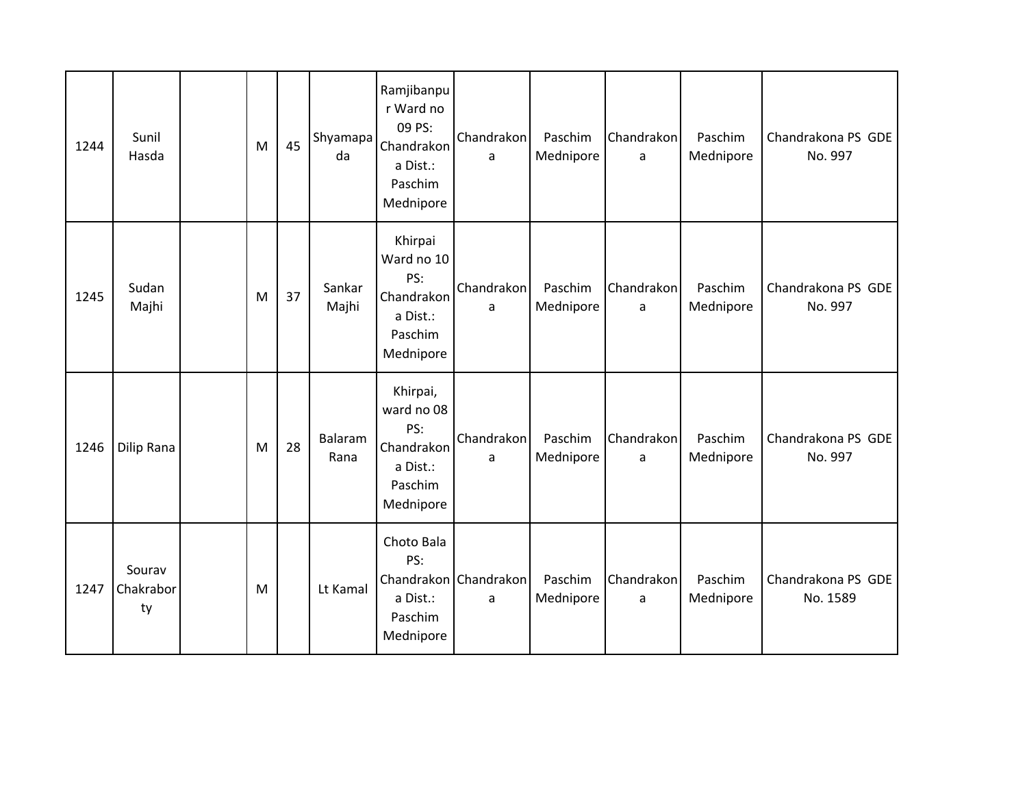| | | | | | | | | | | | |
|---|---|---|---|---|---|---|---|---|---|---|---|
| 1244 | Sunil Hasda | | M | 45 | Shyamapada | Ramjibanpur Ward no 09 PS: Chandrakona Dist.: Paschim Mednipore | Chandrakona | Paschim Mednipore | Chandrakona | Paschim Mednipore | Chandrakona PS GDE No. 997 |
| 1245 | Sudan Majhi | | M | 37 | Sankar Majhi | Khirpai Ward no 10 PS: Chandrakona Dist.: Paschim Mednipore | Chandrakona | Paschim Mednipore | Chandrakona | Paschim Mednipore | Chandrakona PS GDE No. 997 |
| 1246 | Dilip Rana | | M | 28 | Balaram Rana | Khirpai, ward no 08 PS: Chandrakona Dist.: Paschim Mednipore | Chandrakona | Paschim Mednipore | Chandrakona | Paschim Mednipore | Chandrakona PS GDE No. 997 |
| 1247 | Sourav Chakraborty | | M | | Lt Kamal | Choto Bala PS: Chandrakona Dist.: Paschim Mednipore | Chandrakona | Paschim Mednipore | Chandrakona | Paschim Mednipore | Chandrakona PS GDE No. 1589 |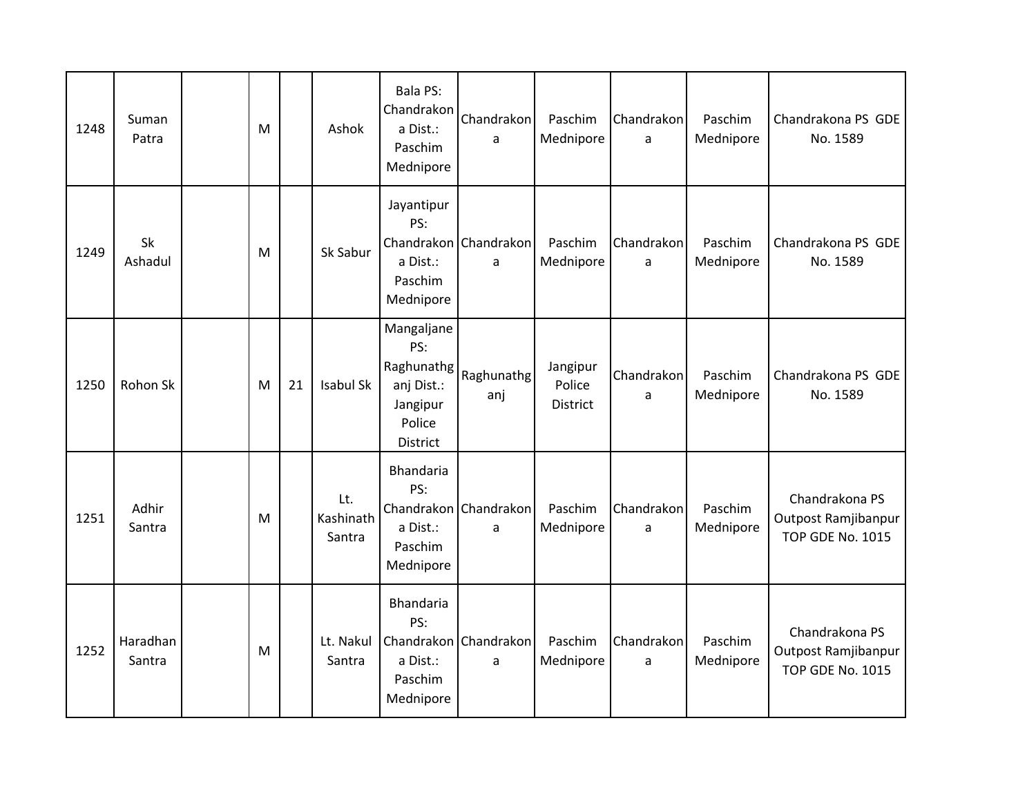| | | | | | | | | | | | |
|---|---|---|---|---|---|---|---|---|---|---|---|
| 1248 | Suman Patra | | M | | Ashok | Bala PS: Chandrakona Dist.: Paschim Mednipore | Chandrakona | Paschim Mednipore | Chandrakona | Paschim Mednipore | Chandrakona PS GDE No. 1589 |
| 1249 | Sk Ashadul | | M | | Sk Sabur | Jayantipur PS: Chandrakona Dist.: Paschim Mednipore | Chandrakona | Paschim Mednipore | Chandrakona | Paschim Mednipore | Chandrakona PS GDE No. 1589 |
| 1250 | Rohon Sk | | M | 21 | Isabul Sk | Mangaljane PS: Raghunathganj Dist.: Jangipur Police District | Raghunathganj | Jangipur Police District | Chandrakona | Paschim Mednipore | Chandrakona PS GDE No. 1589 |
| 1251 | Adhir Santra | | M | | Lt. Kashinath Santra | Bhandaria PS: Chandrakona Dist.: Paschim Mednipore | Chandrakona | Paschim Mednipore | Chandrakona | Paschim Mednipore | Chandrakona PS Outpost Ramjibanpur TOP GDE No. 1015 |
| 1252 | Haradhan Santra | | M | | Lt. Nakul Santra | Bhandaria PS: Chandrakona Dist.: Paschim Mednipore | Chandrakona | Paschim Mednipore | Chandrakona | Paschim Mednipore | Chandrakona PS Outpost Ramjibanpur TOP GDE No. 1015 |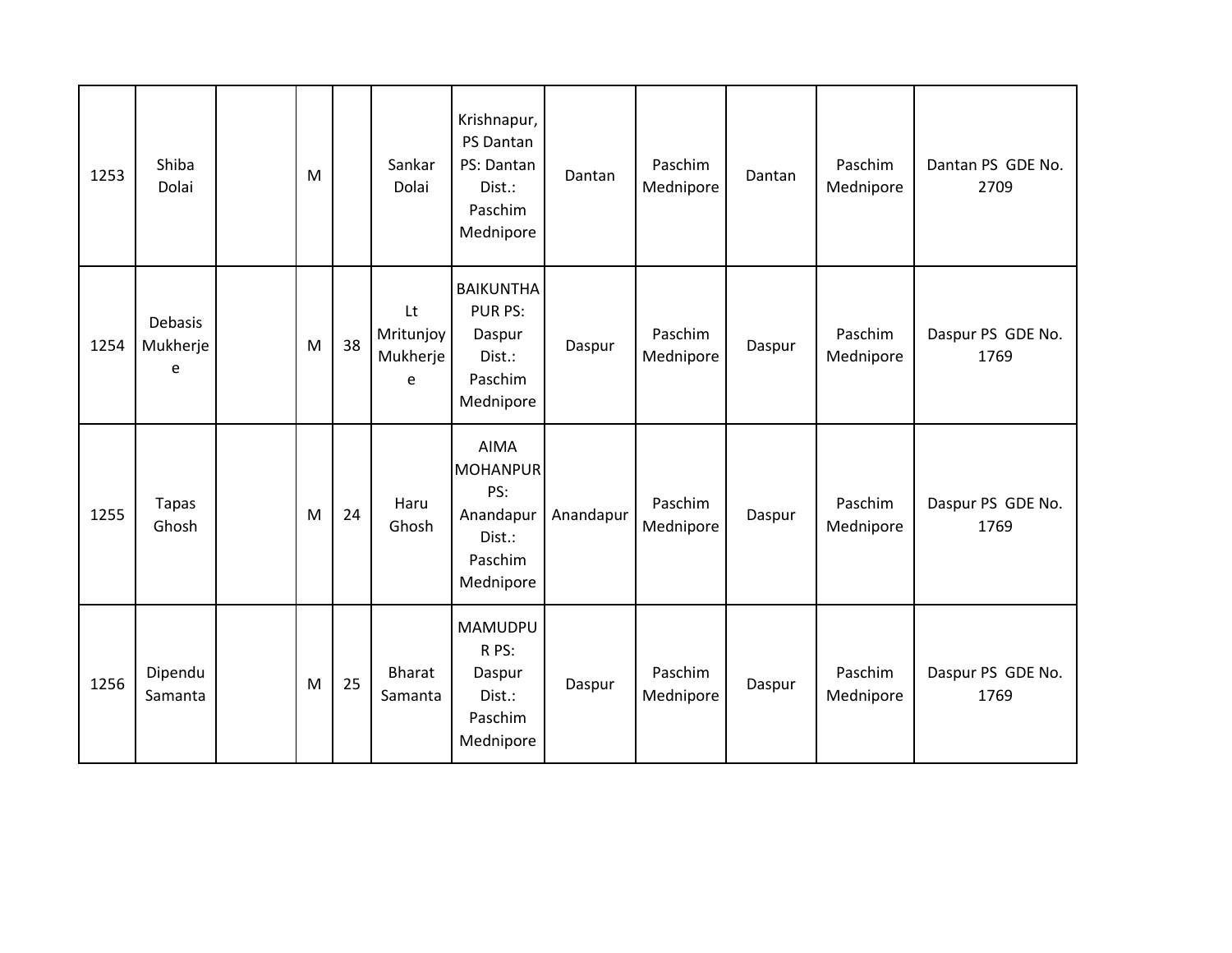| | | | | | | | | | | | |
|---|---|---|---|---|---|---|---|---|---|---|---|
| 1253 | Shiba Dolai | | M | | Sankar Dolai | Krishnapur, PS Dantan PS: Dantan Dist.: Paschim Mednipore | Dantan | Paschim Mednipore | Dantan | Paschim Mednipore | Dantan PS GDE No. 2709 |
| 1254 | Debasis Mukherjee | | M | 38 | Lt Mritunjoy Mukherjee | BAIKUNTHAPUR PS: Daspur Dist.: Paschim Mednipore | Daspur | Paschim Mednipore | Daspur | Paschim Mednipore | Daspur PS GDE No. 1769 |
| 1255 | Tapas Ghosh | | M | 24 | Haru Ghosh | AIMA MOHANPUR PS: Anandapur Dist.: Paschim Mednipore | Anandapur | Paschim Mednipore | Daspur | Paschim Mednipore | Daspur PS GDE No. 1769 |
| 1256 | Dipendu Samanta | | M | 25 | Bharat Samanta | MAMUDPUR PS: Daspur Dist.: Paschim Mednipore | Daspur | Paschim Mednipore | Daspur | Paschim Mednipore | Daspur PS GDE No. 1769 |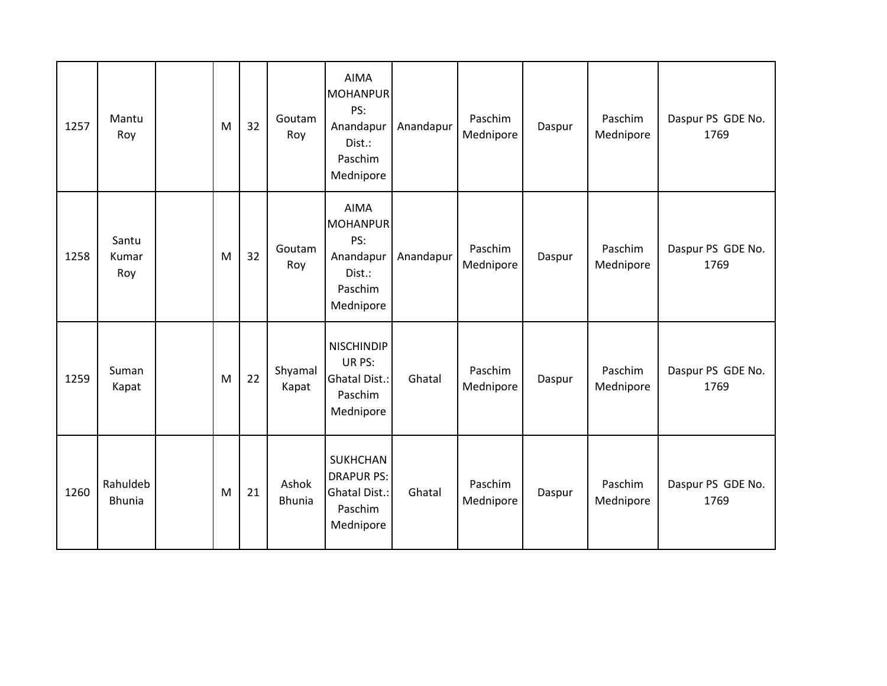| | | | | | | | | | | | |
|---|---|---|---|---|---|---|---|---|---|---|---|
| 1257 | Mantu Roy | | M | 32 | Goutam Roy | AIMA MOHANPUR PS: Anandapur Dist.: Paschim Mednipore | Anandapur | Paschim Mednipore | Daspur | Paschim Mednipore | Daspur PS GDE No. 1769 |
| 1258 | Santu Kumar Roy | | M | 32 | Goutam Roy | AIMA MOHANPUR PS: Anandapur Dist.: Paschim Mednipore | Anandapur | Paschim Mednipore | Daspur | Paschim Mednipore | Daspur PS GDE No. 1769 |
| 1259 | Suman Kapat | | M | 22 | Shyamal Kapat | NISCHINDIPUR PS: Ghatal Dist.: Paschim Mednipore | Ghatal | Paschim Mednipore | Daspur | Paschim Mednipore | Daspur PS GDE No. 1769 |
| 1260 | Rahuldeb Bhunia | | M | 21 | Ashok Bhunia | SUKHCHANDRAPUR PS: Ghatal Dist.: Paschim Mednipore | Ghatal | Paschim Mednipore | Daspur | Paschim Mednipore | Daspur PS GDE No. 1769 |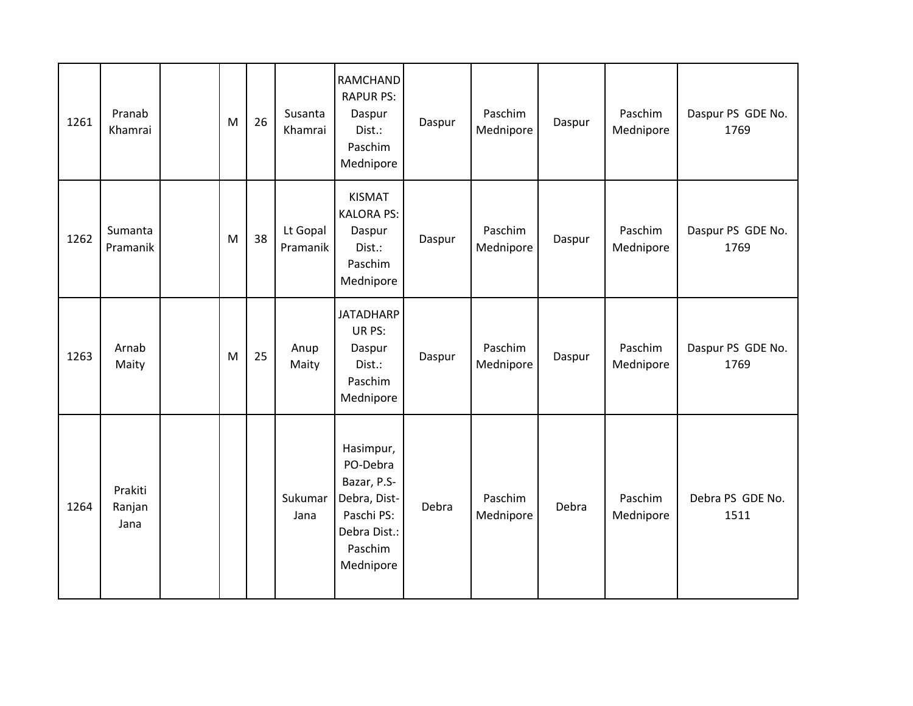| | | | | | | | | | | | |
|---|---|---|---|---|---|---|---|---|---|---|---|
| 1261 | Pranab Khamrai | | M | 26 | Susanta Khamrai | RAMCHANDRAPUR PS: Daspur Dist.: Paschim Mednipore | Daspur | Paschim Mednipore | Daspur | Paschim Mednipore | Daspur PS GDE No. 1769 |
| 1262 | Sumanta Pramanik | | M | 38 | Lt Gopal Pramanik | KISMAT KALORA PS: Daspur Dist.: Paschim Mednipore | Daspur | Paschim Mednipore | Daspur | Paschim Mednipore | Daspur PS GDE No. 1769 |
| 1263 | Arnab Maity | | M | 25 | Anup Maity | JATADHARPUR PS: Daspur Dist.: Paschim Mednipore | Daspur | Paschim Mednipore | Daspur | Paschim Mednipore | Daspur PS GDE No. 1769 |
| 1264 | Prakiti Ranjan Jana | | | | Sukumar Jana | Hasimpur, PO-Debra Bazar, P.S-Debra, Dist-Paschi PS: Debra Dist.: Paschim Mednipore | Debra | Paschim Mednipore | Debra | Paschim Mednipore | Debra PS GDE No. 1511 |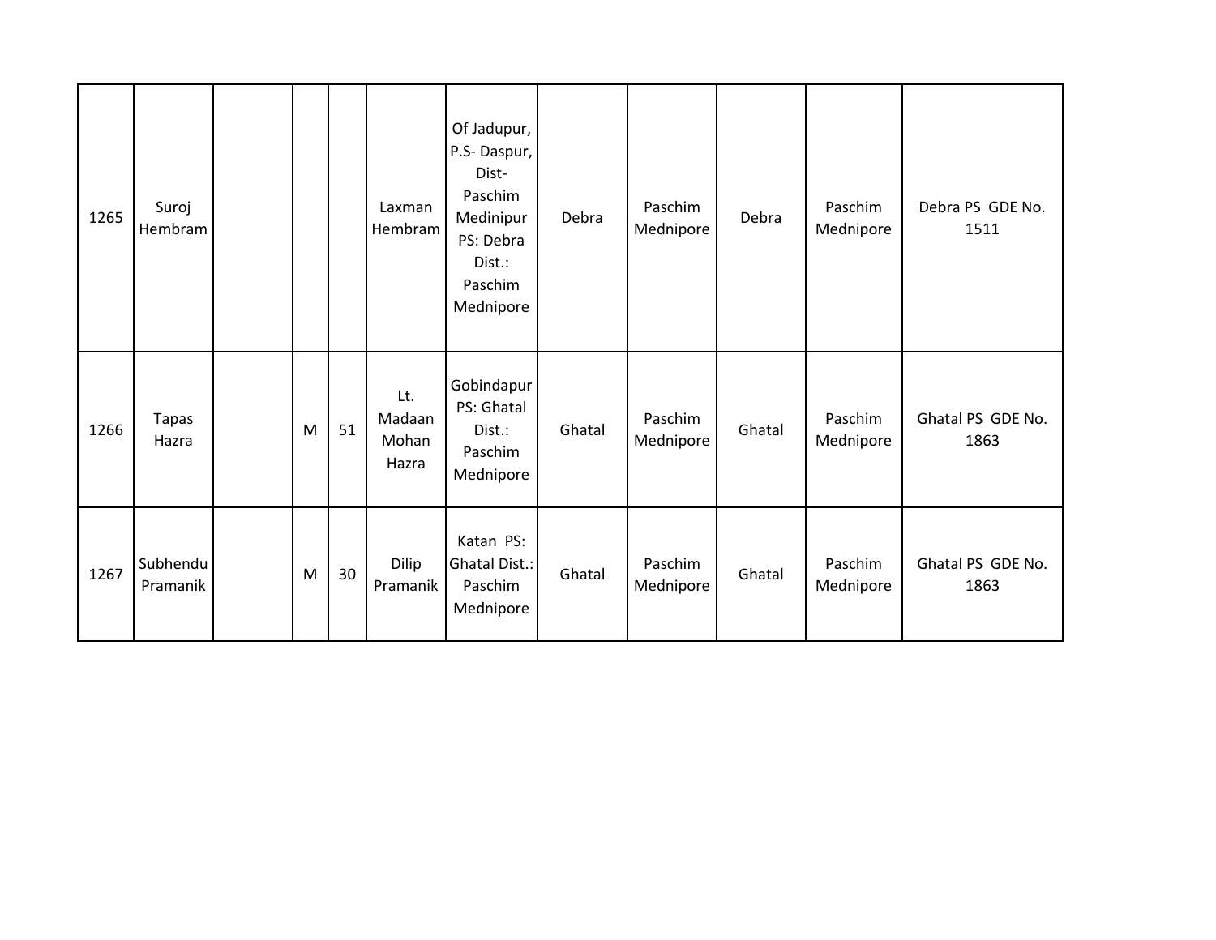| | | | | | | | | | | | |
|---|---|---|---|---|---|---|---|---|---|---|---|
| 1265 | Suroj Hembram | | | | Laxman Hembram | Of Jadupur, P.S- Daspur, Dist- Paschim Medinipur PS: Debra Dist.: Paschim Mednipore | Debra | Paschim Mednipore | Debra | Paschim Mednipore | Debra PS GDE No. 1511 |
| 1266 | Tapas Hazra | | M | 51 | Lt. Madaan Mohan Hazra | Gobindapur PS: Ghatal Dist.: Paschim Mednipore | Ghatal | Paschim Mednipore | Ghatal | Paschim Mednipore | Ghatal PS GDE No. 1863 |
| 1267 | Subhendu Pramanik | | M | 30 | Dilip Pramanik | Katan PS: Ghatal Dist.: Paschim Mednipore | Ghatal | Paschim Mednipore | Ghatal | Paschim Mednipore | Ghatal PS GDE No. 1863 |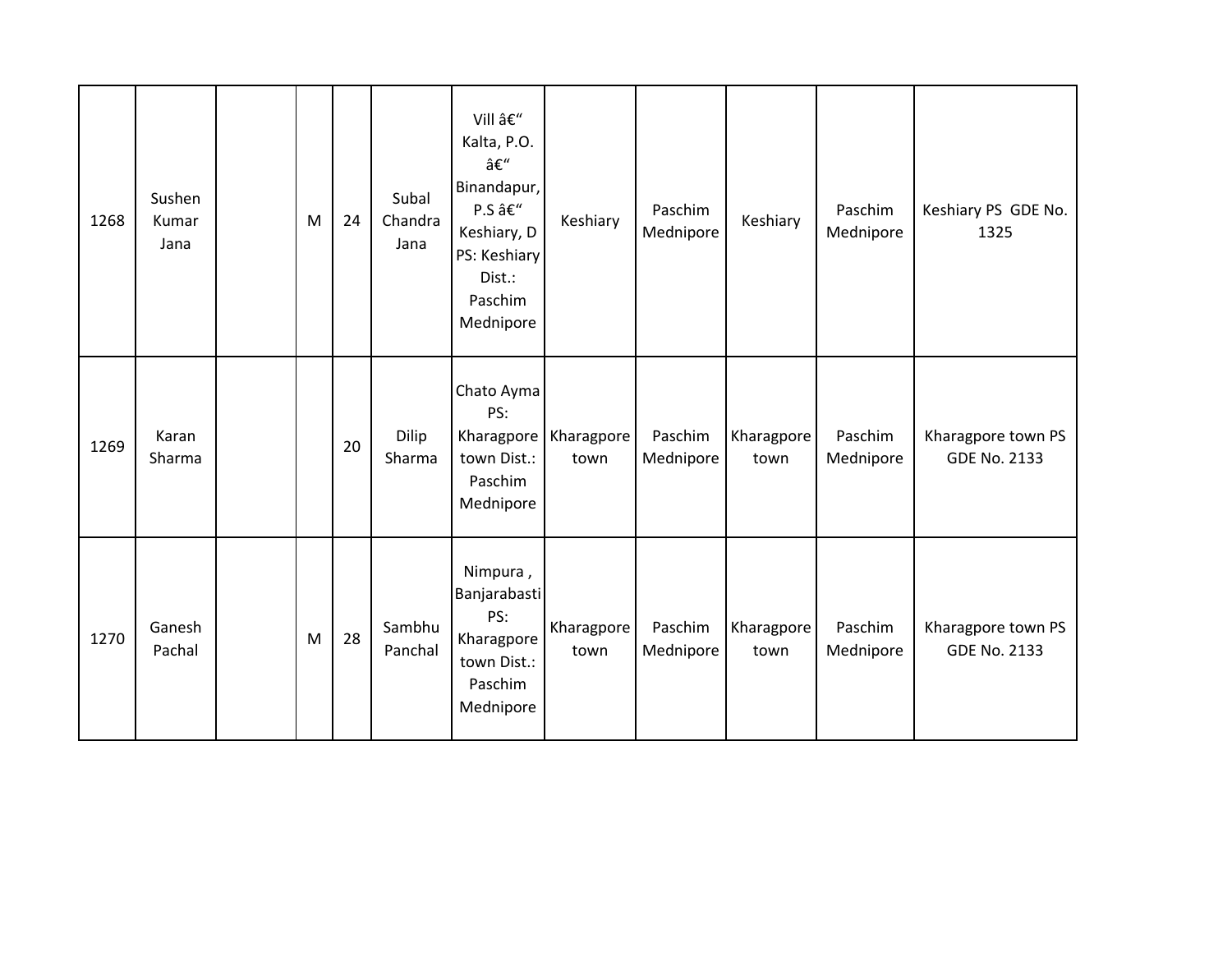| | | | | | | | | | | | |
|---|---|---|---|---|---|---|---|---|---|---|---|
| 1268 | Sushen Kumar Jana | | M | 24 | Subal Chandra Jana | Vill â€“ Kalta, P.O. â€“ Binandapur, P.S â€“ Keshiary, D PS: Keshiary Dist.: Paschim Mednipore | Keshiary | Paschim Mednipore | Keshiary | Paschim Mednipore | Keshiary PS GDE No. 1325 |
| 1269 | Karan Sharma | | | 20 | Dilip Sharma | Chato Ayma PS: Kharagpore town Dist.: Paschim Mednipore | Kharagpore town | Paschim Mednipore | Kharagpore town | Paschim Mednipore | Kharagpore town PS GDE No. 2133 |
| 1270 | Ganesh Pachal | | M | 28 | Sambhu Panchal | Nimpura , Banjarabasti PS: Kharagpore town Dist.: Paschim Mednipore | Kharagpore town | Paschim Mednipore | Kharagpore town | Paschim Mednipore | Kharagpore town PS GDE No. 2133 |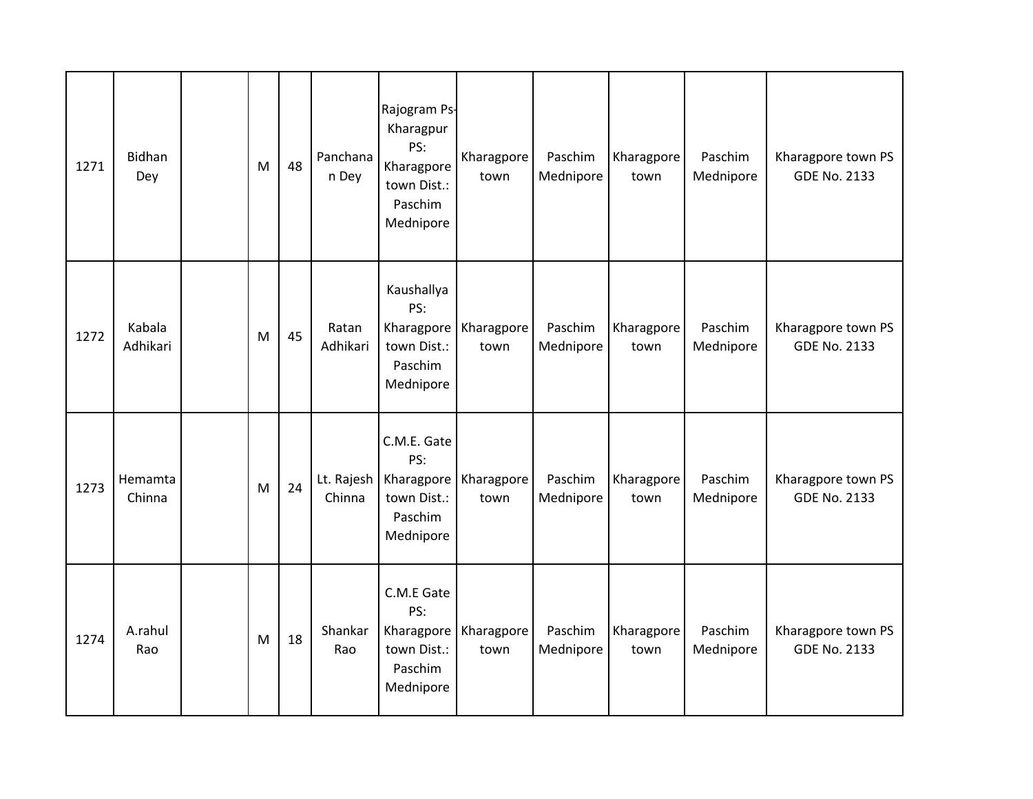| | | | | | | | | | | | |
|---|---|---|---|---|---|---|---|---|---|---|---|
| 1271 | Bidhan Dey | | M | 48 | Panchanan Dey | Rajogram Ps-Kharagpur PS: Kharagpore town Dist.: Paschim Mednipore | Kharagpore town | Paschim Mednipore | Kharagpore town | Paschim Mednipore | Kharagpore town PS GDE No. 2133 |
| 1272 | Kabala Adhikari | | M | 45 | Ratan Adhikari | Kaushallya PS: Kharagpore town Dist.: Paschim Mednipore | Kharagpore town | Paschim Mednipore | Kharagpore town | Paschim Mednipore | Kharagpore town PS GDE No. 2133 |
| 1273 | Hemamta Chinna | | M | 24 | Lt. Rajesh Chinna | C.M.E. Gate PS: Kharagpore town Dist.: Paschim Mednipore | Kharagpore town | Paschim Mednipore | Kharagpore town | Paschim Mednipore | Kharagpore town PS GDE No. 2133 |
| 1274 | A.rahul Rao | | M | 18 | Shankar Rao | C.M.E Gate PS: Kharagpore town Dist.: Paschim Mednipore | Kharagpore town | Paschim Mednipore | Kharagpore town | Paschim Mednipore | Kharagpore town PS GDE No. 2133 |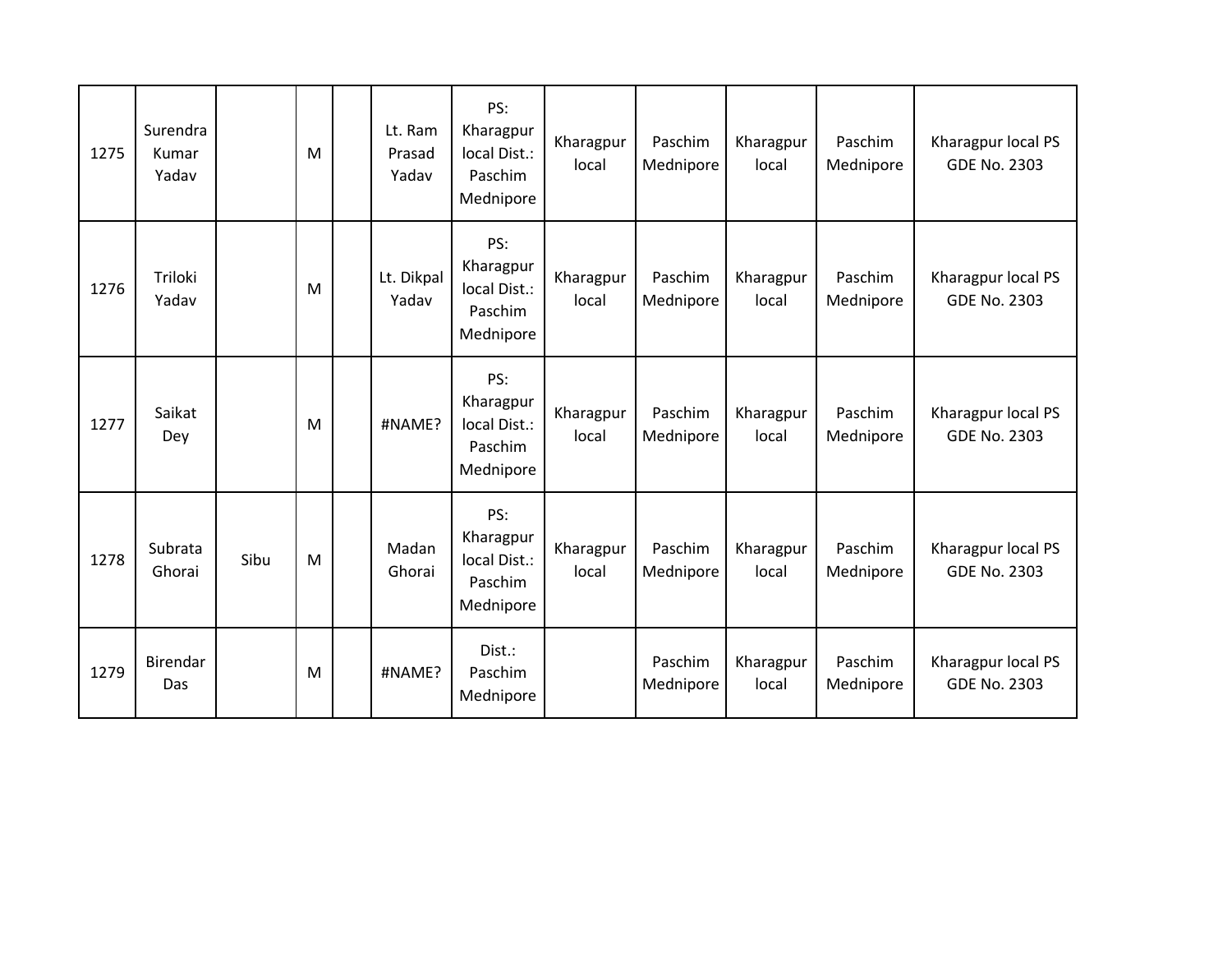| | | | | | | | | | | | |
|---|---|---|---|---|---|---|---|---|---|---|---|
| 1275 | Surendra Kumar Yadav | | M | | Lt. Ram Prasad Yadav | PS: Kharagpur local Dist.: Paschim Mednipore | Kharagpur local | Paschim Mednipore | Kharagpur local | Paschim Mednipore | Kharagpur local PS GDE No. 2303 |
| 1276 | Triloki Yadav | | M | | Lt. Dikpal Yadav | PS: Kharagpur local Dist.: Paschim Mednipore | Kharagpur local | Paschim Mednipore | Kharagpur local | Paschim Mednipore | Kharagpur local PS GDE No. 2303 |
| 1277 | Saikat Dey | | M | | #NAME? | PS: Kharagpur local Dist.: Paschim Mednipore | Kharagpur local | Paschim Mednipore | Kharagpur local | Paschim Mednipore | Kharagpur local PS GDE No. 2303 |
| 1278 | Subrata Ghorai | Sibu | M | | Madan Ghorai | PS: Kharagpur local Dist.: Paschim Mednipore | Kharagpur local | Paschim Mednipore | Kharagpur local | Paschim Mednipore | Kharagpur local PS GDE No. 2303 |
| 1279 | Birendar Das | | M | | #NAME? | Dist.: Paschim Mednipore | | Paschim Mednipore | Kharagpur local | Paschim Mednipore | Kharagpur local PS GDE No. 2303 |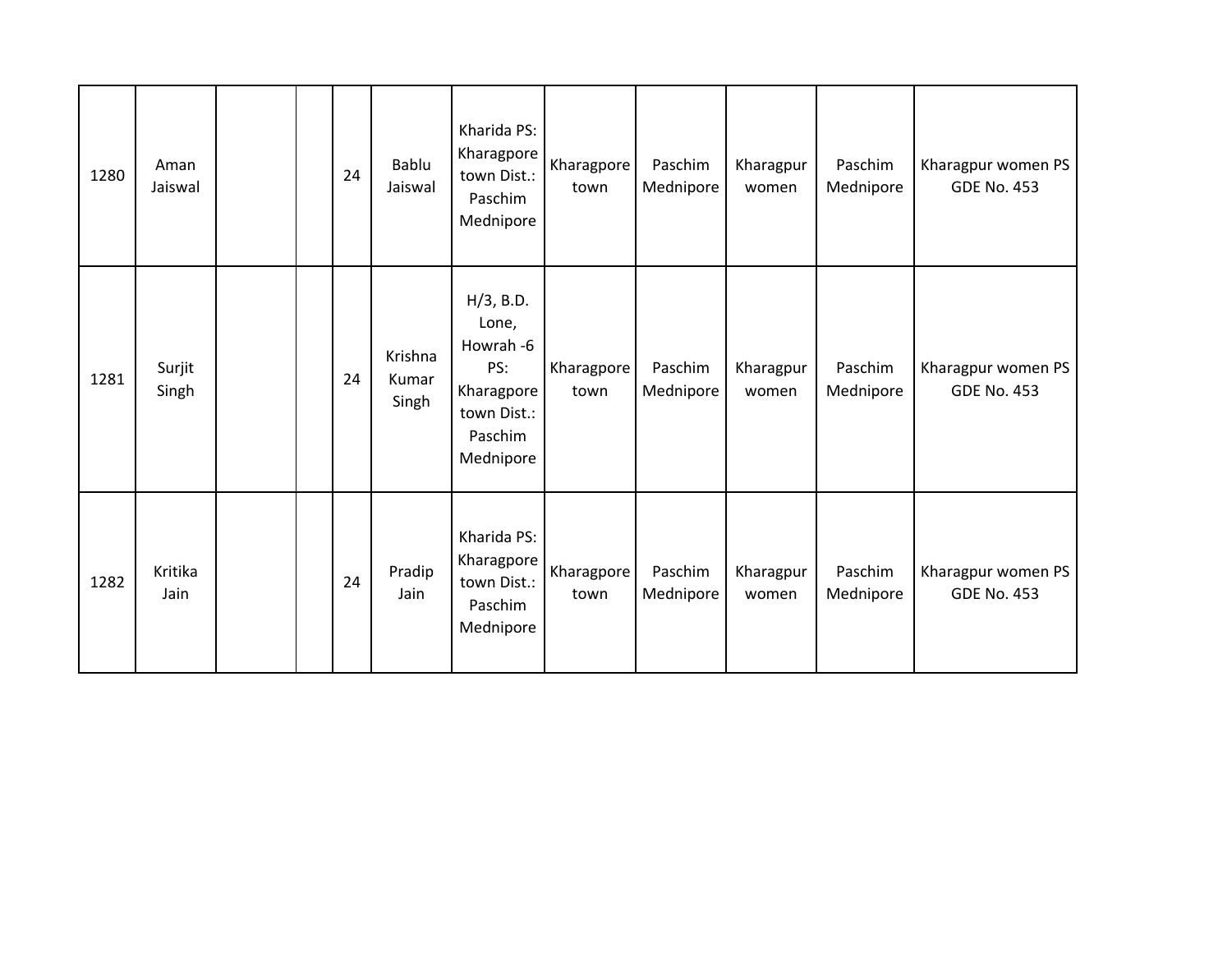| | | | | | | | | | | | |
|---|---|---|---|---|---|---|---|---|---|---|---|
| 1280 | Aman Jaiswal | | | 24 | Bablu Jaiswal | Kharida PS: Kharagpore town Dist.: Paschim Mednipore | Kharagpore town | Paschim Mednipore | Kharagpur women | Paschim Mednipore | Kharagpur women PS GDE No. 453 |
| 1281 | Surjit Singh | | | 24 | Krishna Kumar Singh | H/3, B.D. Lone, Howrah -6 PS: Kharagpore town Dist.: Paschim Mednipore | Kharagpore town | Paschim Mednipore | Kharagpur women | Paschim Mednipore | Kharagpur women PS GDE No. 453 |
| 1282 | Kritika Jain | | | 24 | Pradip Jain | Kharida PS: Kharagpore town Dist.: Paschim Mednipore | Kharagpore town | Paschim Mednipore | Kharagpur women | Paschim Mednipore | Kharagpur women PS GDE No. 453 |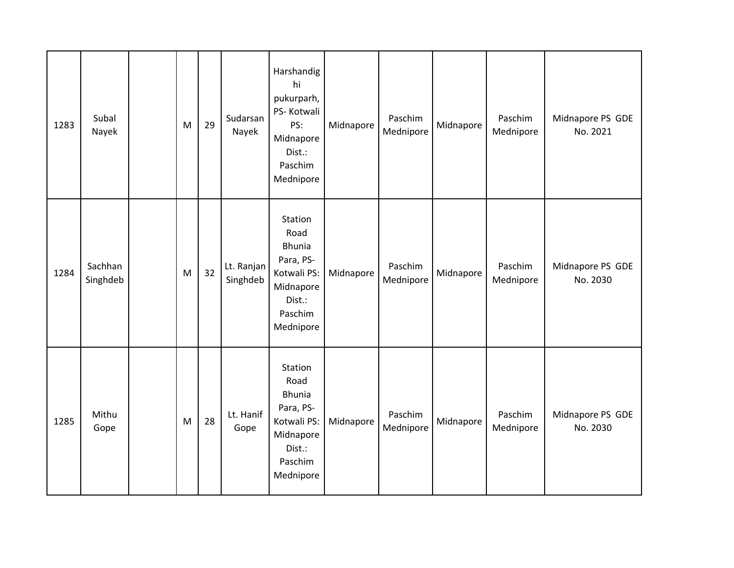| | | | | | | | | | | | |
|---|---|---|---|---|---|---|---|---|---|---|---|
| 1283 | Subal Nayek | | M | 29 | Sudarsan Nayek | Harshandighi pukurparh, PS- Kotwali PS: Midnapore Dist.: Paschim Mednipore | Midnapore | Paschim Mednipore | Midnapore | Paschim Mednipore | Midnapore PS GDE No. 2021 |
| 1284 | Sachhan Singhdeb | | M | 32 | Lt. Ranjan Singhdeb | Station Road Bhunia Para, PS- Kotwali PS: Midnapore Dist.: Paschim Mednipore | Midnapore | Paschim Mednipore | Midnapore | Paschim Mednipore | Midnapore PS GDE No. 2030 |
| 1285 | Mithu Gope | | M | 28 | Lt. Hanif Gope | Station Road Bhunia Para, PS- Kotwali PS: Midnapore Dist.: Paschim Mednipore | Midnapore | Paschim Mednipore | Midnapore | Paschim Mednipore | Midnapore PS GDE No. 2030 |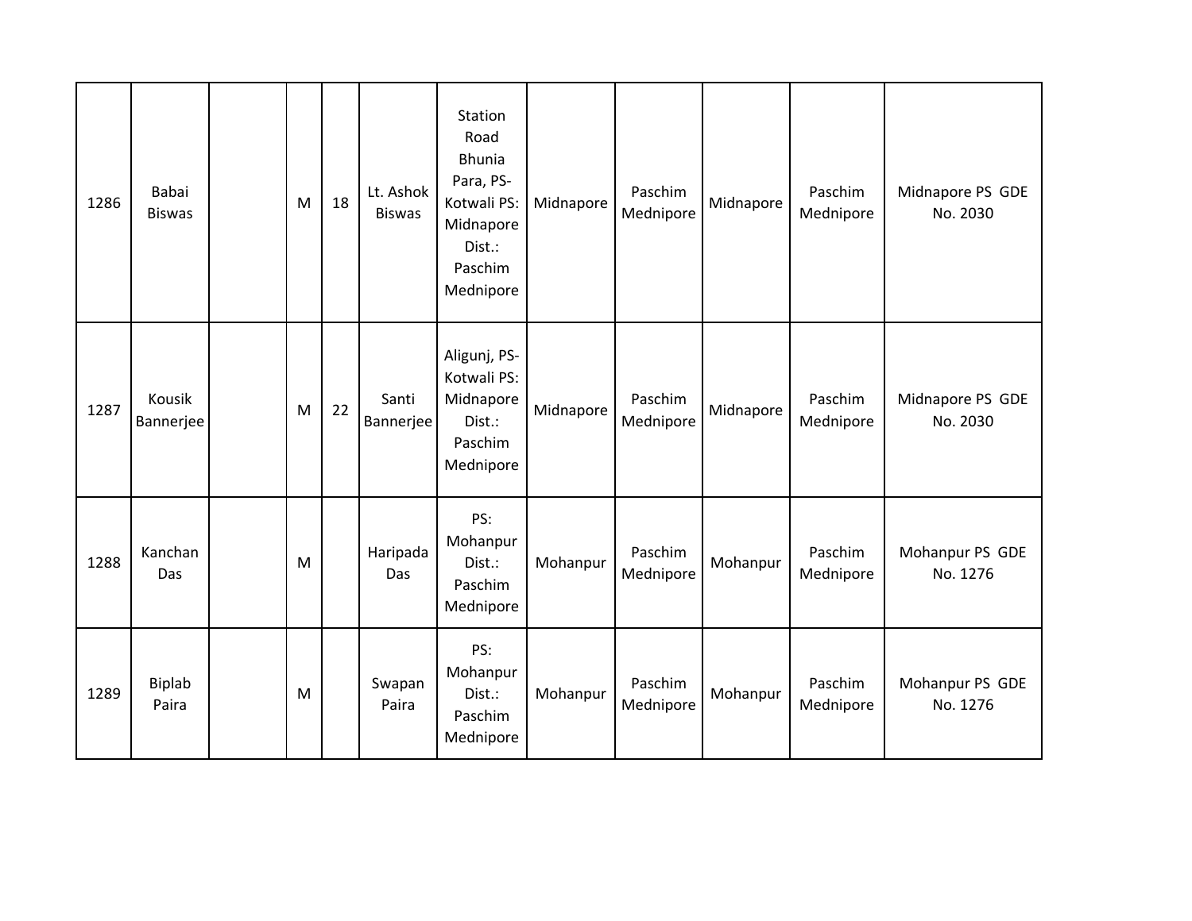| | | | | | | | | | | | |
|---|---|---|---|---|---|---|---|---|---|---|---|
| 1286 | Babai Biswas | | M | 18 | Lt. Ashok Biswas | Station Road Bhunia Para, PS-Kotwali PS: Midnapore Dist.: Paschim Mednipore | Midnapore | Paschim Mednipore | Midnapore | Paschim Mednipore | Midnapore PS GDE No. 2030 |
| 1287 | Kousik Bannerjee | | M | 22 | Santi Bannerjee | Aligunj, PS-Kotwali PS: Midnapore Dist.: Paschim Mednipore | Midnapore | Paschim Mednipore | Midnapore | Paschim Mednipore | Midnapore PS GDE No. 2030 |
| 1288 | Kanchan Das | | M | | Haripada Das | PS: Mohanpur Dist.: Paschim Mednipore | Mohanpur | Paschim Mednipore | Mohanpur | Paschim Mednipore | Mohanpur PS GDE No. 1276 |
| 1289 | Biplab Paira | | M | | Swapan Paira | PS: Mohanpur Dist.: Paschim Mednipore | Mohanpur | Paschim Mednipore | Mohanpur | Paschim Mednipore | Mohanpur PS GDE No. 1276 |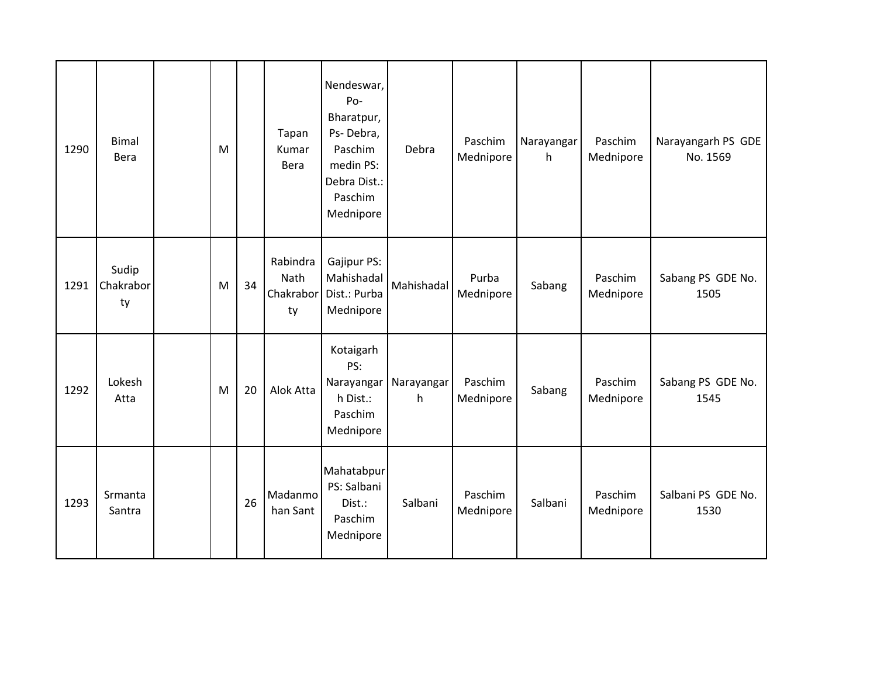| | | | | | | | | | | | |
|---|---|---|---|---|---|---|---|---|---|---|---|
| 1290 | Bimal Bera | | M | | Tapan Kumar Bera | Nendeswar, Po- Bharatpur, Ps- Debra, Paschim medin PS: Debra Dist.: Paschim Mednipore | Debra | Paschim Mednipore | Narayangarh | Paschim Mednipore | Narayangarh PS GDE No. 1569 |
| 1291 | Sudip Chakraborty | | M | 34 | Rabindra Nath Chakraborty | Gajipur PS: Mahishadal Dist.: Purba Mednipore | Mahishadal | Purba Mednipore | Sabang | Paschim Mednipore | Sabang PS GDE No. 1505 |
| 1292 | Lokesh Atta | | M | 20 | Alok Atta | Kotaigarh PS: Narayangarh Dist.: Paschim Mednipore | Narayangarh | Paschim Mednipore | Sabang | Paschim Mednipore | Sabang PS GDE No. 1545 |
| 1293 | Srmanta Santra | | | 26 | Madanmohan Sant | Mahatabpur PS: Salbani Dist.: Paschim Mednipore | Salbani | Paschim Mednipore | Salbani | Paschim Mednipore | Salbani PS GDE No. 1530 |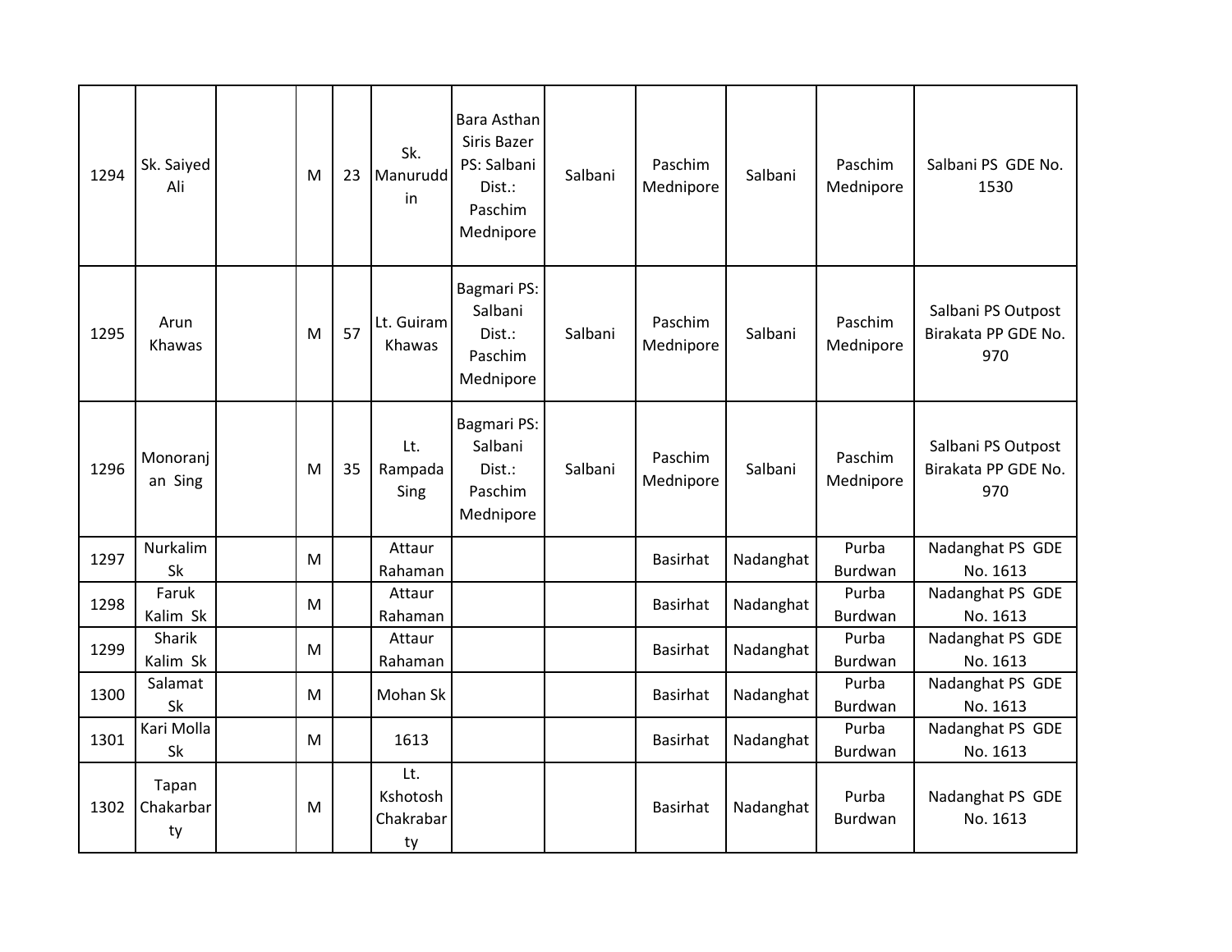| | | | | | | | | | | | |
|---|---|---|---|---|---|---|---|---|---|---|---|
| 1294 | Sk. Saiyed Ali | | M | 23 | Sk. Manuruddin | Bara Asthan Siris Bazer PS: Salbani Dist.: Paschim Mednipore | Salbani | Paschim Mednipore | Salbani | Paschim Mednipore | Salbani PS GDE No. 1530 |
| 1295 | Arun Khawas | | M | 57 | Lt. Guiram Khawas | Bagmari PS: Salbani Dist.: Paschim Mednipore | Salbani | Paschim Mednipore | Salbani | Paschim Mednipore | Salbani PS Outpost Birakata PP GDE No. 970 |
| 1296 | Monoranjan Sing | | M | 35 | Lt. Rampada Sing | Bagmari PS: Salbani Dist.: Paschim Mednipore | Salbani | Paschim Mednipore | Salbani | Paschim Mednipore | Salbani PS Outpost Birakata PP GDE No. 970 |
| 1297 | Nurkalim Sk | | M | | Attaur Rahaman | | | Basirhat | Nadanghat | Purba Burdwan | Nadanghat PS GDE No. 1613 |
| 1298 | Faruk Kalim Sk | | M | | Attaur Rahaman | | | Basirhat | Nadanghat | Purba Burdwan | Nadanghat PS GDE No. 1613 |
| 1299 | Sharik Kalim Sk | | M | | Attaur Rahaman | | | Basirhat | Nadanghat | Purba Burdwan | Nadanghat PS GDE No. 1613 |
| 1300 | Salamat Sk | | M | | Mohan Sk | | | Basirhat | Nadanghat | Purba Burdwan | Nadanghat PS GDE No. 1613 |
| 1301 | Kari Molla Sk | | M | | 1613 | | | Basirhat | Nadanghat | Purba Burdwan | Nadanghat PS GDE No. 1613 |
| 1302 | Tapan Chakarbarty | | M | | Lt. Kshotosh Chakrabarty | | | Basirhat | Nadanghat | Purba Burdwan | Nadanghat PS GDE No. 1613 |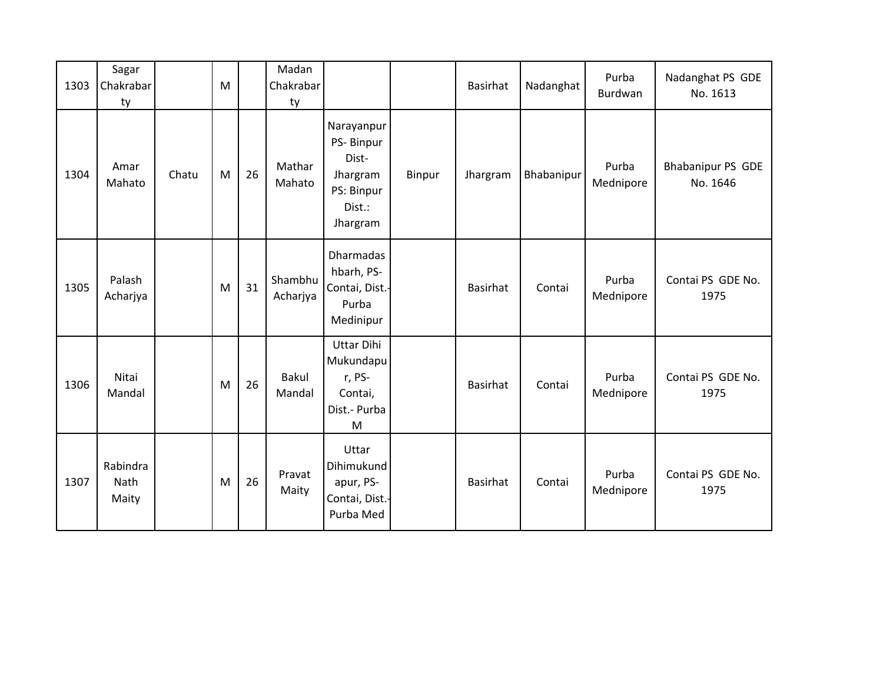| | | | | | | | | | | | |
|---|---|---|---|---|---|---|---|---|---|---|---|
| 1303 | Sagar Chakrabarty | | M | | Madan Chakrabarty | | | Basirhat | Nadanghat | Purba Burdwan | Nadanghat PS GDE No. 1613 |
| 1304 | Amar Mahato | Chatu | M | 26 | Mathar Mahato | Narayanpur PS- Binpur Dist- Jhargram PS: Binpur Dist.: Jhargram | Binpur | Jhargram | Bhabanipur | Purba Mednipore | Bhabanipur PS GDE No. 1646 |
| 1305 | Palash Acharjya | | M | 31 | Shambhu Acharjya | Dharmadashbarh, PS- Contai, Dist.- Purba Medinipur | | Basirhat | Contai | Purba Mednipore | Contai PS GDE No. 1975 |
| 1306 | Nitai Mandal | | M | 26 | Bakul Mandal | Uttar Dihi Mukundapur, PS- Contai, Dist.- Purba M | | Basirhat | Contai | Purba Mednipore | Contai PS GDE No. 1975 |
| 1307 | Rabindra Nath Maity | | M | 26 | Pravat Maity | Uttar Dihimukundapur, PS- Contai, Dist.- Purba Med | | Basirhat | Contai | Purba Mednipore | Contai PS GDE No. 1975 |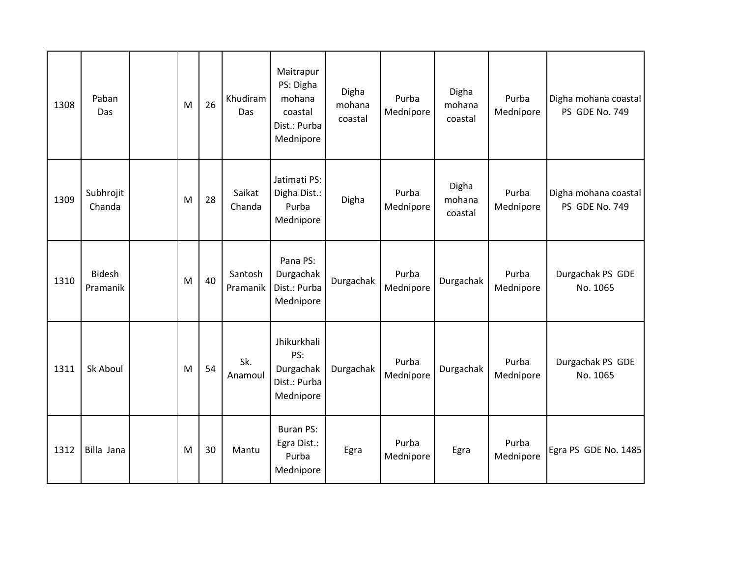| | | | | | | | | | | | |
|---|---|---|---|---|---|---|---|---|---|---|---|
| 1308 | Paban Das | | M | 26 | Khudiram Das | Maitrapur PS: Digha mohana coastal Dist.: Purba Mednipore | Digha mohana coastal | Purba Mednipore | Digha mohana coastal | Purba Mednipore | Digha mohana coastal PS GDE No. 749 |
| 1309 | Subhrojit Chanda | | M | 28 | Saikat Chanda | Jatimati PS: Digha Dist.: Purba Mednipore | Digha | Purba Mednipore | Digha mohana coastal | Purba Mednipore | Digha mohana coastal PS GDE No. 749 |
| 1310 | Bidesh Pramanik | | M | 40 | Santosh Pramanik | Pana PS: Durgachak Dist.: Purba Mednipore | Durgachak | Purba Mednipore | Durgachak | Purba Mednipore | Durgachak PS GDE No. 1065 |
| 1311 | Sk Aboul | | M | 54 | Sk. Anamoul | Jhikurkhali PS: Durgachak Dist.: Purba Mednipore | Durgachak | Purba Mednipore | Durgachak | Purba Mednipore | Durgachak PS GDE No. 1065 |
| 1312 | Billa Jana | | M | 30 | Mantu | Buran PS: Egra Dist.: Purba Mednipore | Egra | Purba Mednipore | Egra | Purba Mednipore | Egra PS GDE No. 1485 |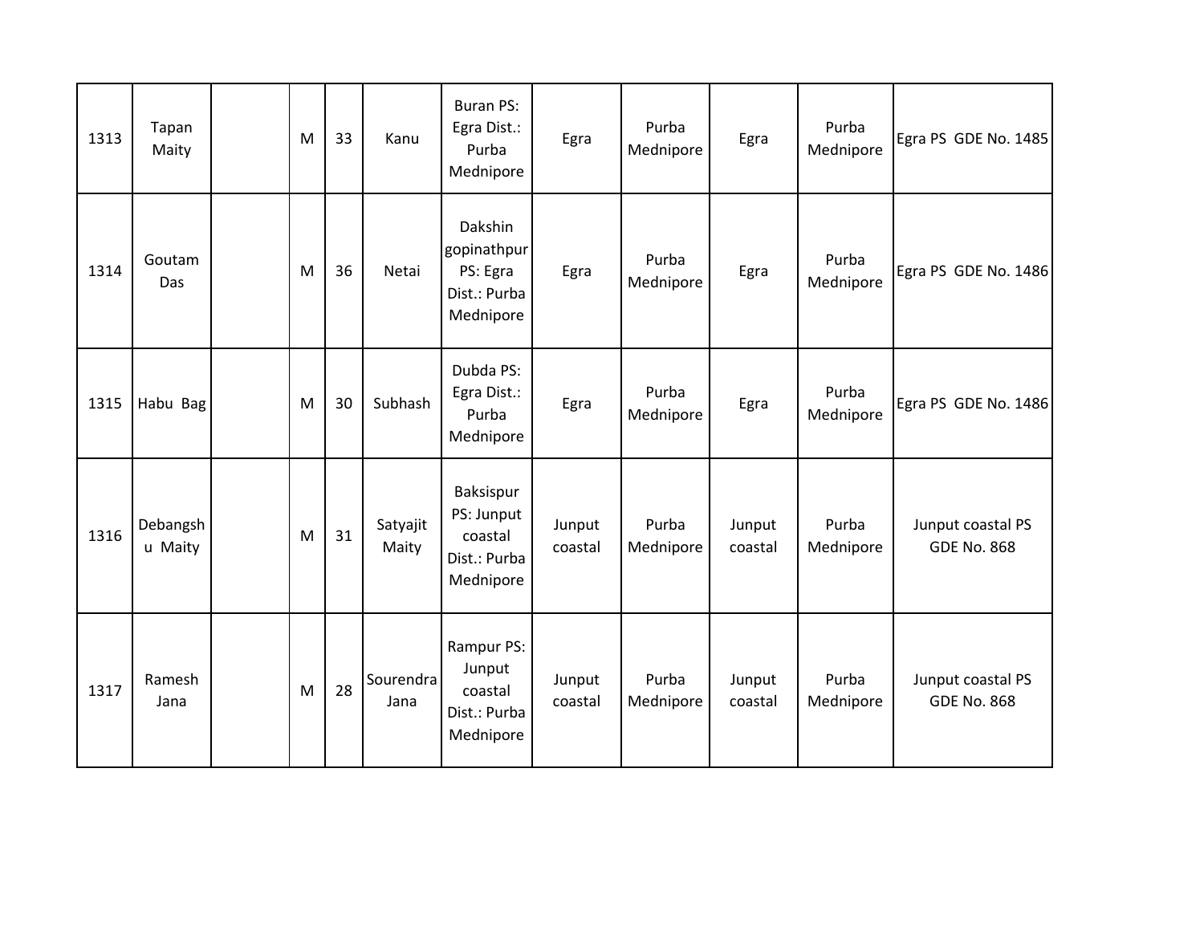| | | | | | | | | | | | |
|---|---|---|---|---|---|---|---|---|---|---|---|
| 1313 | Tapan Maity | | M | 33 | Kanu | Buran PS: Egra Dist.: Purba Mednipore | Egra | Purba Mednipore | Egra | Purba Mednipore | Egra PS GDE No. 1485 |
| 1314 | Goutam Das | | M | 36 | Netai | Dakshin gopinathpur PS: Egra Dist.: Purba Mednipore | Egra | Purba Mednipore | Egra | Purba Mednipore | Egra PS GDE No. 1486 |
| 1315 | Habu Bag | | M | 30 | Subhash | Dubda PS: Egra Dist.: Purba Mednipore | Egra | Purba Mednipore | Egra | Purba Mednipore | Egra PS GDE No. 1486 |
| 1316 | Debangshu Maity | | M | 31 | Satyajit Maity | Baksispur PS: Junput coastal Dist.: Purba Mednipore | Junput coastal | Purba Mednipore | Junput coastal | Purba Mednipore | Junput coastal PS GDE No. 868 |
| 1317 | Ramesh Jana | | M | 28 | Sourendra Jana | Rampur PS: Junput coastal Dist.: Purba Mednipore | Junput coastal | Purba Mednipore | Junput coastal | Purba Mednipore | Junput coastal PS GDE No. 868 |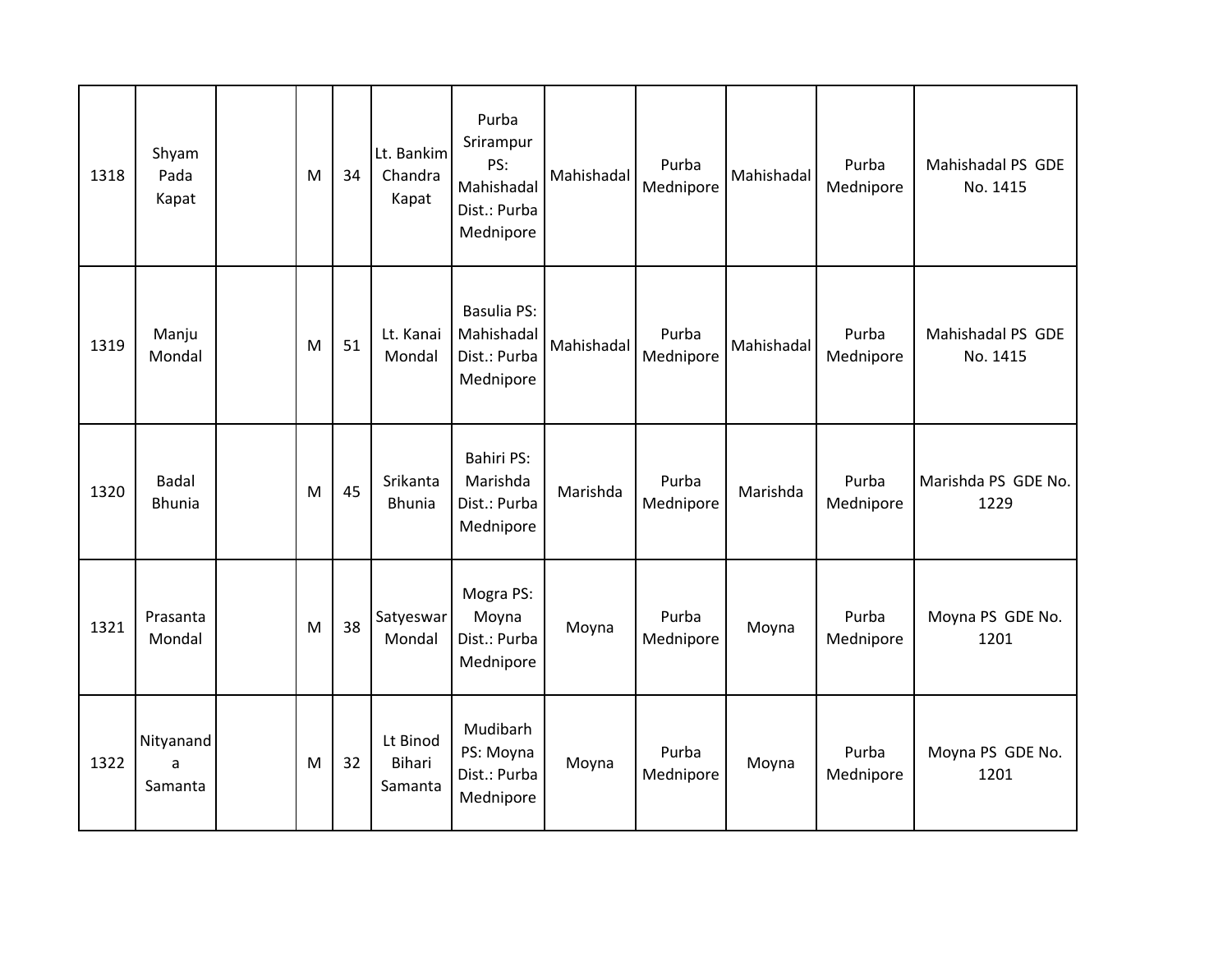| | | | | | | | | | | | |
|---|---|---|---|---|---|---|---|---|---|---|---|
| 1318 | Shyam Pada Kapat | | M | 34 | Lt. Bankim Chandra Kapat | Purba Srirampur PS: Mahishadal Dist.: Purba Mednipore | Mahishadal | Purba Mednipore | Mahishadal | Purba Mednipore | Mahishadal PS GDE No. 1415 |
| 1319 | Manju Mondal | | M | 51 | Lt. Kanai Mondal | Basulia PS: Mahishadal Dist.: Purba Mednipore | Mahishadal | Purba Mednipore | Mahishadal | Purba Mednipore | Mahishadal PS GDE No. 1415 |
| 1320 | Badal Bhunia | | M | 45 | Srikanta Bhunia | Bahiri PS: Marishda Dist.: Purba Mednipore | Marishda | Purba Mednipore | Marishda | Purba Mednipore | Marishda PS GDE No. 1229 |
| 1321 | Prasanta Mondal | | M | 38 | Satyeswar Mondal | Mogra PS: Moyna Dist.: Purba Mednipore | Moyna | Purba Mednipore | Moyna | Purba Mednipore | Moyna PS GDE No. 1201 |
| 1322 | Nityananda Samanta | | M | 32 | Lt Binod Bihari Samanta | Mudibarh PS: Moyna Dist.: Purba Mednipore | Moyna | Purba Mednipore | Moyna | Purba Mednipore | Moyna PS GDE No. 1201 |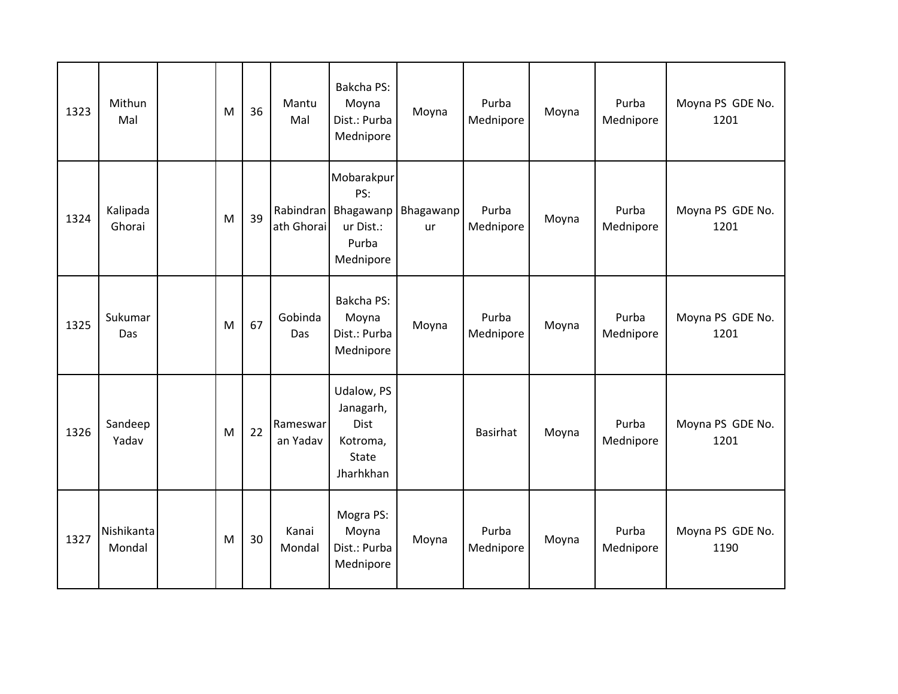| | | | | | | | | | | | |
|---|---|---|---|---|---|---|---|---|---|---|---|
| 1323 | Mithun Mal | | M | 36 | Mantu Mal | Bakcha PS: Moyna Dist.: Purba Mednipore | Moyna | Purba Mednipore | Moyna | Purba Mednipore | Moyna PS GDE No. 1201 |
| 1324 | Kalipada Ghorai | | M | 39 | Rabindranath Ghorai | Mobarakpur PS: Bhagawanpur Dist.: Purba Mednipore | Bhagawanpur | Purba Mednipore | Moyna | Purba Mednipore | Moyna PS GDE No. 1201 |
| 1325 | Sukumar Das | | M | 67 | Gobinda Das | Bakcha PS: Moyna Dist.: Purba Mednipore | Moyna | Purba Mednipore | Moyna | Purba Mednipore | Moyna PS GDE No. 1201 |
| 1326 | Sandeep Yadav | | M | 22 | Rameswaran Yadav | Udalow, PS Janagarh, Dist Kotroma, State Jharhkhan | | Basirhat | Moyna | Purba Mednipore | Moyna PS GDE No. 1201 |
| 1327 | Nishikanta Mondal | | M | 30 | Kanai Mondal | Mogra PS: Moyna Dist.: Purba Mednipore | Moyna | Purba Mednipore | Moyna | Purba Mednipore | Moyna PS GDE No. 1190 |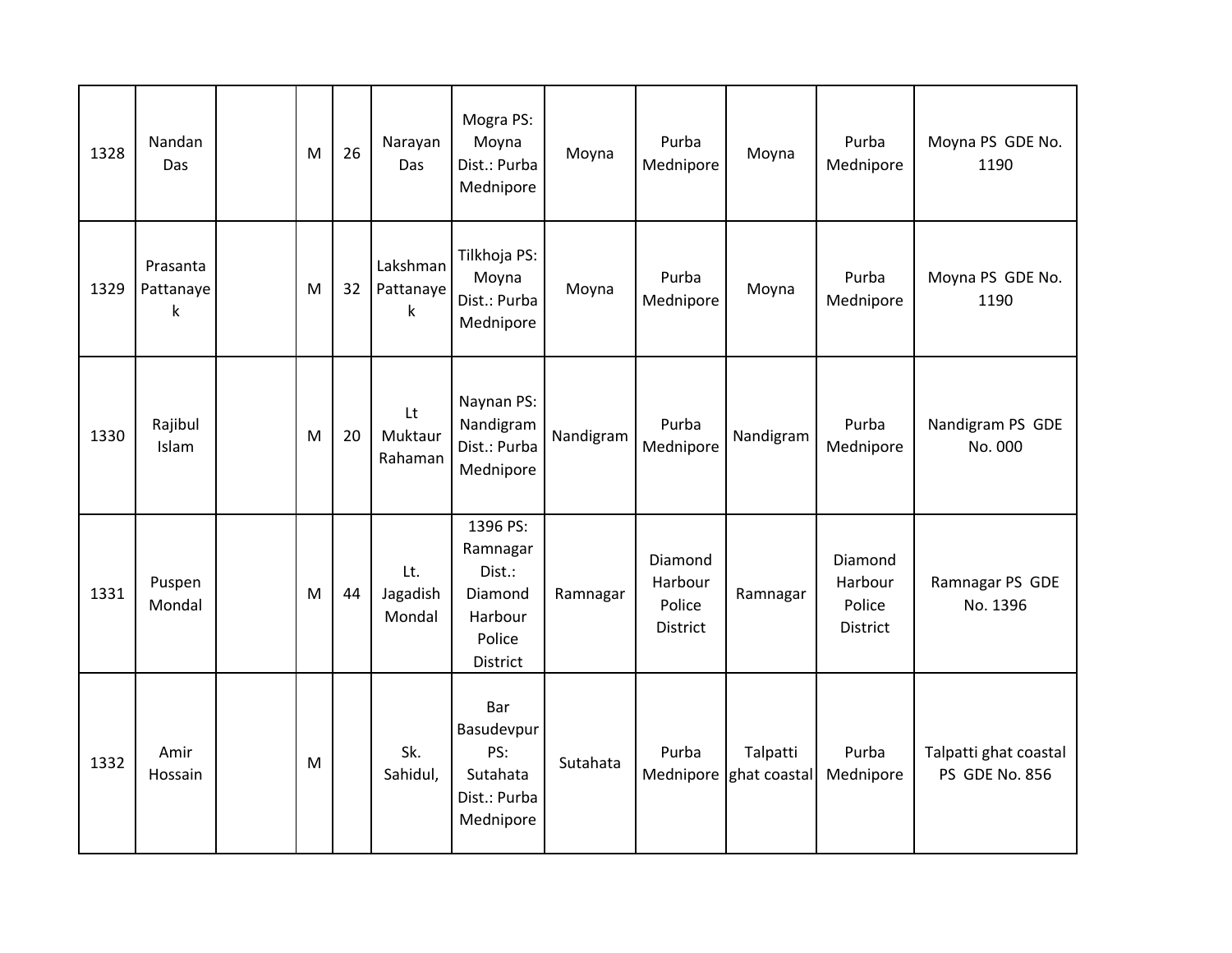| | | | | | | | | | | | |
|---|---|---|---|---|---|---|---|---|---|---|---|
| 1328 | Nandan Das | | M | 26 | Narayan Das | Mogra PS: Moyna Dist.: Purba Mednipore | Moyna | Purba Mednipore | Moyna | Purba Mednipore | Moyna PS GDE No. 1190 |
| 1329 | Prasanta Pattanayek | | M | 32 | Lakshman Pattanayek | Tilkhoja PS: Moyna Dist.: Purba Mednipore | Moyna | Purba Mednipore | Moyna | Purba Mednipore | Moyna PS GDE No. 1190 |
| 1330 | Rajibul Islam | | M | 20 | Lt Muktaur Rahaman | Naynan PS: Nandigram Dist.: Purba Mednipore | Nandigram | Purba Mednipore | Nandigram | Purba Mednipore | Nandigram PS GDE No. 000 |
| 1331 | Puspen Mondal | | M | 44 | Lt. Jagadish Mondal | 1396 PS: Ramnagar Dist.: Diamond Harbour Police District | Ramnagar | Diamond Harbour Police District | Ramnagar | Diamond Harbour Police District | Ramnagar PS GDE No. 1396 |
| 1332 | Amir Hossain | | M | | Sk. Sahidul, | Bar Basudevpur PS: Sutahata Dist.: Purba Mednipore | Sutahata | Purba Mednipore | Talpatti ghat coastal | Purba Mednipore | Talpatti ghat coastal PS GDE No. 856 |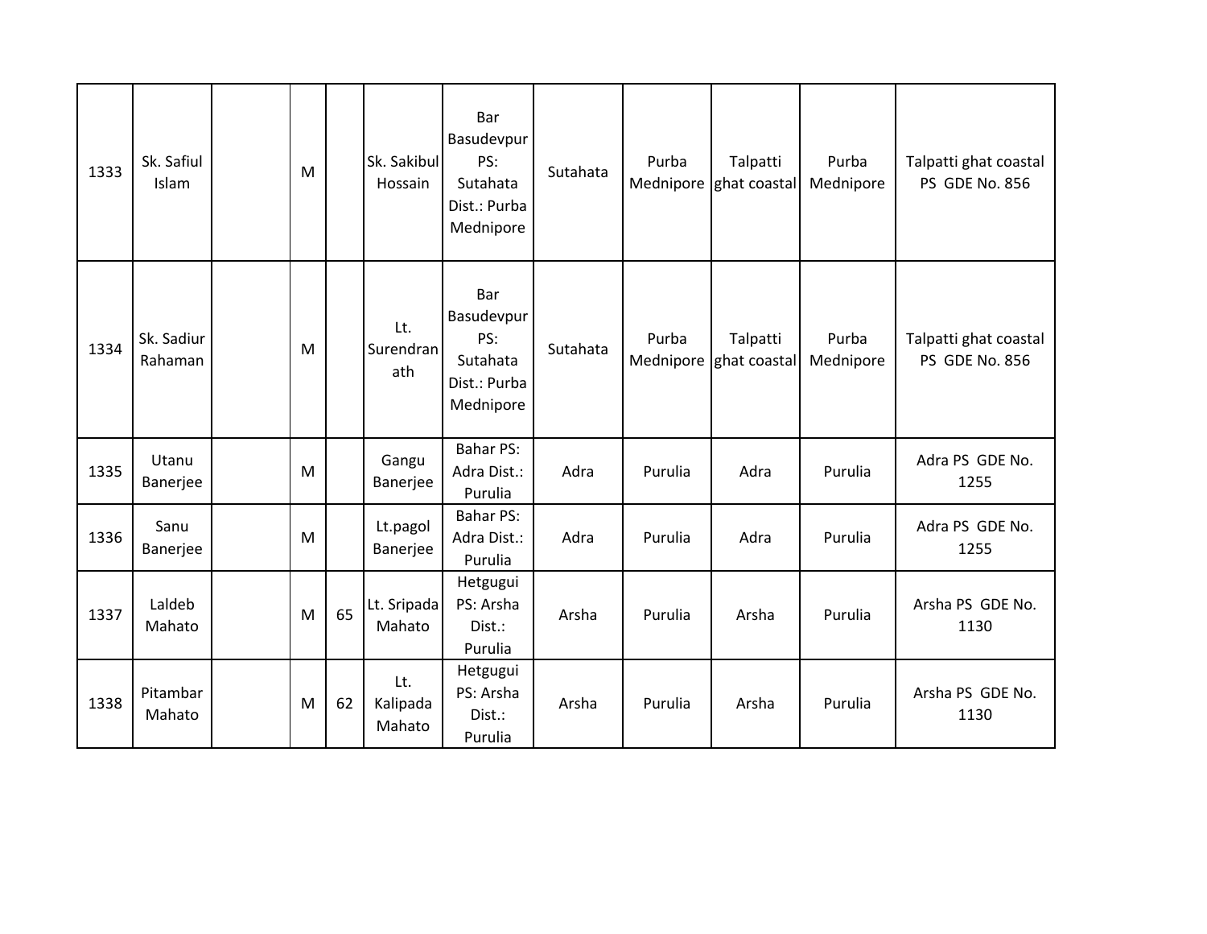| | | | | | | | | | | | |
|---|---|---|---|---|---|---|---|---|---|---|---|
| 1333 | Sk. Safiul Islam | | M | | Sk. Sakibul Hossain | Bar Basudevpur PS: Sutahata Dist.: Purba Mednipore | Sutahata | Purba Mednipore | Talpatti ghat coastal | Purba Mednipore | Talpatti ghat coastal PS GDE No. 856 |
| 1334 | Sk. Sadiur Rahaman | | M | | Lt. Surendranath | Bar Basudevpur PS: Sutahata Dist.: Purba Mednipore | Sutahata | Purba Mednipore | Talpatti ghat coastal | Purba Mednipore | Talpatti ghat coastal PS GDE No. 856 |
| 1335 | Utanu Banerjee | | M | | Gangu Banerjee | Bahar PS: Adra Dist.: Purulia | Adra | Purulia | Adra | Purulia | Adra PS GDE No. 1255 |
| 1336 | Sanu Banerjee | | M | | Lt.pagol Banerjee | Bahar PS: Adra Dist.: Purulia | Adra | Purulia | Adra | Purulia | Adra PS GDE No. 1255 |
| 1337 | Laldeb Mahato | | M | 65 | Lt. Sripada Mahato | Hetgugui PS: Arsha Dist.: Purulia | Arsha | Purulia | Arsha | Purulia | Arsha PS GDE No. 1130 |
| 1338 | Pitambar Mahato | | M | 62 | Lt. Kalipada Mahato | Hetgugui PS: Arsha Dist.: Purulia | Arsha | Purulia | Arsha | Purulia | Arsha PS GDE No. 1130 |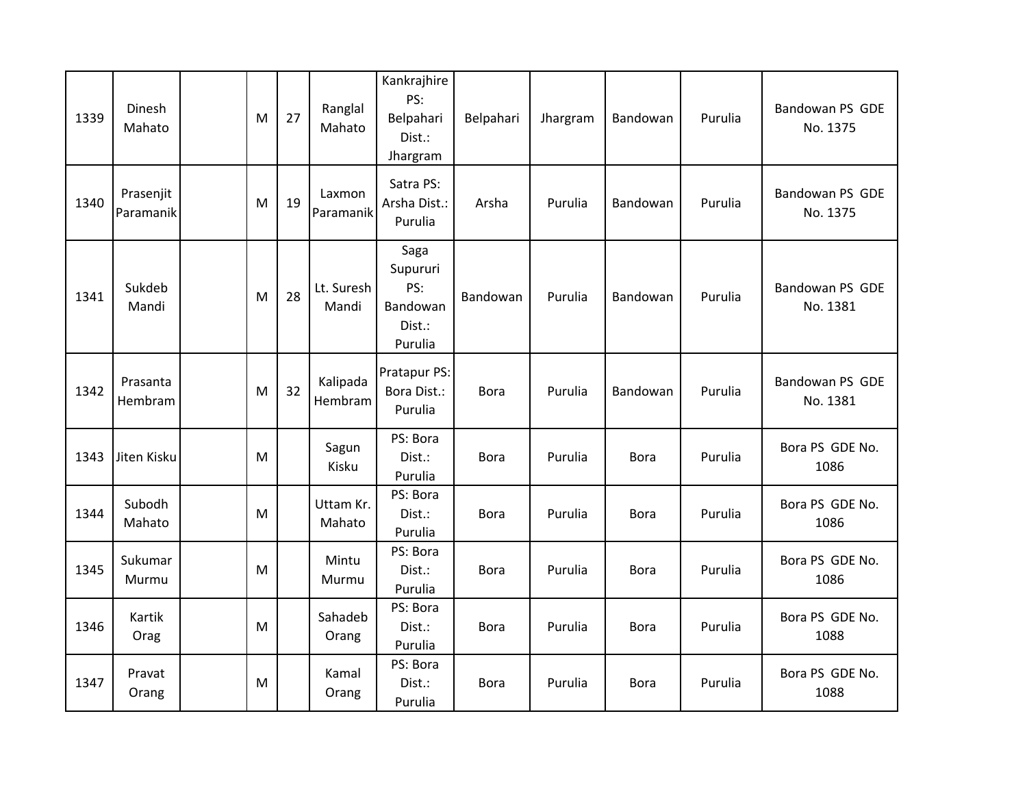| | | | | | | | | | | | |
|---|---|---|---|---|---|---|---|---|---|---|---|
| 1339 | Dinesh Mahato | | M | 27 | Ranglal Mahato | Kankrajhire PS: Belpahari Dist.: Jhargram | Belpahari | Jhargram | Bandowan | Purulia | Bandowan PS GDE No. 1375 |
| 1340 | Prasenjit Paramanik | | M | 19 | Laxmon Paramanik | Satra PS: Arsha Dist.: Purulia | Arsha | Purulia | Bandowan | Purulia | Bandowan PS GDE No. 1375 |
| 1341 | Sukdeb Mandi | | M | 28 | Lt. Suresh Mandi | Saga Supururi PS: Bandowan Dist.: Purulia | Bandowan | Purulia | Bandowan | Purulia | Bandowan PS GDE No. 1381 |
| 1342 | Prasanta Hembram | | M | 32 | Kalipada Hembram | Pratapur PS: Bora Dist.: Purulia | Bora | Purulia | Bandowan | Purulia | Bandowan PS GDE No. 1381 |
| 1343 | Jiten Kisku | | M | | Sagun Kisku | PS: Bora Dist.: Purulia | Bora | Purulia | Bora | Purulia | Bora PS GDE No. 1086 |
| 1344 | Subodh Mahato | | M | | Uttam Kr. Mahato | PS: Bora Dist.: Purulia | Bora | Purulia | Bora | Purulia | Bora PS GDE No. 1086 |
| 1345 | Sukumar Murmu | | M | | Mintu Murmu | PS: Bora Dist.: Purulia | Bora | Purulia | Bora | Purulia | Bora PS GDE No. 1086 |
| 1346 | Kartik Orag | | M | | Sahadeb Orang | PS: Bora Dist.: Purulia | Bora | Purulia | Bora | Purulia | Bora PS GDE No. 1088 |
| 1347 | Pravat Orang | | M | | Kamal Orang | PS: Bora Dist.: Purulia | Bora | Purulia | Bora | Purulia | Bora PS GDE No. 1088 |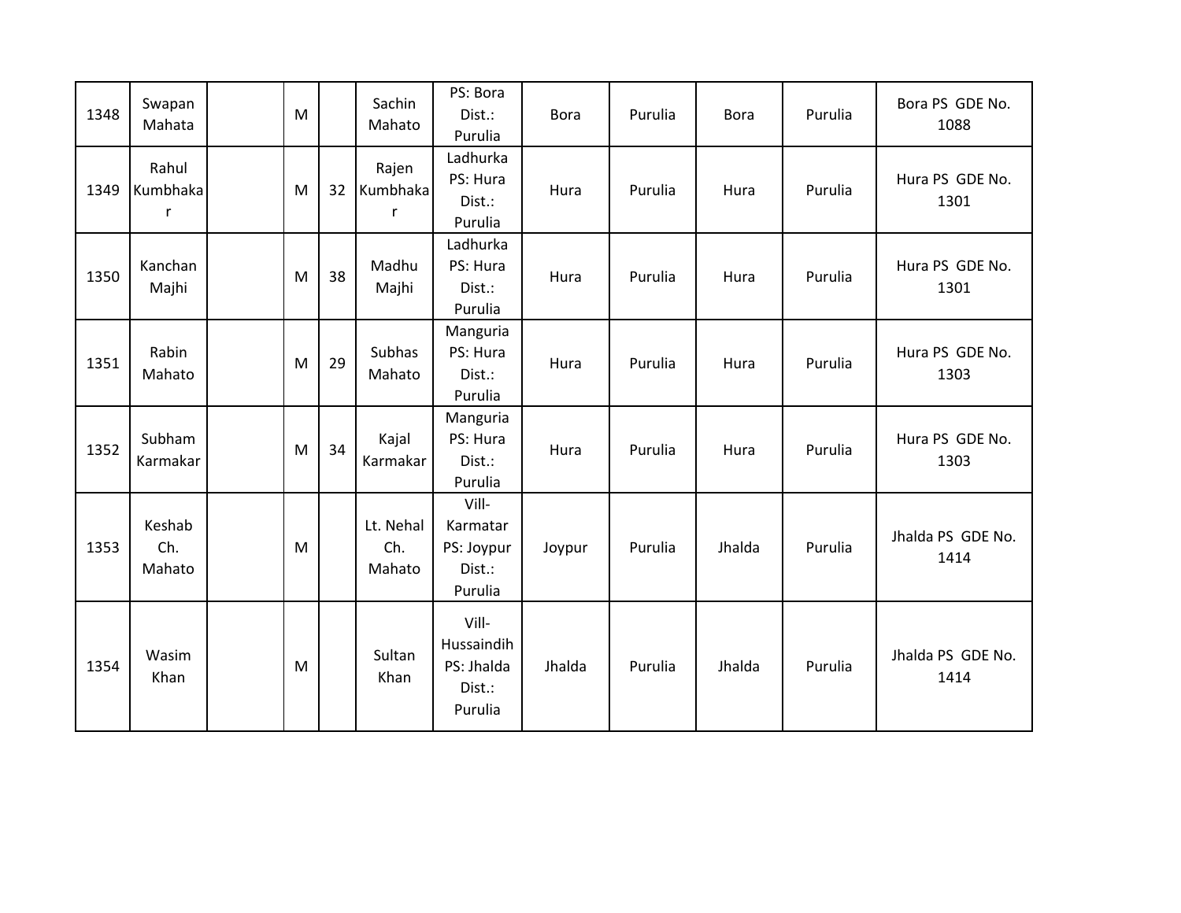| | | | | | | | | | | | |
|---|---|---|---|---|---|---|---|---|---|---|---|
| 1348 | Swapan Mahata | | M | | Sachin Mahato | PS: Bora Dist.: Purulia | Bora | Purulia | Bora | Purulia | Bora PS GDE No. 1088 |
| 1349 | Rahul Kumbhakar | | M | 32 | Rajen Kumbhakar | Ladhurka PS: Hura Dist.: Purulia | Hura | Purulia | Hura | Purulia | Hura PS GDE No. 1301 |
| 1350 | Kanchan Majhi | | M | 38 | Madhu Majhi | Ladhurka PS: Hura Dist.: Purulia | Hura | Purulia | Hura | Purulia | Hura PS GDE No. 1301 |
| 1351 | Rabin Mahato | | M | 29 | Subhas Mahato | Manguria PS: Hura Dist.: Purulia | Hura | Purulia | Hura | Purulia | Hura PS GDE No. 1303 |
| 1352 | Subham Karmakar | | M | 34 | Kajal Karmakar | Manguria PS: Hura Dist.: Purulia | Hura | Purulia | Hura | Purulia | Hura PS GDE No. 1303 |
| 1353 | Keshab Ch. Mahato | | M | | Lt. Nehal Ch. Mahato | Vill- Karmatar PS: Joypur Dist.: Purulia | Joypur | Purulia | Jhalda | Purulia | Jhalda PS GDE No. 1414 |
| 1354 | Wasim Khan | | M | | Sultan Khan | Vill- Hussaindih PS: Jhalda Dist.: Purulia | Jhalda | Purulia | Jhalda | Purulia | Jhalda PS GDE No. 1414 |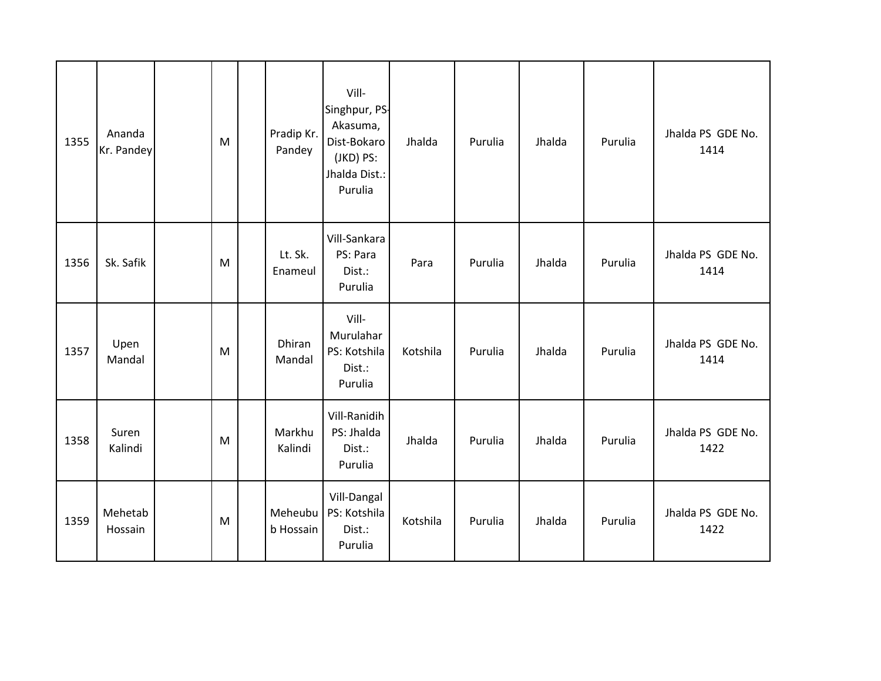| | | | | | | | | | | | |
|---|---|---|---|---|---|---|---|---|---|---|---|
| 1355 | Ananda Kr. Pandey | | M | | Pradip Kr. Pandey | Vill-Singhpur, PS-Akasuma, Dist-Bokaro (JKD) PS: Jhalda Dist.: Purulia | Jhalda | Purulia | Jhalda | Purulia | Jhalda PS GDE No. 1414 |
| 1356 | Sk. Safik | | M | | Lt. Sk. Enameul | Vill-Sankara PS: Para Dist.: Purulia | Para | Purulia | Jhalda | Purulia | Jhalda PS GDE No. 1414 |
| 1357 | Upen Mandal | | M | | Dhiran Mandal | Vill-Murulahar PS: Kotshila Dist.: Purulia | Kotshila | Purulia | Jhalda | Purulia | Jhalda PS GDE No. 1414 |
| 1358 | Suren Kalindi | | M | | Markhu Kalindi | Vill-Ranidih PS: Jhalda Dist.: Purulia | Jhalda | Purulia | Jhalda | Purulia | Jhalda PS GDE No. 1422 |
| 1359 | Mehetab Hossain | | M | | Meheubub Hossain | Vill-Dangal PS: Kotshila Dist.: Purulia | Kotshila | Purulia | Jhalda | Purulia | Jhalda PS GDE No. 1422 |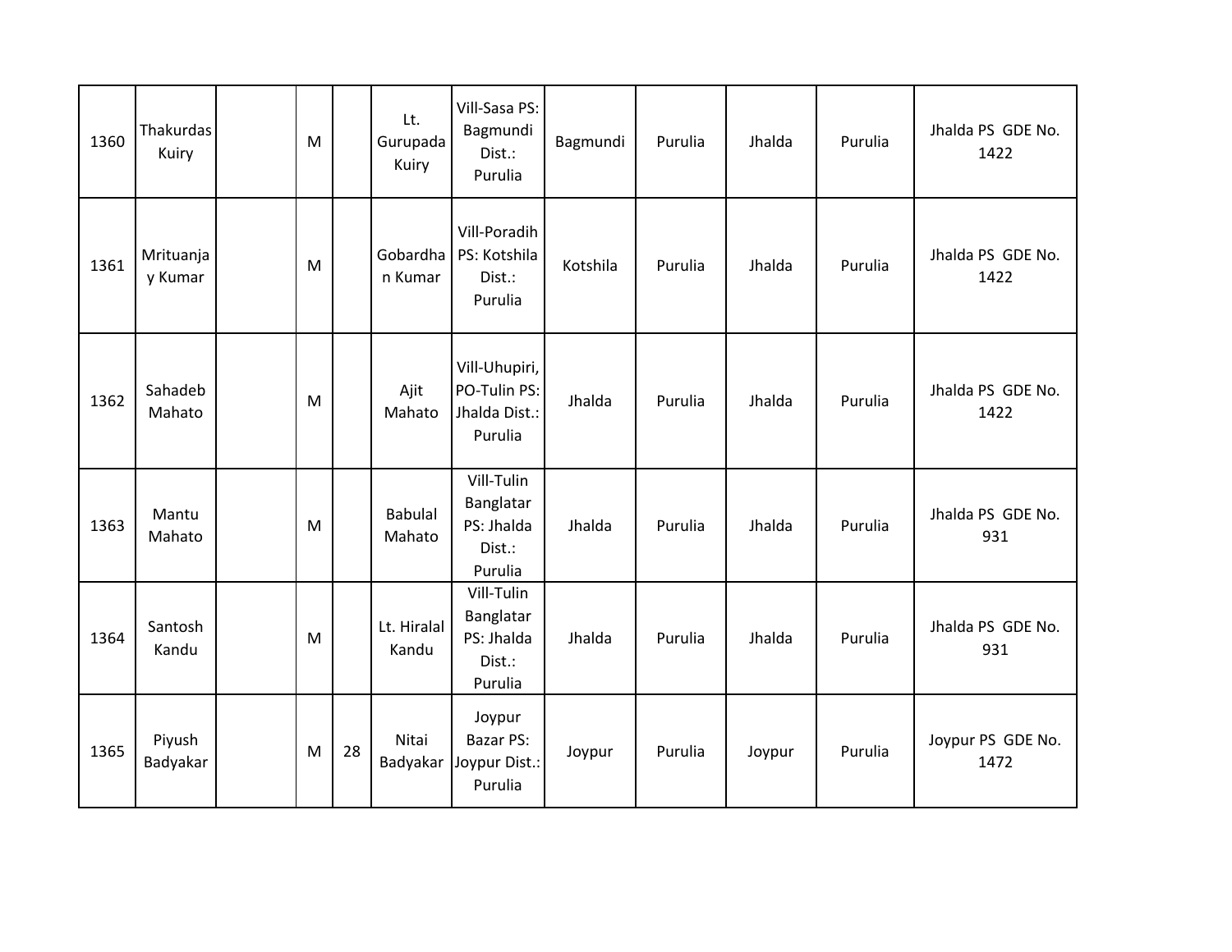| | | | | | | | | | | | |
|---|---|---|---|---|---|---|---|---|---|---|---|
| 1360 | Thakurdas Kuiry | | M | | Lt. Gurupada Kuiry | Vill-Sasa PS: Bagmundi Dist.: Purulia | Bagmundi | Purulia | Jhalda | Purulia | Jhalda PS GDE No. 1422 |
| 1361 | Mrituanjay Kumar | | M | | Gobardhan Kumar | Vill-Poradih PS: Kotshila Dist.: Purulia | Kotshila | Purulia | Jhalda | Purulia | Jhalda PS GDE No. 1422 |
| 1362 | Sahadeb Mahato | | M | | Ajit Mahato | Vill-Uhupiri, PO-Tulin PS: Jhalda Dist.: Purulia | Jhalda | Purulia | Jhalda | Purulia | Jhalda PS GDE No. 1422 |
| 1363 | Mantu Mahato | | M | | Babulal Mahato | Vill-Tulin Banglatar PS: Jhalda Dist.: Purulia | Jhalda | Purulia | Jhalda | Purulia | Jhalda PS GDE No. 931 |
| 1364 | Santosh Kandu | | M | | Lt. Hiralal Kandu | Vill-Tulin Banglatar PS: Jhalda Dist.: Purulia | Jhalda | Purulia | Jhalda | Purulia | Jhalda PS GDE No. 931 |
| 1365 | Piyush Badyakar | | M | 28 | Nitai Badyakar | Joypur Bazar PS: Joypur Dist.: Purulia | Joypur | Purulia | Joypur | Purulia | Joypur PS GDE No. 1472 |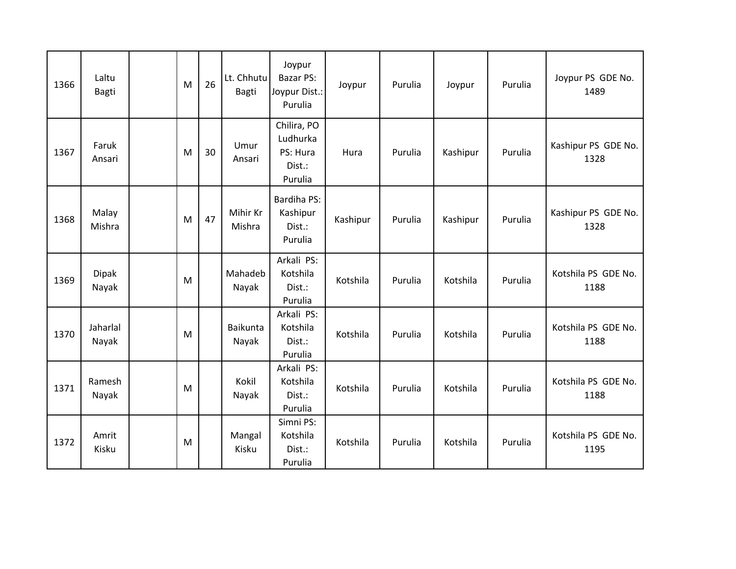| | | | | | | | | | | | |
|---|---|---|---|---|---|---|---|---|---|---|---|
| 1366 | Laltu Bagti | | M | 26 | Lt. Chhutu Bagti | Joypur Bazar PS: Joypur Dist.: Purulia | Joypur | Purulia | Joypur | Purulia | Joypur PS GDE No. 1489 |
| 1367 | Faruk Ansari | | M | 30 | Umur Ansari | Chilira, PO Ludhurka PS: Hura Dist.: Purulia | Hura | Purulia | Kashipur | Purulia | Kashipur PS GDE No. 1328 |
| 1368 | Malay Mishra | | M | 47 | Mihir Kr Mishra | Bardiha PS: Kashipur Dist.: Purulia | Kashipur | Purulia | Kashipur | Purulia | Kashipur PS GDE No. 1328 |
| 1369 | Dipak Nayak | | M | | Mahadeb Nayak | Arkali PS: Kotshila Dist.: Purulia | Kotshila | Purulia | Kotshila | Purulia | Kotshila PS GDE No. 1188 |
| 1370 | Jaharlal Nayak | | M | | Baikunta Nayak | Arkali PS: Kotshila Dist.: Purulia | Kotshila | Purulia | Kotshila | Purulia | Kotshila PS GDE No. 1188 |
| 1371 | Ramesh Nayak | | M | | Kokil Nayak | Arkali PS: Kotshila Dist.: Purulia | Kotshila | Purulia | Kotshila | Purulia | Kotshila PS GDE No. 1188 |
| 1372 | Amrit Kisku | | M | | Mangal Kisku | Simni PS: Kotshila Dist.: Purulia | Kotshila | Purulia | Kotshila | Purulia | Kotshila PS GDE No. 1195 |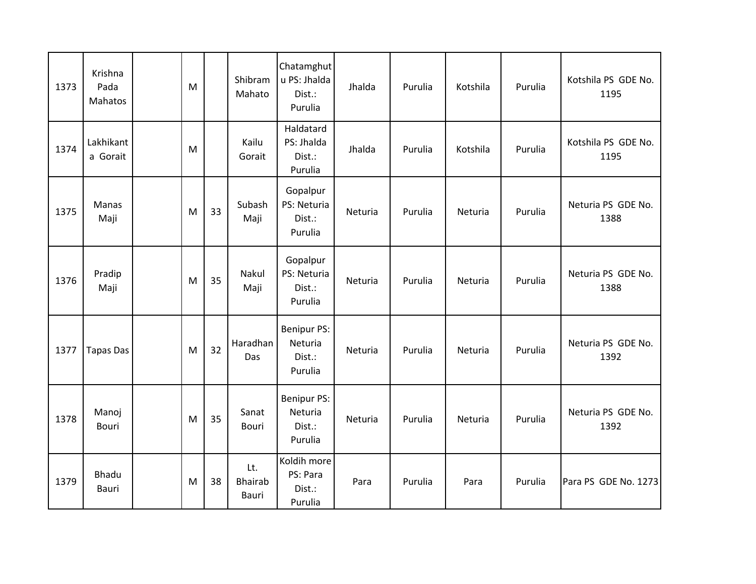| | | | | | | | | | | | |
|---|---|---|---|---|---|---|---|---|---|---|---|
| 1373 | Krishna Pada Mahatos | | M | | Shibram Mahato | Chatamghutu PS: Jhalda Dist.: Purulia | Jhalda | Purulia | Kotshila | Purulia | Kotshila PS GDE No. 1195 |
| 1374 | Lakhikanta Gorait | | M | | Kailu Gorait | Haldatard PS: Jhalda Dist.: Purulia | Jhalda | Purulia | Kotshila | Purulia | Kotshila PS GDE No. 1195 |
| 1375 | Manas Maji | | M | 33 | Subash Maji | Gopalpur PS: Neturia Dist.: Purulia | Neturia | Purulia | Neturia | Purulia | Neturia PS GDE No. 1388 |
| 1376 | Pradip Maji | | M | 35 | Nakul Maji | Gopalpur PS: Neturia Dist.: Purulia | Neturia | Purulia | Neturia | Purulia | Neturia PS GDE No. 1388 |
| 1377 | Tapas Das | | M | 32 | Haradhan Das | Benipur PS: Neturia Dist.: Purulia | Neturia | Purulia | Neturia | Purulia | Neturia PS GDE No. 1392 |
| 1378 | Manoj Bouri | | M | 35 | Sanat Bouri | Benipur PS: Neturia Dist.: Purulia | Neturia | Purulia | Neturia | Purulia | Neturia PS GDE No. 1392 |
| 1379 | Bhadu Bauri | | M | 38 | Lt. Bhairab Bauri | Koldih more PS: Para Dist.: Purulia | Para | Purulia | Para | Purulia | Para PS GDE No. 1273 |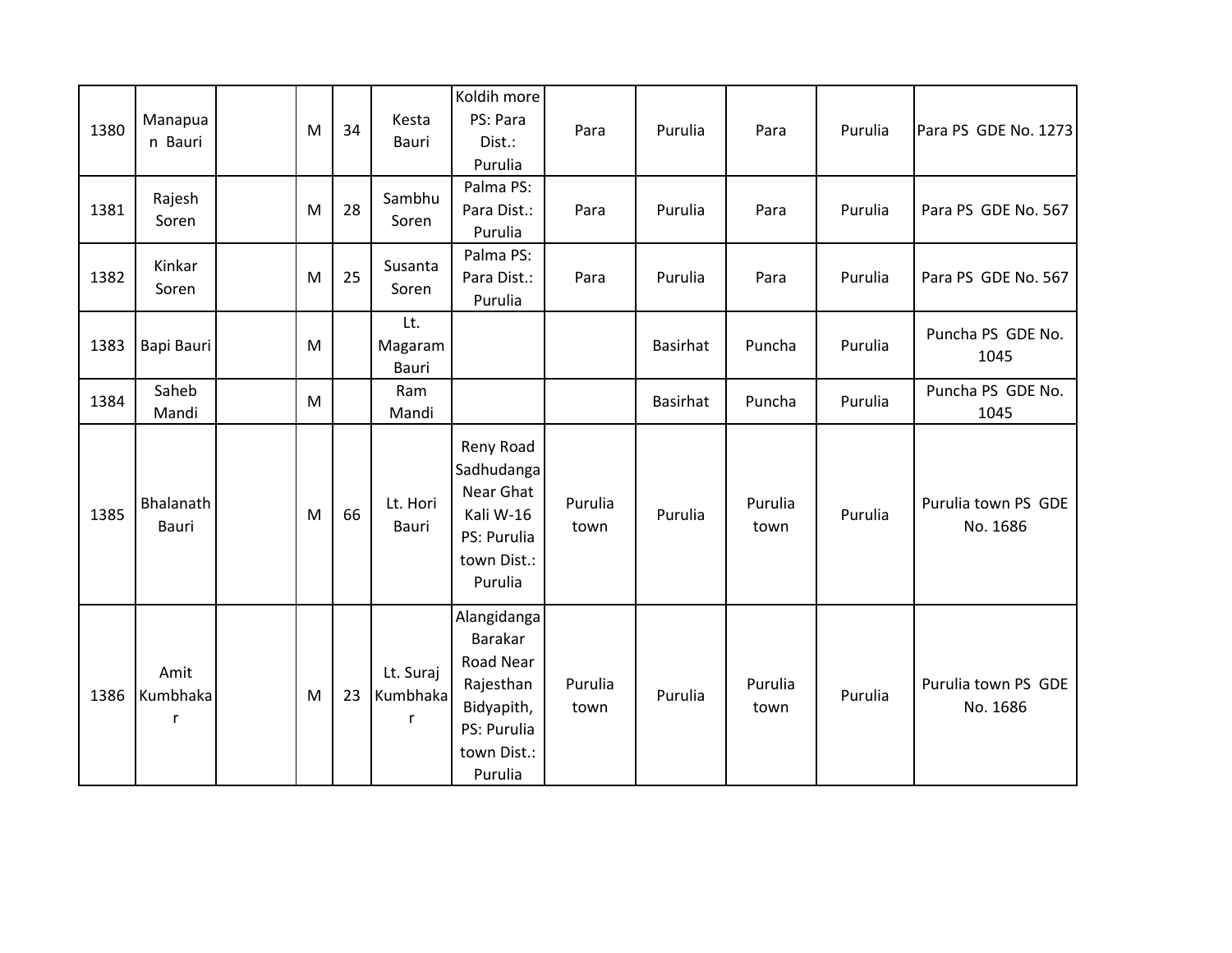| | | | | | | | | | | | |
|---|---|---|---|---|---|---|---|---|---|---|---|
| 1380 | Manapuan Bauri | | M | 34 | Kesta Bauri | Koldih more PS: Para Dist.: Purulia | Para | Purulia | Para | Purulia | Para PS GDE No. 1273 |
| 1381 | Rajesh Soren | | M | 28 | Sambhu Soren | Palma PS: Para Dist.: Purulia | Para | Purulia | Para | Purulia | Para PS GDE No. 567 |
| 1382 | Kinkar Soren | | M | 25 | Susanta Soren | Palma PS: Para Dist.: Purulia | Para | Purulia | Para | Purulia | Para PS GDE No. 567 |
| 1383 | Bapi Bauri | | M | | Lt. Magaram Bauri | | | Basirhat | Puncha | Purulia | Puncha PS GDE No. 1045 |
| 1384 | Saheb Mandi | | M | | Ram Mandi | | | Basirhat | Puncha | Purulia | Puncha PS GDE No. 1045 |
| 1385 | Bhalanath Bauri | | M | 66 | Lt. Hori Bauri | Reny Road Sadhudanga Near Ghat Kali W-16 PS: Purulia town Dist.: Purulia | Purulia town | Purulia | Purulia town | Purulia | Purulia town PS GDE No. 1686 |
| 1386 | Amit Kumbhakar | | M | 23 | Lt. Suraj Kumbhakar | Alangidanga Barakar Road Near Rajesthan Bidyapith, PS: Purulia town Dist.: Purulia | Purulia town | Purulia | Purulia town | Purulia | Purulia town PS GDE No. 1686 |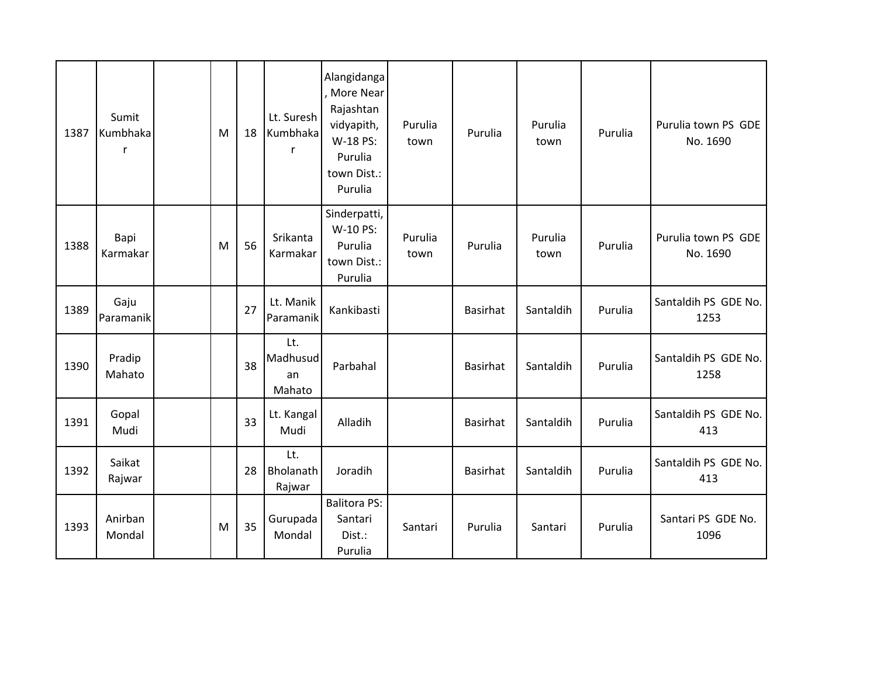| | | | | | | | | | | | |
|---|---|---|---|---|---|---|---|---|---|---|---|
| 1387 | Sumit Kumbhakar | | M | 18 | Lt. Suresh Kumbhakar | Alangidanga, More Near Rajashtan vidyapith, W-18 PS: Purulia town Dist.: Purulia | Purulia town | Purulia | Purulia town | Purulia | Purulia town PS GDE No. 1690 |
| 1388 | Bapi Karmakar | | M | 56 | Srikanta Karmakar | Sinderpatti, W-10 PS: Purulia town Dist.: Purulia | Purulia town | Purulia | Purulia town | Purulia | Purulia town PS GDE No. 1690 |
| 1389 | Gaju Paramanik | | | 27 | Lt. Manik Paramanik | Kankibasti | | Basirhat | Santaldih | Purulia | Santaldih PS GDE No. 1253 |
| 1390 | Pradip Mahato | | | 38 | Lt. Madhusudan Mahato | Parbahal | | Basirhat | Santaldih | Purulia | Santaldih PS GDE No. 1258 |
| 1391 | Gopal Mudi | | | 33 | Lt. Kangal Mudi | Alladih | | Basirhat | Santaldih | Purulia | Santaldih PS GDE No. 413 |
| 1392 | Saikat Rajwar | | | 28 | Lt. Bholanath Rajwar | Joradih | | Basirhat | Santaldih | Purulia | Santaldih PS GDE No. 413 |
| 1393 | Anirban Mondal | | M | 35 | Gurupada Mondal | Balitora PS: Santari Dist.: Purulia | Santari | Purulia | Santari | Purulia | Santari PS GDE No. 1096 |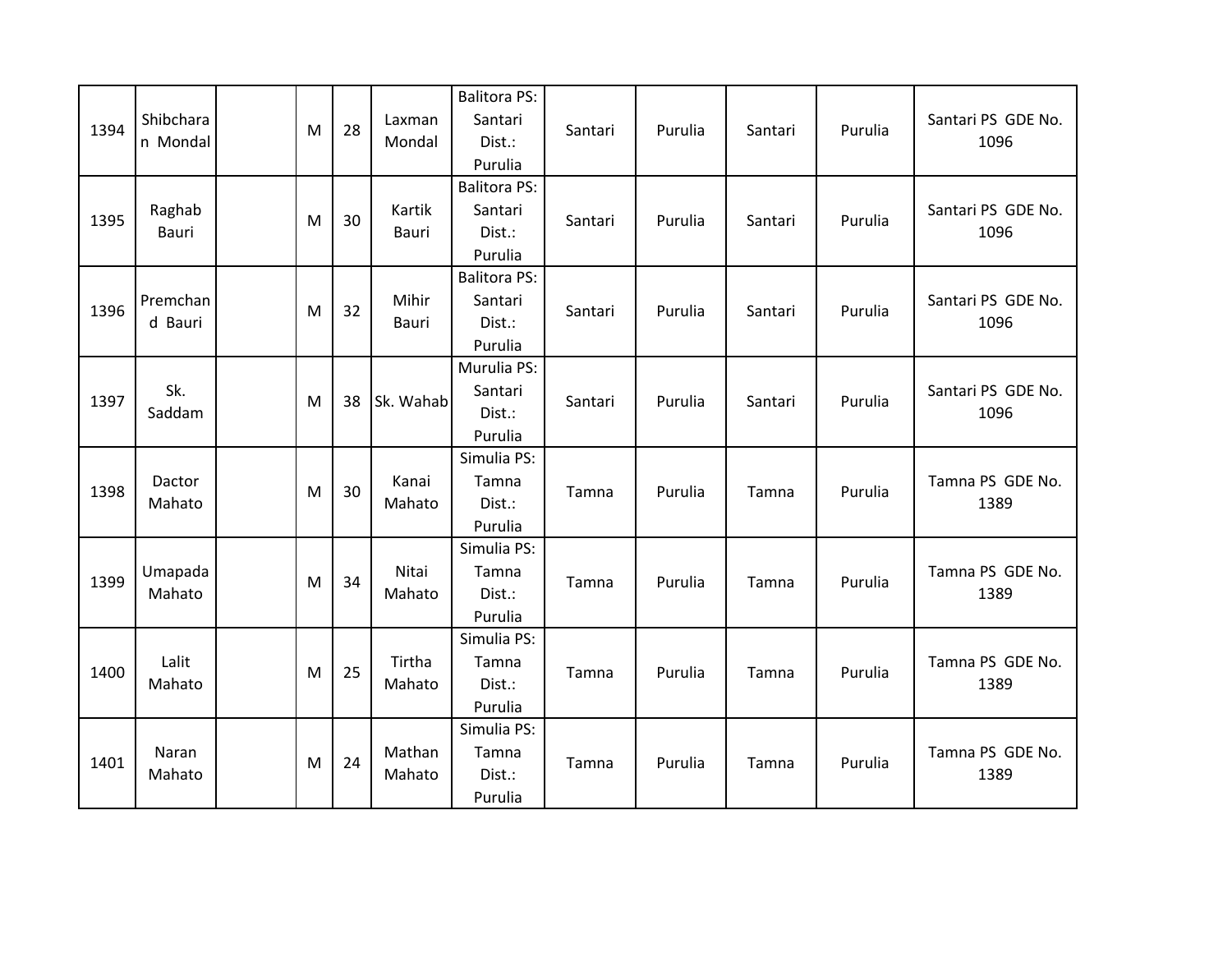| | | | | | | | | | | | |
|---|---|---|---|---|---|---|---|---|---|---|---|
| 1394 | Shibcharan Mondal | | M | 28 | Laxman Mondal | Balitora PS: Santari Dist.: Purulia | Santari | Purulia | Santari | Purulia | Santari PS GDE No. 1096 |
| 1395 | Raghab Bauri | | M | 30 | Kartik Bauri | Balitora PS: Santari Dist.: Purulia | Santari | Purulia | Santari | Purulia | Santari PS GDE No. 1096 |
| 1396 | Premchand Bauri | | M | 32 | Mihir Bauri | Balitora PS: Santari Dist.: Purulia | Santari | Purulia | Santari | Purulia | Santari PS GDE No. 1096 |
| 1397 | Sk. Saddam | | M | 38 | Sk. Wahab | Murulia PS: Santari Dist.: Purulia | Santari | Purulia | Santari | Purulia | Santari PS GDE No. 1096 |
| 1398 | Dactor Mahato | | M | 30 | Kanai Mahato | Simulia PS: Tamna Dist.: Purulia | Tamna | Purulia | Tamna | Purulia | Tamna PS GDE No. 1389 |
| 1399 | Umapada Mahato | | M | 34 | Nitai Mahato | Simulia PS: Tamna Dist.: Purulia | Tamna | Purulia | Tamna | Purulia | Tamna PS GDE No. 1389 |
| 1400 | Lalit Mahato | | M | 25 | Tirtha Mahato | Simulia PS: Tamna Dist.: Purulia | Tamna | Purulia | Tamna | Purulia | Tamna PS GDE No. 1389 |
| 1401 | Naran Mahato | | M | 24 | Mathan Mahato | Simulia PS: Tamna Dist.: Purulia | Tamna | Purulia | Tamna | Purulia | Tamna PS GDE No. 1389 |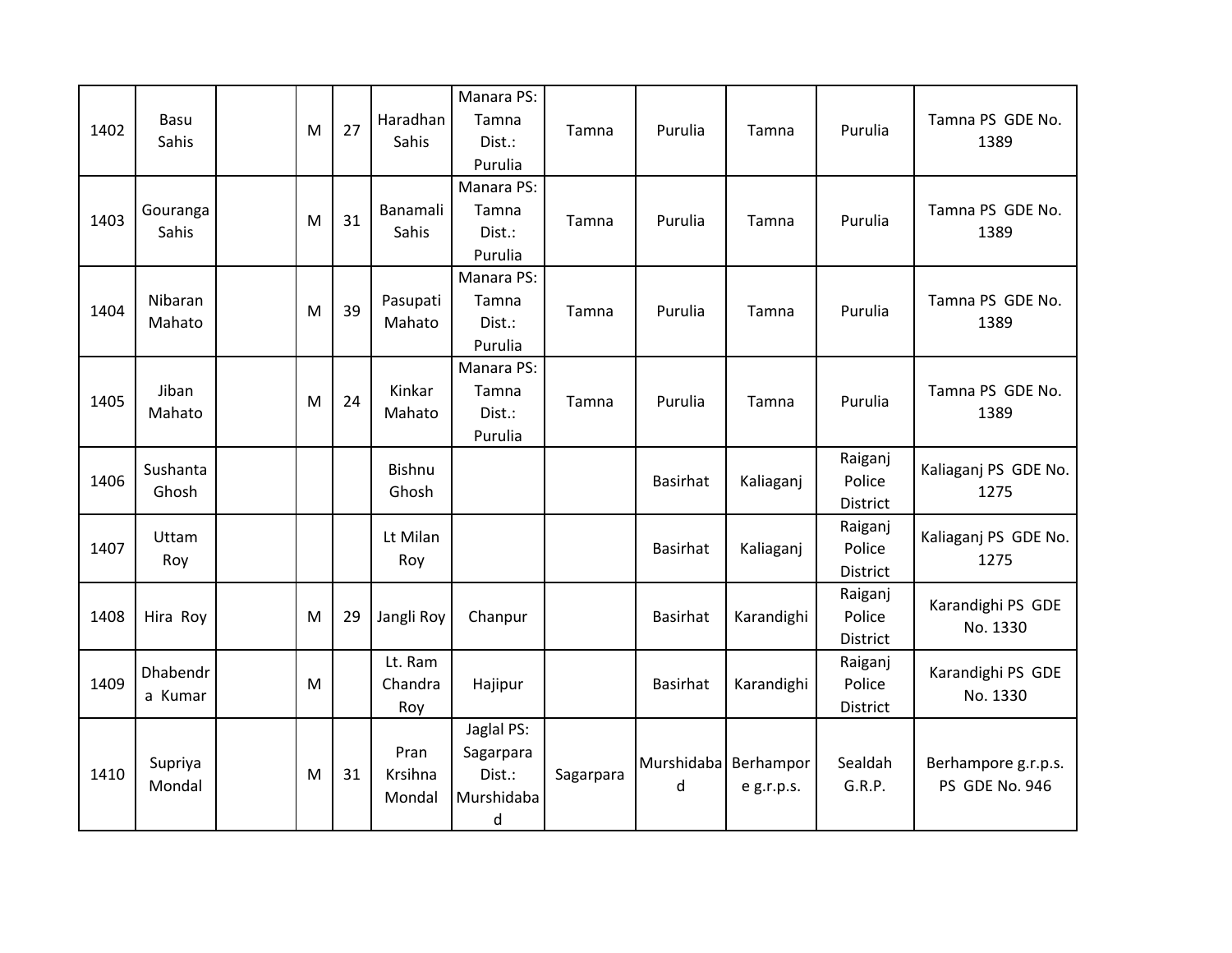| | | | | | | | | | | | |
|---|---|---|---|---|---|---|---|---|---|---|---|
| 1402 | Basu Sahis | | M | 27 | Haradhan Sahis | Manara PS: Tamna Dist.: Purulia | Tamna | Purulia | Tamna | Purulia | Tamna PS GDE No. 1389 |
| 1403 | Gouranga Sahis | | M | 31 | Banamali Sahis | Manara PS: Tamna Dist.: Purulia | Tamna | Purulia | Tamna | Purulia | Tamna PS GDE No. 1389 |
| 1404 | Nibaran Mahato | | M | 39 | Pasupati Mahato | Manara PS: Tamna Dist.: Purulia | Tamna | Purulia | Tamna | Purulia | Tamna PS GDE No. 1389 |
| 1405 | Jiban Mahato | | M | 24 | Kinkar Mahato | Manara PS: Tamna Dist.: Purulia | Tamna | Purulia | Tamna | Purulia | Tamna PS GDE No. 1389 |
| 1406 | Sushanta Ghosh | | | | Bishnu Ghosh | | | Basirhat | Kaliaganj | Raiganj Police District | Kaliaganj PS GDE No. 1275 |
| 1407 | Uttam Roy | | | | Lt Milan Roy | | | Basirhat | Kaliaganj | Raiganj Police District | Kaliaganj PS GDE No. 1275 |
| 1408 | Hira Roy | | M | 29 | Jangli Roy | Chanpur | | Basirhat | Karandighi | Raiganj Police District | Karandighi PS GDE No. 1330 |
| 1409 | Dhabendra Kumar | | M | | Lt. Ram Chandra Roy | Hajipur | | Basirhat | Karandighi | Raiganj Police District | Karandighi PS GDE No. 1330 |
| 1410 | Supriya Mondal | | M | 31 | Pran Krsihna Mondal | Jaglal PS: Sagarpara Dist.: Murshidabad | Sagarpara | Murshidabad | Berhampore g.r.p.s. | Sealdah G.R.P. | Berhampore g.r.p.s. PS GDE No. 946 |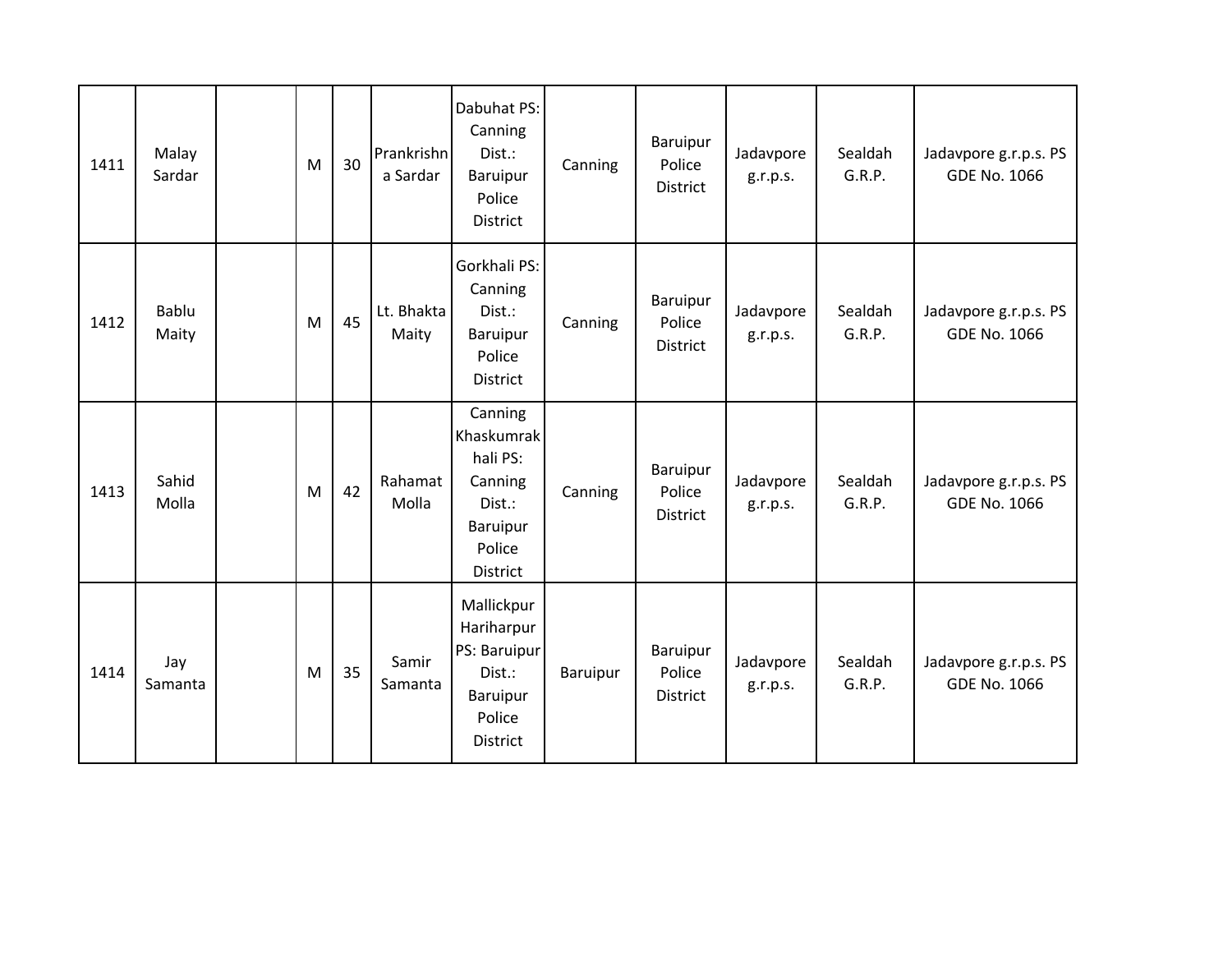| | | | | | | | | | | | |
|---|---|---|---|---|---|---|---|---|---|---|---|
| 1411 | Malay Sardar | | M | 30 | Prankrishna Sardar | Dabuhat PS: Canning Dist.: Baruipur Police District | Canning | Baruipur Police District | Jadavpore g.r.p.s. | Sealdah G.R.P. | Jadavpore g.r.p.s. PS GDE No. 1066 |
| 1412 | Bablu Maity | | M | 45 | Lt. Bhakta Maity | Gorkhali PS: Canning Dist.: Baruipur Police District | Canning | Baruipur Police District | Jadavpore g.r.p.s. | Sealdah G.R.P. | Jadavpore g.r.p.s. PS GDE No. 1066 |
| 1413 | Sahid Molla | | M | 42 | Rahamat Molla | Canning Khaskumrakhali PS: Canning Dist.: Baruipur Police District | Canning | Baruipur Police District | Jadavpore g.r.p.s. | Sealdah G.R.P. | Jadavpore g.r.p.s. PS GDE No. 1066 |
| 1414 | Jay Samanta | | M | 35 | Samir Samanta | Mallickpur Hariharpur PS: Baruipur Dist.: Baruipur Police District | Baruipur | Baruipur Police District | Jadavpore g.r.p.s. | Sealdah G.R.P. | Jadavpore g.r.p.s. PS GDE No. 1066 |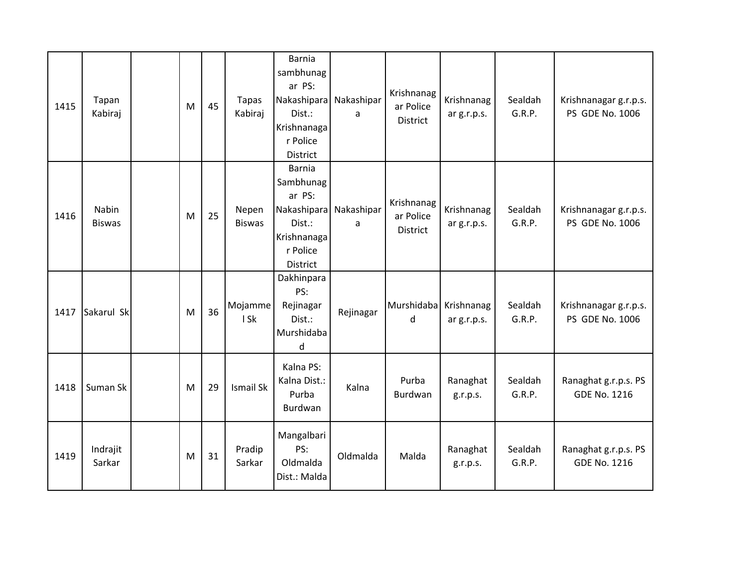| | | | | | | | | | | | |
|---|---|---|---|---|---|---|---|---|---|---|---|
| 1415 | Tapan Kabiraj | | M | 45 | Tapas Kabiraj | Barnia sambhunagar PS: Nakashipara Dist.: Krishnanagar Police District | Nakashipara | Krishnanagar Police District | Krishnanagar g.r.p.s. | Sealdah G.R.P. | Krishnanagar g.r.p.s. PS GDE No. 1006 |
| 1416 | Nabin Biswas | | M | 25 | Nepen Biswas | Barnia Sambhunagar PS: Nakashipara Dist.: Krishnanagar Police District | Nakashipara | Krishnanagar Police District | Krishnanagar g.r.p.s. | Sealdah G.R.P. | Krishnanagar g.r.p.s. PS GDE No. 1006 |
| 1417 | Sakarul Sk | | M | 36 | Mojammel Sk | Dakhinpara PS: Rejinagar Dist.: Murshidabad | Rejinagar | Murshidabad | Krishnanagar g.r.p.s. | Sealdah G.R.P. | Krishnanagar g.r.p.s. PS GDE No. 1006 |
| 1418 | Suman Sk | | M | 29 | Ismail Sk | Kalna PS: Kalna Dist.: Purba Burdwan | Kalna | Purba Burdwan | Ranaghat g.r.p.s. | Sealdah G.R.P. | Ranaghat g.r.p.s. PS GDE No. 1216 |
| 1419 | Indrajit Sarkar | | M | 31 | Pradip Sarkar | Mangalbari PS: Oldmalda Dist.: Malda | Oldmalda | Malda | Ranaghat g.r.p.s. | Sealdah G.R.P. | Ranaghat g.r.p.s. PS GDE No. 1216 |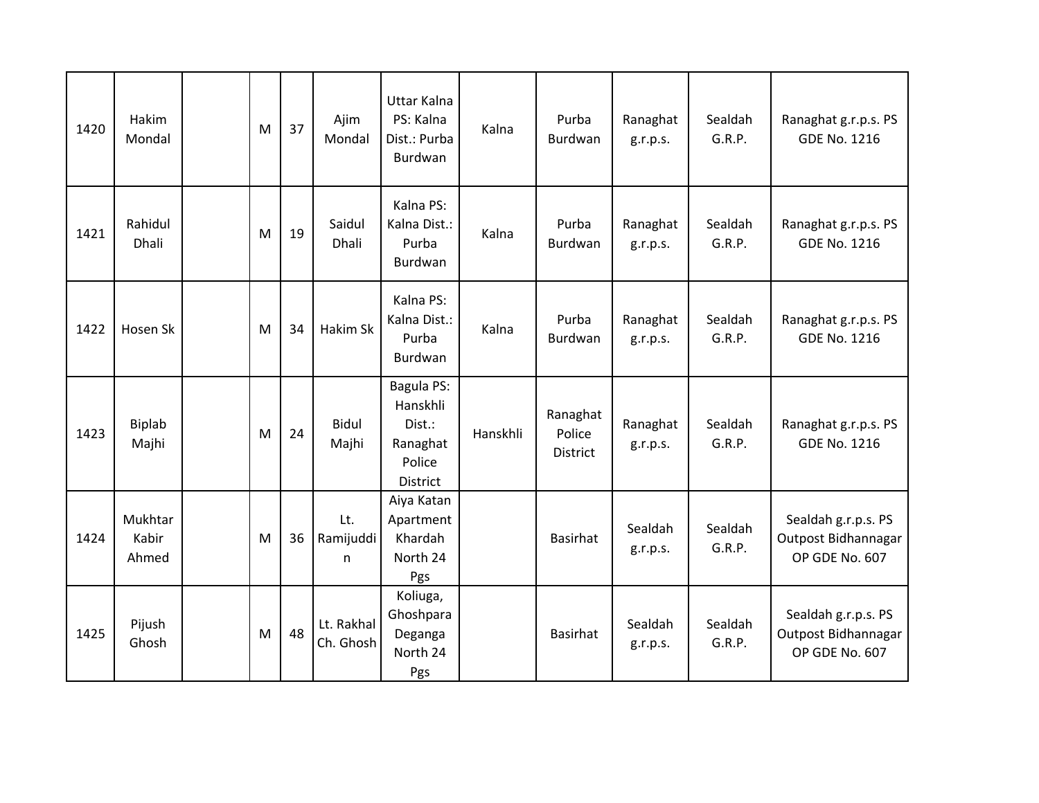| | | | | | | | | | | | |
|---|---|---|---|---|---|---|---|---|---|---|---|
| 1420 | Hakim Mondal | | M | 37 | Ajim Mondal | Uttar Kalna PS: Kalna Dist.: Purba Burdwan | Kalna | Purba Burdwan | Ranaghat g.r.p.s. | Sealdah G.R.P. | Ranaghat g.r.p.s. PS GDE No. 1216 |
| 1421 | Rahidul Dhali | | M | 19 | Saidul Dhali | Kalna PS: Kalna Dist.: Purba Burdwan | Kalna | Purba Burdwan | Ranaghat g.r.p.s. | Sealdah G.R.P. | Ranaghat g.r.p.s. PS GDE No. 1216 |
| 1422 | Hosen Sk | | M | 34 | Hakim Sk | Kalna PS: Kalna Dist.: Purba Burdwan | Kalna | Purba Burdwan | Ranaghat g.r.p.s. | Sealdah G.R.P. | Ranaghat g.r.p.s. PS GDE No. 1216 |
| 1423 | Biplab Majhi | | M | 24 | Bidul Majhi | Bagula PS: Hanskhli Dist.: Ranaghat Police District | Hanskhli | Ranaghat Police District | Ranaghat g.r.p.s. | Sealdah G.R.P. | Ranaghat g.r.p.s. PS GDE No. 1216 |
| 1424 | Mukhtar Kabir Ahmed | | M | 36 | Lt. Ramijuddin | Aiya Katan Apartment Khardah North 24 Pgs | | Basirhat | Sealdah g.r.p.s. | Sealdah G.R.P. | Sealdah g.r.p.s. PS Outpost Bidhannagar OP GDE No. 607 |
| 1425 | Pijush Ghosh | | M | 48 | Lt. Rakhal Ch. Ghosh | Koliuga, Ghoshpara Deganga North 24 Pgs | | Basirhat | Sealdah g.r.p.s. | Sealdah G.R.P. | Sealdah g.r.p.s. PS Outpost Bidhannagar OP GDE No. 607 |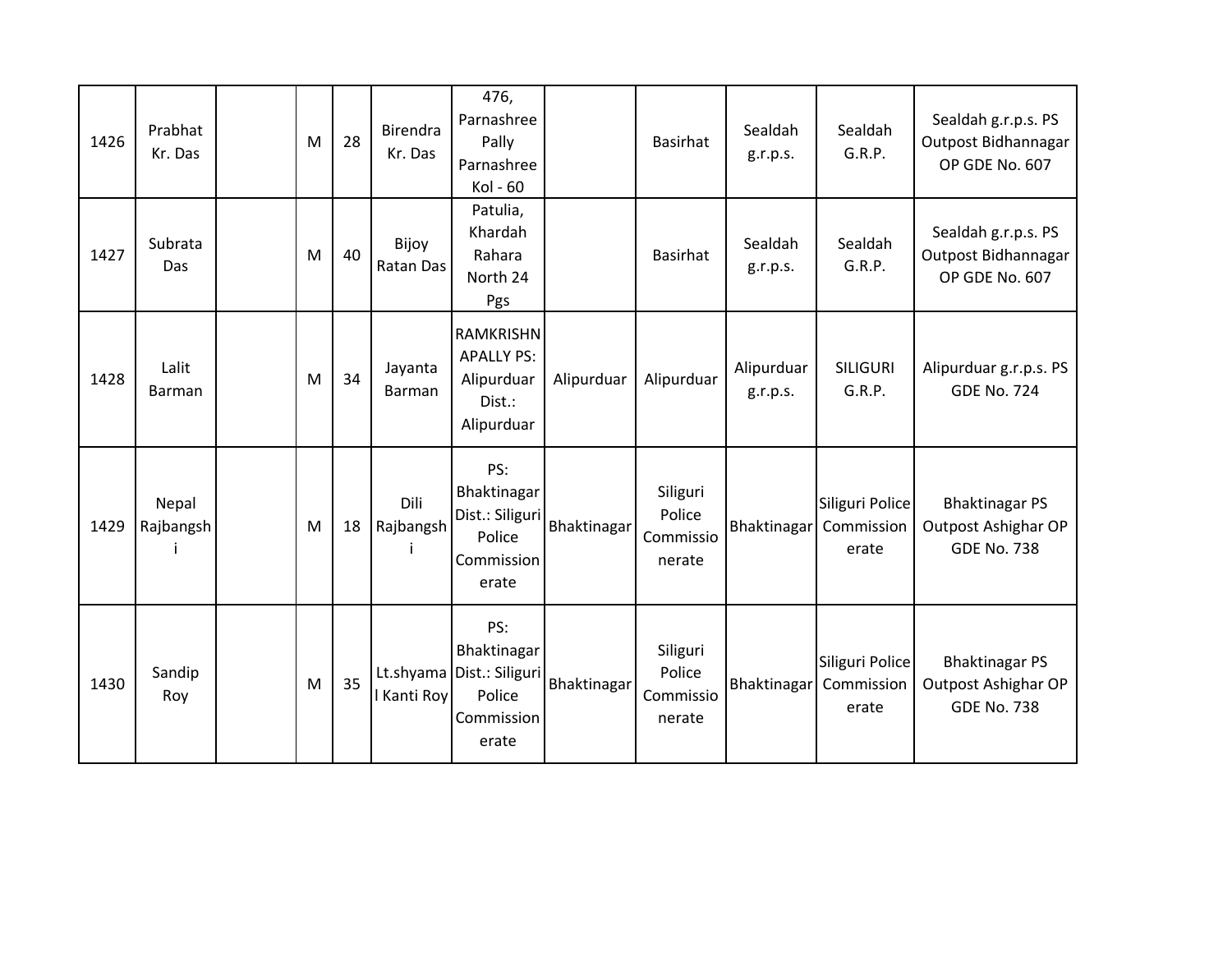| | | | | | | | | | | | |
|---|---|---|---|---|---|---|---|---|---|---|---|
| 1426 | Prabhat Kr. Das | | M | 28 | Birendra Kr. Das | 476, Parnashree Pally Parnashree Kol - 60 | | Basirhat | Sealdah g.r.p.s. | Sealdah G.R.P. | Sealdah g.r.p.s. PS Outpost Bidhannagar OP GDE No. 607 |
| 1427 | Subrata Das | | M | 40 | Bijoy Ratan Das | Patulia, Khardah Rahara North 24 Pgs | | Basirhat | Sealdah g.r.p.s. | Sealdah G.R.P. | Sealdah g.r.p.s. PS Outpost Bidhannagar OP GDE No. 607 |
| 1428 | Lalit Barman | | M | 34 | Jayanta Barman | RAMKRISHNAPALLY PS: Alipurduar Dist.: Alipurduar | Alipurduar | Alipurduar | Alipurduar g.r.p.s. | SILIGURI G.R.P. | Alipurduar g.r.p.s. PS GDE No. 724 |
| 1429 | Nepal Rajbangshi | | M | 18 | Dili Rajbangshi | PS: Bhaktinagar Dist.: Siliguri Police Commissionerate | Bhaktinagar | Siliguri Police Commissionerate | Bhaktinagar | Siliguri Police Commissionerate | Bhaktinagar PS Outpost Ashighar OP GDE No. 738 |
| 1430 | Sandip Roy | | M | 35 | Lt.shyamal Kanti Roy | PS: Bhaktinagar Dist.: Siliguri Police Commissionerate | Bhaktinagar | Siliguri Police Commissionerate | Bhaktinagar | Siliguri Police Commissionerate | Bhaktinagar PS Outpost Ashighar OP GDE No. 738 |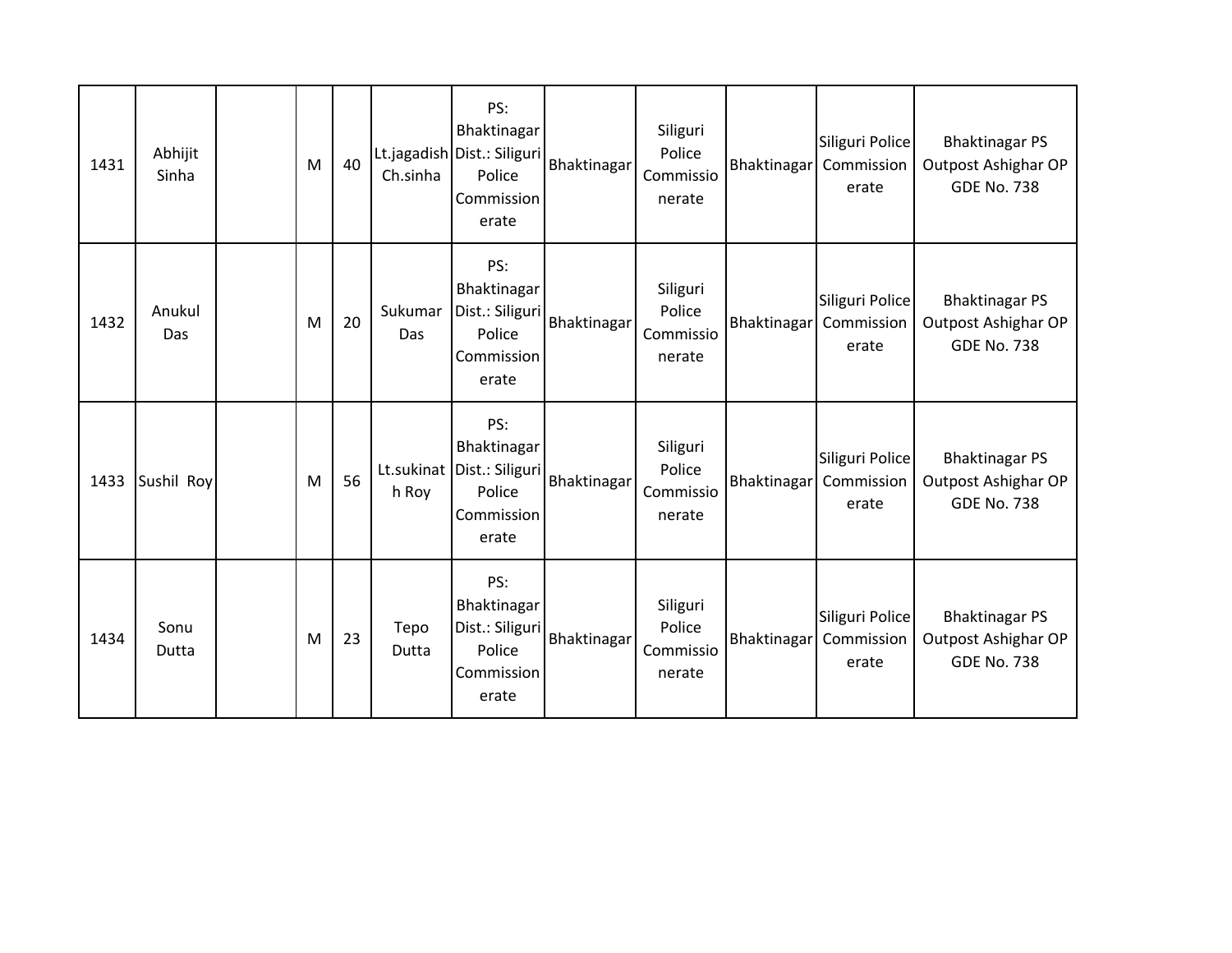| | | | | | | | | | | | |
|---|---|---|---|---|---|---|---|---|---|---|---|
| 1431 | Abhijit Sinha | | M | 40 | Lt.jagadish Ch.sinha | PS: Bhaktinagar Dist.: Siliguri Police Commissionerate | Bhaktinagar | Siliguri Police Commissionerate | Bhaktinagar | Siliguri Police Commissionerate | Bhaktinagar PS Outpost Ashighar OP GDE No. 738 |
| 1432 | Anukul Das | | M | 20 | Sukumar Das | PS: Bhaktinagar Dist.: Siliguri Police Commissionerate | Bhaktinagar | Siliguri Police Commissionerate | Bhaktinagar | Siliguri Police Commissionerate | Bhaktinagar PS Outpost Ashighar OP GDE No. 738 |
| 1433 | Sushil Roy | | M | 56 | Lt.sukinath Roy | PS: Bhaktinagar Dist.: Siliguri Police Commissionerate | Bhaktinagar | Siliguri Police Commissionerate | Bhaktinagar | Siliguri Police Commissionerate | Bhaktinagar PS Outpost Ashighar OP GDE No. 738 |
| 1434 | Sonu Dutta | | M | 23 | Tepo Dutta | PS: Bhaktinagar Dist.: Siliguri Police Commissionerate | Bhaktinagar | Siliguri Police Commissionerate | Bhaktinagar | Siliguri Police Commissionerate | Bhaktinagar PS Outpost Ashighar OP GDE No. 738 |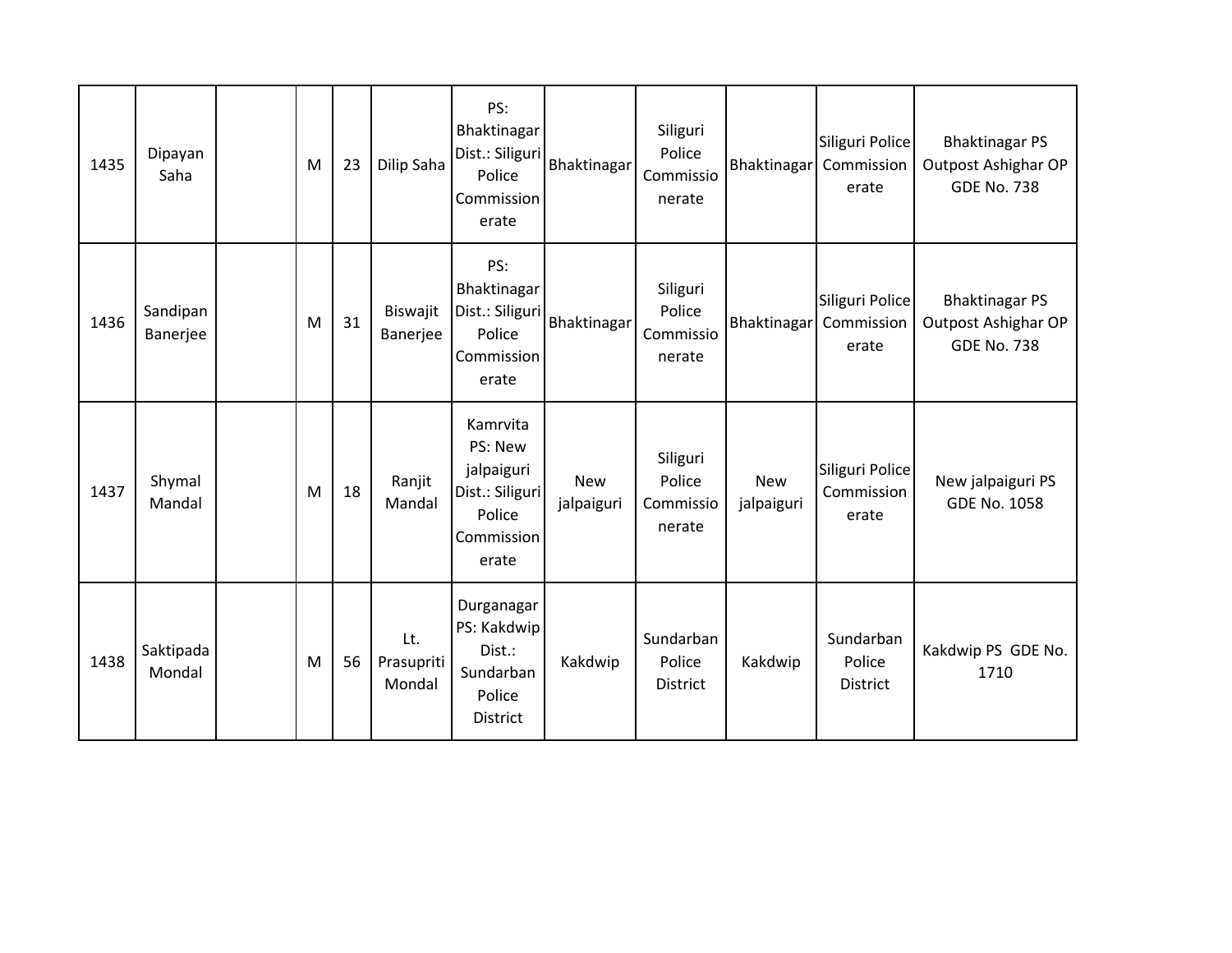| | | | | | | | | | | | |
|---|---|---|---|---|---|---|---|---|---|---|---|
| 1435 | Dipayan Saha | | M | 23 | Dilip Saha | PS: Bhaktinagar Dist.: Siliguri Police Commission erate | Bhaktinagar | Siliguri Police Commissio nerate | Bhaktinagar | Siliguri Police Commission erate | Bhaktinagar PS Outpost Ashighar OP GDE No. 738 |
| 1436 | Sandipan Banerjee | | M | 31 | Biswajit Banerjee | PS: Bhaktinagar Dist.: Siliguri Police Commission erate | Bhaktinagar | Siliguri Police Commissio nerate | Bhaktinagar | Siliguri Police Commission erate | Bhaktinagar PS Outpost Ashighar OP GDE No. 738 |
| 1437 | Shymal Mandal | | M | 18 | Ranjit Mandal | Kamrvita PS: New jalpaiguri Dist.: Siliguri Police Commission erate | New jalpaiguri | Siliguri Police Commissio nerate | New jalpaiguri | Siliguri Police Commission erate | New jalpaiguri PS GDE No. 1058 |
| 1438 | Saktipada Mondal | | M | 56 | Lt. Prasupriti Mondal | Durganagar PS: Kakdwip Dist.: Sundarban Police District | Kakdwip | Sundarban Police District | Kakdwip | Sundarban Police District | Kakdwip PS GDE No. 1710 |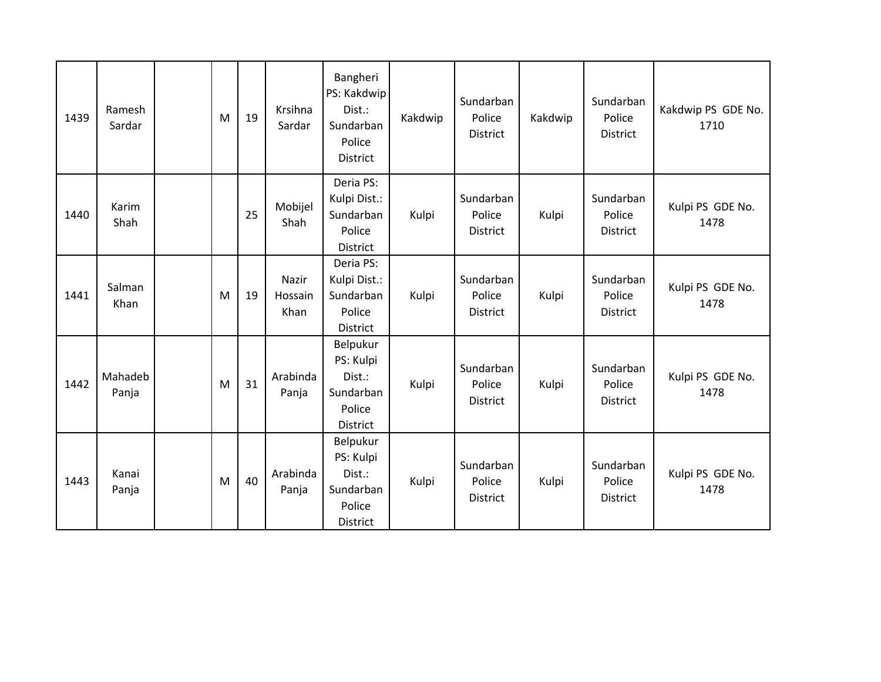| | | | | | | | | | | | |
|---|---|---|---|---|---|---|---|---|---|---|---|
| 1439 | Ramesh Sardar | | M | 19 | Krsihna Sardar | Bangheri PS: Kakdwip Dist.: Sundarban Police District | Kakdwip | Sundarban Police District | Kakdwip | Sundarban Police District | Kakdwip PS GDE No. 1710 |
| 1440 | Karim Shah | | | 25 | Mobijel Shah | Deria PS: Kulpi Dist.: Sundarban Police District | Kulpi | Sundarban Police District | Kulpi | Sundarban Police District | Kulpi PS GDE No. 1478 |
| 1441 | Salman Khan | | M | 19 | Nazir Hossain Khan | Deria PS: Kulpi Dist.: Sundarban Police District | Kulpi | Sundarban Police District | Kulpi | Sundarban Police District | Kulpi PS GDE No. 1478 |
| 1442 | Mahadeb Panja | | M | 31 | Arabinda Panja | Belpukur PS: Kulpi Dist.: Sundarban Police District | Kulpi | Sundarban Police District | Kulpi | Sundarban Police District | Kulpi PS GDE No. 1478 |
| 1443 | Kanai Panja | | M | 40 | Arabinda Panja | Belpukur PS: Kulpi Dist.: Sundarban Police District | Kulpi | Sundarban Police District | Kulpi | Sundarban Police District | Kulpi PS GDE No. 1478 |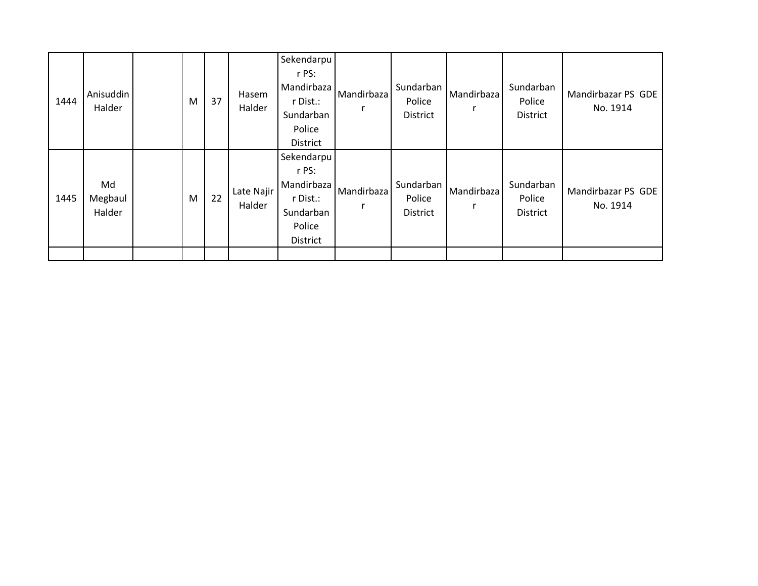| | | | | | | | | | | | |
|---|---|---|---|---|---|---|---|---|---|---|---|
| 1444 | Anisuddin Halder | | M | 37 | Hasem Halder | Sekendarpur PS: Mandirbazar Dist.: Sundarban Police District | Mandirbazar | Sundarban Police District | Mandirbazar | Sundarban Police District | Mandirbazar PS GDE No. 1914 |
| 1445 | Md Megbaul Halder | | M | 22 | Late Najir Halder | Sekendarpur PS: Mandirbazar Dist.: Sundarban Police District | Mandirbazar | Sundarban Police District | Mandirbazar | Sundarban Police District | Mandirbazar PS GDE No. 1914 |
| | | | | | | | | | | | |